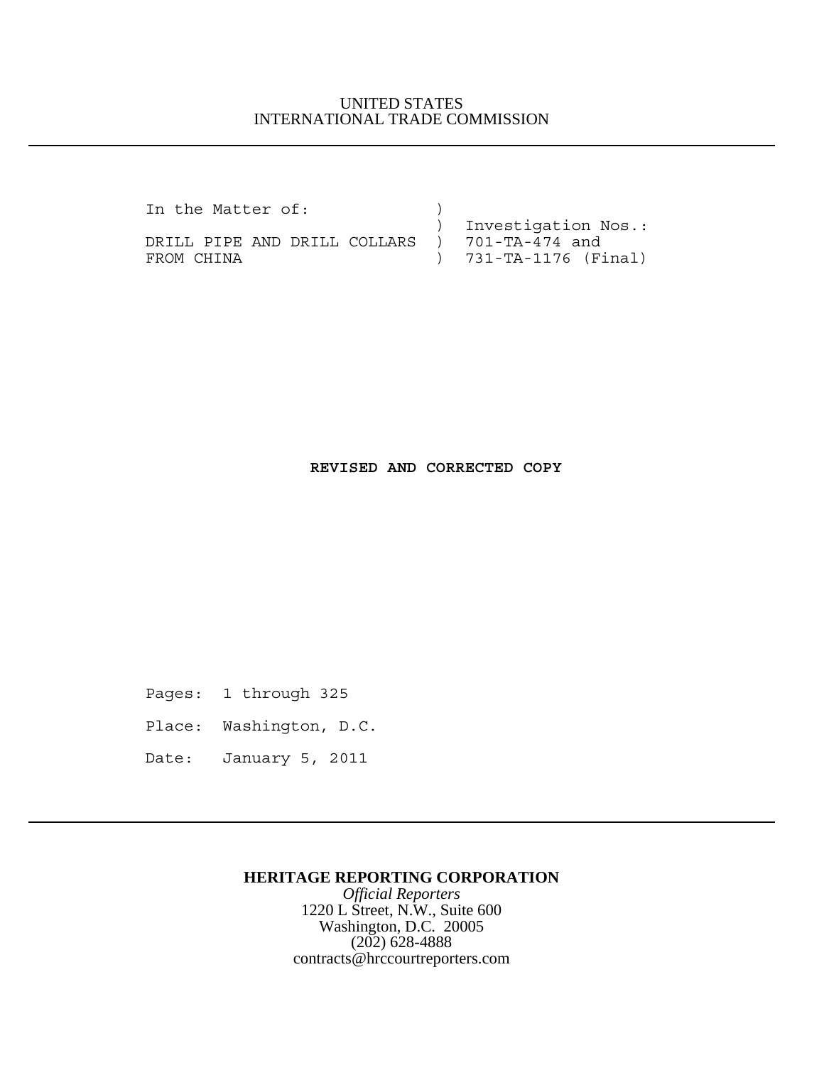UNITED STATES
INTERNATIONAL TRADE COMMISSION

---

```
In the Matter of:              )
                               )  Investigation Nos.:
DRILL PIPE AND DRILL COLLARS   )  701-TA-474 and
FROM CHINA                     )  731-TA-1176 (Final)
```

**REVISED AND CORRECTED COPY**

Pages: 1 through 325

Place: Washington, D.C.

Date: January 5, 2011

---

**HERITAGE REPORTING CORPORATION**

*Official Reporters*

1220 L Street, N.W., Suite 600
Washington, D.C. 20005
(202) 628-4888
contracts@hrccourtreporters.com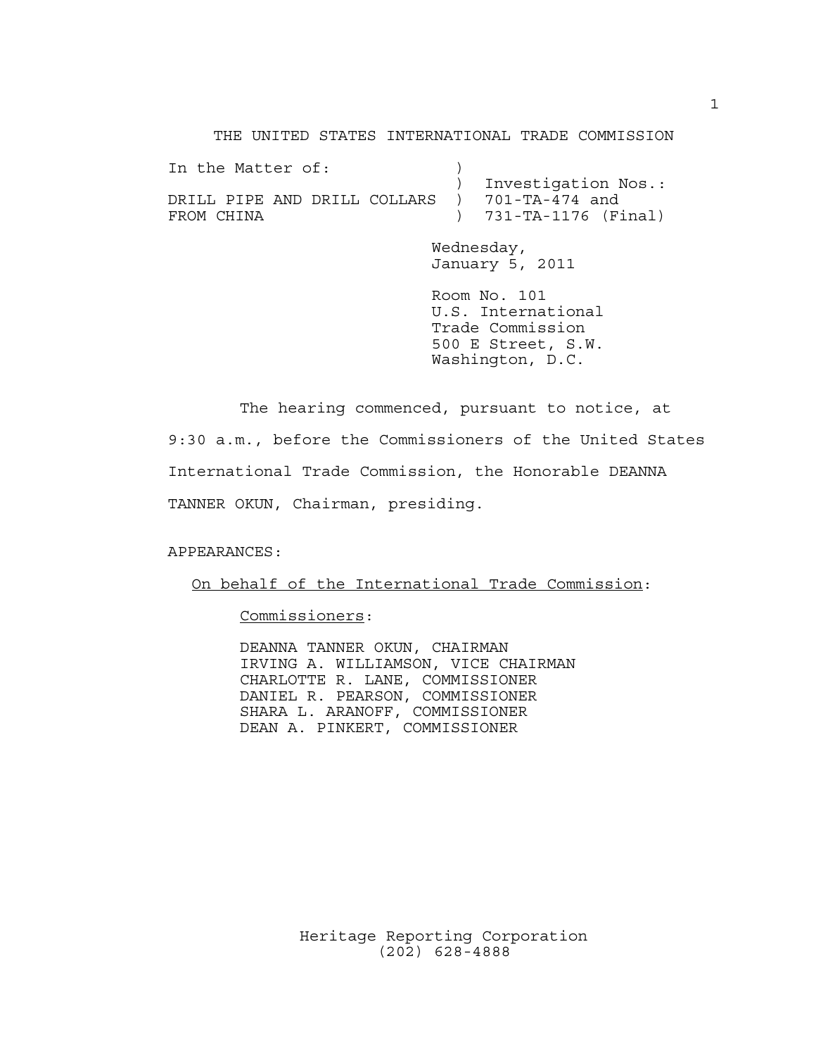THE UNITED STATES INTERNATIONAL TRADE COMMISSION

| In the Matter of: | ) | |
|---|---|---|
| | ) | Investigation Nos.: |
| DRILL PIPE AND DRILL COLLARS | ) | 701-TA-474 and |
| FROM CHINA | ) | 731-TA-1176 (Final) |

Wednesday,
January 5, 2011

Room No. 101
U.S. International
Trade Commission
500 E Street, S.W.
Washington, D.C.

The hearing commenced, pursuant to notice, at 9:30 a.m., before the Commissioners of the United States International Trade Commission, the Honorable DEANNA TANNER OKUN, Chairman, presiding.

APPEARANCES:

On behalf of the International Trade Commission:

Commissioners:

DEANNA TANNER OKUN, CHAIRMAN
IRVING A. WILLIAMSON, VICE CHAIRMAN
CHARLOTTE R. LANE, COMMISSIONER
DANIEL R. PEARSON, COMMISSIONER
SHARA L. ARANOFF, COMMISSIONER
DEAN A. PINKERT, COMMISSIONER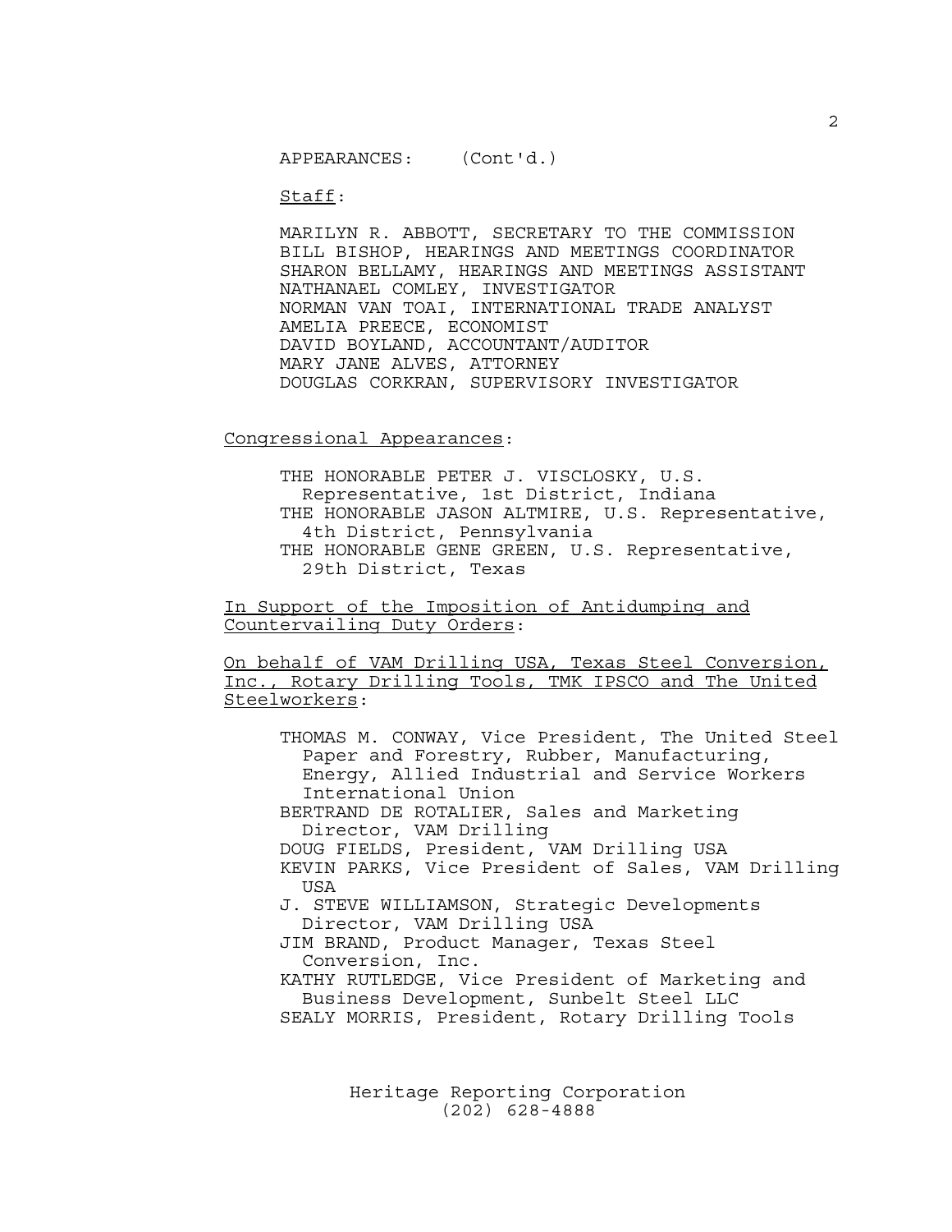APPEARANCES: (Cont'd.)

Staff:

MARILYN R. ABBOTT, SECRETARY TO THE COMMISSION
BILL BISHOP, HEARINGS AND MEETINGS COORDINATOR
SHARON BELLAMY, HEARINGS AND MEETINGS ASSISTANT
NATHANAEL COMLEY, INVESTIGATOR
NORMAN VAN TOAI, INTERNATIONAL TRADE ANALYST
AMELIA PREECE, ECONOMIST
DAVID BOYLAND, ACCOUNTANT/AUDITOR
MARY JANE ALVES, ATTORNEY
DOUGLAS CORKRAN, SUPERVISORY INVESTIGATOR

Congressional Appearances:

THE HONORABLE PETER J. VISCLOSKY, U.S. Representative, 1st District, Indiana
THE HONORABLE JASON ALTMIRE, U.S. Representative, 4th District, Pennsylvania
THE HONORABLE GENE GREEN, U.S. Representative, 29th District, Texas

In Support of the Imposition of Antidumping and Countervailing Duty Orders:

On behalf of VAM Drilling USA, Texas Steel Conversion, Inc., Rotary Drilling Tools, TMK IPSCO and The United Steelworkers:

THOMAS M. CONWAY, Vice President, The United Steel Paper and Forestry, Rubber, Manufacturing, Energy, Allied Industrial and Service Workers International Union
BERTRAND DE ROTALIER, Sales and Marketing Director, VAM Drilling
DOUG FIELDS, President, VAM Drilling USA
KEVIN PARKS, Vice President of Sales, VAM Drilling USA
J. STEVE WILLIAMSON, Strategic Developments Director, VAM Drilling USA
JIM BRAND, Product Manager, Texas Steel Conversion, Inc.
KATHY RUTLEDGE, Vice President of Marketing and Business Development, Sunbelt Steel LLC
SEALY MORRIS, President, Rotary Drilling Tools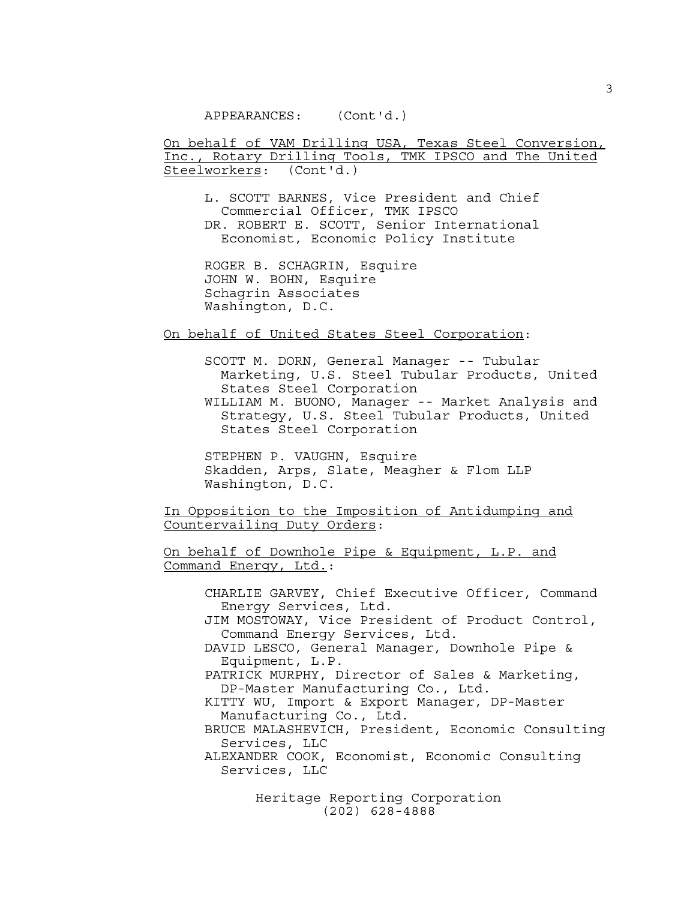APPEARANCES: (Cont'd.)

On behalf of VAM Drilling USA, Texas Steel Conversion, Inc., Rotary Drilling Tools, TMK IPSCO and The United Steelworkers: (Cont'd.)

L. SCOTT BARNES, Vice President and Chief Commercial Officer, TMK IPSCO
DR. ROBERT E. SCOTT, Senior International Economist, Economic Policy Institute

ROGER B. SCHAGRIN, Esquire
JOHN W. BOHN, Esquire
Schagrin Associates
Washington, D.C.

On behalf of United States Steel Corporation:

SCOTT M. DORN, General Manager -- Tubular Marketing, U.S. Steel Tubular Products, United States Steel Corporation
WILLIAM M. BUONO, Manager -- Market Analysis and Strategy, U.S. Steel Tubular Products, United States Steel Corporation

STEPHEN P. VAUGHN, Esquire
Skadden, Arps, Slate, Meagher & Flom LLP
Washington, D.C.

In Opposition to the Imposition of Antidumping and Countervailing Duty Orders:

On behalf of Downhole Pipe & Equipment, L.P. and Command Energy, Ltd.:

CHARLIE GARVEY, Chief Executive Officer, Command Energy Services, Ltd.
JIM MOSTOWAY, Vice President of Product Control, Command Energy Services, Ltd.
DAVID LESCO, General Manager, Downhole Pipe & Equipment, L.P.
PATRICK MURPHY, Director of Sales & Marketing, DP-Master Manufacturing Co., Ltd.
KITTY WU, Import & Export Manager, DP-Master Manufacturing Co., Ltd.
BRUCE MALASHEVICH, President, Economic Consulting Services, LLC
ALEXANDER COOK, Economist, Economic Consulting Services, LLC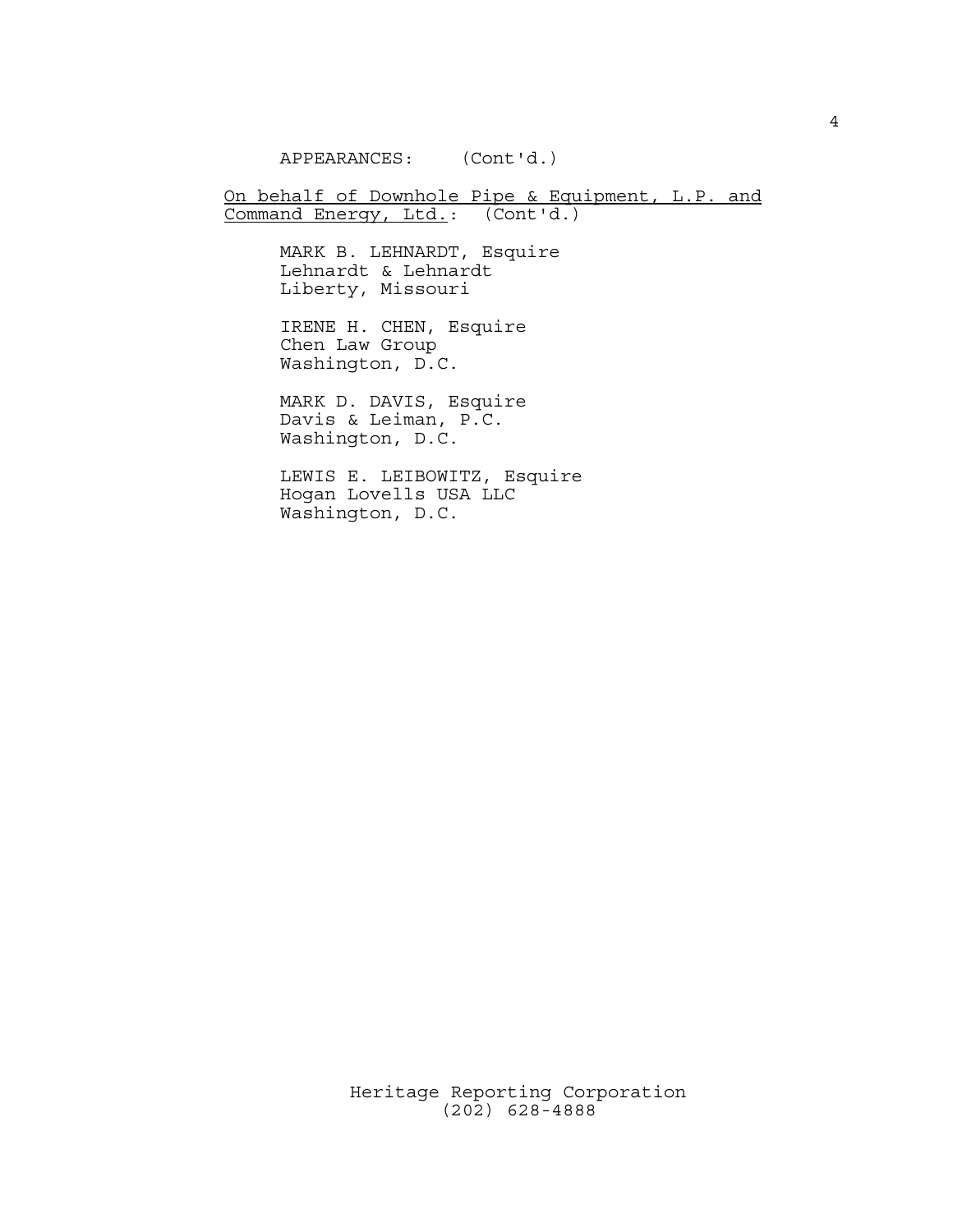APPEARANCES: (Cont'd.)

On behalf of Downhole Pipe & Equipment, L.P. and Command Energy, Ltd.: (Cont'd.)

MARK B. LEHNARDT, Esquire
Lehnardt & Lehnardt
Liberty, Missouri

IRENE H. CHEN, Esquire
Chen Law Group
Washington, D.C.

MARK D. DAVIS, Esquire
Davis & Leiman, P.C.
Washington, D.C.

LEWIS E. LEIBOWITZ, Esquire
Hogan Lovells USA LLC
Washington, D.C.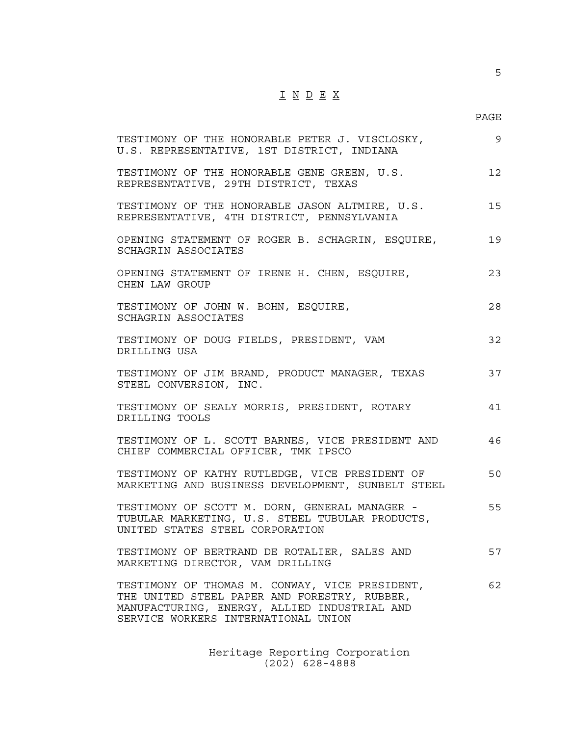# I N D E X

| | PAGE |
|---|---|
| TESTIMONY OF THE HONORABLE PETER J. VISCLOSKY, U.S. REPRESENTATIVE, 1ST DISTRICT, INDIANA | 9 |
| TESTIMONY OF THE HONORABLE GENE GREEN, U.S. REPRESENTATIVE, 29TH DISTRICT, TEXAS | 12 |
| TESTIMONY OF THE HONORABLE JASON ALTMIRE, U.S. REPRESENTATIVE, 4TH DISTRICT, PENNSYLVANIA | 15 |
| OPENING STATEMENT OF ROGER B. SCHAGRIN, ESQUIRE, SCHAGRIN ASSOCIATES | 19 |
| OPENING STATEMENT OF IRENE H. CHEN, ESQUIRE, CHEN LAW GROUP | 23 |
| TESTIMONY OF JOHN W. BOHN, ESQUIRE, SCHAGRIN ASSOCIATES | 28 |
| TESTIMONY OF DOUG FIELDS, PRESIDENT, VAM DRILLING USA | 32 |
| TESTIMONY OF JIM BRAND, PRODUCT MANAGER, TEXAS STEEL CONVERSION, INC. | 37 |
| TESTIMONY OF SEALY MORRIS, PRESIDENT, ROTARY DRILLING TOOLS | 41 |
| TESTIMONY OF L. SCOTT BARNES, VICE PRESIDENT AND CHIEF COMMERCIAL OFFICER, TMK IPSCO | 46 |
| TESTIMONY OF KATHY RUTLEDGE, VICE PRESIDENT OF MARKETING AND BUSINESS DEVELOPMENT, SUNBELT STEEL | 50 |
| TESTIMONY OF SCOTT M. DORN, GENERAL MANAGER - TUBULAR MARKETING, U.S. STEEL TUBULAR PRODUCTS, UNITED STATES STEEL CORPORATION | 55 |
| TESTIMONY OF BERTRAND DE ROTALIER, SALES AND MARKETING DIRECTOR, VAM DRILLING | 57 |
| TESTIMONY OF THOMAS M. CONWAY, VICE PRESIDENT, THE UNITED STEEL PAPER AND FORESTRY, RUBBER, MANUFACTURING, ENERGY, ALLIED INDUSTRIAL AND SERVICE WORKERS INTERNATIONAL UNION | 62 |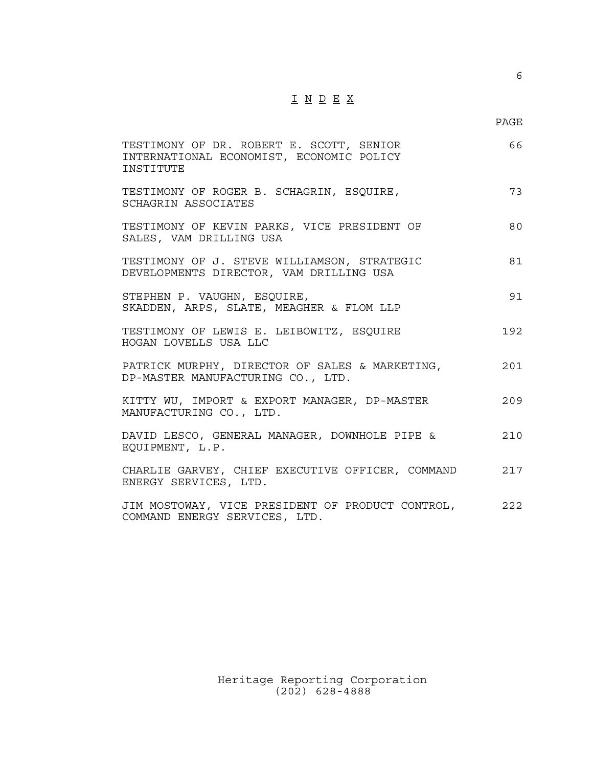# I N D E X

| | PAGE |
|---|---|
| TESTIMONY OF DR. ROBERT E. SCOTT, SENIOR INTERNATIONAL ECONOMIST, ECONOMIC POLICY INSTITUTE | 66 |
| TESTIMONY OF ROGER B. SCHAGRIN, ESQUIRE, SCHAGRIN ASSOCIATES | 73 |
| TESTIMONY OF KEVIN PARKS, VICE PRESIDENT OF SALES, VAM DRILLING USA | 80 |
| TESTIMONY OF J. STEVE WILLIAMSON, STRATEGIC DEVELOPMENTS DIRECTOR, VAM DRILLING USA | 81 |
| STEPHEN P. VAUGHN, ESQUIRE, SKADDEN, ARPS, SLATE, MEAGHER & FLOM LLP | 91 |
| TESTIMONY OF LEWIS E. LEIBOWITZ, ESQUIRE HOGAN LOVELLS USA LLC | 192 |
| PATRICK MURPHY, DIRECTOR OF SALES & MARKETING, DP-MASTER MANUFACTURING CO., LTD. | 201 |
| KITTY WU, IMPORT & EXPORT MANAGER, DP-MASTER MANUFACTURING CO., LTD. | 209 |
| DAVID LESCO, GENERAL MANAGER, DOWNHOLE PIPE & EQUIPMENT, L.P. | 210 |
| CHARLIE GARVEY, CHIEF EXECUTIVE OFFICER, COMMAND ENERGY SERVICES, LTD. | 217 |
| JIM MOSTOWAY, VICE PRESIDENT OF PRODUCT CONTROL, COMMAND ENERGY SERVICES, LTD. | 222 |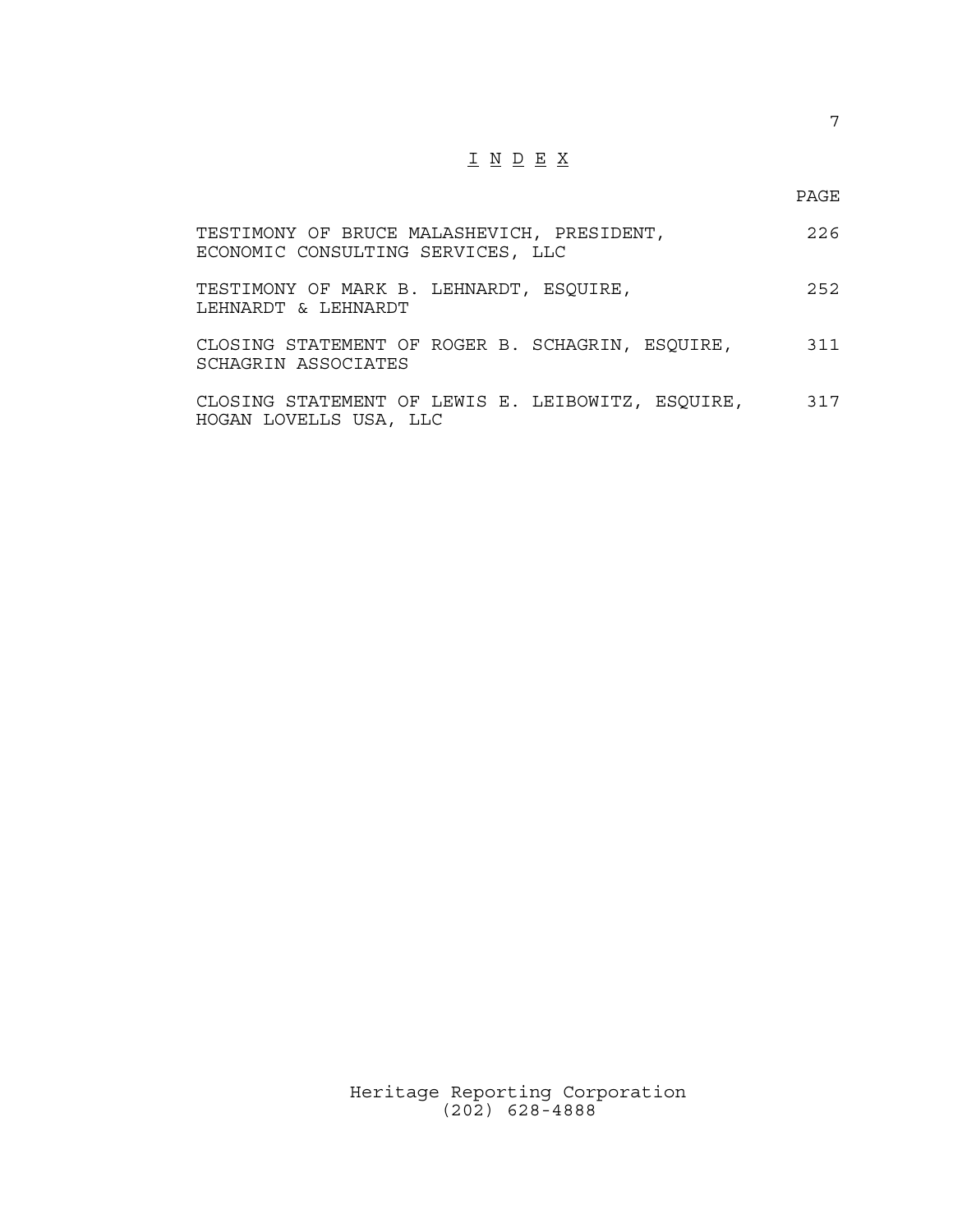# I N D E X

| | PAGE |
|---|---|
| TESTIMONY OF BRUCE MALASHEVICH, PRESIDENT, ECONOMIC CONSULTING SERVICES, LLC | 226 |
| TESTIMONY OF MARK B. LEHNARDT, ESQUIRE, LEHNARDT & LEHNARDT | 252 |
| CLOSING STATEMENT OF ROGER B. SCHAGRIN, ESQUIRE, SCHAGRIN ASSOCIATES | 311 |
| CLOSING STATEMENT OF LEWIS E. LEIBOWITZ, ESQUIRE, HOGAN LOVELLS USA, LLC | 317 |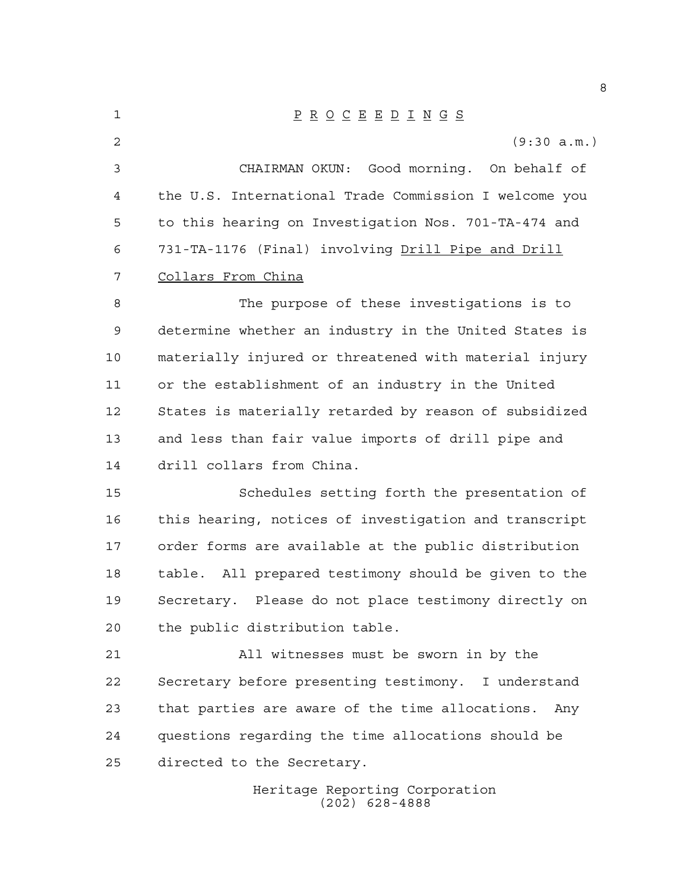P R O C E E D I N G S

(9:30 a.m.)

CHAIRMAN OKUN: Good morning. On behalf of the U.S. International Trade Commission I welcome you to this hearing on Investigation Nos. 701-TA-474 and 731-TA-1176 (Final) involving Drill Pipe and Drill Collars From China

The purpose of these investigations is to determine whether an industry in the United States is materially injured or threatened with material injury or the establishment of an industry in the United States is materially retarded by reason of subsidized and less than fair value imports of drill pipe and drill collars from China.

Schedules setting forth the presentation of this hearing, notices of investigation and transcript order forms are available at the public distribution table. All prepared testimony should be given to the Secretary. Please do not place testimony directly on the public distribution table.

All witnesses must be sworn in by the Secretary before presenting testimony. I understand that parties are aware of the time allocations. Any questions regarding the time allocations should be directed to the Secretary.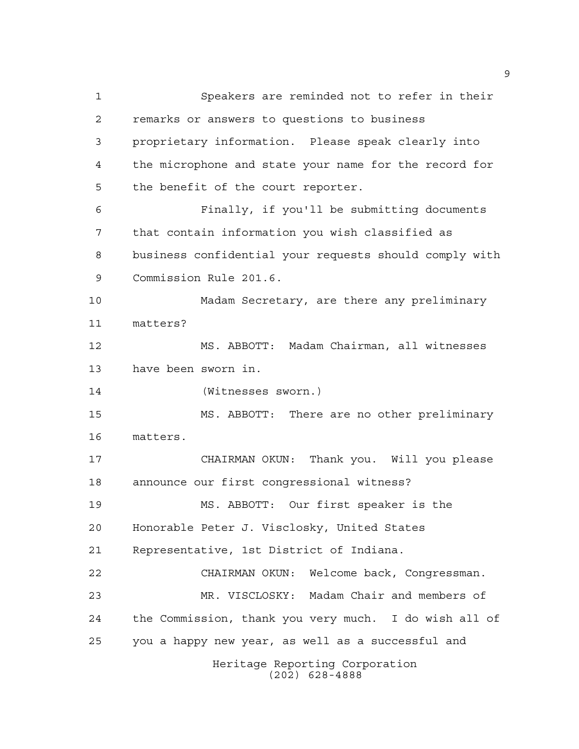Speakers are reminded not to refer in their remarks or answers to questions to business proprietary information. Please speak clearly into the microphone and state your name for the record for the benefit of the court reporter.

Finally, if you'll be submitting documents that contain information you wish classified as business confidential your requests should comply with Commission Rule 201.6.

Madam Secretary, are there any preliminary matters?

MS. ABBOTT: Madam Chairman, all witnesses have been sworn in.

(Witnesses sworn.)

MS. ABBOTT: There are no other preliminary matters.

CHAIRMAN OKUN: Thank you. Will you please announce our first congressional witness?

MS. ABBOTT: Our first speaker is the Honorable Peter J. Visclosky, United States Representative, 1st District of Indiana.

CHAIRMAN OKUN: Welcome back, Congressman.

MR. VISCLOSKY: Madam Chair and members of the Commission, thank you very much. I do wish all of you a happy new year, as well as a successful and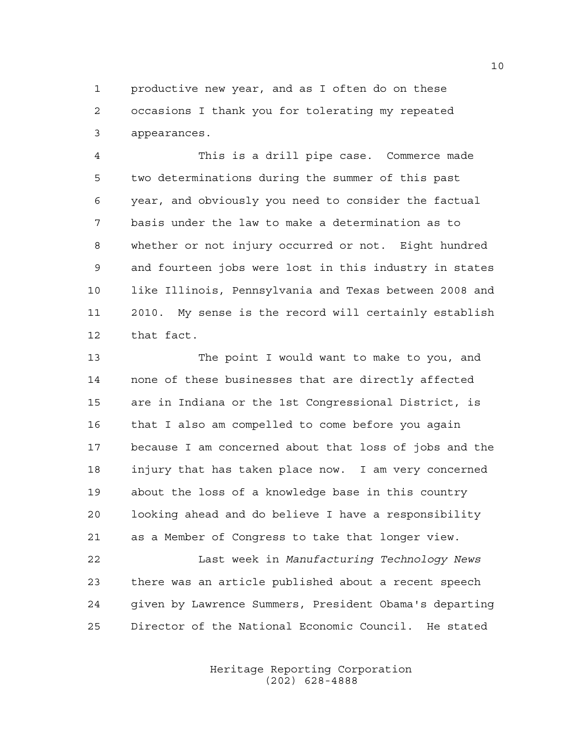productive new year, and as I often do on these occasions I thank you for tolerating my repeated appearances.

This is a drill pipe case. Commerce made two determinations during the summer of this past year, and obviously you need to consider the factual basis under the law to make a determination as to whether or not injury occurred or not. Eight hundred and fourteen jobs were lost in this industry in states like Illinois, Pennsylvania and Texas between 2008 and 2010. My sense is the record will certainly establish that fact.

The point I would want to make to you, and none of these businesses that are directly affected are in Indiana or the 1st Congressional District, is that I also am compelled to come before you again because I am concerned about that loss of jobs and the injury that has taken place now. I am very concerned about the loss of a knowledge base in this country looking ahead and do believe I have a responsibility as a Member of Congress to take that longer view.

Last week in *Manufacturing Technology News* there was an article published about a recent speech given by Lawrence Summers, President Obama's departing Director of the National Economic Council. He stated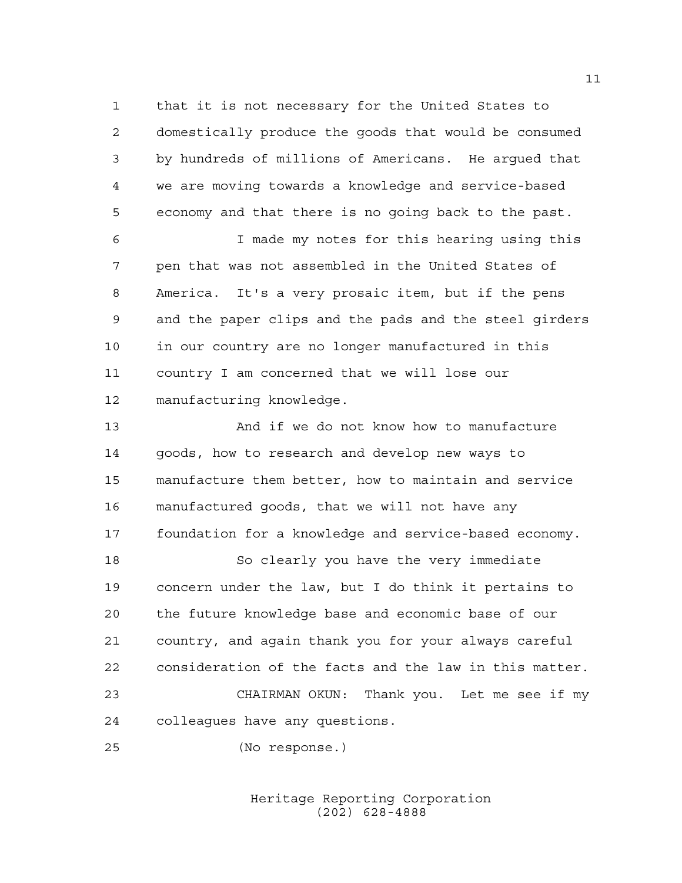that it is not necessary for the United States to domestically produce the goods that would be consumed by hundreds of millions of Americans. He argued that we are moving towards a knowledge and service-based economy and that there is no going back to the past.

I made my notes for this hearing using this pen that was not assembled in the United States of America. It's a very prosaic item, but if the pens and the paper clips and the pads and the steel girders in our country are no longer manufactured in this country I am concerned that we will lose our manufacturing knowledge.

And if we do not know how to manufacture goods, how to research and develop new ways to manufacture them better, how to maintain and service manufactured goods, that we will not have any foundation for a knowledge and service-based economy.

So clearly you have the very immediate concern under the law, but I do think it pertains to the future knowledge base and economic base of our country, and again thank you for your always careful consideration of the facts and the law in this matter.

CHAIRMAN OKUN: Thank you. Let me see if my colleagues have any questions.

(No response.)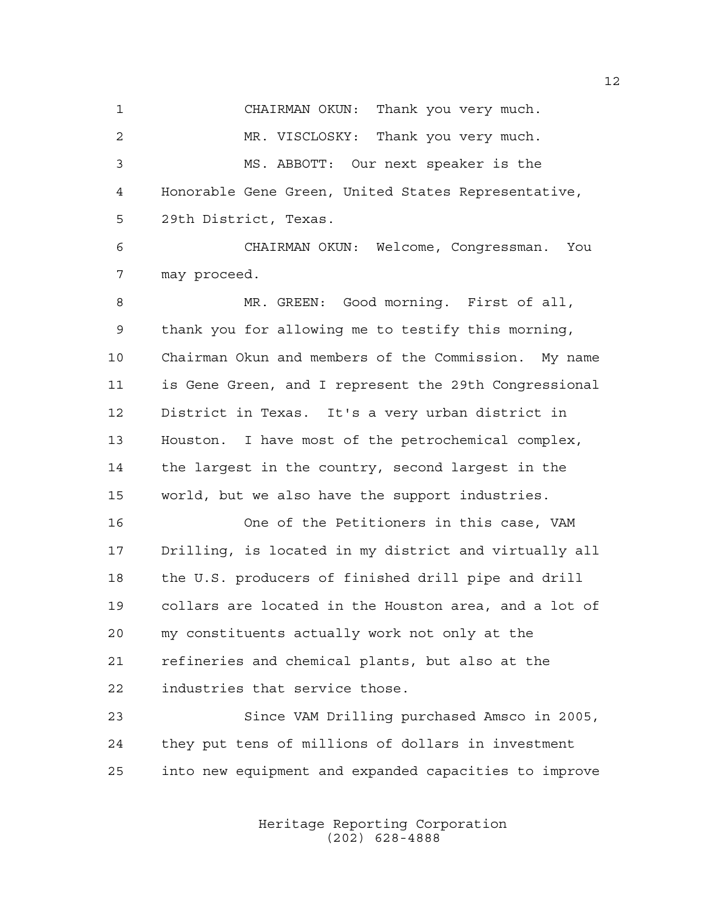CHAIRMAN OKUN: Thank you very much.

MR. VISCLOSKY: Thank you very much.

MS. ABBOTT: Our next speaker is the Honorable Gene Green, United States Representative, 29th District, Texas.

CHAIRMAN OKUN: Welcome, Congressman. You may proceed.

MR. GREEN: Good morning. First of all, thank you for allowing me to testify this morning, Chairman Okun and members of the Commission. My name is Gene Green, and I represent the 29th Congressional District in Texas. It's a very urban district in Houston. I have most of the petrochemical complex, the largest in the country, second largest in the world, but we also have the support industries.

One of the Petitioners in this case, VAM Drilling, is located in my district and virtually all the U.S. producers of finished drill pipe and drill collars are located in the Houston area, and a lot of my constituents actually work not only at the refineries and chemical plants, but also at the industries that service those.

Since VAM Drilling purchased Amsco in 2005, they put tens of millions of dollars in investment into new equipment and expanded capacities to improve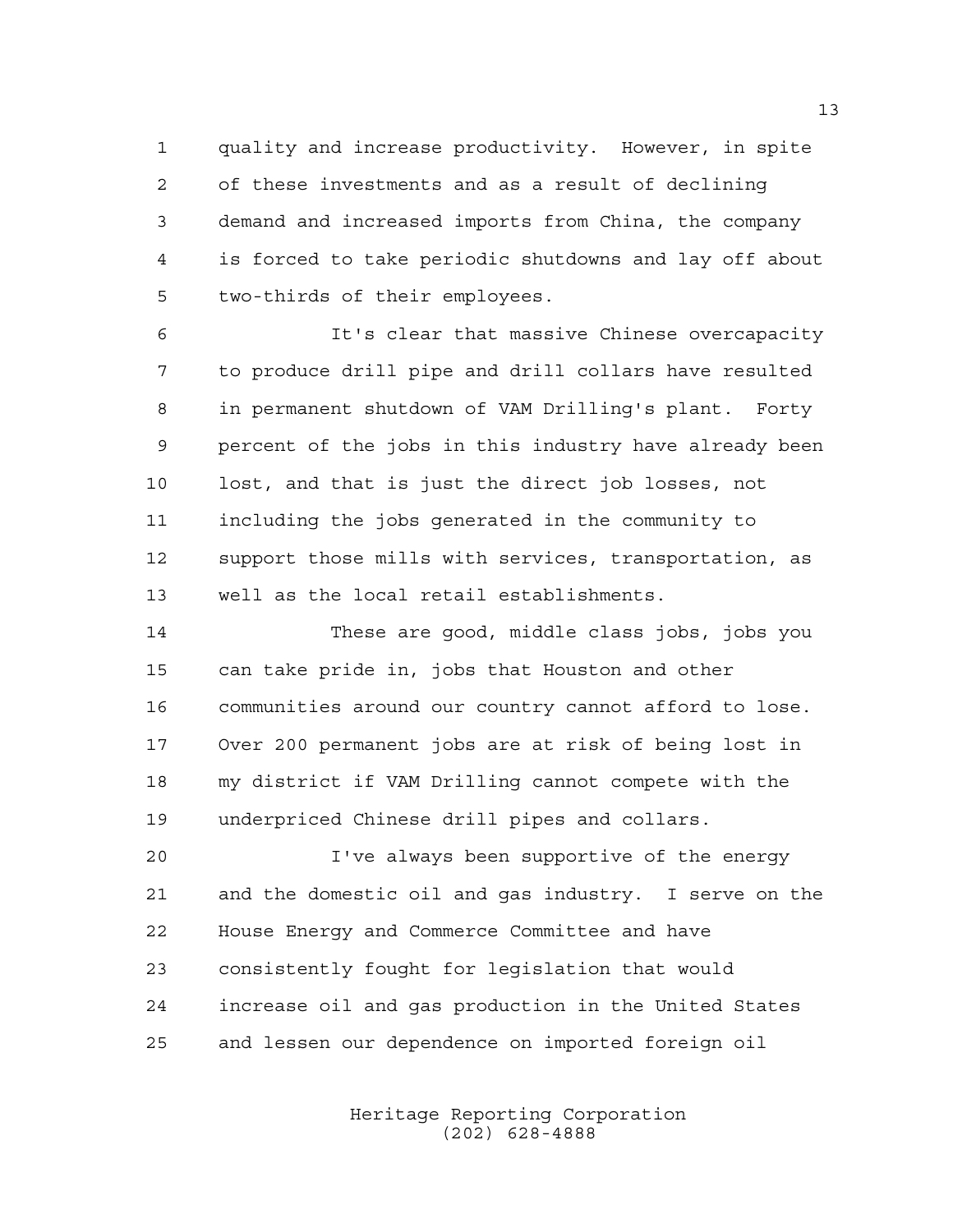quality and increase productivity. However, in spite of these investments and as a result of declining demand and increased imports from China, the company is forced to take periodic shutdowns and lay off about two-thirds of their employees.

It's clear that massive Chinese overcapacity to produce drill pipe and drill collars have resulted in permanent shutdown of VAM Drilling's plant. Forty percent of the jobs in this industry have already been lost, and that is just the direct job losses, not including the jobs generated in the community to support those mills with services, transportation, as well as the local retail establishments.

These are good, middle class jobs, jobs you can take pride in, jobs that Houston and other communities around our country cannot afford to lose. Over 200 permanent jobs are at risk of being lost in my district if VAM Drilling cannot compete with the underpriced Chinese drill pipes and collars.

I've always been supportive of the energy and the domestic oil and gas industry. I serve on the House Energy and Commerce Committee and have consistently fought for legislation that would increase oil and gas production in the United States and lessen our dependence on imported foreign oil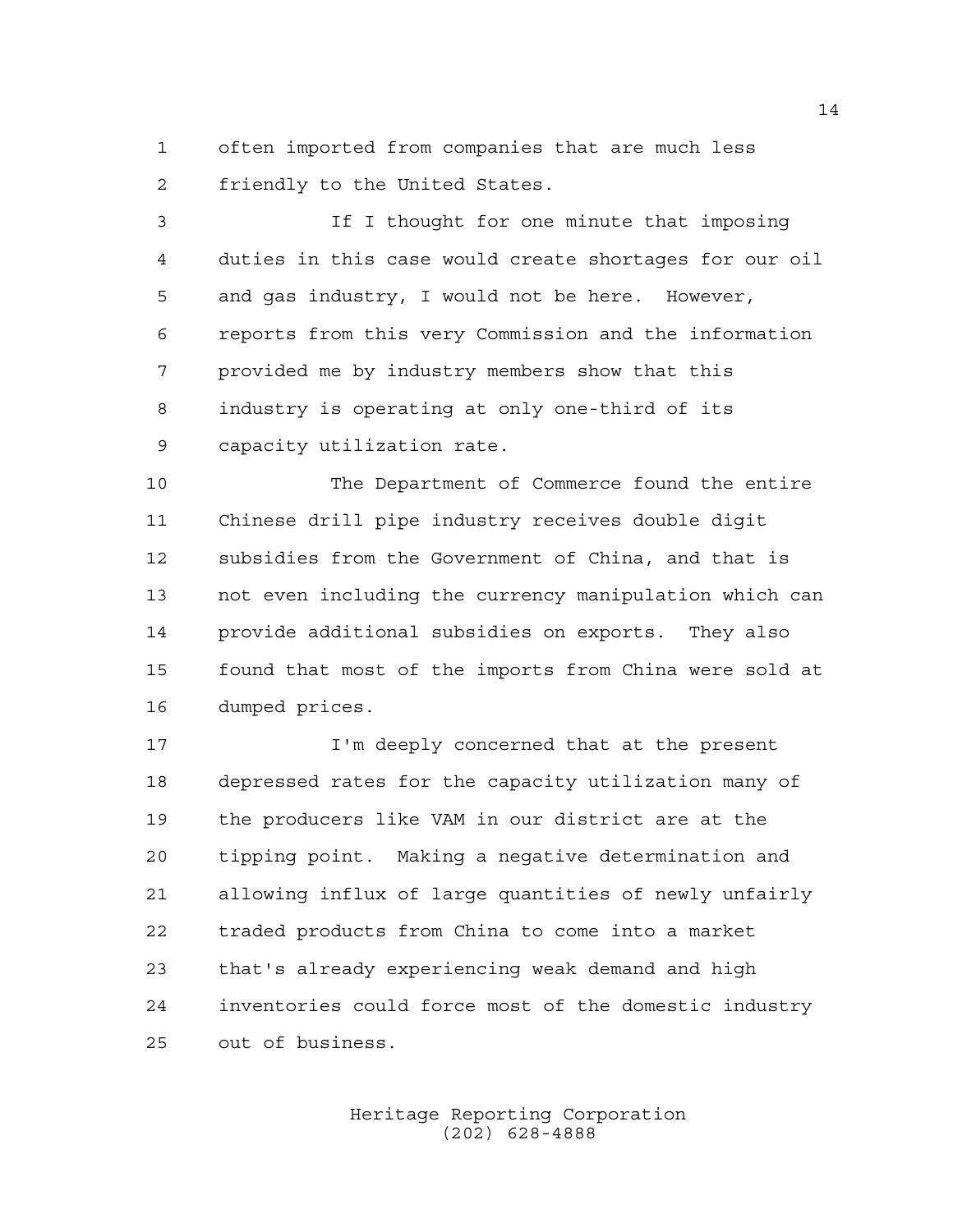often imported from companies that are much less friendly to the United States.

If I thought for one minute that imposing duties in this case would create shortages for our oil and gas industry, I would not be here. However, reports from this very Commission and the information provided me by industry members show that this industry is operating at only one-third of its capacity utilization rate.

The Department of Commerce found the entire Chinese drill pipe industry receives double digit subsidies from the Government of China, and that is not even including the currency manipulation which can provide additional subsidies on exports. They also found that most of the imports from China were sold at dumped prices.

I'm deeply concerned that at the present depressed rates for the capacity utilization many of the producers like VAM in our district are at the tipping point. Making a negative determination and allowing influx of large quantities of newly unfairly traded products from China to come into a market that's already experiencing weak demand and high inventories could force most of the domestic industry out of business.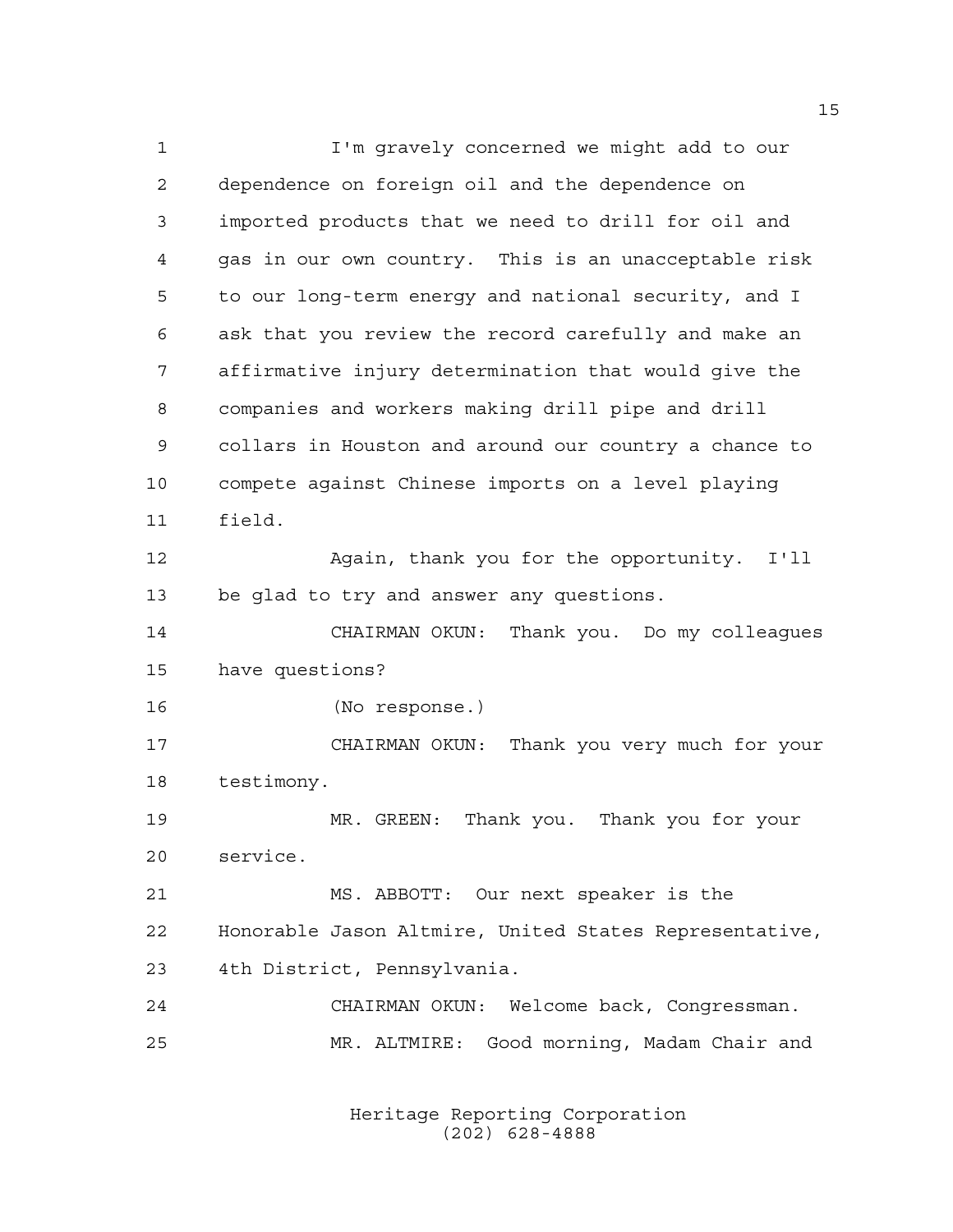I'm gravely concerned we might add to our dependence on foreign oil and the dependence on imported products that we need to drill for oil and gas in our own country. This is an unacceptable risk to our long-term energy and national security, and I ask that you review the record carefully and make an affirmative injury determination that would give the companies and workers making drill pipe and drill collars in Houston and around our country a chance to compete against Chinese imports on a level playing field.

Again, thank you for the opportunity. I'll be glad to try and answer any questions.

CHAIRMAN OKUN: Thank you. Do my colleagues have questions?

(No response.)

CHAIRMAN OKUN: Thank you very much for your testimony.

MR. GREEN: Thank you. Thank you for your service.

MS. ABBOTT: Our next speaker is the Honorable Jason Altmire, United States Representative, 4th District, Pennsylvania.

CHAIRMAN OKUN: Welcome back, Congressman.

MR. ALTMIRE: Good morning, Madam Chair and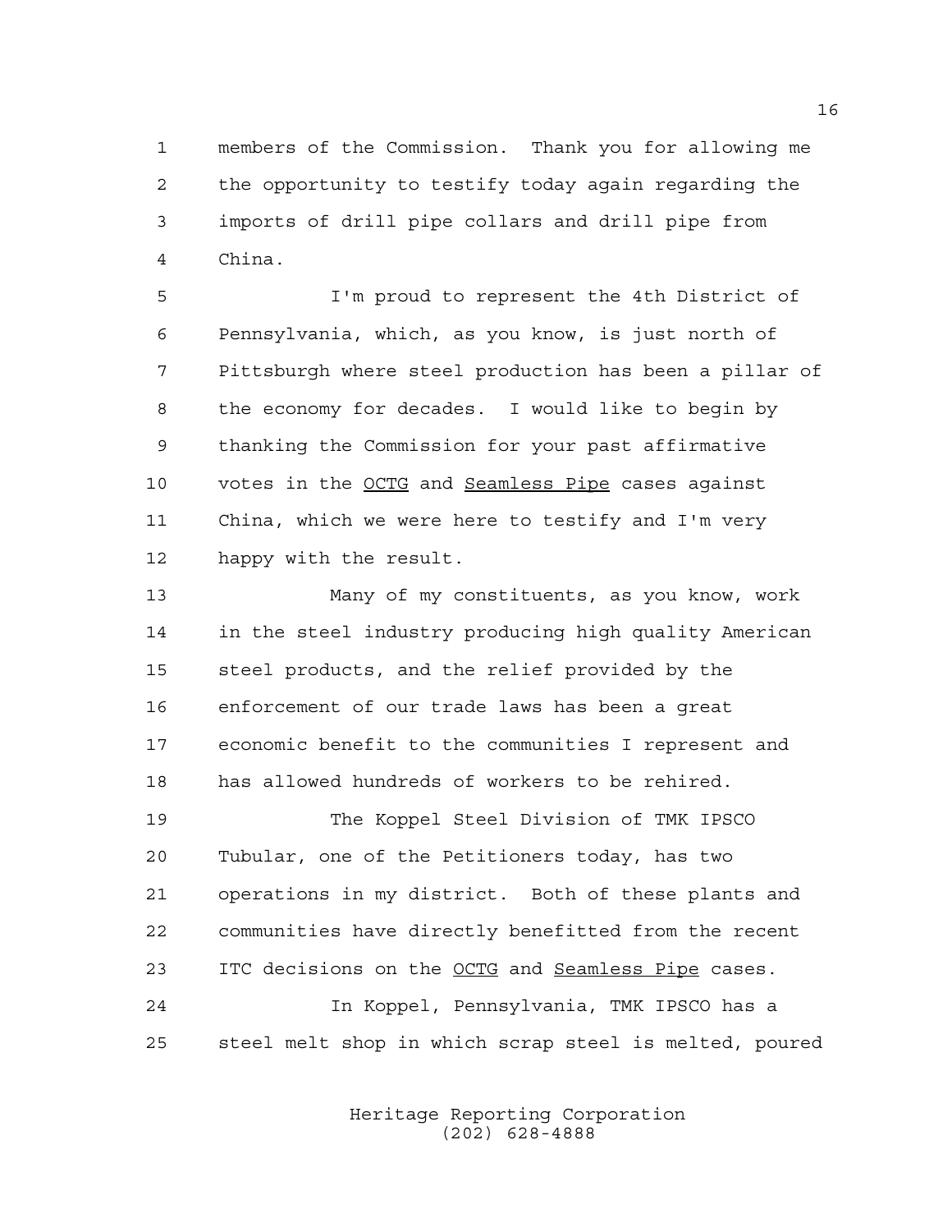members of the Commission. Thank you for allowing me the opportunity to testify today again regarding the imports of drill pipe collars and drill pipe from China.

I'm proud to represent the 4th District of Pennsylvania, which, as you know, is just north of Pittsburgh where steel production has been a pillar of the economy for decades. I would like to begin by thanking the Commission for your past affirmative votes in the OCTG and Seamless Pipe cases against China, which we were here to testify and I'm very happy with the result.

Many of my constituents, as you know, work in the steel industry producing high quality American steel products, and the relief provided by the enforcement of our trade laws has been a great economic benefit to the communities I represent and has allowed hundreds of workers to be rehired.

The Koppel Steel Division of TMK IPSCO Tubular, one of the Petitioners today, has two operations in my district. Both of these plants and communities have directly benefitted from the recent ITC decisions on the OCTG and Seamless Pipe cases.

In Koppel, Pennsylvania, TMK IPSCO has a steel melt shop in which scrap steel is melted, poured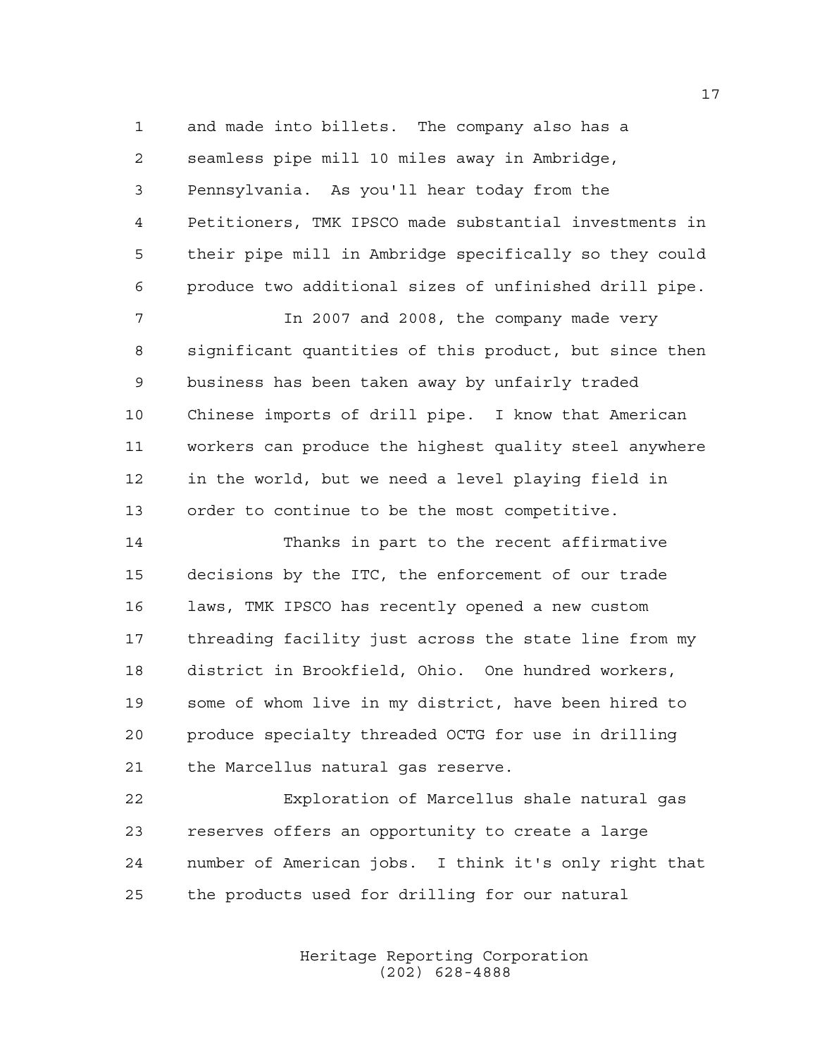and made into billets. The company also has a seamless pipe mill 10 miles away in Ambridge, Pennsylvania. As you'll hear today from the Petitioners, TMK IPSCO made substantial investments in their pipe mill in Ambridge specifically so they could produce two additional sizes of unfinished drill pipe.

In 2007 and 2008, the company made very significant quantities of this product, but since then business has been taken away by unfairly traded Chinese imports of drill pipe. I know that American workers can produce the highest quality steel anywhere in the world, but we need a level playing field in order to continue to be the most competitive.

Thanks in part to the recent affirmative decisions by the ITC, the enforcement of our trade laws, TMK IPSCO has recently opened a new custom threading facility just across the state line from my district in Brookfield, Ohio. One hundred workers, some of whom live in my district, have been hired to produce specialty threaded OCTG for use in drilling the Marcellus natural gas reserve.

Exploration of Marcellus shale natural gas reserves offers an opportunity to create a large number of American jobs. I think it's only right that the products used for drilling for our natural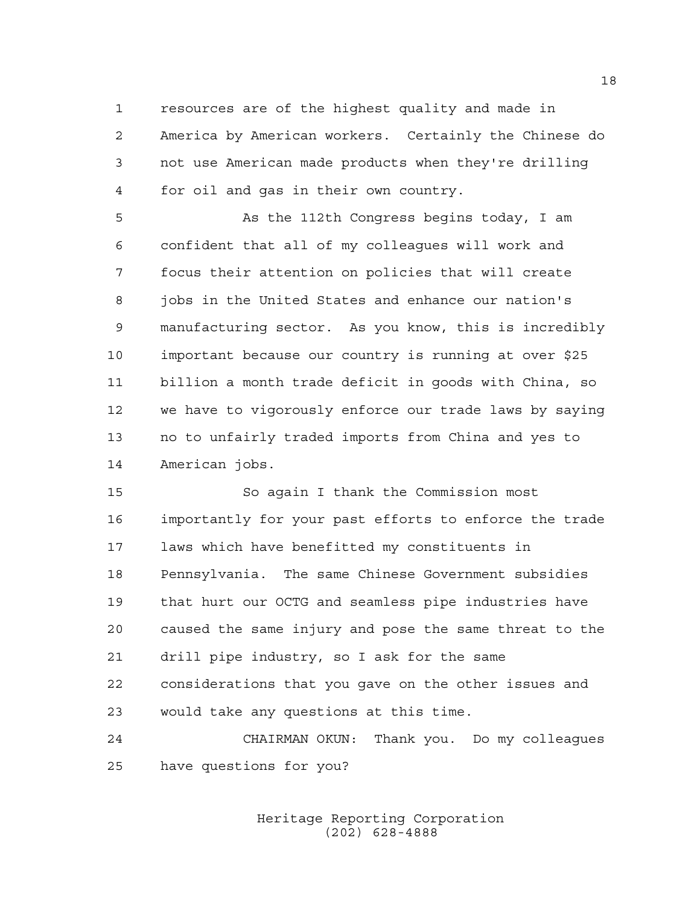resources are of the highest quality and made in America by American workers. Certainly the Chinese do not use American made products when they're drilling for oil and gas in their own country.

As the 112th Congress begins today, I am confident that all of my colleagues will work and focus their attention on policies that will create jobs in the United States and enhance our nation's manufacturing sector. As you know, this is incredibly important because our country is running at over $25 billion a month trade deficit in goods with China, so we have to vigorously enforce our trade laws by saying no to unfairly traded imports from China and yes to American jobs.

So again I thank the Commission most importantly for your past efforts to enforce the trade laws which have benefitted my constituents in Pennsylvania. The same Chinese Government subsidies that hurt our OCTG and seamless pipe industries have caused the same injury and pose the same threat to the drill pipe industry, so I ask for the same considerations that you gave on the other issues and would take any questions at this time.

CHAIRMAN OKUN: Thank you. Do my colleagues have questions for you?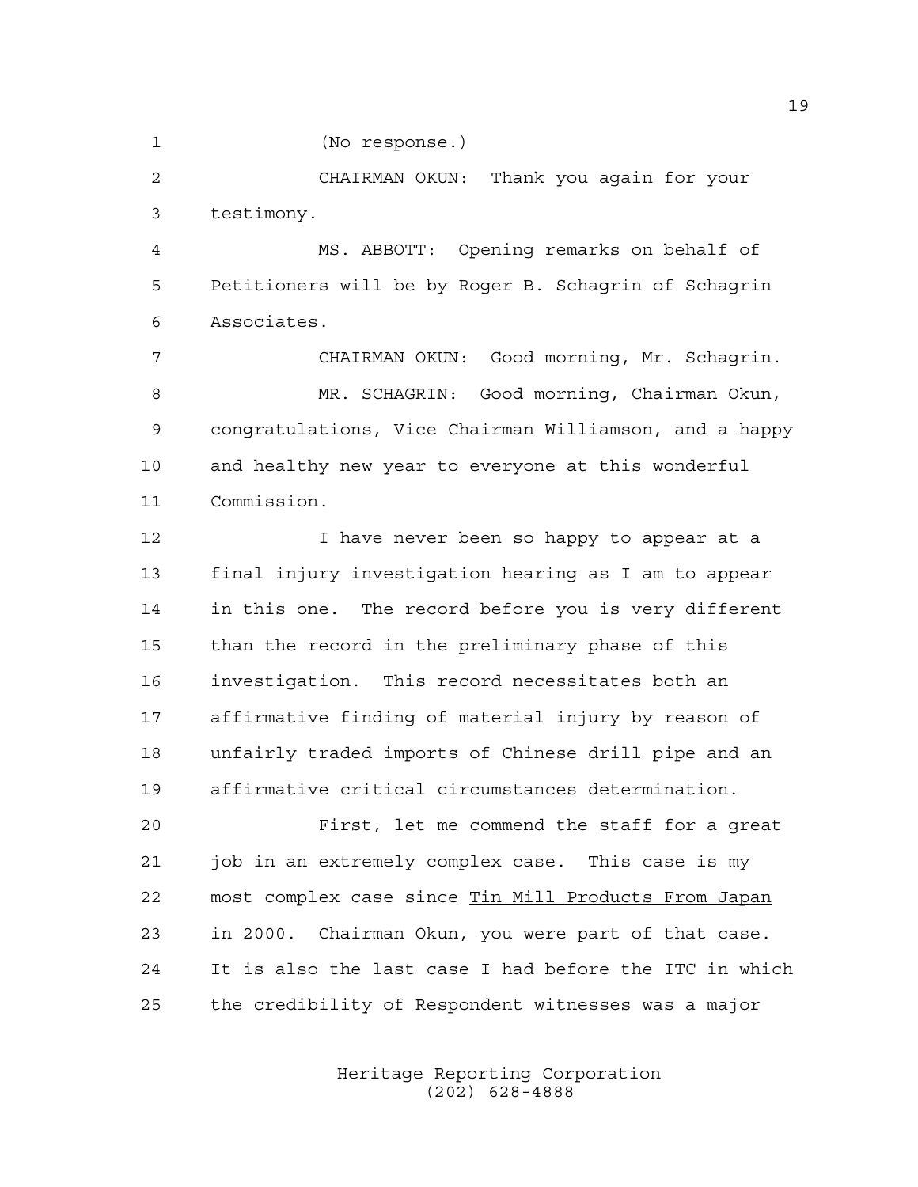(No response.)

CHAIRMAN OKUN: Thank you again for your testimony.

MS. ABBOTT: Opening remarks on behalf of Petitioners will be by Roger B. Schagrin of Schagrin Associates.

CHAIRMAN OKUN: Good morning, Mr. Schagrin.

MR. SCHAGRIN: Good morning, Chairman Okun, congratulations, Vice Chairman Williamson, and a happy and healthy new year to everyone at this wonderful Commission.

I have never been so happy to appear at a final injury investigation hearing as I am to appear in this one. The record before you is very different than the record in the preliminary phase of this investigation. This record necessitates both an affirmative finding of material injury by reason of unfairly traded imports of Chinese drill pipe and an affirmative critical circumstances determination.

First, let me commend the staff for a great job in an extremely complex case. This case is my most complex case since Tin Mill Products From Japan in 2000. Chairman Okun, you were part of that case. It is also the last case I had before the ITC in which the credibility of Respondent witnesses was a major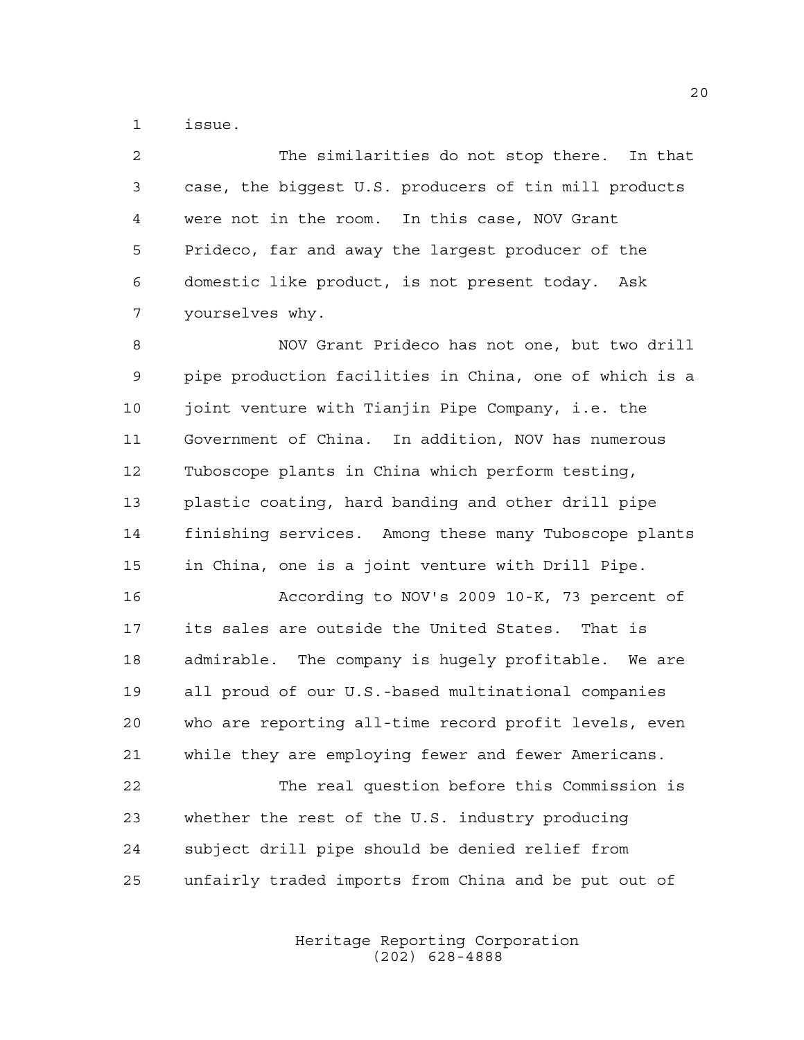issue.

The similarities do not stop there. In that case, the biggest U.S. producers of tin mill products were not in the room. In this case, NOV Grant Prideco, far and away the largest producer of the domestic like product, is not present today. Ask yourselves why.

NOV Grant Prideco has not one, but two drill pipe production facilities in China, one of which is a joint venture with Tianjin Pipe Company, i.e. the Government of China. In addition, NOV has numerous Tuboscope plants in China which perform testing, plastic coating, hard banding and other drill pipe finishing services. Among these many Tuboscope plants in China, one is a joint venture with Drill Pipe.

According to NOV's 2009 10-K, 73 percent of its sales are outside the United States. That is admirable. The company is hugely profitable. We are all proud of our U.S.-based multinational companies who are reporting all-time record profit levels, even while they are employing fewer and fewer Americans.

The real question before this Commission is whether the rest of the U.S. industry producing subject drill pipe should be denied relief from unfairly traded imports from China and be put out of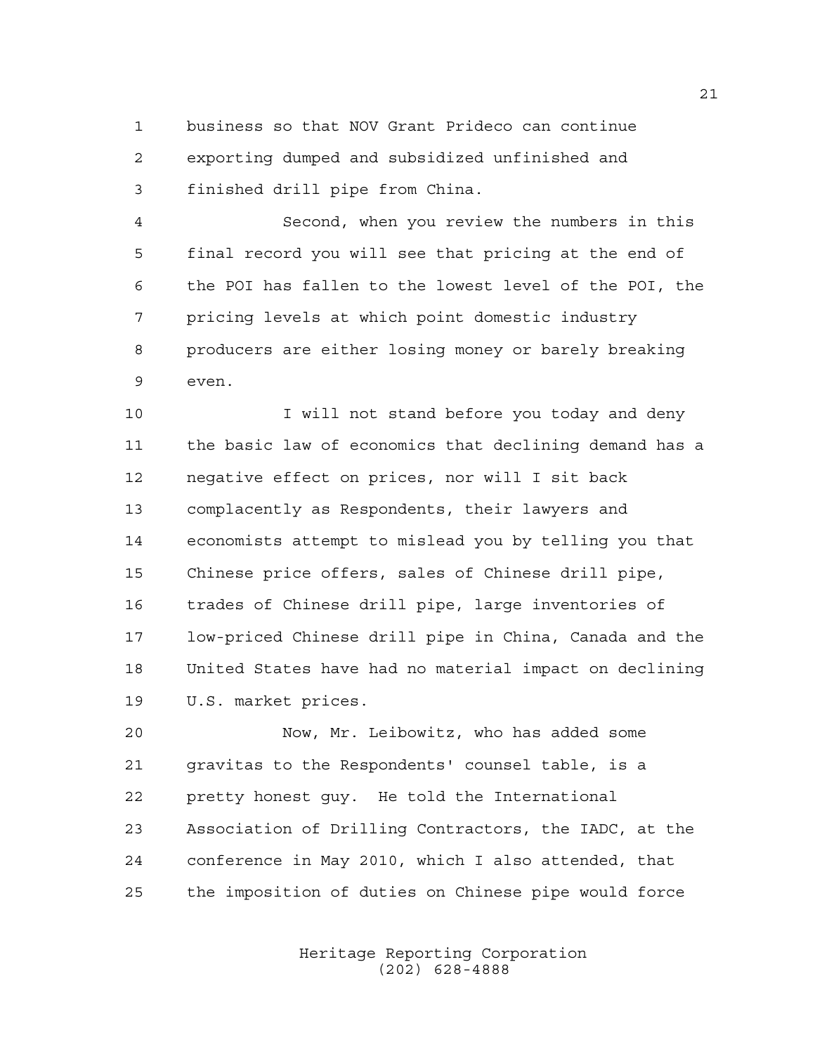business so that NOV Grant Prideco can continue exporting dumped and subsidized unfinished and finished drill pipe from China.

Second, when you review the numbers in this final record you will see that pricing at the end of the POI has fallen to the lowest level of the POI, the pricing levels at which point domestic industry producers are either losing money or barely breaking even.

I will not stand before you today and deny the basic law of economics that declining demand has a negative effect on prices, nor will I sit back complacently as Respondents, their lawyers and economists attempt to mislead you by telling you that Chinese price offers, sales of Chinese drill pipe, trades of Chinese drill pipe, large inventories of low-priced Chinese drill pipe in China, Canada and the United States have had no material impact on declining U.S. market prices.

Now, Mr. Leibowitz, who has added some gravitas to the Respondents' counsel table, is a pretty honest guy. He told the International Association of Drilling Contractors, the IADC, at the conference in May 2010, which I also attended, that the imposition of duties on Chinese pipe would force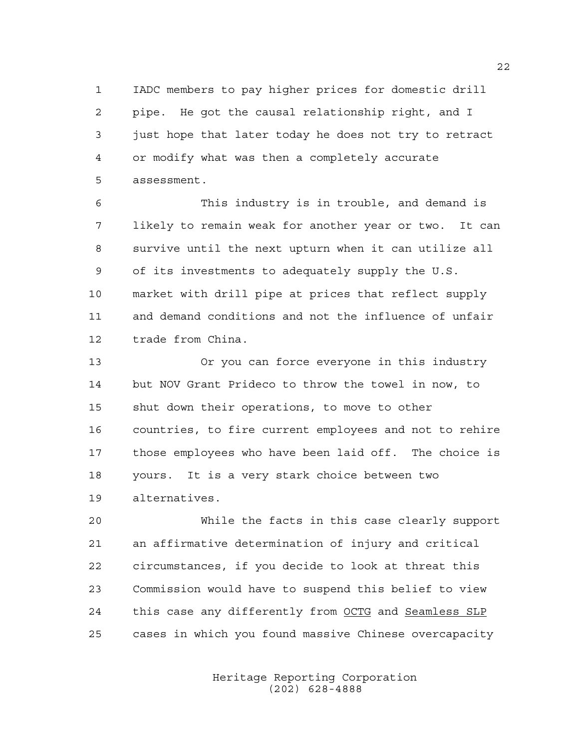IADC members to pay higher prices for domestic drill pipe. He got the causal relationship right, and I just hope that later today he does not try to retract or modify what was then a completely accurate assessment.

This industry is in trouble, and demand is likely to remain weak for another year or two. It can survive until the next upturn when it can utilize all of its investments to adequately supply the U.S. market with drill pipe at prices that reflect supply and demand conditions and not the influence of unfair trade from China.

Or you can force everyone in this industry but NOV Grant Prideco to throw the towel in now, to shut down their operations, to move to other countries, to fire current employees and not to rehire those employees who have been laid off. The choice is yours. It is a very stark choice between two alternatives.

While the facts in this case clearly support an affirmative determination of injury and critical circumstances, if you decide to look at threat this Commission would have to suspend this belief to view this case any differently from OCTG and Seamless SLP cases in which you found massive Chinese overcapacity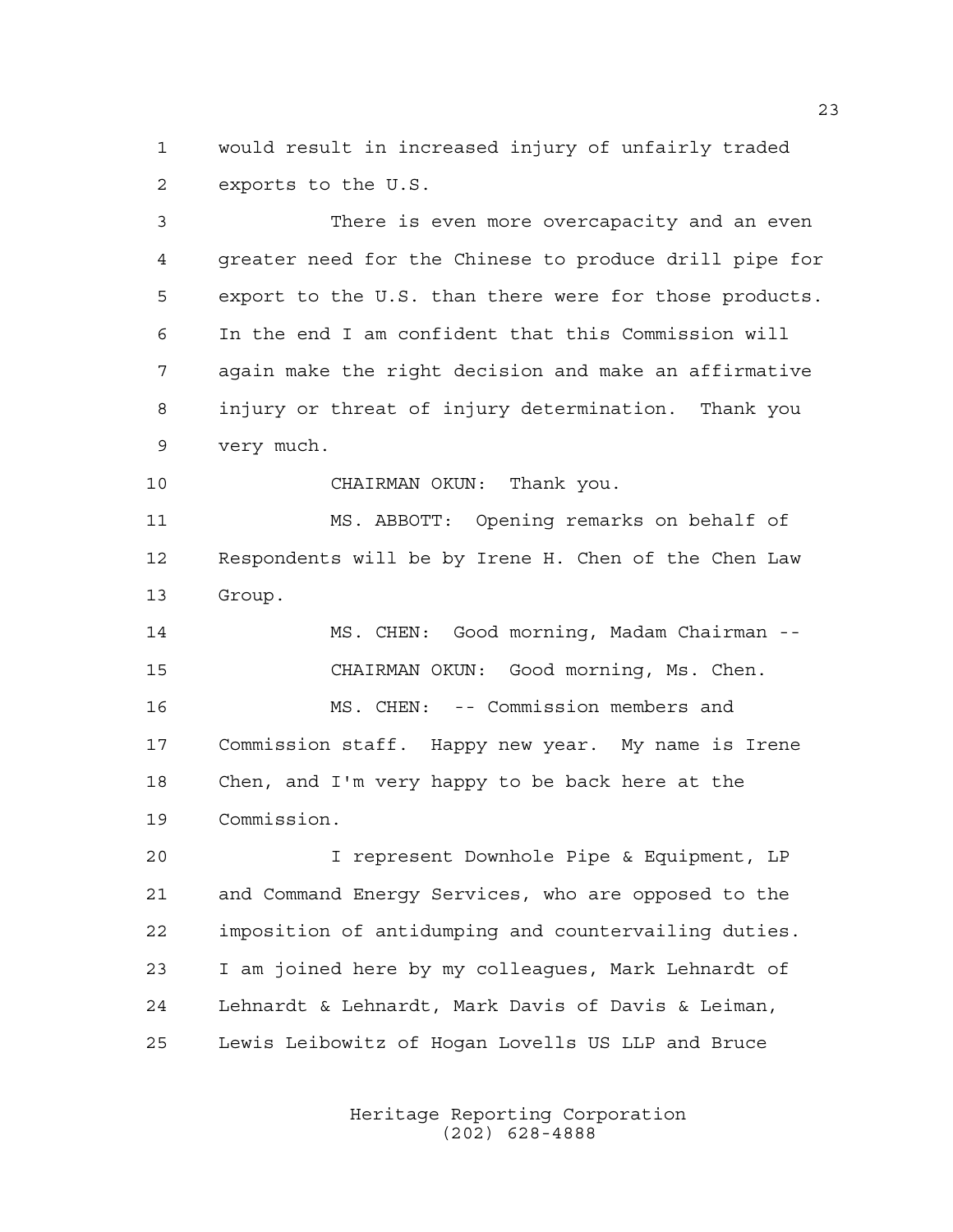would result in increased injury of unfairly traded exports to the U.S.

There is even more overcapacity and an even greater need for the Chinese to produce drill pipe for export to the U.S. than there were for those products. In the end I am confident that this Commission will again make the right decision and make an affirmative injury or threat of injury determination. Thank you very much.

CHAIRMAN OKUN: Thank you.

MS. ABBOTT: Opening remarks on behalf of Respondents will be by Irene H. Chen of the Chen Law Group.

MS. CHEN: Good morning, Madam Chairman --

CHAIRMAN OKUN: Good morning, Ms. Chen.

MS. CHEN: -- Commission members and Commission staff. Happy new year. My name is Irene Chen, and I'm very happy to be back here at the Commission.

I represent Downhole Pipe & Equipment, LP and Command Energy Services, who are opposed to the imposition of antidumping and countervailing duties. I am joined here by my colleagues, Mark Lehnardt of Lehnardt & Lehnardt, Mark Davis of Davis & Leiman, Lewis Leibowitz of Hogan Lovells US LLP and Bruce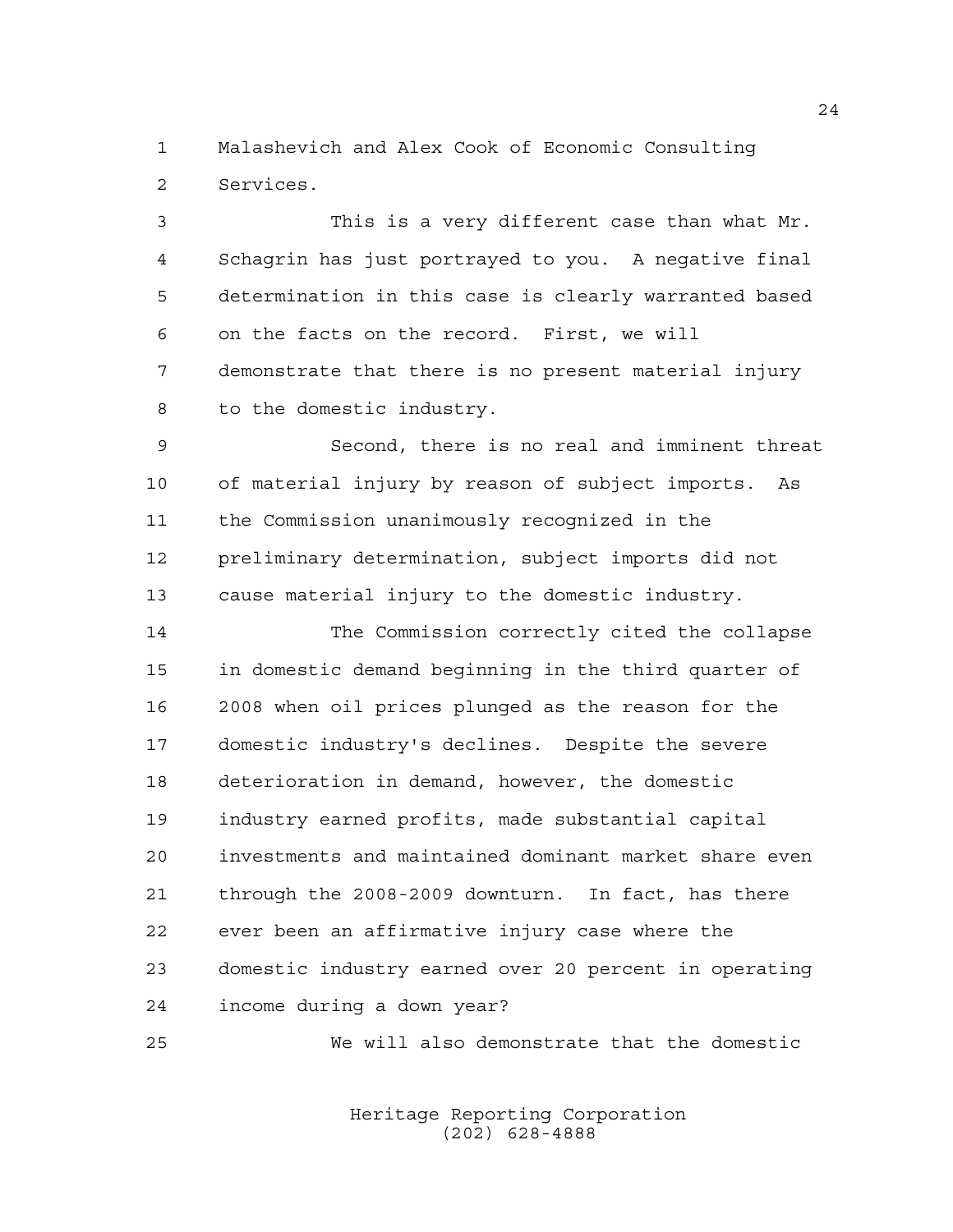Malashevich and Alex Cook of Economic Consulting Services.

This is a very different case than what Mr. Schagrin has just portrayed to you. A negative final determination in this case is clearly warranted based on the facts on the record. First, we will demonstrate that there is no present material injury to the domestic industry.

Second, there is no real and imminent threat of material injury by reason of subject imports. As the Commission unanimously recognized in the preliminary determination, subject imports did not cause material injury to the domestic industry.

The Commission correctly cited the collapse in domestic demand beginning in the third quarter of 2008 when oil prices plunged as the reason for the domestic industry's declines. Despite the severe deterioration in demand, however, the domestic industry earned profits, made substantial capital investments and maintained dominant market share even through the 2008-2009 downturn. In fact, has there ever been an affirmative injury case where the domestic industry earned over 20 percent in operating income during a down year?

We will also demonstrate that the domestic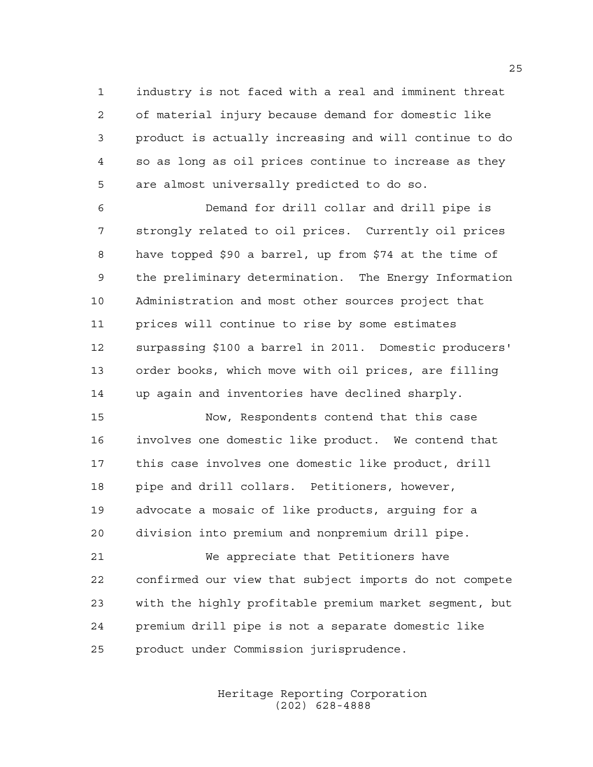industry is not faced with a real and imminent threat of material injury because demand for domestic like product is actually increasing and will continue to do so as long as oil prices continue to increase as they are almost universally predicted to do so.

Demand for drill collar and drill pipe is strongly related to oil prices. Currently oil prices have topped $90 a barrel, up from $74 at the time of the preliminary determination. The Energy Information Administration and most other sources project that prices will continue to rise by some estimates surpassing $100 a barrel in 2011. Domestic producers' order books, which move with oil prices, are filling up again and inventories have declined sharply.

Now, Respondents contend that this case involves one domestic like product. We contend that this case involves one domestic like product, drill pipe and drill collars. Petitioners, however, advocate a mosaic of like products, arguing for a division into premium and nonpremium drill pipe.

We appreciate that Petitioners have confirmed our view that subject imports do not compete with the highly profitable premium market segment, but premium drill pipe is not a separate domestic like product under Commission jurisprudence.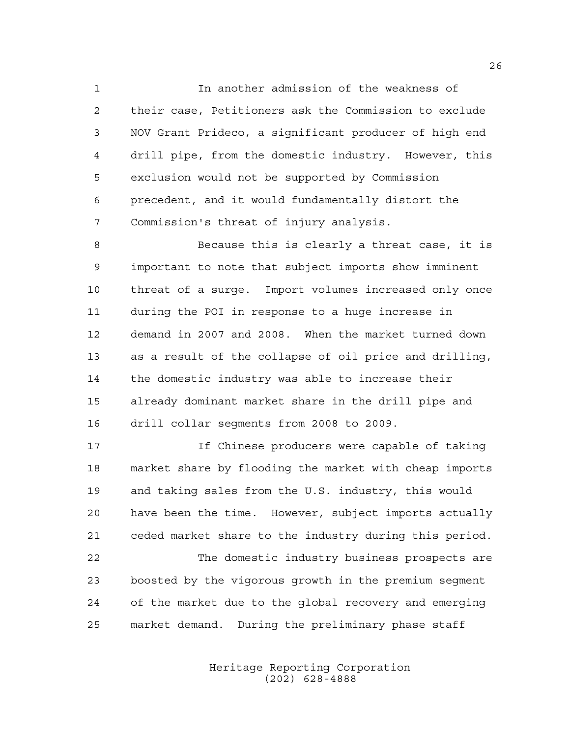In another admission of the weakness of their case, Petitioners ask the Commission to exclude NOV Grant Prideco, a significant producer of high end drill pipe, from the domestic industry. However, this exclusion would not be supported by Commission precedent, and it would fundamentally distort the Commission's threat of injury analysis.

Because this is clearly a threat case, it is important to note that subject imports show imminent threat of a surge. Import volumes increased only once during the POI in response to a huge increase in demand in 2007 and 2008. When the market turned down as a result of the collapse of oil price and drilling, the domestic industry was able to increase their already dominant market share in the drill pipe and drill collar segments from 2008 to 2009.

If Chinese producers were capable of taking market share by flooding the market with cheap imports and taking sales from the U.S. industry, this would have been the time. However, subject imports actually ceded market share to the industry during this period.

The domestic industry business prospects are boosted by the vigorous growth in the premium segment of the market due to the global recovery and emerging market demand. During the preliminary phase staff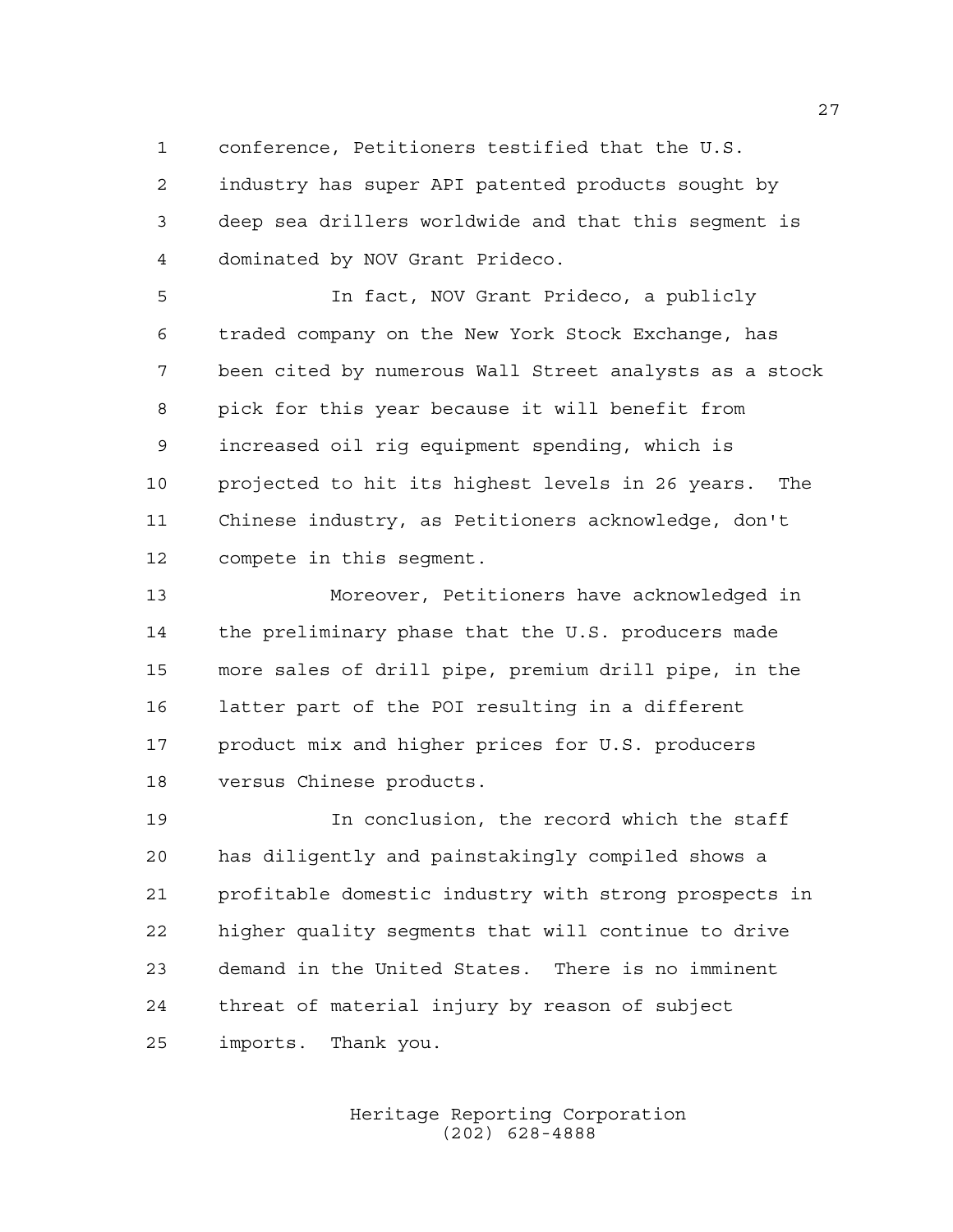conference, Petitioners testified that the U.S. industry has super API patented products sought by deep sea drillers worldwide and that this segment is dominated by NOV Grant Prideco.

In fact, NOV Grant Prideco, a publicly traded company on the New York Stock Exchange, has been cited by numerous Wall Street analysts as a stock pick for this year because it will benefit from increased oil rig equipment spending, which is projected to hit its highest levels in 26 years. The Chinese industry, as Petitioners acknowledge, don't compete in this segment.

Moreover, Petitioners have acknowledged in the preliminary phase that the U.S. producers made more sales of drill pipe, premium drill pipe, in the latter part of the POI resulting in a different product mix and higher prices for U.S. producers versus Chinese products.

In conclusion, the record which the staff has diligently and painstakingly compiled shows a profitable domestic industry with strong prospects in higher quality segments that will continue to drive demand in the United States. There is no imminent threat of material injury by reason of subject imports. Thank you.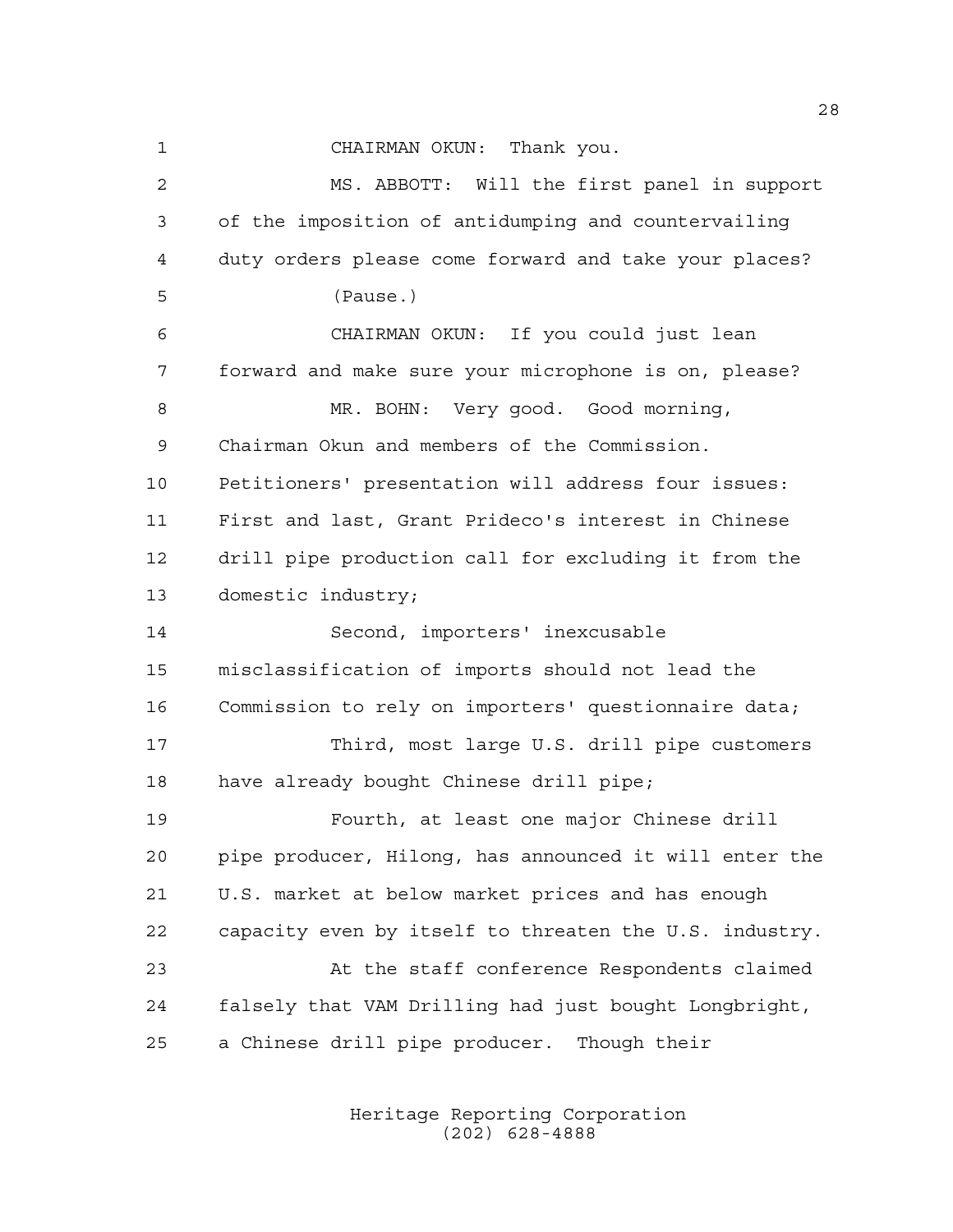CHAIRMAN OKUN: Thank you.

MS. ABBOTT: Will the first panel in support of the imposition of antidumping and countervailing duty orders please come forward and take your places?

(Pause.)

CHAIRMAN OKUN: If you could just lean forward and make sure your microphone is on, please?

MR. BOHN: Very good. Good morning, Chairman Okun and members of the Commission. Petitioners' presentation will address four issues: First and last, Grant Prideco's interest in Chinese drill pipe production call for excluding it from the domestic industry;

Second, importers' inexcusable misclassification of imports should not lead the Commission to rely on importers' questionnaire data;

Third, most large U.S. drill pipe customers have already bought Chinese drill pipe;

Fourth, at least one major Chinese drill pipe producer, Hilong, has announced it will enter the U.S. market at below market prices and has enough capacity even by itself to threaten the U.S. industry.

At the staff conference Respondents claimed falsely that VAM Drilling had just bought Longbright, a Chinese drill pipe producer. Though their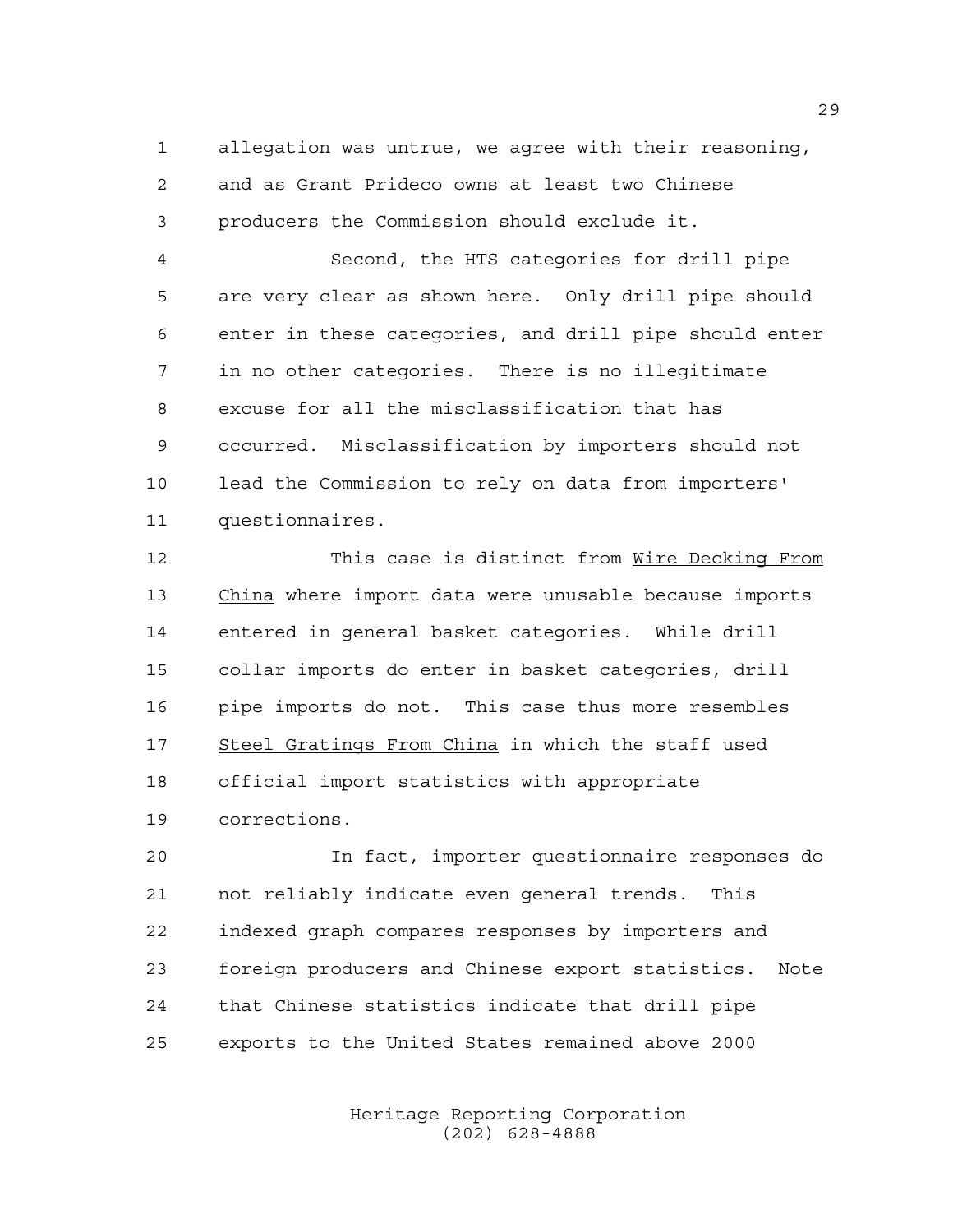allegation was untrue, we agree with their reasoning, and as Grant Prideco owns at least two Chinese producers the Commission should exclude it.

Second, the HTS categories for drill pipe are very clear as shown here. Only drill pipe should enter in these categories, and drill pipe should enter in no other categories. There is no illegitimate excuse for all the misclassification that has occurred. Misclassification by importers should not lead the Commission to rely on data from importers' questionnaires.

This case is distinct from _Wire Decking From China_ where import data were unusable because imports entered in general basket categories. While drill collar imports do enter in basket categories, drill pipe imports do not. This case thus more resembles _Steel Gratings From China_ in which the staff used official import statistics with appropriate corrections.

In fact, importer questionnaire responses do not reliably indicate even general trends. This indexed graph compares responses by importers and foreign producers and Chinese export statistics. Note that Chinese statistics indicate that drill pipe exports to the United States remained above 2000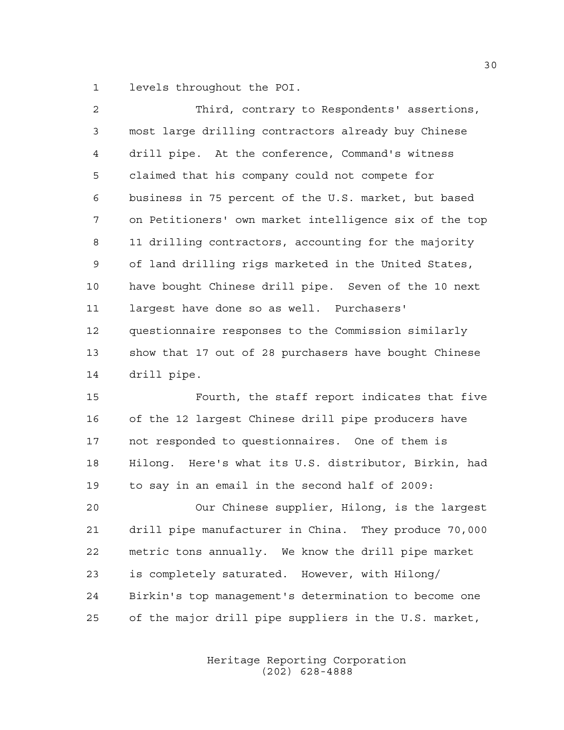levels throughout the POI.

Third, contrary to Respondents' assertions, most large drilling contractors already buy Chinese drill pipe. At the conference, Command's witness claimed that his company could not compete for business in 75 percent of the U.S. market, but based on Petitioners' own market intelligence six of the top 11 drilling contractors, accounting for the majority of land drilling rigs marketed in the United States, have bought Chinese drill pipe. Seven of the 10 next largest have done so as well. Purchasers' questionnaire responses to the Commission similarly show that 17 out of 28 purchasers have bought Chinese drill pipe.

Fourth, the staff report indicates that five of the 12 largest Chinese drill pipe producers have not responded to questionnaires. One of them is Hilong. Here's what its U.S. distributor, Birkin, had to say in an email in the second half of 2009:

Our Chinese supplier, Hilong, is the largest drill pipe manufacturer in China. They produce 70,000 metric tons annually. We know the drill pipe market is completely saturated. However, with Hilong/ Birkin's top management's determination to become one of the major drill pipe suppliers in the U.S. market,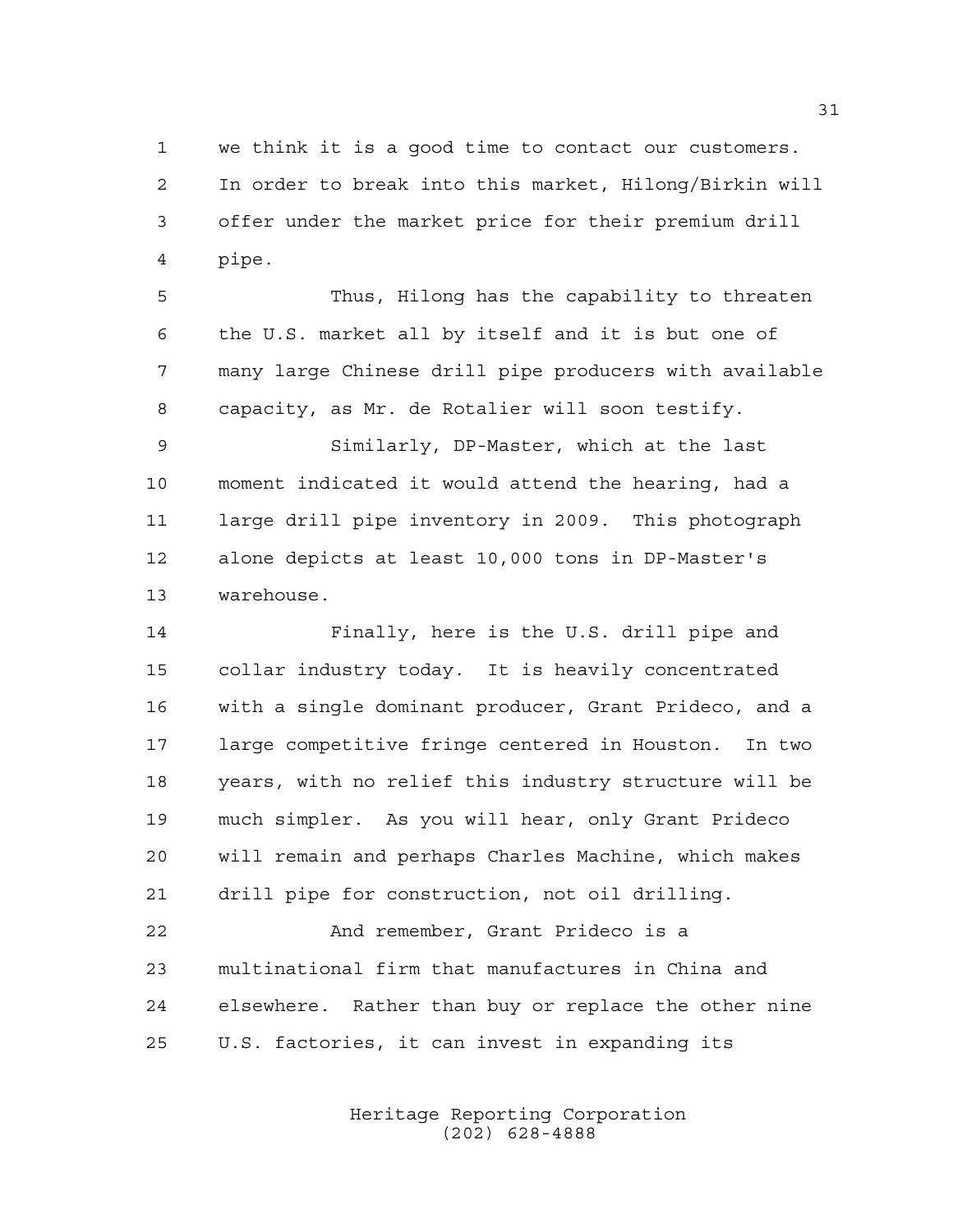we think it is a good time to contact our customers. In order to break into this market, Hilong/Birkin will offer under the market price for their premium drill pipe.

Thus, Hilong has the capability to threaten the U.S. market all by itself and it is but one of many large Chinese drill pipe producers with available capacity, as Mr. de Rotalier will soon testify.

Similarly, DP-Master, which at the last moment indicated it would attend the hearing, had a large drill pipe inventory in 2009. This photograph alone depicts at least 10,000 tons in DP-Master's warehouse.

Finally, here is the U.S. drill pipe and collar industry today. It is heavily concentrated with a single dominant producer, Grant Prideco, and a large competitive fringe centered in Houston. In two years, with no relief this industry structure will be much simpler. As you will hear, only Grant Prideco will remain and perhaps Charles Machine, which makes drill pipe for construction, not oil drilling.

And remember, Grant Prideco is a multinational firm that manufactures in China and elsewhere. Rather than buy or replace the other nine U.S. factories, it can invest in expanding its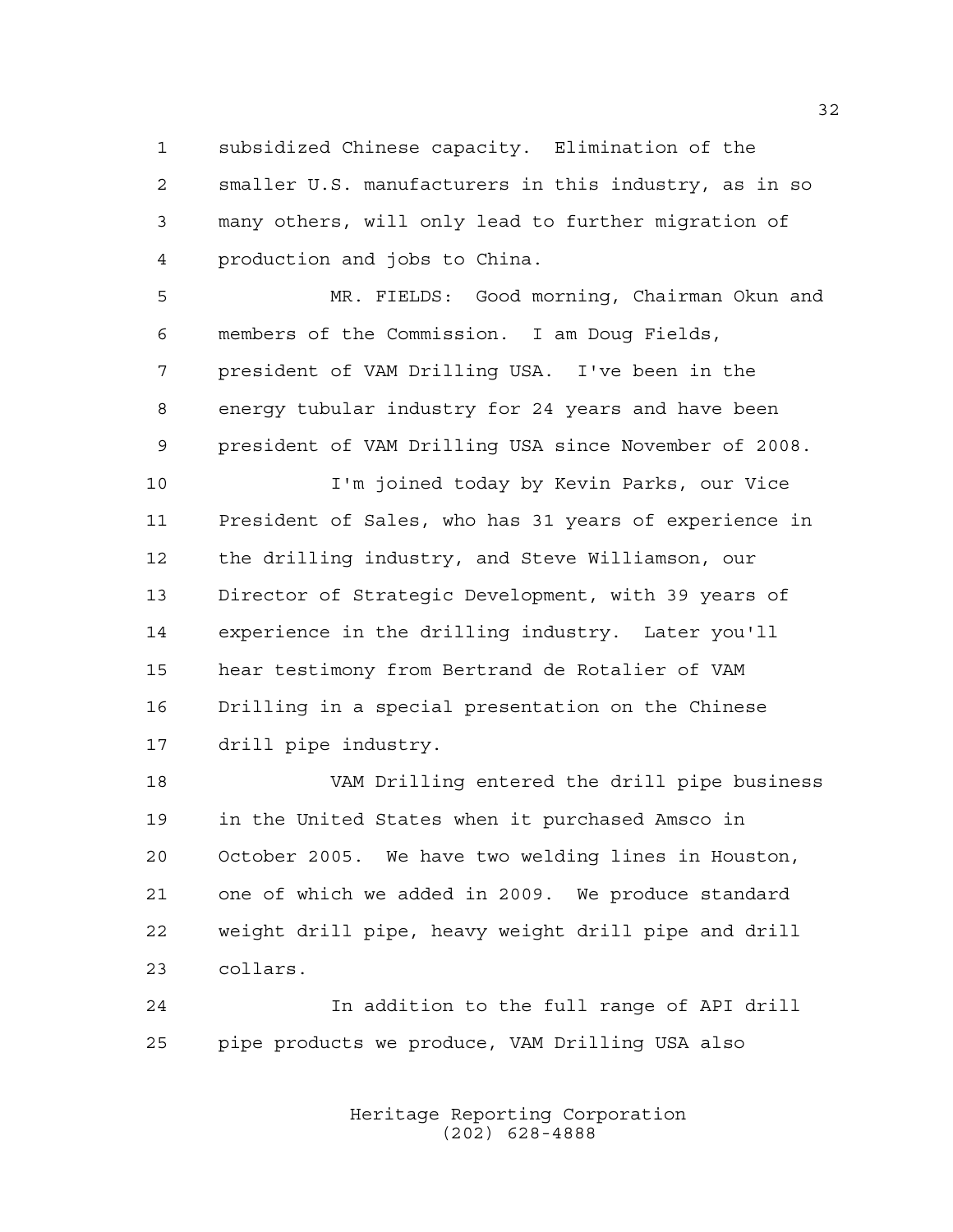subsidized Chinese capacity. Elimination of the smaller U.S. manufacturers in this industry, as in so many others, will only lead to further migration of production and jobs to China.

MR. FIELDS: Good morning, Chairman Okun and members of the Commission. I am Doug Fields, president of VAM Drilling USA. I've been in the energy tubular industry for 24 years and have been president of VAM Drilling USA since November of 2008.

I'm joined today by Kevin Parks, our Vice President of Sales, who has 31 years of experience in the drilling industry, and Steve Williamson, our Director of Strategic Development, with 39 years of experience in the drilling industry. Later you'll hear testimony from Bertrand de Rotalier of VAM Drilling in a special presentation on the Chinese drill pipe industry.

VAM Drilling entered the drill pipe business in the United States when it purchased Amsco in October 2005. We have two welding lines in Houston, one of which we added in 2009. We produce standard weight drill pipe, heavy weight drill pipe and drill collars.

In addition to the full range of API drill pipe products we produce, VAM Drilling USA also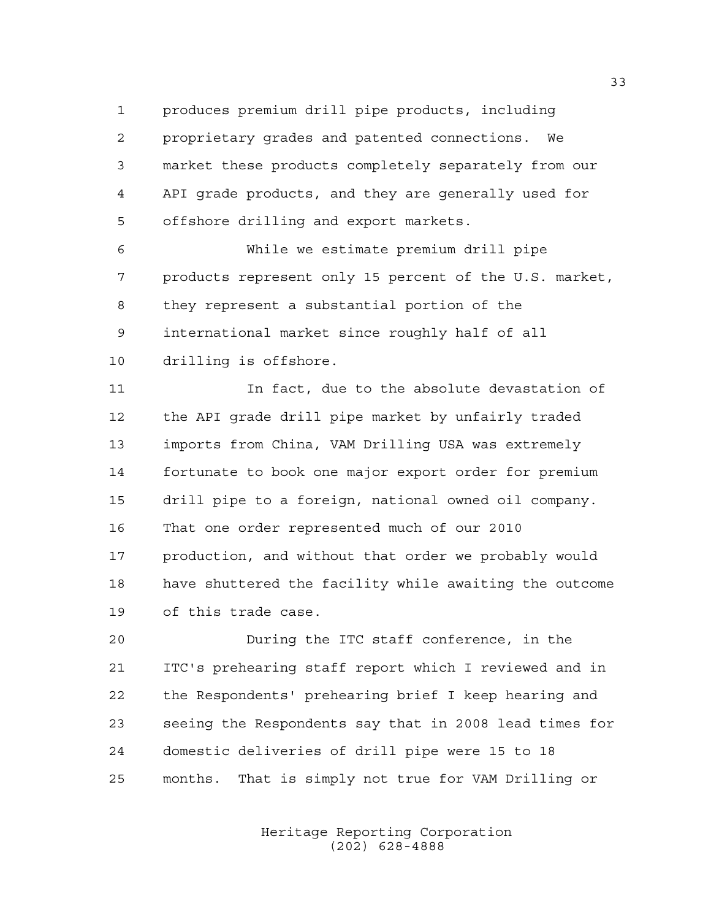produces premium drill pipe products, including proprietary grades and patented connections. We market these products completely separately from our API grade products, and they are generally used for offshore drilling and export markets.

While we estimate premium drill pipe products represent only 15 percent of the U.S. market, they represent a substantial portion of the international market since roughly half of all drilling is offshore.

In fact, due to the absolute devastation of the API grade drill pipe market by unfairly traded imports from China, VAM Drilling USA was extremely fortunate to book one major export order for premium drill pipe to a foreign, national owned oil company. That one order represented much of our 2010 production, and without that order we probably would have shuttered the facility while awaiting the outcome of this trade case.

During the ITC staff conference, in the ITC's prehearing staff report which I reviewed and in the Respondents' prehearing brief I keep hearing and seeing the Respondents say that in 2008 lead times for domestic deliveries of drill pipe were 15 to 18 months. That is simply not true for VAM Drilling or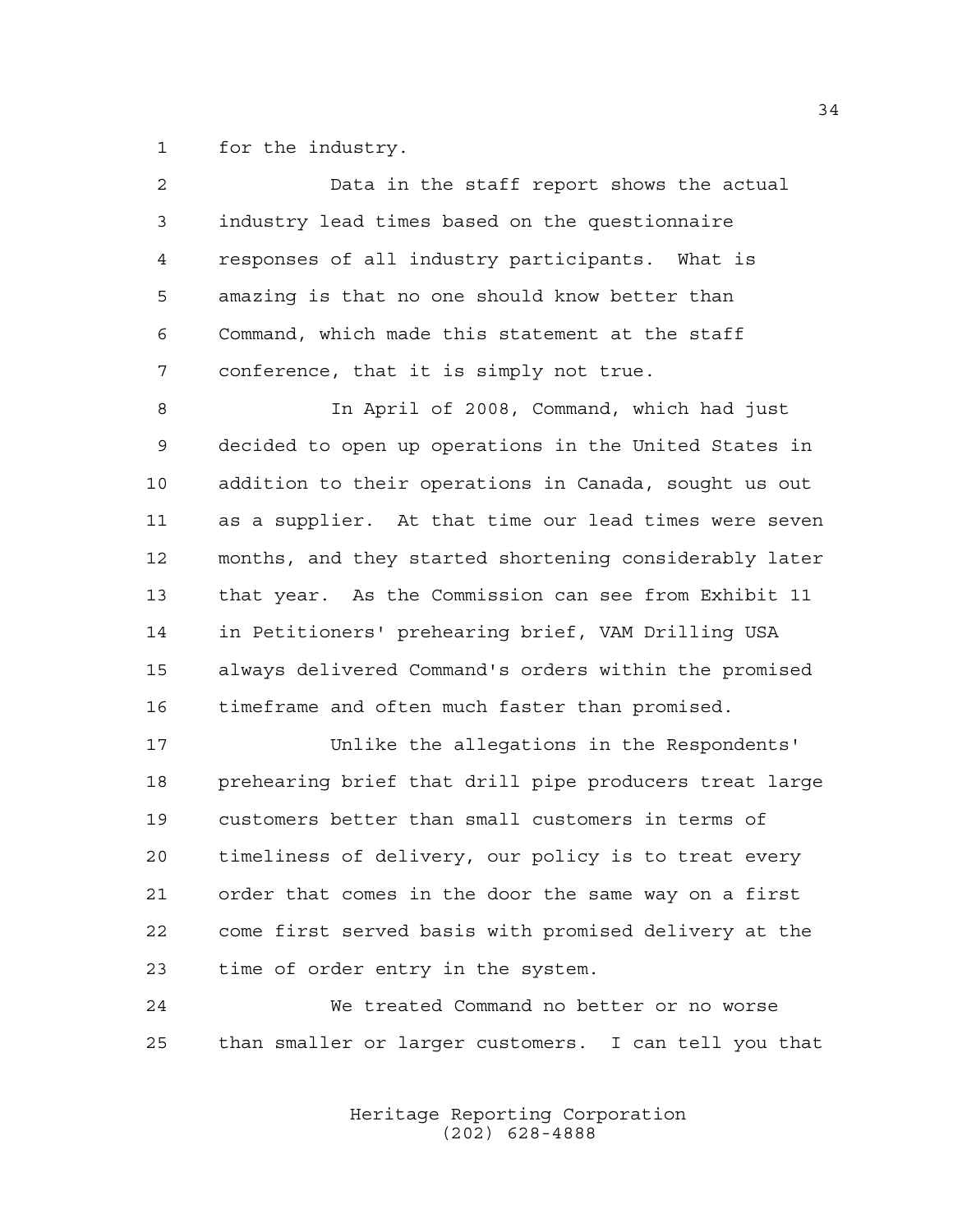for the industry.

Data in the staff report shows the actual industry lead times based on the questionnaire responses of all industry participants. What is amazing is that no one should know better than Command, which made this statement at the staff conference, that it is simply not true.

In April of 2008, Command, which had just decided to open up operations in the United States in addition to their operations in Canada, sought us out as a supplier. At that time our lead times were seven months, and they started shortening considerably later that year. As the Commission can see from Exhibit 11 in Petitioners' prehearing brief, VAM Drilling USA always delivered Command's orders within the promised timeframe and often much faster than promised.

Unlike the allegations in the Respondents' prehearing brief that drill pipe producers treat large customers better than small customers in terms of timeliness of delivery, our policy is to treat every order that comes in the door the same way on a first come first served basis with promised delivery at the time of order entry in the system.

We treated Command no better or no worse than smaller or larger customers. I can tell you that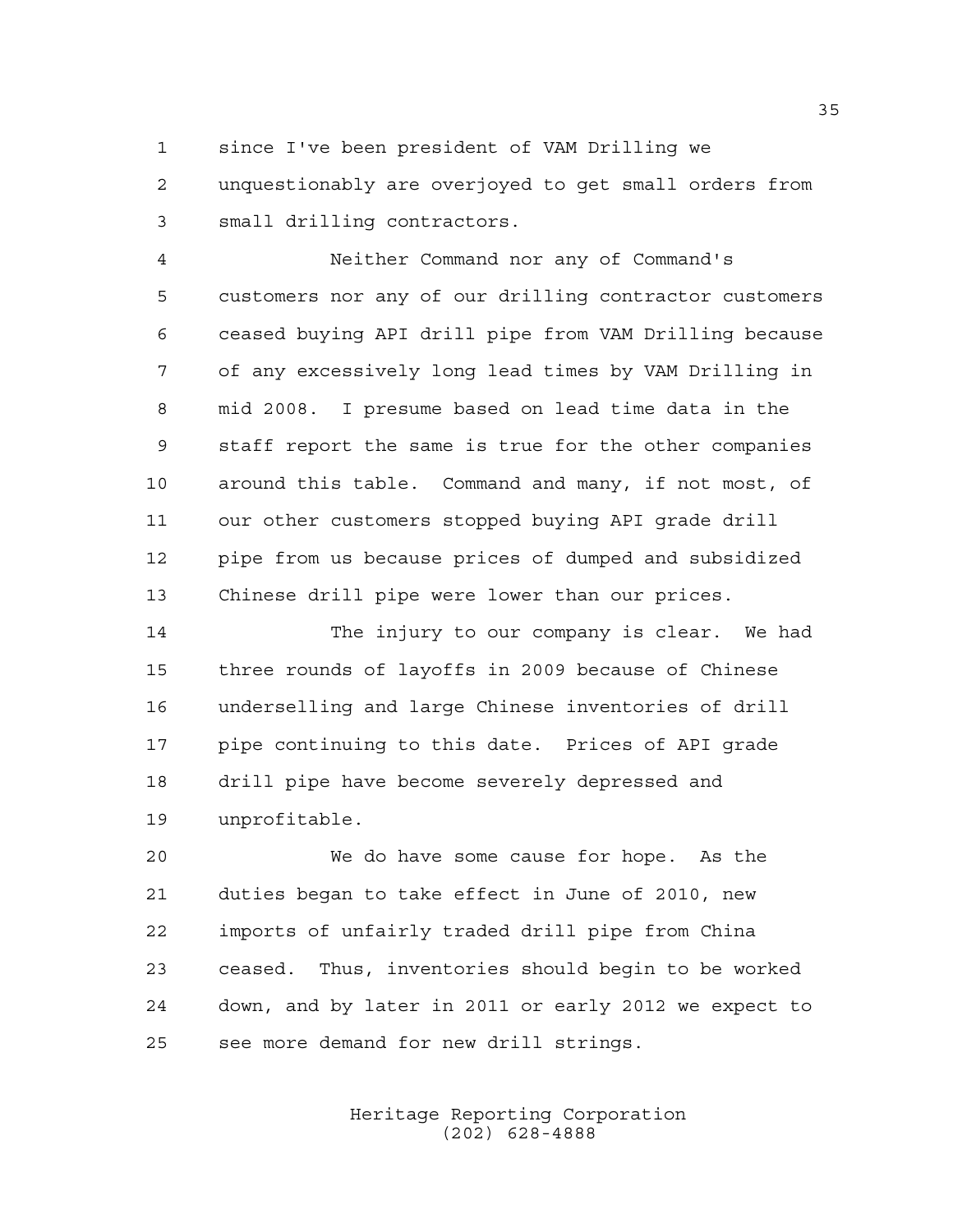since I've been president of VAM Drilling we unquestionably are overjoyed to get small orders from small drilling contractors.

Neither Command nor any of Command's customers nor any of our drilling contractor customers ceased buying API drill pipe from VAM Drilling because of any excessively long lead times by VAM Drilling in mid 2008. I presume based on lead time data in the staff report the same is true for the other companies around this table. Command and many, if not most, of our other customers stopped buying API grade drill pipe from us because prices of dumped and subsidized Chinese drill pipe were lower than our prices.

The injury to our company is clear. We had three rounds of layoffs in 2009 because of Chinese underselling and large Chinese inventories of drill pipe continuing to this date. Prices of API grade drill pipe have become severely depressed and unprofitable.

We do have some cause for hope. As the duties began to take effect in June of 2010, new imports of unfairly traded drill pipe from China ceased. Thus, inventories should begin to be worked down, and by later in 2011 or early 2012 we expect to see more demand for new drill strings.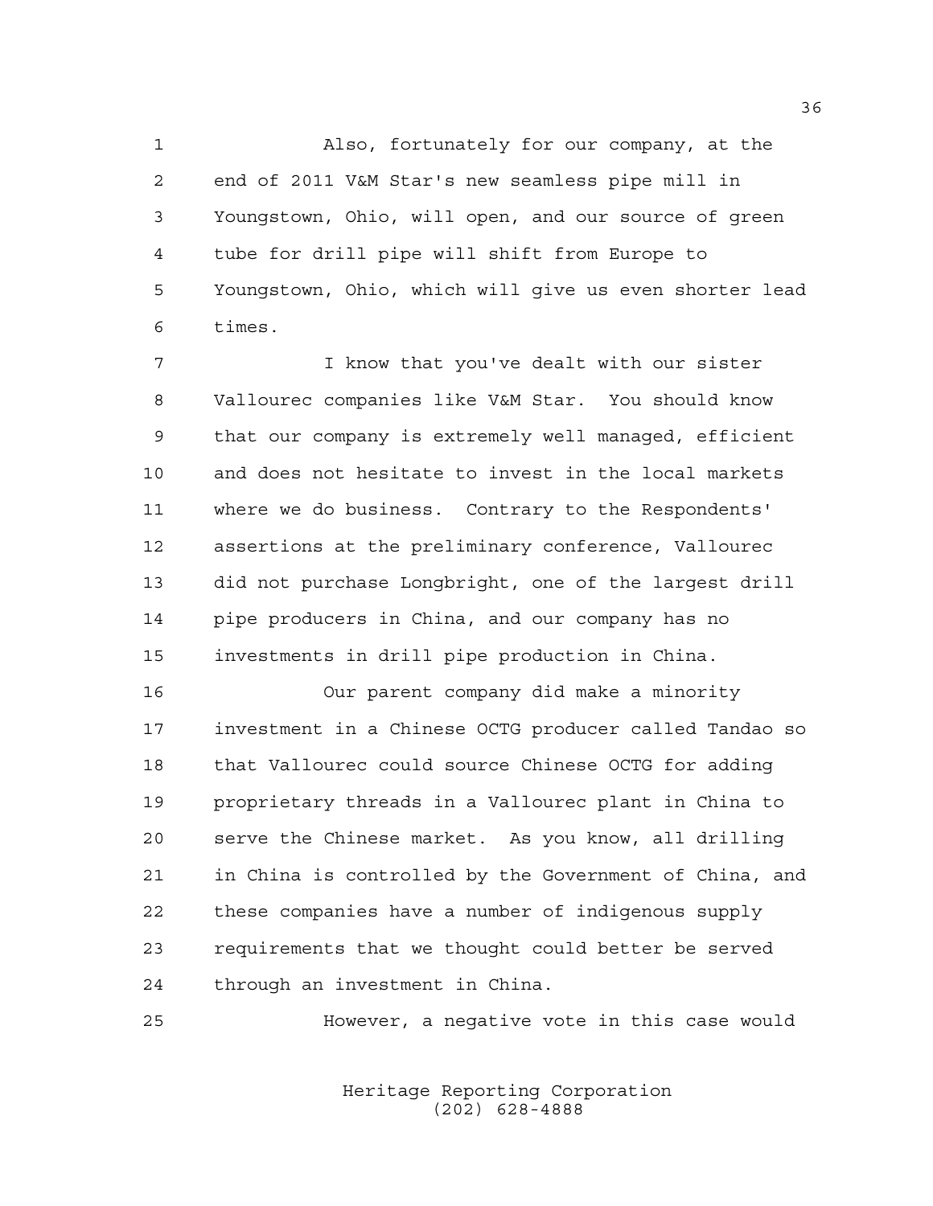Also, fortunately for our company, at the end of 2011 V&M Star's new seamless pipe mill in Youngstown, Ohio, will open, and our source of green tube for drill pipe will shift from Europe to Youngstown, Ohio, which will give us even shorter lead times.

I know that you've dealt with our sister Vallourec companies like V&M Star. You should know that our company is extremely well managed, efficient and does not hesitate to invest in the local markets where we do business. Contrary to the Respondents' assertions at the preliminary conference, Vallourec did not purchase Longbright, one of the largest drill pipe producers in China, and our company has no investments in drill pipe production in China.

Our parent company did make a minority investment in a Chinese OCTG producer called Tandao so that Vallourec could source Chinese OCTG for adding proprietary threads in a Vallourec plant in China to serve the Chinese market. As you know, all drilling in China is controlled by the Government of China, and these companies have a number of indigenous supply requirements that we thought could better be served through an investment in China.

However, a negative vote in this case would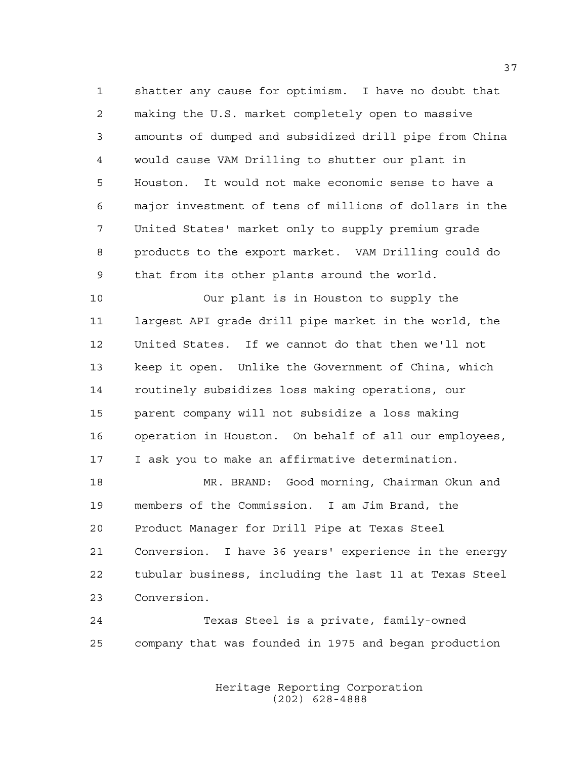shatter any cause for optimism. I have no doubt that making the U.S. market completely open to massive amounts of dumped and subsidized drill pipe from China would cause VAM Drilling to shutter our plant in Houston. It would not make economic sense to have a major investment of tens of millions of dollars in the United States' market only to supply premium grade products to the export market. VAM Drilling could do that from its other plants around the world.

Our plant is in Houston to supply the largest API grade drill pipe market in the world, the United States. If we cannot do that then we'll not keep it open. Unlike the Government of China, which routinely subsidizes loss making operations, our parent company will not subsidize a loss making operation in Houston. On behalf of all our employees, I ask you to make an affirmative determination.

MR. BRAND: Good morning, Chairman Okun and members of the Commission. I am Jim Brand, the Product Manager for Drill Pipe at Texas Steel Conversion. I have 36 years' experience in the energy tubular business, including the last 11 at Texas Steel Conversion.

Texas Steel is a private, family-owned company that was founded in 1975 and began production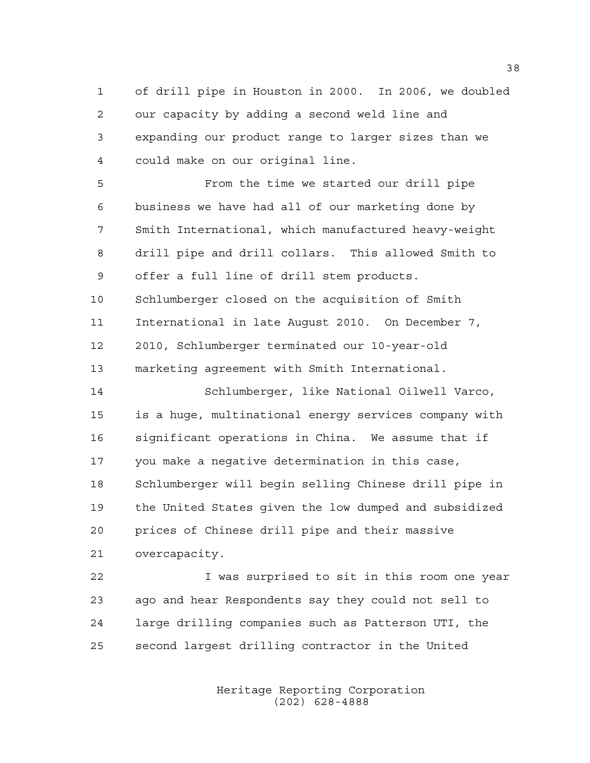of drill pipe in Houston in 2000. In 2006, we doubled our capacity by adding a second weld line and expanding our product range to larger sizes than we could make on our original line.

From the time we started our drill pipe business we have had all of our marketing done by Smith International, which manufactured heavy-weight drill pipe and drill collars. This allowed Smith to offer a full line of drill stem products. Schlumberger closed on the acquisition of Smith International in late August 2010. On December 7, 2010, Schlumberger terminated our 10-year-old marketing agreement with Smith International.

Schlumberger, like National Oilwell Varco, is a huge, multinational energy services company with significant operations in China. We assume that if you make a negative determination in this case, Schlumberger will begin selling Chinese drill pipe in the United States given the low dumped and subsidized prices of Chinese drill pipe and their massive overcapacity.

I was surprised to sit in this room one year ago and hear Respondents say they could not sell to large drilling companies such as Patterson UTI, the second largest drilling contractor in the United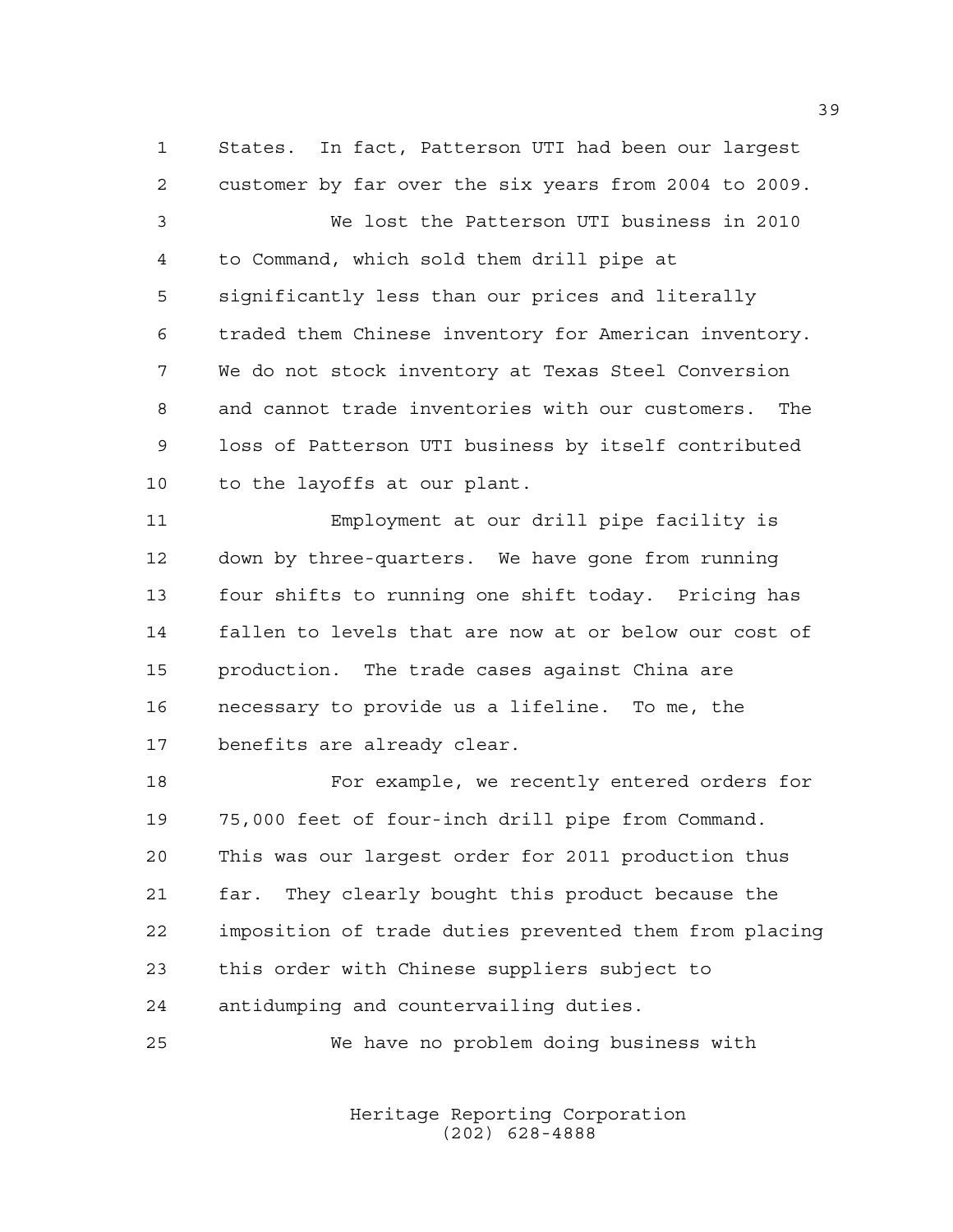States. In fact, Patterson UTI had been our largest customer by far over the six years from 2004 to 2009.

We lost the Patterson UTI business in 2010 to Command, which sold them drill pipe at significantly less than our prices and literally traded them Chinese inventory for American inventory. We do not stock inventory at Texas Steel Conversion and cannot trade inventories with our customers. The loss of Patterson UTI business by itself contributed to the layoffs at our plant.

Employment at our drill pipe facility is down by three-quarters. We have gone from running four shifts to running one shift today. Pricing has fallen to levels that are now at or below our cost of production. The trade cases against China are necessary to provide us a lifeline. To me, the benefits are already clear.

For example, we recently entered orders for 75,000 feet of four-inch drill pipe from Command. This was our largest order for 2011 production thus far. They clearly bought this product because the imposition of trade duties prevented them from placing this order with Chinese suppliers subject to antidumping and countervailing duties.

We have no problem doing business with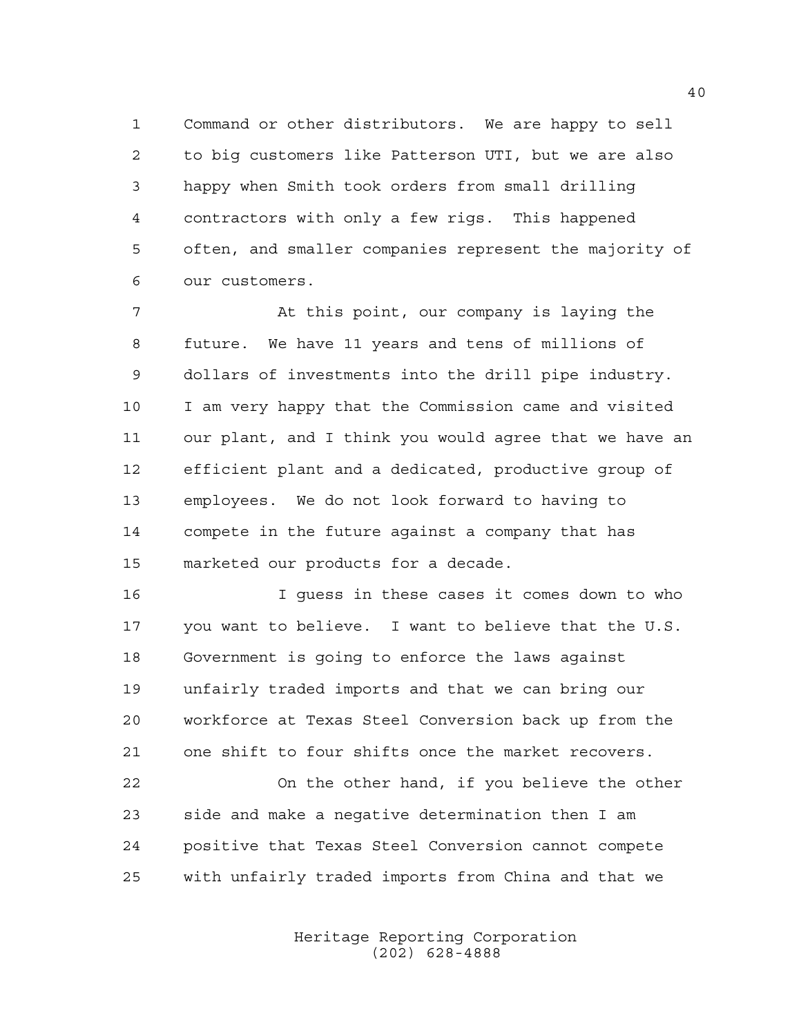Command or other distributors. We are happy to sell to big customers like Patterson UTI, but we are also happy when Smith took orders from small drilling contractors with only a few rigs. This happened often, and smaller companies represent the majority of our customers.

At this point, our company is laying the future. We have 11 years and tens of millions of dollars of investments into the drill pipe industry. I am very happy that the Commission came and visited our plant, and I think you would agree that we have an efficient plant and a dedicated, productive group of employees. We do not look forward to having to compete in the future against a company that has marketed our products for a decade.

I guess in these cases it comes down to who you want to believe. I want to believe that the U.S. Government is going to enforce the laws against unfairly traded imports and that we can bring our workforce at Texas Steel Conversion back up from the one shift to four shifts once the market recovers.

On the other hand, if you believe the other side and make a negative determination then I am positive that Texas Steel Conversion cannot compete with unfairly traded imports from China and that we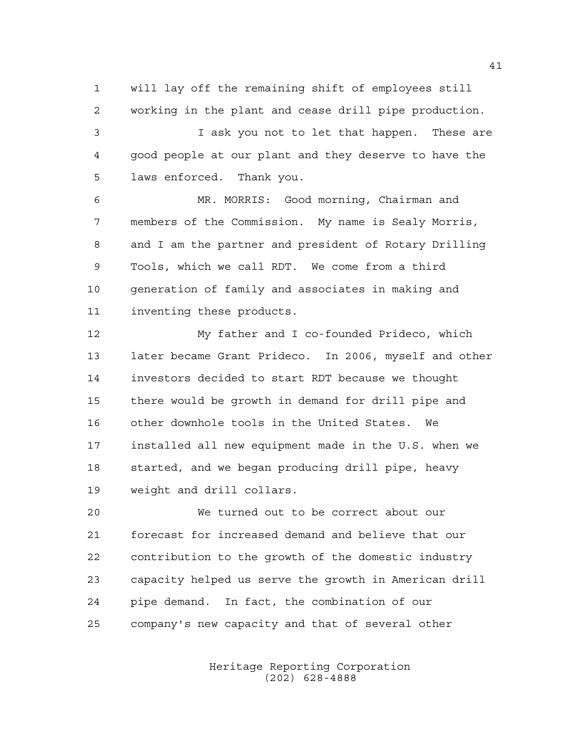will lay off the remaining shift of employees still working in the plant and cease drill pipe production.

I ask you not to let that happen. These are good people at our plant and they deserve to have the laws enforced. Thank you.

MR. MORRIS: Good morning, Chairman and members of the Commission. My name is Sealy Morris, and I am the partner and president of Rotary Drilling Tools, which we call RDT. We come from a third generation of family and associates in making and inventing these products.

My father and I co-founded Prideco, which later became Grant Prideco. In 2006, myself and other investors decided to start RDT because we thought there would be growth in demand for drill pipe and other downhole tools in the United States. We installed all new equipment made in the U.S. when we started, and we began producing drill pipe, heavy weight and drill collars.

We turned out to be correct about our forecast for increased demand and believe that our contribution to the growth of the domestic industry capacity helped us serve the growth in American drill pipe demand. In fact, the combination of our company's new capacity and that of several other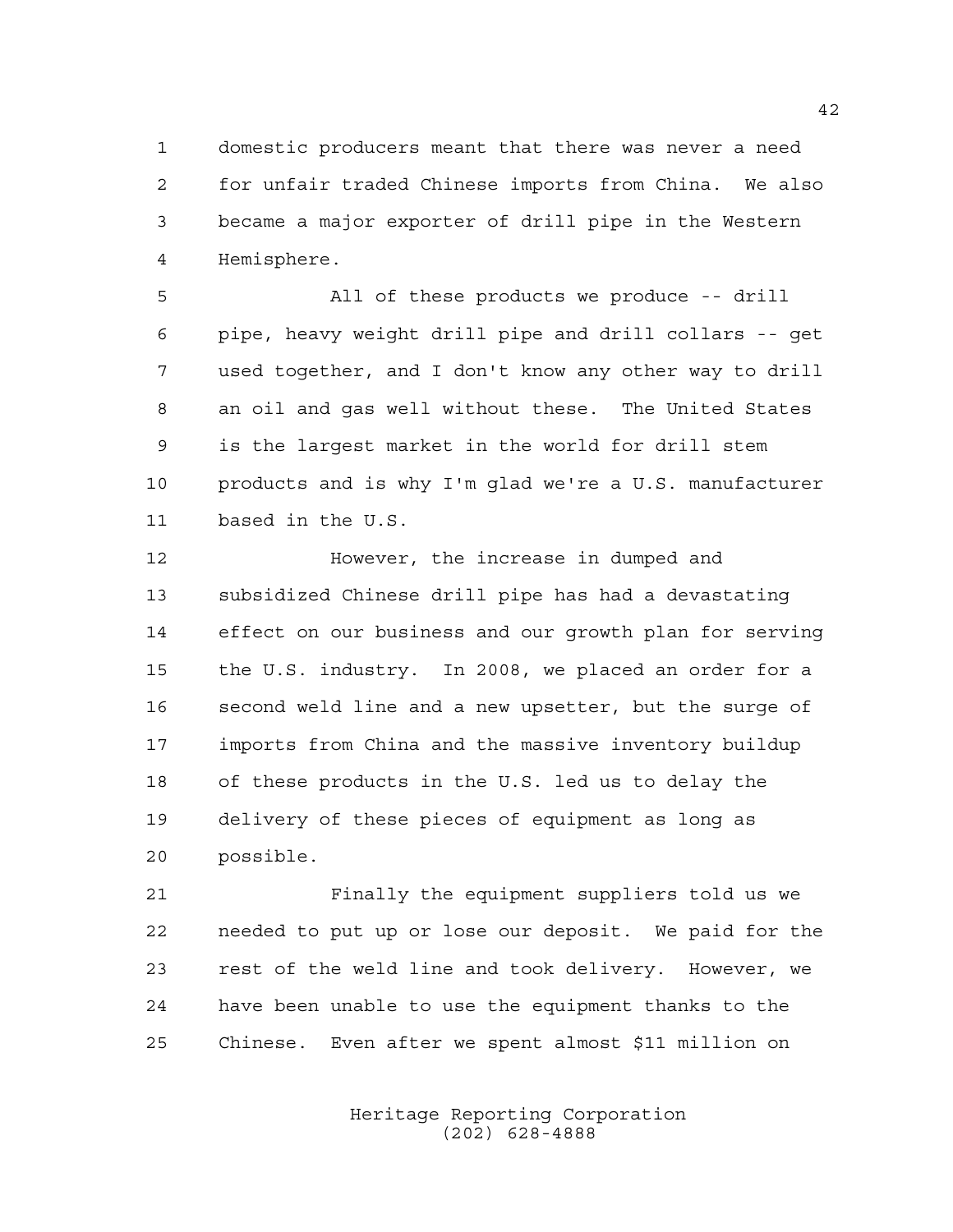domestic producers meant that there was never a need for unfair traded Chinese imports from China. We also became a major exporter of drill pipe in the Western Hemisphere.

All of these products we produce -- drill pipe, heavy weight drill pipe and drill collars -- get used together, and I don't know any other way to drill an oil and gas well without these. The United States is the largest market in the world for drill stem products and is why I'm glad we're a U.S. manufacturer based in the U.S.

However, the increase in dumped and subsidized Chinese drill pipe has had a devastating effect on our business and our growth plan for serving the U.S. industry. In 2008, we placed an order for a second weld line and a new upsetter, but the surge of imports from China and the massive inventory buildup of these products in the U.S. led us to delay the delivery of these pieces of equipment as long as possible.

Finally the equipment suppliers told us we needed to put up or lose our deposit. We paid for the rest of the weld line and took delivery. However, we have been unable to use the equipment thanks to the Chinese. Even after we spent almost $11 million on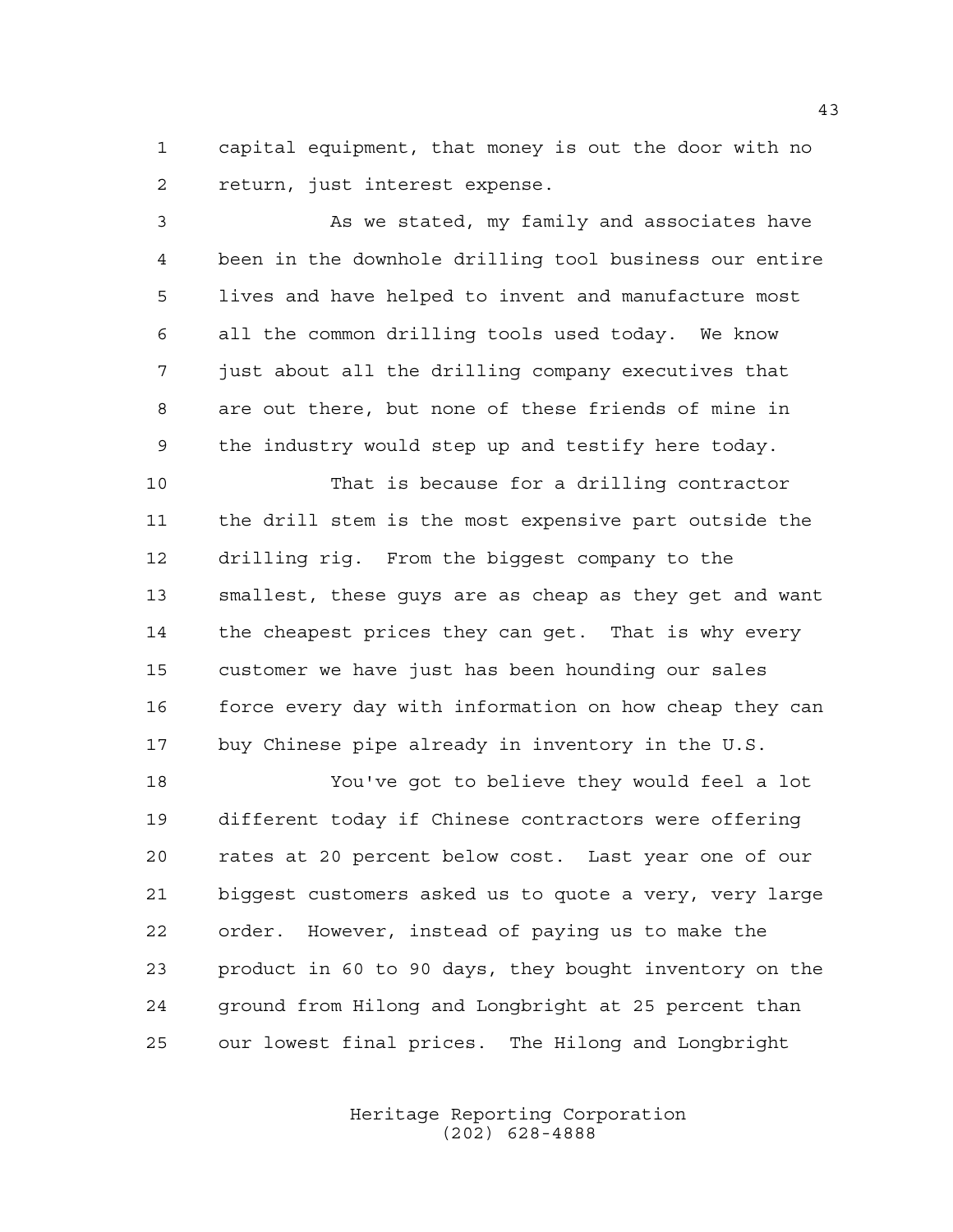capital equipment, that money is out the door with no return, just interest expense.

As we stated, my family and associates have been in the downhole drilling tool business our entire lives and have helped to invent and manufacture most all the common drilling tools used today. We know just about all the drilling company executives that are out there, but none of these friends of mine in the industry would step up and testify here today.

That is because for a drilling contractor the drill stem is the most expensive part outside the drilling rig. From the biggest company to the smallest, these guys are as cheap as they get and want the cheapest prices they can get. That is why every customer we have just has been hounding our sales force every day with information on how cheap they can buy Chinese pipe already in inventory in the U.S.

You've got to believe they would feel a lot different today if Chinese contractors were offering rates at 20 percent below cost. Last year one of our biggest customers asked us to quote a very, very large order. However, instead of paying us to make the product in 60 to 90 days, they bought inventory on the ground from Hilong and Longbright at 25 percent than our lowest final prices. The Hilong and Longbright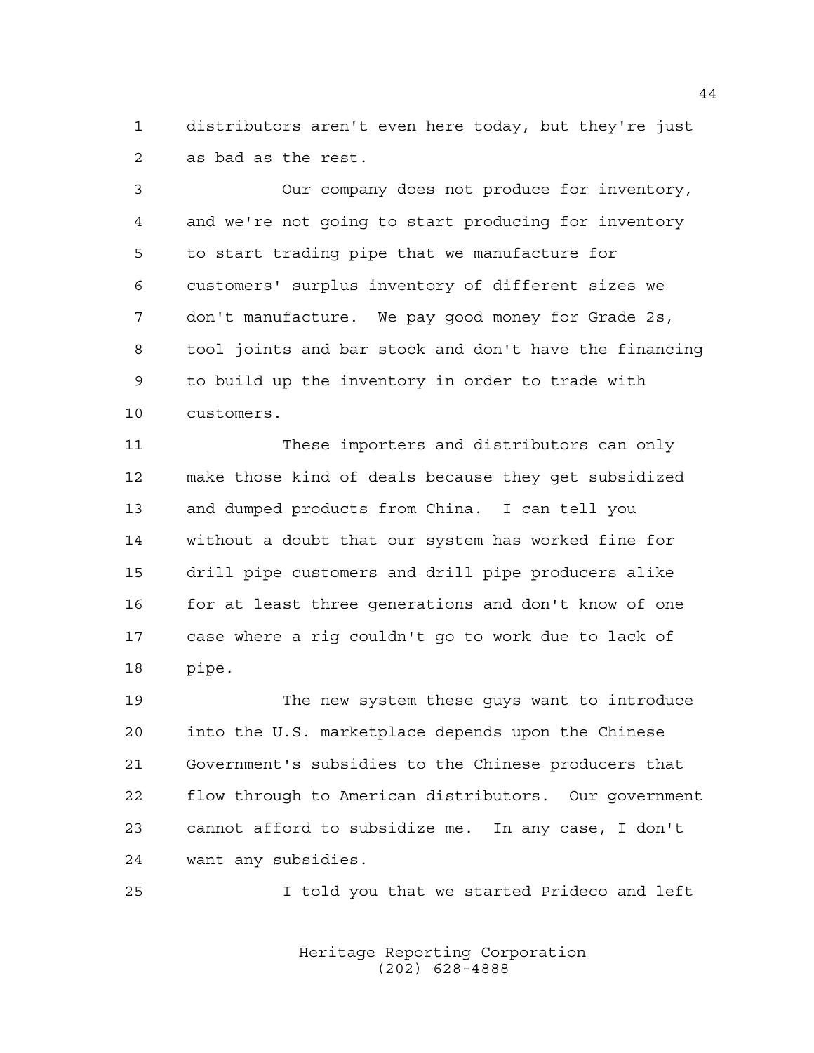distributors aren't even here today, but they're just as bad as the rest.

Our company does not produce for inventory, and we're not going to start producing for inventory to start trading pipe that we manufacture for customers' surplus inventory of different sizes we don't manufacture. We pay good money for Grade 2s, tool joints and bar stock and don't have the financing to build up the inventory in order to trade with customers.

These importers and distributors can only make those kind of deals because they get subsidized and dumped products from China. I can tell you without a doubt that our system has worked fine for drill pipe customers and drill pipe producers alike for at least three generations and don't know of one case where a rig couldn't go to work due to lack of pipe.

The new system these guys want to introduce into the U.S. marketplace depends upon the Chinese Government's subsidies to the Chinese producers that flow through to American distributors. Our government cannot afford to subsidize me. In any case, I don't want any subsidies.

I told you that we started Prideco and left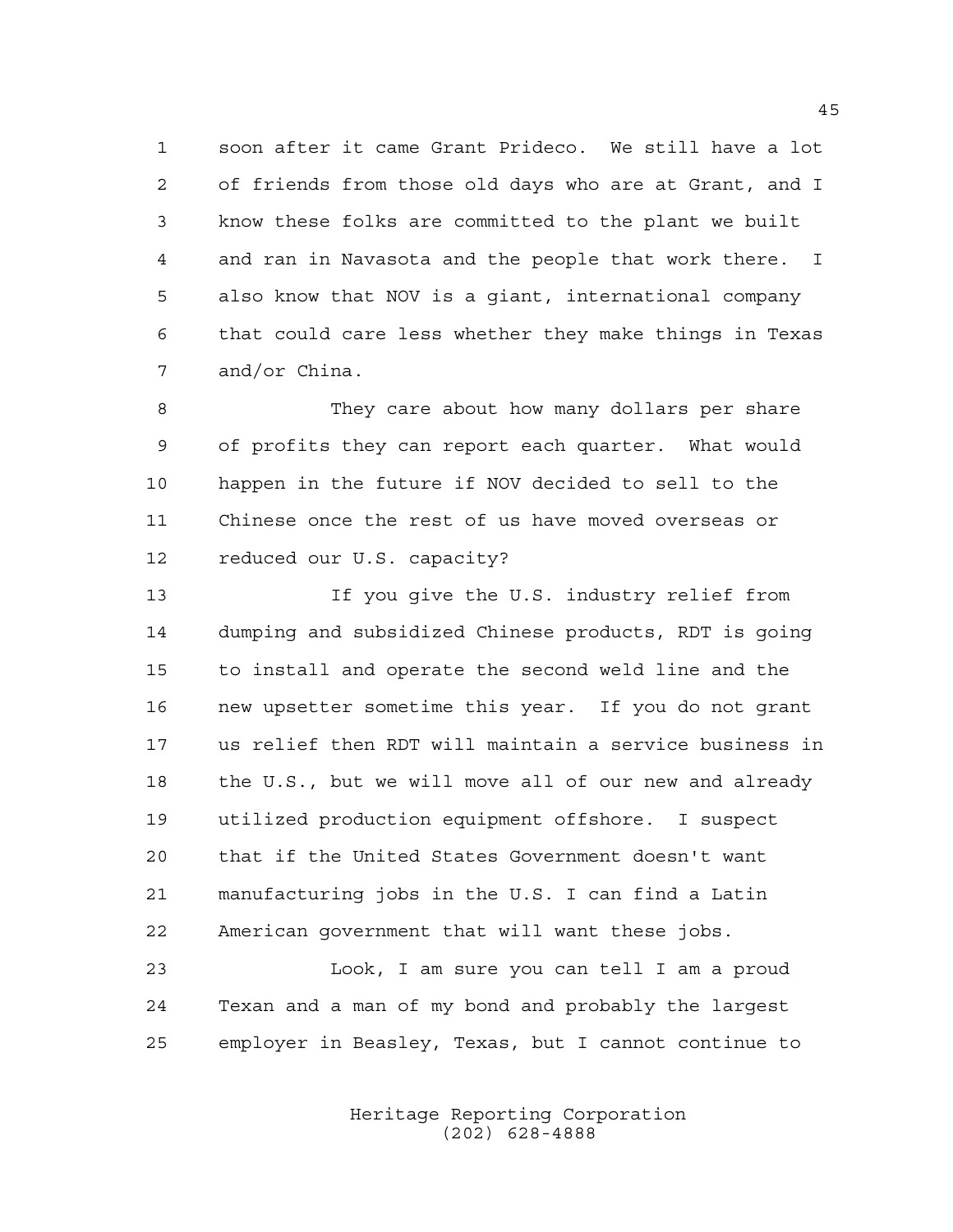soon after it came Grant Prideco. We still have a lot of friends from those old days who are at Grant, and I know these folks are committed to the plant we built and ran in Navasota and the people that work there. I also know that NOV is a giant, international company that could care less whether they make things in Texas and/or China.

They care about how many dollars per share of profits they can report each quarter. What would happen in the future if NOV decided to sell to the Chinese once the rest of us have moved overseas or reduced our U.S. capacity?

If you give the U.S. industry relief from dumping and subsidized Chinese products, RDT is going to install and operate the second weld line and the new upsetter sometime this year. If you do not grant us relief then RDT will maintain a service business in the U.S., but we will move all of our new and already utilized production equipment offshore. I suspect that if the United States Government doesn't want manufacturing jobs in the U.S. I can find a Latin American government that will want these jobs.

Look, I am sure you can tell I am a proud Texan and a man of my bond and probably the largest employer in Beasley, Texas, but I cannot continue to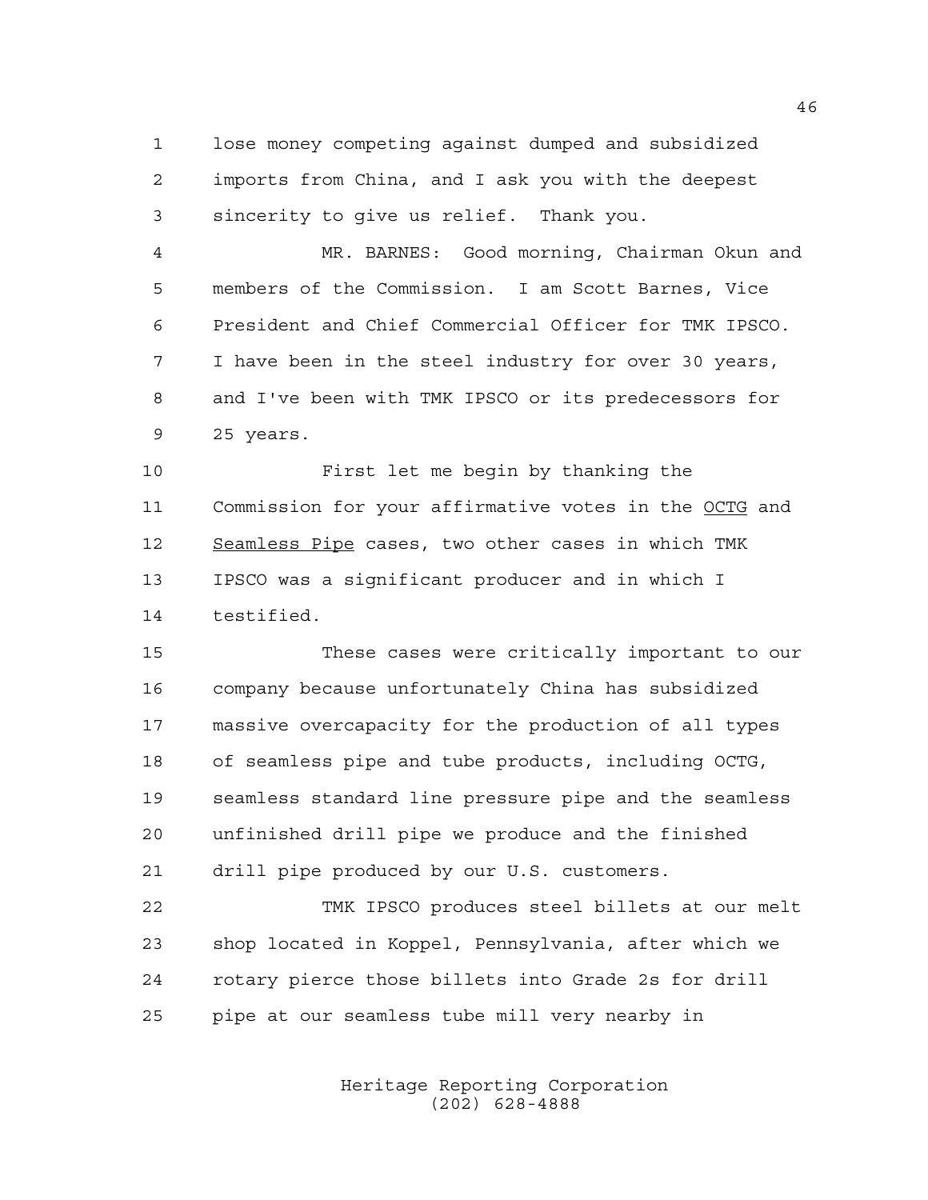lose money competing against dumped and subsidized imports from China, and I ask you with the deepest sincerity to give us relief. Thank you.

MR. BARNES: Good morning, Chairman Okun and members of the Commission. I am Scott Barnes, Vice President and Chief Commercial Officer for TMK IPSCO. I have been in the steel industry for over 30 years, and I've been with TMK IPSCO or its predecessors for 25 years.

First let me begin by thanking the Commission for your affirmative votes in the OCTG and Seamless Pipe cases, two other cases in which TMK IPSCO was a significant producer and in which I testified.

These cases were critically important to our company because unfortunately China has subsidized massive overcapacity for the production of all types of seamless pipe and tube products, including OCTG, seamless standard line pressure pipe and the seamless unfinished drill pipe we produce and the finished drill pipe produced by our U.S. customers.

TMK IPSCO produces steel billets at our melt shop located in Koppel, Pennsylvania, after which we rotary pierce those billets into Grade 2s for drill pipe at our seamless tube mill very nearby in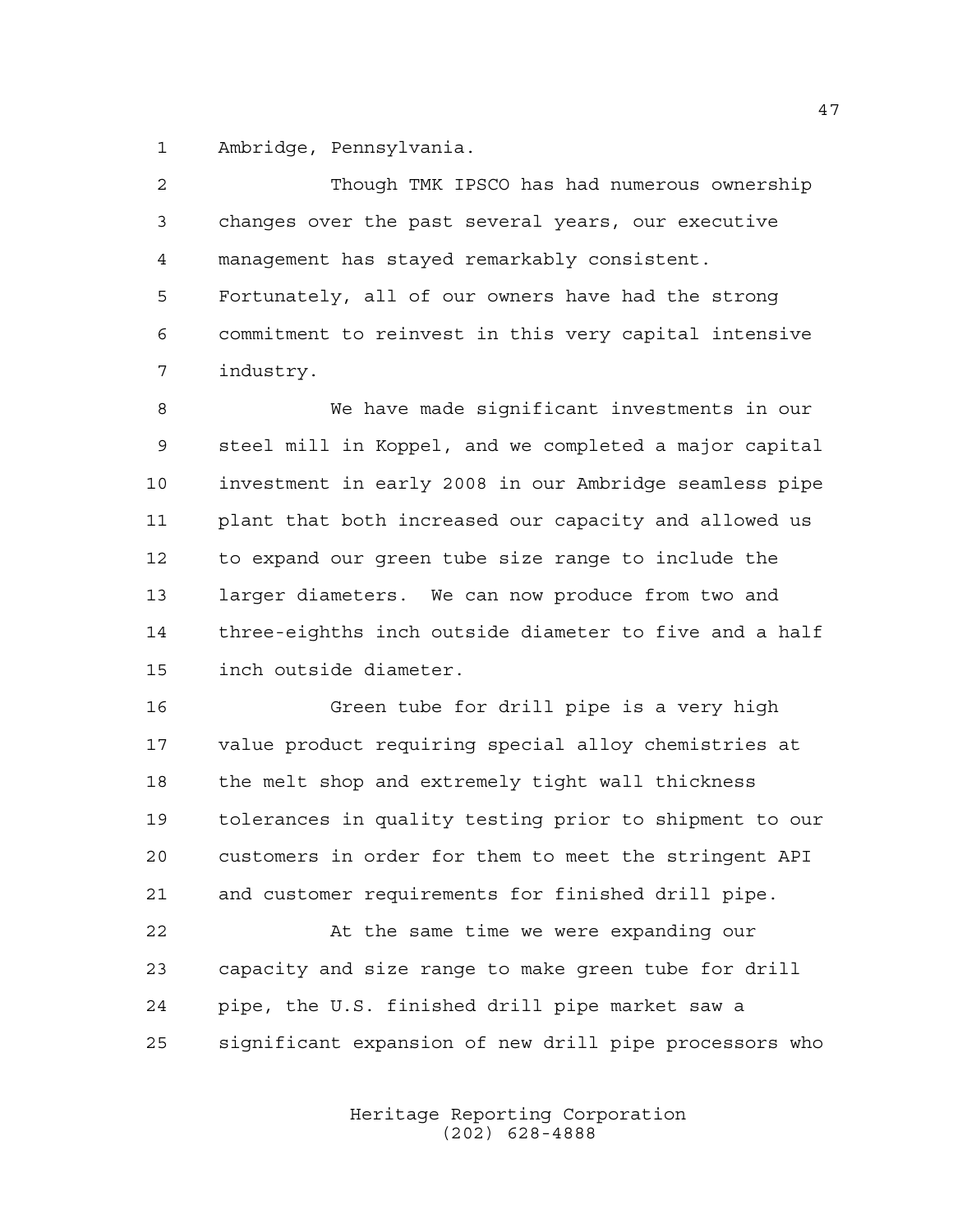Ambridge, Pennsylvania.

Though TMK IPSCO has had numerous ownership changes over the past several years, our executive management has stayed remarkably consistent. Fortunately, all of our owners have had the strong commitment to reinvest in this very capital intensive industry.

We have made significant investments in our steel mill in Koppel, and we completed a major capital investment in early 2008 in our Ambridge seamless pipe plant that both increased our capacity and allowed us to expand our green tube size range to include the larger diameters. We can now produce from two and three-eighths inch outside diameter to five and a half inch outside diameter.

Green tube for drill pipe is a very high value product requiring special alloy chemistries at the melt shop and extremely tight wall thickness tolerances in quality testing prior to shipment to our customers in order for them to meet the stringent API and customer requirements for finished drill pipe.

At the same time we were expanding our capacity and size range to make green tube for drill pipe, the U.S. finished drill pipe market saw a significant expansion of new drill pipe processors who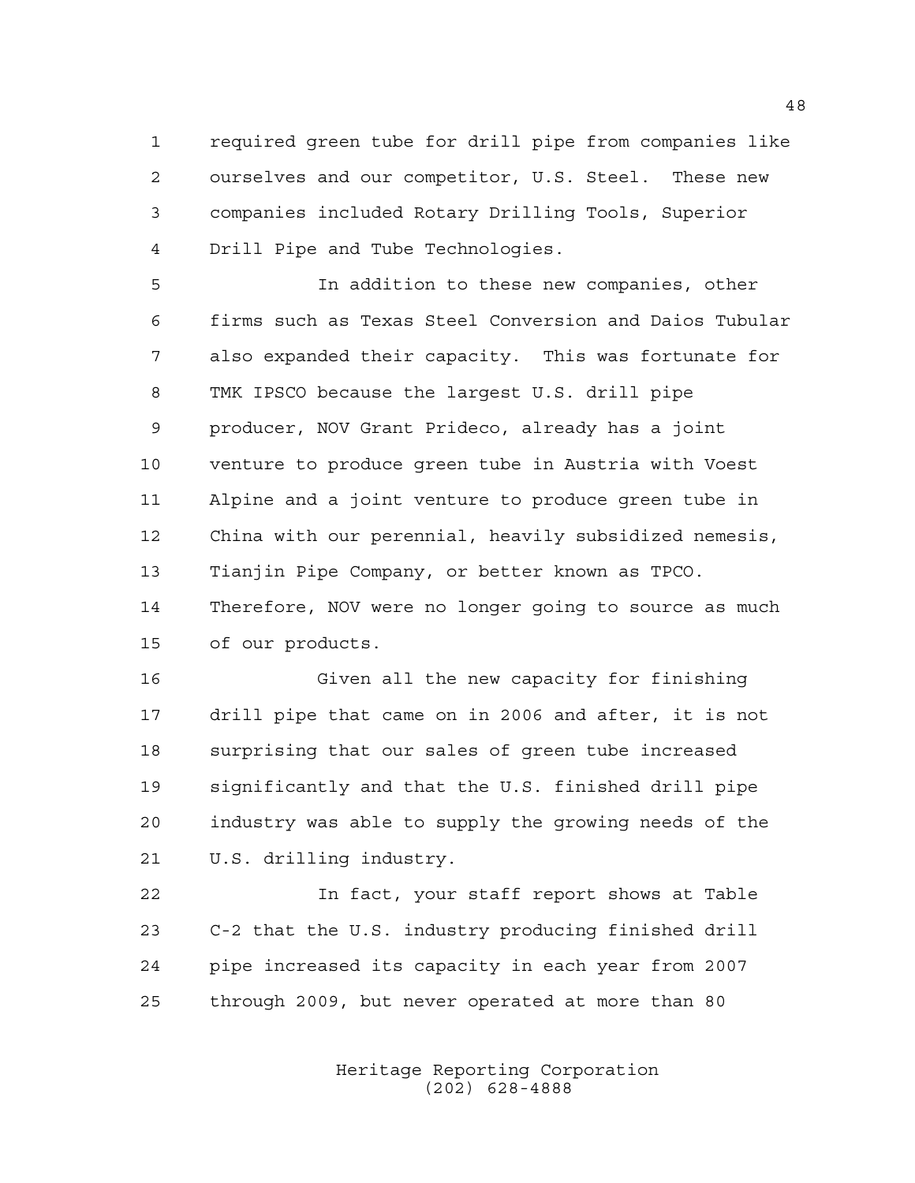required green tube for drill pipe from companies like ourselves and our competitor, U.S. Steel. These new companies included Rotary Drilling Tools, Superior Drill Pipe and Tube Technologies.

In addition to these new companies, other firms such as Texas Steel Conversion and Daios Tubular also expanded their capacity. This was fortunate for TMK IPSCO because the largest U.S. drill pipe producer, NOV Grant Prideco, already has a joint venture to produce green tube in Austria with Voest Alpine and a joint venture to produce green tube in China with our perennial, heavily subsidized nemesis, Tianjin Pipe Company, or better known as TPCO. Therefore, NOV were no longer going to source as much of our products.

Given all the new capacity for finishing drill pipe that came on in 2006 and after, it is not surprising that our sales of green tube increased significantly and that the U.S. finished drill pipe industry was able to supply the growing needs of the U.S. drilling industry.

In fact, your staff report shows at Table C-2 that the U.S. industry producing finished drill pipe increased its capacity in each year from 2007 through 2009, but never operated at more than 80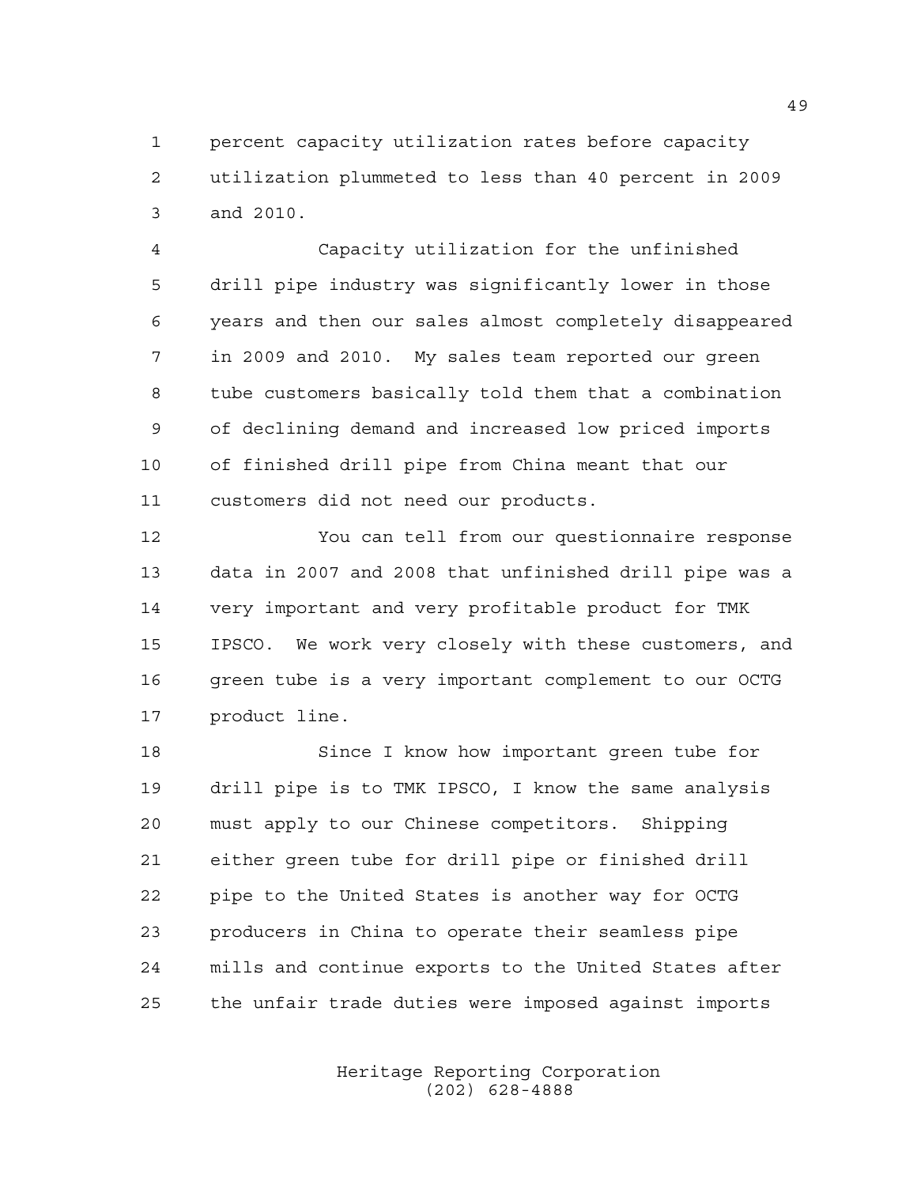percent capacity utilization rates before capacity utilization plummeted to less than 40 percent in 2009 and 2010.

Capacity utilization for the unfinished drill pipe industry was significantly lower in those years and then our sales almost completely disappeared in 2009 and 2010. My sales team reported our green tube customers basically told them that a combination of declining demand and increased low priced imports of finished drill pipe from China meant that our customers did not need our products.

You can tell from our questionnaire response data in 2007 and 2008 that unfinished drill pipe was a very important and very profitable product for TMK IPSCO. We work very closely with these customers, and green tube is a very important complement to our OCTG product line.

Since I know how important green tube for drill pipe is to TMK IPSCO, I know the same analysis must apply to our Chinese competitors. Shipping either green tube for drill pipe or finished drill pipe to the United States is another way for OCTG producers in China to operate their seamless pipe mills and continue exports to the United States after the unfair trade duties were imposed against imports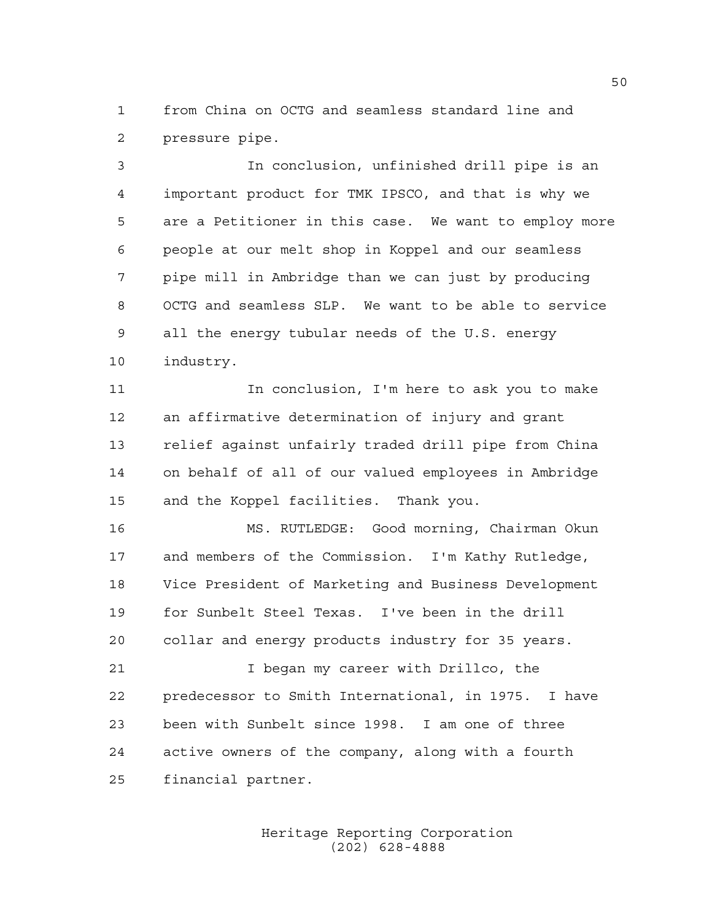from China on OCTG and seamless standard line and pressure pipe.

In conclusion, unfinished drill pipe is an important product for TMK IPSCO, and that is why we are a Petitioner in this case. We want to employ more people at our melt shop in Koppel and our seamless pipe mill in Ambridge than we can just by producing OCTG and seamless SLP. We want to be able to service all the energy tubular needs of the U.S. energy industry.

In conclusion, I'm here to ask you to make an affirmative determination of injury and grant relief against unfairly traded drill pipe from China on behalf of all of our valued employees in Ambridge and the Koppel facilities. Thank you.

MS. RUTLEDGE: Good morning, Chairman Okun and members of the Commission. I'm Kathy Rutledge, Vice President of Marketing and Business Development for Sunbelt Steel Texas. I've been in the drill collar and energy products industry for 35 years.

I began my career with Drillco, the predecessor to Smith International, in 1975. I have been with Sunbelt since 1998. I am one of three active owners of the company, along with a fourth financial partner.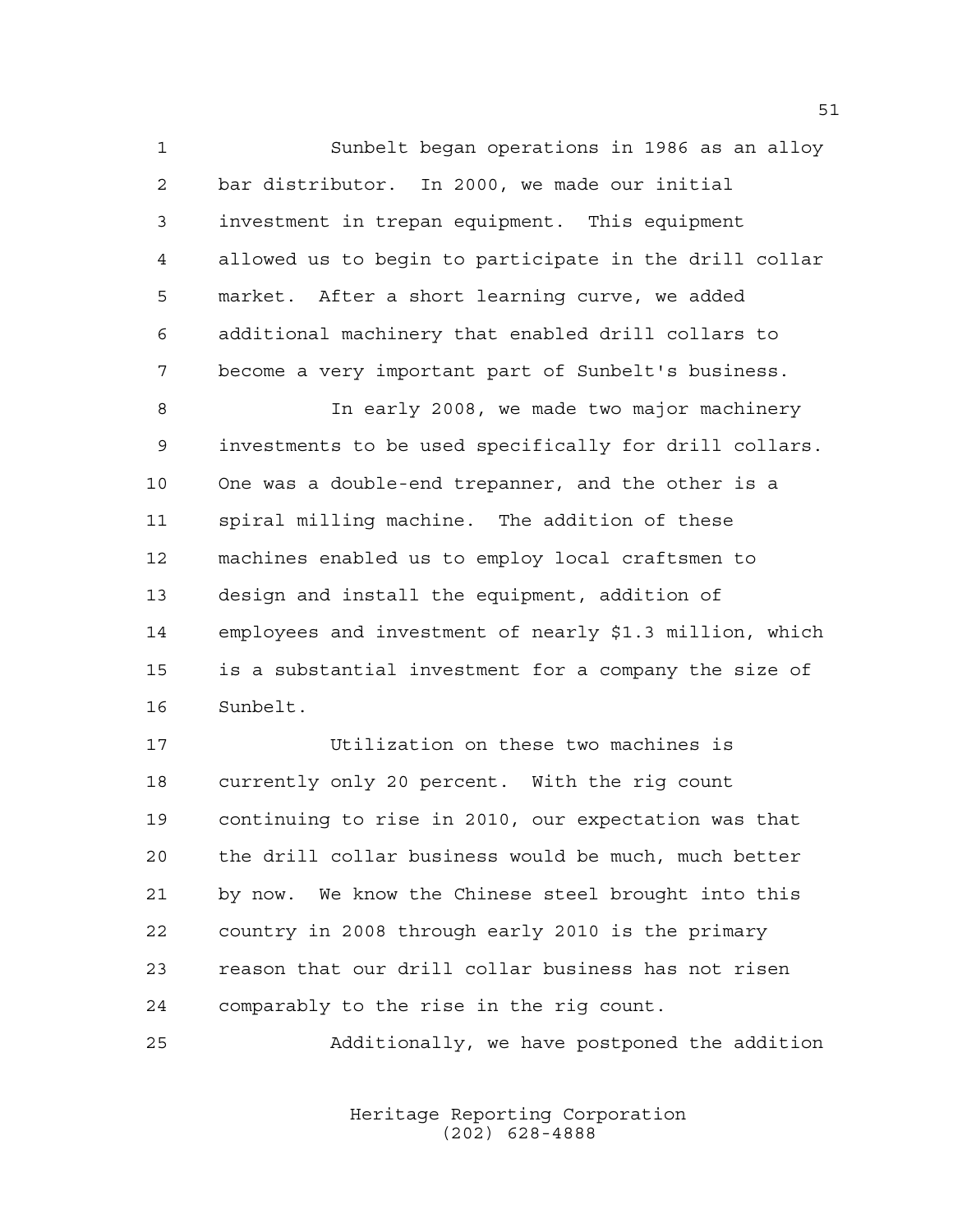Sunbelt began operations in 1986 as an alloy bar distributor. In 2000, we made our initial investment in trepan equipment. This equipment allowed us to begin to participate in the drill collar market. After a short learning curve, we added additional machinery that enabled drill collars to become a very important part of Sunbelt's business.

In early 2008, we made two major machinery investments to be used specifically for drill collars. One was a double-end trepanner, and the other is a spiral milling machine. The addition of these machines enabled us to employ local craftsmen to design and install the equipment, addition of employees and investment of nearly $1.3 million, which is a substantial investment for a company the size of Sunbelt.

Utilization on these two machines is currently only 20 percent. With the rig count continuing to rise in 2010, our expectation was that the drill collar business would be much, much better by now. We know the Chinese steel brought into this country in 2008 through early 2010 is the primary reason that our drill collar business has not risen comparably to the rise in the rig count.

Additionally, we have postponed the addition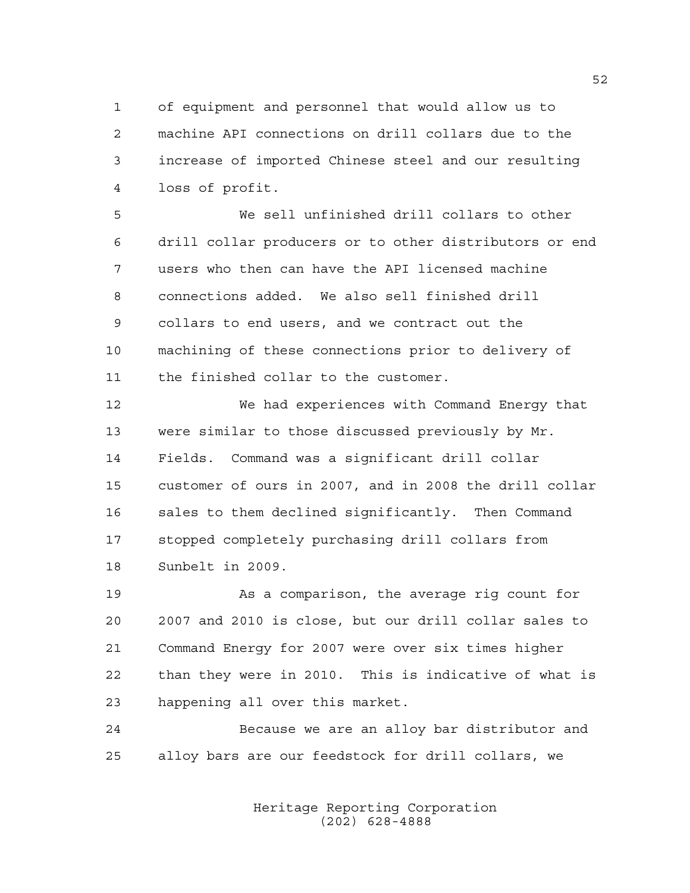of equipment and personnel that would allow us to machine API connections on drill collars due to the increase of imported Chinese steel and our resulting loss of profit.

We sell unfinished drill collars to other drill collar producers or to other distributors or end users who then can have the API licensed machine connections added. We also sell finished drill collars to end users, and we contract out the machining of these connections prior to delivery of the finished collar to the customer.

We had experiences with Command Energy that were similar to those discussed previously by Mr. Fields. Command was a significant drill collar customer of ours in 2007, and in 2008 the drill collar sales to them declined significantly. Then Command stopped completely purchasing drill collars from Sunbelt in 2009.

As a comparison, the average rig count for 2007 and 2010 is close, but our drill collar sales to Command Energy for 2007 were over six times higher than they were in 2010. This is indicative of what is happening all over this market.

Because we are an alloy bar distributor and alloy bars are our feedstock for drill collars, we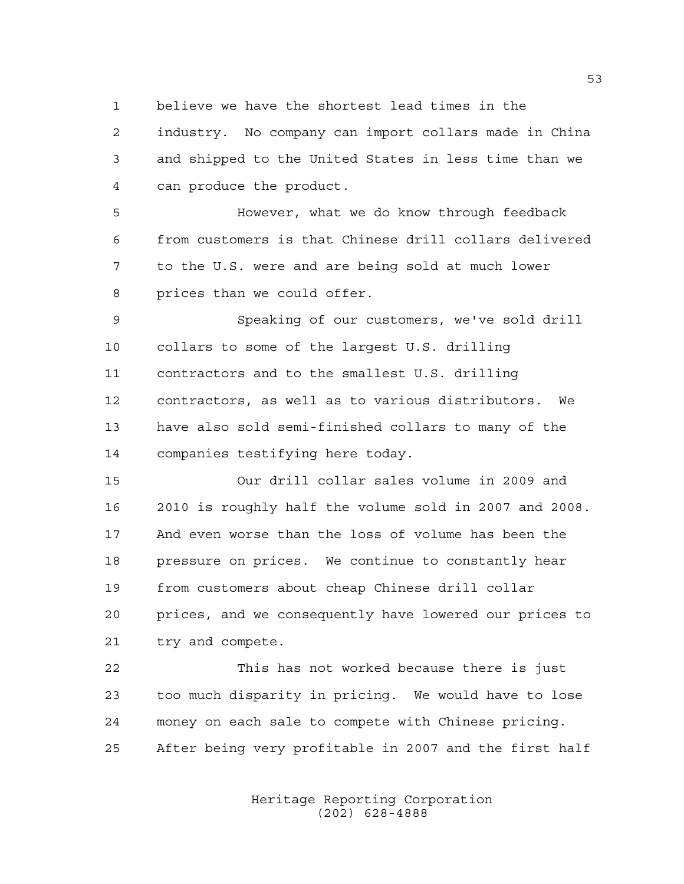believe we have the shortest lead times in the industry. No company can import collars made in China and shipped to the United States in less time than we can produce the product.

However, what we do know through feedback from customers is that Chinese drill collars delivered to the U.S. were and are being sold at much lower prices than we could offer.

Speaking of our customers, we've sold drill collars to some of the largest U.S. drilling contractors and to the smallest U.S. drilling contractors, as well as to various distributors. We have also sold semi-finished collars to many of the companies testifying here today.

Our drill collar sales volume in 2009 and 2010 is roughly half the volume sold in 2007 and 2008. And even worse than the loss of volume has been the pressure on prices. We continue to constantly hear from customers about cheap Chinese drill collar prices, and we consequently have lowered our prices to try and compete.

This has not worked because there is just too much disparity in pricing. We would have to lose money on each sale to compete with Chinese pricing. After being very profitable in 2007 and the first half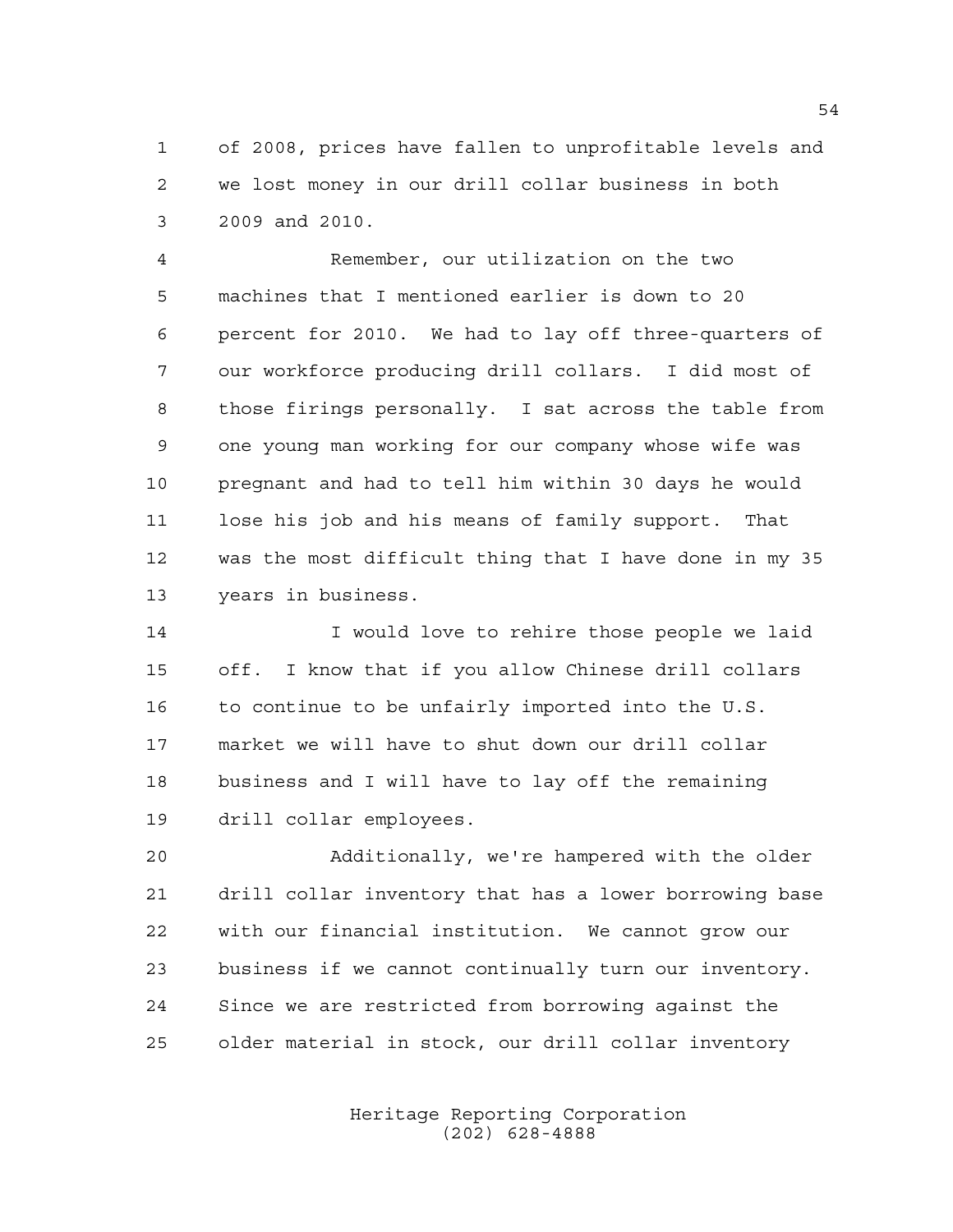of 2008, prices have fallen to unprofitable levels and we lost money in our drill collar business in both 2009 and 2010.

Remember, our utilization on the two machines that I mentioned earlier is down to 20 percent for 2010. We had to lay off three-quarters of our workforce producing drill collars. I did most of those firings personally. I sat across the table from one young man working for our company whose wife was pregnant and had to tell him within 30 days he would lose his job and his means of family support. That was the most difficult thing that I have done in my 35 years in business.

I would love to rehire those people we laid off. I know that if you allow Chinese drill collars to continue to be unfairly imported into the U.S. market we will have to shut down our drill collar business and I will have to lay off the remaining drill collar employees.

Additionally, we're hampered with the older drill collar inventory that has a lower borrowing base with our financial institution. We cannot grow our business if we cannot continually turn our inventory. Since we are restricted from borrowing against the older material in stock, our drill collar inventory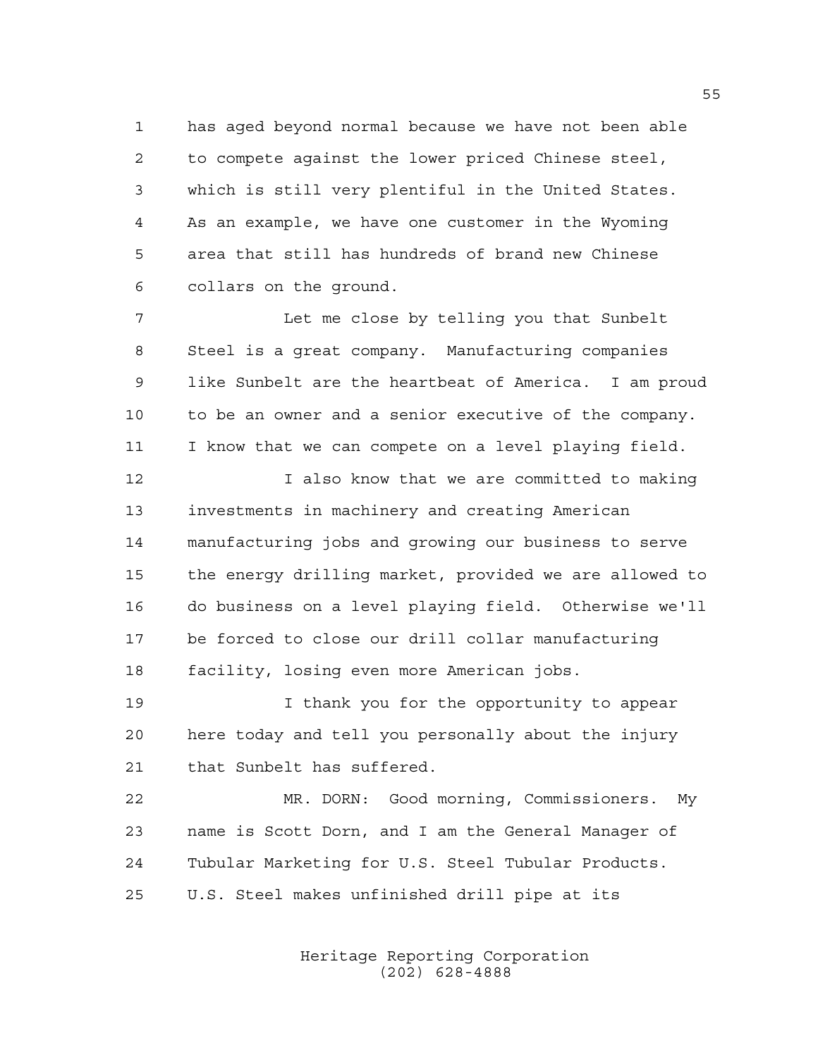has aged beyond normal because we have not been able to compete against the lower priced Chinese steel, which is still very plentiful in the United States. As an example, we have one customer in the Wyoming area that still has hundreds of brand new Chinese collars on the ground.

Let me close by telling you that Sunbelt Steel is a great company. Manufacturing companies like Sunbelt are the heartbeat of America. I am proud to be an owner and a senior executive of the company. I know that we can compete on a level playing field.

I also know that we are committed to making investments in machinery and creating American manufacturing jobs and growing our business to serve the energy drilling market, provided we are allowed to do business on a level playing field. Otherwise we'll be forced to close our drill collar manufacturing facility, losing even more American jobs.

I thank you for the opportunity to appear here today and tell you personally about the injury that Sunbelt has suffered.

MR. DORN: Good morning, Commissioners. My name is Scott Dorn, and I am the General Manager of Tubular Marketing for U.S. Steel Tubular Products. U.S. Steel makes unfinished drill pipe at its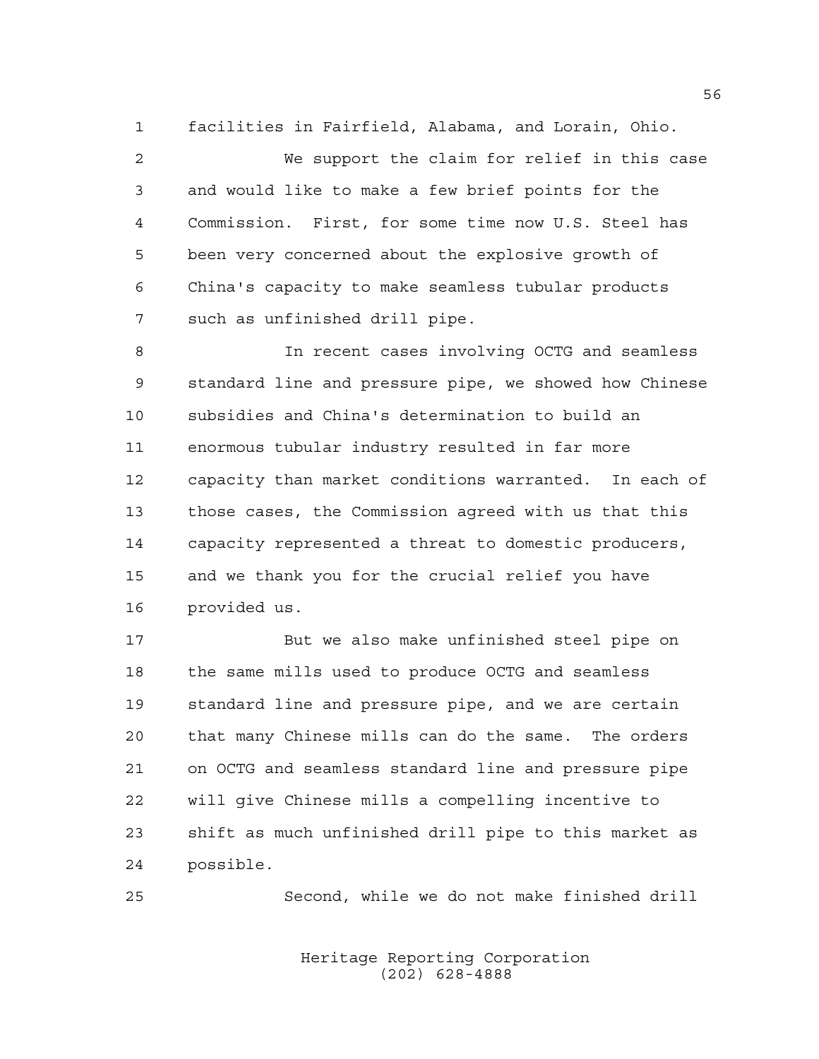facilities in Fairfield, Alabama, and Lorain, Ohio.

We support the claim for relief in this case and would like to make a few brief points for the Commission. First, for some time now U.S. Steel has been very concerned about the explosive growth of China's capacity to make seamless tubular products such as unfinished drill pipe.

In recent cases involving OCTG and seamless standard line and pressure pipe, we showed how Chinese subsidies and China's determination to build an enormous tubular industry resulted in far more capacity than market conditions warranted. In each of those cases, the Commission agreed with us that this capacity represented a threat to domestic producers, and we thank you for the crucial relief you have provided us.

But we also make unfinished steel pipe on the same mills used to produce OCTG and seamless standard line and pressure pipe, and we are certain that many Chinese mills can do the same. The orders on OCTG and seamless standard line and pressure pipe will give Chinese mills a compelling incentive to shift as much unfinished drill pipe to this market as possible.

Second, while we do not make finished drill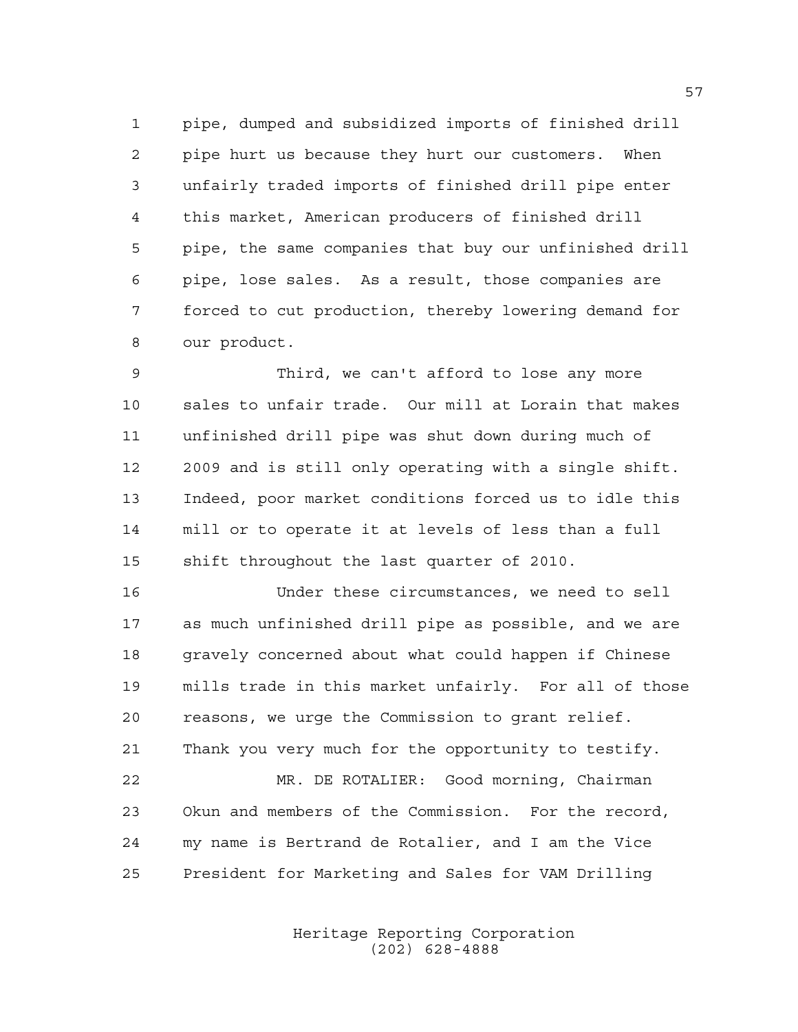pipe, dumped and subsidized imports of finished drill pipe hurt us because they hurt our customers. When unfairly traded imports of finished drill pipe enter this market, American producers of finished drill pipe, the same companies that buy our unfinished drill pipe, lose sales. As a result, those companies are forced to cut production, thereby lowering demand for our product.

Third, we can't afford to lose any more sales to unfair trade. Our mill at Lorain that makes unfinished drill pipe was shut down during much of 2009 and is still only operating with a single shift. Indeed, poor market conditions forced us to idle this mill or to operate it at levels of less than a full shift throughout the last quarter of 2010.

Under these circumstances, we need to sell as much unfinished drill pipe as possible, and we are gravely concerned about what could happen if Chinese mills trade in this market unfairly. For all of those reasons, we urge the Commission to grant relief. Thank you very much for the opportunity to testify.

MR. DE ROTALIER: Good morning, Chairman Okun and members of the Commission. For the record, my name is Bertrand de Rotalier, and I am the Vice President for Marketing and Sales for VAM Drilling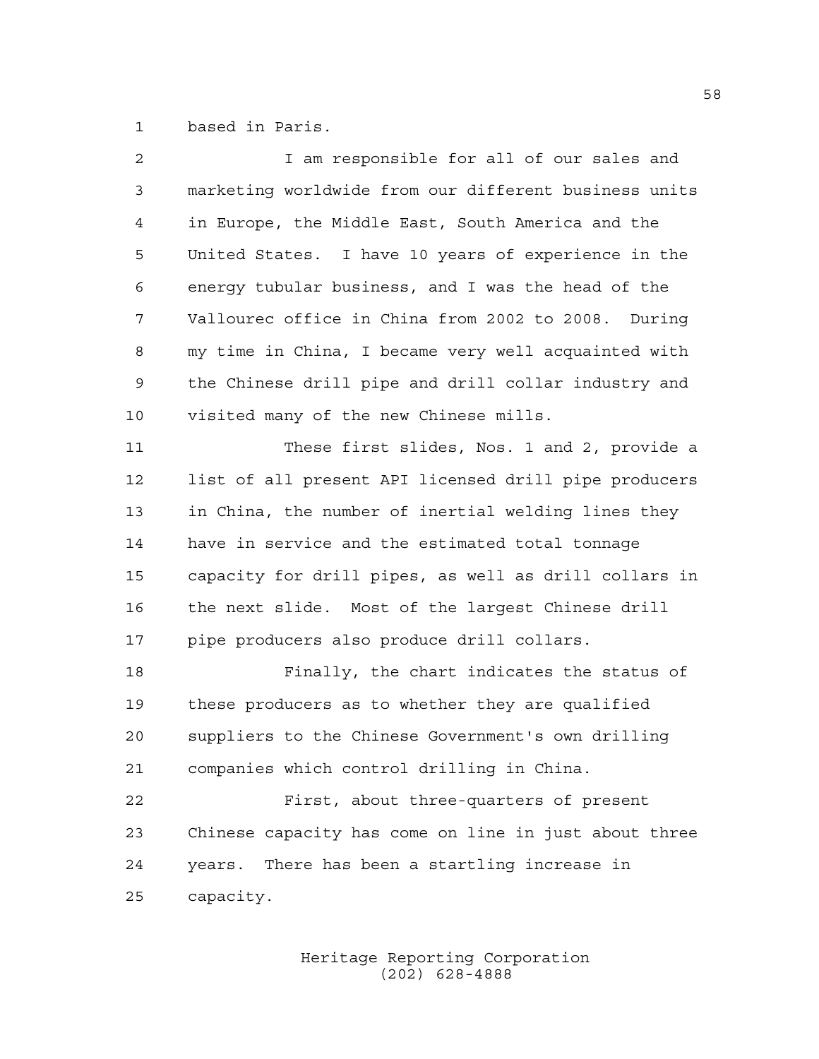based in Paris.

I am responsible for all of our sales and marketing worldwide from our different business units in Europe, the Middle East, South America and the United States. I have 10 years of experience in the energy tubular business, and I was the head of the Vallourec office in China from 2002 to 2008. During my time in China, I became very well acquainted with the Chinese drill pipe and drill collar industry and visited many of the new Chinese mills.

These first slides, Nos. 1 and 2, provide a list of all present API licensed drill pipe producers in China, the number of inertial welding lines they have in service and the estimated total tonnage capacity for drill pipes, as well as drill collars in the next slide. Most of the largest Chinese drill pipe producers also produce drill collars.

Finally, the chart indicates the status of these producers as to whether they are qualified suppliers to the Chinese Government's own drilling companies which control drilling in China.

First, about three-quarters of present Chinese capacity has come on line in just about three years. There has been a startling increase in capacity.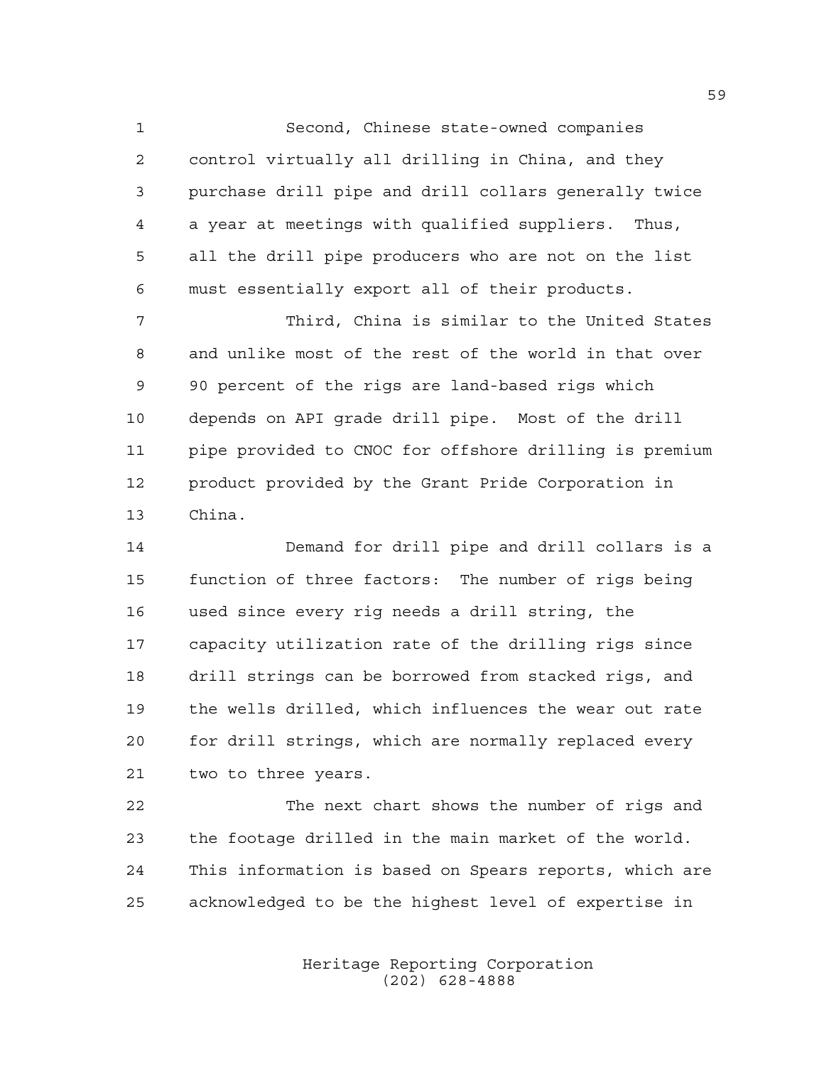Second, Chinese state-owned companies control virtually all drilling in China, and they purchase drill pipe and drill collars generally twice a year at meetings with qualified suppliers. Thus, all the drill pipe producers who are not on the list must essentially export all of their products.

Third, China is similar to the United States and unlike most of the rest of the world in that over 90 percent of the rigs are land-based rigs which depends on API grade drill pipe. Most of the drill pipe provided to CNOC for offshore drilling is premium product provided by the Grant Pride Corporation in China.

Demand for drill pipe and drill collars is a function of three factors: The number of rigs being used since every rig needs a drill string, the capacity utilization rate of the drilling rigs since drill strings can be borrowed from stacked rigs, and the wells drilled, which influences the wear out rate for drill strings, which are normally replaced every two to three years.

The next chart shows the number of rigs and the footage drilled in the main market of the world. This information is based on Spears reports, which are acknowledged to be the highest level of expertise in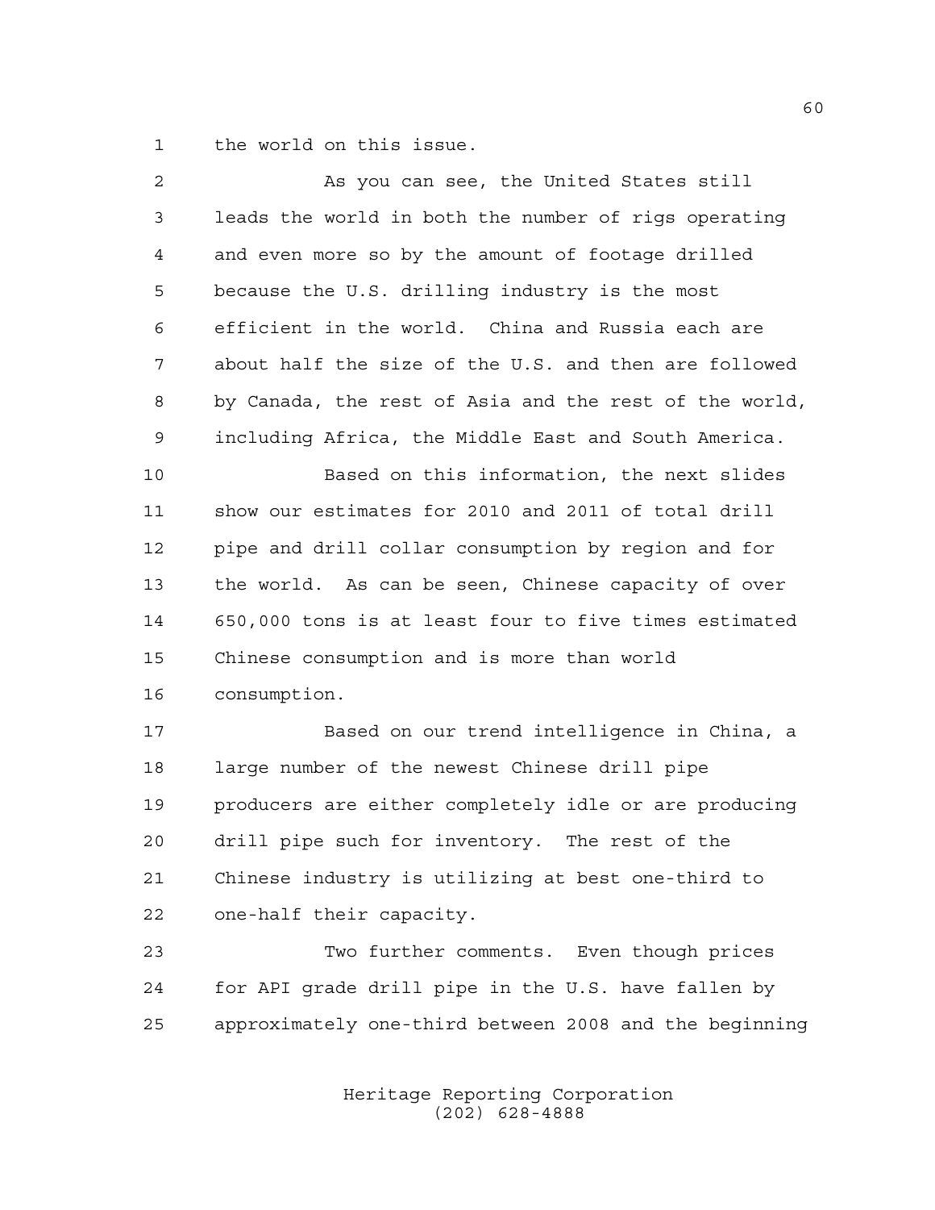the world on this issue.

As you can see, the United States still leads the world in both the number of rigs operating and even more so by the amount of footage drilled because the U.S. drilling industry is the most efficient in the world. China and Russia each are about half the size of the U.S. and then are followed by Canada, the rest of Asia and the rest of the world, including Africa, the Middle East and South America.

Based on this information, the next slides show our estimates for 2010 and 2011 of total drill pipe and drill collar consumption by region and for the world. As can be seen, Chinese capacity of over 650,000 tons is at least four to five times estimated Chinese consumption and is more than world consumption.

Based on our trend intelligence in China, a large number of the newest Chinese drill pipe producers are either completely idle or are producing drill pipe such for inventory. The rest of the Chinese industry is utilizing at best one-third to one-half their capacity.

Two further comments. Even though prices for API grade drill pipe in the U.S. have fallen by approximately one-third between 2008 and the beginning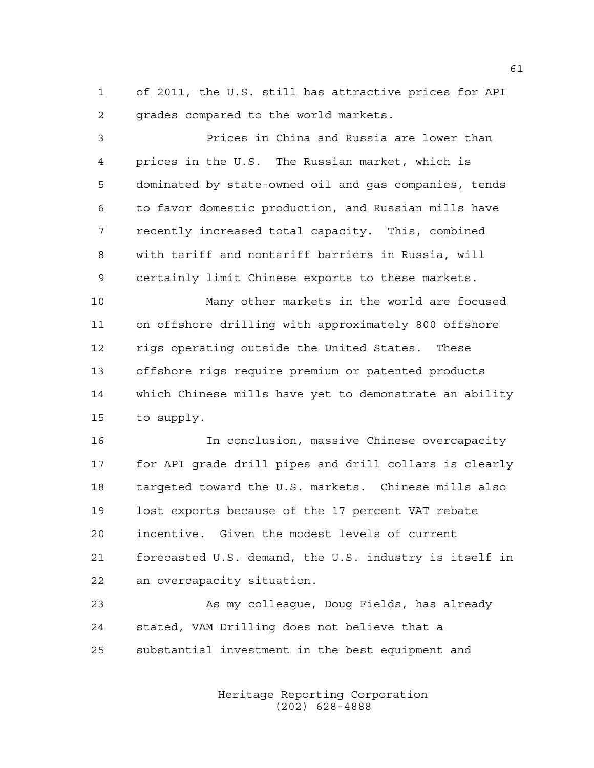of 2011, the U.S. still has attractive prices for API grades compared to the world markets.

Prices in China and Russia are lower than prices in the U.S. The Russian market, which is dominated by state-owned oil and gas companies, tends to favor domestic production, and Russian mills have recently increased total capacity. This, combined with tariff and nontariff barriers in Russia, will certainly limit Chinese exports to these markets.

Many other markets in the world are focused on offshore drilling with approximately 800 offshore rigs operating outside the United States. These offshore rigs require premium or patented products which Chinese mills have yet to demonstrate an ability to supply.

In conclusion, massive Chinese overcapacity for API grade drill pipes and drill collars is clearly targeted toward the U.S. markets. Chinese mills also lost exports because of the 17 percent VAT rebate incentive. Given the modest levels of current forecasted U.S. demand, the U.S. industry is itself in an overcapacity situation.

As my colleague, Doug Fields, has already stated, VAM Drilling does not believe that a substantial investment in the best equipment and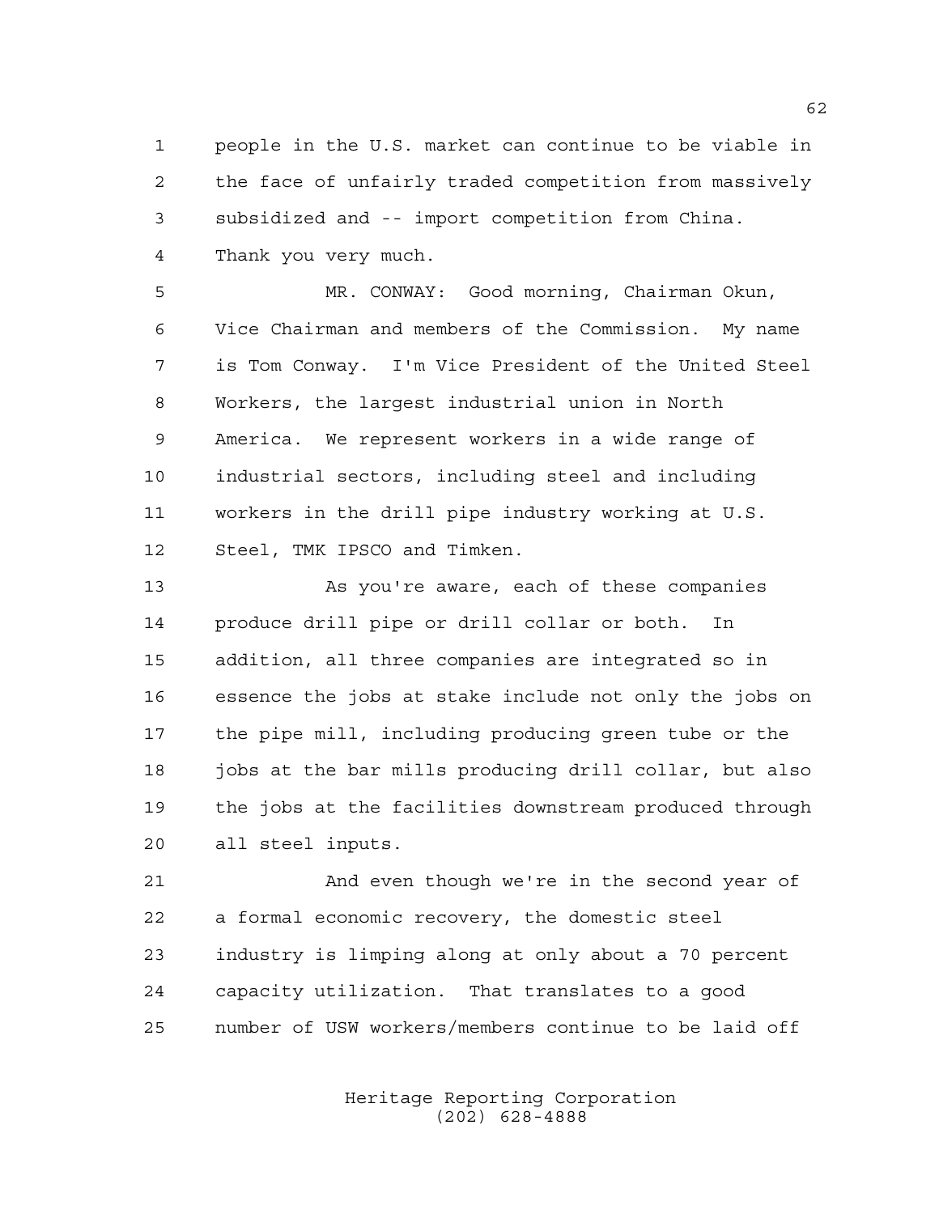people in the U.S. market can continue to be viable in the face of unfairly traded competition from massively subsidized and -- import competition from China. Thank you very much.

MR. CONWAY: Good morning, Chairman Okun, Vice Chairman and members of the Commission. My name is Tom Conway. I'm Vice President of the United Steel Workers, the largest industrial union in North America. We represent workers in a wide range of industrial sectors, including steel and including workers in the drill pipe industry working at U.S. Steel, TMK IPSCO and Timken.

As you're aware, each of these companies produce drill pipe or drill collar or both. In addition, all three companies are integrated so in essence the jobs at stake include not only the jobs on the pipe mill, including producing green tube or the jobs at the bar mills producing drill collar, but also the jobs at the facilities downstream produced through all steel inputs.

And even though we're in the second year of a formal economic recovery, the domestic steel industry is limping along at only about a 70 percent capacity utilization. That translates to a good number of USW workers/members continue to be laid off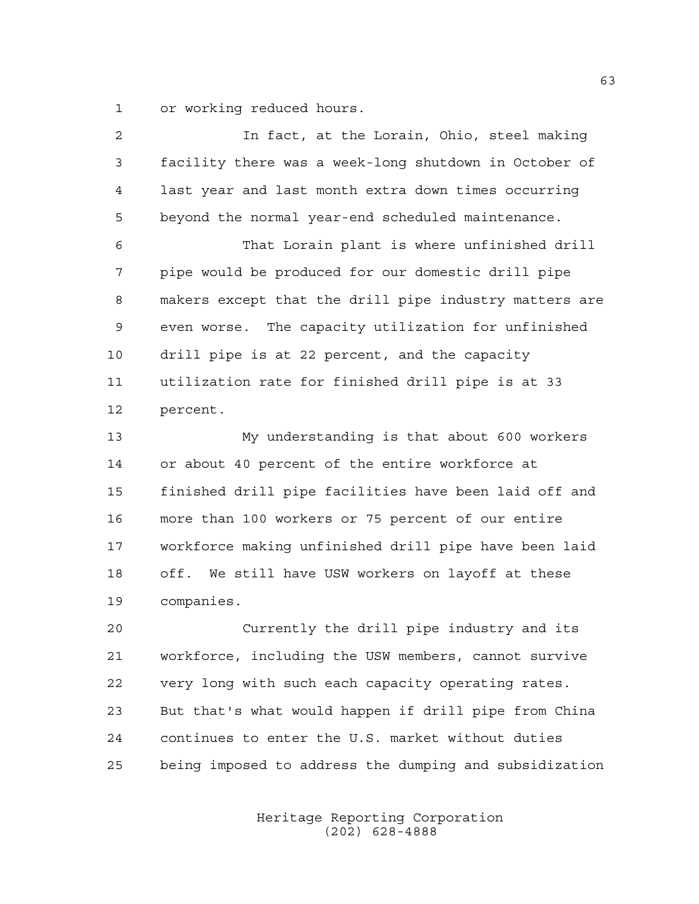or working reduced hours.

In fact, at the Lorain, Ohio, steel making facility there was a week-long shutdown in October of last year and last month extra down times occurring beyond the normal year-end scheduled maintenance.

That Lorain plant is where unfinished drill pipe would be produced for our domestic drill pipe makers except that the drill pipe industry matters are even worse. The capacity utilization for unfinished drill pipe is at 22 percent, and the capacity utilization rate for finished drill pipe is at 33 percent.

My understanding is that about 600 workers or about 40 percent of the entire workforce at finished drill pipe facilities have been laid off and more than 100 workers or 75 percent of our entire workforce making unfinished drill pipe have been laid off. We still have USW workers on layoff at these companies.

Currently the drill pipe industry and its workforce, including the USW members, cannot survive very long with such each capacity operating rates. But that's what would happen if drill pipe from China continues to enter the U.S. market without duties being imposed to address the dumping and subsidization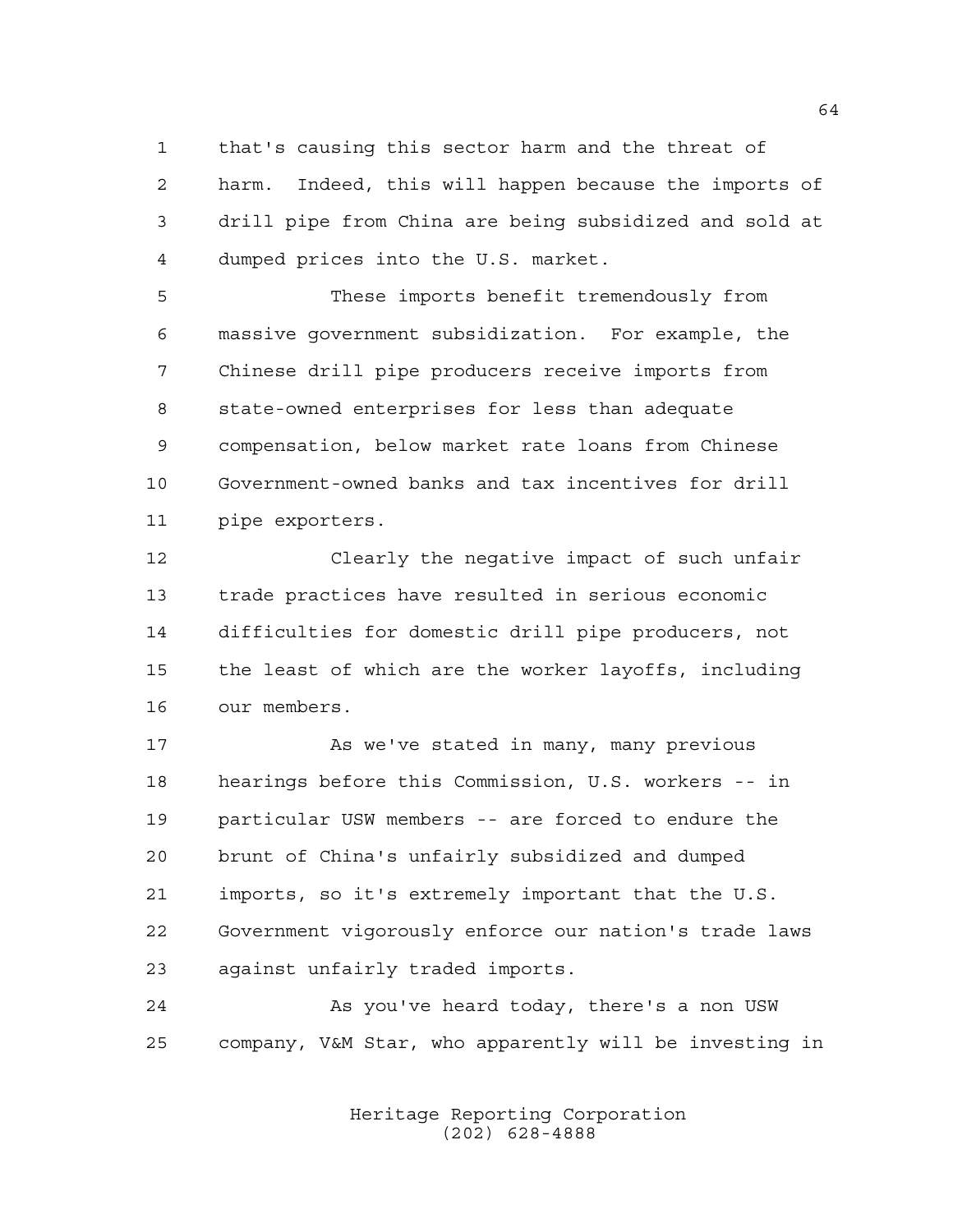that's causing this sector harm and the threat of harm. Indeed, this will happen because the imports of drill pipe from China are being subsidized and sold at dumped prices into the U.S. market.

These imports benefit tremendously from massive government subsidization. For example, the Chinese drill pipe producers receive imports from state-owned enterprises for less than adequate compensation, below market rate loans from Chinese Government-owned banks and tax incentives for drill pipe exporters.

Clearly the negative impact of such unfair trade practices have resulted in serious economic difficulties for domestic drill pipe producers, not the least of which are the worker layoffs, including our members.

As we've stated in many, many previous hearings before this Commission, U.S. workers -- in particular USW members -- are forced to endure the brunt of China's unfairly subsidized and dumped imports, so it's extremely important that the U.S. Government vigorously enforce our nation's trade laws against unfairly traded imports.

As you've heard today, there's a non USW company, V&M Star, who apparently will be investing in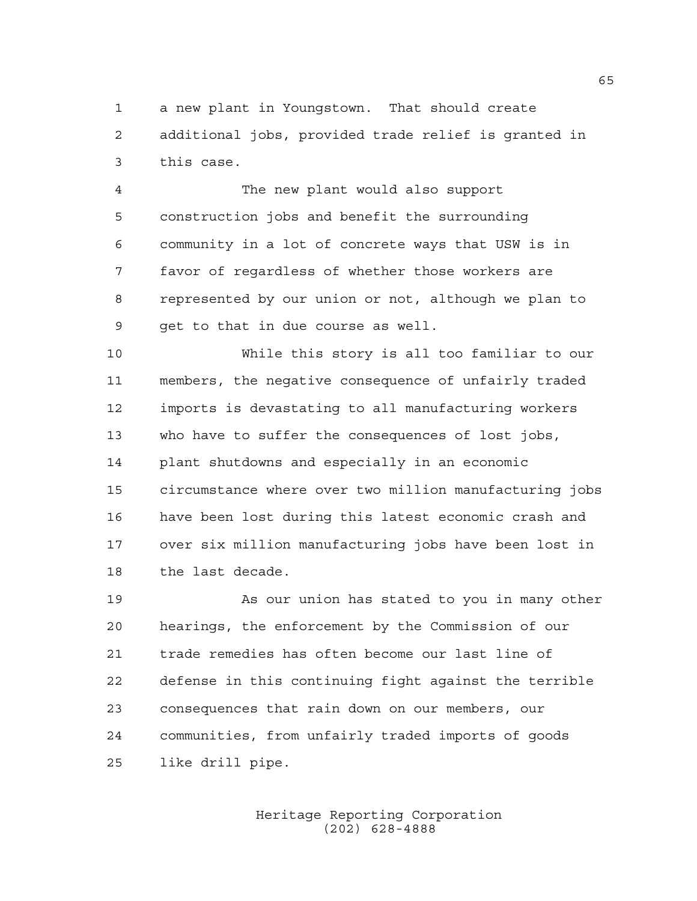a new plant in Youngstown. That should create additional jobs, provided trade relief is granted in this case.

The new plant would also support construction jobs and benefit the surrounding community in a lot of concrete ways that USW is in favor of regardless of whether those workers are represented by our union or not, although we plan to get to that in due course as well.

While this story is all too familiar to our members, the negative consequence of unfairly traded imports is devastating to all manufacturing workers who have to suffer the consequences of lost jobs, plant shutdowns and especially in an economic circumstance where over two million manufacturing jobs have been lost during this latest economic crash and over six million manufacturing jobs have been lost in the last decade.

As our union has stated to you in many other hearings, the enforcement by the Commission of our trade remedies has often become our last line of defense in this continuing fight against the terrible consequences that rain down on our members, our communities, from unfairly traded imports of goods like drill pipe.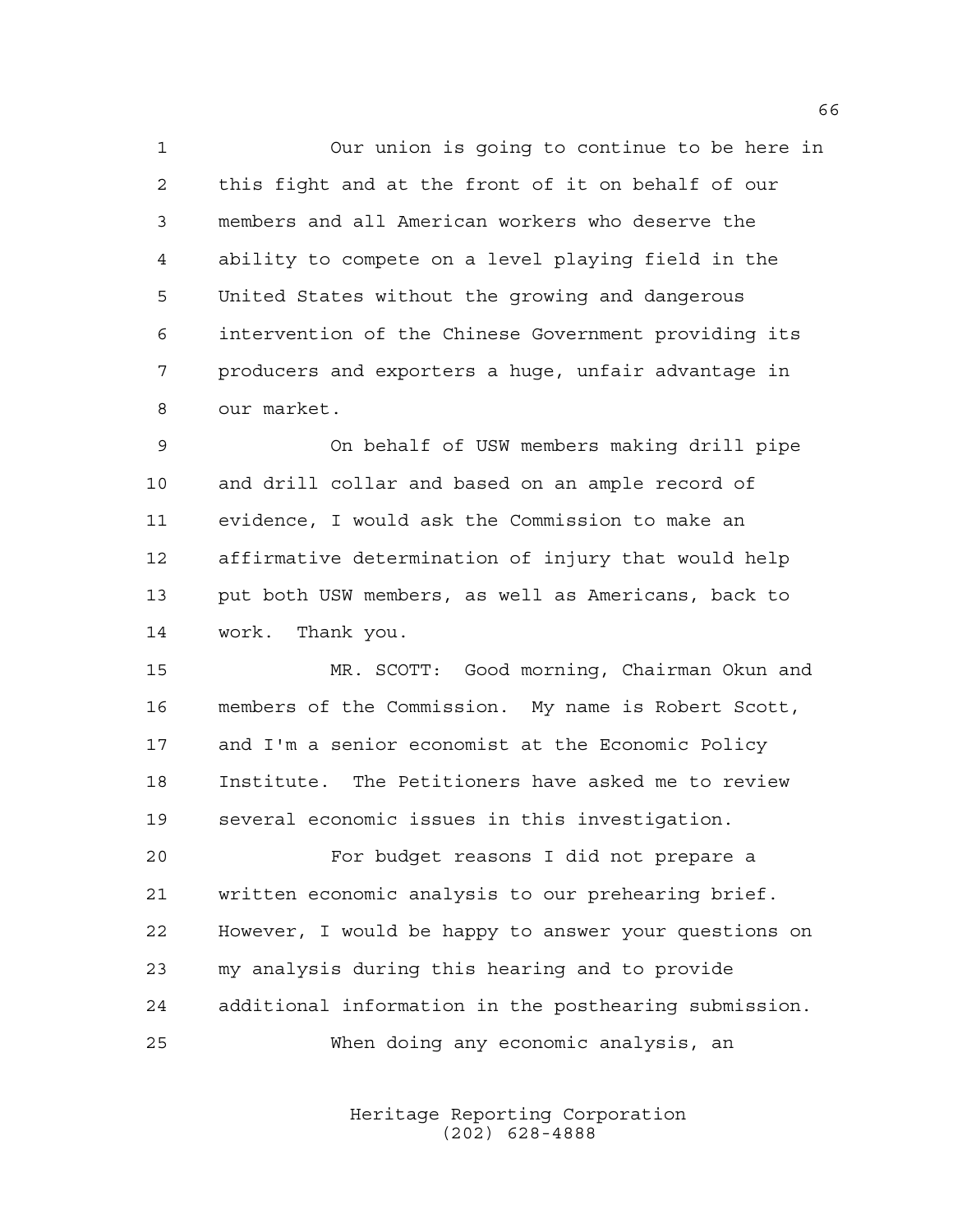Our union is going to continue to be here in this fight and at the front of it on behalf of our members and all American workers who deserve the ability to compete on a level playing field in the United States without the growing and dangerous intervention of the Chinese Government providing its producers and exporters a huge, unfair advantage in our market.

On behalf of USW members making drill pipe and drill collar and based on an ample record of evidence, I would ask the Commission to make an affirmative determination of injury that would help put both USW members, as well as Americans, back to work. Thank you.

MR. SCOTT: Good morning, Chairman Okun and members of the Commission. My name is Robert Scott, and I'm a senior economist at the Economic Policy Institute. The Petitioners have asked me to review several economic issues in this investigation.

For budget reasons I did not prepare a written economic analysis to our prehearing brief. However, I would be happy to answer your questions on my analysis during this hearing and to provide additional information in the posthearing submission.

When doing any economic analysis, an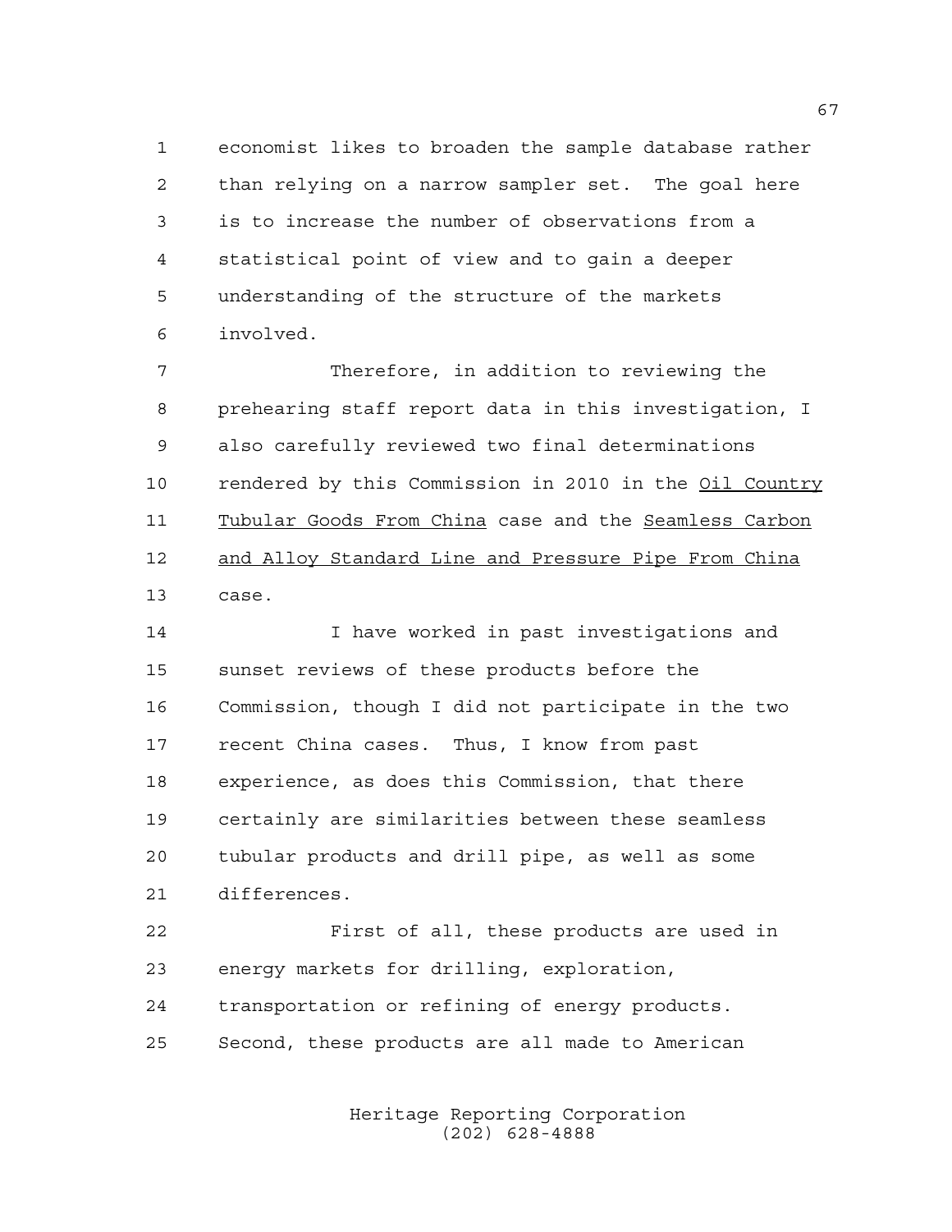economist likes to broaden the sample database rather than relying on a narrow sampler set. The goal here is to increase the number of observations from a statistical point of view and to gain a deeper understanding of the structure of the markets involved.

Therefore, in addition to reviewing the prehearing staff report data in this investigation, I also carefully reviewed two final determinations rendered by this Commission in 2010 in the _Oil Country Tubular Goods From China_ case and the _Seamless Carbon and Alloy Standard Line and Pressure Pipe From China_ case.

I have worked in past investigations and sunset reviews of these products before the Commission, though I did not participate in the two recent China cases. Thus, I know from past experience, as does this Commission, that there certainly are similarities between these seamless tubular products and drill pipe, as well as some differences.

First of all, these products are used in energy markets for drilling, exploration, transportation or refining of energy products. Second, these products are all made to American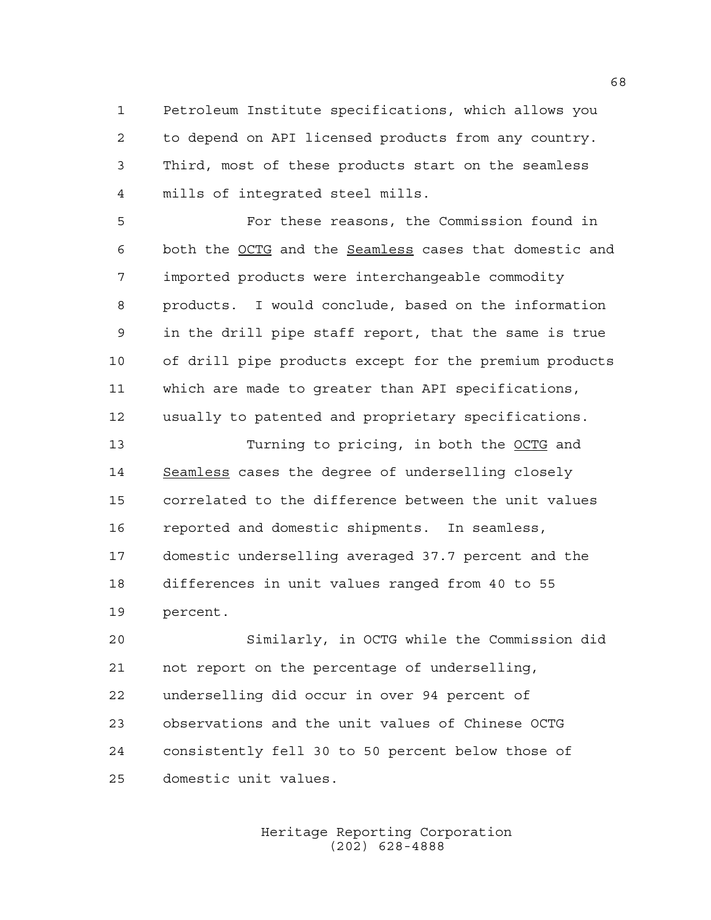Petroleum Institute specifications, which allows you to depend on API licensed products from any country. Third, most of these products start on the seamless mills of integrated steel mills.

For these reasons, the Commission found in both the _OCTG_ and the _Seamless_ cases that domestic and imported products were interchangeable commodity products. I would conclude, based on the information in the drill pipe staff report, that the same is true of drill pipe products except for the premium products which are made to greater than API specifications, usually to patented and proprietary specifications.

Turning to pricing, in both the _OCTG_ and _Seamless_ cases the degree of underselling closely correlated to the difference between the unit values reported and domestic shipments. In seamless, domestic underselling averaged 37.7 percent and the differences in unit values ranged from 40 to 55 percent.

Similarly, in OCTG while the Commission did not report on the percentage of underselling, underselling did occur in over 94 percent of observations and the unit values of Chinese OCTG consistently fell 30 to 50 percent below those of domestic unit values.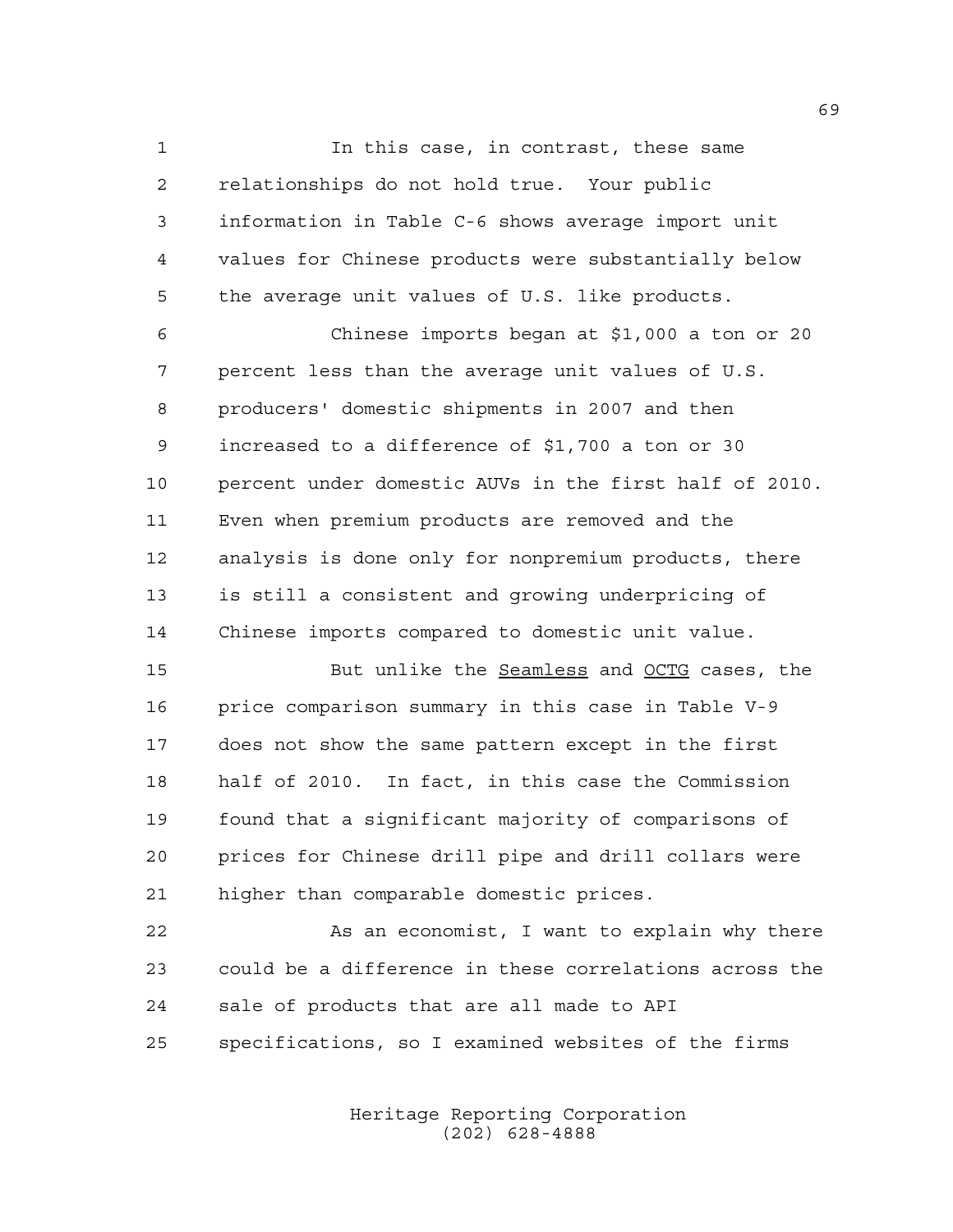In this case, in contrast, these same relationships do not hold true. Your public information in Table C-6 shows average import unit values for Chinese products were substantially below the average unit values of U.S. like products.

Chinese imports began at $1,000 a ton or 20 percent less than the average unit values of U.S. producers' domestic shipments in 2007 and then increased to a difference of $1,700 a ton or 30 percent under domestic AUVs in the first half of 2010. Even when premium products are removed and the analysis is done only for nonpremium products, there is still a consistent and growing underpricing of Chinese imports compared to domestic unit value.

But unlike the Seamless and OCTG cases, the price comparison summary in this case in Table V-9 does not show the same pattern except in the first half of 2010. In fact, in this case the Commission found that a significant majority of comparisons of prices for Chinese drill pipe and drill collars were higher than comparable domestic prices.

As an economist, I want to explain why there could be a difference in these correlations across the sale of products that are all made to API specifications, so I examined websites of the firms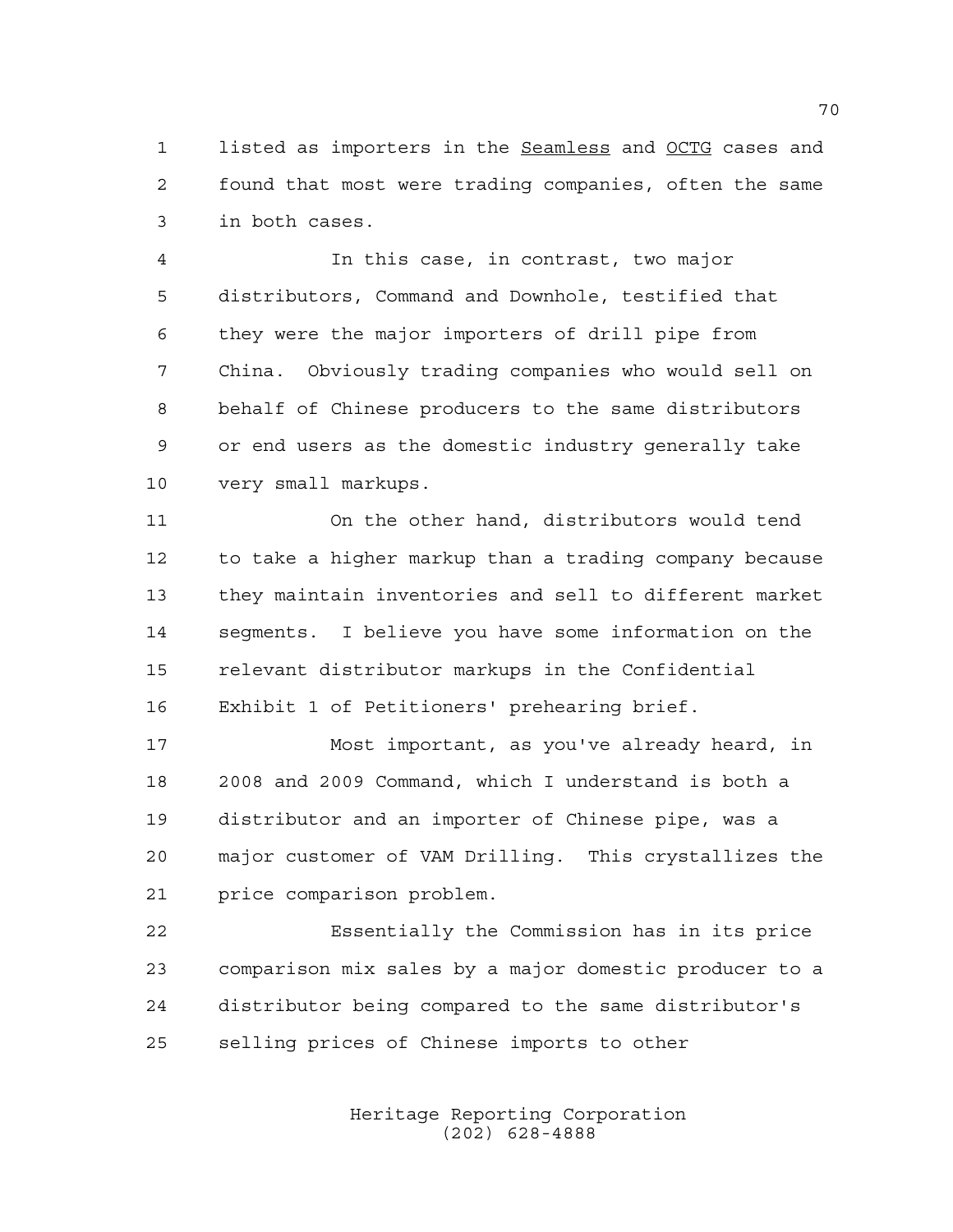listed as importers in the Seamless and OCTG cases and found that most were trading companies, often the same in both cases.

In this case, in contrast, two major distributors, Command and Downhole, testified that they were the major importers of drill pipe from China. Obviously trading companies who would sell on behalf of Chinese producers to the same distributors or end users as the domestic industry generally take very small markups.

On the other hand, distributors would tend to take a higher markup than a trading company because they maintain inventories and sell to different market segments. I believe you have some information on the relevant distributor markups in the Confidential Exhibit 1 of Petitioners' prehearing brief.

Most important, as you've already heard, in 2008 and 2009 Command, which I understand is both a distributor and an importer of Chinese pipe, was a major customer of VAM Drilling. This crystallizes the price comparison problem.

Essentially the Commission has in its price comparison mix sales by a major domestic producer to a distributor being compared to the same distributor's selling prices of Chinese imports to other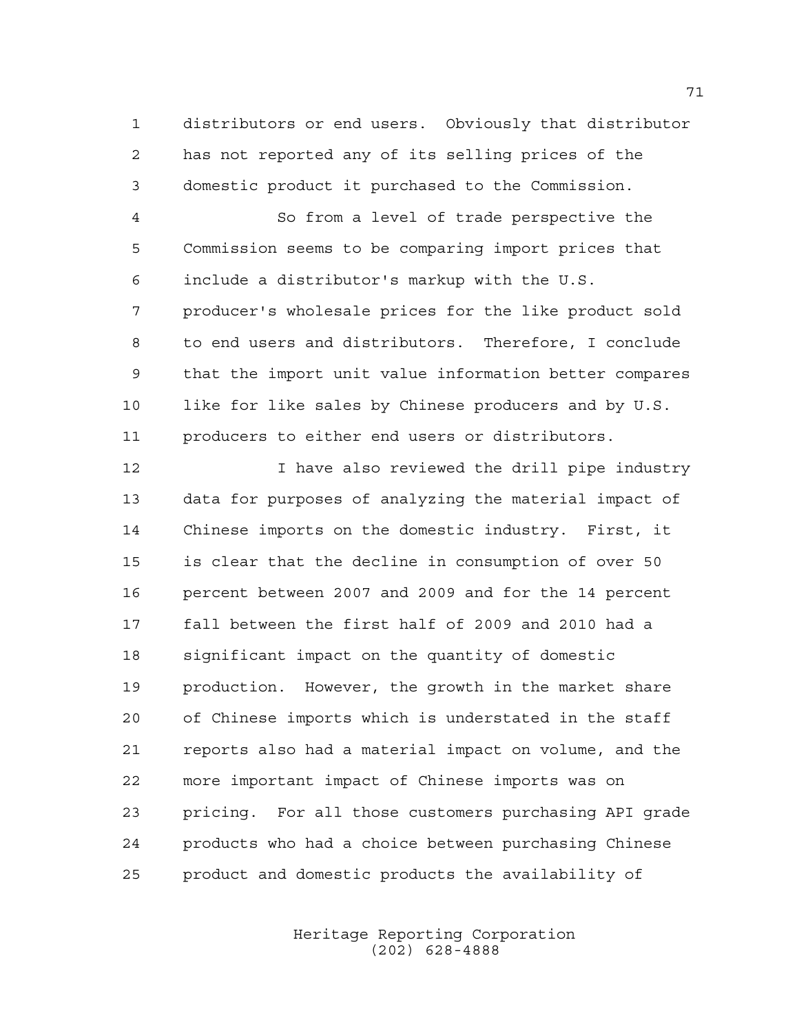distributors or end users. Obviously that distributor has not reported any of its selling prices of the domestic product it purchased to the Commission.

So from a level of trade perspective the Commission seems to be comparing import prices that include a distributor's markup with the U.S. producer's wholesale prices for the like product sold to end users and distributors. Therefore, I conclude that the import unit value information better compares like for like sales by Chinese producers and by U.S. producers to either end users or distributors.

I have also reviewed the drill pipe industry data for purposes of analyzing the material impact of Chinese imports on the domestic industry. First, it is clear that the decline in consumption of over 50 percent between 2007 and 2009 and for the 14 percent fall between the first half of 2009 and 2010 had a significant impact on the quantity of domestic production. However, the growth in the market share of Chinese imports which is understated in the staff reports also had a material impact on volume, and the more important impact of Chinese imports was on pricing. For all those customers purchasing API grade products who had a choice between purchasing Chinese product and domestic products the availability of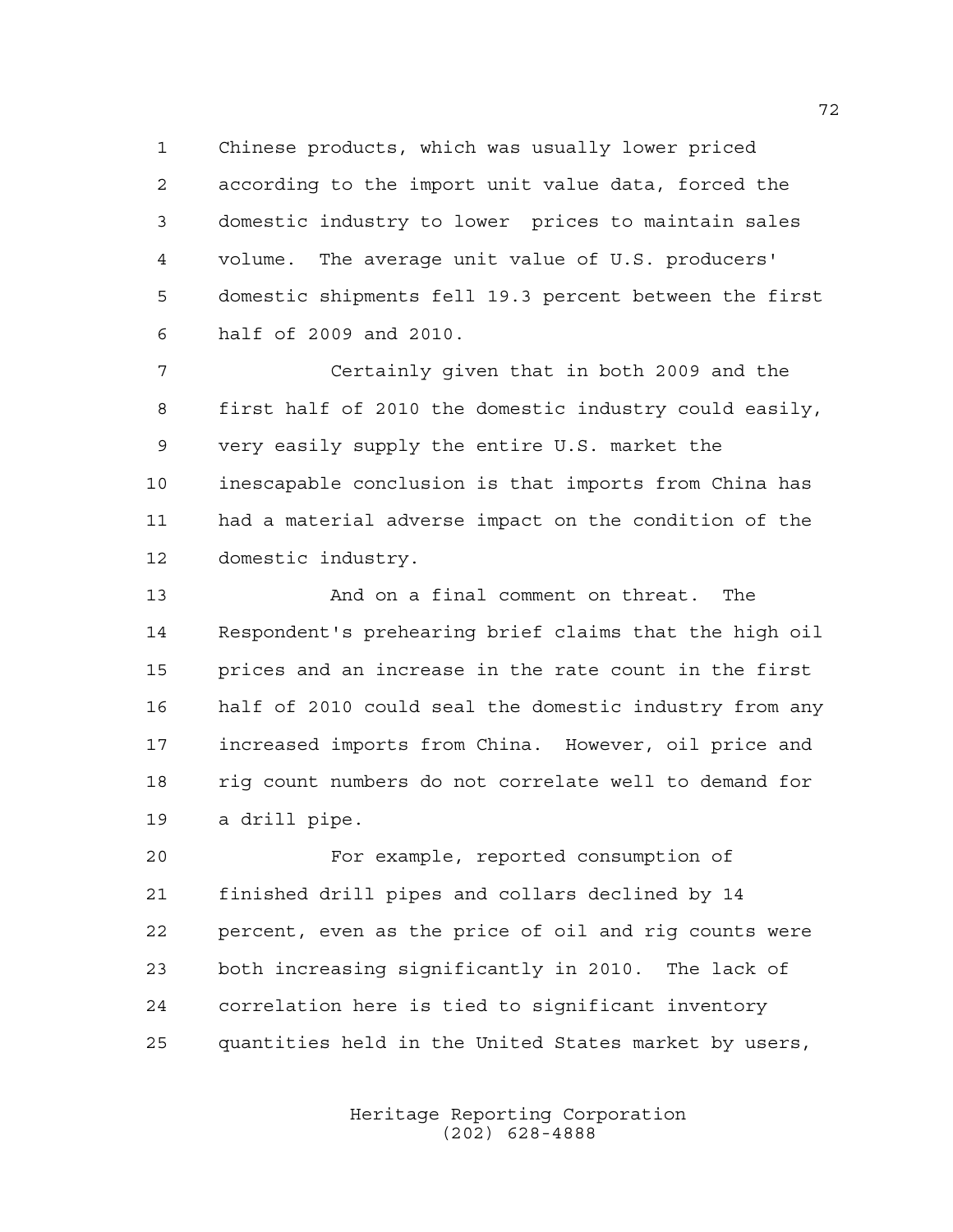Chinese products, which was usually lower priced according to the import unit value data, forced the domestic industry to lower  prices to maintain sales volume.  The average unit value of U.S. producers' domestic shipments fell 19.3 percent between the first half of 2009 and 2010.

Certainly given that in both 2009 and the first half of 2010 the domestic industry could easily, very easily supply the entire U.S. market the inescapable conclusion is that imports from China has had a material adverse impact on the condition of the domestic industry.

And on a final comment on threat.  The Respondent's prehearing brief claims that the high oil prices and an increase in the rate count in the first half of 2010 could seal the domestic industry from any increased imports from China.  However, oil price and rig count numbers do not correlate well to demand for a drill pipe.

For example, reported consumption of finished drill pipes and collars declined by 14 percent, even as the price of oil and rig counts were both increasing significantly in 2010.  The lack of correlation here is tied to significant inventory quantities held in the United States market by users,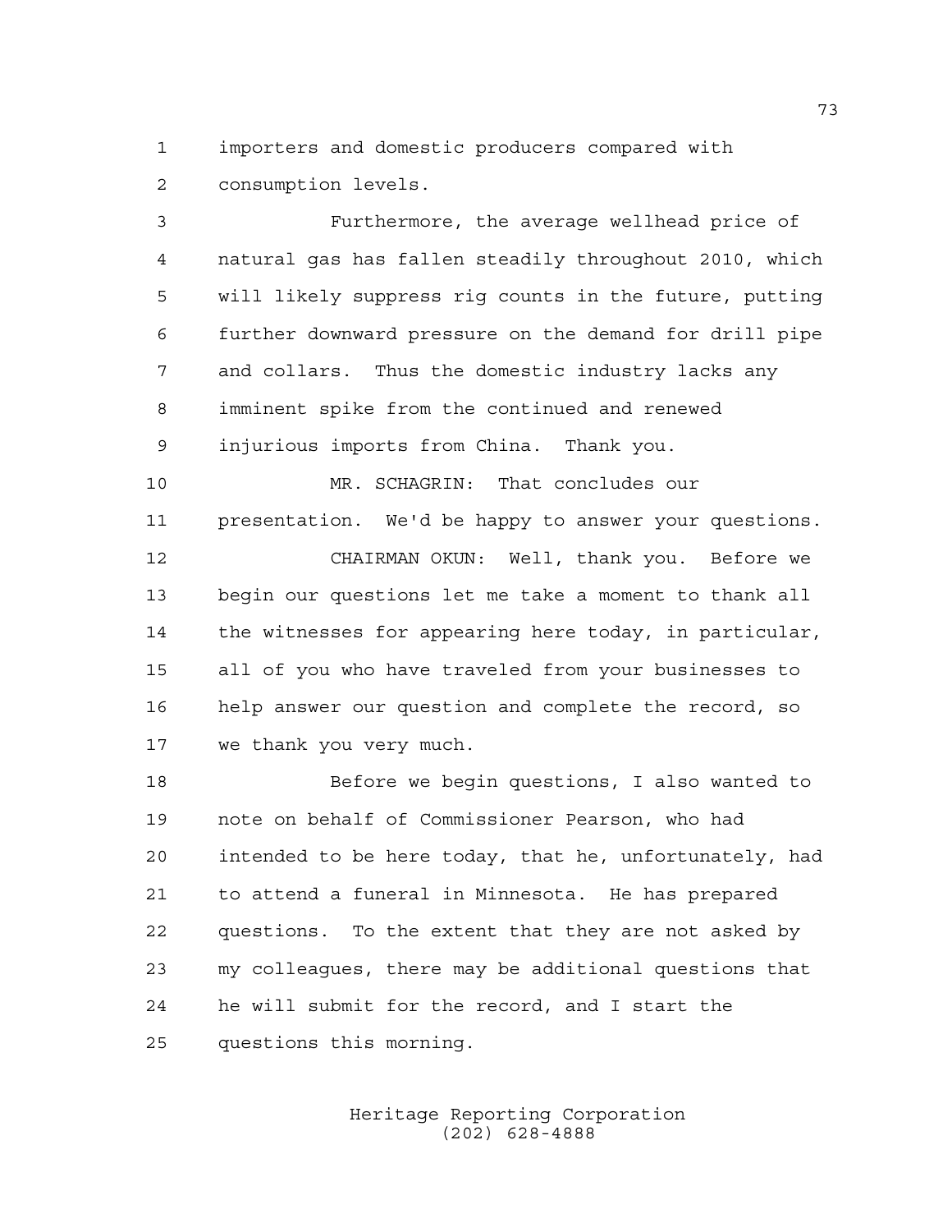importers and domestic producers compared with consumption levels.

Furthermore, the average wellhead price of natural gas has fallen steadily throughout 2010, which will likely suppress rig counts in the future, putting further downward pressure on the demand for drill pipe and collars. Thus the domestic industry lacks any imminent spike from the continued and renewed injurious imports from China. Thank you.

MR. SCHAGRIN: That concludes our presentation. We'd be happy to answer your questions.

CHAIRMAN OKUN: Well, thank you. Before we begin our questions let me take a moment to thank all the witnesses for appearing here today, in particular, all of you who have traveled from your businesses to help answer our question and complete the record, so we thank you very much.

Before we begin questions, I also wanted to note on behalf of Commissioner Pearson, who had intended to be here today, that he, unfortunately, had to attend a funeral in Minnesota. He has prepared questions. To the extent that they are not asked by my colleagues, there may be additional questions that he will submit for the record, and I start the questions this morning.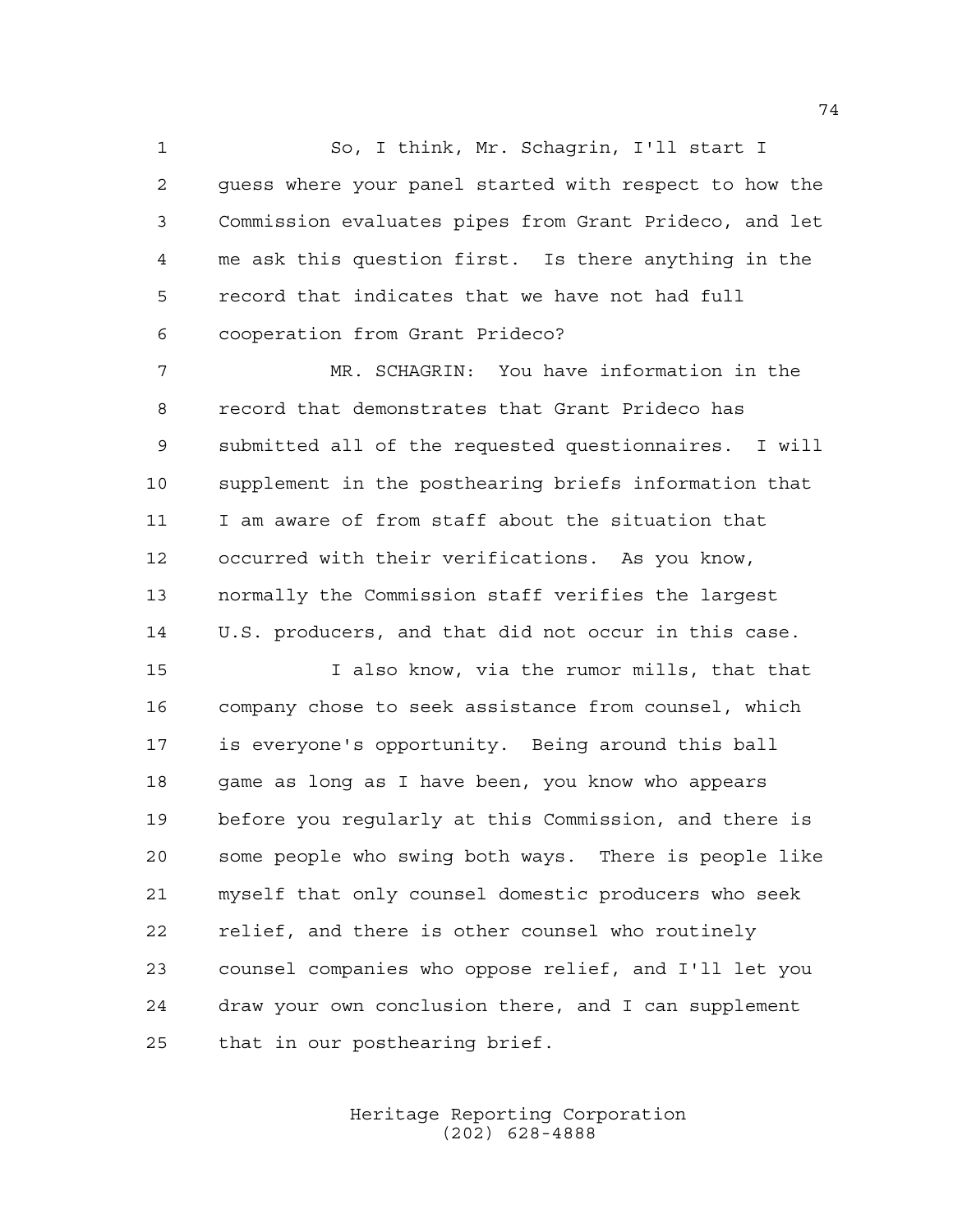So, I think, Mr. Schagrin, I'll start I guess where your panel started with respect to how the Commission evaluates pipes from Grant Prideco, and let me ask this question first. Is there anything in the record that indicates that we have not had full cooperation from Grant Prideco?

MR. SCHAGRIN: You have information in the record that demonstrates that Grant Prideco has submitted all of the requested questionnaires. I will supplement in the posthearing briefs information that I am aware of from staff about the situation that occurred with their verifications. As you know, normally the Commission staff verifies the largest U.S. producers, and that did not occur in this case.

I also know, via the rumor mills, that that company chose to seek assistance from counsel, which is everyone's opportunity. Being around this ball game as long as I have been, you know who appears before you regularly at this Commission, and there is some people who swing both ways. There is people like myself that only counsel domestic producers who seek relief, and there is other counsel who routinely counsel companies who oppose relief, and I'll let you draw your own conclusion there, and I can supplement that in our posthearing brief.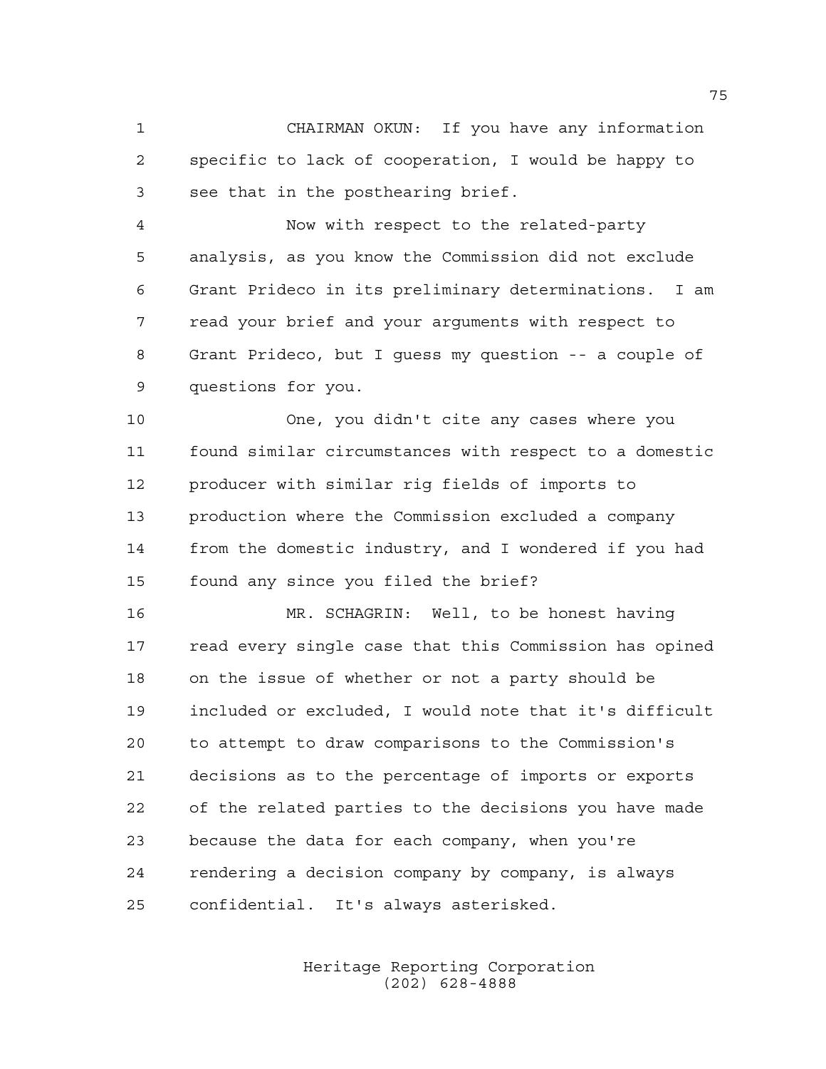CHAIRMAN OKUN: If you have any information specific to lack of cooperation, I would be happy to see that in the posthearing brief.

Now with respect to the related-party analysis, as you know the Commission did not exclude Grant Prideco in its preliminary determinations. I am read your brief and your arguments with respect to Grant Prideco, but I guess my question -- a couple of questions for you.

One, you didn't cite any cases where you found similar circumstances with respect to a domestic producer with similar rig fields of imports to production where the Commission excluded a company from the domestic industry, and I wondered if you had found any since you filed the brief?

MR. SCHAGRIN: Well, to be honest having read every single case that this Commission has opined on the issue of whether or not a party should be included or excluded, I would note that it's difficult to attempt to draw comparisons to the Commission's decisions as to the percentage of imports or exports of the related parties to the decisions you have made because the data for each company, when you're rendering a decision company by company, is always confidential. It's always asterisked.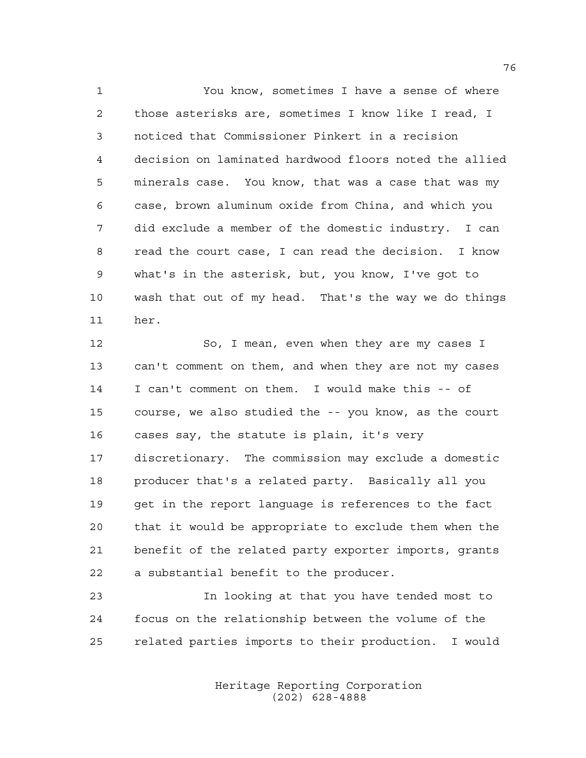You know, sometimes I have a sense of where those asterisks are, sometimes I know like I read, I noticed that Commissioner Pinkert in a recision decision on laminated hardwood floors noted the allied minerals case. You know, that was a case that was my case, brown aluminum oxide from China, and which you did exclude a member of the domestic industry. I can read the court case, I can read the decision. I know what's in the asterisk, but, you know, I've got to wash that out of my head. That's the way we do things her.

So, I mean, even when they are my cases I can't comment on them, and when they are not my cases I can't comment on them. I would make this -- of course, we also studied the -- you know, as the court cases say, the statute is plain, it's very discretionary. The commission may exclude a domestic producer that's a related party. Basically all you get in the report language is references to the fact that it would be appropriate to exclude them when the benefit of the related party exporter imports, grants a substantial benefit to the producer.

In looking at that you have tended most to focus on the relationship between the volume of the related parties imports to their production. I would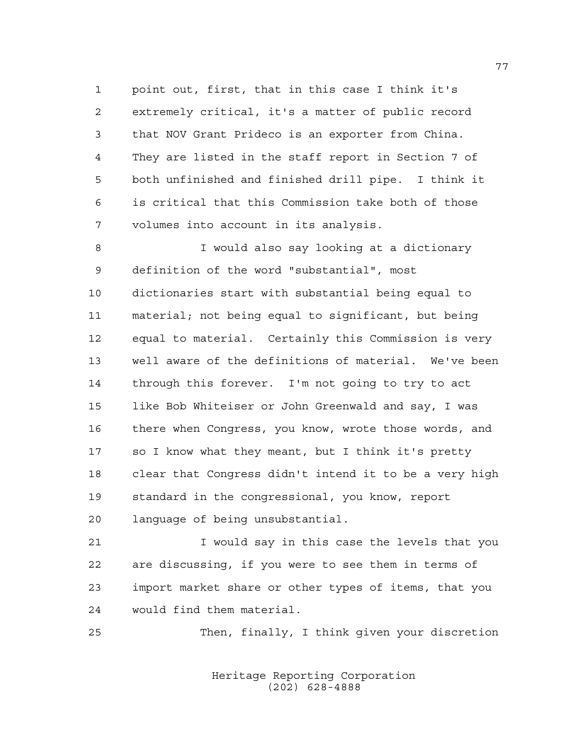point out, first, that in this case I think it's extremely critical, it's a matter of public record that NOV Grant Prideco is an exporter from China. They are listed in the staff report in Section 7 of both unfinished and finished drill pipe. I think it is critical that this Commission take both of those volumes into account in its analysis.

I would also say looking at a dictionary definition of the word "substantial", most dictionaries start with substantial being equal to material; not being equal to significant, but being equal to material. Certainly this Commission is very well aware of the definitions of material. We've been through this forever. I'm not going to try to act like Bob Whiteiser or John Greenwald and say, I was there when Congress, you know, wrote those words, and so I know what they meant, but I think it's pretty clear that Congress didn't intend it to be a very high standard in the congressional, you know, report language of being unsubstantial.

I would say in this case the levels that you are discussing, if you were to see them in terms of import market share or other types of items, that you would find them material.

Then, finally, I think given your discretion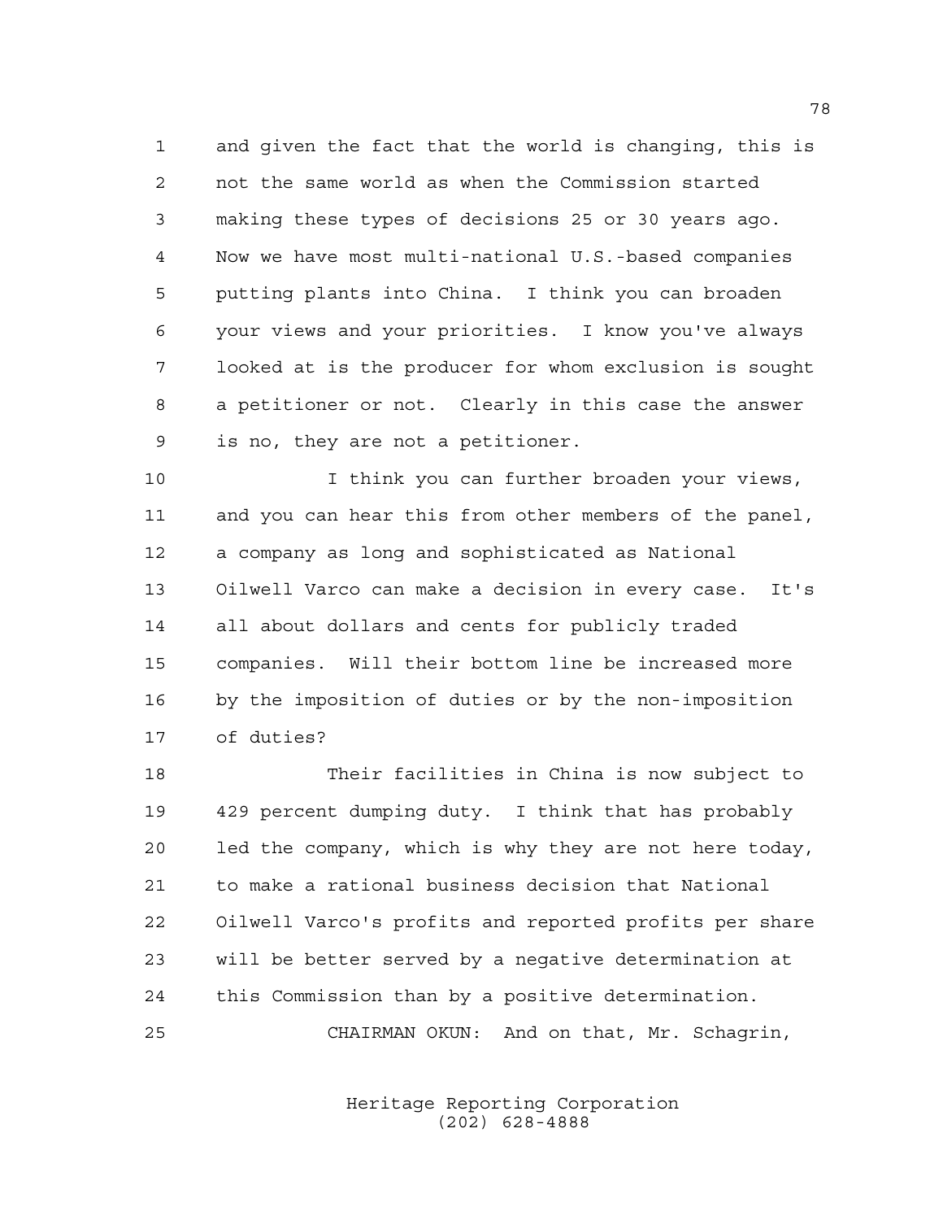and given the fact that the world is changing, this is not the same world as when the Commission started making these types of decisions 25 or 30 years ago. Now we have most multi-national U.S.-based companies putting plants into China. I think you can broaden your views and your priorities. I know you've always looked at is the producer for whom exclusion is sought a petitioner or not. Clearly in this case the answer is no, they are not a petitioner.

I think you can further broaden your views, and you can hear this from other members of the panel, a company as long and sophisticated as National Oilwell Varco can make a decision in every case. It's all about dollars and cents for publicly traded companies. Will their bottom line be increased more by the imposition of duties or by the non-imposition of duties?

Their facilities in China is now subject to 429 percent dumping duty. I think that has probably led the company, which is why they are not here today, to make a rational business decision that National Oilwell Varco's profits and reported profits per share will be better served by a negative determination at this Commission than by a positive determination.

CHAIRMAN OKUN: And on that, Mr. Schagrin,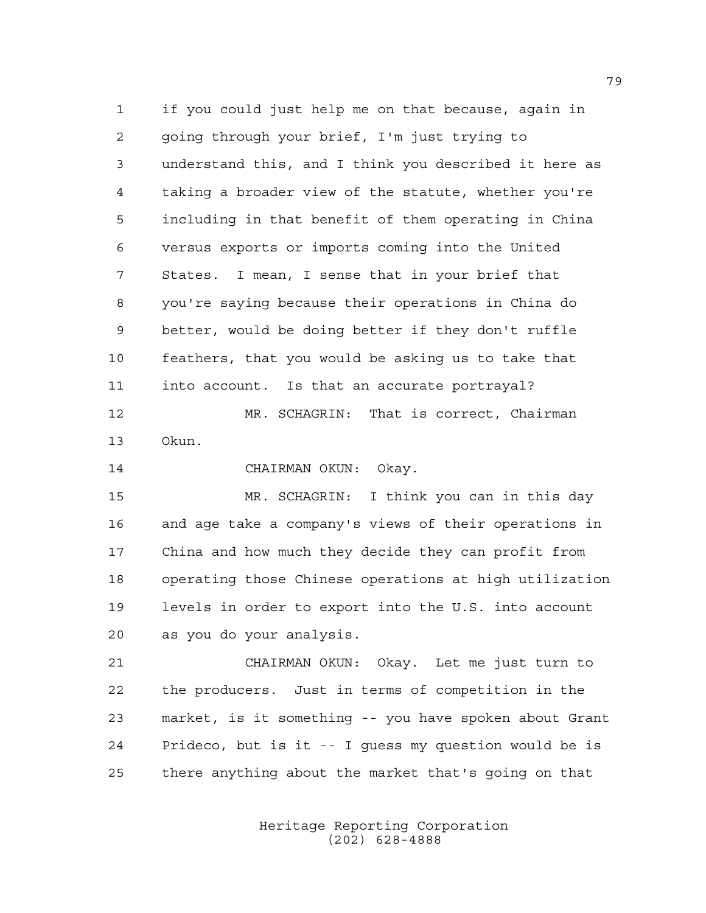if you could just help me on that because, again in going through your brief, I'm just trying to understand this, and I think you described it here as taking a broader view of the statute, whether you're including in that benefit of them operating in China versus exports or imports coming into the United States. I mean, I sense that in your brief that you're saying because their operations in China do better, would be doing better if they don't ruffle feathers, that you would be asking us to take that into account. Is that an accurate portrayal?

MR. SCHAGRIN: That is correct, Chairman Okun.

CHAIRMAN OKUN: Okay.

MR. SCHAGRIN: I think you can in this day and age take a company's views of their operations in China and how much they decide they can profit from operating those Chinese operations at high utilization levels in order to export into the U.S. into account as you do your analysis.

CHAIRMAN OKUN: Okay. Let me just turn to the producers. Just in terms of competition in the market, is it something -- you have spoken about Grant Prideco, but is it -- I guess my question would be is there anything about the market that's going on that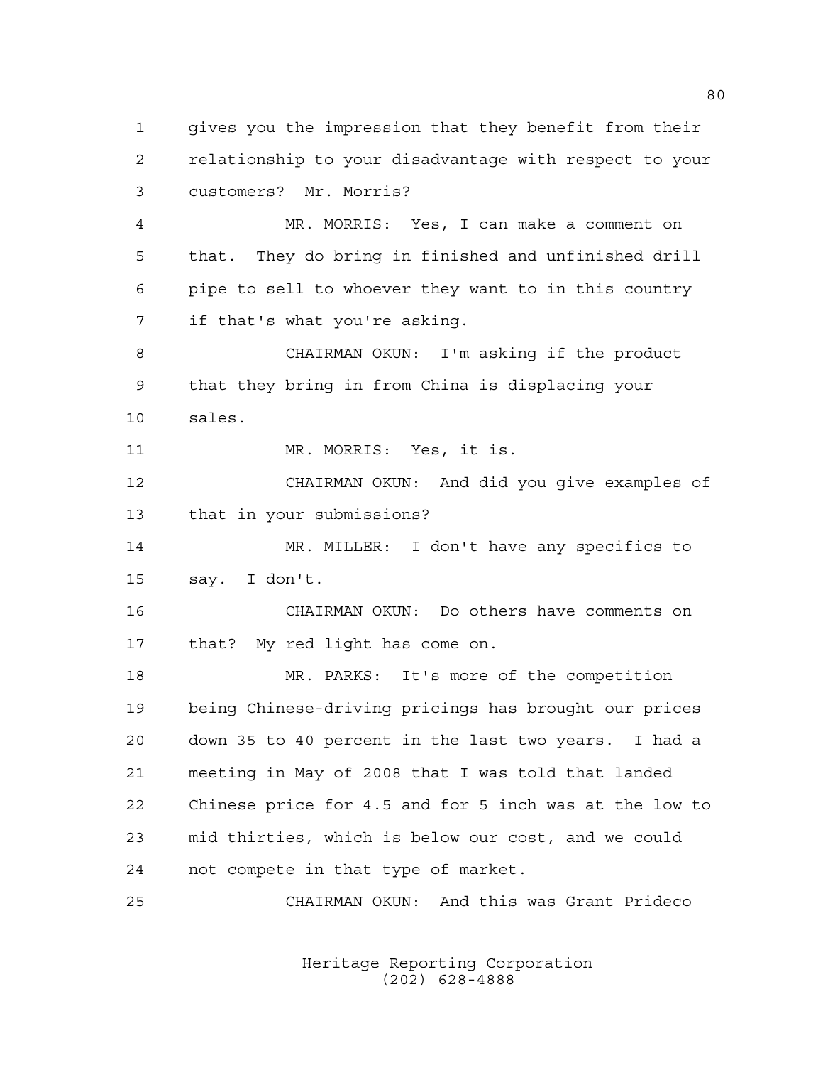1 gives you the impression that they benefit from their
2 relationship to your disadvantage with respect to your
3 customers? Mr. Morris?

4 MR. MORRIS: Yes, I can make a comment on
5 that. They do bring in finished and unfinished drill
6 pipe to sell to whoever they want to in this country
7 if that's what you're asking.

8 CHAIRMAN OKUN: I'm asking if the product
9 that they bring in from China is displacing your
10 sales.

11 MR. MORRIS: Yes, it is.

12 CHAIRMAN OKUN: And did you give examples of
13 that in your submissions?

14 MR. MILLER: I don't have any specifics to
15 say. I don't.

16 CHAIRMAN OKUN: Do others have comments on
17 that? My red light has come on.

18 MR. PARKS: It's more of the competition
19 being Chinese-driving pricings has brought our prices
20 down 35 to 40 percent in the last two years. I had a
21 meeting in May of 2008 that I was told that landed
22 Chinese price for 4.5 and for 5 inch was at the low to
23 mid thirties, which is below our cost, and we could
24 not compete in that type of market.

25 CHAIRMAN OKUN: And this was Grant Prideco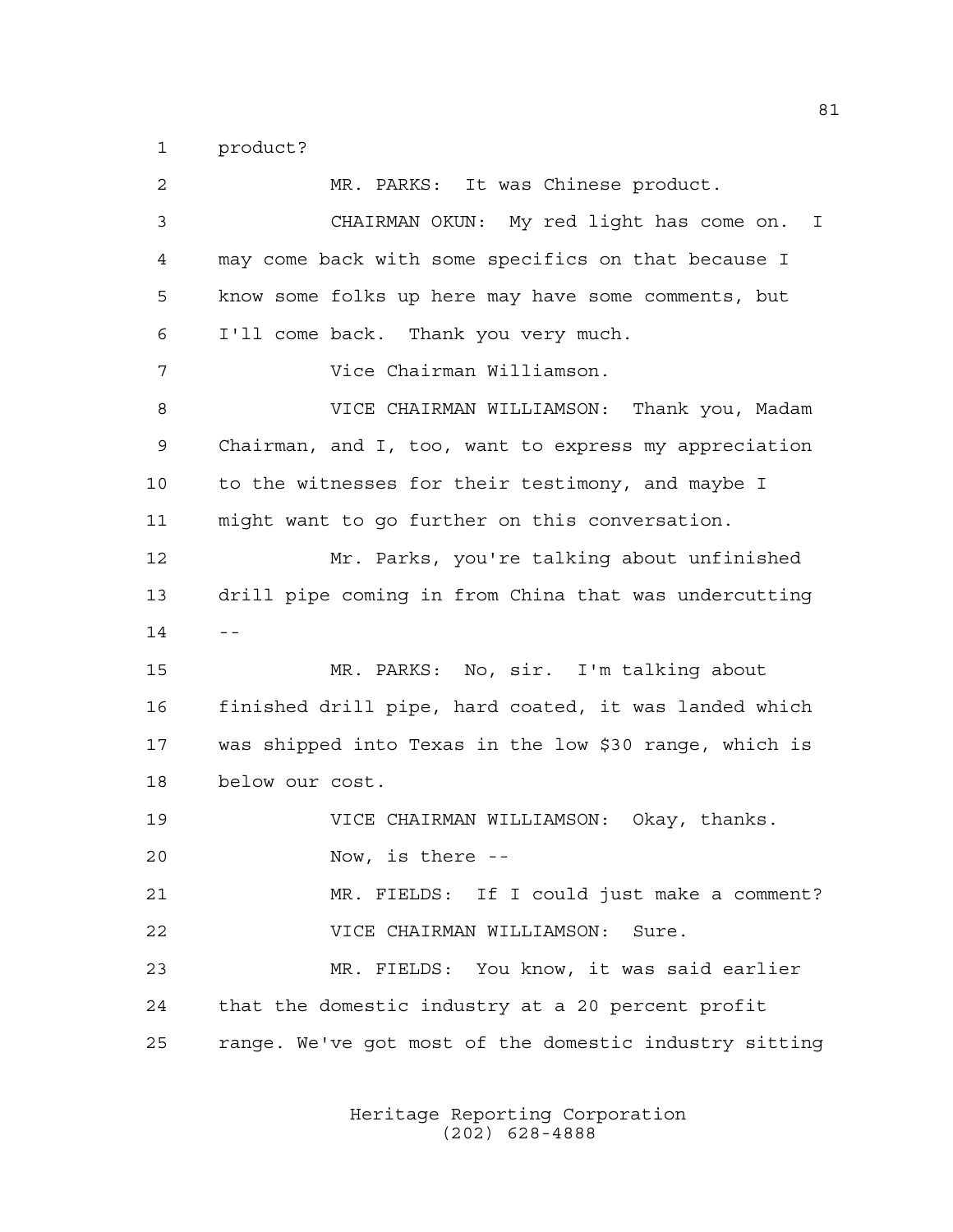product?

MR. PARKS: It was Chinese product.

CHAIRMAN OKUN: My red light has come on. I may come back with some specifics on that because I know some folks up here may have some comments, but I'll come back. Thank you very much.

Vice Chairman Williamson.

VICE CHAIRMAN WILLIAMSON: Thank you, Madam Chairman, and I, too, want to express my appreciation to the witnesses for their testimony, and maybe I might want to go further on this conversation.

Mr. Parks, you're talking about unfinished drill pipe coming in from China that was undercutting --

MR. PARKS: No, sir. I'm talking about finished drill pipe, hard coated, it was landed which was shipped into Texas in the low $30 range, which is below our cost.

VICE CHAIRMAN WILLIAMSON: Okay, thanks. Now, is there --

MR. FIELDS: If I could just make a comment?

VICE CHAIRMAN WILLIAMSON: Sure.

MR. FIELDS: You know, it was said earlier that the domestic industry at a 20 percent profit range. We've got most of the domestic industry sitting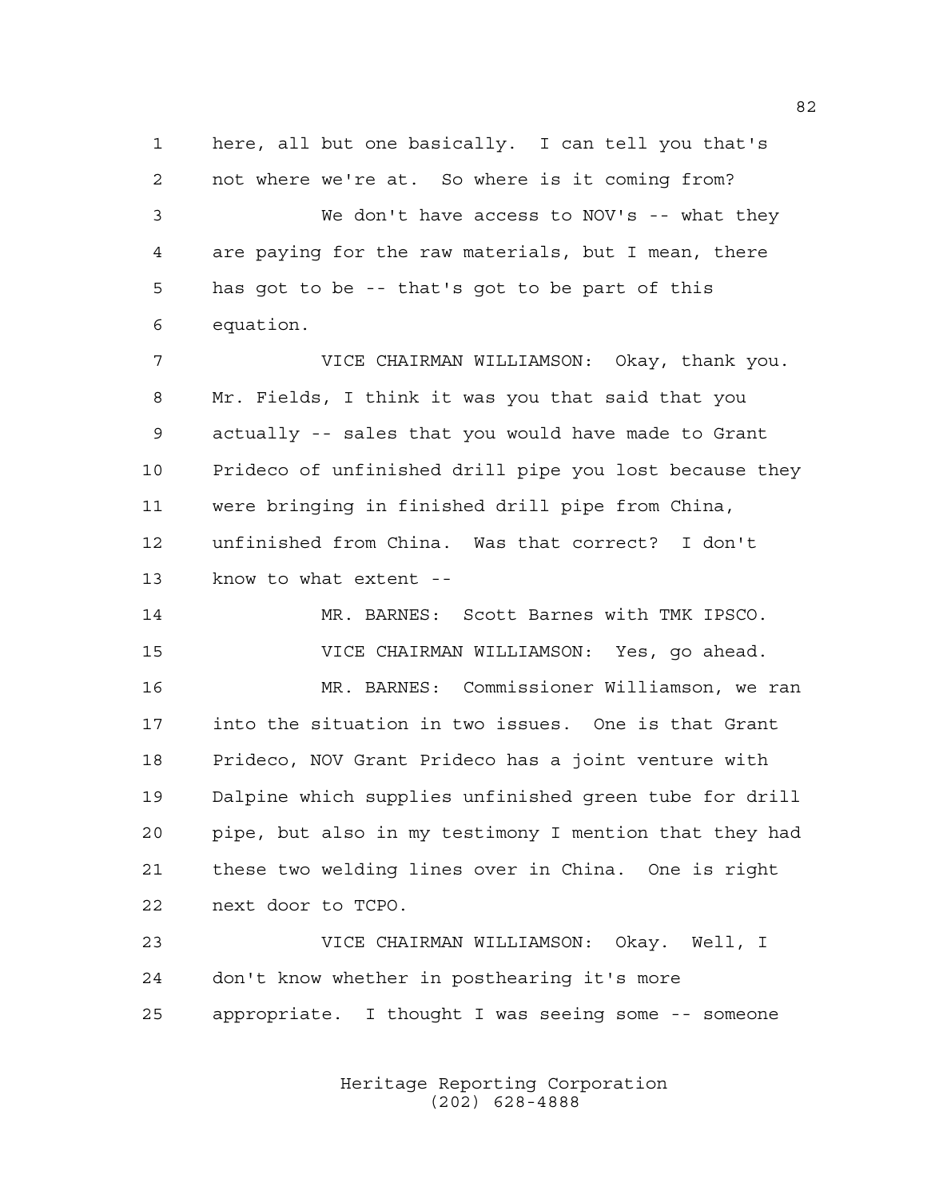1 here, all but one basically. I can tell you that's
2 not where we're at. So where is it coming from?
3 We don't have access to NOV's -- what they
4 are paying for the raw materials, but I mean, there
5 has got to be -- that's got to be part of this
6 equation.
7 VICE CHAIRMAN WILLIAMSON: Okay, thank you.
8 Mr. Fields, I think it was you that said that you
9 actually -- sales that you would have made to Grant
10 Prideco of unfinished drill pipe you lost because they
11 were bringing in finished drill pipe from China,
12 unfinished from China. Was that correct? I don't
13 know to what extent --
14 MR. BARNES: Scott Barnes with TMK IPSCO.
15 VICE CHAIRMAN WILLIAMSON: Yes, go ahead.
16 MR. BARNES: Commissioner Williamson, we ran
17 into the situation in two issues. One is that Grant
18 Prideco, NOV Grant Prideco has a joint venture with
19 Dalpine which supplies unfinished green tube for drill
20 pipe, but also in my testimony I mention that they had
21 these two welding lines over in China. One is right
22 next door to TCPO.
23 VICE CHAIRMAN WILLIAMSON: Okay. Well, I
24 don't know whether in posthearing it's more
25 appropriate. I thought I was seeing some -- someone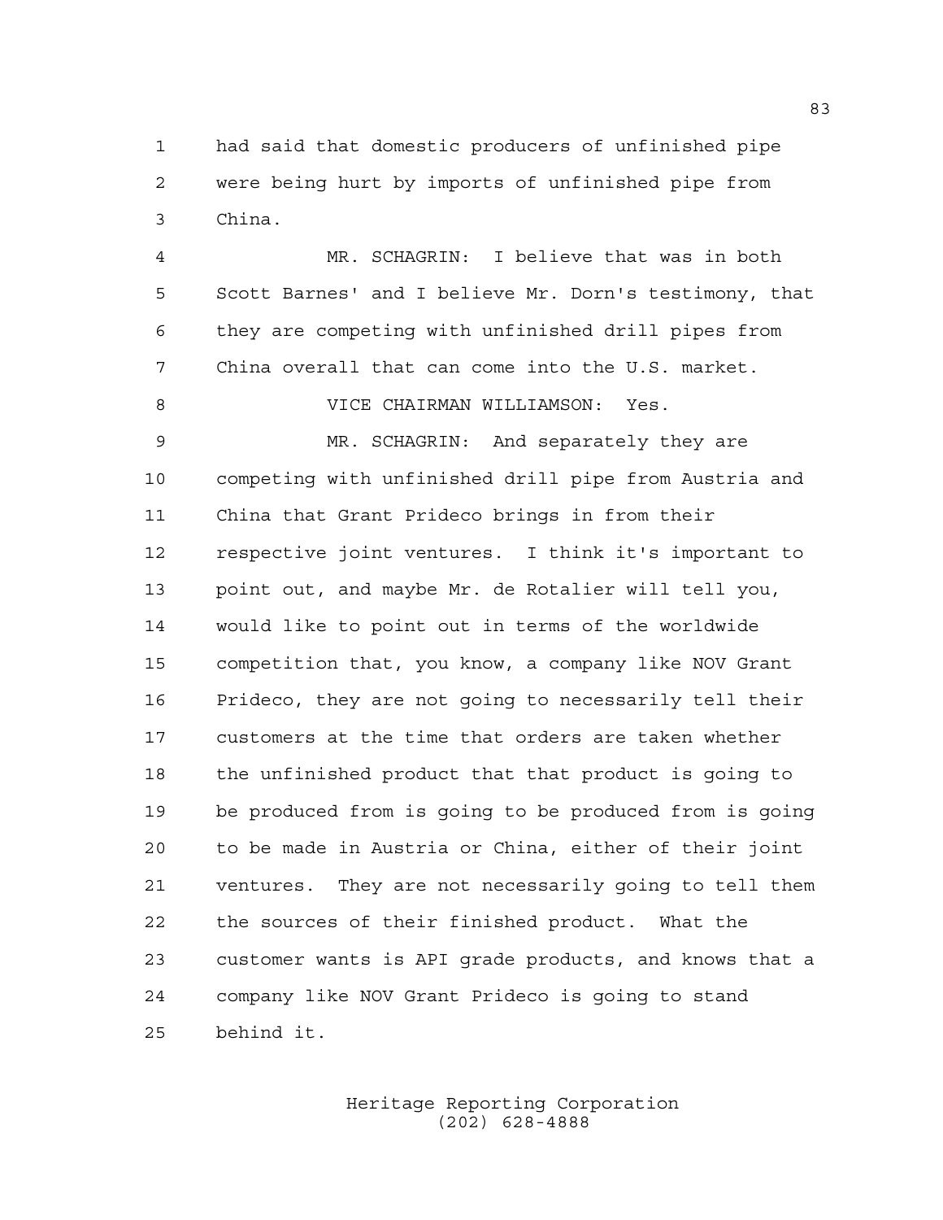had said that domestic producers of unfinished pipe were being hurt by imports of unfinished pipe from China.

MR. SCHAGRIN: I believe that was in both Scott Barnes' and I believe Mr. Dorn's testimony, that they are competing with unfinished drill pipes from China overall that can come into the U.S. market.

VICE CHAIRMAN WILLIAMSON: Yes.

MR. SCHAGRIN: And separately they are competing with unfinished drill pipe from Austria and China that Grant Prideco brings in from their respective joint ventures. I think it's important to point out, and maybe Mr. de Rotalier will tell you, would like to point out in terms of the worldwide competition that, you know, a company like NOV Grant Prideco, they are not going to necessarily tell their customers at the time that orders are taken whether the unfinished product that that product is going to be produced from is going to be produced from is going to be made in Austria or China, either of their joint ventures. They are not necessarily going to tell them the sources of their finished product. What the customer wants is API grade products, and knows that a company like NOV Grant Prideco is going to stand behind it.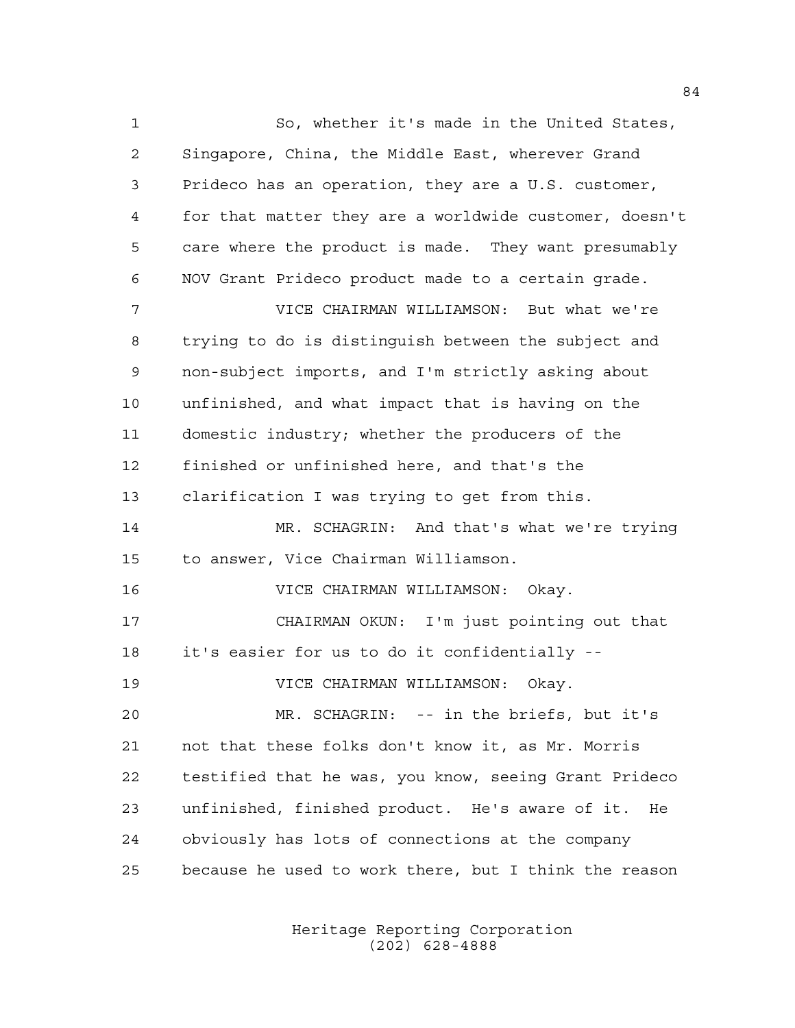So, whether it's made in the United States, Singapore, China, the Middle East, wherever Grand Prideco has an operation, they are a U.S. customer, for that matter they are a worldwide customer, doesn't care where the product is made. They want presumably NOV Grant Prideco product made to a certain grade.

VICE CHAIRMAN WILLIAMSON: But what we're trying to do is distinguish between the subject and non-subject imports, and I'm strictly asking about unfinished, and what impact that is having on the domestic industry; whether the producers of the finished or unfinished here, and that's the clarification I was trying to get from this.

MR. SCHAGRIN: And that's what we're trying to answer, Vice Chairman Williamson.

VICE CHAIRMAN WILLIAMSON: Okay.

CHAIRMAN OKUN: I'm just pointing out that it's easier for us to do it confidentially --

VICE CHAIRMAN WILLIAMSON: Okay.

MR. SCHAGRIN: -- in the briefs, but it's not that these folks don't know it, as Mr. Morris testified that he was, you know, seeing Grant Prideco unfinished, finished product. He's aware of it. He obviously has lots of connections at the company because he used to work there, but I think the reason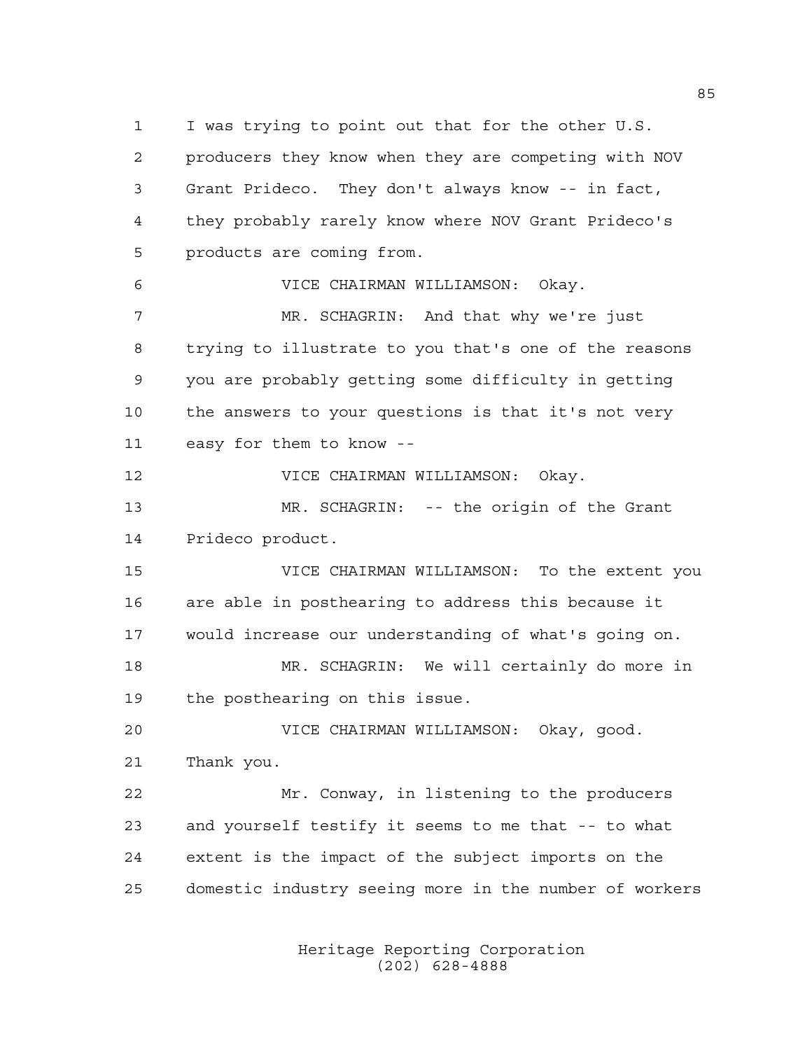I was trying to point out that for the other U.S. producers they know when they are competing with NOV Grant Prideco. They don't always know -- in fact, they probably rarely know where NOV Grant Prideco's products are coming from.

VICE CHAIRMAN WILLIAMSON: Okay.

MR. SCHAGRIN: And that why we're just trying to illustrate to you that's one of the reasons you are probably getting some difficulty in getting the answers to your questions is that it's not very easy for them to know --

VICE CHAIRMAN WILLIAMSON: Okay.

MR. SCHAGRIN: -- the origin of the Grant Prideco product.

VICE CHAIRMAN WILLIAMSON: To the extent you are able in posthearing to address this because it would increase our understanding of what's going on.

MR. SCHAGRIN: We will certainly do more in the posthearing on this issue.

VICE CHAIRMAN WILLIAMSON: Okay, good. Thank you.

Mr. Conway, in listening to the producers and yourself testify it seems to me that -- to what extent is the impact of the subject imports on the domestic industry seeing more in the number of workers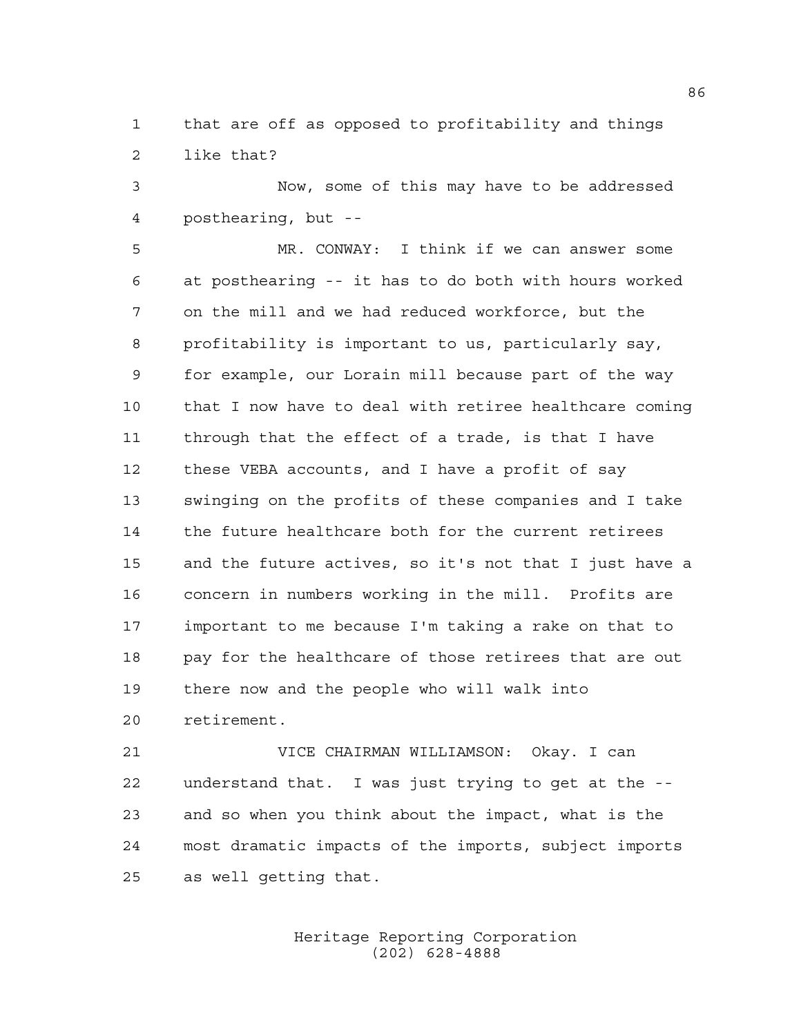that are off as opposed to profitability and things like that?

Now, some of this may have to be addressed posthearing, but --

MR. CONWAY: I think if we can answer some at posthearing -- it has to do both with hours worked on the mill and we had reduced workforce, but the profitability is important to us, particularly say, for example, our Lorain mill because part of the way that I now have to deal with retiree healthcare coming through that the effect of a trade, is that I have these VEBA accounts, and I have a profit of say swinging on the profits of these companies and I take the future healthcare both for the current retirees and the future actives, so it's not that I just have a concern in numbers working in the mill. Profits are important to me because I'm taking a rake on that to pay for the healthcare of those retirees that are out there now and the people who will walk into retirement.

VICE CHAIRMAN WILLIAMSON: Okay. I can understand that. I was just trying to get at the -- and so when you think about the impact, what is the most dramatic impacts of the imports, subject imports as well getting that.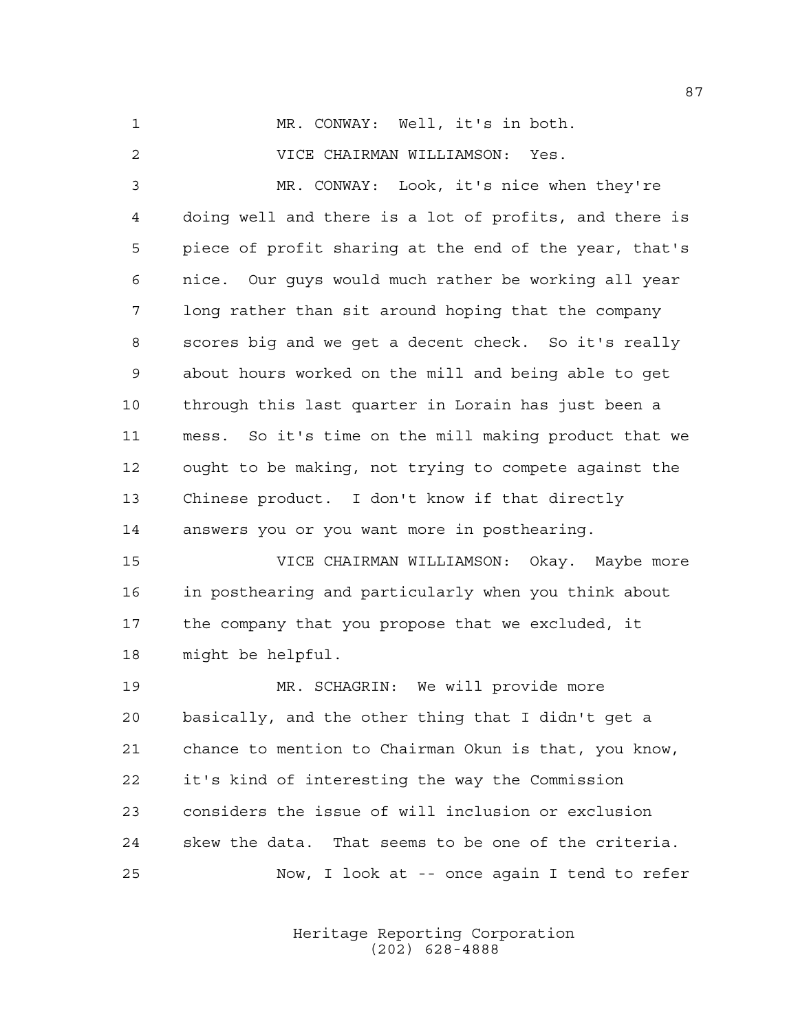MR. CONWAY: Well, it's in both.

VICE CHAIRMAN WILLIAMSON: Yes.

MR. CONWAY: Look, it's nice when they're doing well and there is a lot of profits, and there is piece of profit sharing at the end of the year, that's nice. Our guys would much rather be working all year long rather than sit around hoping that the company scores big and we get a decent check. So it's really about hours worked on the mill and being able to get through this last quarter in Lorain has just been a mess. So it's time on the mill making product that we ought to be making, not trying to compete against the Chinese product. I don't know if that directly answers you or you want more in posthearing.

VICE CHAIRMAN WILLIAMSON: Okay. Maybe more in posthearing and particularly when you think about the company that you propose that we excluded, it might be helpful.

MR. SCHAGRIN: We will provide more basically, and the other thing that I didn't get a chance to mention to Chairman Okun is that, you know, it's kind of interesting the way the Commission considers the issue of will inclusion or exclusion skew the data. That seems to be one of the criteria.

Now, I look at -- once again I tend to refer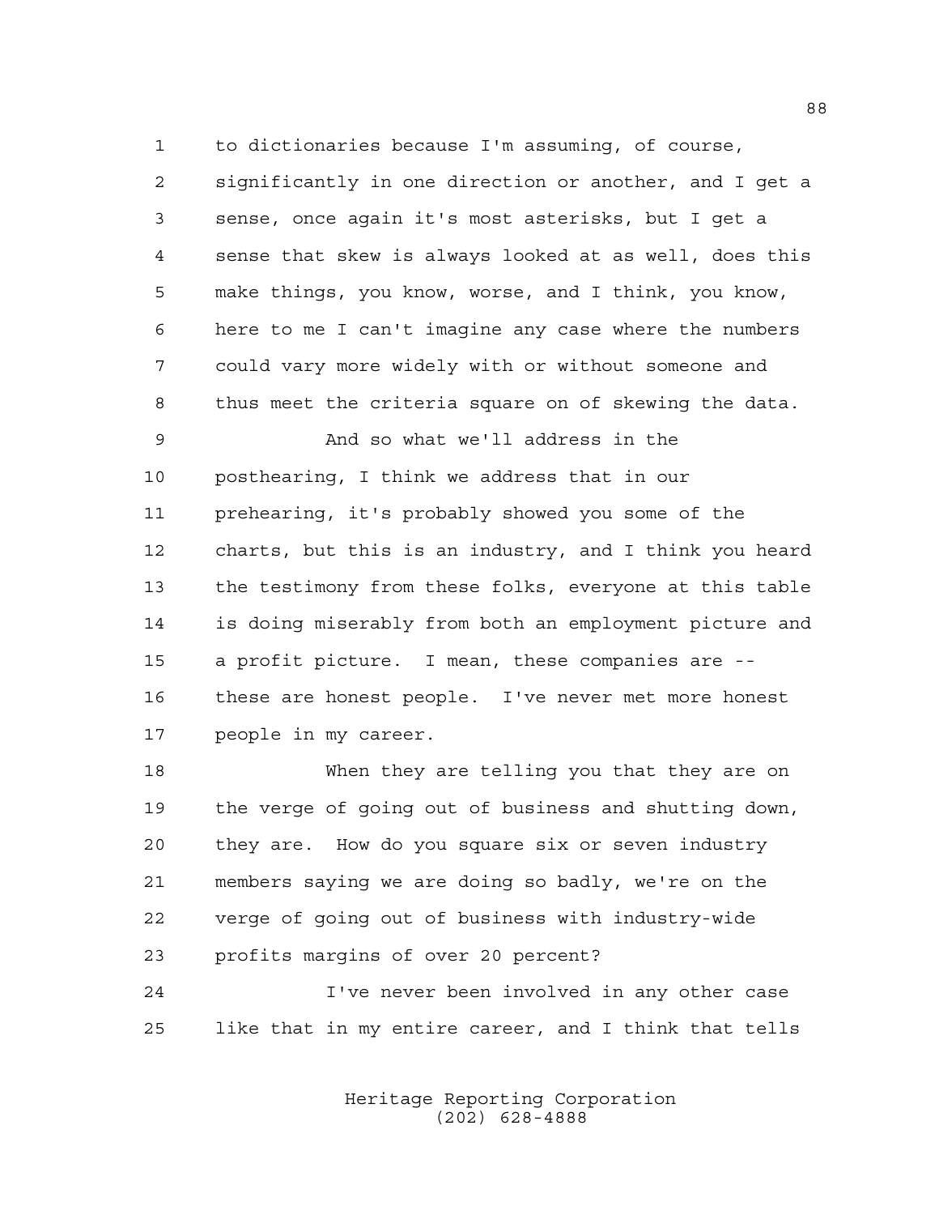1 to dictionaries because I'm assuming, of course,
2 significantly in one direction or another, and I get a
3 sense, once again it's most asterisks, but I get a
4 sense that skew is always looked at as well, does this
5 make things, you know, worse, and I think, you know,
6 here to me I can't imagine any case where the numbers
7 could vary more widely with or without someone and
8 thus meet the criteria square on of skewing the data.

9 And so what we'll address in the
10 posthearing, I think we address that in our
11 prehearing, it's probably showed you some of the
12 charts, but this is an industry, and I think you heard
13 the testimony from these folks, everyone at this table
14 is doing miserably from both an employment picture and
15 a profit picture. I mean, these companies are --
16 these are honest people. I've never met more honest
17 people in my career.

18 When they are telling you that they are on
19 the verge of going out of business and shutting down,
20 they are. How do you square six or seven industry
21 members saying we are doing so badly, we're on the
22 verge of going out of business with industry-wide
23 profits margins of over 20 percent?

24 I've never been involved in any other case
25 like that in my entire career, and I think that tells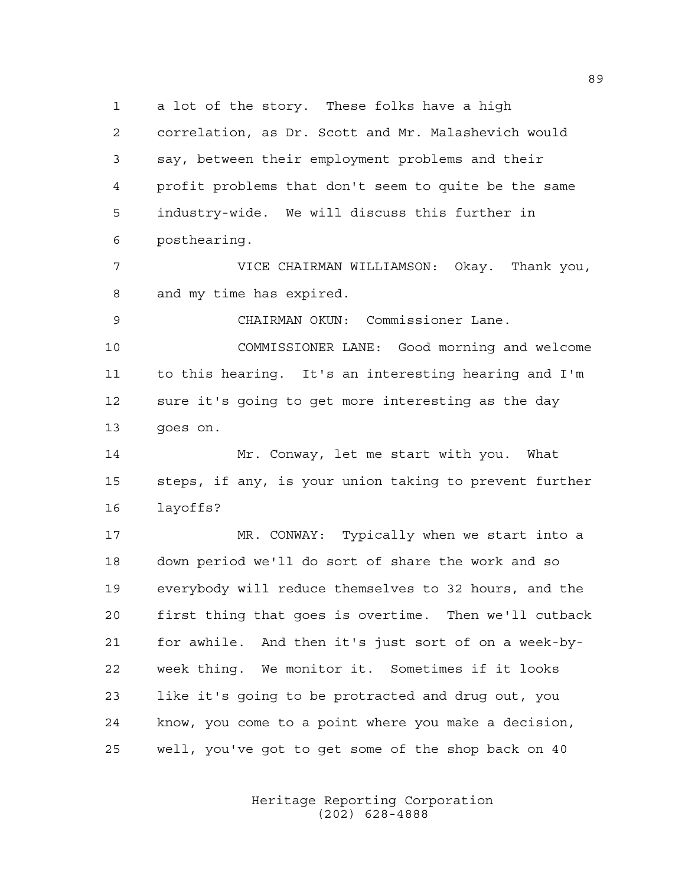a lot of the story. These folks have a high correlation, as Dr. Scott and Mr. Malashevich would say, between their employment problems and their profit problems that don't seem to quite be the same industry-wide. We will discuss this further in posthearing.

VICE CHAIRMAN WILLIAMSON: Okay. Thank you, and my time has expired.

CHAIRMAN OKUN: Commissioner Lane.

COMMISSIONER LANE: Good morning and welcome to this hearing. It's an interesting hearing and I'm sure it's going to get more interesting as the day goes on.

Mr. Conway, let me start with you. What steps, if any, is your union taking to prevent further layoffs?

MR. CONWAY: Typically when we start into a down period we'll do sort of share the work and so everybody will reduce themselves to 32 hours, and the first thing that goes is overtime. Then we'll cutback for awhile. And then it's just sort of on a week-by-week thing. We monitor it. Sometimes if it looks like it's going to be protracted and drug out, you know, you come to a point where you make a decision, well, you've got to get some of the shop back on 40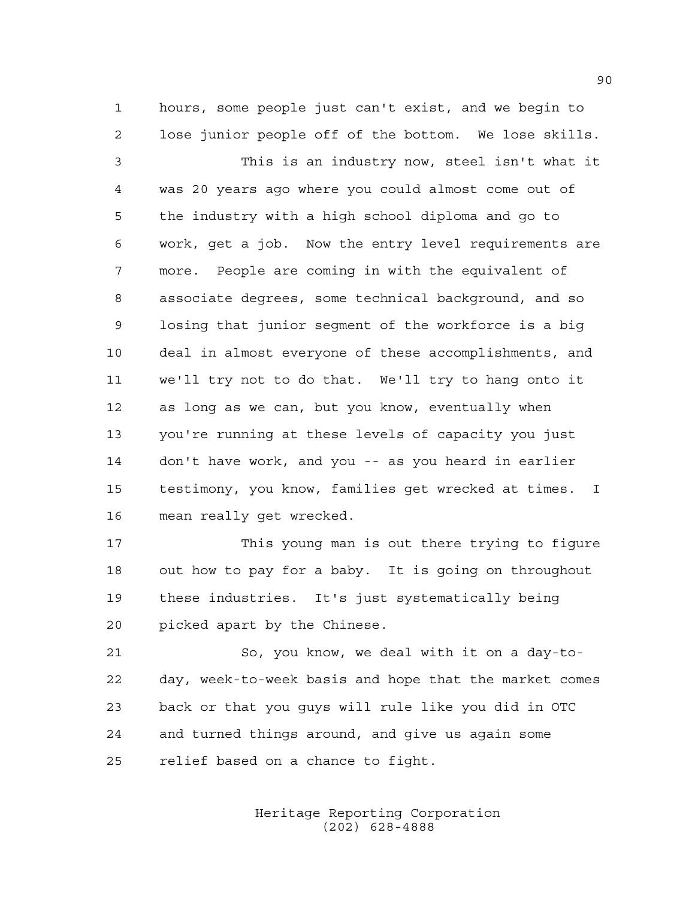hours, some people just can't exist, and we begin to lose junior people off of the bottom. We lose skills.

This is an industry now, steel isn't what it was 20 years ago where you could almost come out of the industry with a high school diploma and go to work, get a job. Now the entry level requirements are more. People are coming in with the equivalent of associate degrees, some technical background, and so losing that junior segment of the workforce is a big deal in almost everyone of these accomplishments, and we'll try not to do that. We'll try to hang onto it as long as we can, but you know, eventually when you're running at these levels of capacity you just don't have work, and you -- as you heard in earlier testimony, you know, families get wrecked at times. I mean really get wrecked.

This young man is out there trying to figure out how to pay for a baby. It is going on throughout these industries. It's just systematically being picked apart by the Chinese.

So, you know, we deal with it on a day-to-day, week-to-week basis and hope that the market comes back or that you guys will rule like you did in OTC and turned things around, and give us again some relief based on a chance to fight.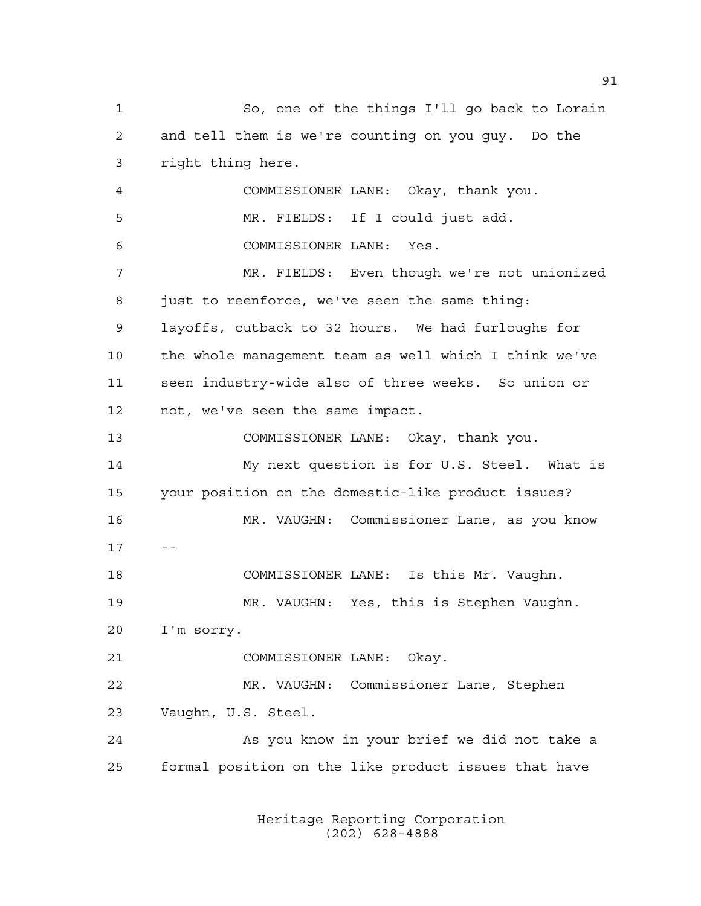So, one of the things I'll go back to Lorain and tell them is we're counting on you guy. Do the right thing here.

COMMISSIONER LANE: Okay, thank you.

MR. FIELDS: If I could just add.

COMMISSIONER LANE: Yes.

MR. FIELDS: Even though we're not unionized just to reenforce, we've seen the same thing: layoffs, cutback to 32 hours. We had furloughs for the whole management team as well which I think we've seen industry-wide also of three weeks. So union or not, we've seen the same impact.

COMMISSIONER LANE: Okay, thank you.

My next question is for U.S. Steel. What is your position on the domestic-like product issues?

MR. VAUGHN: Commissioner Lane, as you know --

COMMISSIONER LANE: Is this Mr. Vaughn.

MR. VAUGHN: Yes, this is Stephen Vaughn. I'm sorry.

COMMISSIONER LANE: Okay.

MR. VAUGHN: Commissioner Lane, Stephen Vaughn, U.S. Steel.

As you know in your brief we did not take a formal position on the like product issues that have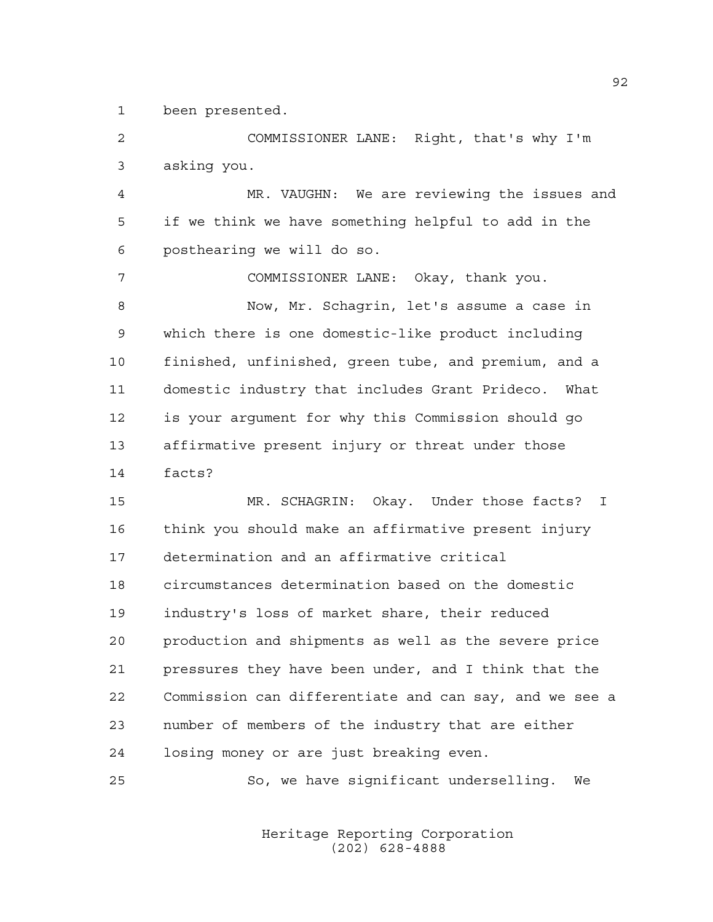been presented.

COMMISSIONER LANE: Right, that's why I'm asking you.

MR. VAUGHN: We are reviewing the issues and if we think we have something helpful to add in the posthearing we will do so.

COMMISSIONER LANE: Okay, thank you.

Now, Mr. Schagrin, let's assume a case in which there is one domestic-like product including finished, unfinished, green tube, and premium, and a domestic industry that includes Grant Prideco. What is your argument for why this Commission should go affirmative present injury or threat under those facts?

MR. SCHAGRIN: Okay. Under those facts? I think you should make an affirmative present injury determination and an affirmative critical circumstances determination based on the domestic industry's loss of market share, their reduced production and shipments as well as the severe price pressures they have been under, and I think that the Commission can differentiate and can say, and we see a number of members of the industry that are either losing money or are just breaking even.

So, we have significant underselling. We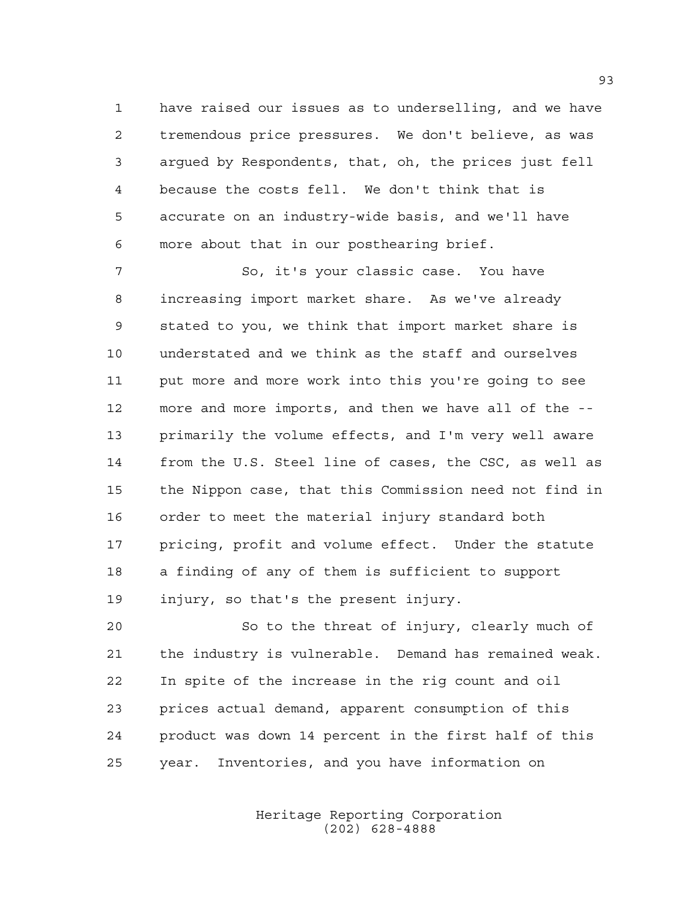have raised our issues as to underselling, and we have tremendous price pressures. We don't believe, as was argued by Respondents, that, oh, the prices just fell because the costs fell. We don't think that is accurate on an industry-wide basis, and we'll have more about that in our posthearing brief.

So, it's your classic case. You have increasing import market share. As we've already stated to you, we think that import market share is understated and we think as the staff and ourselves put more and more work into this you're going to see more and more imports, and then we have all of the -- primarily the volume effects, and I'm very well aware from the U.S. Steel line of cases, the CSC, as well as the Nippon case, that this Commission need not find in order to meet the material injury standard both pricing, profit and volume effect. Under the statute a finding of any of them is sufficient to support injury, so that's the present injury.

So to the threat of injury, clearly much of the industry is vulnerable. Demand has remained weak. In spite of the increase in the rig count and oil prices actual demand, apparent consumption of this product was down 14 percent in the first half of this year. Inventories, and you have information on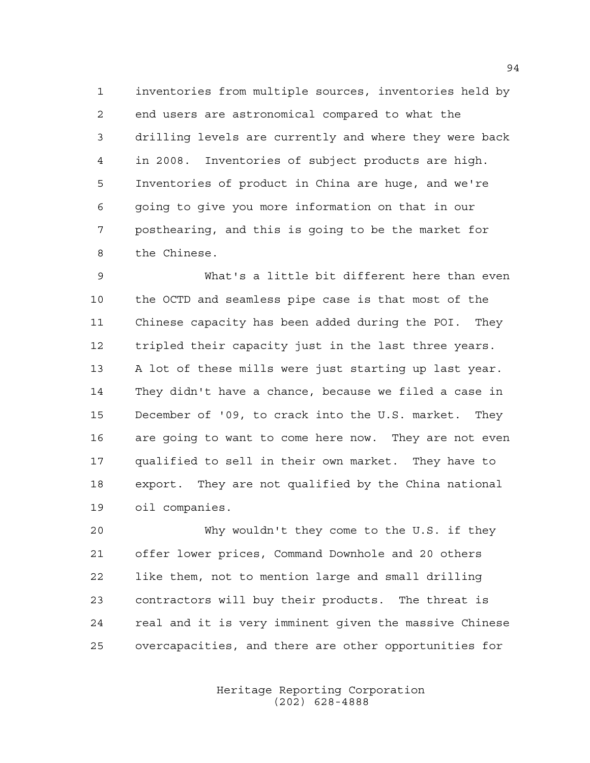inventories from multiple sources, inventories held by end users are astronomical compared to what the drilling levels are currently and where they were back in 2008. Inventories of subject products are high. Inventories of product in China are huge, and we're going to give you more information on that in our posthearing, and this is going to be the market for the Chinese.

What's a little bit different here than even the OCTD and seamless pipe case is that most of the Chinese capacity has been added during the POI. They tripled their capacity just in the last three years. A lot of these mills were just starting up last year. They didn't have a chance, because we filed a case in December of '09, to crack into the U.S. market. They are going to want to come here now. They are not even qualified to sell in their own market. They have to export. They are not qualified by the China national oil companies.

Why wouldn't they come to the U.S. if they offer lower prices, Command Downhole and 20 others like them, not to mention large and small drilling contractors will buy their products. The threat is real and it is very imminent given the massive Chinese overcapacities, and there are other opportunities for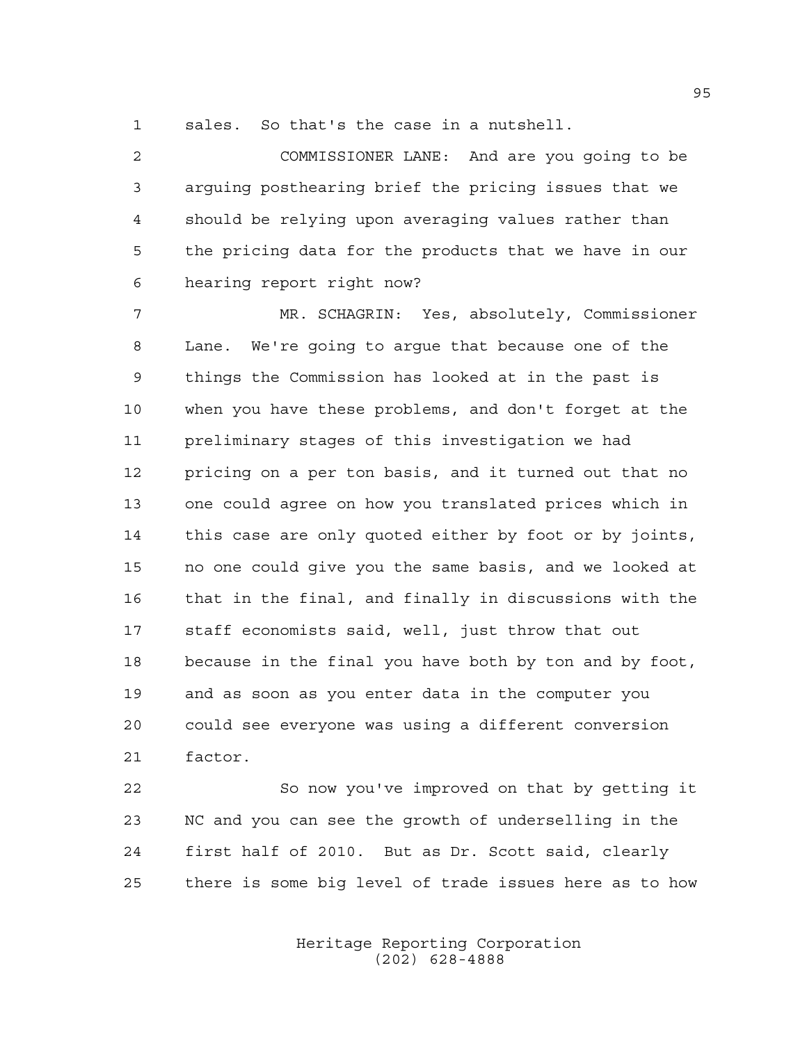sales. So that's the case in a nutshell.

COMMISSIONER LANE: And are you going to be arguing posthearing brief the pricing issues that we should be relying upon averaging values rather than the pricing data for the products that we have in our hearing report right now?

MR. SCHAGRIN: Yes, absolutely, Commissioner Lane. We're going to argue that because one of the things the Commission has looked at in the past is when you have these problems, and don't forget at the preliminary stages of this investigation we had pricing on a per ton basis, and it turned out that no one could agree on how you translated prices which in this case are only quoted either by foot or by joints, no one could give you the same basis, and we looked at that in the final, and finally in discussions with the staff economists said, well, just throw that out because in the final you have both by ton and by foot, and as soon as you enter data in the computer you could see everyone was using a different conversion factor.

So now you've improved on that by getting it NC and you can see the growth of underselling in the first half of 2010. But as Dr. Scott said, clearly there is some big level of trade issues here as to how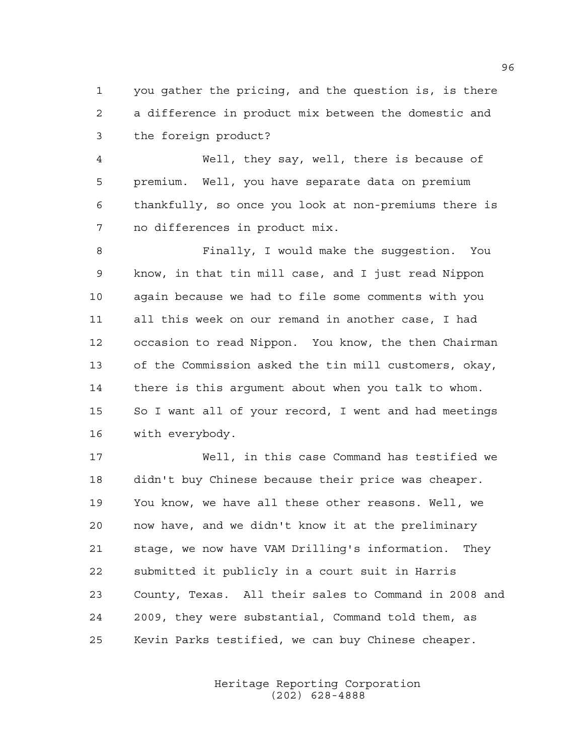you gather the pricing, and the question is, is there a difference in product mix between the domestic and the foreign product?

Well, they say, well, there is because of premium. Well, you have separate data on premium thankfully, so once you look at non-premiums there is no differences in product mix.

Finally, I would make the suggestion. You know, in that tin mill case, and I just read Nippon again because we had to file some comments with you all this week on our remand in another case, I had occasion to read Nippon. You know, the then Chairman of the Commission asked the tin mill customers, okay, there is this argument about when you talk to whom. So I want all of your record, I went and had meetings with everybody.

Well, in this case Command has testified we didn't buy Chinese because their price was cheaper. You know, we have all these other reasons. Well, we now have, and we didn't know it at the preliminary stage, we now have VAM Drilling's information. They submitted it publicly in a court suit in Harris County, Texas. All their sales to Command in 2008 and 2009, they were substantial, Command told them, as Kevin Parks testified, we can buy Chinese cheaper.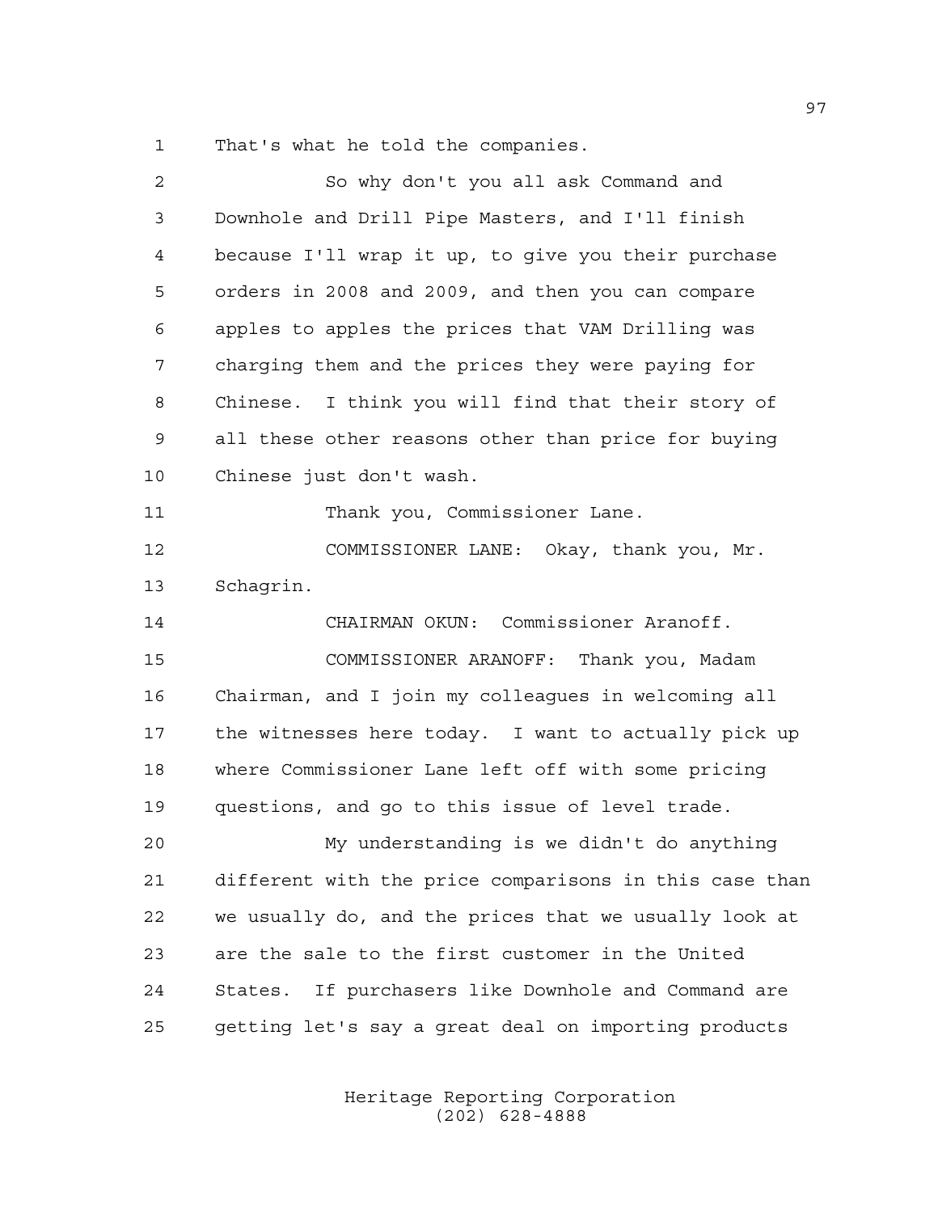That's what he told the companies.

So why don't you all ask Command and Downhole and Drill Pipe Masters, and I'll finish because I'll wrap it up, to give you their purchase orders in 2008 and 2009, and then you can compare apples to apples the prices that VAM Drilling was charging them and the prices they were paying for Chinese. I think you will find that their story of all these other reasons other than price for buying Chinese just don't wash.

Thank you, Commissioner Lane.

COMMISSIONER LANE: Okay, thank you, Mr. Schagrin.

CHAIRMAN OKUN: Commissioner Aranoff.

COMMISSIONER ARANOFF: Thank you, Madam Chairman, and I join my colleagues in welcoming all the witnesses here today. I want to actually pick up where Commissioner Lane left off with some pricing questions, and go to this issue of level trade.

My understanding is we didn't do anything different with the price comparisons in this case than we usually do, and the prices that we usually look at are the sale to the first customer in the United States. If purchasers like Downhole and Command are getting let's say a great deal on importing products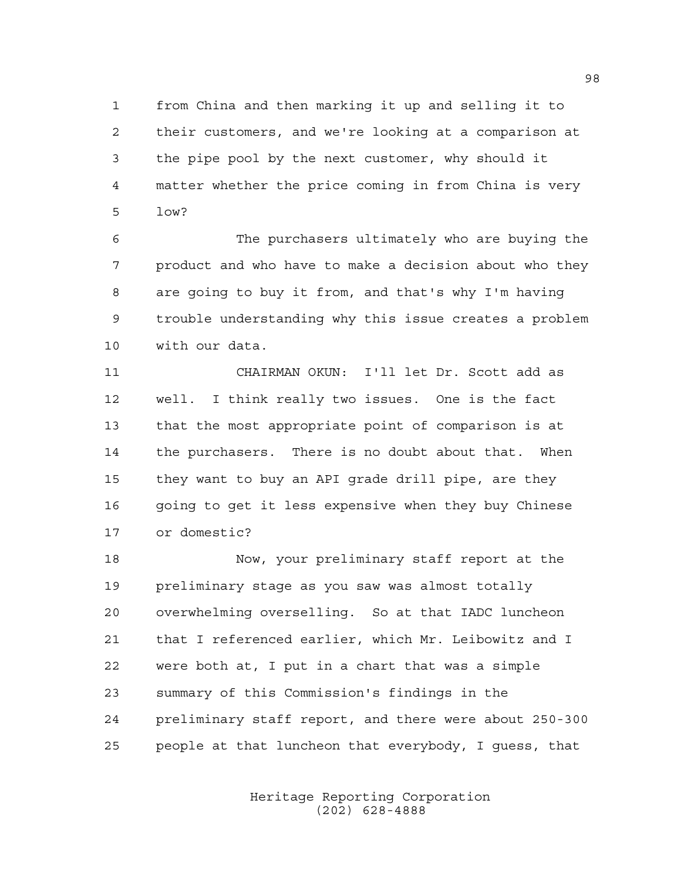from China and then marking it up and selling it to their customers, and we're looking at a comparison at the pipe pool by the next customer, why should it matter whether the price coming in from China is very low?

The purchasers ultimately who are buying the product and who have to make a decision about who they are going to buy it from, and that's why I'm having trouble understanding why this issue creates a problem with our data.

CHAIRMAN OKUN: I'll let Dr. Scott add as well. I think really two issues. One is the fact that the most appropriate point of comparison is at the purchasers. There is no doubt about that. When they want to buy an API grade drill pipe, are they going to get it less expensive when they buy Chinese or domestic?

Now, your preliminary staff report at the preliminary stage as you saw was almost totally overwhelming overselling. So at that IADC luncheon that I referenced earlier, which Mr. Leibowitz and I were both at, I put in a chart that was a simple summary of this Commission's findings in the preliminary staff report, and there were about 250-300 people at that luncheon that everybody, I guess, that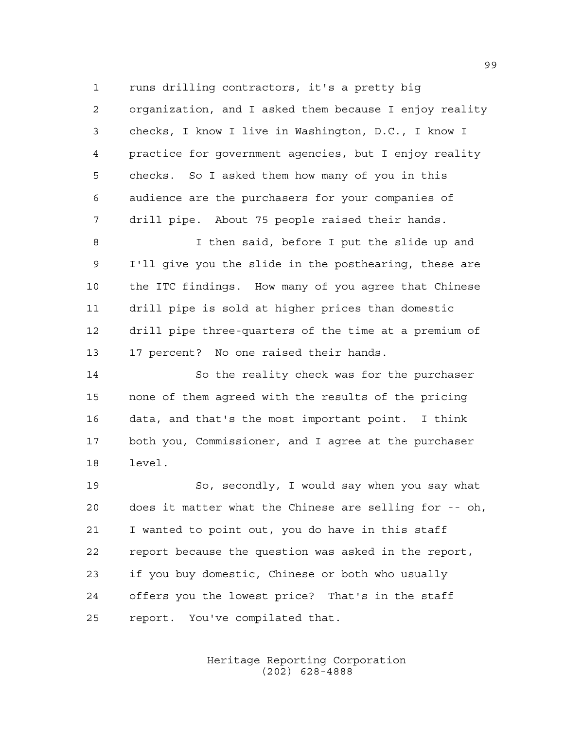runs drilling contractors, it's a pretty big organization, and I asked them because I enjoy reality checks, I know I live in Washington, D.C., I know I practice for government agencies, but I enjoy reality checks. So I asked them how many of you in this audience are the purchasers for your companies of drill pipe. About 75 people raised their hands.

I then said, before I put the slide up and I'll give you the slide in the posthearing, these are the ITC findings. How many of you agree that Chinese drill pipe is sold at higher prices than domestic drill pipe three-quarters of the time at a premium of 17 percent? No one raised their hands.

So the reality check was for the purchaser none of them agreed with the results of the pricing data, and that's the most important point. I think both you, Commissioner, and I agree at the purchaser level.

So, secondly, I would say when you say what does it matter what the Chinese are selling for -- oh, I wanted to point out, you do have in this staff report because the question was asked in the report, if you buy domestic, Chinese or both who usually offers you the lowest price? That's in the staff report. You've compilated that.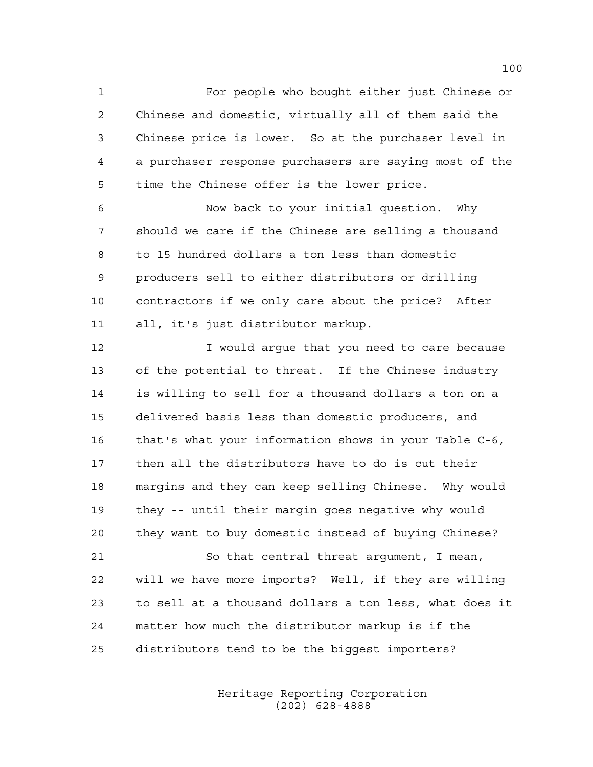For people who bought either just Chinese or Chinese and domestic, virtually all of them said the Chinese price is lower. So at the purchaser level in a purchaser response purchasers are saying most of the time the Chinese offer is the lower price.

Now back to your initial question. Why should we care if the Chinese are selling a thousand to 15 hundred dollars a ton less than domestic producers sell to either distributors or drilling contractors if we only care about the price? After all, it's just distributor markup.

I would argue that you need to care because of the potential to threat. If the Chinese industry is willing to sell for a thousand dollars a ton on a delivered basis less than domestic producers, and that's what your information shows in your Table C-6, then all the distributors have to do is cut their margins and they can keep selling Chinese. Why would they -- until their margin goes negative why would they want to buy domestic instead of buying Chinese?

So that central threat argument, I mean, will we have more imports? Well, if they are willing to sell at a thousand dollars a ton less, what does it matter how much the distributor markup is if the distributors tend to be the biggest importers?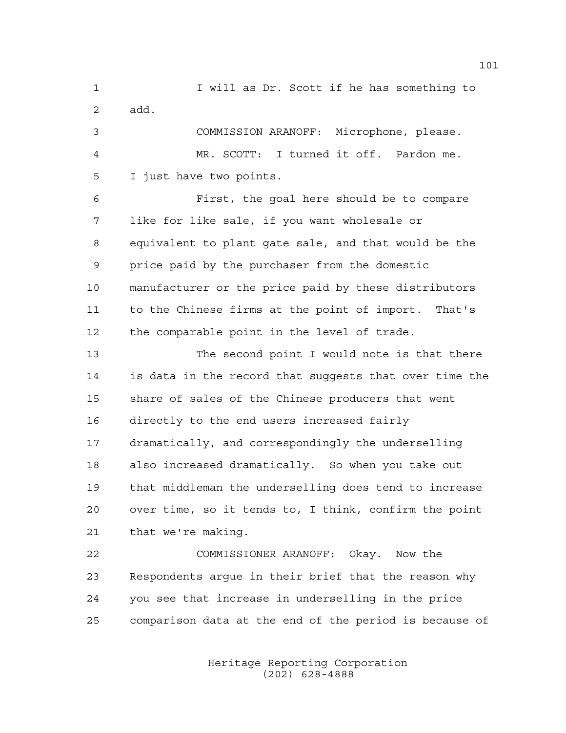I will as Dr. Scott if he has something to add.

COMMISSION ARANOFF: Microphone, please.

MR. SCOTT: I turned it off. Pardon me. I just have two points.

First, the goal here should be to compare like for like sale, if you want wholesale or equivalent to plant gate sale, and that would be the price paid by the purchaser from the domestic manufacturer or the price paid by these distributors to the Chinese firms at the point of import. That's the comparable point in the level of trade.

The second point I would note is that there is data in the record that suggests that over time the share of sales of the Chinese producers that went directly to the end users increased fairly dramatically, and correspondingly the underselling also increased dramatically. So when you take out that middleman the underselling does tend to increase over time, so it tends to, I think, confirm the point that we're making.

COMMISSIONER ARANOFF: Okay. Now the Respondents argue in their brief that the reason why you see that increase in underselling in the price comparison data at the end of the period is because of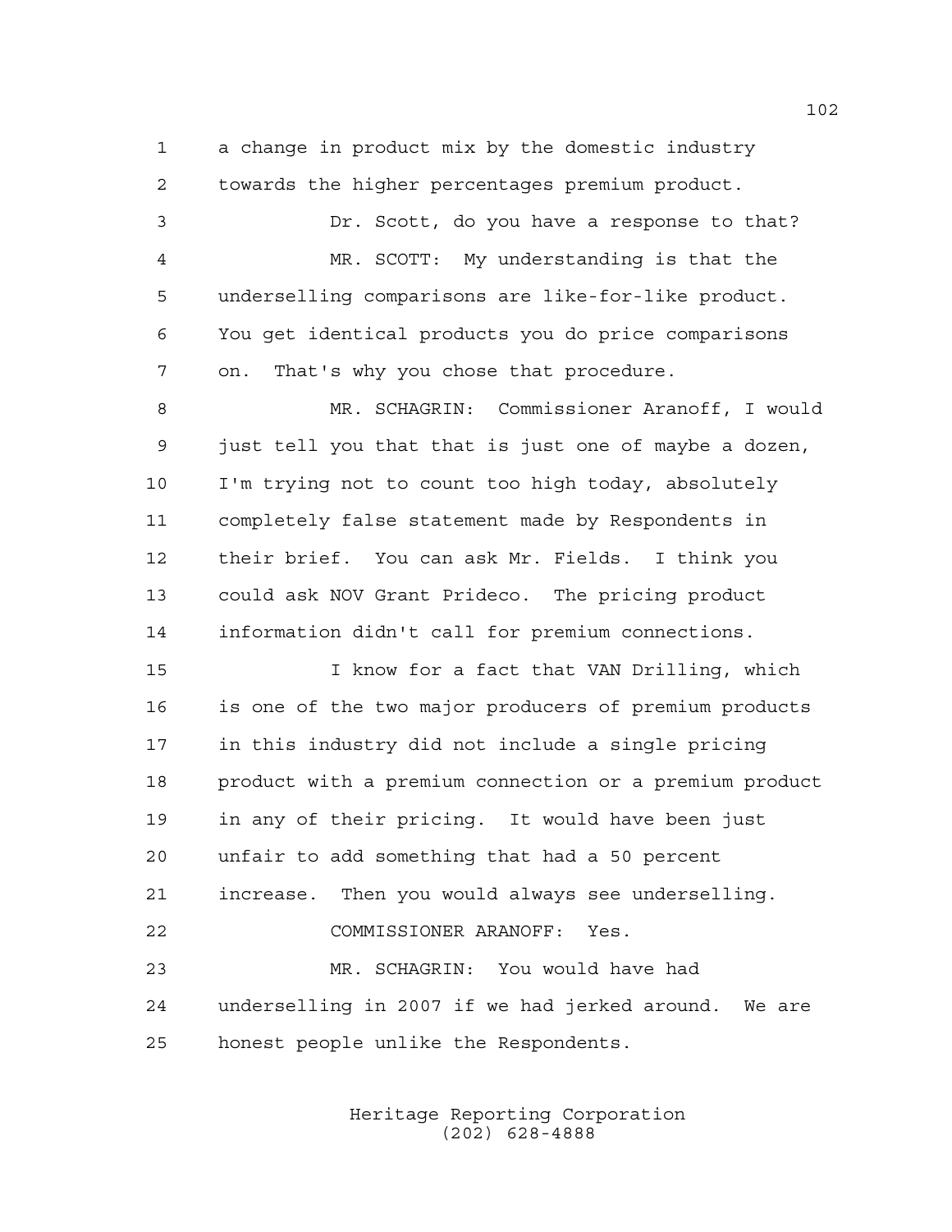a change in product mix by the domestic industry towards the higher percentages premium product.

Dr. Scott, do you have a response to that?

MR. SCOTT: My understanding is that the underselling comparisons are like-for-like product. You get identical products you do price comparisons on. That's why you chose that procedure.

MR. SCHAGRIN: Commissioner Aranoff, I would just tell you that that is just one of maybe a dozen, I'm trying not to count too high today, absolutely completely false statement made by Respondents in their brief. You can ask Mr. Fields. I think you could ask NOV Grant Prideco. The pricing product information didn't call for premium connections.

I know for a fact that VAN Drilling, which is one of the two major producers of premium products in this industry did not include a single pricing product with a premium connection or a premium product in any of their pricing. It would have been just unfair to add something that had a 50 percent increase. Then you would always see underselling.

COMMISSIONER ARANOFF: Yes.

MR. SCHAGRIN: You would have had underselling in 2007 if we had jerked around. We are honest people unlike the Respondents.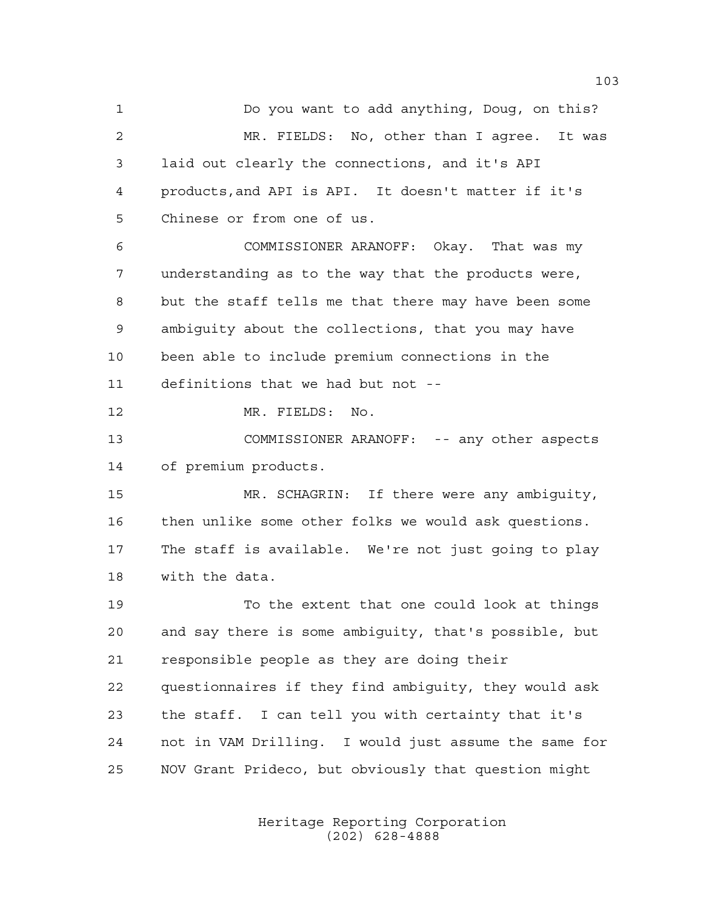Do you want to add anything, Doug, on this?

MR. FIELDS: No, other than I agree. It was laid out clearly the connections, and it's API products,and API is API. It doesn't matter if it's Chinese or from one of us.

COMMISSIONER ARANOFF: Okay. That was my understanding as to the way that the products were, but the staff tells me that there may have been some ambiguity about the collections, that you may have been able to include premium connections in the definitions that we had but not --

MR. FIELDS: No.

COMMISSIONER ARANOFF: -- any other aspects of premium products.

MR. SCHAGRIN: If there were any ambiguity, then unlike some other folks we would ask questions. The staff is available. We're not just going to play with the data.

To the extent that one could look at things and say there is some ambiguity, that's possible, but responsible people as they are doing their questionnaires if they find ambiguity, they would ask the staff. I can tell you with certainty that it's not in VAM Drilling. I would just assume the same for NOV Grant Prideco, but obviously that question might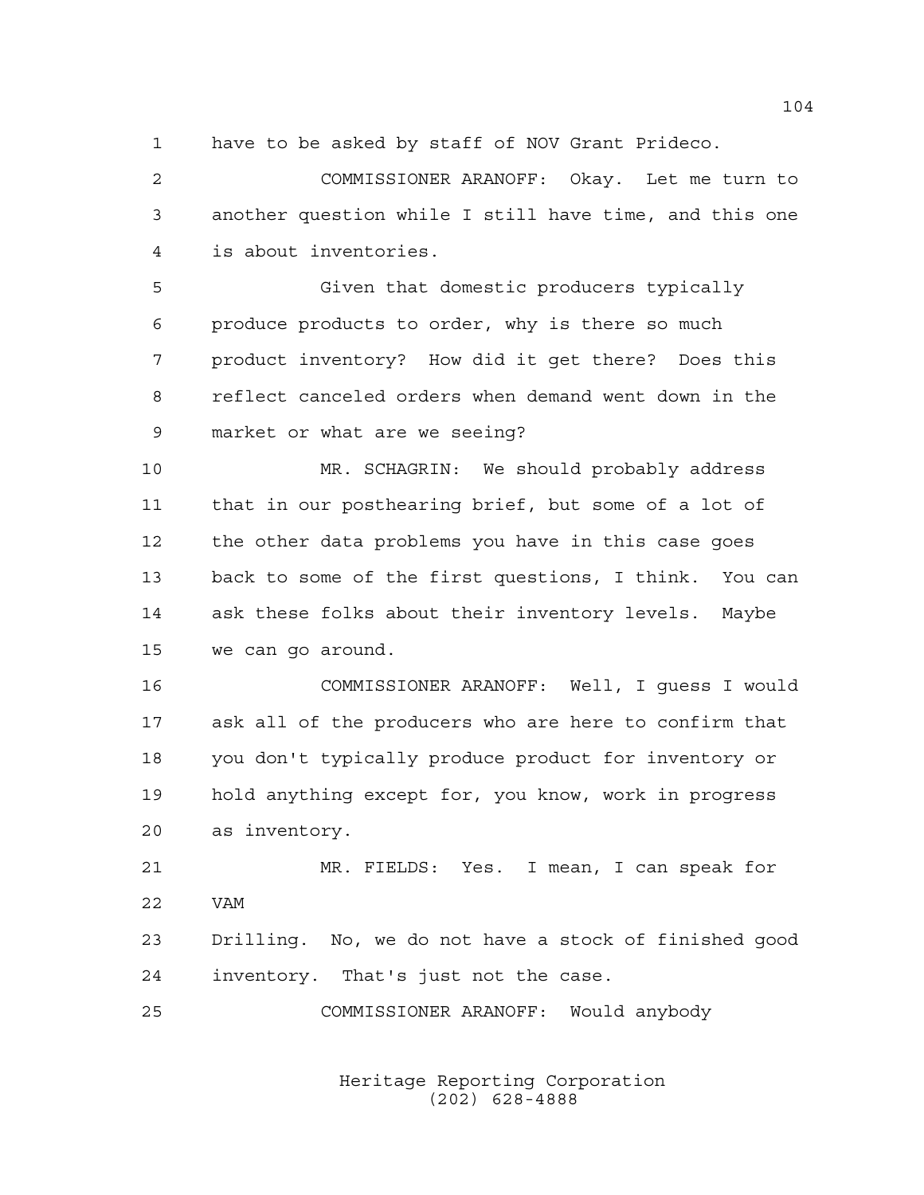have to be asked by staff of NOV Grant Prideco.

COMMISSIONER ARANOFF: Okay. Let me turn to another question while I still have time, and this one is about inventories.

Given that domestic producers typically produce products to order, why is there so much product inventory? How did it get there? Does this reflect canceled orders when demand went down in the market or what are we seeing?

MR. SCHAGRIN: We should probably address that in our posthearing brief, but some of a lot of the other data problems you have in this case goes back to some of the first questions, I think. You can ask these folks about their inventory levels. Maybe we can go around.

COMMISSIONER ARANOFF: Well, I guess I would ask all of the producers who are here to confirm that you don't typically produce product for inventory or hold anything except for, you know, work in progress as inventory.

MR. FIELDS: Yes. I mean, I can speak for VAM Drilling. No, we do not have a stock of finished good inventory. That's just not the case.

COMMISSIONER ARANOFF: Would anybody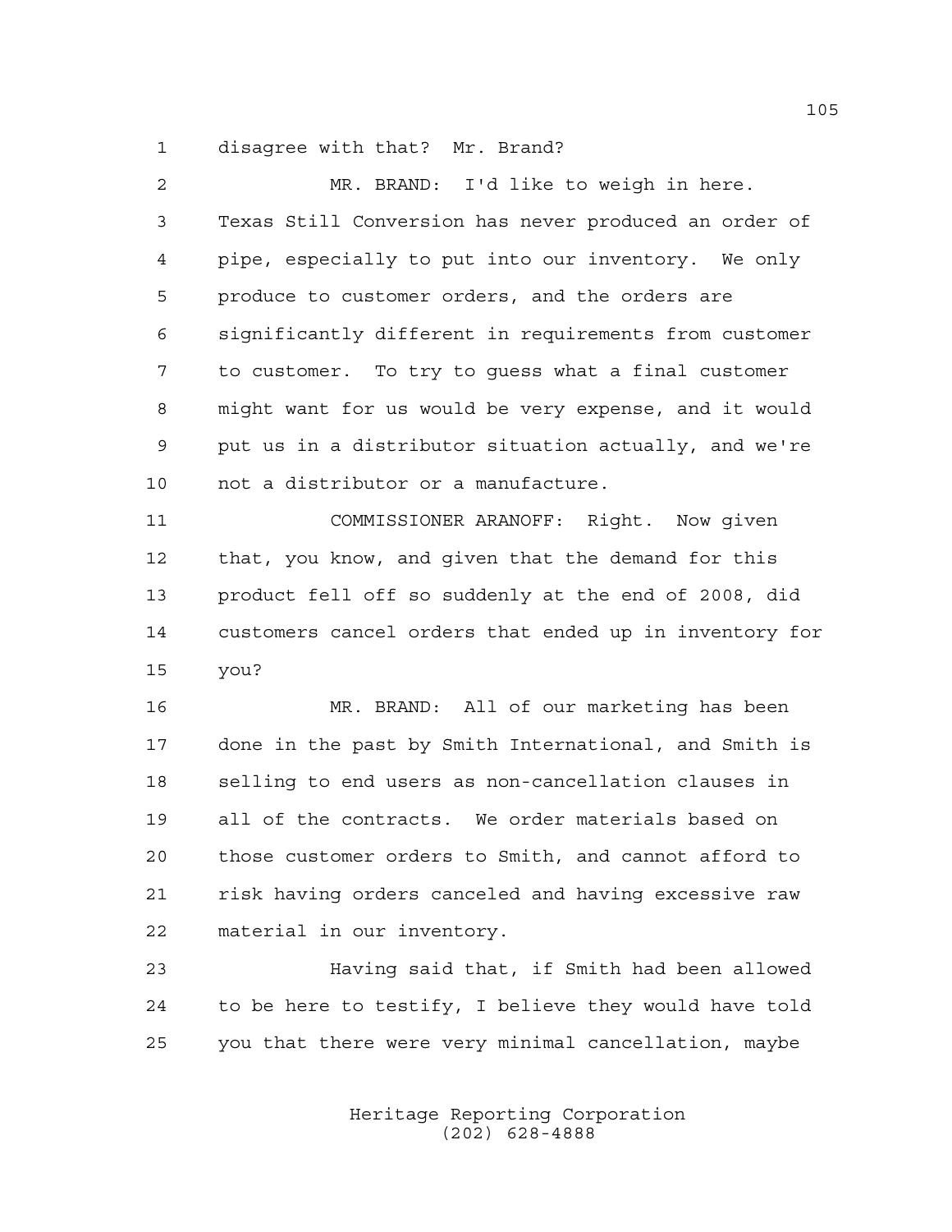1 disagree with that? Mr. Brand?

2 MR. BRAND: I'd like to weigh in here.

3 Texas Still Conversion has never produced an order of

4 pipe, especially to put into our inventory. We only

5 produce to customer orders, and the orders are

6 significantly different in requirements from customer

7 to customer. To try to guess what a final customer

8 might want for us would be very expense, and it would

9 put us in a distributor situation actually, and we're

10 not a distributor or a manufacture.

11 COMMISSIONER ARANOFF: Right. Now given

12 that, you know, and given that the demand for this

13 product fell off so suddenly at the end of 2008, did

14 customers cancel orders that ended up in inventory for

15 you?

16 MR. BRAND: All of our marketing has been

17 done in the past by Smith International, and Smith is

18 selling to end users as non-cancellation clauses in

19 all of the contracts. We order materials based on

20 those customer orders to Smith, and cannot afford to

21 risk having orders canceled and having excessive raw

22 material in our inventory.

23 Having said that, if Smith had been allowed

24 to be here to testify, I believe they would have told

25 you that there were very minimal cancellation, maybe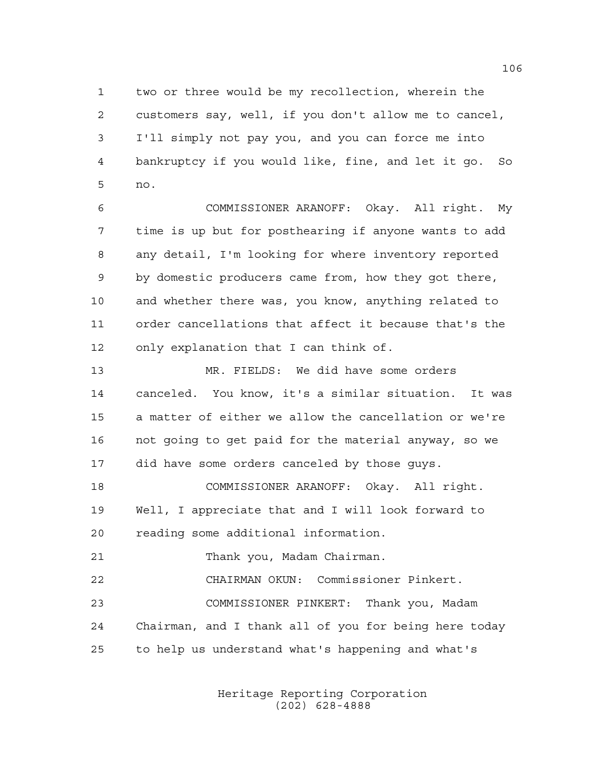two or three would be my recollection, wherein the customers say, well, if you don't allow me to cancel, I'll simply not pay you, and you can force me into bankruptcy if you would like, fine, and let it go. So no.

COMMISSIONER ARANOFF: Okay. All right. My time is up but for posthearing if anyone wants to add any detail, I'm looking for where inventory reported by domestic producers came from, how they got there, and whether there was, you know, anything related to order cancellations that affect it because that's the only explanation that I can think of.

MR. FIELDS: We did have some orders canceled. You know, it's a similar situation. It was a matter of either we allow the cancellation or we're not going to get paid for the material anyway, so we did have some orders canceled by those guys.

COMMISSIONER ARANOFF: Okay. All right. Well, I appreciate that and I will look forward to reading some additional information.

Thank you, Madam Chairman.

CHAIRMAN OKUN: Commissioner Pinkert.

COMMISSIONER PINKERT: Thank you, Madam Chairman, and I thank all of you for being here today to help us understand what's happening and what's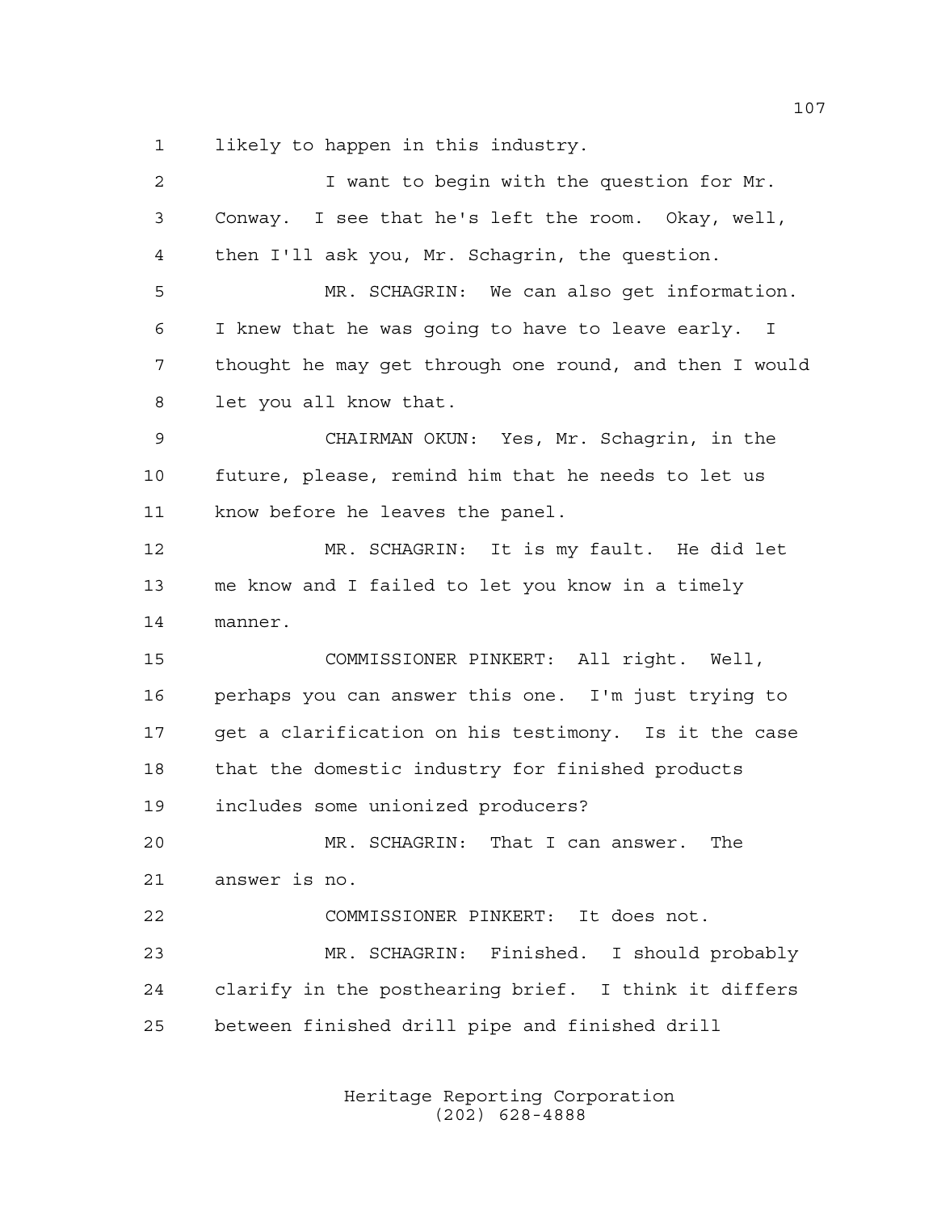likely to happen in this industry.

I want to begin with the question for Mr. Conway. I see that he's left the room. Okay, well, then I'll ask you, Mr. Schagrin, the question.

MR. SCHAGRIN: We can also get information. I knew that he was going to have to leave early. I thought he may get through one round, and then I would let you all know that.

CHAIRMAN OKUN: Yes, Mr. Schagrin, in the future, please, remind him that he needs to let us know before he leaves the panel.

MR. SCHAGRIN: It is my fault. He did let me know and I failed to let you know in a timely manner.

COMMISSIONER PINKERT: All right. Well, perhaps you can answer this one. I'm just trying to get a clarification on his testimony. Is it the case that the domestic industry for finished products includes some unionized producers?

MR. SCHAGRIN: That I can answer. The answer is no.

COMMISSIONER PINKERT: It does not.

MR. SCHAGRIN: Finished. I should probably clarify in the posthearing brief. I think it differs between finished drill pipe and finished drill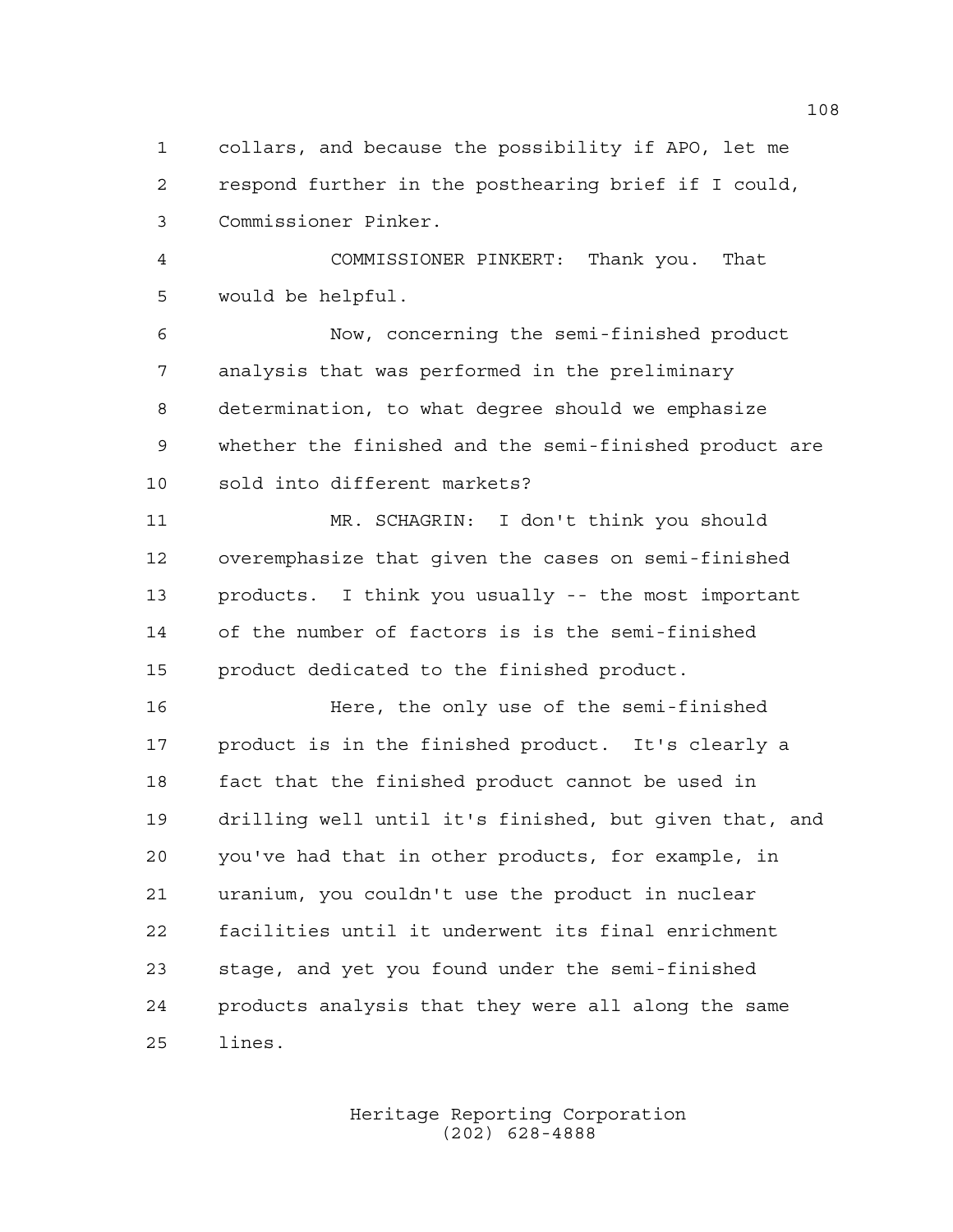collars, and because the possibility if APO, let me respond further in the posthearing brief if I could, Commissioner Pinker.

COMMISSIONER PINKERT: Thank you. That would be helpful.

Now, concerning the semi-finished product analysis that was performed in the preliminary determination, to what degree should we emphasize whether the finished and the semi-finished product are sold into different markets?

MR. SCHAGRIN: I don't think you should overemphasize that given the cases on semi-finished products. I think you usually -- the most important of the number of factors is is the semi-finished product dedicated to the finished product.

Here, the only use of the semi-finished product is in the finished product. It's clearly a fact that the finished product cannot be used in drilling well until it's finished, but given that, and you've had that in other products, for example, in uranium, you couldn't use the product in nuclear facilities until it underwent its final enrichment stage, and yet you found under the semi-finished products analysis that they were all along the same lines.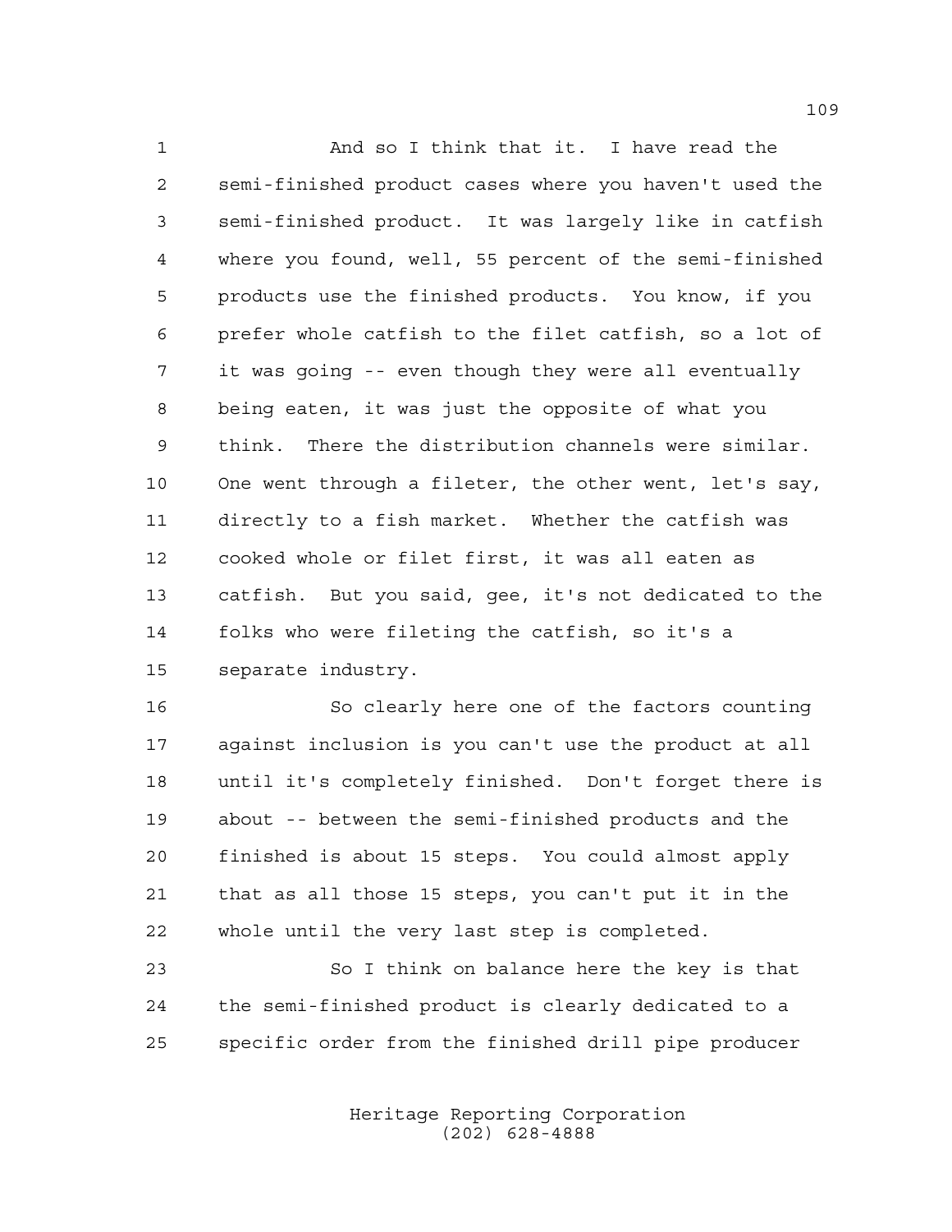And so I think that it. I have read the semi-finished product cases where you haven't used the semi-finished product. It was largely like in catfish where you found, well, 55 percent of the semi-finished products use the finished products. You know, if you prefer whole catfish to the filet catfish, so a lot of it was going -- even though they were all eventually being eaten, it was just the opposite of what you think. There the distribution channels were similar. One went through a fileter, the other went, let's say, directly to a fish market. Whether the catfish was cooked whole or filet first, it was all eaten as catfish. But you said, gee, it's not dedicated to the folks who were fileting the catfish, so it's a separate industry.

So clearly here one of the factors counting against inclusion is you can't use the product at all until it's completely finished. Don't forget there is about -- between the semi-finished products and the finished is about 15 steps. You could almost apply that as all those 15 steps, you can't put it in the whole until the very last step is completed.

So I think on balance here the key is that the semi-finished product is clearly dedicated to a specific order from the finished drill pipe producer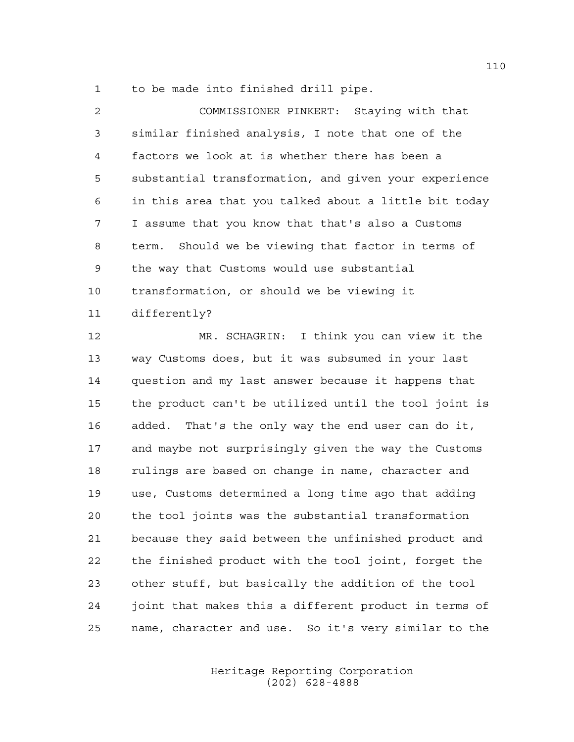to be made into finished drill pipe.

COMMISSIONER PINKERT: Staying with that similar finished analysis, I note that one of the factors we look at is whether there has been a substantial transformation, and given your experience in this area that you talked about a little bit today I assume that you know that that's also a Customs term. Should we be viewing that factor in terms of the way that Customs would use substantial transformation, or should we be viewing it differently?

MR. SCHAGRIN: I think you can view it the way Customs does, but it was subsumed in your last question and my last answer because it happens that the product can't be utilized until the tool joint is added. That's the only way the end user can do it, and maybe not surprisingly given the way the Customs rulings are based on change in name, character and use, Customs determined a long time ago that adding the tool joints was the substantial transformation because they said between the unfinished product and the finished product with the tool joint, forget the other stuff, but basically the addition of the tool joint that makes this a different product in terms of name, character and use. So it's very similar to the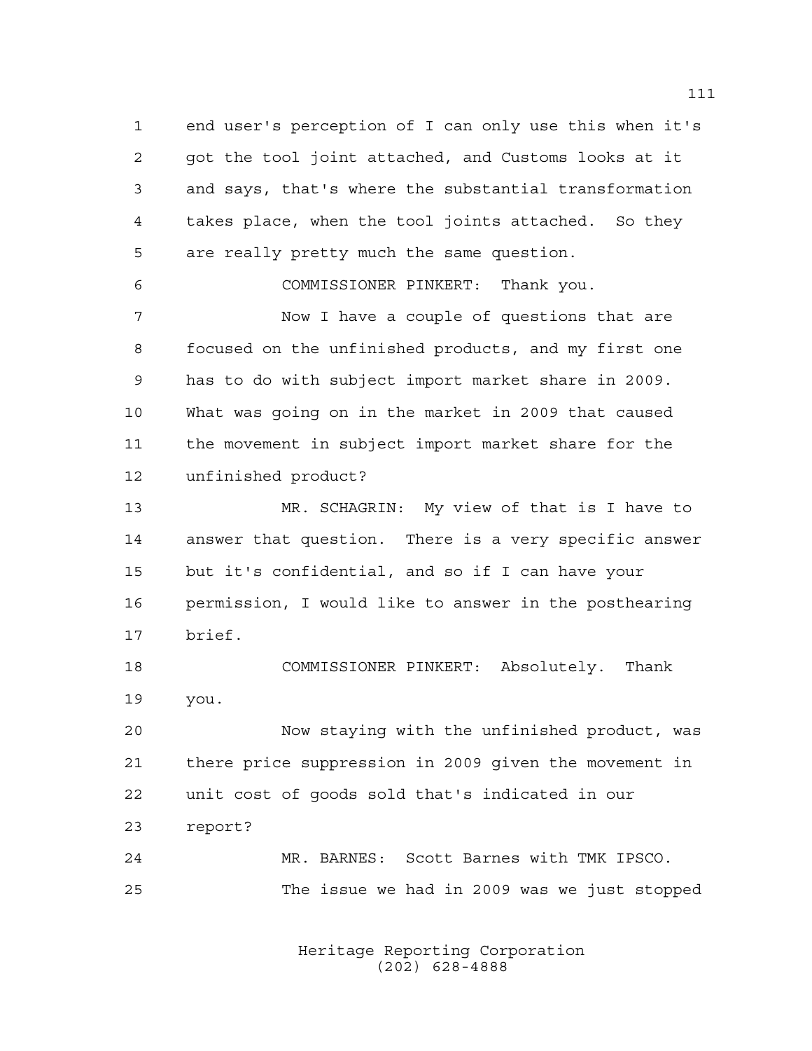end user's perception of I can only use this when it's got the tool joint attached, and Customs looks at it and says, that's where the substantial transformation takes place, when the tool joints attached. So they are really pretty much the same question.

COMMISSIONER PINKERT: Thank you.

Now I have a couple of questions that are focused on the unfinished products, and my first one has to do with subject import market share in 2009. What was going on in the market in 2009 that caused the movement in subject import market share for the unfinished product?

MR. SCHAGRIN: My view of that is I have to answer that question. There is a very specific answer but it's confidential, and so if I can have your permission, I would like to answer in the posthearing brief.

COMMISSIONER PINKERT: Absolutely. Thank you.

Now staying with the unfinished product, was there price suppression in 2009 given the movement in unit cost of goods sold that's indicated in our report?

MR. BARNES: Scott Barnes with TMK IPSCO.

The issue we had in 2009 was we just stopped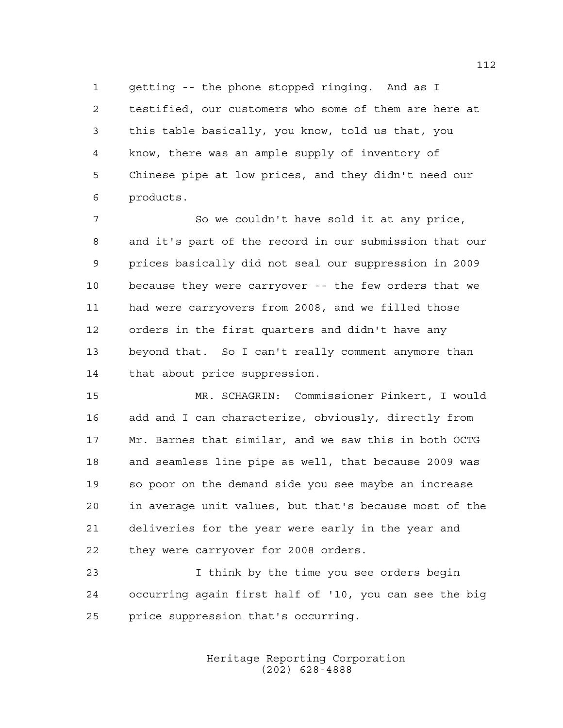getting -- the phone stopped ringing. And as I testified, our customers who some of them are here at this table basically, you know, told us that, you know, there was an ample supply of inventory of Chinese pipe at low prices, and they didn't need our products.

So we couldn't have sold it at any price, and it's part of the record in our submission that our prices basically did not seal our suppression in 2009 because they were carryover -- the few orders that we had were carryovers from 2008, and we filled those orders in the first quarters and didn't have any beyond that. So I can't really comment anymore than that about price suppression.

MR. SCHAGRIN: Commissioner Pinkert, I would add and I can characterize, obviously, directly from Mr. Barnes that similar, and we saw this in both OCTG and seamless line pipe as well, that because 2009 was so poor on the demand side you see maybe an increase in average unit values, but that's because most of the deliveries for the year were early in the year and they were carryover for 2008 orders.

I think by the time you see orders begin occurring again first half of '10, you can see the big price suppression that's occurring.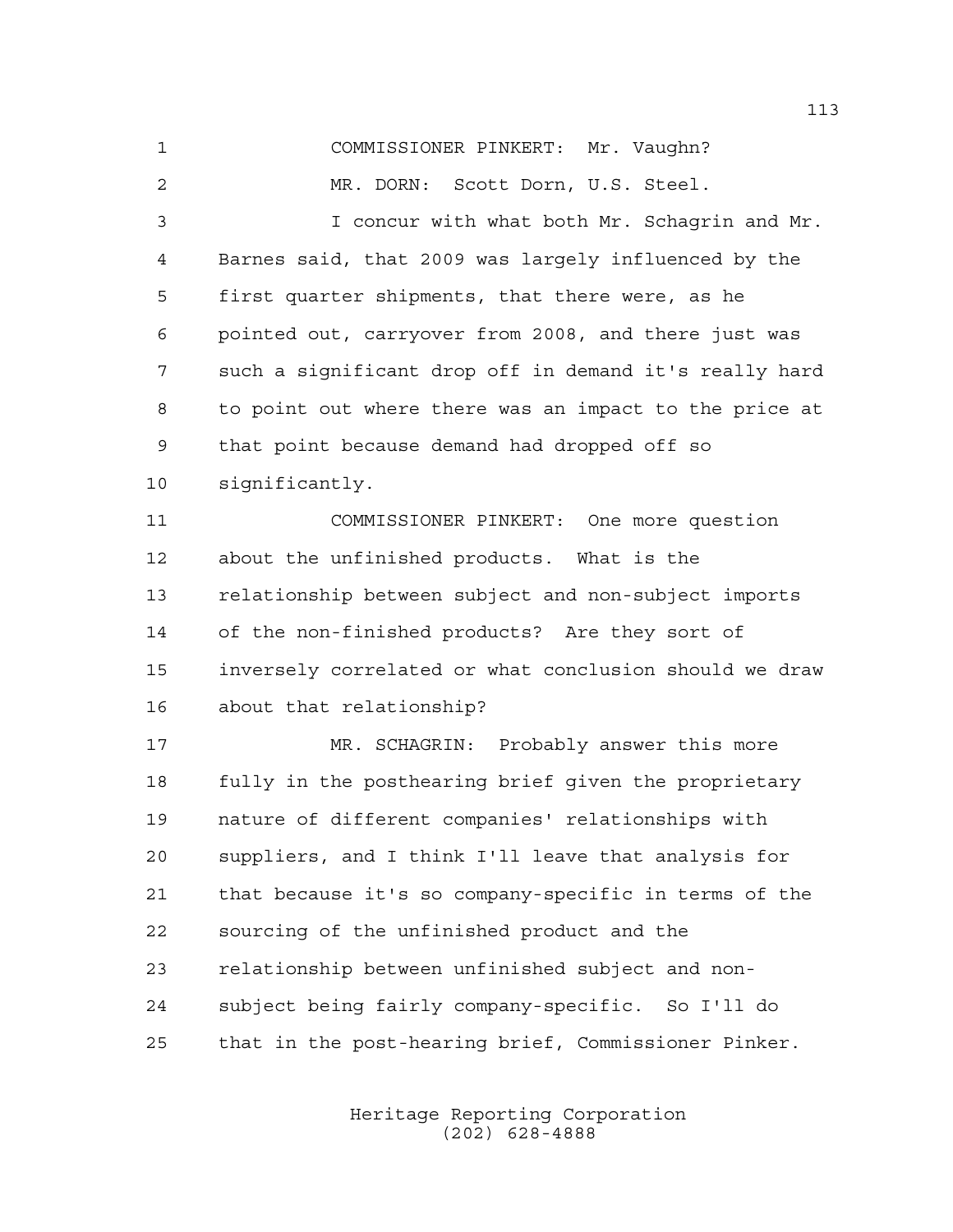COMMISSIONER PINKERT: Mr. Vaughn?

MR. DORN: Scott Dorn, U.S. Steel.

I concur with what both Mr. Schagrin and Mr. Barnes said, that 2009 was largely influenced by the first quarter shipments, that there were, as he pointed out, carryover from 2008, and there just was such a significant drop off in demand it's really hard to point out where there was an impact to the price at that point because demand had dropped off so significantly.

COMMISSIONER PINKERT: One more question about the unfinished products. What is the relationship between subject and non-subject imports of the non-finished products? Are they sort of inversely correlated or what conclusion should we draw about that relationship?

MR. SCHAGRIN: Probably answer this more fully in the posthearing brief given the proprietary nature of different companies' relationships with suppliers, and I think I'll leave that analysis for that because it's so company-specific in terms of the sourcing of the unfinished product and the relationship between unfinished subject and non-subject being fairly company-specific. So I'll do that in the post-hearing brief, Commissioner Pinker.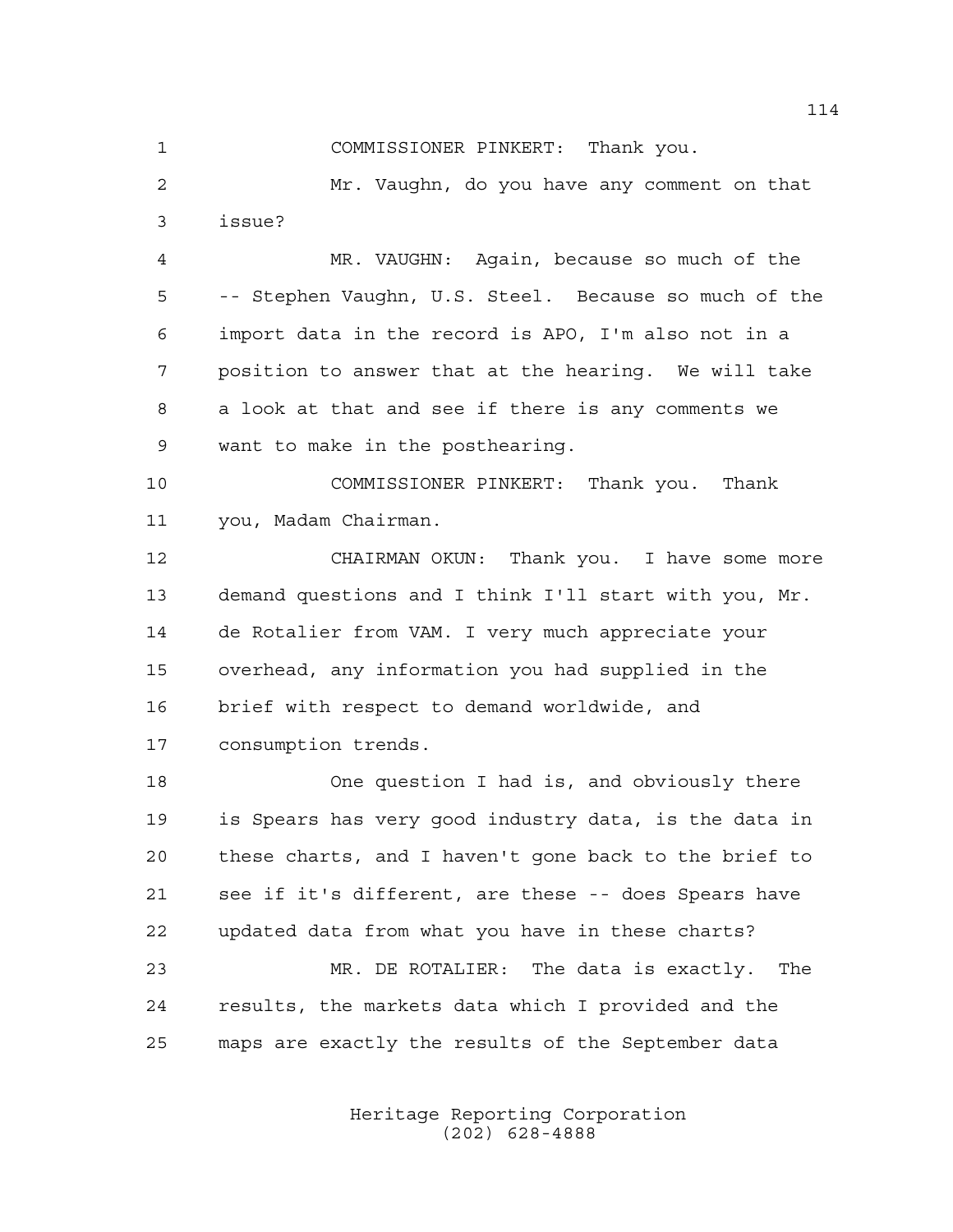COMMISSIONER PINKERT: Thank you.

Mr. Vaughn, do you have any comment on that issue?

MR. VAUGHN: Again, because so much of the -- Stephen Vaughn, U.S. Steel. Because so much of the import data in the record is APO, I'm also not in a position to answer that at the hearing. We will take a look at that and see if there is any comments we want to make in the posthearing.

COMMISSIONER PINKERT: Thank you. Thank you, Madam Chairman.

CHAIRMAN OKUN: Thank you. I have some more demand questions and I think I'll start with you, Mr. de Rotalier from VAM. I very much appreciate your overhead, any information you had supplied in the brief with respect to demand worldwide, and consumption trends.

One question I had is, and obviously there is Spears has very good industry data, is the data in these charts, and I haven't gone back to the brief to see if it's different, are these -- does Spears have updated data from what you have in these charts?

MR. DE ROTALIER: The data is exactly. The results, the markets data which I provided and the maps are exactly the results of the September data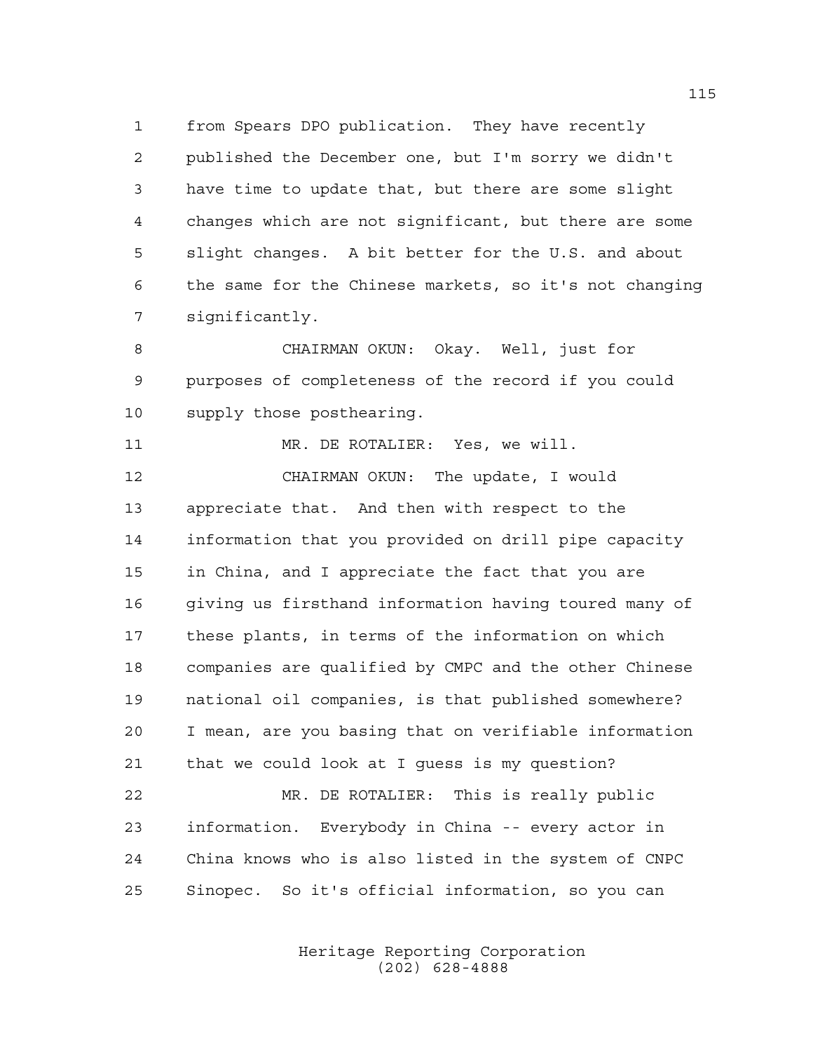from Spears DPO publication. They have recently published the December one, but I'm sorry we didn't have time to update that, but there are some slight changes which are not significant, but there are some slight changes. A bit better for the U.S. and about the same for the Chinese markets, so it's not changing significantly.

CHAIRMAN OKUN: Okay. Well, just for purposes of completeness of the record if you could supply those posthearing.

MR. DE ROTALIER: Yes, we will.

CHAIRMAN OKUN: The update, I would appreciate that. And then with respect to the information that you provided on drill pipe capacity in China, and I appreciate the fact that you are giving us firsthand information having toured many of these plants, in terms of the information on which companies are qualified by CMPC and the other Chinese national oil companies, is that published somewhere? I mean, are you basing that on verifiable information that we could look at I guess is my question?

MR. DE ROTALIER: This is really public information. Everybody in China -- every actor in China knows who is also listed in the system of CNPC Sinopec. So it's official information, so you can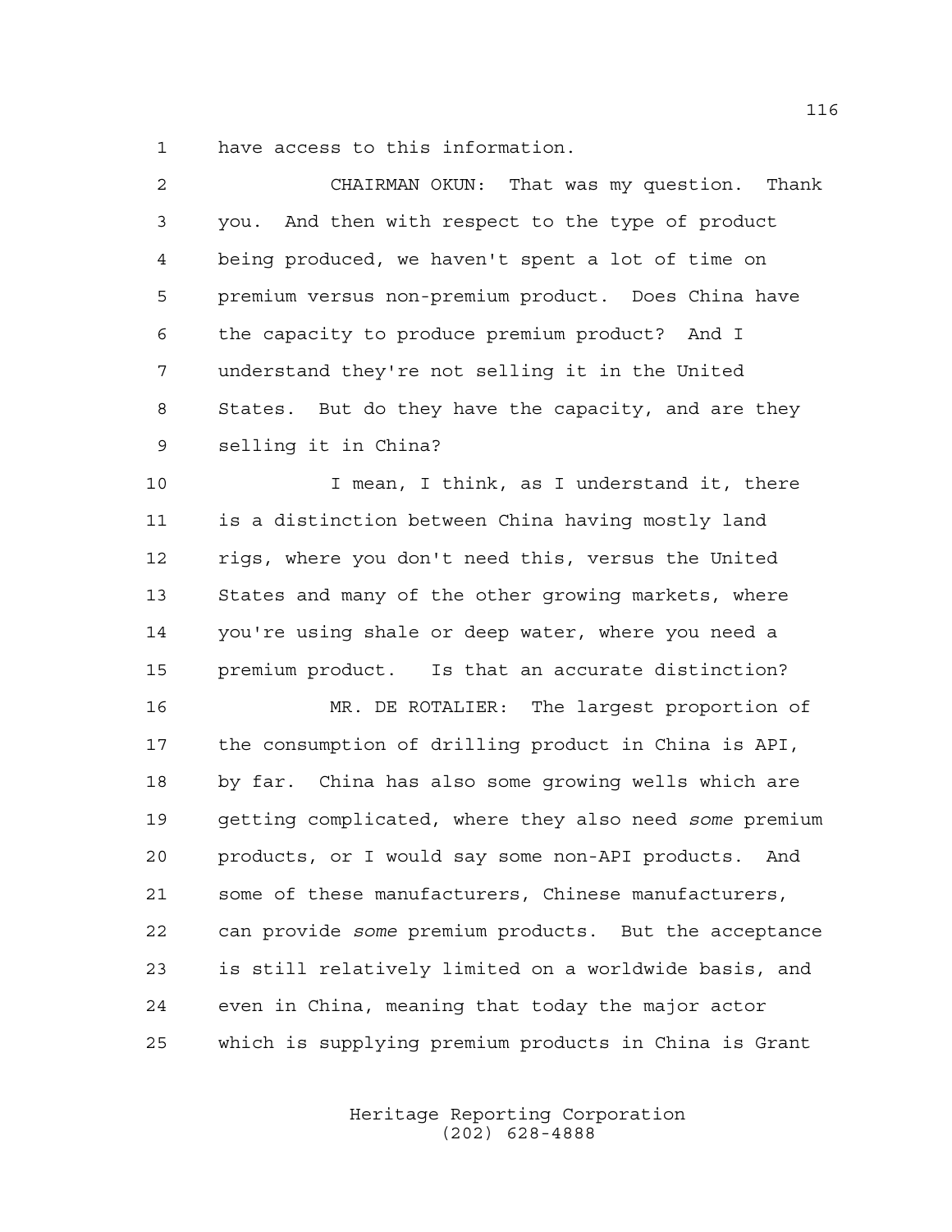have access to this information.

CHAIRMAN OKUN: That was my question. Thank you. And then with respect to the type of product being produced, we haven't spent a lot of time on premium versus non-premium product. Does China have the capacity to produce premium product? And I understand they're not selling it in the United States. But do they have the capacity, and are they selling it in China?

I mean, I think, as I understand it, there is a distinction between China having mostly land rigs, where you don't need this, versus the United States and many of the other growing markets, where you're using shale or deep water, where you need a premium product. Is that an accurate distinction?

MR. DE ROTALIER: The largest proportion of the consumption of drilling product in China is API, by far. China has also some growing wells which are getting complicated, where they also need *some* premium products, or I would say some non-API products. And some of these manufacturers, Chinese manufacturers, can provide *some* premium products. But the acceptance is still relatively limited on a worldwide basis, and even in China, meaning that today the major actor which is supplying premium products in China is Grant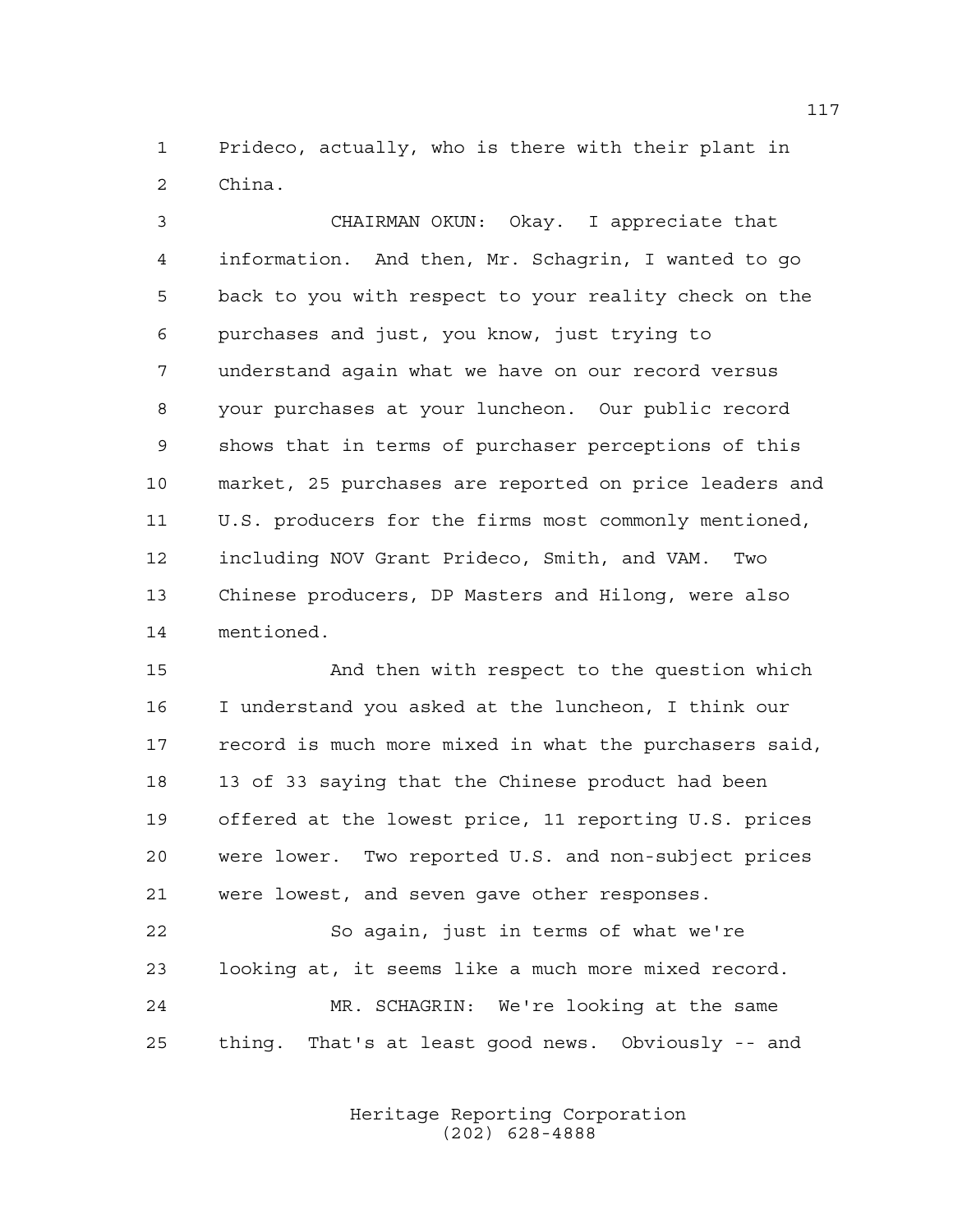Prideco, actually, who is there with their plant in China.

CHAIRMAN OKUN: Okay. I appreciate that information. And then, Mr. Schagrin, I wanted to go back to you with respect to your reality check on the purchases and just, you know, just trying to understand again what we have on our record versus your purchases at your luncheon. Our public record shows that in terms of purchaser perceptions of this market, 25 purchases are reported on price leaders and U.S. producers for the firms most commonly mentioned, including NOV Grant Prideco, Smith, and VAM. Two Chinese producers, DP Masters and Hilong, were also mentioned.

And then with respect to the question which I understand you asked at the luncheon, I think our record is much more mixed in what the purchasers said, 13 of 33 saying that the Chinese product had been offered at the lowest price, 11 reporting U.S. prices were lower. Two reported U.S. and non-subject prices were lowest, and seven gave other responses.

So again, just in terms of what we're looking at, it seems like a much more mixed record.

MR. SCHAGRIN: We're looking at the same thing. That's at least good news. Obviously -- and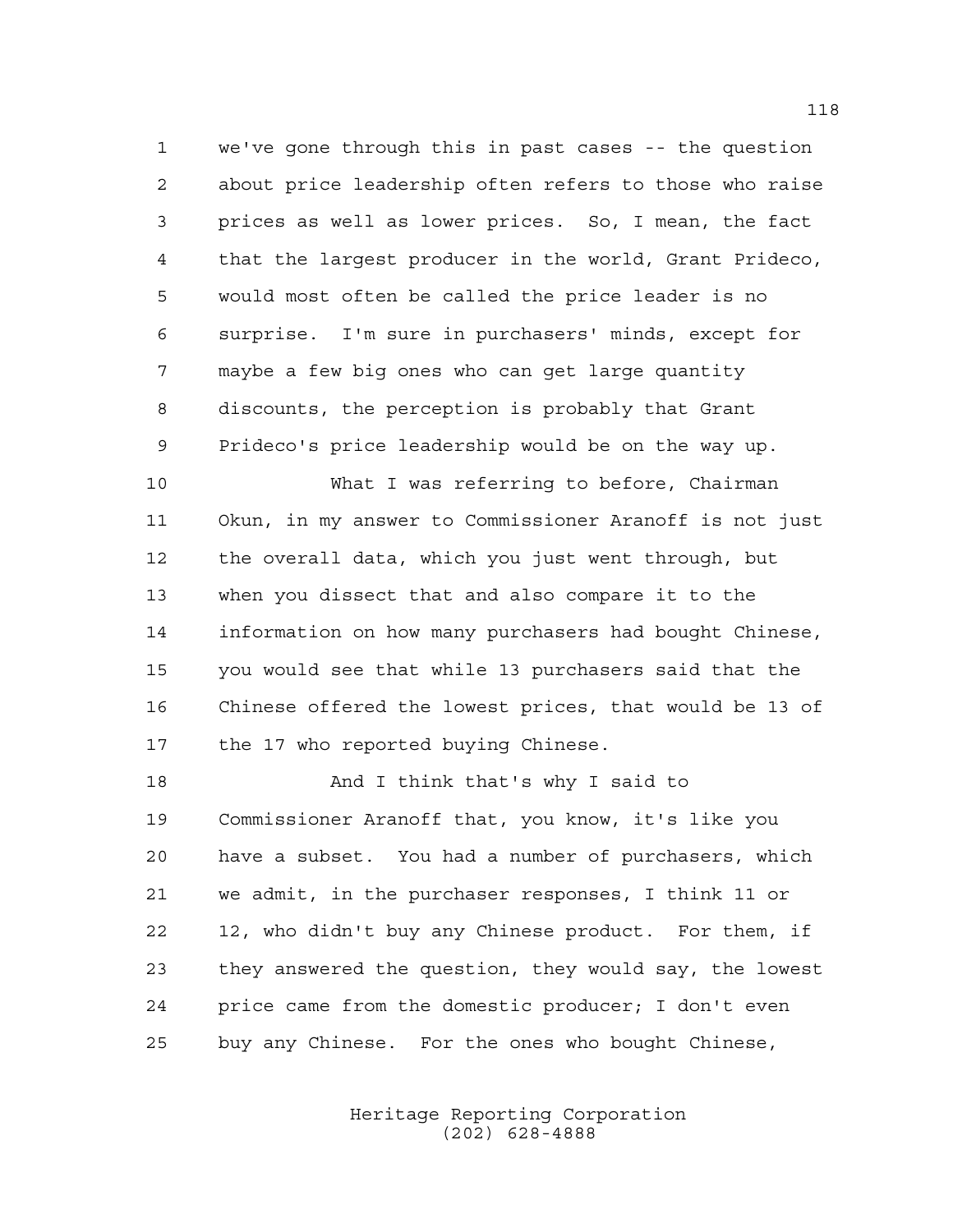we've gone through this in past cases -- the question about price leadership often refers to those who raise prices as well as lower prices. So, I mean, the fact that the largest producer in the world, Grant Prideco, would most often be called the price leader is no surprise. I'm sure in purchasers' minds, except for maybe a few big ones who can get large quantity discounts, the perception is probably that Grant Prideco's price leadership would be on the way up.

What I was referring to before, Chairman Okun, in my answer to Commissioner Aranoff is not just the overall data, which you just went through, but when you dissect that and also compare it to the information on how many purchasers had bought Chinese, you would see that while 13 purchasers said that the Chinese offered the lowest prices, that would be 13 of the 17 who reported buying Chinese.

And I think that's why I said to Commissioner Aranoff that, you know, it's like you have a subset. You had a number of purchasers, which we admit, in the purchaser responses, I think 11 or 12, who didn't buy any Chinese product. For them, if they answered the question, they would say, the lowest price came from the domestic producer; I don't even buy any Chinese. For the ones who bought Chinese,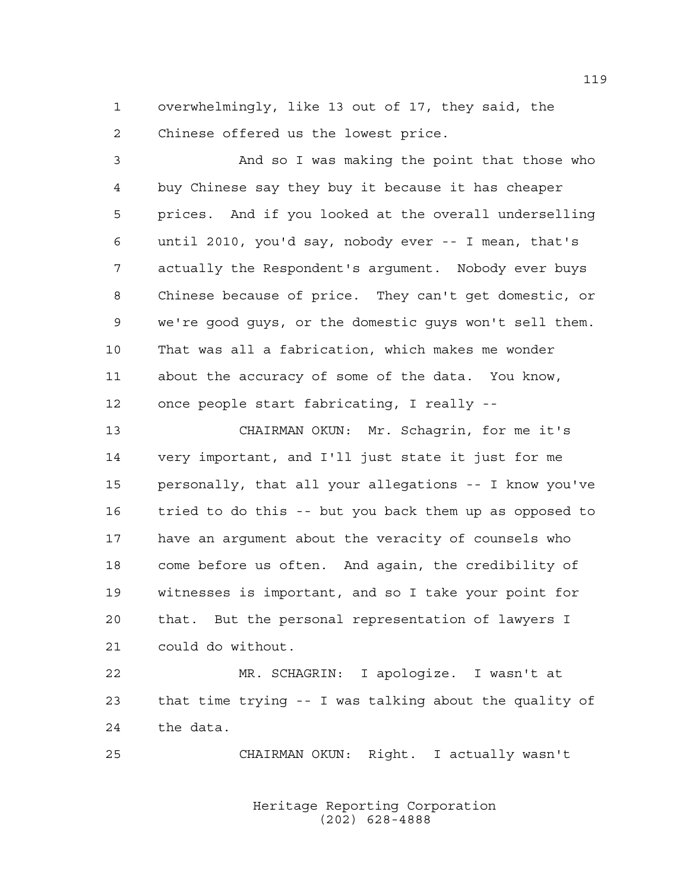overwhelmingly, like 13 out of 17, they said, the Chinese offered us the lowest price.

And so I was making the point that those who buy Chinese say they buy it because it has cheaper prices. And if you looked at the overall underselling until 2010, you'd say, nobody ever -- I mean, that's actually the Respondent's argument. Nobody ever buys Chinese because of price. They can't get domestic, or we're good guys, or the domestic guys won't sell them. That was all a fabrication, which makes me wonder about the accuracy of some of the data. You know, once people start fabricating, I really --

CHAIRMAN OKUN: Mr. Schagrin, for me it's very important, and I'll just state it just for me personally, that all your allegations -- I know you've tried to do this -- but you back them up as opposed to have an argument about the veracity of counsels who come before us often. And again, the credibility of witnesses is important, and so I take your point for that. But the personal representation of lawyers I could do without.

MR. SCHAGRIN: I apologize. I wasn't at that time trying -- I was talking about the quality of the data.

CHAIRMAN OKUN: Right. I actually wasn't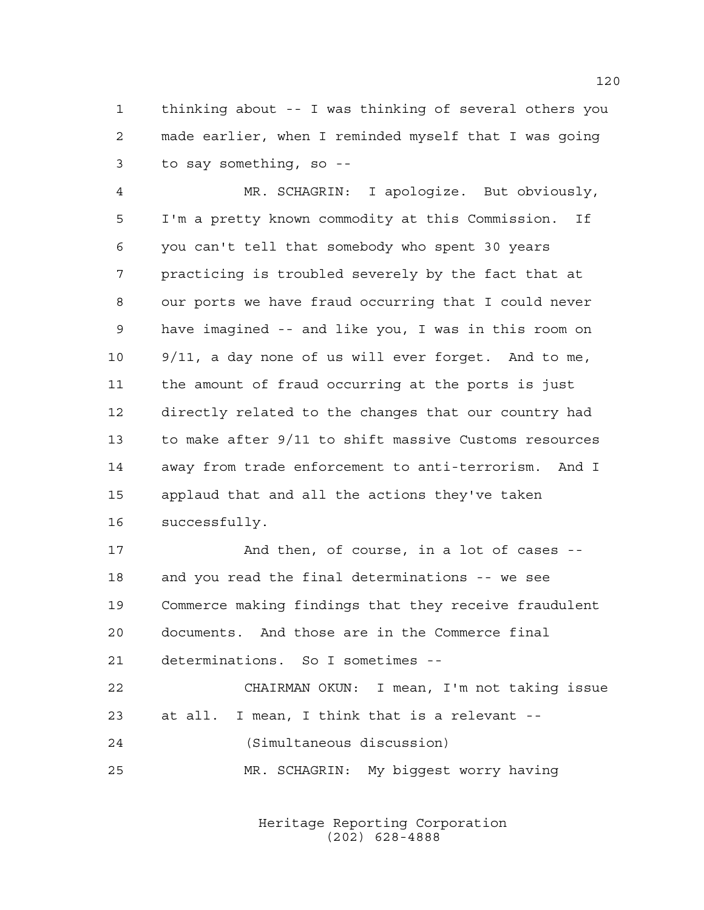thinking about -- I was thinking of several others you made earlier, when I reminded myself that I was going to say something, so --

MR. SCHAGRIN: I apologize. But obviously, I'm a pretty known commodity at this Commission. If you can't tell that somebody who spent 30 years practicing is troubled severely by the fact that at our ports we have fraud occurring that I could never have imagined -- and like you, I was in this room on 9/11, a day none of us will ever forget. And to me, the amount of fraud occurring at the ports is just directly related to the changes that our country had to make after 9/11 to shift massive Customs resources away from trade enforcement to anti-terrorism. And I applaud that and all the actions they've taken successfully.

And then, of course, in a lot of cases -- and you read the final determinations -- we see Commerce making findings that they receive fraudulent documents. And those are in the Commerce final determinations. So I sometimes --

CHAIRMAN OKUN: I mean, I'm not taking issue at all. I mean, I think that is a relevant --

(Simultaneous discussion)

MR. SCHAGRIN: My biggest worry having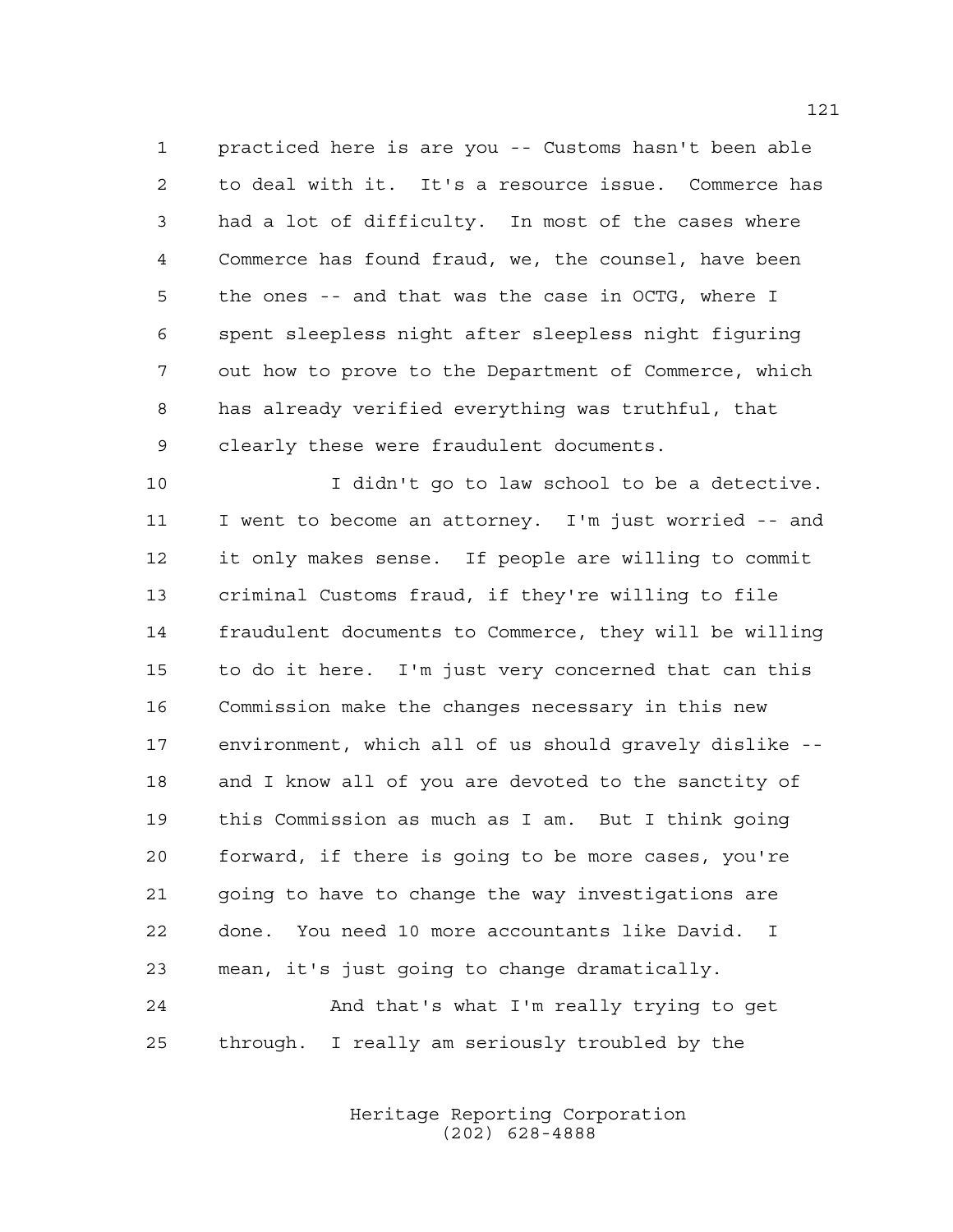practiced here is are you -- Customs hasn't been able to deal with it. It's a resource issue. Commerce has had a lot of difficulty. In most of the cases where Commerce has found fraud, we, the counsel, have been the ones -- and that was the case in OCTG, where I spent sleepless night after sleepless night figuring out how to prove to the Department of Commerce, which has already verified everything was truthful, that clearly these were fraudulent documents.

I didn't go to law school to be a detective. I went to become an attorney. I'm just worried -- and it only makes sense. If people are willing to commit criminal Customs fraud, if they're willing to file fraudulent documents to Commerce, they will be willing to do it here. I'm just very concerned that can this Commission make the changes necessary in this new environment, which all of us should gravely dislike -- and I know all of you are devoted to the sanctity of this Commission as much as I am. But I think going forward, if there is going to be more cases, you're going to have to change the way investigations are done. You need 10 more accountants like David. I mean, it's just going to change dramatically.

And that's what I'm really trying to get through. I really am seriously troubled by the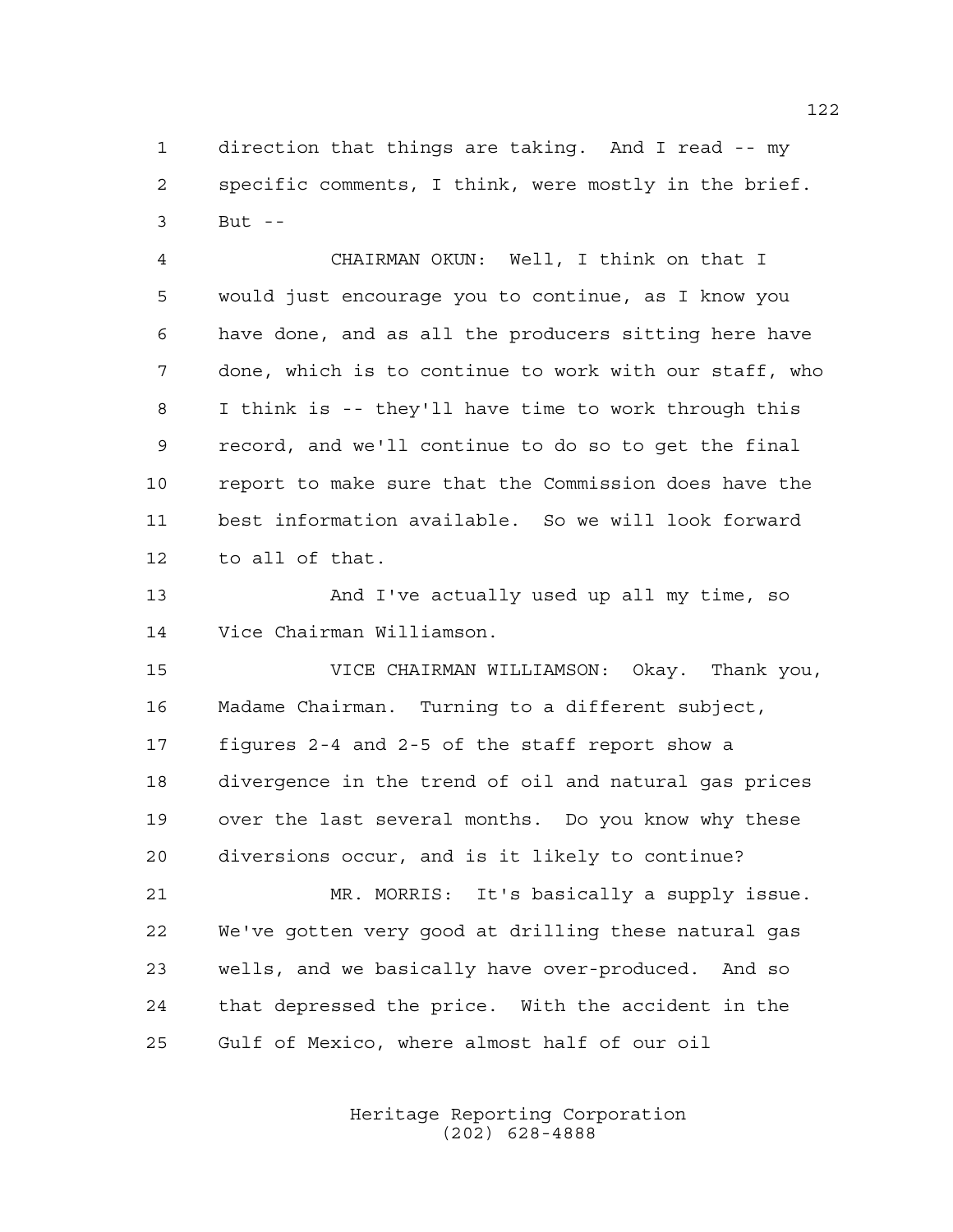direction that things are taking. And I read -- my specific comments, I think, were mostly in the brief. But --

CHAIRMAN OKUN: Well, I think on that I would just encourage you to continue, as I know you have done, and as all the producers sitting here have done, which is to continue to work with our staff, who I think is -- they'll have time to work through this record, and we'll continue to do so to get the final report to make sure that the Commission does have the best information available. So we will look forward to all of that.

And I've actually used up all my time, so Vice Chairman Williamson.

VICE CHAIRMAN WILLIAMSON: Okay. Thank you, Madame Chairman. Turning to a different subject, figures 2-4 and 2-5 of the staff report show a divergence in the trend of oil and natural gas prices over the last several months. Do you know why these diversions occur, and is it likely to continue?

MR. MORRIS: It's basically a supply issue. We've gotten very good at drilling these natural gas wells, and we basically have over-produced. And so that depressed the price. With the accident in the Gulf of Mexico, where almost half of our oil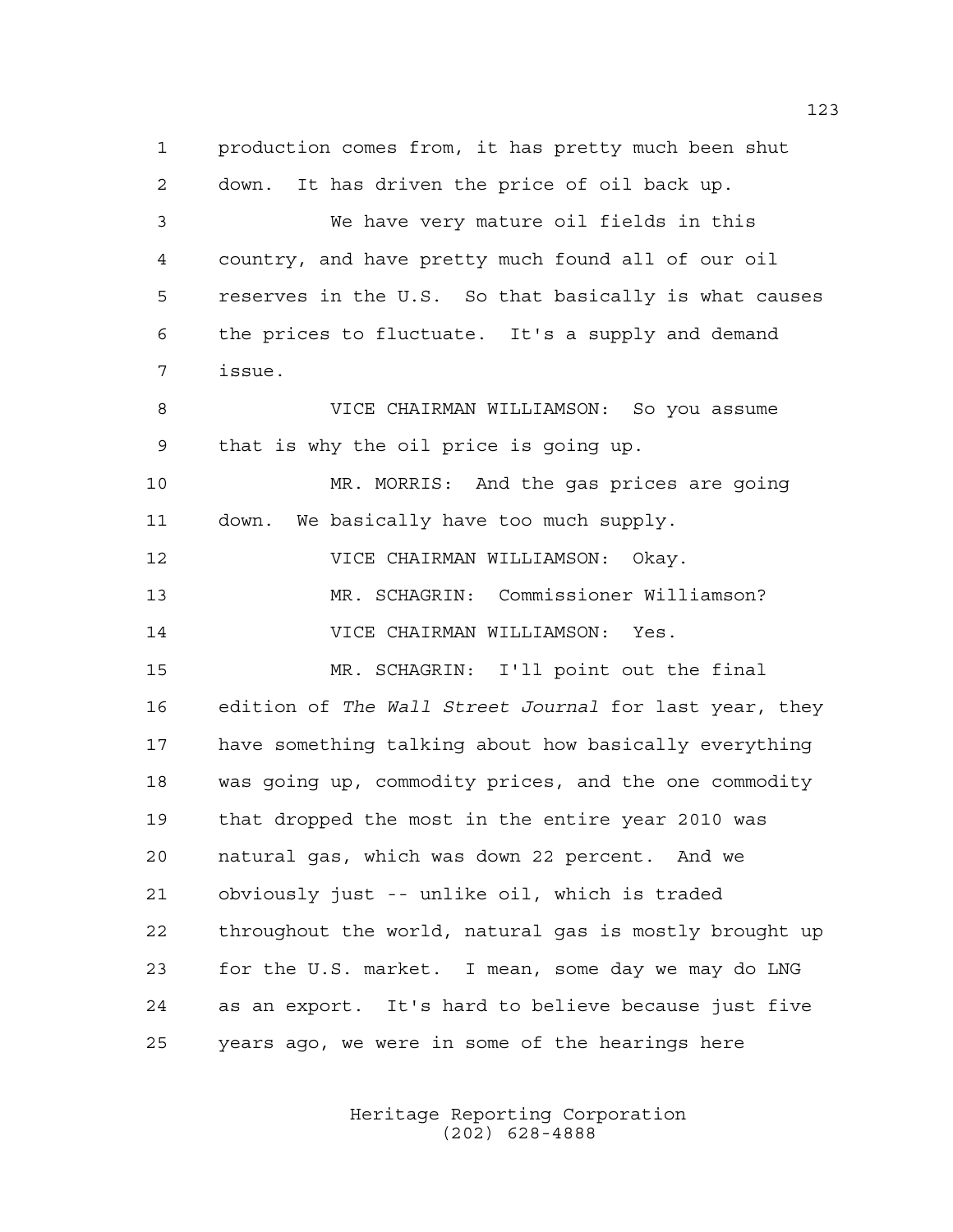production comes from, it has pretty much been shut down. It has driven the price of oil back up.

We have very mature oil fields in this country, and have pretty much found all of our oil reserves in the U.S. So that basically is what causes the prices to fluctuate. It's a supply and demand issue.

VICE CHAIRMAN WILLIAMSON: So you assume that is why the oil price is going up.

MR. MORRIS: And the gas prices are going down. We basically have too much supply.

VICE CHAIRMAN WILLIAMSON: Okay.

MR. SCHAGRIN: Commissioner Williamson?

VICE CHAIRMAN WILLIAMSON: Yes.

MR. SCHAGRIN: I'll point out the final edition of *The Wall Street Journal* for last year, they have something talking about how basically everything was going up, commodity prices, and the one commodity that dropped the most in the entire year 2010 was natural gas, which was down 22 percent. And we obviously just -- unlike oil, which is traded throughout the world, natural gas is mostly brought up for the U.S. market. I mean, some day we may do LNG as an export. It's hard to believe because just five years ago, we were in some of the hearings here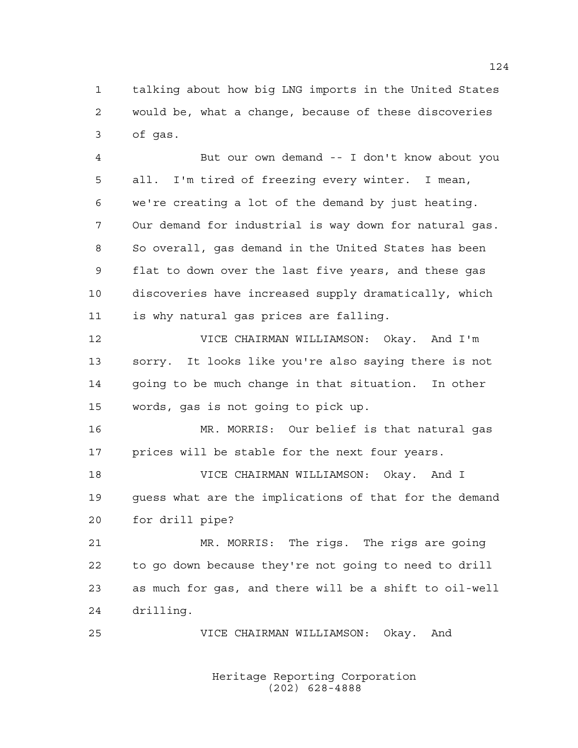talking about how big LNG imports in the United States would be, what a change, because of these discoveries of gas.

But our own demand -- I don't know about you all. I'm tired of freezing every winter. I mean, we're creating a lot of the demand by just heating. Our demand for industrial is way down for natural gas. So overall, gas demand in the United States has been flat to down over the last five years, and these gas discoveries have increased supply dramatically, which is why natural gas prices are falling.

VICE CHAIRMAN WILLIAMSON: Okay. And I'm sorry. It looks like you're also saying there is not going to be much change in that situation. In other words, gas is not going to pick up.

MR. MORRIS: Our belief is that natural gas prices will be stable for the next four years.

VICE CHAIRMAN WILLIAMSON: Okay. And I guess what are the implications of that for the demand for drill pipe?

MR. MORRIS: The rigs. The rigs are going to go down because they're not going to need to drill as much for gas, and there will be a shift to oil-well drilling.

VICE CHAIRMAN WILLIAMSON: Okay. And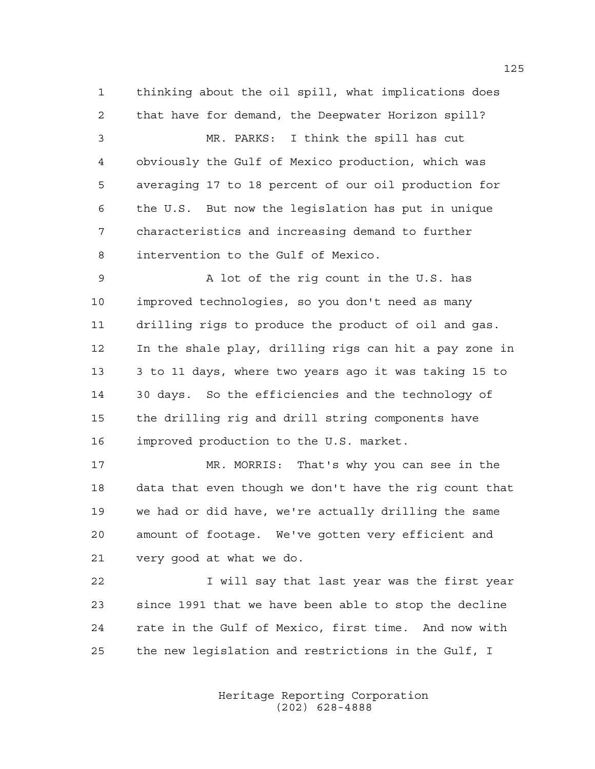thinking about the oil spill, what implications does that have for demand, the Deepwater Horizon spill?

MR. PARKS: I think the spill has cut obviously the Gulf of Mexico production, which was averaging 17 to 18 percent of our oil production for the U.S. But now the legislation has put in unique characteristics and increasing demand to further intervention to the Gulf of Mexico.

A lot of the rig count in the U.S. has improved technologies, so you don't need as many drilling rigs to produce the product of oil and gas. In the shale play, drilling rigs can hit a pay zone in 3 to 11 days, where two years ago it was taking 15 to 30 days. So the efficiencies and the technology of the drilling rig and drill string components have improved production to the U.S. market.

MR. MORRIS: That's why you can see in the data that even though we don't have the rig count that we had or did have, we're actually drilling the same amount of footage. We've gotten very efficient and very good at what we do.

I will say that last year was the first year since 1991 that we have been able to stop the decline rate in the Gulf of Mexico, first time. And now with the new legislation and restrictions in the Gulf, I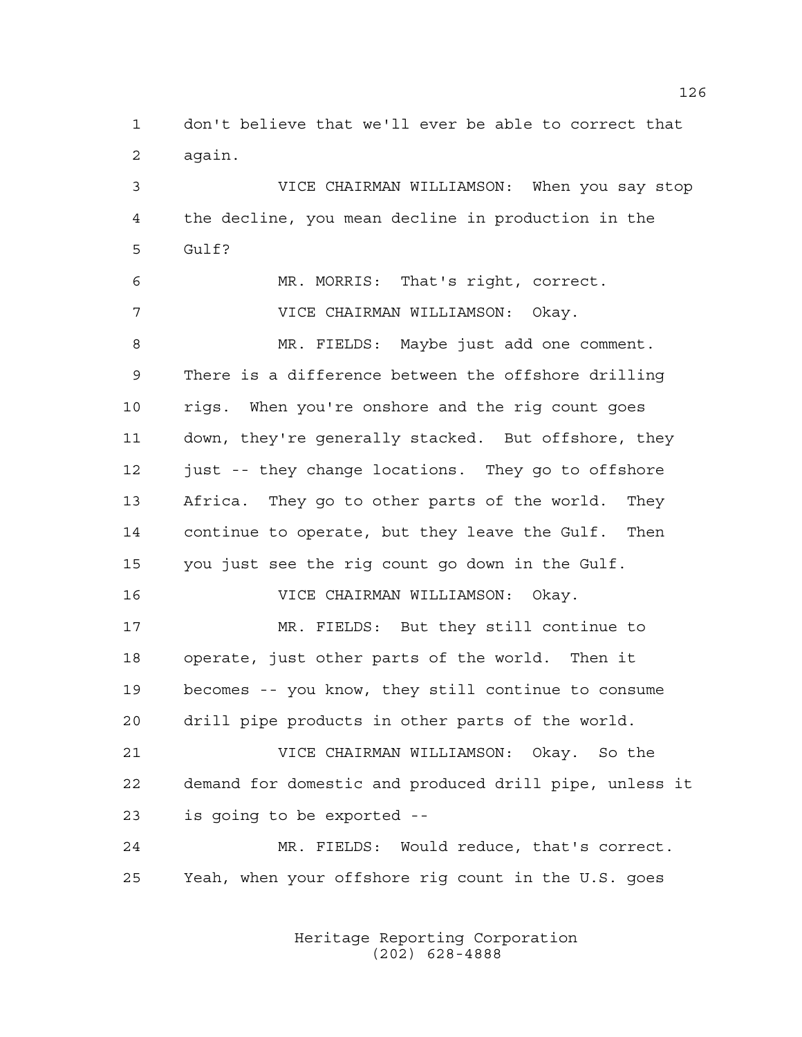don't believe that we'll ever be able to correct that again.

VICE CHAIRMAN WILLIAMSON: When you say stop the decline, you mean decline in production in the Gulf?

MR. MORRIS: That's right, correct.

VICE CHAIRMAN WILLIAMSON: Okay.

MR. FIELDS: Maybe just add one comment. There is a difference between the offshore drilling rigs. When you're onshore and the rig count goes down, they're generally stacked. But offshore, they just -- they change locations. They go to offshore Africa. They go to other parts of the world. They continue to operate, but they leave the Gulf. Then you just see the rig count go down in the Gulf.

VICE CHAIRMAN WILLIAMSON: Okay.

MR. FIELDS: But they still continue to operate, just other parts of the world. Then it becomes -- you know, they still continue to consume drill pipe products in other parts of the world.

VICE CHAIRMAN WILLIAMSON: Okay. So the demand for domestic and produced drill pipe, unless it is going to be exported --

MR. FIELDS: Would reduce, that's correct. Yeah, when your offshore rig count in the U.S. goes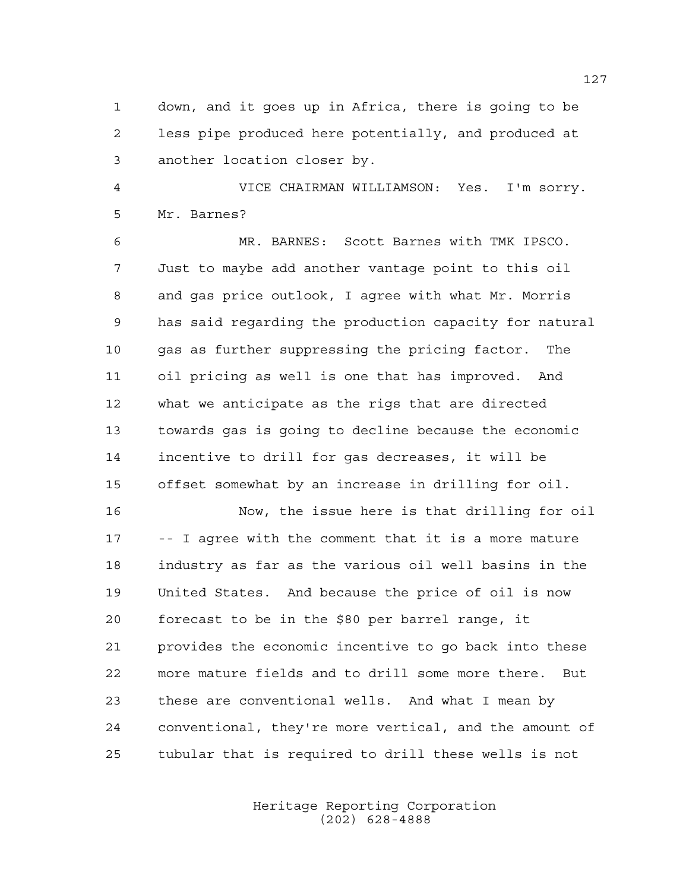down, and it goes up in Africa, there is going to be less pipe produced here potentially, and produced at another location closer by.

VICE CHAIRMAN WILLIAMSON: Yes. I'm sorry. Mr. Barnes?

MR. BARNES: Scott Barnes with TMK IPSCO. Just to maybe add another vantage point to this oil and gas price outlook, I agree with what Mr. Morris has said regarding the production capacity for natural gas as further suppressing the pricing factor. The oil pricing as well is one that has improved. And what we anticipate as the rigs that are directed towards gas is going to decline because the economic incentive to drill for gas decreases, it will be offset somewhat by an increase in drilling for oil.

Now, the issue here is that drilling for oil -- I agree with the comment that it is a more mature industry as far as the various oil well basins in the United States. And because the price of oil is now forecast to be in the $80 per barrel range, it provides the economic incentive to go back into these more mature fields and to drill some more there. But these are conventional wells. And what I mean by conventional, they're more vertical, and the amount of tubular that is required to drill these wells is not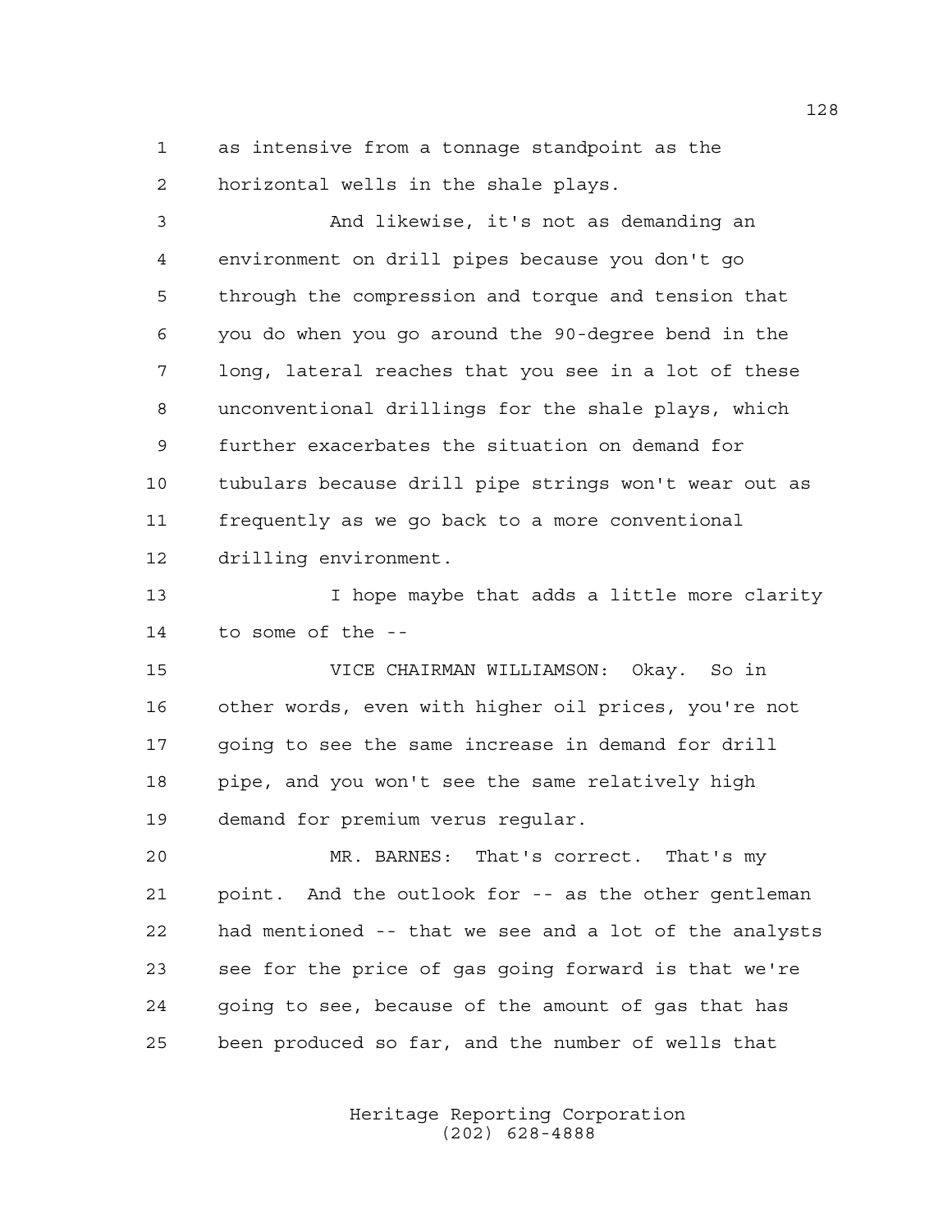as intensive from a tonnage standpoint as the horizontal wells in the shale plays.

And likewise, it's not as demanding an environment on drill pipes because you don't go through the compression and torque and tension that you do when you go around the 90-degree bend in the long, lateral reaches that you see in a lot of these unconventional drillings for the shale plays, which further exacerbates the situation on demand for tubulars because drill pipe strings won't wear out as frequently as we go back to a more conventional drilling environment.

I hope maybe that adds a little more clarity to some of the --

VICE CHAIRMAN WILLIAMSON: Okay. So in other words, even with higher oil prices, you're not going to see the same increase in demand for drill pipe, and you won't see the same relatively high demand for premium verus regular.

MR. BARNES: That's correct. That's my point. And the outlook for -- as the other gentleman had mentioned -- that we see and a lot of the analysts see for the price of gas going forward is that we're going to see, because of the amount of gas that has been produced so far, and the number of wells that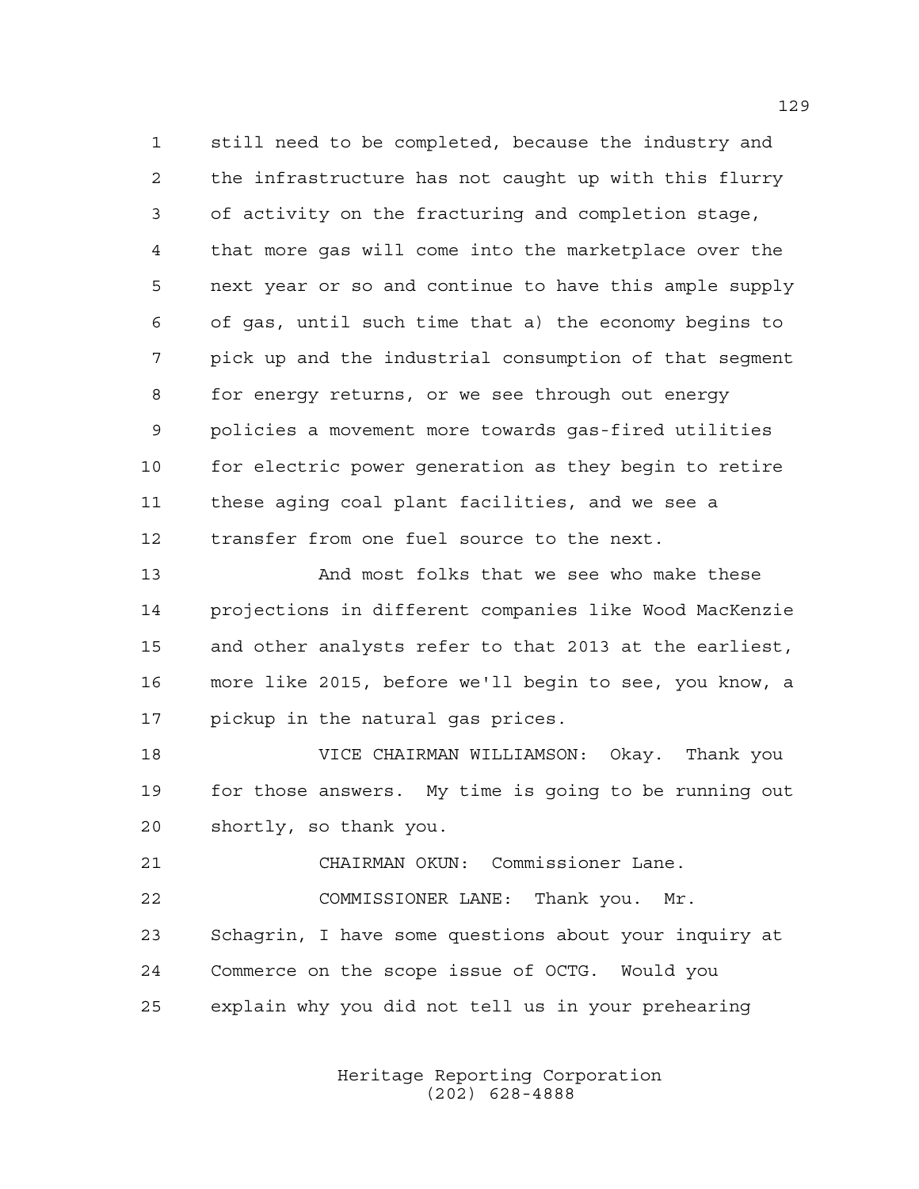still need to be completed, because the industry and the infrastructure has not caught up with this flurry of activity on the fracturing and completion stage, that more gas will come into the marketplace over the next year or so and continue to have this ample supply of gas, until such time that a) the economy begins to pick up and the industrial consumption of that segment for energy returns, or we see through out energy policies a movement more towards gas-fired utilities for electric power generation as they begin to retire these aging coal plant facilities, and we see a transfer from one fuel source to the next.

And most folks that we see who make these projections in different companies like Wood MacKenzie and other analysts refer to that 2013 at the earliest, more like 2015, before we'll begin to see, you know, a pickup in the natural gas prices.

VICE CHAIRMAN WILLIAMSON: Okay. Thank you for those answers. My time is going to be running out shortly, so thank you.

CHAIRMAN OKUN: Commissioner Lane.

COMMISSIONER LANE: Thank you. Mr. Schagrin, I have some questions about your inquiry at Commerce on the scope issue of OCTG. Would you explain why you did not tell us in your prehearing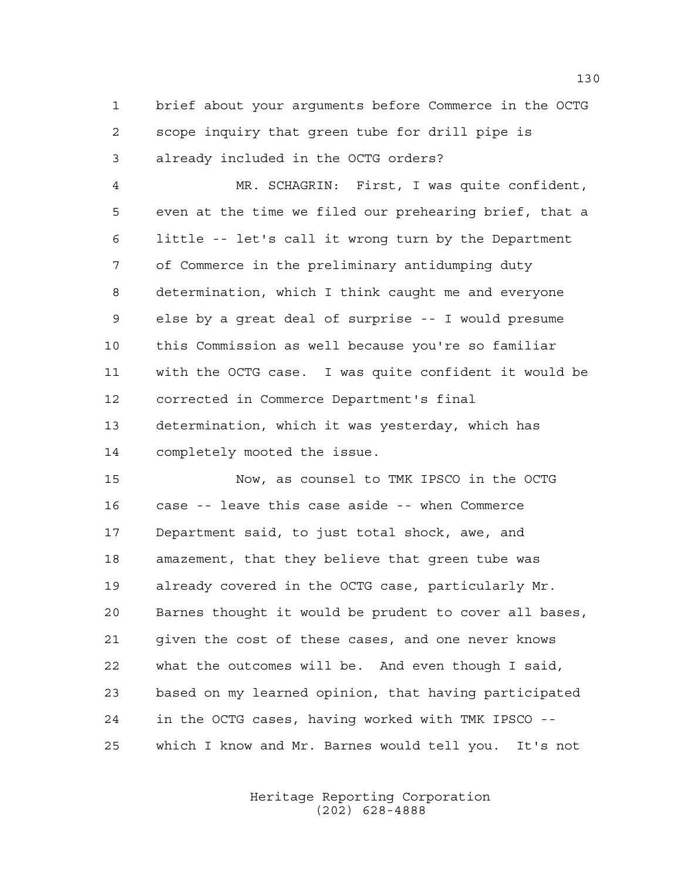brief about your arguments before Commerce in the OCTG scope inquiry that green tube for drill pipe is already included in the OCTG orders?

MR. SCHAGRIN: First, I was quite confident, even at the time we filed our prehearing brief, that a little -- let's call it wrong turn by the Department of Commerce in the preliminary antidumping duty determination, which I think caught me and everyone else by a great deal of surprise -- I would presume this Commission as well because you're so familiar with the OCTG case. I was quite confident it would be corrected in Commerce Department's final determination, which it was yesterday, which has completely mooted the issue.

Now, as counsel to TMK IPSCO in the OCTG case -- leave this case aside -- when Commerce Department said, to just total shock, awe, and amazement, that they believe that green tube was already covered in the OCTG case, particularly Mr. Barnes thought it would be prudent to cover all bases, given the cost of these cases, and one never knows what the outcomes will be. And even though I said, based on my learned opinion, that having participated in the OCTG cases, having worked with TMK IPSCO -- which I know and Mr. Barnes would tell you. It's not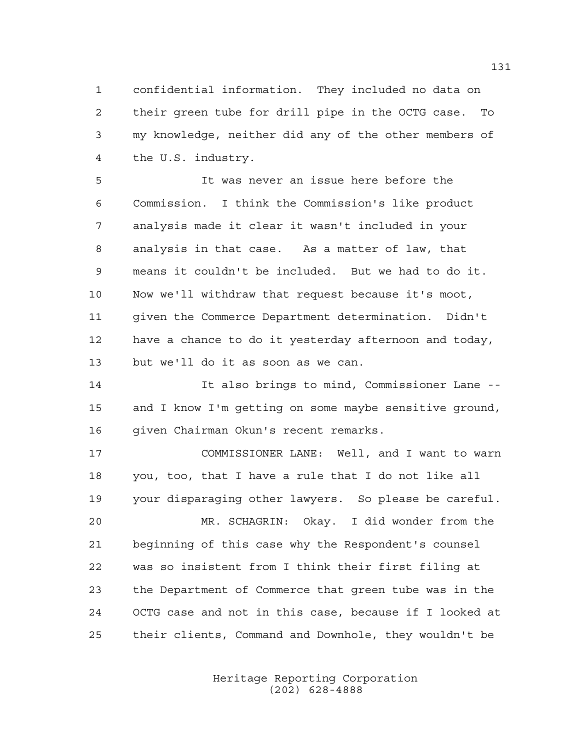1 confidential information. They included no data on
2 their green tube for drill pipe in the OCTG case. To
3 my knowledge, neither did any of the other members of
4 the U.S. industry.

5 It was never an issue here before the
6 Commission. I think the Commission's like product
7 analysis made it clear it wasn't included in your
8 analysis in that case. As a matter of law, that
9 means it couldn't be included. But we had to do it.
10 Now we'll withdraw that request because it's moot,
11 given the Commerce Department determination. Didn't
12 have a chance to do it yesterday afternoon and today,
13 but we'll do it as soon as we can.

14 It also brings to mind, Commissioner Lane --
15 and I know I'm getting on some maybe sensitive ground,
16 given Chairman Okun's recent remarks.

17 COMMISSIONER LANE: Well, and I want to warn
18 you, too, that I have a rule that I do not like all
19 your disparaging other lawyers. So please be careful.

20 MR. SCHAGRIN: Okay. I did wonder from the
21 beginning of this case why the Respondent's counsel
22 was so insistent from I think their first filing at
23 the Department of Commerce that green tube was in the
24 OCTG case and not in this case, because if I looked at
25 their clients, Command and Downhole, they wouldn't be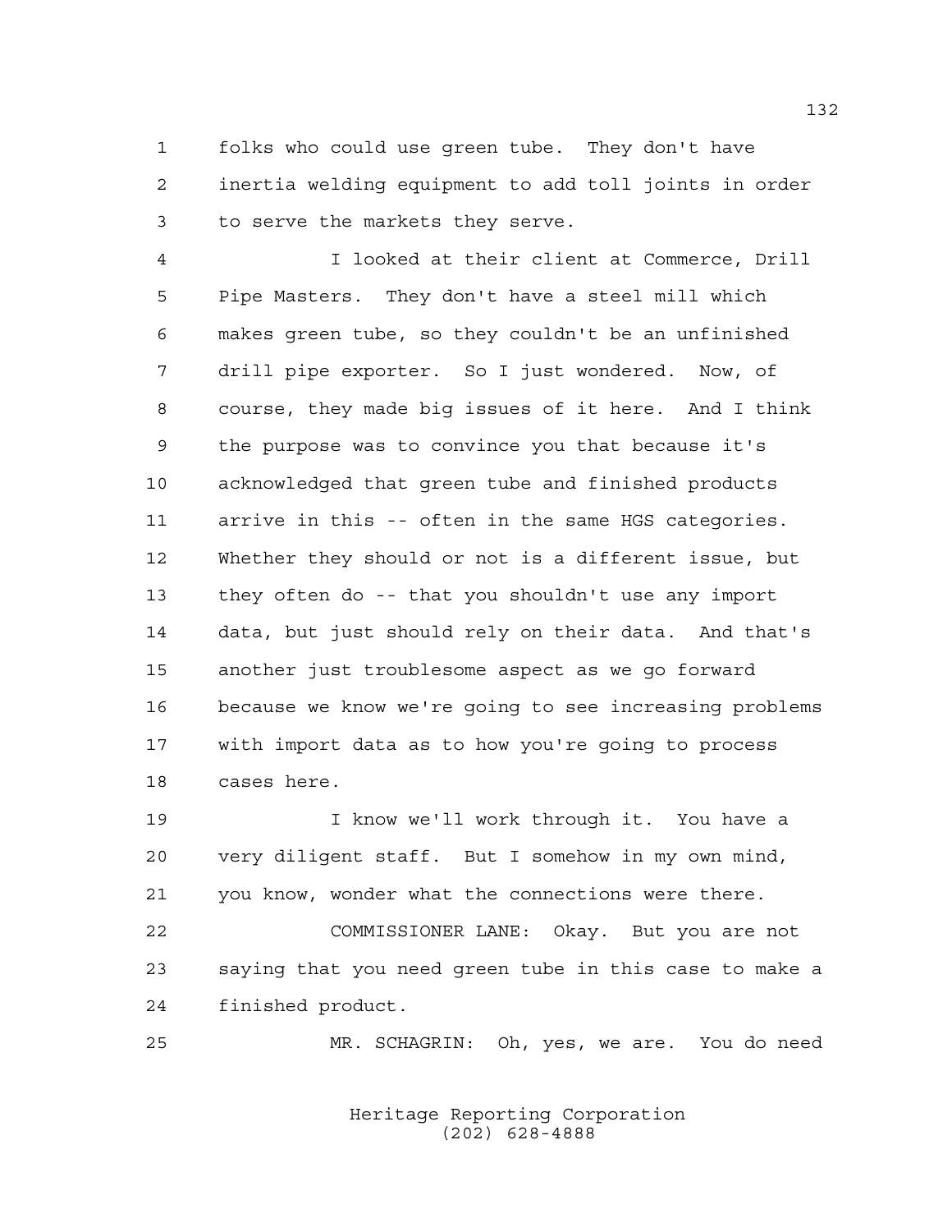folks who could use green tube. They don't have inertia welding equipment to add toll joints in order to serve the markets they serve.

I looked at their client at Commerce, Drill Pipe Masters. They don't have a steel mill which makes green tube, so they couldn't be an unfinished drill pipe exporter. So I just wondered. Now, of course, they made big issues of it here. And I think the purpose was to convince you that because it's acknowledged that green tube and finished products arrive in this -- often in the same HGS categories. Whether they should or not is a different issue, but they often do -- that you shouldn't use any import data, but just should rely on their data. And that's another just troublesome aspect as we go forward because we know we're going to see increasing problems with import data as to how you're going to process cases here.

I know we'll work through it. You have a very diligent staff. But I somehow in my own mind, you know, wonder what the connections were there.

COMMISSIONER LANE: Okay. But you are not saying that you need green tube in this case to make a finished product.

MR. SCHAGRIN: Oh, yes, we are. You do need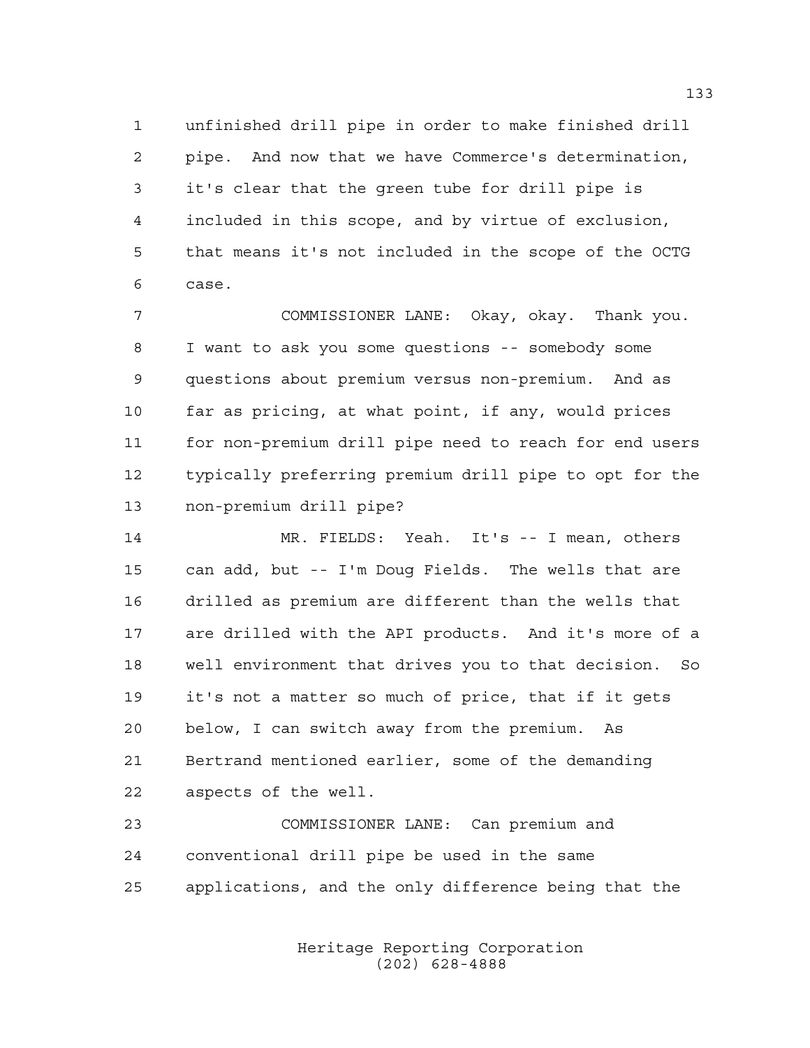unfinished drill pipe in order to make finished drill pipe. And now that we have Commerce's determination, it's clear that the green tube for drill pipe is included in this scope, and by virtue of exclusion, that means it's not included in the scope of the OCTG case.

COMMISSIONER LANE: Okay, okay. Thank you. I want to ask you some questions -- somebody some questions about premium versus non-premium. And as far as pricing, at what point, if any, would prices for non-premium drill pipe need to reach for end users typically preferring premium drill pipe to opt for the non-premium drill pipe?

MR. FIELDS: Yeah. It's -- I mean, others can add, but -- I'm Doug Fields. The wells that are drilled as premium are different than the wells that are drilled with the API products. And it's more of a well environment that drives you to that decision. So it's not a matter so much of price, that if it gets below, I can switch away from the premium. As Bertrand mentioned earlier, some of the demanding aspects of the well.

COMMISSIONER LANE: Can premium and conventional drill pipe be used in the same applications, and the only difference being that the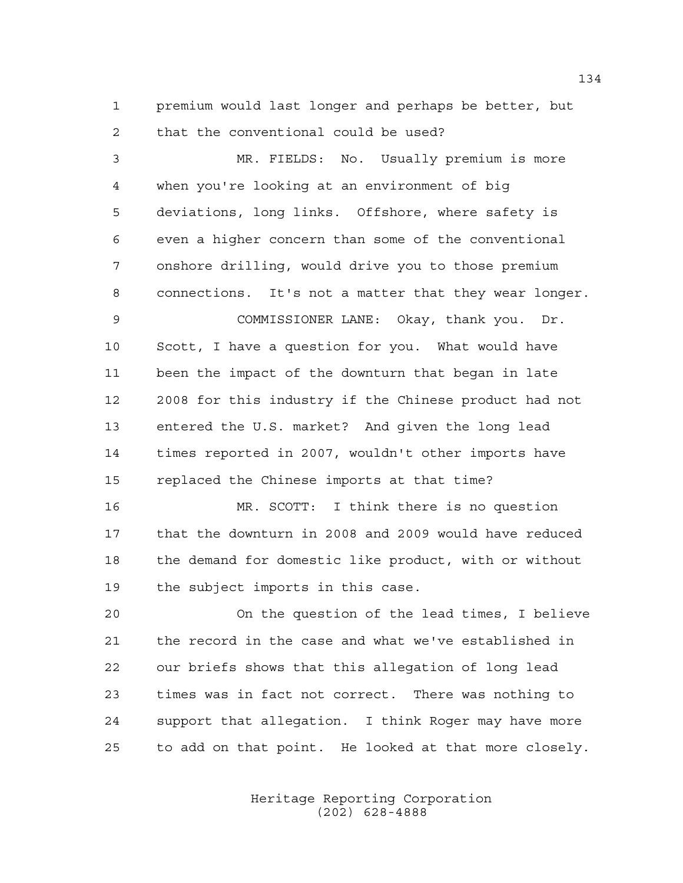premium would last longer and perhaps be better, but that the conventional could be used?

MR. FIELDS: No. Usually premium is more when you're looking at an environment of big deviations, long links. Offshore, where safety is even a higher concern than some of the conventional onshore drilling, would drive you to those premium connections. It's not a matter that they wear longer.

COMMISSIONER LANE: Okay, thank you. Dr. Scott, I have a question for you. What would have been the impact of the downturn that began in late 2008 for this industry if the Chinese product had not entered the U.S. market? And given the long lead times reported in 2007, wouldn't other imports have replaced the Chinese imports at that time?

MR. SCOTT: I think there is no question that the downturn in 2008 and 2009 would have reduced the demand for domestic like product, with or without the subject imports in this case.

On the question of the lead times, I believe the record in the case and what we've established in our briefs shows that this allegation of long lead times was in fact not correct. There was nothing to support that allegation. I think Roger may have more to add on that point. He looked at that more closely.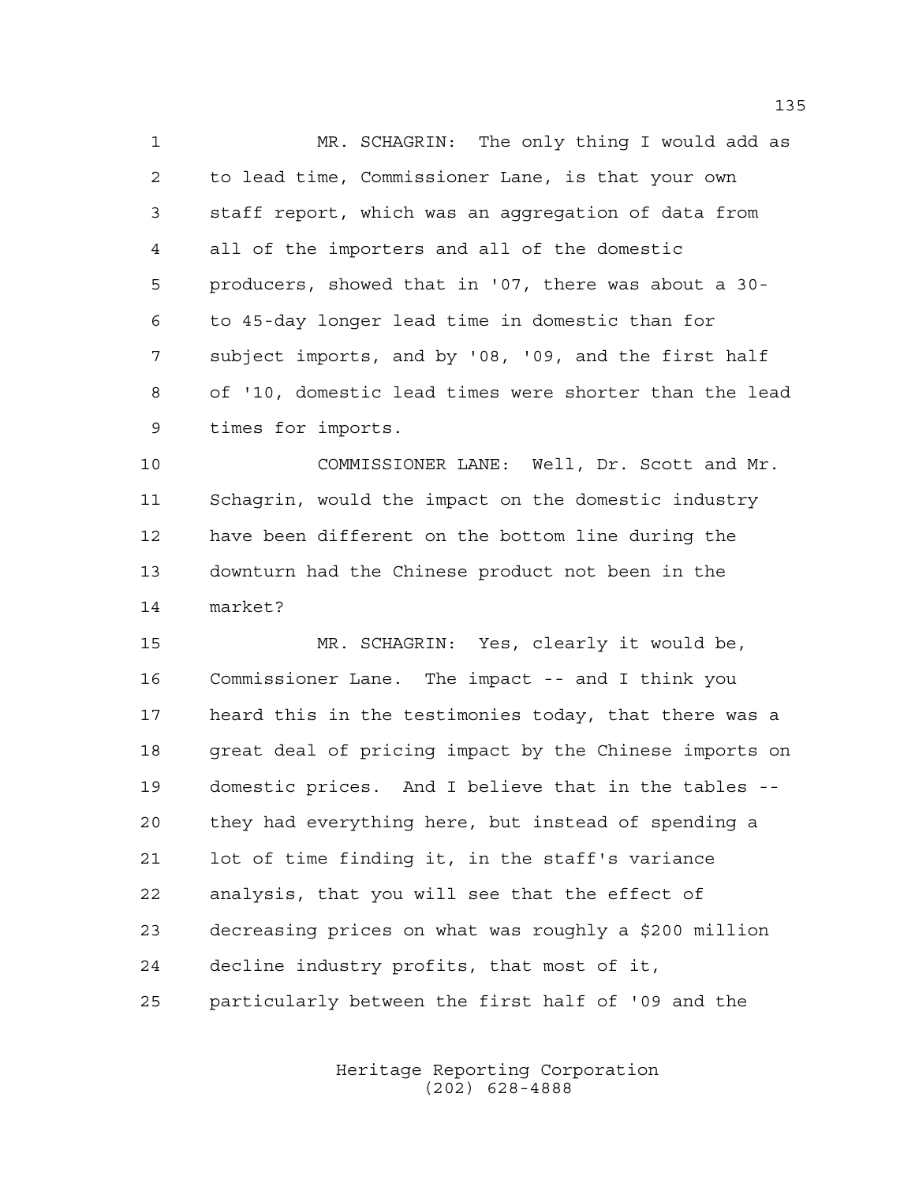MR. SCHAGRIN: The only thing I would add as to lead time, Commissioner Lane, is that your own staff report, which was an aggregation of data from all of the importers and all of the domestic producers, showed that in '07, there was about a 30- to 45-day longer lead time in domestic than for subject imports, and by '08, '09, and the first half of '10, domestic lead times were shorter than the lead times for imports.

COMMISSIONER LANE: Well, Dr. Scott and Mr. Schagrin, would the impact on the domestic industry have been different on the bottom line during the downturn had the Chinese product not been in the market?

MR. SCHAGRIN: Yes, clearly it would be, Commissioner Lane. The impact -- and I think you heard this in the testimonies today, that there was a great deal of pricing impact by the Chinese imports on domestic prices. And I believe that in the tables -- they had everything here, but instead of spending a lot of time finding it, in the staff's variance analysis, that you will see that the effect of decreasing prices on what was roughly a $200 million decline industry profits, that most of it, particularly between the first half of '09 and the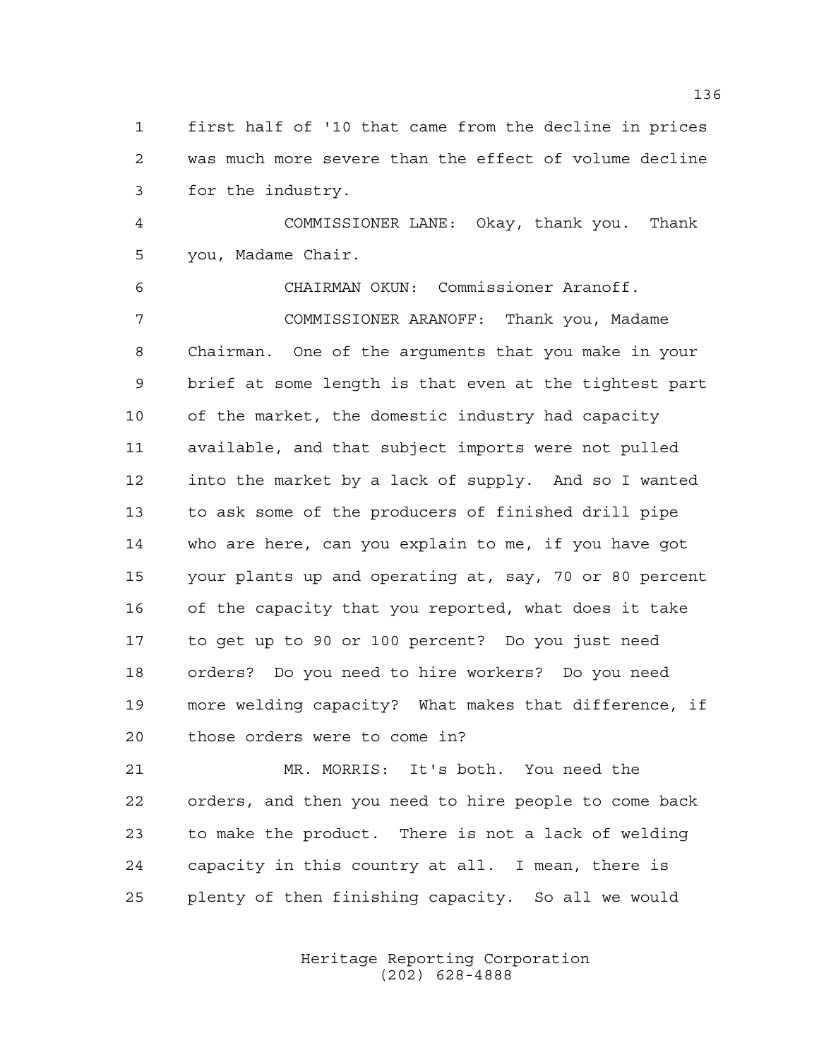first half of '10 that came from the decline in prices was much more severe than the effect of volume decline for the industry.

COMMISSIONER LANE: Okay, thank you. Thank you, Madame Chair.

CHAIRMAN OKUN: Commissioner Aranoff.

COMMISSIONER ARANOFF: Thank you, Madame Chairman. One of the arguments that you make in your brief at some length is that even at the tightest part of the market, the domestic industry had capacity available, and that subject imports were not pulled into the market by a lack of supply. And so I wanted to ask some of the producers of finished drill pipe who are here, can you explain to me, if you have got your plants up and operating at, say, 70 or 80 percent of the capacity that you reported, what does it take to get up to 90 or 100 percent? Do you just need orders? Do you need to hire workers? Do you need more welding capacity? What makes that difference, if those orders were to come in?

MR. MORRIS: It's both. You need the orders, and then you need to hire people to come back to make the product. There is not a lack of welding capacity in this country at all. I mean, there is plenty of then finishing capacity. So all we would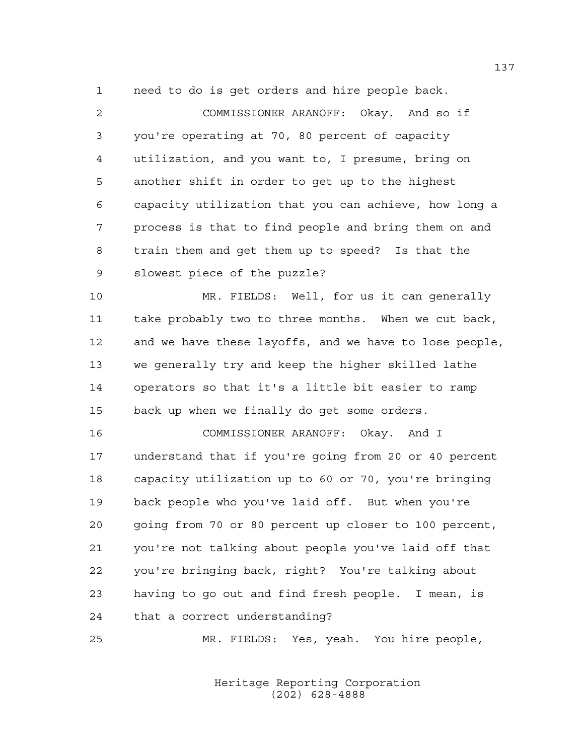need to do is get orders and hire people back.

COMMISSIONER ARANOFF: Okay. And so if you're operating at 70, 80 percent of capacity utilization, and you want to, I presume, bring on another shift in order to get up to the highest capacity utilization that you can achieve, how long a process is that to find people and bring them on and train them and get them up to speed? Is that the slowest piece of the puzzle?

MR. FIELDS: Well, for us it can generally take probably two to three months. When we cut back, and we have these layoffs, and we have to lose people, we generally try and keep the higher skilled lathe operators so that it's a little bit easier to ramp back up when we finally do get some orders.

COMMISSIONER ARANOFF: Okay. And I understand that if you're going from 20 or 40 percent capacity utilization up to 60 or 70, you're bringing back people who you've laid off. But when you're going from 70 or 80 percent up closer to 100 percent, you're not talking about people you've laid off that you're bringing back, right? You're talking about having to go out and find fresh people. I mean, is that a correct understanding?

MR. FIELDS: Yes, yeah. You hire people,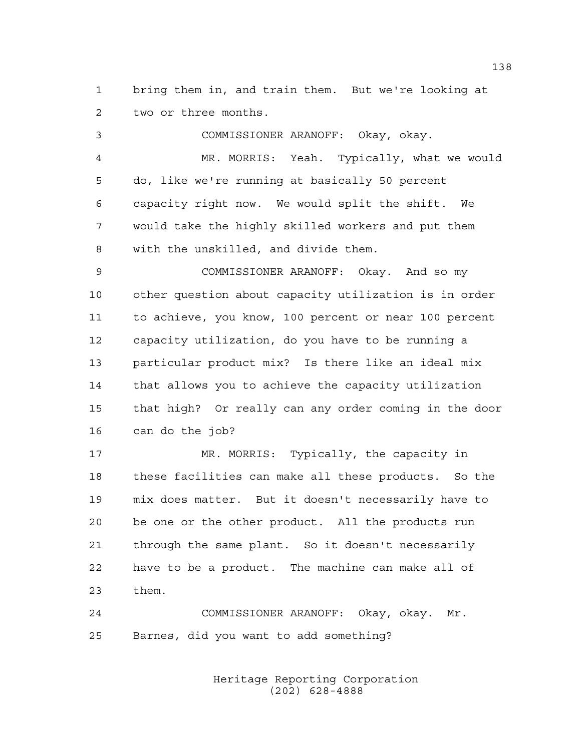bring them in, and train them. But we're looking at two or three months.

COMMISSIONER ARANOFF: Okay, okay.

MR. MORRIS: Yeah. Typically, what we would do, like we're running at basically 50 percent capacity right now. We would split the shift. We would take the highly skilled workers and put them with the unskilled, and divide them.

COMMISSIONER ARANOFF: Okay. And so my other question about capacity utilization is in order to achieve, you know, 100 percent or near 100 percent capacity utilization, do you have to be running a particular product mix? Is there like an ideal mix that allows you to achieve the capacity utilization that high? Or really can any order coming in the door can do the job?

MR. MORRIS: Typically, the capacity in these facilities can make all these products. So the mix does matter. But it doesn't necessarily have to be one or the other product. All the products run through the same plant. So it doesn't necessarily have to be a product. The machine can make all of them.

COMMISSIONER ARANOFF: Okay, okay. Mr. Barnes, did you want to add something?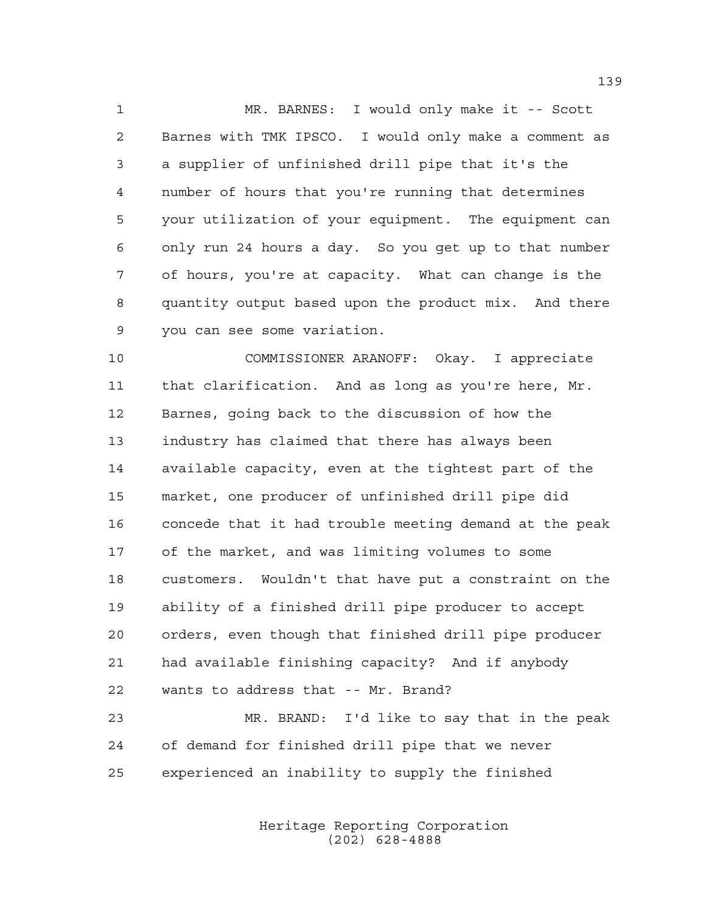MR. BARNES: I would only make it -- Scott Barnes with TMK IPSCO. I would only make a comment as a supplier of unfinished drill pipe that it's the number of hours that you're running that determines your utilization of your equipment. The equipment can only run 24 hours a day. So you get up to that number of hours, you're at capacity. What can change is the quantity output based upon the product mix. And there you can see some variation.

COMMISSIONER ARANOFF: Okay. I appreciate that clarification. And as long as you're here, Mr. Barnes, going back to the discussion of how the industry has claimed that there has always been available capacity, even at the tightest part of the market, one producer of unfinished drill pipe did concede that it had trouble meeting demand at the peak of the market, and was limiting volumes to some customers. Wouldn't that have put a constraint on the ability of a finished drill pipe producer to accept orders, even though that finished drill pipe producer had available finishing capacity? And if anybody wants to address that -- Mr. Brand?

MR. BRAND: I'd like to say that in the peak of demand for finished drill pipe that we never experienced an inability to supply the finished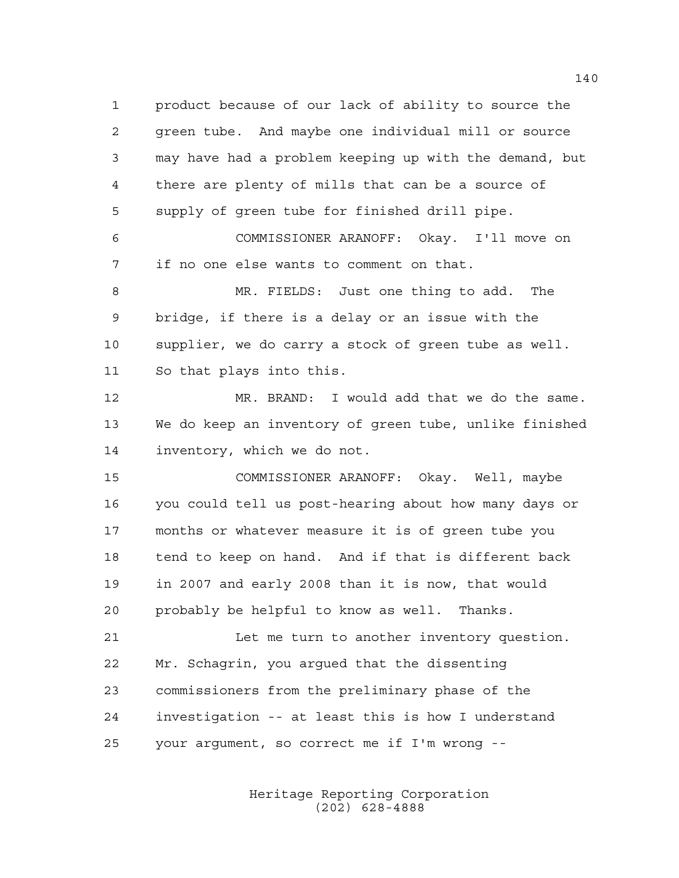product because of our lack of ability to source the green tube. And maybe one individual mill or source may have had a problem keeping up with the demand, but there are plenty of mills that can be a source of supply of green tube for finished drill pipe.

COMMISSIONER ARANOFF: Okay. I'll move on if no one else wants to comment on that.

MR. FIELDS: Just one thing to add. The bridge, if there is a delay or an issue with the supplier, we do carry a stock of green tube as well. So that plays into this.

MR. BRAND: I would add that we do the same. We do keep an inventory of green tube, unlike finished inventory, which we do not.

COMMISSIONER ARANOFF: Okay. Well, maybe you could tell us post-hearing about how many days or months or whatever measure it is of green tube you tend to keep on hand. And if that is different back in 2007 and early 2008 than it is now, that would probably be helpful to know as well. Thanks.

Let me turn to another inventory question. Mr. Schagrin, you argued that the dissenting commissioners from the preliminary phase of the investigation -- at least this is how I understand your argument, so correct me if I'm wrong --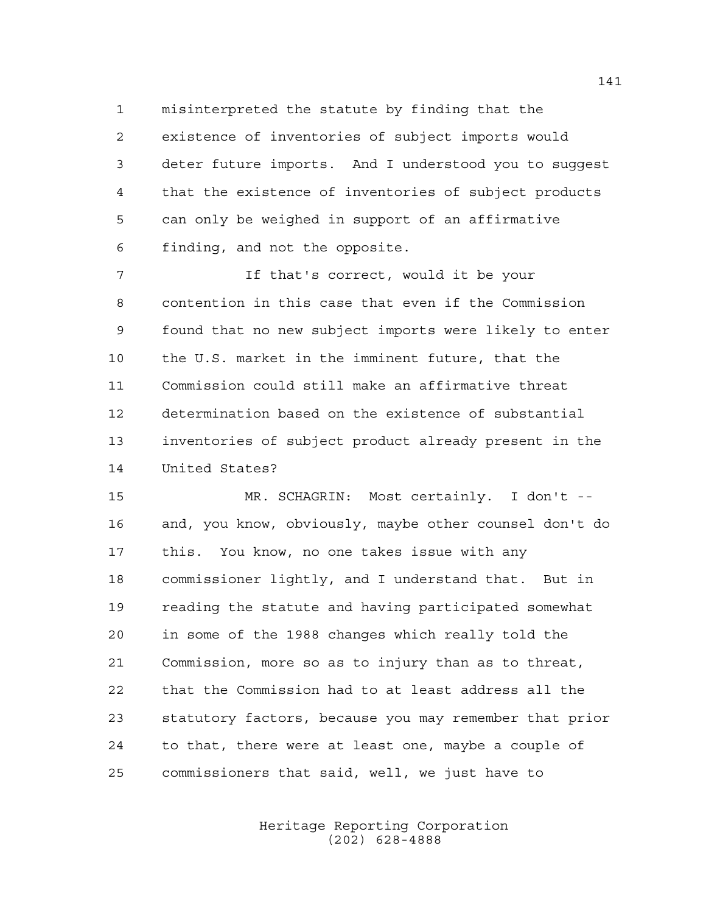misinterpreted the statute by finding that the existence of inventories of subject imports would deter future imports. And I understood you to suggest that the existence of inventories of subject products can only be weighed in support of an affirmative finding, and not the opposite.

If that's correct, would it be your contention in this case that even if the Commission found that no new subject imports were likely to enter the U.S. market in the imminent future, that the Commission could still make an affirmative threat determination based on the existence of substantial inventories of subject product already present in the United States?

MR. SCHAGRIN: Most certainly. I don't -- and, you know, obviously, maybe other counsel don't do this. You know, no one takes issue with any commissioner lightly, and I understand that. But in reading the statute and having participated somewhat in some of the 1988 changes which really told the Commission, more so as to injury than as to threat, that the Commission had to at least address all the statutory factors, because you may remember that prior to that, there were at least one, maybe a couple of commissioners that said, well, we just have to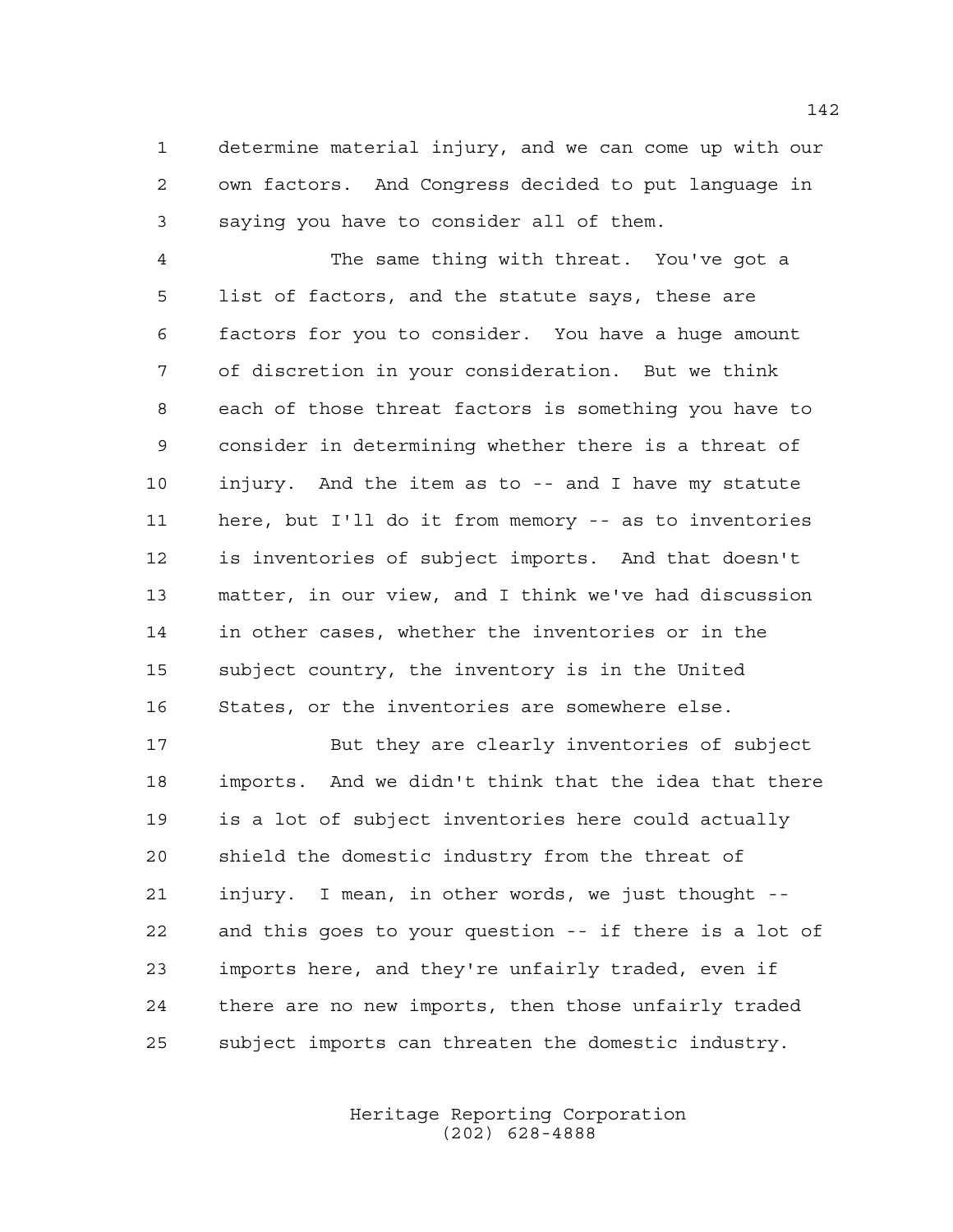determine material injury, and we can come up with our own factors. And Congress decided to put language in saying you have to consider all of them.

The same thing with threat. You've got a list of factors, and the statute says, these are factors for you to consider. You have a huge amount of discretion in your consideration. But we think each of those threat factors is something you have to consider in determining whether there is a threat of injury. And the item as to -- and I have my statute here, but I'll do it from memory -- as to inventories is inventories of subject imports. And that doesn't matter, in our view, and I think we've had discussion in other cases, whether the inventories or in the subject country, the inventory is in the United States, or the inventories are somewhere else.

But they are clearly inventories of subject imports. And we didn't think that the idea that there is a lot of subject inventories here could actually shield the domestic industry from the threat of injury. I mean, in other words, we just thought -- and this goes to your question -- if there is a lot of imports here, and they're unfairly traded, even if there are no new imports, then those unfairly traded subject imports can threaten the domestic industry.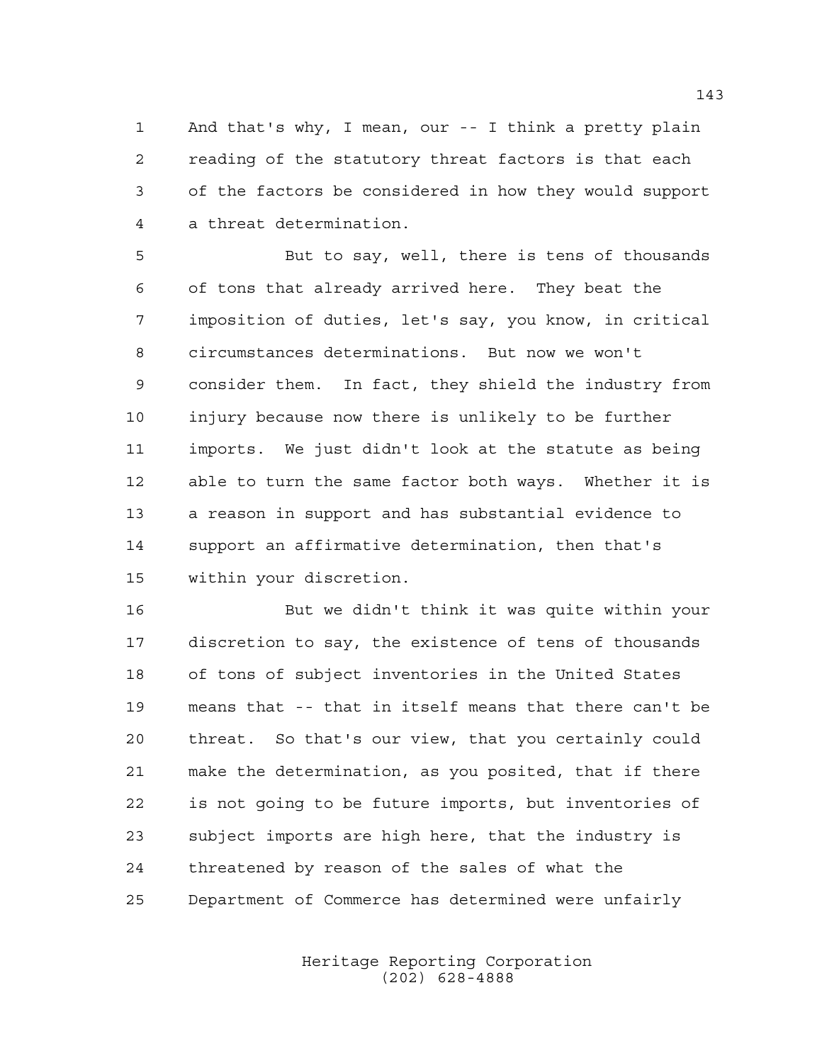And that's why, I mean, our -- I think a pretty plain reading of the statutory threat factors is that each of the factors be considered in how they would support a threat determination.

But to say, well, there is tens of thousands of tons that already arrived here. They beat the imposition of duties, let's say, you know, in critical circumstances determinations. But now we won't consider them. In fact, they shield the industry from injury because now there is unlikely to be further imports. We just didn't look at the statute as being able to turn the same factor both ways. Whether it is a reason in support and has substantial evidence to support an affirmative determination, then that's within your discretion.

But we didn't think it was quite within your discretion to say, the existence of tens of thousands of tons of subject inventories in the United States means that -- that in itself means that there can't be threat. So that's our view, that you certainly could make the determination, as you posited, that if there is not going to be future imports, but inventories of subject imports are high here, that the industry is threatened by reason of the sales of what the Department of Commerce has determined were unfairly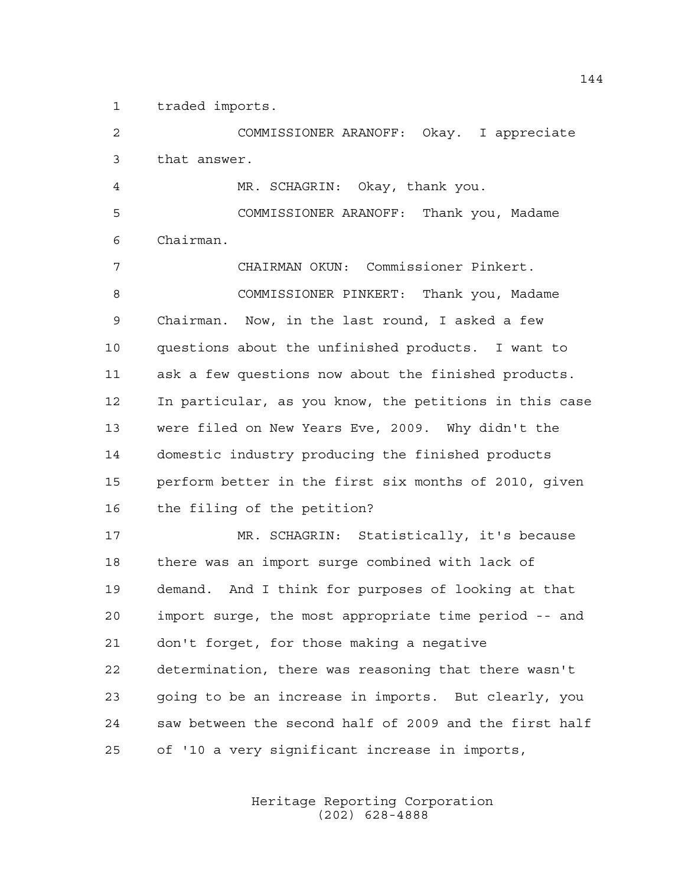traded imports.

COMMISSIONER ARANOFF: Okay. I appreciate that answer.

MR. SCHAGRIN: Okay, thank you.

COMMISSIONER ARANOFF: Thank you, Madame Chairman.

CHAIRMAN OKUN: Commissioner Pinkert.

COMMISSIONER PINKERT: Thank you, Madame Chairman. Now, in the last round, I asked a few questions about the unfinished products. I want to ask a few questions now about the finished products. In particular, as you know, the petitions in this case were filed on New Years Eve, 2009. Why didn't the domestic industry producing the finished products perform better in the first six months of 2010, given the filing of the petition?

MR. SCHAGRIN: Statistically, it's because there was an import surge combined with lack of demand. And I think for purposes of looking at that import surge, the most appropriate time period -- and don't forget, for those making a negative determination, there was reasoning that there wasn't going to be an increase in imports. But clearly, you saw between the second half of 2009 and the first half of '10 a very significant increase in imports,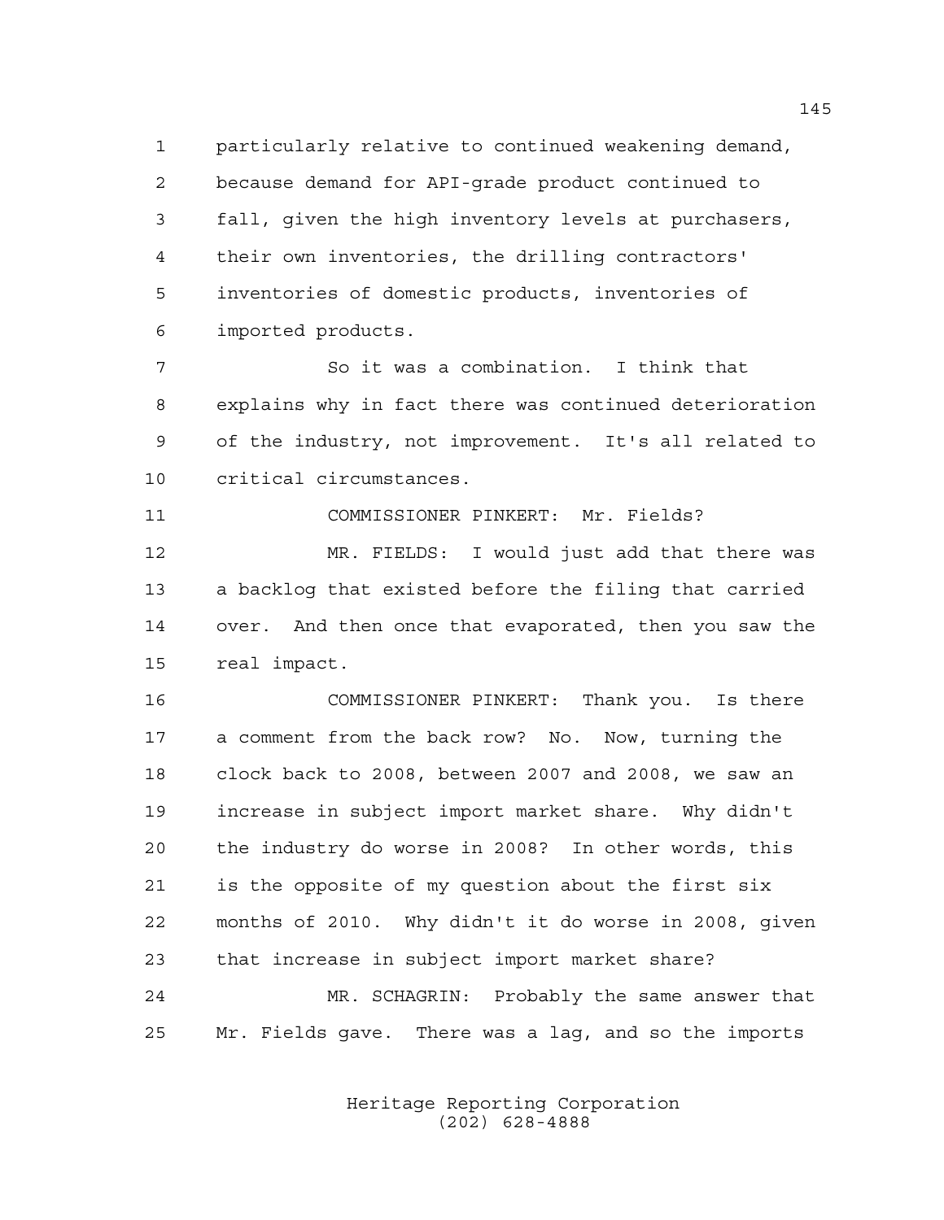particularly relative to continued weakening demand, because demand for API-grade product continued to fall, given the high inventory levels at purchasers, their own inventories, the drilling contractors' inventories of domestic products, inventories of imported products.

So it was a combination. I think that explains why in fact there was continued deterioration of the industry, not improvement. It's all related to critical circumstances.

COMMISSIONER PINKERT: Mr. Fields?

MR. FIELDS: I would just add that there was a backlog that existed before the filing that carried over. And then once that evaporated, then you saw the real impact.

COMMISSIONER PINKERT: Thank you. Is there a comment from the back row? No. Now, turning the clock back to 2008, between 2007 and 2008, we saw an increase in subject import market share. Why didn't the industry do worse in 2008? In other words, this is the opposite of my question about the first six months of 2010. Why didn't it do worse in 2008, given that increase in subject import market share?

MR. SCHAGRIN: Probably the same answer that Mr. Fields gave. There was a lag, and so the imports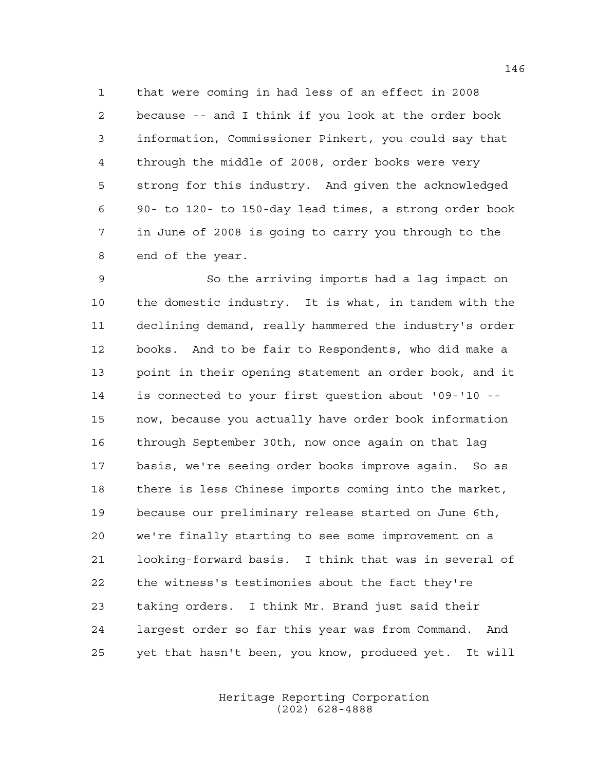that were coming in had less of an effect in 2008 because -- and I think if you look at the order book information, Commissioner Pinkert, you could say that through the middle of 2008, order books were very strong for this industry. And given the acknowledged 90- to 120- to 150-day lead times, a strong order book in June of 2008 is going to carry you through to the end of the year.

So the arriving imports had a lag impact on the domestic industry. It is what, in tandem with the declining demand, really hammered the industry's order books. And to be fair to Respondents, who did make a point in their opening statement an order book, and it is connected to your first question about '09-'10 -- now, because you actually have order book information through September 30th, now once again on that lag basis, we're seeing order books improve again. So as there is less Chinese imports coming into the market, because our preliminary release started on June 6th, we're finally starting to see some improvement on a looking-forward basis. I think that was in several of the witness's testimonies about the fact they're taking orders. I think Mr. Brand just said their largest order so far this year was from Command. And yet that hasn't been, you know, produced yet. It will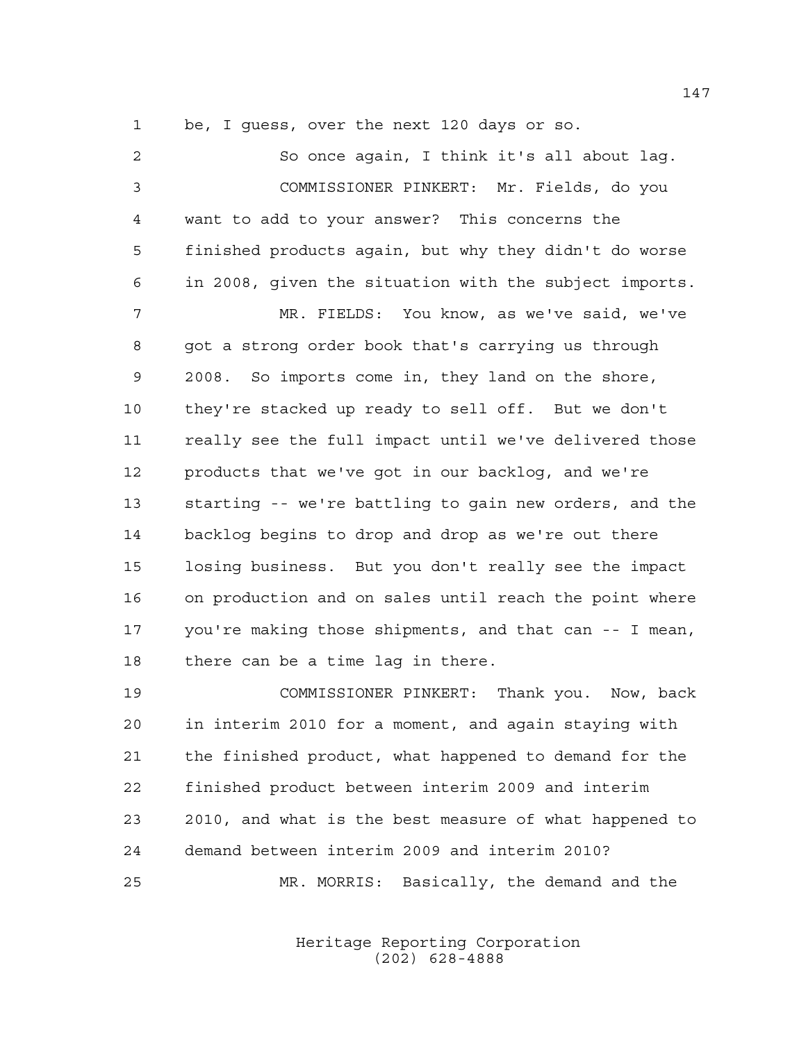be, I guess, over the next 120 days or so.

So once again, I think it's all about lag.

COMMISSIONER PINKERT: Mr. Fields, do you want to add to your answer? This concerns the finished products again, but why they didn't do worse in 2008, given the situation with the subject imports.

MR. FIELDS: You know, as we've said, we've got a strong order book that's carrying us through 2008. So imports come in, they land on the shore, they're stacked up ready to sell off. But we don't really see the full impact until we've delivered those products that we've got in our backlog, and we're starting -- we're battling to gain new orders, and the backlog begins to drop and drop as we're out there losing business. But you don't really see the impact on production and on sales until reach the point where you're making those shipments, and that can -- I mean, there can be a time lag in there.

COMMISSIONER PINKERT: Thank you. Now, back in interim 2010 for a moment, and again staying with the finished product, what happened to demand for the finished product between interim 2009 and interim 2010, and what is the best measure of what happened to demand between interim 2009 and interim 2010?

MR. MORRIS: Basically, the demand and the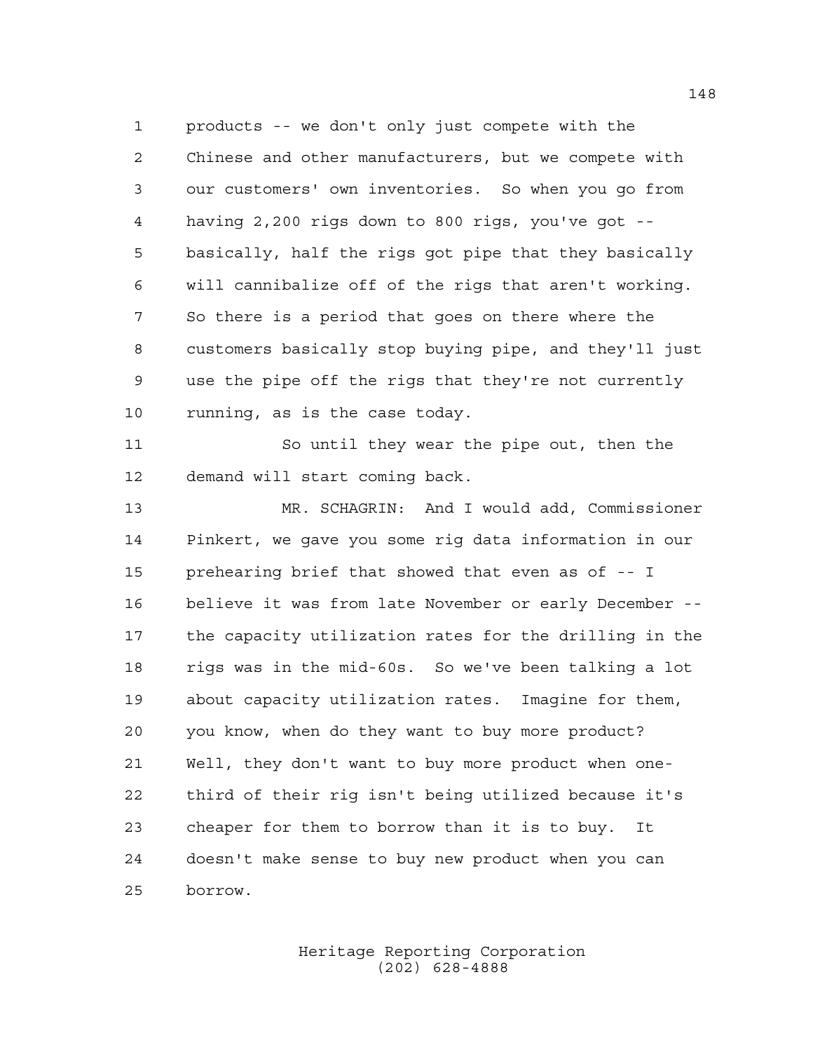products -- we don't only just compete with the Chinese and other manufacturers, but we compete with our customers' own inventories. So when you go from having 2,200 rigs down to 800 rigs, you've got -- basically, half the rigs got pipe that they basically will cannibalize off of the rigs that aren't working. So there is a period that goes on there where the customers basically stop buying pipe, and they'll just use the pipe off the rigs that they're not currently running, as is the case today.

So until they wear the pipe out, then the demand will start coming back.

MR. SCHAGRIN: And I would add, Commissioner Pinkert, we gave you some rig data information in our prehearing brief that showed that even as of -- I believe it was from late November or early December -- the capacity utilization rates for the drilling in the rigs was in the mid-60s. So we've been talking a lot about capacity utilization rates. Imagine for them, you know, when do they want to buy more product? Well, they don't want to buy more product when one-third of their rig isn't being utilized because it's cheaper for them to borrow than it is to buy. It doesn't make sense to buy new product when you can borrow.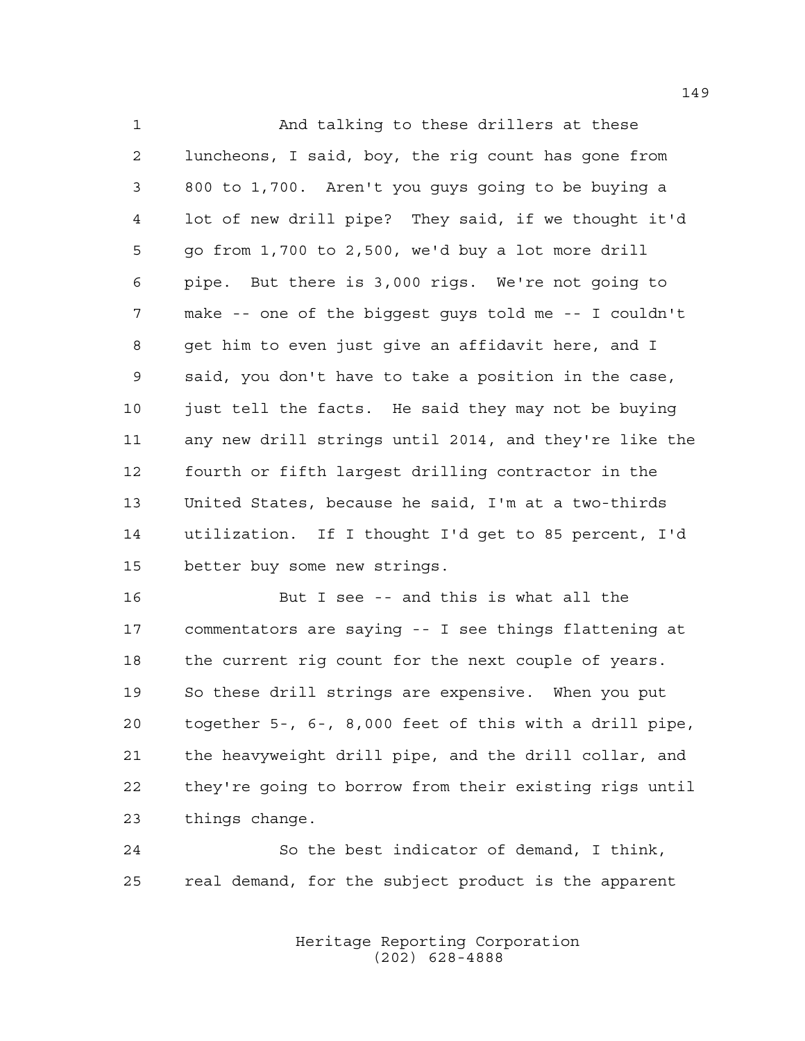And talking to these drillers at these luncheons, I said, boy, the rig count has gone from 800 to 1,700. Aren't you guys going to be buying a lot of new drill pipe? They said, if we thought it'd go from 1,700 to 2,500, we'd buy a lot more drill pipe. But there is 3,000 rigs. We're not going to make -- one of the biggest guys told me -- I couldn't get him to even just give an affidavit here, and I said, you don't have to take a position in the case, just tell the facts. He said they may not be buying any new drill strings until 2014, and they're like the fourth or fifth largest drilling contractor in the United States, because he said, I'm at a two-thirds utilization. If I thought I'd get to 85 percent, I'd better buy some new strings.

But I see -- and this is what all the commentators are saying -- I see things flattening at the current rig count for the next couple of years. So these drill strings are expensive. When you put together 5-, 6-, 8,000 feet of this with a drill pipe, the heavyweight drill pipe, and the drill collar, and they're going to borrow from their existing rigs until things change.

So the best indicator of demand, I think, real demand, for the subject product is the apparent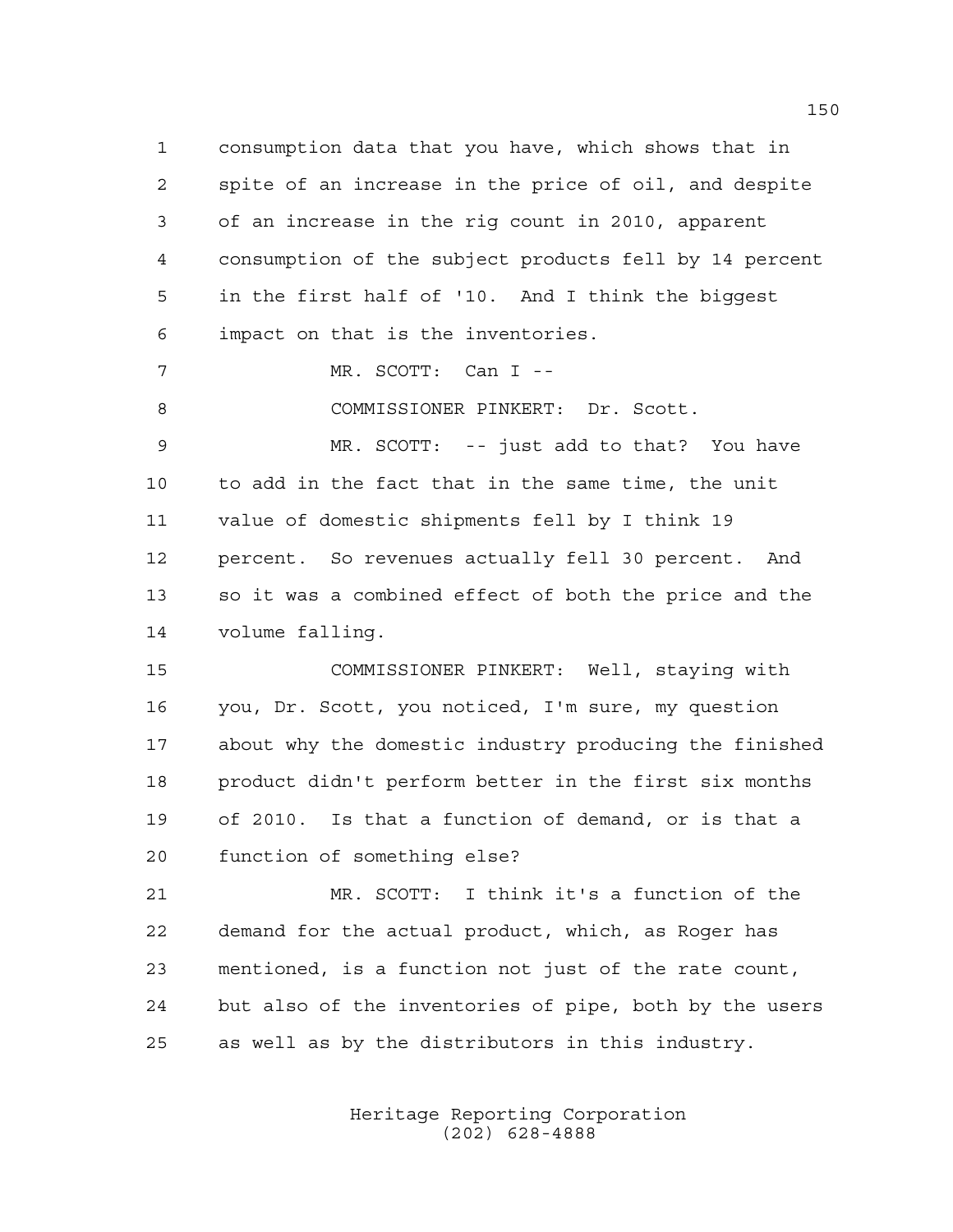consumption data that you have, which shows that in spite of an increase in the price of oil, and despite of an increase in the rig count in 2010, apparent consumption of the subject products fell by 14 percent in the first half of '10. And I think the biggest impact on that is the inventories.

MR. SCOTT: Can I --

COMMISSIONER PINKERT: Dr. Scott.

MR. SCOTT: -- just add to that? You have to add in the fact that in the same time, the unit value of domestic shipments fell by I think 19 percent. So revenues actually fell 30 percent. And so it was a combined effect of both the price and the volume falling.

COMMISSIONER PINKERT: Well, staying with you, Dr. Scott, you noticed, I'm sure, my question about why the domestic industry producing the finished product didn't perform better in the first six months of 2010. Is that a function of demand, or is that a function of something else?

MR. SCOTT: I think it's a function of the demand for the actual product, which, as Roger has mentioned, is a function not just of the rate count, but also of the inventories of pipe, both by the users as well as by the distributors in this industry.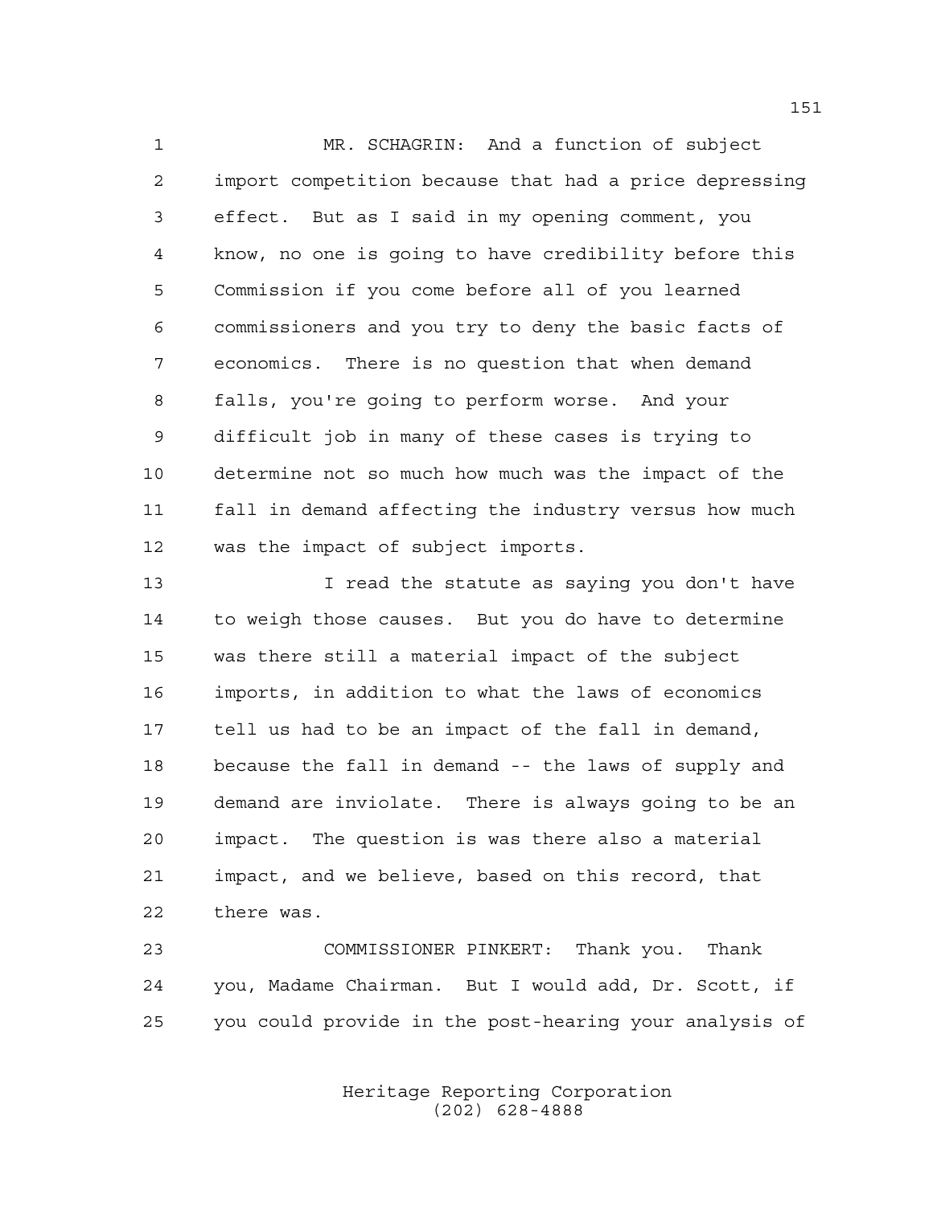MR. SCHAGRIN: And a function of subject import competition because that had a price depressing effect. But as I said in my opening comment, you know, no one is going to have credibility before this Commission if you come before all of you learned commissioners and you try to deny the basic facts of economics. There is no question that when demand falls, you're going to perform worse. And your difficult job in many of these cases is trying to determine not so much how much was the impact of the fall in demand affecting the industry versus how much was the impact of subject imports.

I read the statute as saying you don't have to weigh those causes. But you do have to determine was there still a material impact of the subject imports, in addition to what the laws of economics tell us had to be an impact of the fall in demand, because the fall in demand -- the laws of supply and demand are inviolate. There is always going to be an impact. The question is was there also a material impact, and we believe, based on this record, that there was.

COMMISSIONER PINKERT: Thank you. Thank you, Madame Chairman. But I would add, Dr. Scott, if you could provide in the post-hearing your analysis of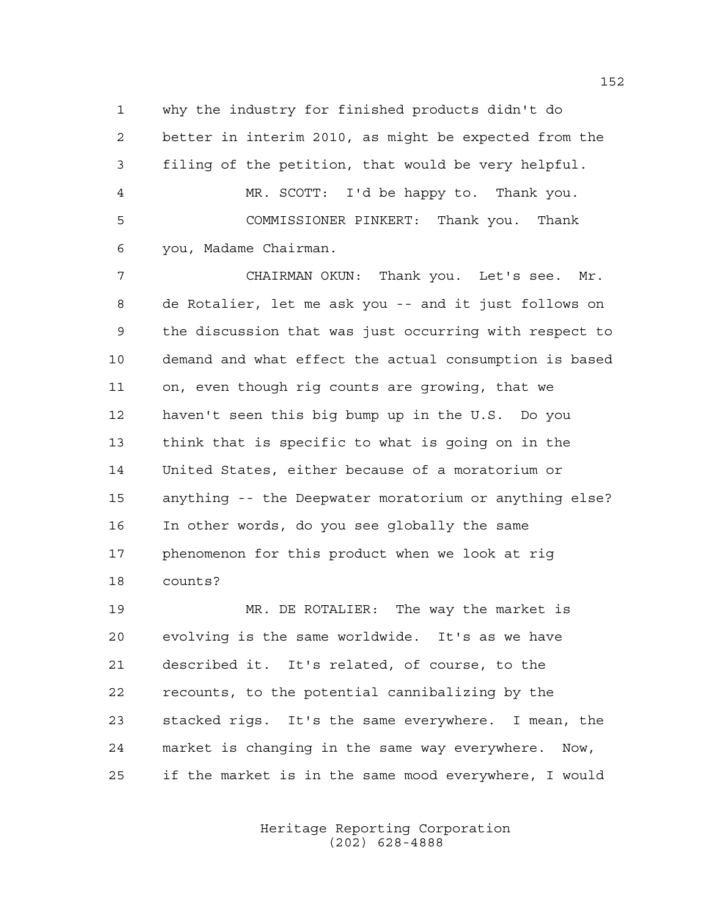why the industry for finished products didn't do better in interim 2010, as might be expected from the filing of the petition, that would be very helpful.

MR. SCOTT: I'd be happy to. Thank you.

COMMISSIONER PINKERT: Thank you. Thank you, Madame Chairman.

CHAIRMAN OKUN: Thank you. Let's see. Mr. de Rotalier, let me ask you -- and it just follows on the discussion that was just occurring with respect to demand and what effect the actual consumption is based on, even though rig counts are growing, that we haven't seen this big bump up in the U.S. Do you think that is specific to what is going on in the United States, either because of a moratorium or anything -- the Deepwater moratorium or anything else? In other words, do you see globally the same phenomenon for this product when we look at rig counts?

MR. DE ROTALIER: The way the market is evolving is the same worldwide. It's as we have described it. It's related, of course, to the recounts, to the potential cannibalizing by the stacked rigs. It's the same everywhere. I mean, the market is changing in the same way everywhere. Now, if the market is in the same mood everywhere, I would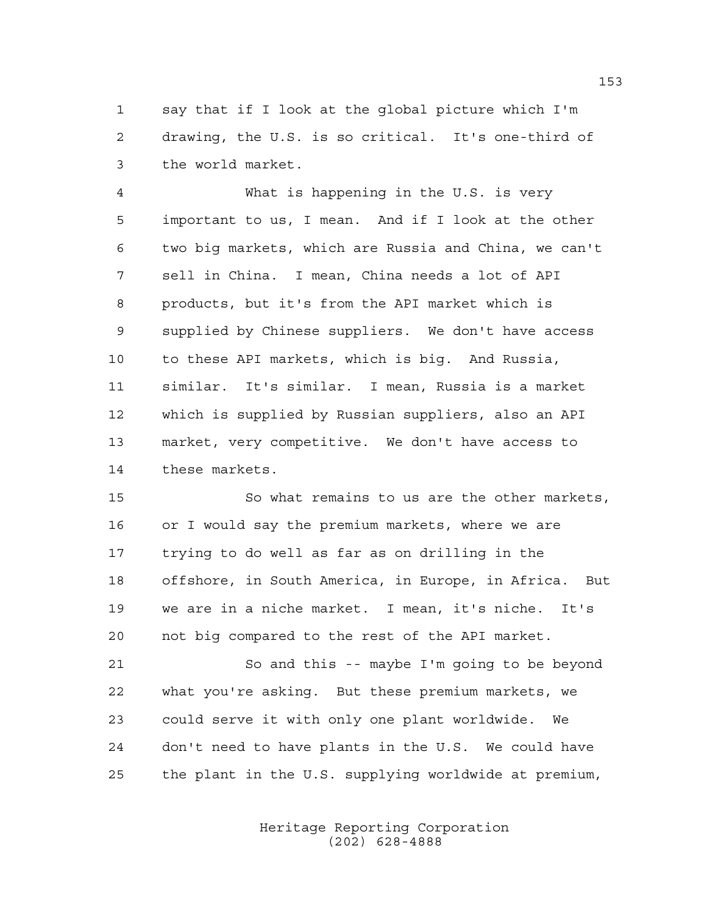say that if I look at the global picture which I'm drawing, the U.S. is so critical. It's one-third of the world market.

What is happening in the U.S. is very important to us, I mean. And if I look at the other two big markets, which are Russia and China, we can't sell in China. I mean, China needs a lot of API products, but it's from the API market which is supplied by Chinese suppliers. We don't have access to these API markets, which is big. And Russia, similar. It's similar. I mean, Russia is a market which is supplied by Russian suppliers, also an API market, very competitive. We don't have access to these markets.

So what remains to us are the other markets, or I would say the premium markets, where we are trying to do well as far as on drilling in the offshore, in South America, in Europe, in Africa. But we are in a niche market. I mean, it's niche. It's not big compared to the rest of the API market.

So and this -- maybe I'm going to be beyond what you're asking. But these premium markets, we could serve it with only one plant worldwide. We don't need to have plants in the U.S. We could have the plant in the U.S. supplying worldwide at premium,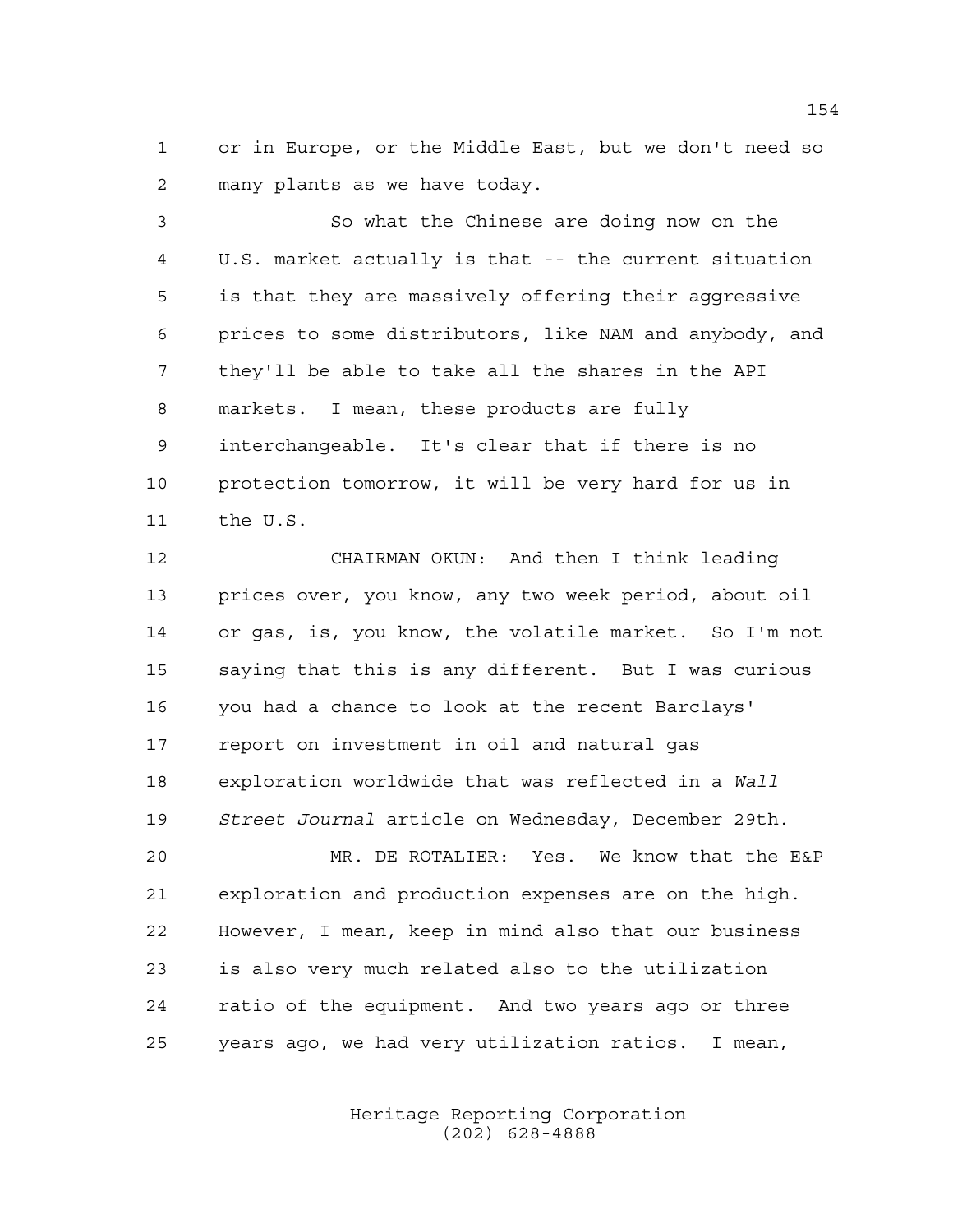or in Europe, or the Middle East, but we don't need so many plants as we have today.

So what the Chinese are doing now on the U.S. market actually is that -- the current situation is that they are massively offering their aggressive prices to some distributors, like NAM and anybody, and they'll be able to take all the shares in the API markets. I mean, these products are fully interchangeable. It's clear that if there is no protection tomorrow, it will be very hard for us in the U.S.

CHAIRMAN OKUN: And then I think leading prices over, you know, any two week period, about oil or gas, is, you know, the volatile market. So I'm not saying that this is any different. But I was curious you had a chance to look at the recent Barclays' report on investment in oil and natural gas exploration worldwide that was reflected in a *Wall Street Journal* article on Wednesday, December 29th.

MR. DE ROTALIER: Yes. We know that the E&P exploration and production expenses are on the high. However, I mean, keep in mind also that our business is also very much related also to the utilization ratio of the equipment. And two years ago or three years ago, we had very utilization ratios. I mean,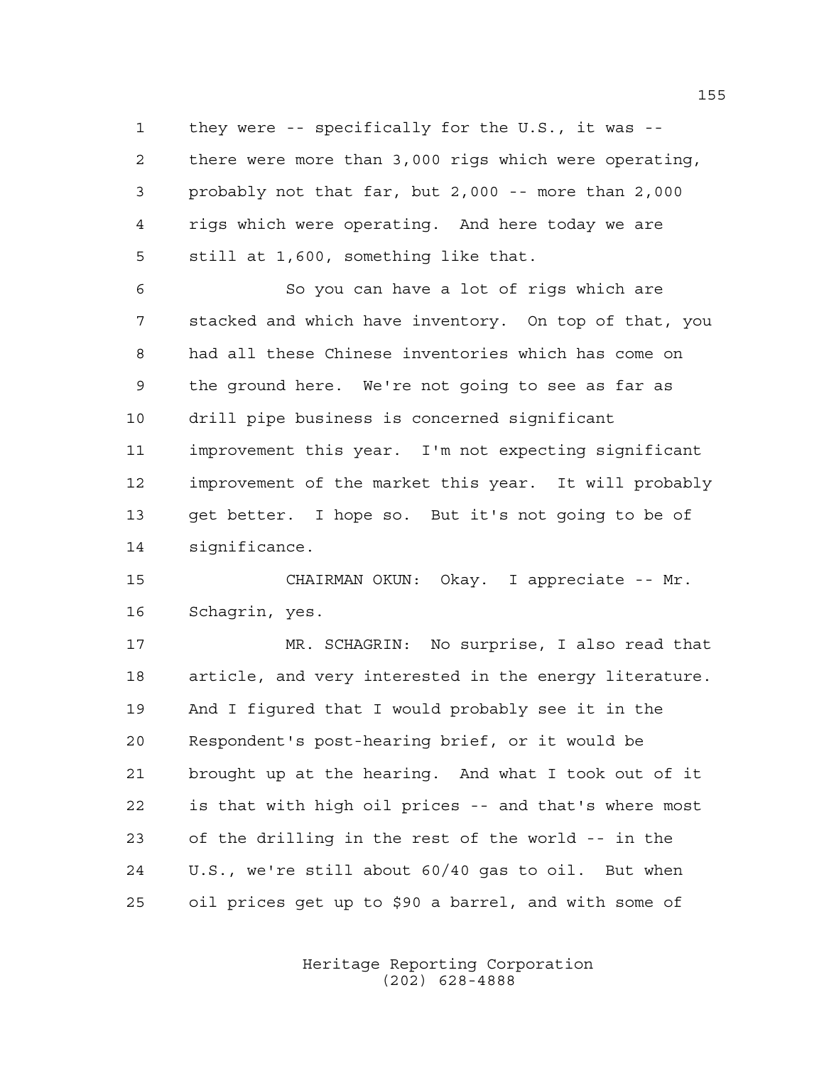they were -- specifically for the U.S., it was -- there were more than 3,000 rigs which were operating, probably not that far, but 2,000 -- more than 2,000 rigs which were operating. And here today we are still at 1,600, something like that.

So you can have a lot of rigs which are stacked and which have inventory. On top of that, you had all these Chinese inventories which has come on the ground here. We're not going to see as far as drill pipe business is concerned significant improvement this year. I'm not expecting significant improvement of the market this year. It will probably get better. I hope so. But it's not going to be of significance.

CHAIRMAN OKUN: Okay. I appreciate -- Mr. Schagrin, yes.

MR. SCHAGRIN: No surprise, I also read that article, and very interested in the energy literature. And I figured that I would probably see it in the Respondent's post-hearing brief, or it would be brought up at the hearing. And what I took out of it is that with high oil prices -- and that's where most of the drilling in the rest of the world -- in the U.S., we're still about 60/40 gas to oil. But when oil prices get up to $90 a barrel, and with some of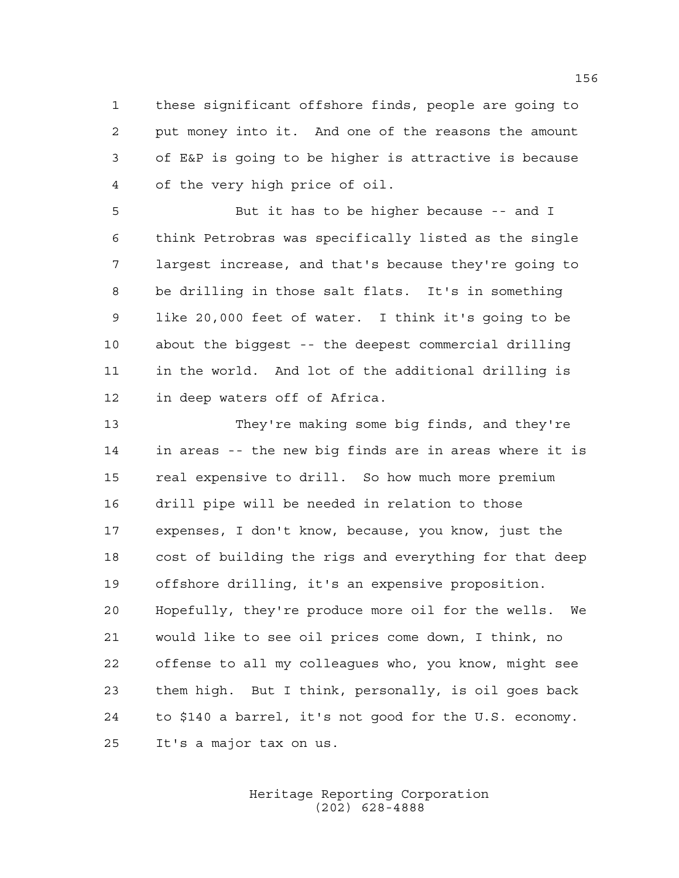these significant offshore finds, people are going to put money into it. And one of the reasons the amount of E&P is going to be higher is attractive is because of the very high price of oil.

But it has to be higher because -- and I think Petrobras was specifically listed as the single largest increase, and that's because they're going to be drilling in those salt flats. It's in something like 20,000 feet of water. I think it's going to be about the biggest -- the deepest commercial drilling in the world. And lot of the additional drilling is in deep waters off of Africa.

They're making some big finds, and they're in areas -- the new big finds are in areas where it is real expensive to drill. So how much more premium drill pipe will be needed in relation to those expenses, I don't know, because, you know, just the cost of building the rigs and everything for that deep offshore drilling, it's an expensive proposition. Hopefully, they're produce more oil for the wells. We would like to see oil prices come down, I think, no offense to all my colleagues who, you know, might see them high. But I think, personally, is oil goes back to $140 a barrel, it's not good for the U.S. economy. It's a major tax on us.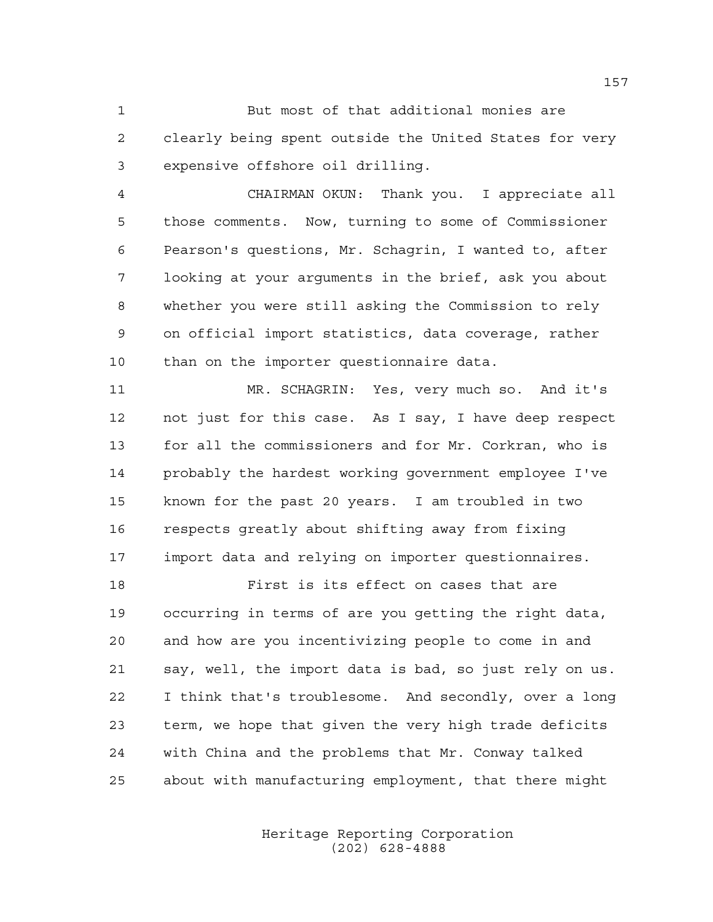But most of that additional monies are clearly being spent outside the United States for very expensive offshore oil drilling.

CHAIRMAN OKUN: Thank you. I appreciate all those comments. Now, turning to some of Commissioner Pearson's questions, Mr. Schagrin, I wanted to, after looking at your arguments in the brief, ask you about whether you were still asking the Commission to rely on official import statistics, data coverage, rather than on the importer questionnaire data.

MR. SCHAGRIN: Yes, very much so. And it's not just for this case. As I say, I have deep respect for all the commissioners and for Mr. Corkran, who is probably the hardest working government employee I've known for the past 20 years. I am troubled in two respects greatly about shifting away from fixing import data and relying on importer questionnaires.

First is its effect on cases that are occurring in terms of are you getting the right data, and how are you incentivizing people to come in and say, well, the import data is bad, so just rely on us. I think that's troublesome. And secondly, over a long term, we hope that given the very high trade deficits with China and the problems that Mr. Conway talked about with manufacturing employment, that there might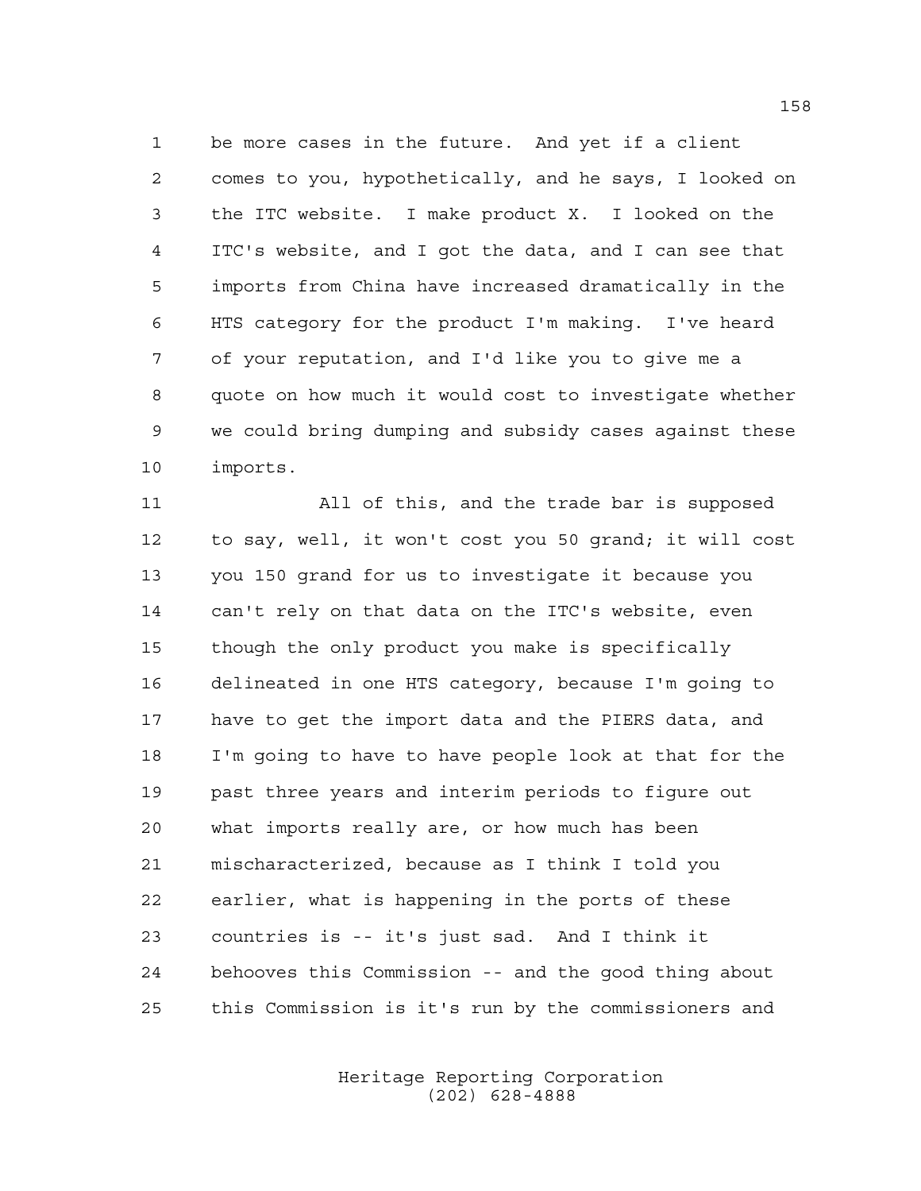be more cases in the future. And yet if a client comes to you, hypothetically, and he says, I looked on the ITC website. I make product X. I looked on the ITC's website, and I got the data, and I can see that imports from China have increased dramatically in the HTS category for the product I'm making. I've heard of your reputation, and I'd like you to give me a quote on how much it would cost to investigate whether we could bring dumping and subsidy cases against these imports.

All of this, and the trade bar is supposed to say, well, it won't cost you 50 grand; it will cost you 150 grand for us to investigate it because you can't rely on that data on the ITC's website, even though the only product you make is specifically delineated in one HTS category, because I'm going to have to get the import data and the PIERS data, and I'm going to have to have people look at that for the past three years and interim periods to figure out what imports really are, or how much has been mischaracterized, because as I think I told you earlier, what is happening in the ports of these countries is -- it's just sad. And I think it behooves this Commission -- and the good thing about this Commission is it's run by the commissioners and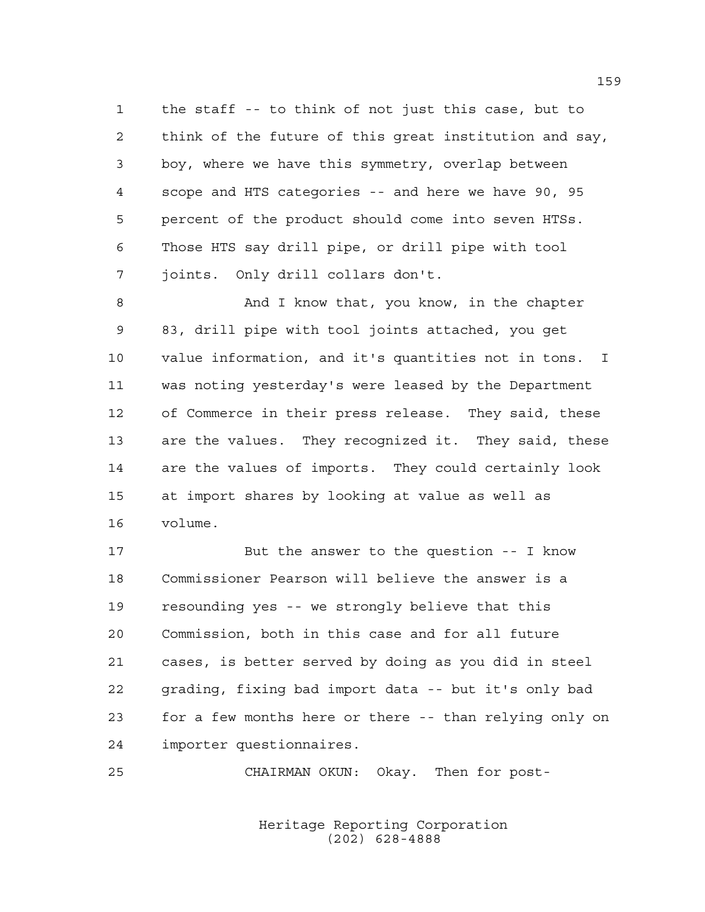the staff -- to think of not just this case, but to think of the future of this great institution and say, boy, where we have this symmetry, overlap between scope and HTS categories -- and here we have 90, 95 percent of the product should come into seven HTSs. Those HTS say drill pipe, or drill pipe with tool joints. Only drill collars don't.

And I know that, you know, in the chapter 83, drill pipe with tool joints attached, you get value information, and it's quantities not in tons. I was noting yesterday's were leased by the Department of Commerce in their press release. They said, these are the values. They recognized it. They said, these are the values of imports. They could certainly look at import shares by looking at value as well as volume.

But the answer to the question -- I know Commissioner Pearson will believe the answer is a resounding yes -- we strongly believe that this Commission, both in this case and for all future cases, is better served by doing as you did in steel grading, fixing bad import data -- but it's only bad for a few months here or there -- than relying only on importer questionnaires.

CHAIRMAN OKUN: Okay. Then for post-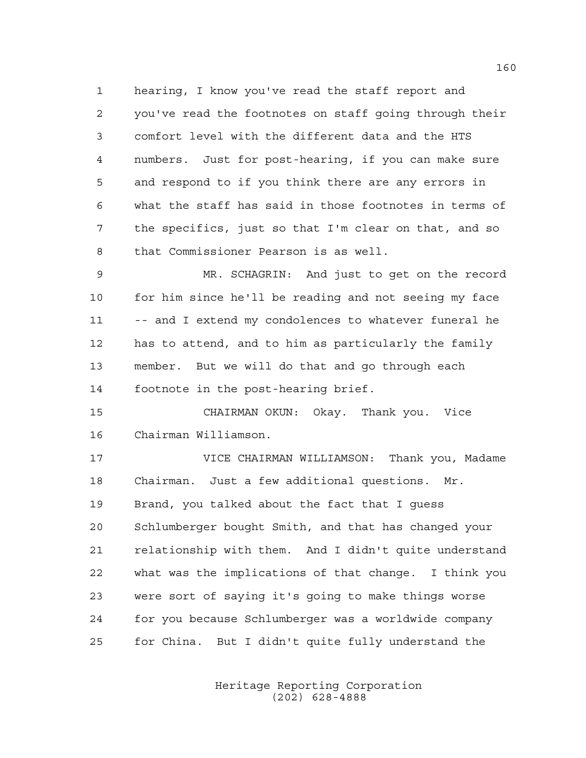hearing, I know you've read the staff report and you've read the footnotes on staff going through their comfort level with the different data and the HTS numbers. Just for post-hearing, if you can make sure and respond to if you think there are any errors in what the staff has said in those footnotes in terms of the specifics, just so that I'm clear on that, and so that Commissioner Pearson is as well.

MR. SCHAGRIN: And just to get on the record for him since he'll be reading and not seeing my face -- and I extend my condolences to whatever funeral he has to attend, and to him as particularly the family member. But we will do that and go through each footnote in the post-hearing brief.

CHAIRMAN OKUN: Okay. Thank you. Vice Chairman Williamson.

VICE CHAIRMAN WILLIAMSON: Thank you, Madame Chairman. Just a few additional questions. Mr. Brand, you talked about the fact that I guess Schlumberger bought Smith, and that has changed your relationship with them. And I didn't quite understand what was the implications of that change. I think you were sort of saying it's going to make things worse for you because Schlumberger was a worldwide company for China. But I didn't quite fully understand the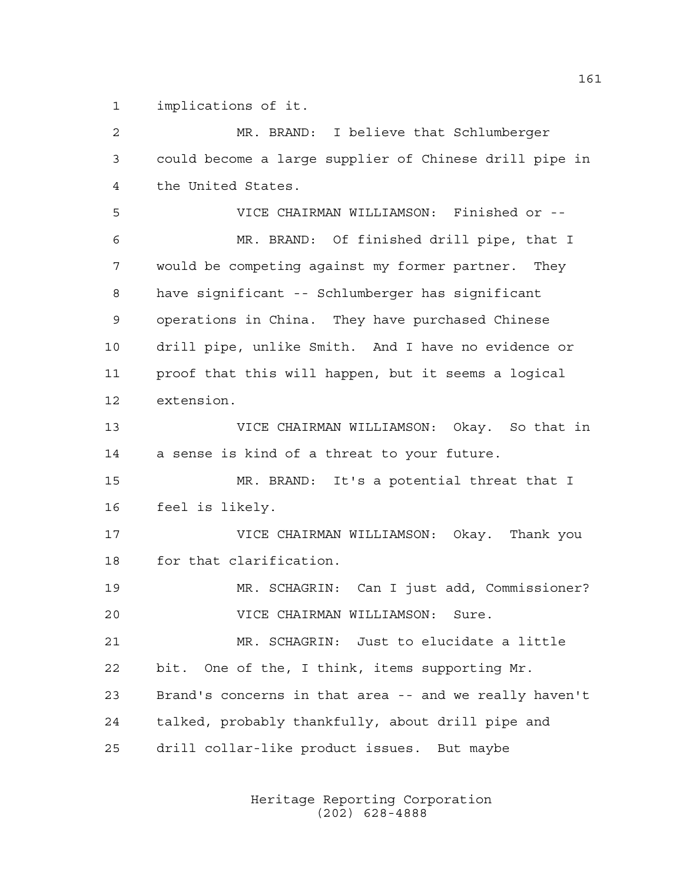implications of it.

MR. BRAND: I believe that Schlumberger could become a large supplier of Chinese drill pipe in the United States.

VICE CHAIRMAN WILLIAMSON: Finished or --

MR. BRAND: Of finished drill pipe, that I would be competing against my former partner. They have significant -- Schlumberger has significant operations in China. They have purchased Chinese drill pipe, unlike Smith. And I have no evidence or proof that this will happen, but it seems a logical extension.

VICE CHAIRMAN WILLIAMSON: Okay. So that in a sense is kind of a threat to your future.

MR. BRAND: It's a potential threat that I feel is likely.

VICE CHAIRMAN WILLIAMSON: Okay. Thank you for that clarification.

MR. SCHAGRIN: Can I just add, Commissioner?

VICE CHAIRMAN WILLIAMSON: Sure.

MR. SCHAGRIN: Just to elucidate a little bit. One of the, I think, items supporting Mr. Brand's concerns in that area -- and we really haven't talked, probably thankfully, about drill pipe and drill collar-like product issues. But maybe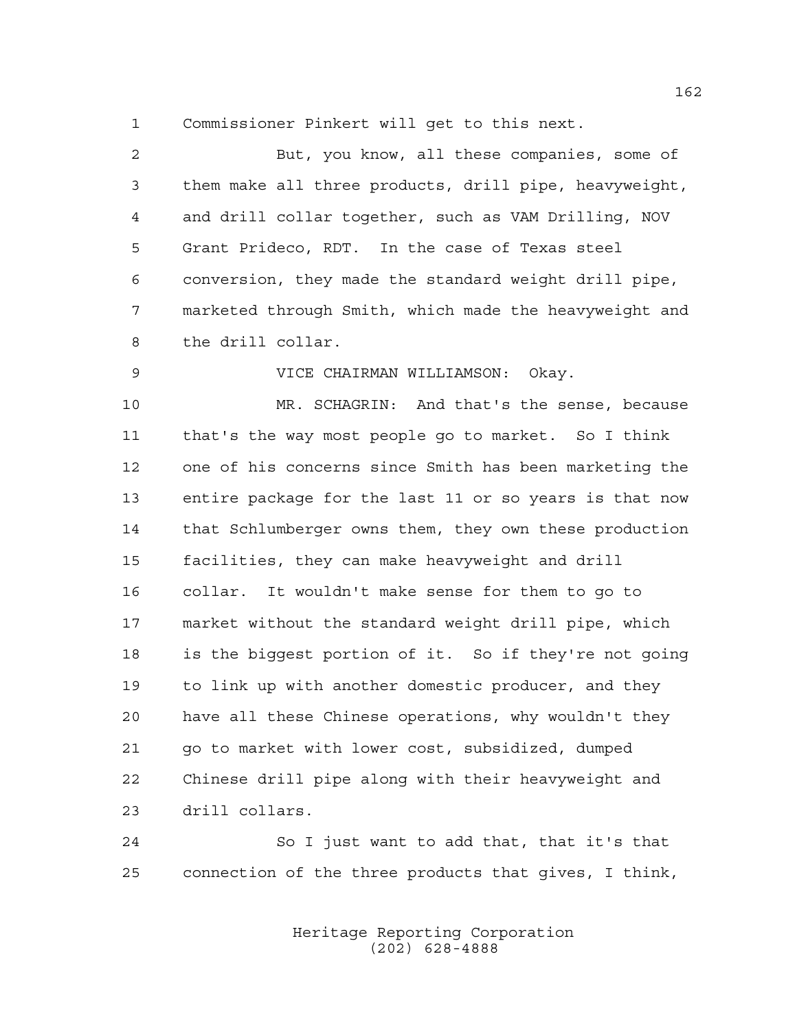Commissioner Pinkert will get to this next.

But, you know, all these companies, some of them make all three products, drill pipe, heavyweight, and drill collar together, such as VAM Drilling, NOV Grant Prideco, RDT. In the case of Texas steel conversion, they made the standard weight drill pipe, marketed through Smith, which made the heavyweight and the drill collar.

VICE CHAIRMAN WILLIAMSON: Okay.

MR. SCHAGRIN: And that's the sense, because that's the way most people go to market. So I think one of his concerns since Smith has been marketing the entire package for the last 11 or so years is that now that Schlumberger owns them, they own these production facilities, they can make heavyweight and drill collar. It wouldn't make sense for them to go to market without the standard weight drill pipe, which is the biggest portion of it. So if they're not going to link up with another domestic producer, and they have all these Chinese operations, why wouldn't they go to market with lower cost, subsidized, dumped Chinese drill pipe along with their heavyweight and drill collars.

So I just want to add that, that it's that connection of the three products that gives, I think,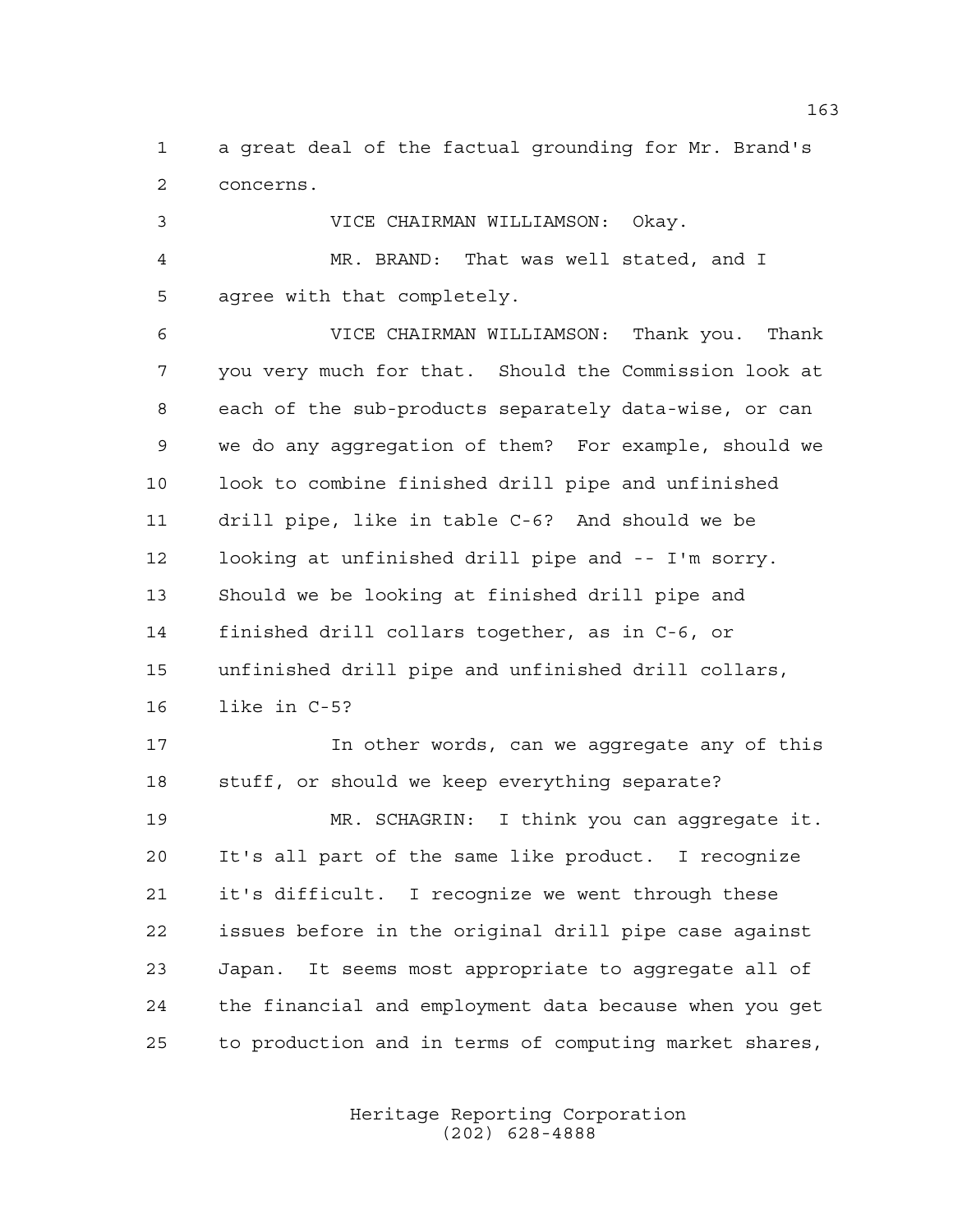a great deal of the factual grounding for Mr. Brand's concerns.

VICE CHAIRMAN WILLIAMSON: Okay.

MR. BRAND: That was well stated, and I agree with that completely.

VICE CHAIRMAN WILLIAMSON: Thank you. Thank you very much for that. Should the Commission look at each of the sub-products separately data-wise, or can we do any aggregation of them? For example, should we look to combine finished drill pipe and unfinished drill pipe, like in table C-6? And should we be looking at unfinished drill pipe and -- I'm sorry. Should we be looking at finished drill pipe and finished drill collars together, as in C-6, or unfinished drill pipe and unfinished drill collars, like in C-5?

In other words, can we aggregate any of this stuff, or should we keep everything separate?

MR. SCHAGRIN: I think you can aggregate it. It's all part of the same like product. I recognize it's difficult. I recognize we went through these issues before in the original drill pipe case against Japan. It seems most appropriate to aggregate all of the financial and employment data because when you get to production and in terms of computing market shares,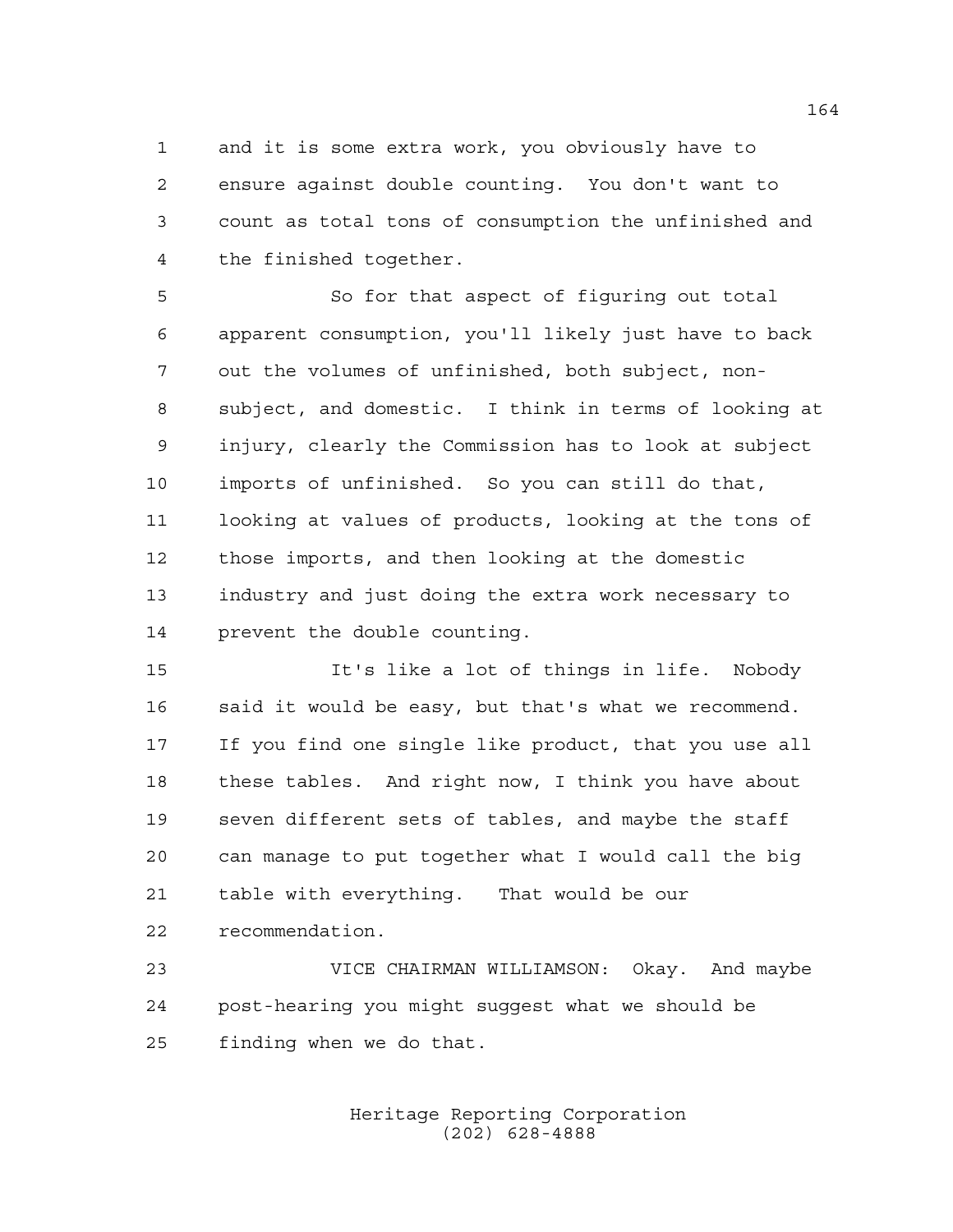and it is some extra work, you obviously have to ensure against double counting. You don't want to count as total tons of consumption the unfinished and the finished together.

So for that aspect of figuring out total apparent consumption, you'll likely just have to back out the volumes of unfinished, both subject, non-subject, and domestic. I think in terms of looking at injury, clearly the Commission has to look at subject imports of unfinished. So you can still do that, looking at values of products, looking at the tons of those imports, and then looking at the domestic industry and just doing the extra work necessary to prevent the double counting.

It's like a lot of things in life. Nobody said it would be easy, but that's what we recommend. If you find one single like product, that you use all these tables. And right now, I think you have about seven different sets of tables, and maybe the staff can manage to put together what I would call the big table with everything. That would be our recommendation.

VICE CHAIRMAN WILLIAMSON: Okay. And maybe post-hearing you might suggest what we should be finding when we do that.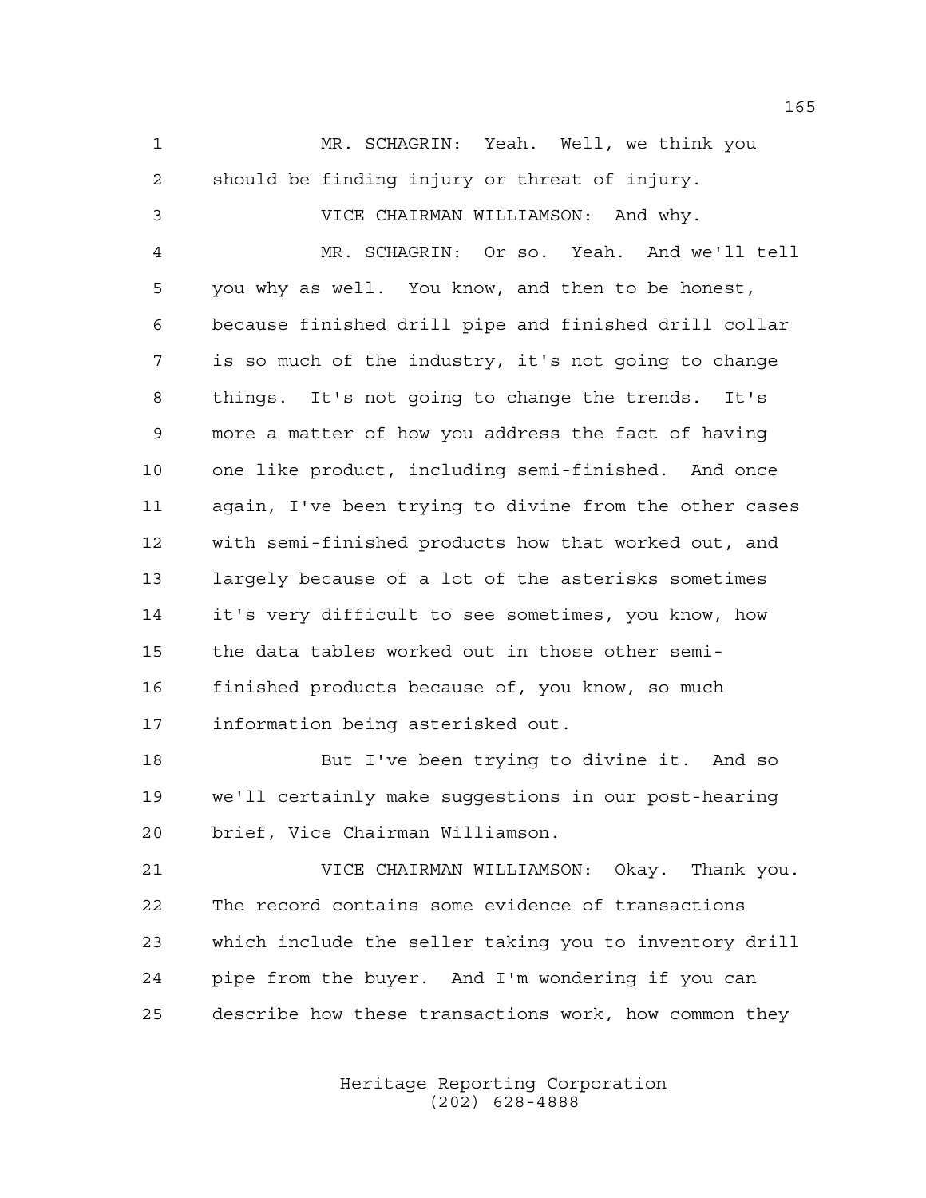MR. SCHAGRIN: Yeah. Well, we think you should be finding injury or threat of injury.

VICE CHAIRMAN WILLIAMSON: And why.

MR. SCHAGRIN: Or so. Yeah. And we'll tell you why as well. You know, and then to be honest, because finished drill pipe and finished drill collar is so much of the industry, it's not going to change things. It's not going to change the trends. It's more a matter of how you address the fact of having one like product, including semi-finished. And once again, I've been trying to divine from the other cases with semi-finished products how that worked out, and largely because of a lot of the asterisks sometimes it's very difficult to see sometimes, you know, how the data tables worked out in those other semi-finished products because of, you know, so much information being asterisked out.

But I've been trying to divine it. And so we'll certainly make suggestions in our post-hearing brief, Vice Chairman Williamson.

VICE CHAIRMAN WILLIAMSON: Okay. Thank you. The record contains some evidence of transactions which include the seller taking you to inventory drill pipe from the buyer. And I'm wondering if you can describe how these transactions work, how common they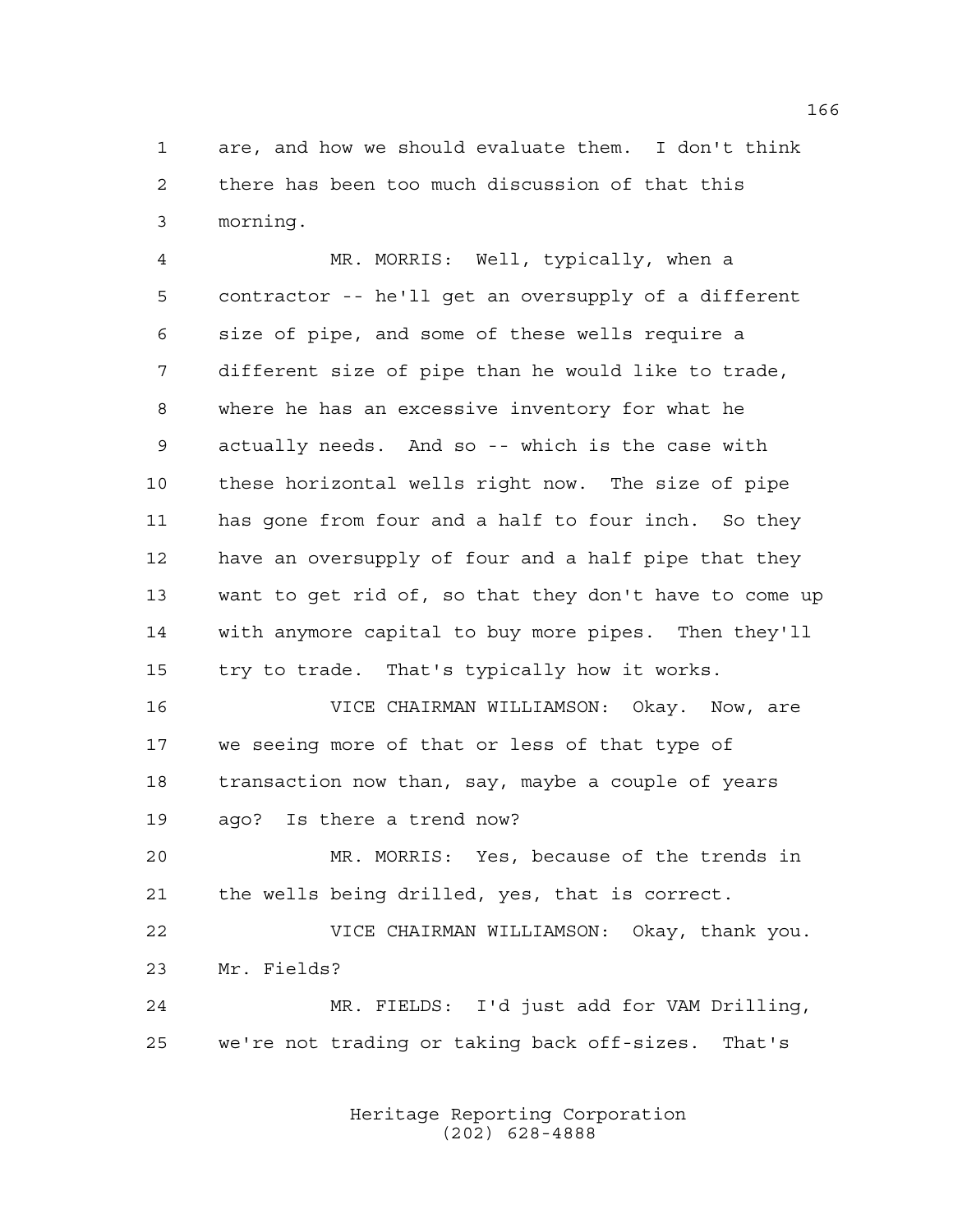are, and how we should evaluate them. I don't think there has been too much discussion of that this morning.

MR. MORRIS: Well, typically, when a contractor -- he'll get an oversupply of a different size of pipe, and some of these wells require a different size of pipe than he would like to trade, where he has an excessive inventory for what he actually needs. And so -- which is the case with these horizontal wells right now. The size of pipe has gone from four and a half to four inch. So they have an oversupply of four and a half pipe that they want to get rid of, so that they don't have to come up with anymore capital to buy more pipes. Then they'll try to trade. That's typically how it works.

VICE CHAIRMAN WILLIAMSON: Okay. Now, are we seeing more of that or less of that type of transaction now than, say, maybe a couple of years ago? Is there a trend now?

MR. MORRIS: Yes, because of the trends in the wells being drilled, yes, that is correct.

VICE CHAIRMAN WILLIAMSON: Okay, thank you. Mr. Fields?

MR. FIELDS: I'd just add for VAM Drilling, we're not trading or taking back off-sizes. That's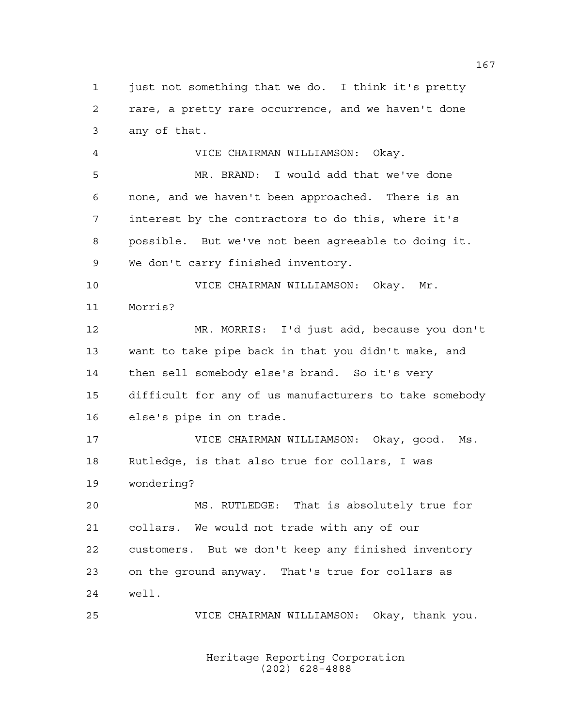just not something that we do. I think it's pretty rare, a pretty rare occurrence, and we haven't done any of that.

VICE CHAIRMAN WILLIAMSON: Okay.

MR. BRAND: I would add that we've done none, and we haven't been approached. There is an interest by the contractors to do this, where it's possible. But we've not been agreeable to doing it. We don't carry finished inventory.

VICE CHAIRMAN WILLIAMSON: Okay. Mr. Morris?

MR. MORRIS: I'd just add, because you don't want to take pipe back in that you didn't make, and then sell somebody else's brand. So it's very difficult for any of us manufacturers to take somebody else's pipe in on trade.

VICE CHAIRMAN WILLIAMSON: Okay, good. Ms. Rutledge, is that also true for collars, I was wondering?

MS. RUTLEDGE: That is absolutely true for collars. We would not trade with any of our customers. But we don't keep any finished inventory on the ground anyway. That's true for collars as well.

VICE CHAIRMAN WILLIAMSON: Okay, thank you.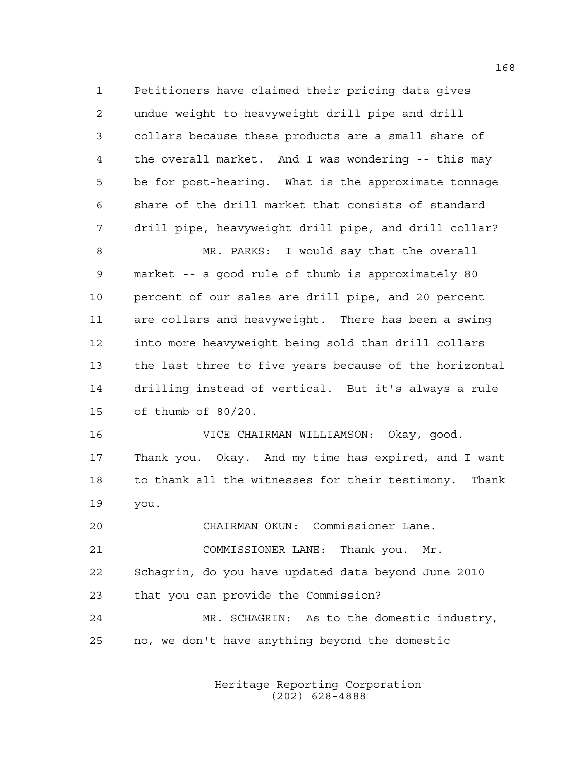Petitioners have claimed their pricing data gives undue weight to heavyweight drill pipe and drill collars because these products are a small share of the overall market. And I was wondering -- this may be for post-hearing. What is the approximate tonnage share of the drill market that consists of standard drill pipe, heavyweight drill pipe, and drill collar?

MR. PARKS: I would say that the overall market -- a good rule of thumb is approximately 80 percent of our sales are drill pipe, and 20 percent are collars and heavyweight. There has been a swing into more heavyweight being sold than drill collars the last three to five years because of the horizontal drilling instead of vertical. But it's always a rule of thumb of 80/20.

VICE CHAIRMAN WILLIAMSON: Okay, good. Thank you. Okay. And my time has expired, and I want to thank all the witnesses for their testimony. Thank you.

CHAIRMAN OKUN: Commissioner Lane.

COMMISSIONER LANE: Thank you. Mr. Schagrin, do you have updated data beyond June 2010 that you can provide the Commission?

MR. SCHAGRIN: As to the domestic industry, no, we don't have anything beyond the domestic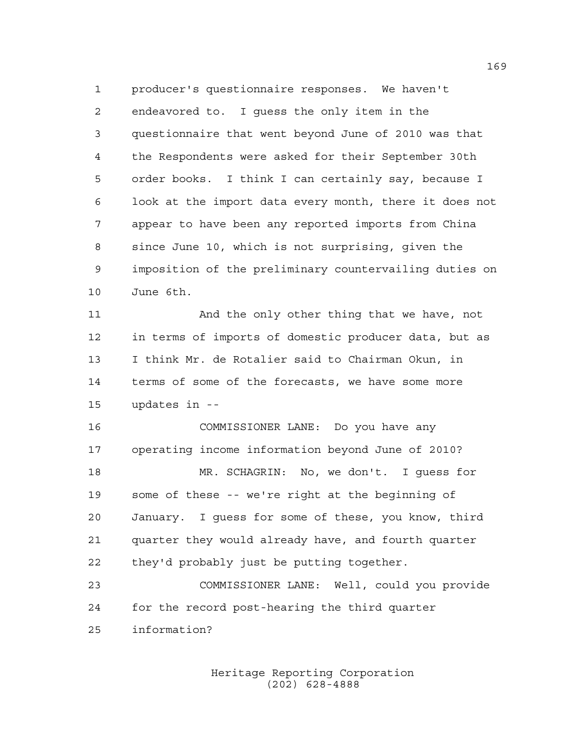producer's questionnaire responses. We haven't endeavored to. I guess the only item in the questionnaire that went beyond June of 2010 was that the Respondents were asked for their September 30th order books. I think I can certainly say, because I look at the import data every month, there it does not appear to have been any reported imports from China since June 10, which is not surprising, given the imposition of the preliminary countervailing duties on June 6th.

And the only other thing that we have, not in terms of imports of domestic producer data, but as I think Mr. de Rotalier said to Chairman Okun, in terms of some of the forecasts, we have some more updates in --

COMMISSIONER LANE: Do you have any operating income information beyond June of 2010?

MR. SCHAGRIN: No, we don't. I guess for some of these -- we're right at the beginning of January. I guess for some of these, you know, third quarter they would already have, and fourth quarter they'd probably just be putting together.

COMMISSIONER LANE: Well, could you provide for the record post-hearing the third quarter information?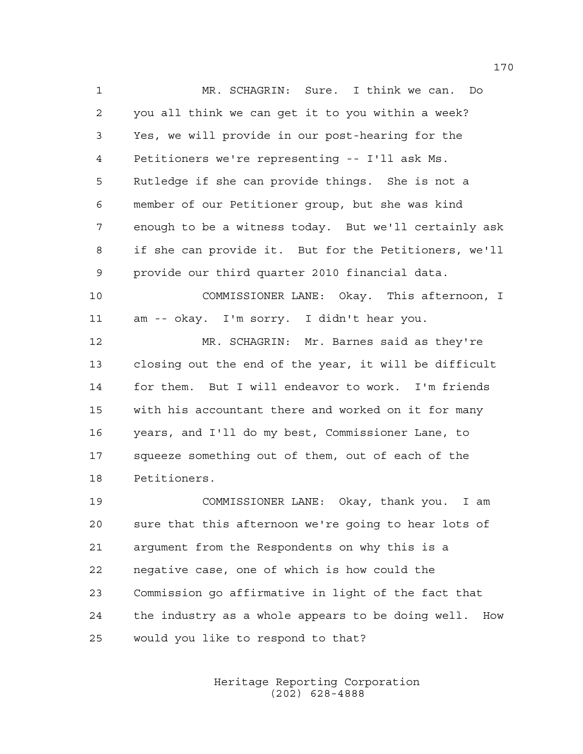MR. SCHAGRIN: Sure. I think we can. Do you all think we can get it to you within a week? Yes, we will provide in our post-hearing for the Petitioners we're representing -- I'll ask Ms. Rutledge if she can provide things. She is not a member of our Petitioner group, but she was kind enough to be a witness today. But we'll certainly ask if she can provide it. But for the Petitioners, we'll provide our third quarter 2010 financial data.

COMMISSIONER LANE: Okay. This afternoon, I am -- okay. I'm sorry. I didn't hear you.

MR. SCHAGRIN: Mr. Barnes said as they're closing out the end of the year, it will be difficult for them. But I will endeavor to work. I'm friends with his accountant there and worked on it for many years, and I'll do my best, Commissioner Lane, to squeeze something out of them, out of each of the Petitioners.

COMMISSIONER LANE: Okay, thank you. I am sure that this afternoon we're going to hear lots of argument from the Respondents on why this is a negative case, one of which is how could the Commission go affirmative in light of the fact that the industry as a whole appears to be doing well. How would you like to respond to that?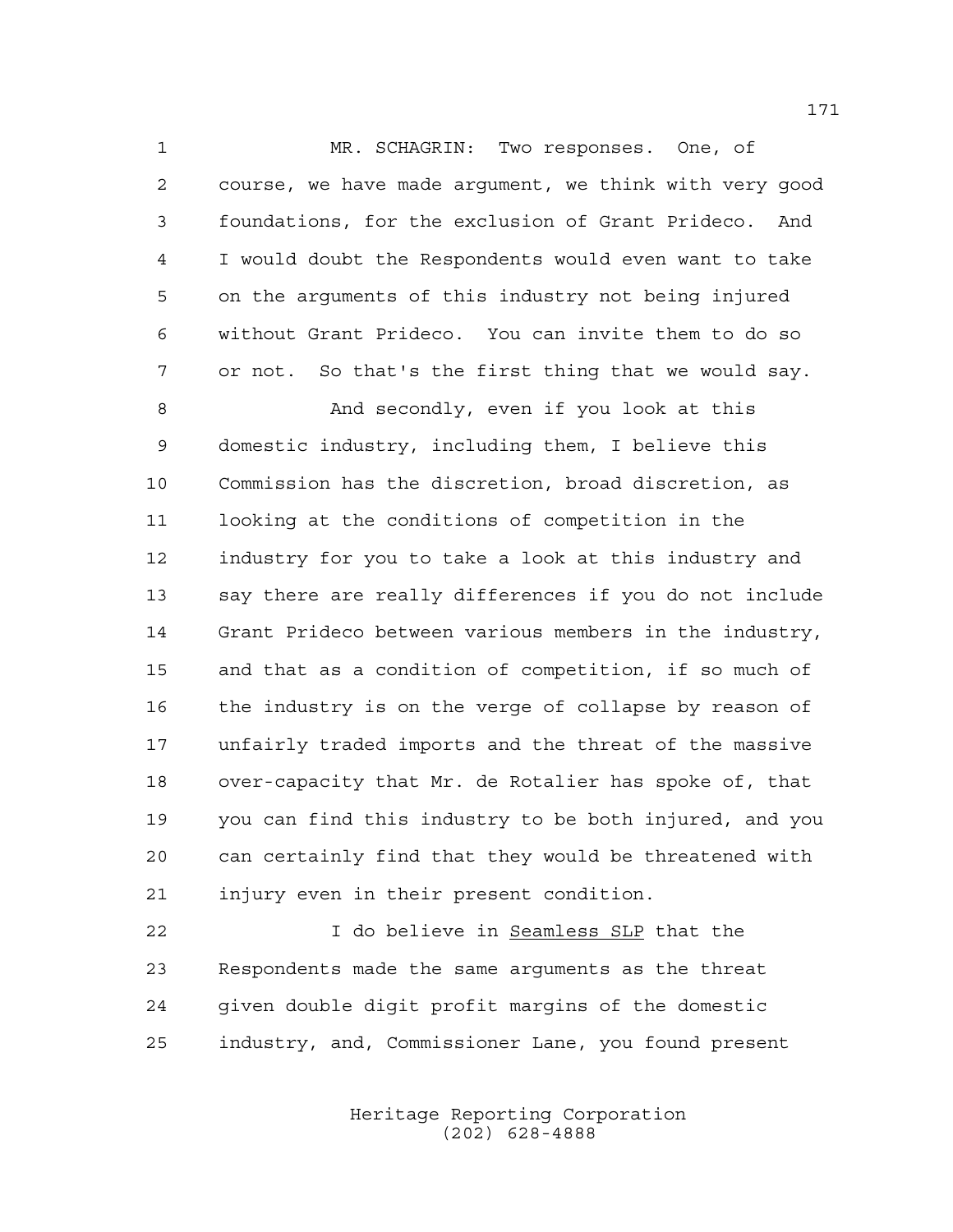MR. SCHAGRIN: Two responses. One, of course, we have made argument, we think with very good foundations, for the exclusion of Grant Prideco. And I would doubt the Respondents would even want to take on the arguments of this industry not being injured without Grant Prideco. You can invite them to do so or not. So that's the first thing that we would say.

And secondly, even if you look at this domestic industry, including them, I believe this Commission has the discretion, broad discretion, as looking at the conditions of competition in the industry for you to take a look at this industry and say there are really differences if you do not include Grant Prideco between various members in the industry, and that as a condition of competition, if so much of the industry is on the verge of collapse by reason of unfairly traded imports and the threat of the massive over-capacity that Mr. de Rotalier has spoke of, that you can find this industry to be both injured, and you can certainly find that they would be threatened with injury even in their present condition.

I do believe in Seamless SLP that the Respondents made the same arguments as the threat given double digit profit margins of the domestic industry, and, Commissioner Lane, you found present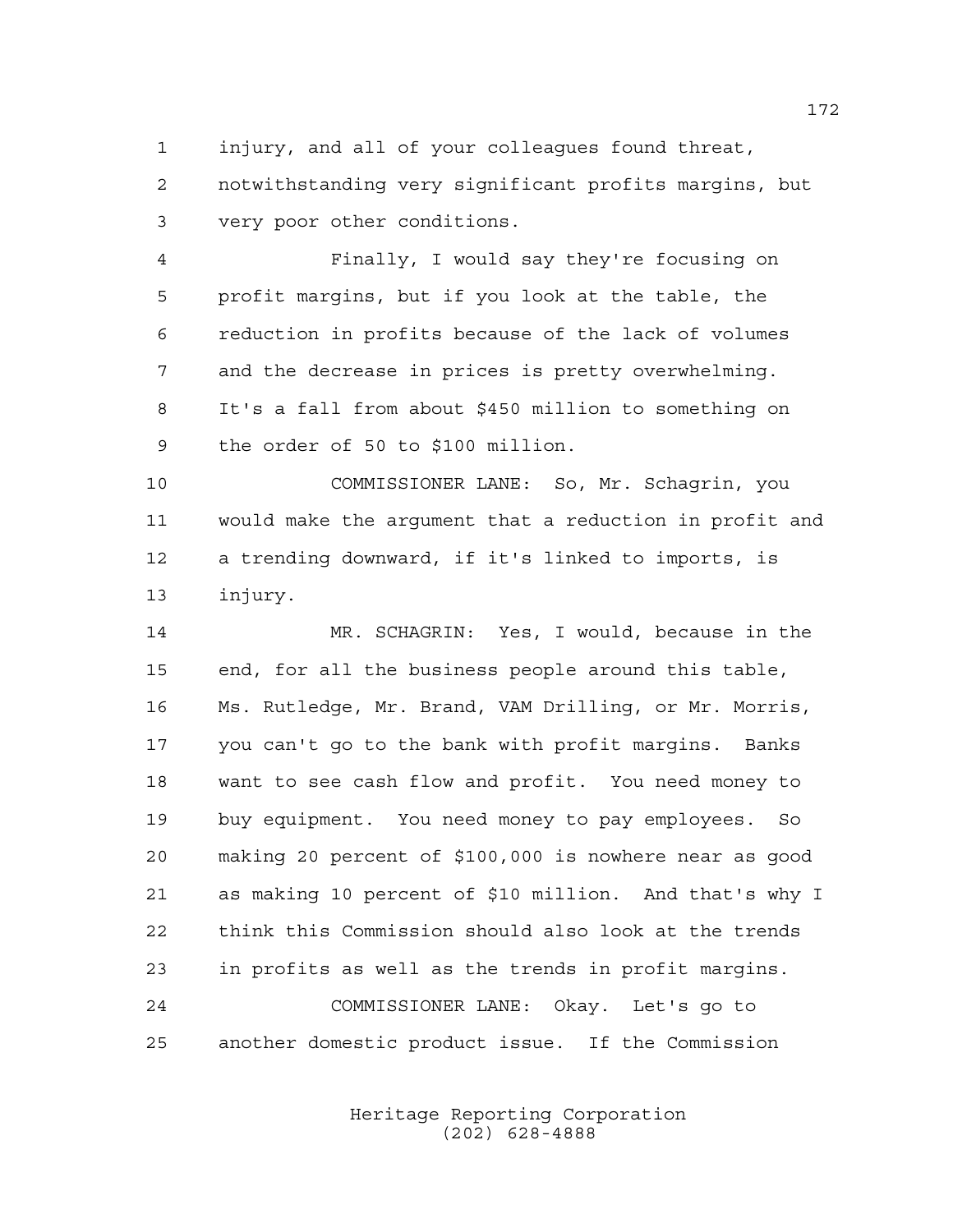injury, and all of your colleagues found threat, notwithstanding very significant profits margins, but very poor other conditions.

Finally, I would say they're focusing on profit margins, but if you look at the table, the reduction in profits because of the lack of volumes and the decrease in prices is pretty overwhelming. It's a fall from about $450 million to something on the order of 50 to $100 million.

COMMISSIONER LANE: So, Mr. Schagrin, you would make the argument that a reduction in profit and a trending downward, if it's linked to imports, is injury.

MR. SCHAGRIN: Yes, I would, because in the end, for all the business people around this table, Ms. Rutledge, Mr. Brand, VAM Drilling, or Mr. Morris, you can't go to the bank with profit margins. Banks want to see cash flow and profit. You need money to buy equipment. You need money to pay employees. So making 20 percent of $100,000 is nowhere near as good as making 10 percent of $10 million. And that's why I think this Commission should also look at the trends in profits as well as the trends in profit margins.

COMMISSIONER LANE: Okay. Let's go to another domestic product issue. If the Commission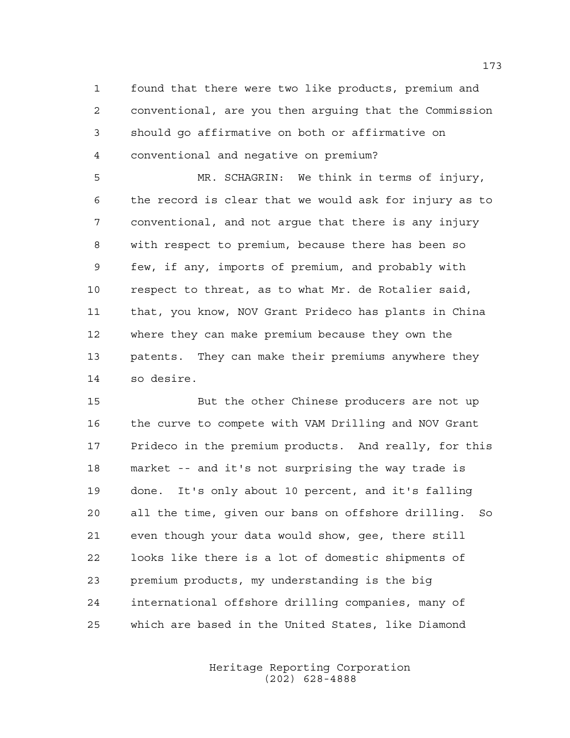found that there were two like products, premium and conventional, are you then arguing that the Commission should go affirmative on both or affirmative on conventional and negative on premium?

MR. SCHAGRIN: We think in terms of injury, the record is clear that we would ask for injury as to conventional, and not argue that there is any injury with respect to premium, because there has been so few, if any, imports of premium, and probably with respect to threat, as to what Mr. de Rotalier said, that, you know, NOV Grant Prideco has plants in China where they can make premium because they own the patents. They can make their premiums anywhere they so desire.

But the other Chinese producers are not up the curve to compete with VAM Drilling and NOV Grant Prideco in the premium products. And really, for this market -- and it's not surprising the way trade is done. It's only about 10 percent, and it's falling all the time, given our bans on offshore drilling. So even though your data would show, gee, there still looks like there is a lot of domestic shipments of premium products, my understanding is the big international offshore drilling companies, many of which are based in the United States, like Diamond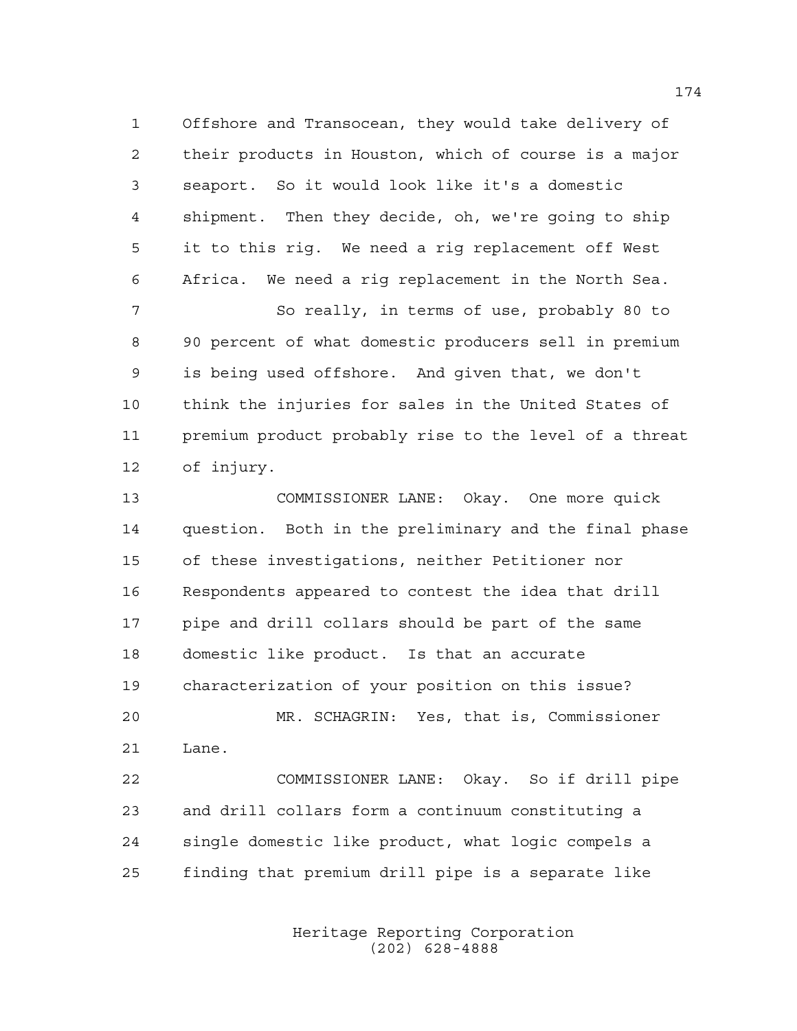Offshore and Transocean, they would take delivery of their products in Houston, which of course is a major seaport. So it would look like it's a domestic shipment. Then they decide, oh, we're going to ship it to this rig. We need a rig replacement off West Africa. We need a rig replacement in the North Sea.

So really, in terms of use, probably 80 to 90 percent of what domestic producers sell in premium is being used offshore. And given that, we don't think the injuries for sales in the United States of premium product probably rise to the level of a threat of injury.

COMMISSIONER LANE: Okay. One more quick question. Both in the preliminary and the final phase of these investigations, neither Petitioner nor Respondents appeared to contest the idea that drill pipe and drill collars should be part of the same domestic like product. Is that an accurate characterization of your position on this issue?

MR. SCHAGRIN: Yes, that is, Commissioner Lane.

COMMISSIONER LANE: Okay. So if drill pipe and drill collars form a continuum constituting a single domestic like product, what logic compels a finding that premium drill pipe is a separate like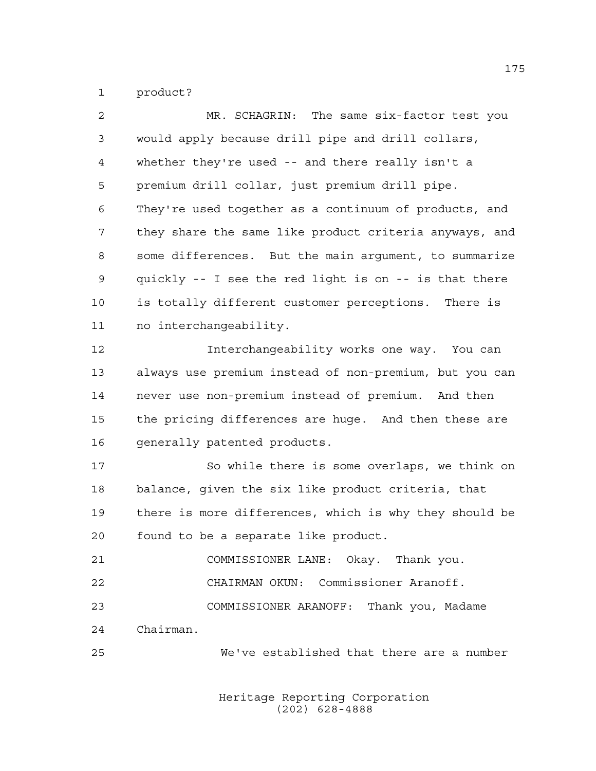product?

MR. SCHAGRIN: The same six-factor test you would apply because drill pipe and drill collars, whether they're used -- and there really isn't a premium drill collar, just premium drill pipe. They're used together as a continuum of products, and they share the same like product criteria anyways, and some differences. But the main argument, to summarize quickly -- I see the red light is on -- is that there is totally different customer perceptions. There is no interchangeability.

Interchangeability works one way. You can always use premium instead of non-premium, but you can never use non-premium instead of premium. And then the pricing differences are huge. And then these are generally patented products.

So while there is some overlaps, we think on balance, given the six like product criteria, that there is more differences, which is why they should be found to be a separate like product.

COMMISSIONER LANE: Okay. Thank you.

CHAIRMAN OKUN: Commissioner Aranoff.

COMMISSIONER ARANOFF: Thank you, Madame Chairman.

We've established that there are a number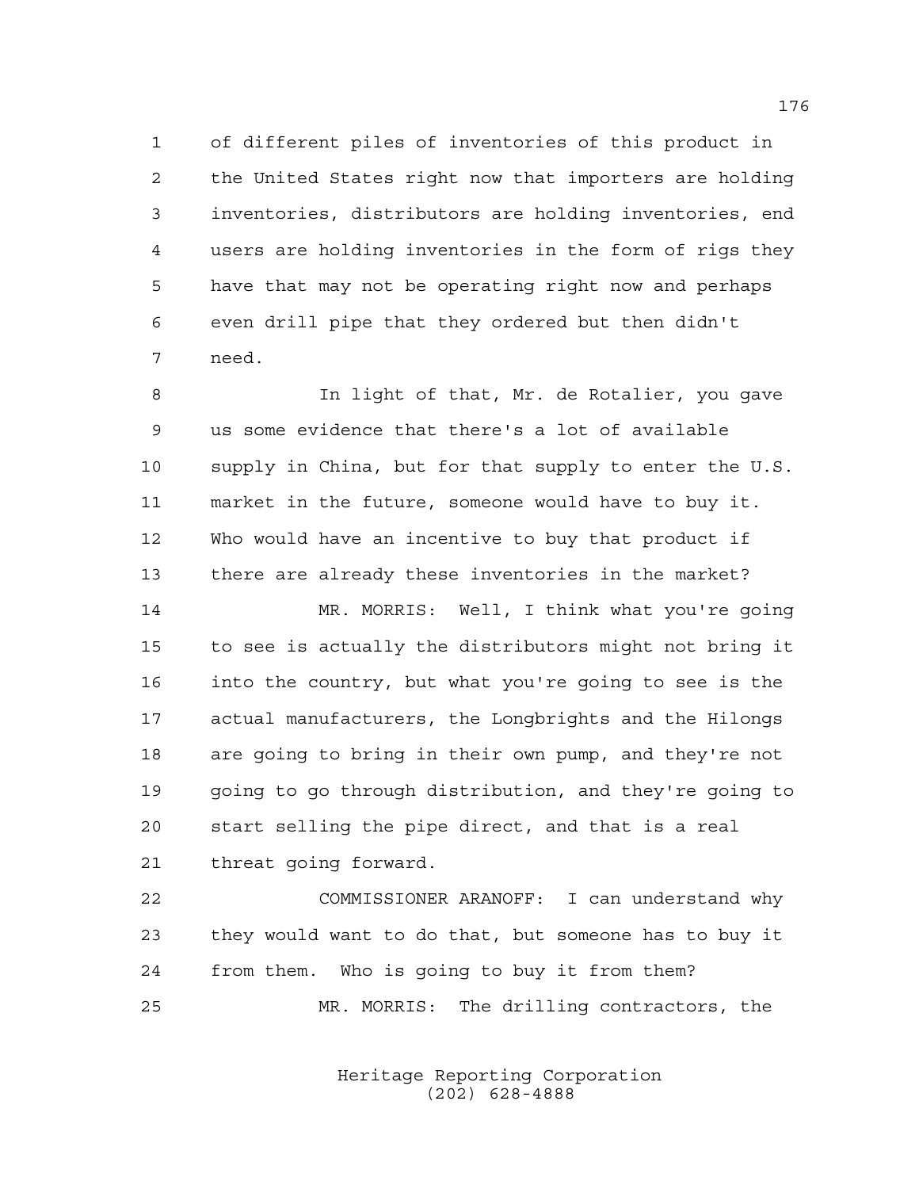1 of different piles of inventories of this product in
2 the United States right now that importers are holding
3 inventories, distributors are holding inventories, end
4 users are holding inventories in the form of rigs they
5 have that may not be operating right now and perhaps
6 even drill pipe that they ordered but then didn't
7 need.

8 In light of that, Mr. de Rotalier, you gave
9 us some evidence that there's a lot of available
10 supply in China, but for that supply to enter the U.S.
11 market in the future, someone would have to buy it.
12 Who would have an incentive to buy that product if
13 there are already these inventories in the market?

14 MR. MORRIS: Well, I think what you're going
15 to see is actually the distributors might not bring it
16 into the country, but what you're going to see is the
17 actual manufacturers, the Longbrights and the Hilongs
18 are going to bring in their own pump, and they're not
19 going to go through distribution, and they're going to
20 start selling the pipe direct, and that is a real
21 threat going forward.

22 COMMISSIONER ARANOFF: I can understand why
23 they would want to do that, but someone has to buy it
24 from them. Who is going to buy it from them?

25 MR. MORRIS: The drilling contractors, the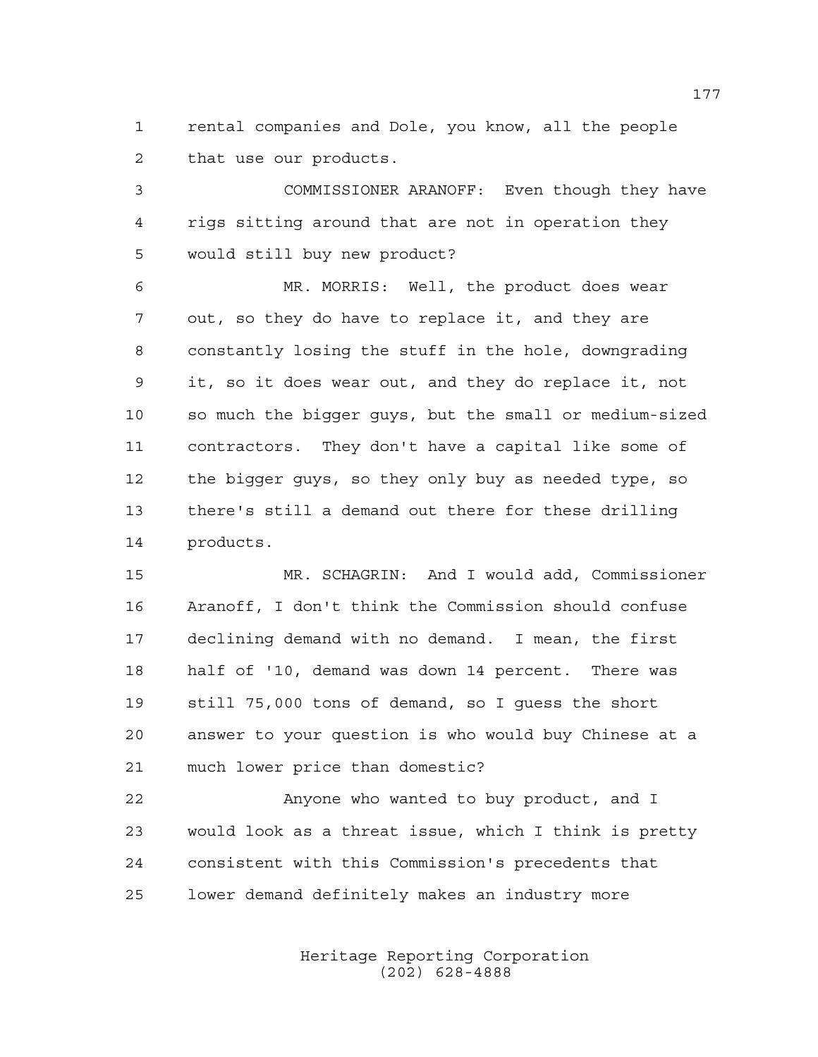rental companies and Dole, you know, all the people that use our products.

COMMISSIONER ARANOFF: Even though they have rigs sitting around that are not in operation they would still buy new product?

MR. MORRIS: Well, the product does wear out, so they do have to replace it, and they are constantly losing the stuff in the hole, downgrading it, so it does wear out, and they do replace it, not so much the bigger guys, but the small or medium-sized contractors. They don't have a capital like some of the bigger guys, so they only buy as needed type, so there's still a demand out there for these drilling products.

MR. SCHAGRIN: And I would add, Commissioner Aranoff, I don't think the Commission should confuse declining demand with no demand. I mean, the first half of '10, demand was down 14 percent. There was still 75,000 tons of demand, so I guess the short answer to your question is who would buy Chinese at a much lower price than domestic?

Anyone who wanted to buy product, and I would look as a threat issue, which I think is pretty consistent with this Commission's precedents that lower demand definitely makes an industry more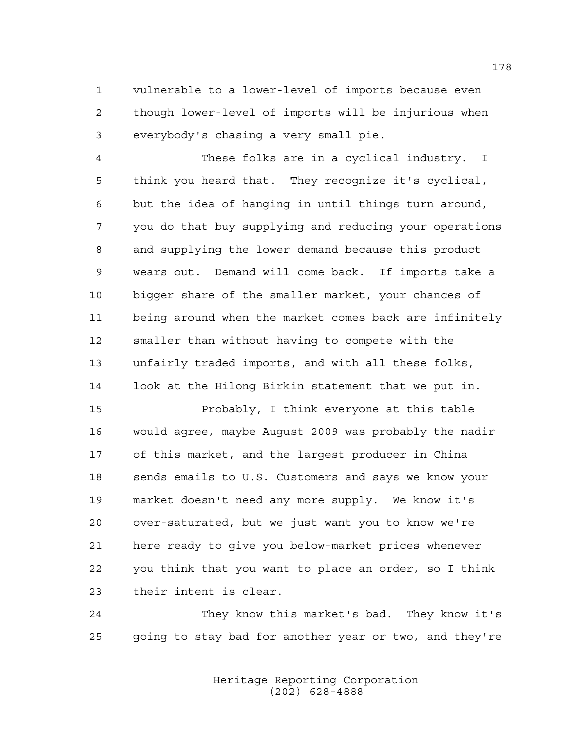vulnerable to a lower-level of imports because even though lower-level of imports will be injurious when everybody's chasing a very small pie.

These folks are in a cyclical industry. I think you heard that. They recognize it's cyclical, but the idea of hanging in until things turn around, you do that buy supplying and reducing your operations and supplying the lower demand because this product wears out. Demand will come back. If imports take a bigger share of the smaller market, your chances of being around when the market comes back are infinitely smaller than without having to compete with the unfairly traded imports, and with all these folks, look at the Hilong Birkin statement that we put in.

Probably, I think everyone at this table would agree, maybe August 2009 was probably the nadir of this market, and the largest producer in China sends emails to U.S. Customers and says we know your market doesn't need any more supply. We know it's over-saturated, but we just want you to know we're here ready to give you below-market prices whenever you think that you want to place an order, so I think their intent is clear.

They know this market's bad. They know it's going to stay bad for another year or two, and they're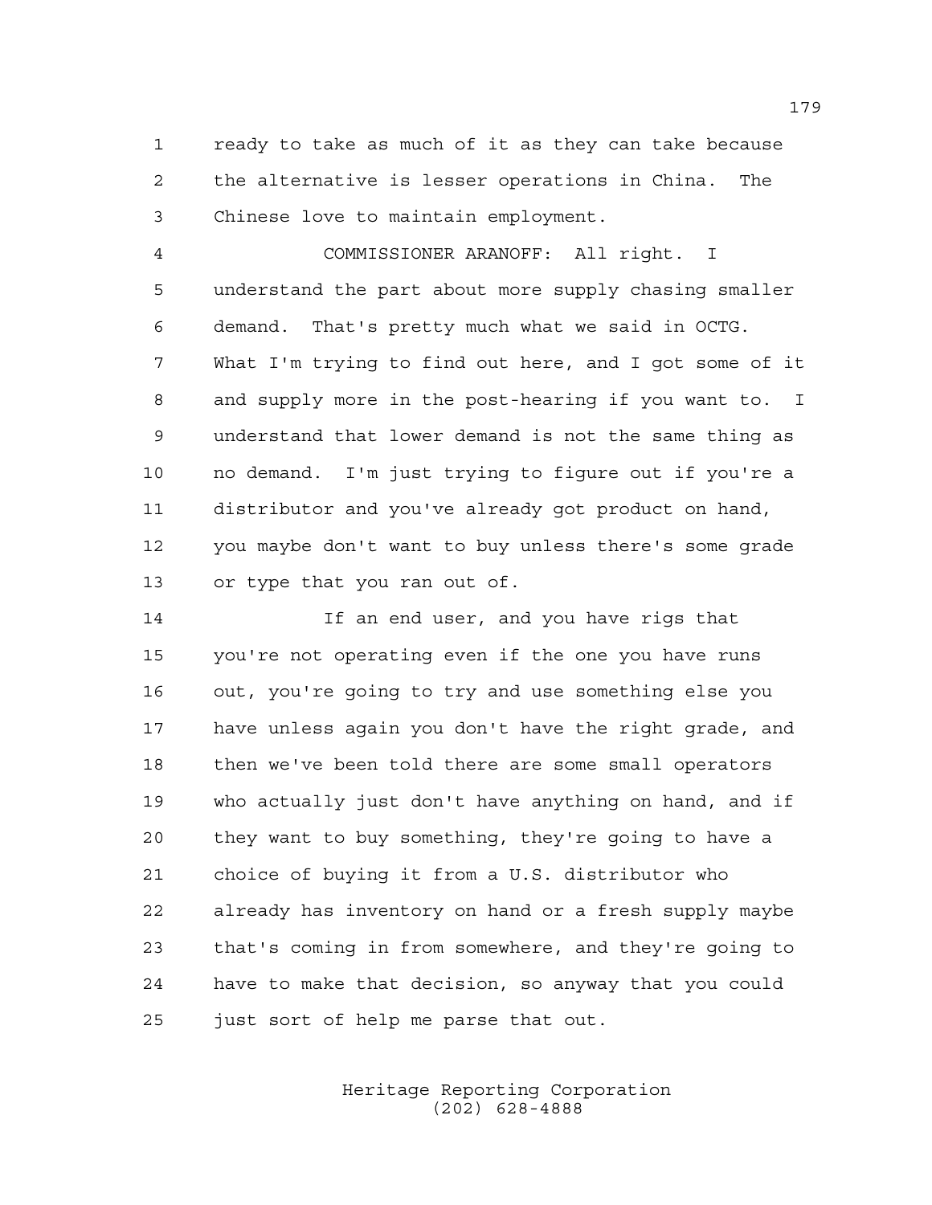ready to take as much of it as they can take because the alternative is lesser operations in China. The Chinese love to maintain employment.

COMMISSIONER ARANOFF: All right. I understand the part about more supply chasing smaller demand. That's pretty much what we said in OCTG. What I'm trying to find out here, and I got some of it and supply more in the post-hearing if you want to. I understand that lower demand is not the same thing as no demand. I'm just trying to figure out if you're a distributor and you've already got product on hand, you maybe don't want to buy unless there's some grade or type that you ran out of.

If an end user, and you have rigs that you're not operating even if the one you have runs out, you're going to try and use something else you have unless again you don't have the right grade, and then we've been told there are some small operators who actually just don't have anything on hand, and if they want to buy something, they're going to have a choice of buying it from a U.S. distributor who already has inventory on hand or a fresh supply maybe that's coming in from somewhere, and they're going to have to make that decision, so anyway that you could just sort of help me parse that out.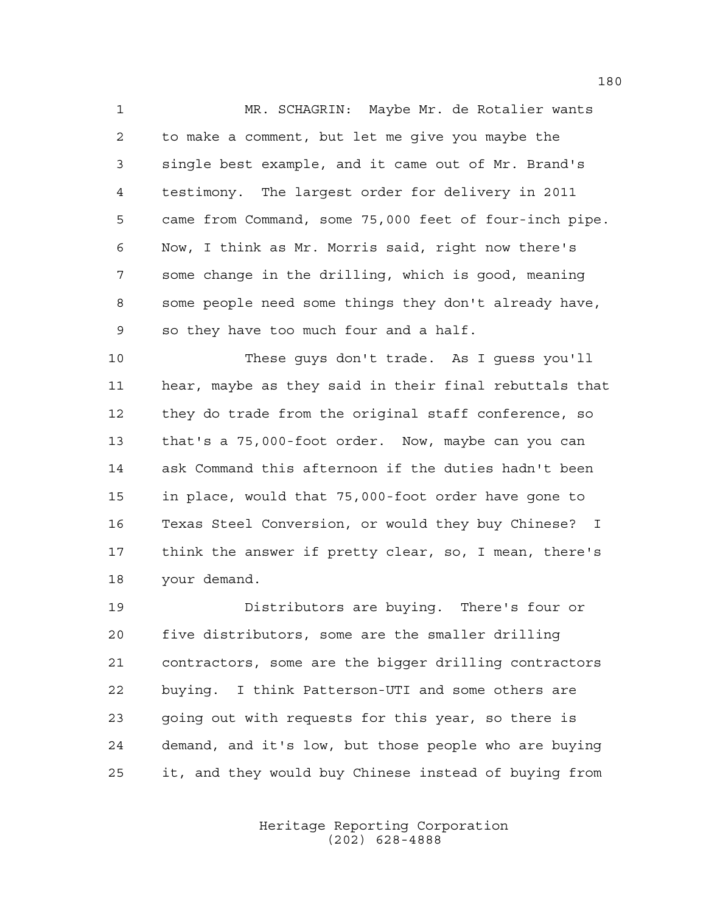MR. SCHAGRIN: Maybe Mr. de Rotalier wants to make a comment, but let me give you maybe the single best example, and it came out of Mr. Brand's testimony. The largest order for delivery in 2011 came from Command, some 75,000 feet of four-inch pipe. Now, I think as Mr. Morris said, right now there's some change in the drilling, which is good, meaning some people need some things they don't already have, so they have too much four and a half.

These guys don't trade. As I guess you'll hear, maybe as they said in their final rebuttals that they do trade from the original staff conference, so that's a 75,000-foot order. Now, maybe can you can ask Command this afternoon if the duties hadn't been in place, would that 75,000-foot order have gone to Texas Steel Conversion, or would they buy Chinese? I think the answer if pretty clear, so, I mean, there's your demand.

Distributors are buying. There's four or five distributors, some are the smaller drilling contractors, some are the bigger drilling contractors buying. I think Patterson-UTI and some others are going out with requests for this year, so there is demand, and it's low, but those people who are buying it, and they would buy Chinese instead of buying from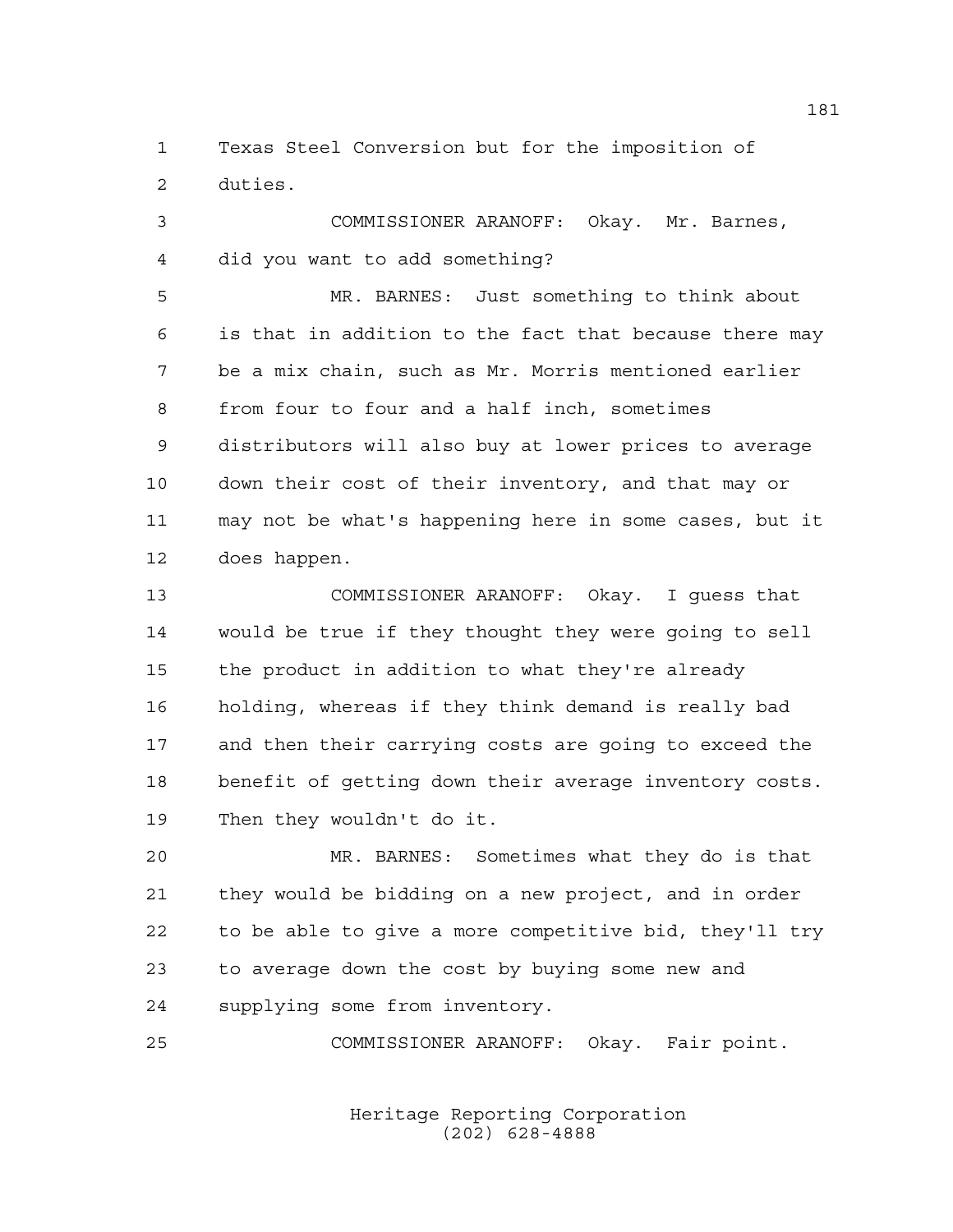Texas Steel Conversion but for the imposition of duties.

COMMISSIONER ARANOFF: Okay. Mr. Barnes, did you want to add something?

MR. BARNES: Just something to think about is that in addition to the fact that because there may be a mix chain, such as Mr. Morris mentioned earlier from four to four and a half inch, sometimes distributors will also buy at lower prices to average down their cost of their inventory, and that may or may not be what's happening here in some cases, but it does happen.

COMMISSIONER ARANOFF: Okay. I guess that would be true if they thought they were going to sell the product in addition to what they're already holding, whereas if they think demand is really bad and then their carrying costs are going to exceed the benefit of getting down their average inventory costs. Then they wouldn't do it.

MR. BARNES: Sometimes what they do is that they would be bidding on a new project, and in order to be able to give a more competitive bid, they'll try to average down the cost by buying some new and supplying some from inventory.

COMMISSIONER ARANOFF: Okay. Fair point.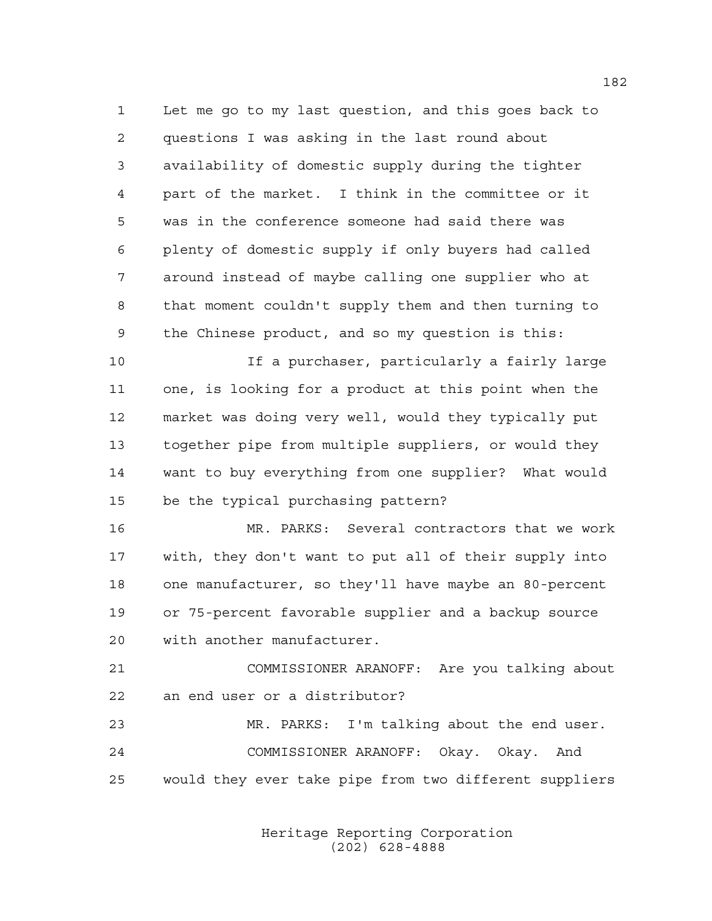Let me go to my last question, and this goes back to questions I was asking in the last round about availability of domestic supply during the tighter part of the market. I think in the committee or it was in the conference someone had said there was plenty of domestic supply if only buyers had called around instead of maybe calling one supplier who at that moment couldn't supply them and then turning to the Chinese product, and so my question is this:

If a purchaser, particularly a fairly large one, is looking for a product at this point when the market was doing very well, would they typically put together pipe from multiple suppliers, or would they want to buy everything from one supplier? What would be the typical purchasing pattern?

MR. PARKS: Several contractors that we work with, they don't want to put all of their supply into one manufacturer, so they'll have maybe an 80-percent or 75-percent favorable supplier and a backup source with another manufacturer.

COMMISSIONER ARANOFF: Are you talking about an end user or a distributor?

MR. PARKS: I'm talking about the end user.

COMMISSIONER ARANOFF: Okay. Okay. And would they ever take pipe from two different suppliers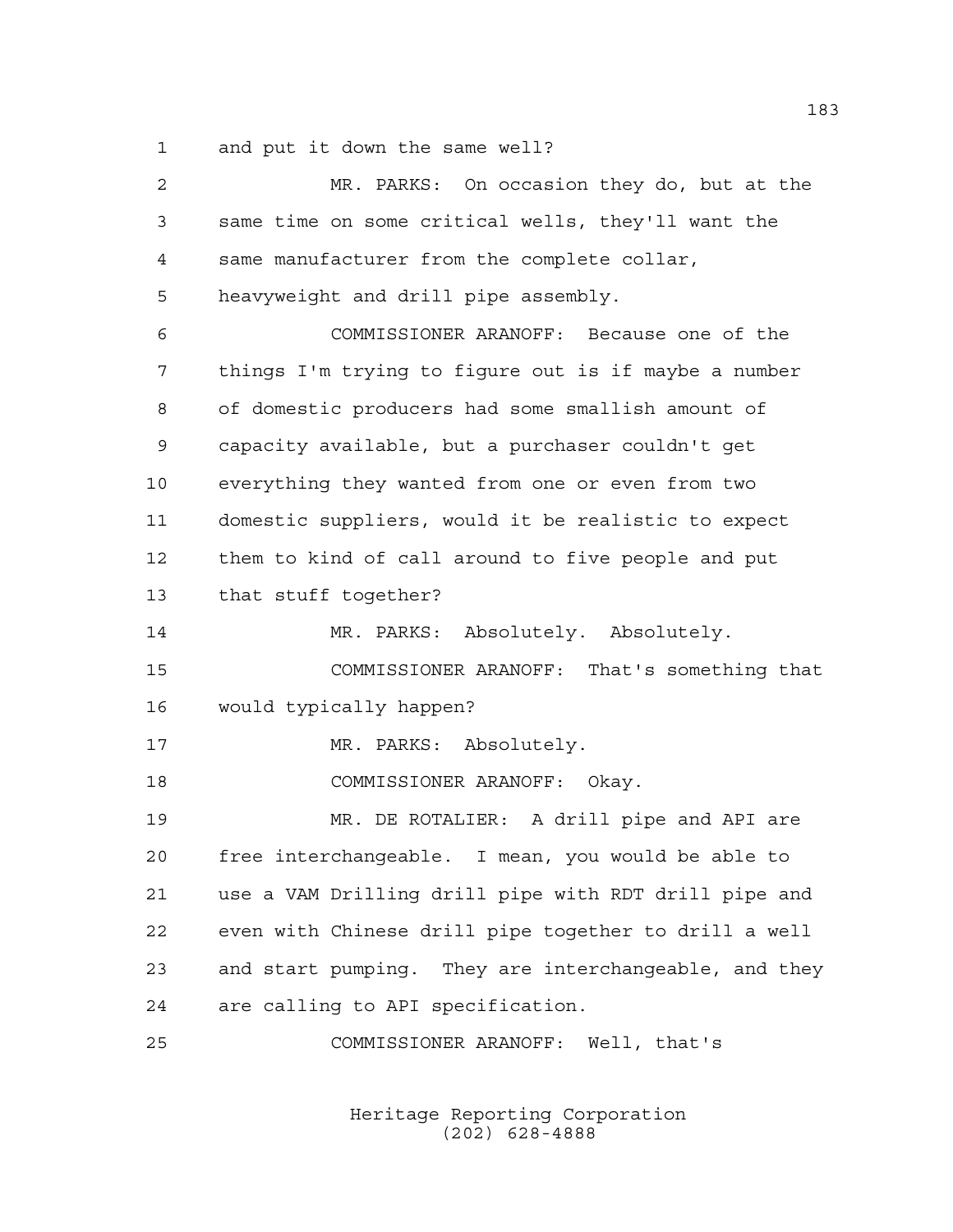1 and put it down the same well?

2 MR. PARKS: On occasion they do, but at the

3 same time on some critical wells, they'll want the

4 same manufacturer from the complete collar,

5 heavyweight and drill pipe assembly.

6 COMMISSIONER ARANOFF: Because one of the

7 things I'm trying to figure out is if maybe a number

8 of domestic producers had some smallish amount of

9 capacity available, but a purchaser couldn't get

10 everything they wanted from one or even from two

11 domestic suppliers, would it be realistic to expect

12 them to kind of call around to five people and put

13 that stuff together?

14 MR. PARKS: Absolutely. Absolutely.

15 COMMISSIONER ARANOFF: That's something that

16 would typically happen?

17 MR. PARKS: Absolutely.

18 COMMISSIONER ARANOFF: Okay.

19 MR. DE ROTALIER: A drill pipe and API are

20 free interchangeable. I mean, you would be able to

21 use a VAM Drilling drill pipe with RDT drill pipe and

22 even with Chinese drill pipe together to drill a well

23 and start pumping. They are interchangeable, and they

24 are calling to API specification.

25 COMMISSIONER ARANOFF: Well, that's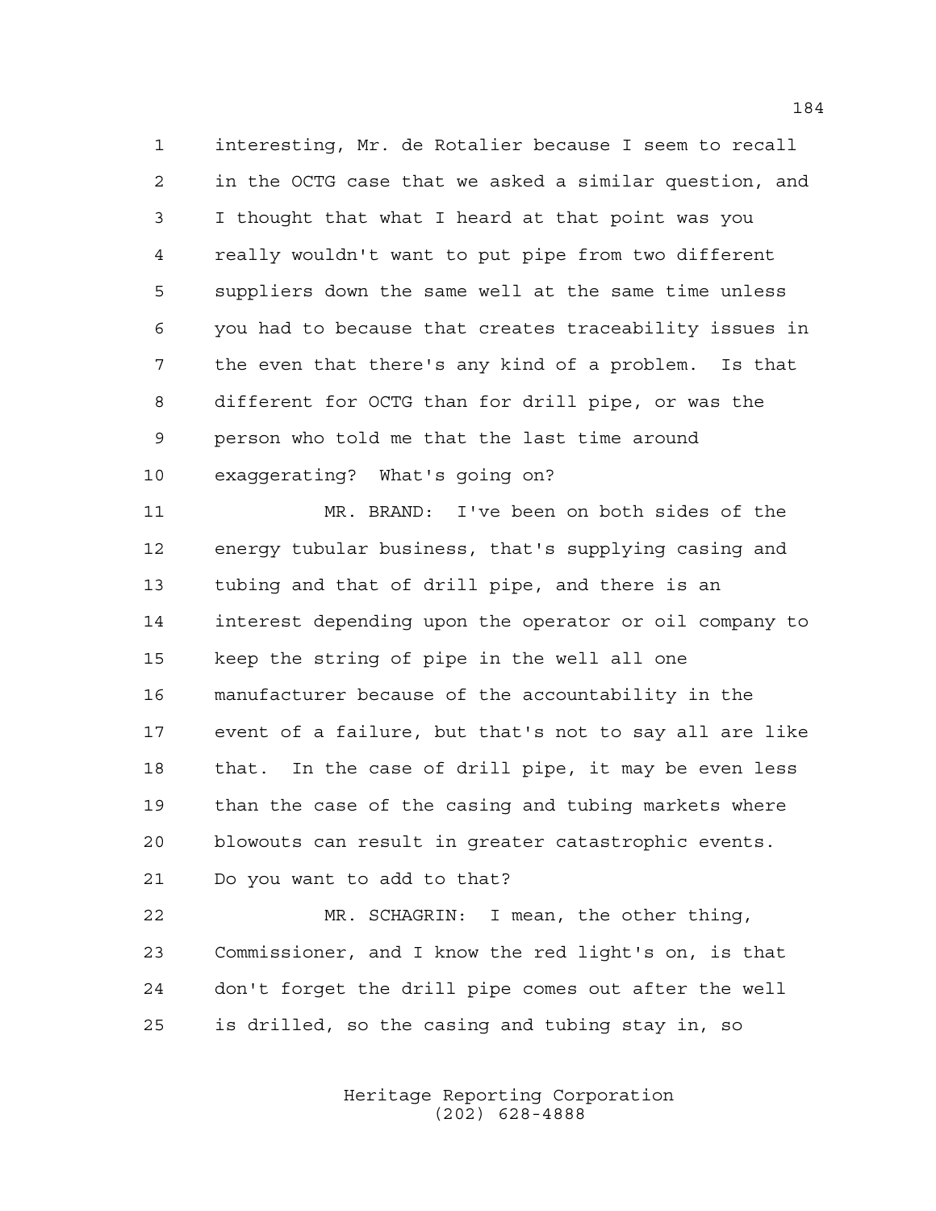interesting, Mr. de Rotalier because I seem to recall in the OCTG case that we asked a similar question, and I thought that what I heard at that point was you really wouldn't want to put pipe from two different suppliers down the same well at the same time unless you had to because that creates traceability issues in the even that there's any kind of a problem. Is that different for OCTG than for drill pipe, or was the person who told me that the last time around exaggerating? What's going on?

MR. BRAND: I've been on both sides of the energy tubular business, that's supplying casing and tubing and that of drill pipe, and there is an interest depending upon the operator or oil company to keep the string of pipe in the well all one manufacturer because of the accountability in the event of a failure, but that's not to say all are like that. In the case of drill pipe, it may be even less than the case of the casing and tubing markets where blowouts can result in greater catastrophic events. Do you want to add to that?

MR. SCHAGRIN: I mean, the other thing, Commissioner, and I know the red light's on, is that don't forget the drill pipe comes out after the well is drilled, so the casing and tubing stay in, so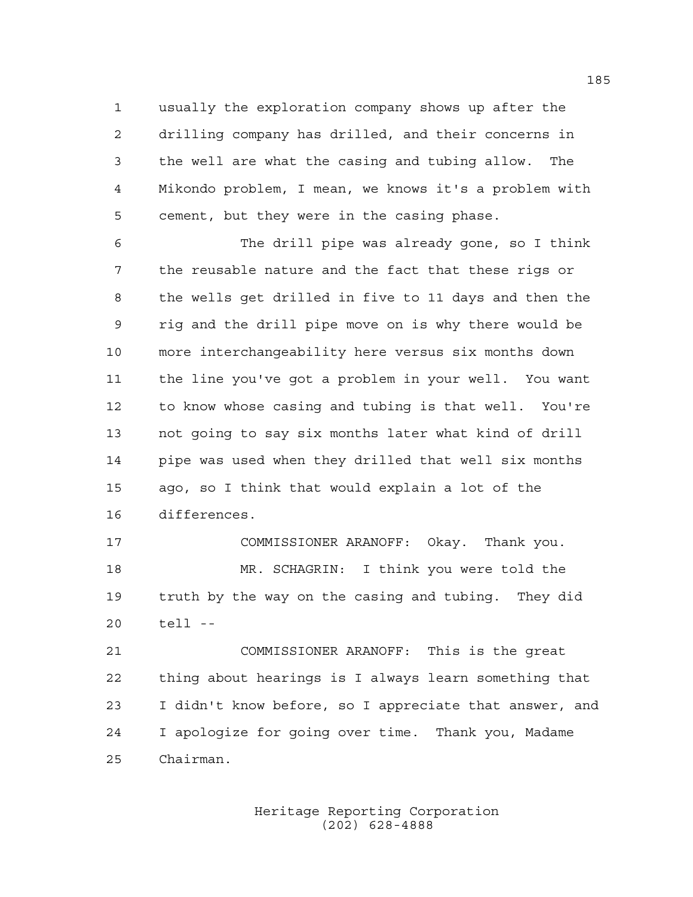usually the exploration company shows up after the drilling company has drilled, and their concerns in the well are what the casing and tubing allow. The Mikondo problem, I mean, we knows it's a problem with cement, but they were in the casing phase.

The drill pipe was already gone, so I think the reusable nature and the fact that these rigs or the wells get drilled in five to 11 days and then the rig and the drill pipe move on is why there would be more interchangeability here versus six months down the line you've got a problem in your well. You want to know whose casing and tubing is that well. You're not going to say six months later what kind of drill pipe was used when they drilled that well six months ago, so I think that would explain a lot of the differences.

COMMISSIONER ARANOFF: Okay. Thank you.

MR. SCHAGRIN: I think you were told the truth by the way on the casing and tubing. They did tell --

COMMISSIONER ARANOFF: This is the great thing about hearings is I always learn something that I didn't know before, so I appreciate that answer, and I apologize for going over time. Thank you, Madame Chairman.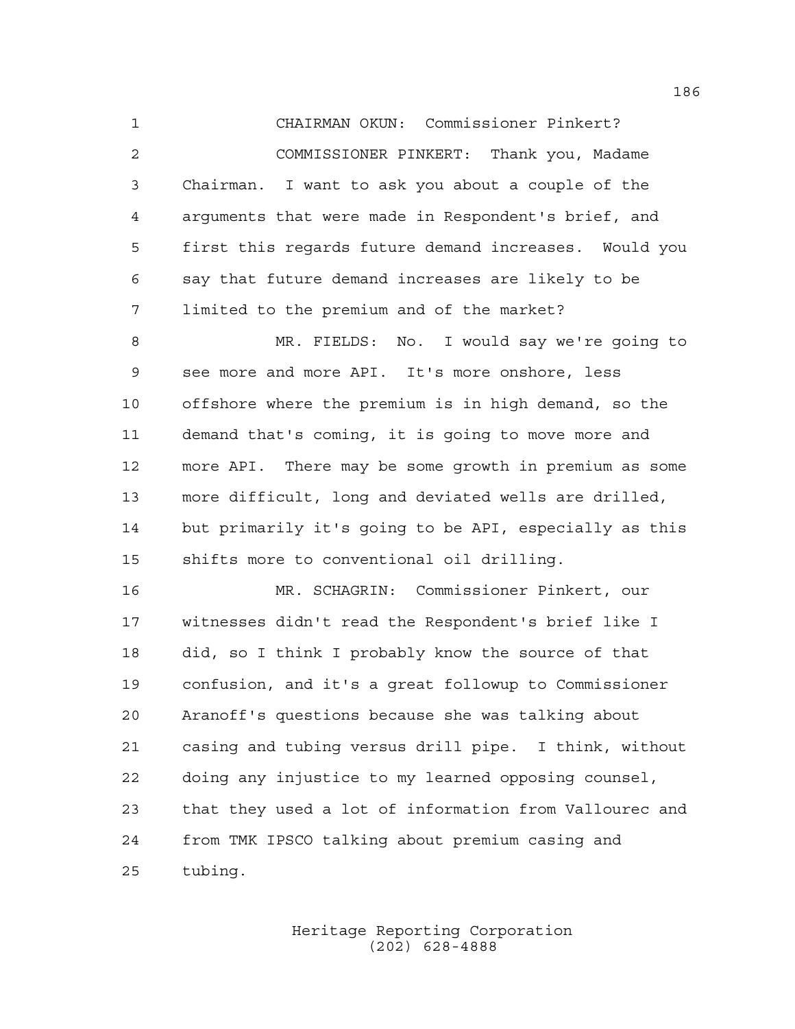CHAIRMAN OKUN: Commissioner Pinkert?

COMMISSIONER PINKERT: Thank you, Madame Chairman. I want to ask you about a couple of the arguments that were made in Respondent's brief, and first this regards future demand increases. Would you say that future demand increases are likely to be limited to the premium and of the market?

MR. FIELDS: No. I would say we're going to see more and more API. It's more onshore, less offshore where the premium is in high demand, so the demand that's coming, it is going to move more and more API. There may be some growth in premium as some more difficult, long and deviated wells are drilled, but primarily it's going to be API, especially as this shifts more to conventional oil drilling.

MR. SCHAGRIN: Commissioner Pinkert, our witnesses didn't read the Respondent's brief like I did, so I think I probably know the source of that confusion, and it's a great followup to Commissioner Aranoff's questions because she was talking about casing and tubing versus drill pipe. I think, without doing any injustice to my learned opposing counsel, that they used a lot of information from Vallourec and from TMK IPSCO talking about premium casing and tubing.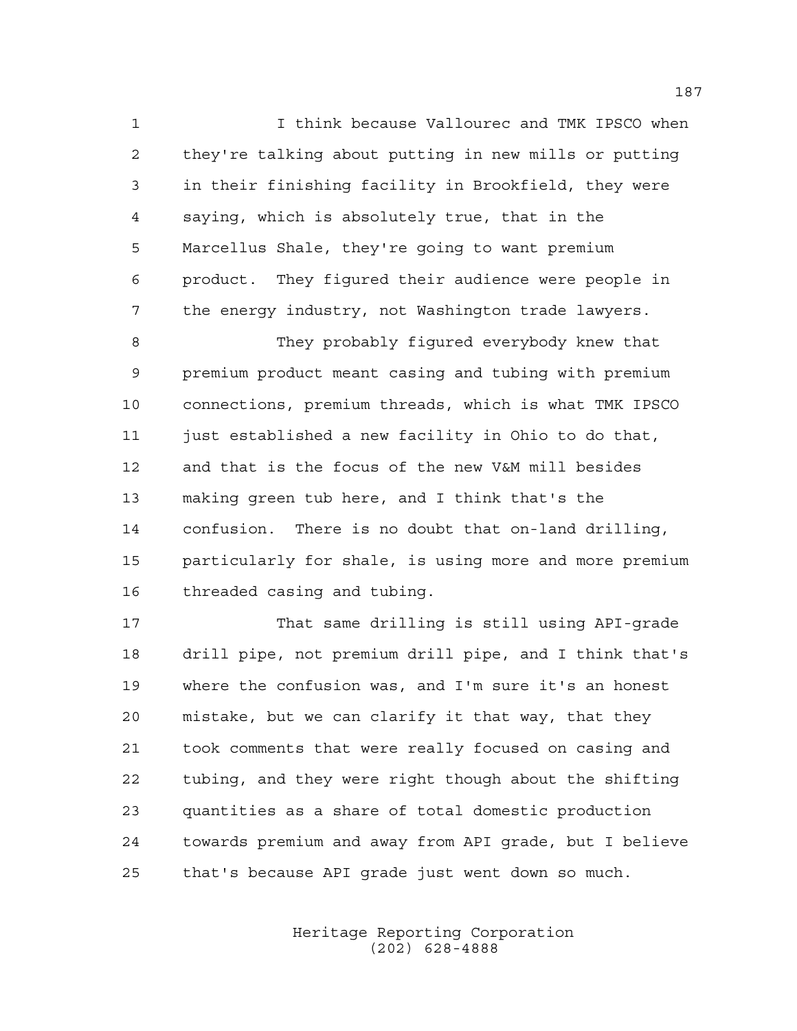I think because Vallourec and TMK IPSCO when they're talking about putting in new mills or putting in their finishing facility in Brookfield, they were saying, which is absolutely true, that in the Marcellus Shale, they're going to want premium product. They figured their audience were people in the energy industry, not Washington trade lawyers.

They probably figured everybody knew that premium product meant casing and tubing with premium connections, premium threads, which is what TMK IPSCO just established a new facility in Ohio to do that, and that is the focus of the new V&M mill besides making green tub here, and I think that's the confusion. There is no doubt that on-land drilling, particularly for shale, is using more and more premium threaded casing and tubing.

That same drilling is still using API-grade drill pipe, not premium drill pipe, and I think that's where the confusion was, and I'm sure it's an honest mistake, but we can clarify it that way, that they took comments that were really focused on casing and tubing, and they were right though about the shifting quantities as a share of total domestic production towards premium and away from API grade, but I believe that's because API grade just went down so much.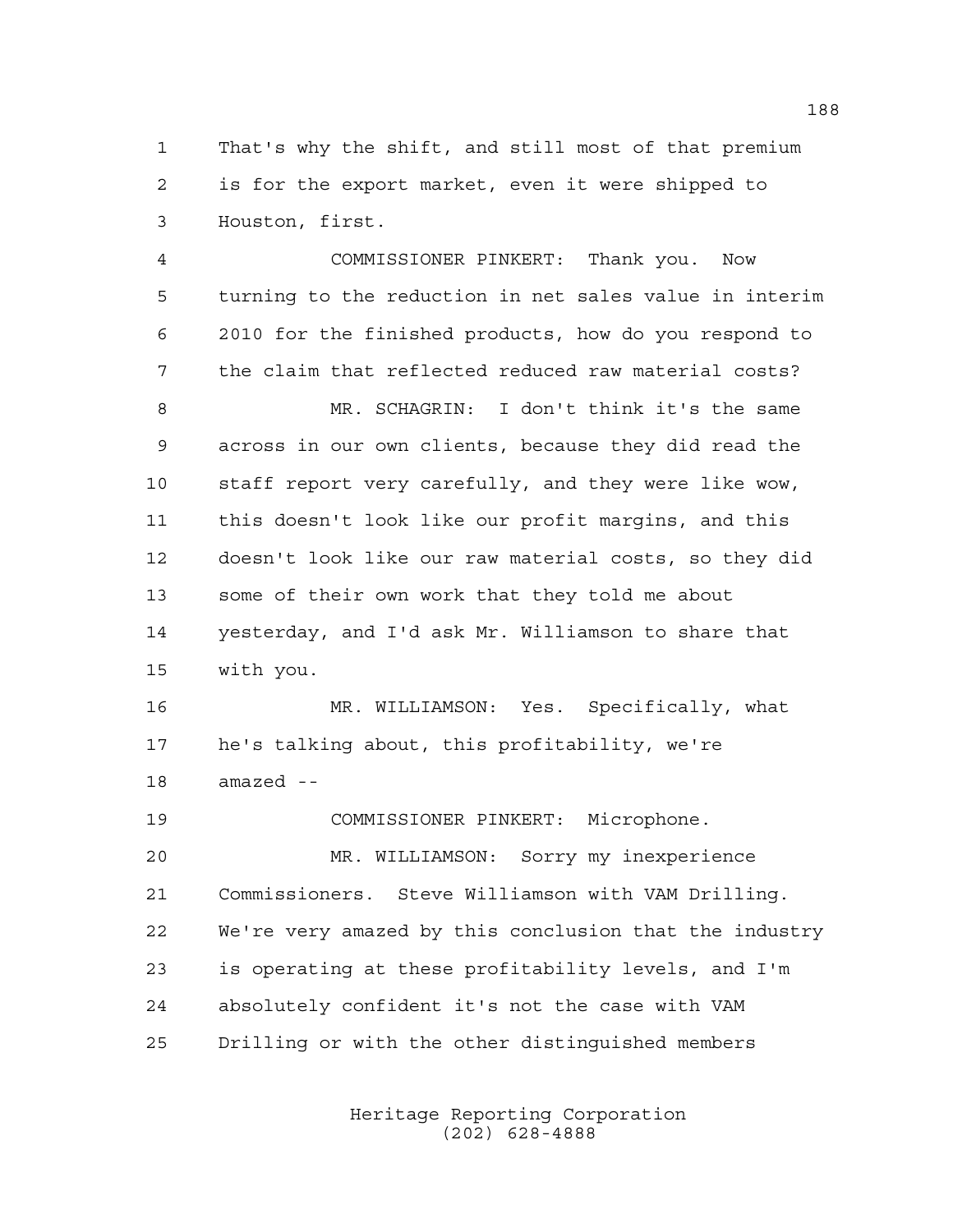That's why the shift, and still most of that premium is for the export market, even it were shipped to Houston, first.

COMMISSIONER PINKERT: Thank you. Now turning to the reduction in net sales value in interim 2010 for the finished products, how do you respond to the claim that reflected reduced raw material costs?

MR. SCHAGRIN: I don't think it's the same across in our own clients, because they did read the staff report very carefully, and they were like wow, this doesn't look like our profit margins, and this doesn't look like our raw material costs, so they did some of their own work that they told me about yesterday, and I'd ask Mr. Williamson to share that with you.

MR. WILLIAMSON: Yes. Specifically, what he's talking about, this profitability, we're amazed --

COMMISSIONER PINKERT: Microphone.

MR. WILLIAMSON: Sorry my inexperience Commissioners. Steve Williamson with VAM Drilling. We're very amazed by this conclusion that the industry is operating at these profitability levels, and I'm absolutely confident it's not the case with VAM Drilling or with the other distinguished members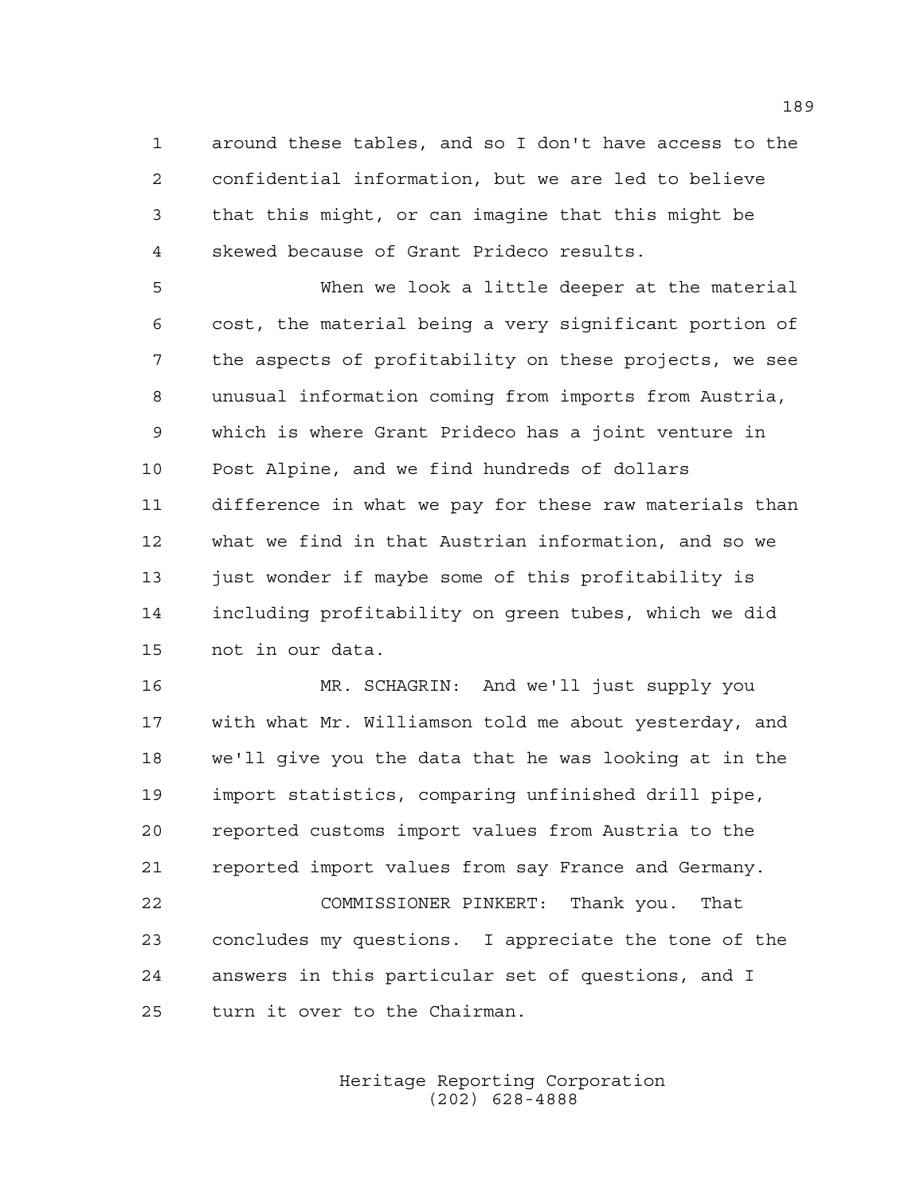around these tables, and so I don't have access to the confidential information, but we are led to believe that this might, or can imagine that this might be skewed because of Grant Prideco results.

When we look a little deeper at the material cost, the material being a very significant portion of the aspects of profitability on these projects, we see unusual information coming from imports from Austria, which is where Grant Prideco has a joint venture in Post Alpine, and we find hundreds of dollars difference in what we pay for these raw materials than what we find in that Austrian information, and so we just wonder if maybe some of this profitability is including profitability on green tubes, which we did not in our data.

MR. SCHAGRIN: And we'll just supply you with what Mr. Williamson told me about yesterday, and we'll give you the data that he was looking at in the import statistics, comparing unfinished drill pipe, reported customs import values from Austria to the reported import values from say France and Germany.

COMMISSIONER PINKERT: Thank you. That concludes my questions. I appreciate the tone of the answers in this particular set of questions, and I turn it over to the Chairman.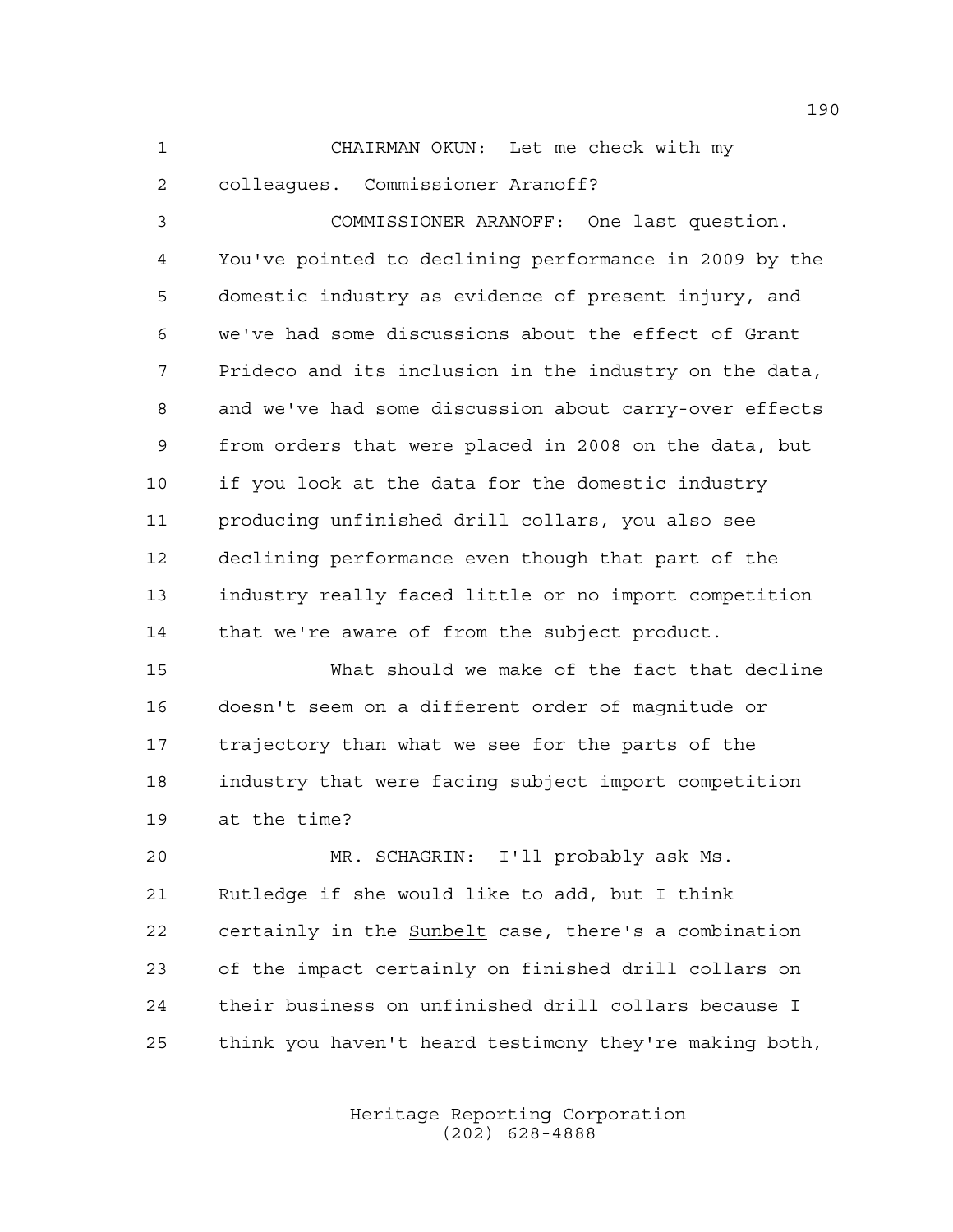CHAIRMAN OKUN: Let me check with my colleagues. Commissioner Aranoff?

COMMISSIONER ARANOFF: One last question. You've pointed to declining performance in 2009 by the domestic industry as evidence of present injury, and we've had some discussions about the effect of Grant Prideco and its inclusion in the industry on the data, and we've had some discussion about carry-over effects from orders that were placed in 2008 on the data, but if you look at the data for the domestic industry producing unfinished drill collars, you also see declining performance even though that part of the industry really faced little or no import competition that we're aware of from the subject product.

What should we make of the fact that decline doesn't seem on a different order of magnitude or trajectory than what we see for the parts of the industry that were facing subject import competition at the time?

MR. SCHAGRIN: I'll probably ask Ms. Rutledge if she would like to add, but I think certainly in the _Sunbelt_ case, there's a combination of the impact certainly on finished drill collars on their business on unfinished drill collars because I think you haven't heard testimony they're making both,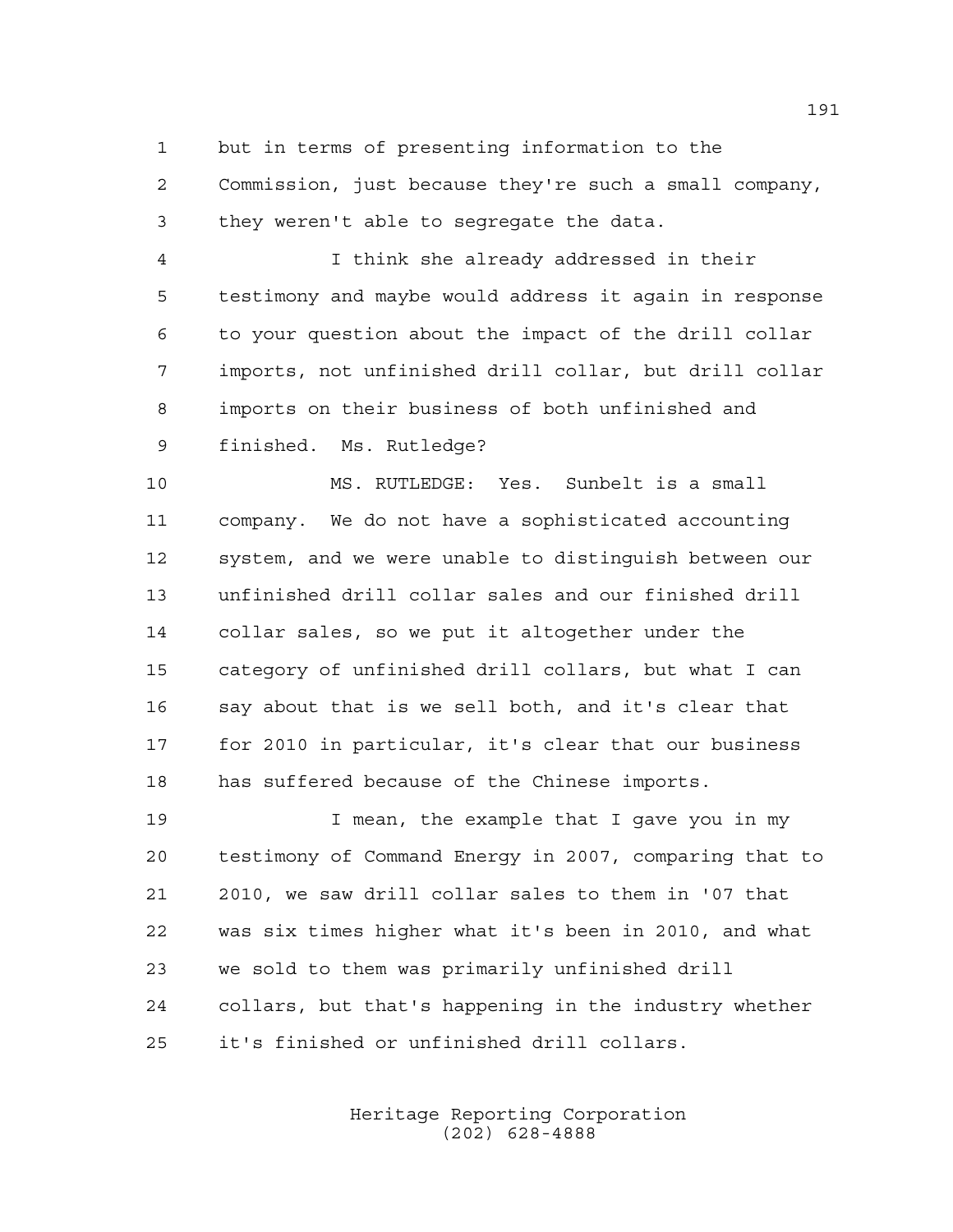but in terms of presenting information to the Commission, just because they're such a small company, they weren't able to segregate the data.

I think she already addressed in their testimony and maybe would address it again in response to your question about the impact of the drill collar imports, not unfinished drill collar, but drill collar imports on their business of both unfinished and finished. Ms. Rutledge?

MS. RUTLEDGE: Yes. Sunbelt is a small company. We do not have a sophisticated accounting system, and we were unable to distinguish between our unfinished drill collar sales and our finished drill collar sales, so we put it altogether under the category of unfinished drill collars, but what I can say about that is we sell both, and it's clear that for 2010 in particular, it's clear that our business has suffered because of the Chinese imports.

I mean, the example that I gave you in my testimony of Command Energy in 2007, comparing that to 2010, we saw drill collar sales to them in '07 that was six times higher what it's been in 2010, and what we sold to them was primarily unfinished drill collars, but that's happening in the industry whether it's finished or unfinished drill collars.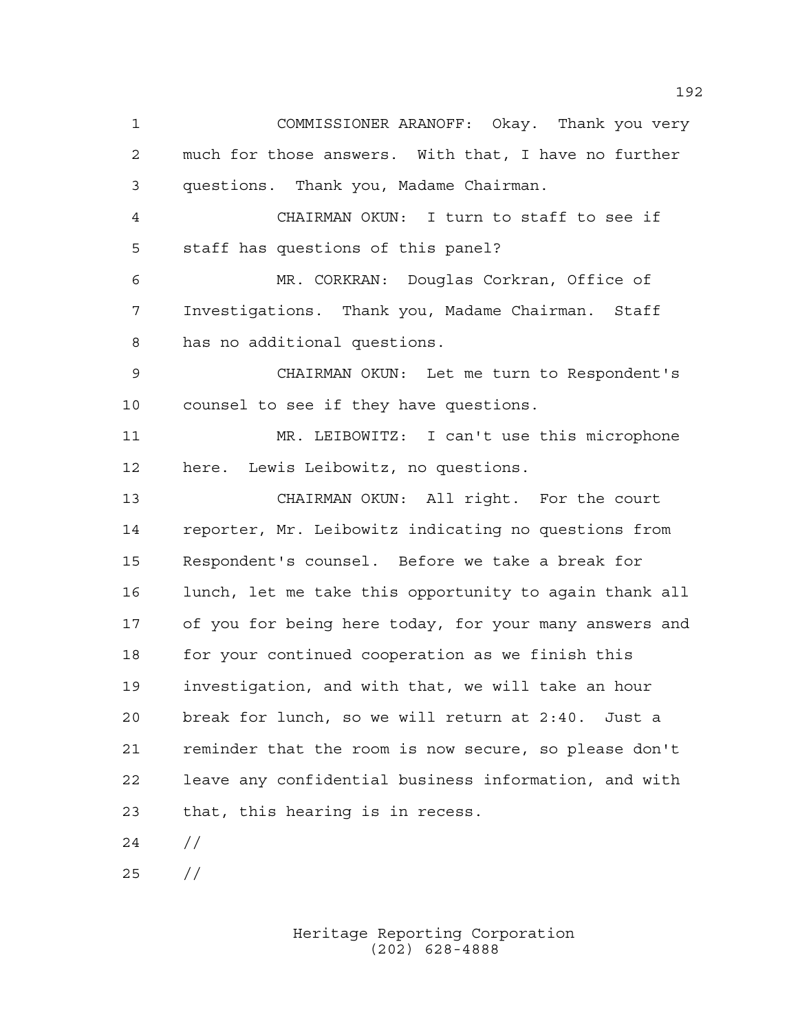COMMISSIONER ARANOFF: Okay. Thank you very much for those answers. With that, I have no further questions. Thank you, Madame Chairman.

CHAIRMAN OKUN: I turn to staff to see if staff has questions of this panel?

MR. CORKRAN: Douglas Corkran, Office of Investigations. Thank you, Madame Chairman. Staff has no additional questions.

CHAIRMAN OKUN: Let me turn to Respondent's counsel to see if they have questions.

MR. LEIBOWITZ: I can't use this microphone here. Lewis Leibowitz, no questions.

CHAIRMAN OKUN: All right. For the court reporter, Mr. Leibowitz indicating no questions from Respondent's counsel. Before we take a break for lunch, let me take this opportunity to again thank all of you for being here today, for your many answers and for your continued cooperation as we finish this investigation, and with that, we will take an hour break for lunch, so we will return at 2:40. Just a reminder that the room is now secure, so please don't leave any confidential business information, and with that, this hearing is in recess.

//

//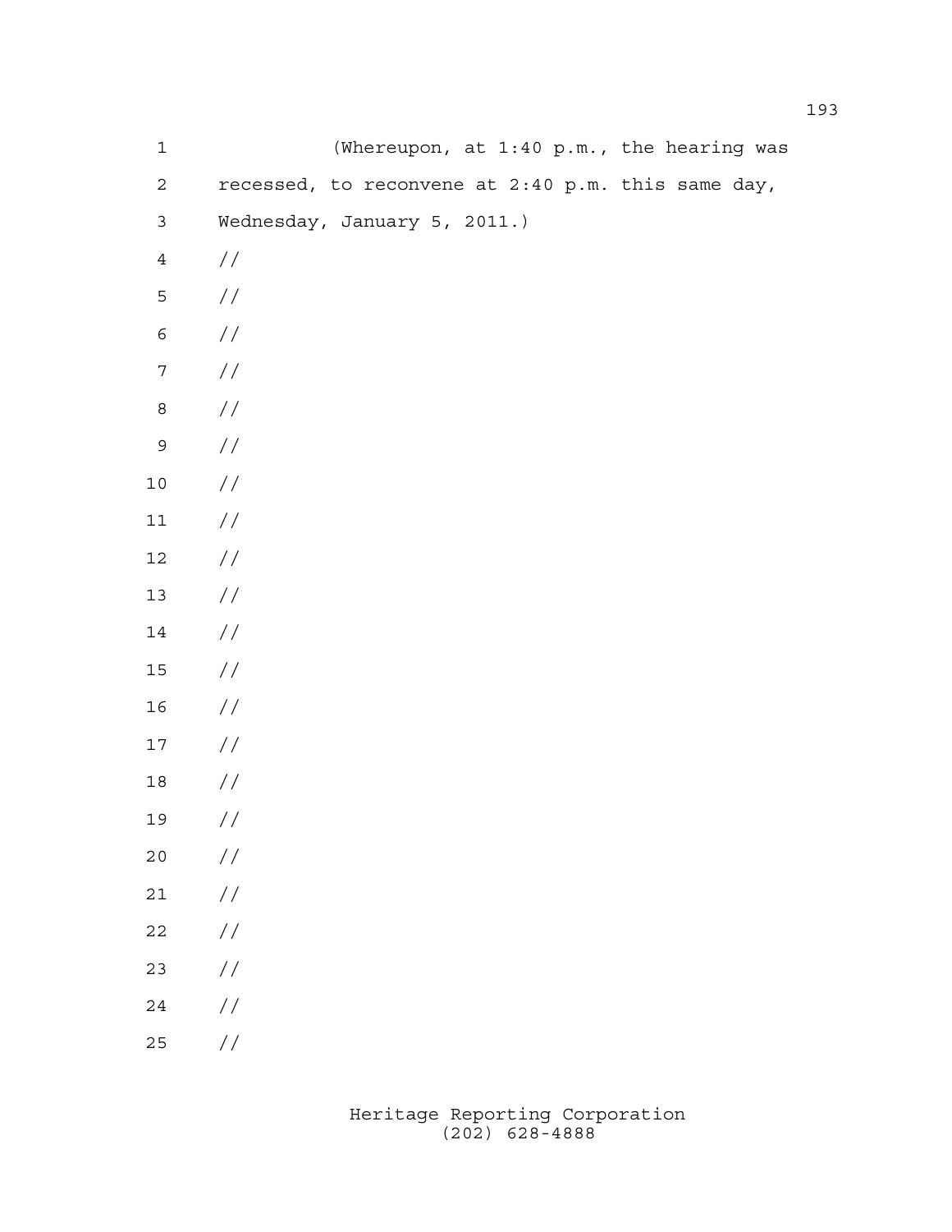1 (Whereupon, at 1:40 p.m., the hearing was
2 recessed, to reconvene at 2:40 p.m. this same day,
3 Wednesday, January 5, 2011.)
4 //
5 //
6 //
7 //
8 //
9 //
10 //
11 //
12 //
13 //
14 //
15 //
16 //
17 //
18 //
19 //
20 //
21 //
22 //
23 //
24 //
25 //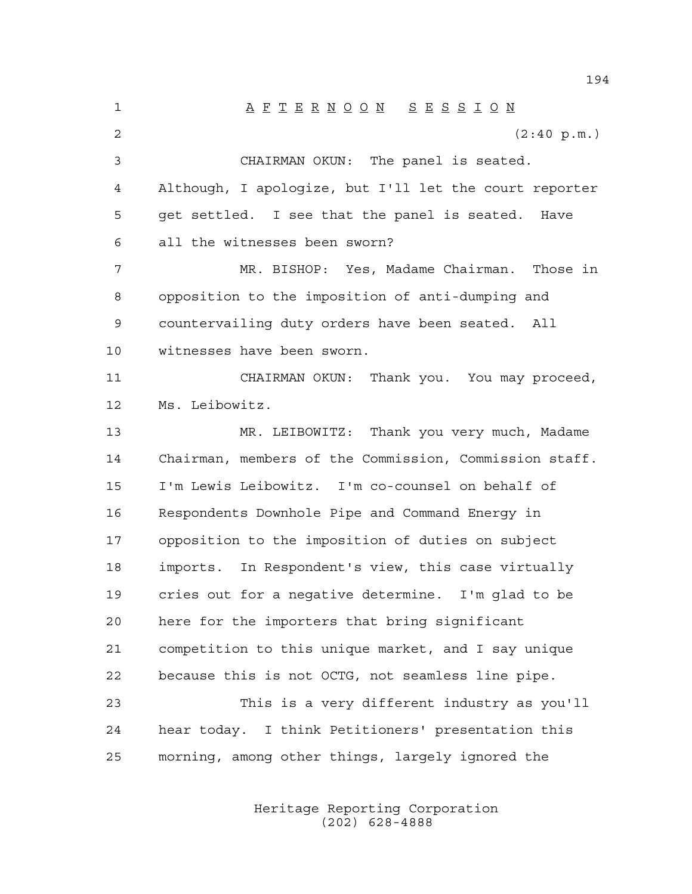A F T E R N O O N   S E S S I O N

(2:40 p.m.)

CHAIRMAN OKUN: The panel is seated. Although, I apologize, but I'll let the court reporter get settled. I see that the panel is seated. Have all the witnesses been sworn?

MR. BISHOP: Yes, Madame Chairman. Those in opposition to the imposition of anti-dumping and countervailing duty orders have been seated. All witnesses have been sworn.

CHAIRMAN OKUN: Thank you. You may proceed, Ms. Leibowitz.

MR. LEIBOWITZ: Thank you very much, Madame Chairman, members of the Commission, Commission staff. I'm Lewis Leibowitz. I'm co-counsel on behalf of Respondents Downhole Pipe and Command Energy in opposition to the imposition of duties on subject imports. In Respondent's view, this case virtually cries out for a negative determine. I'm glad to be here for the importers that bring significant competition to this unique market, and I say unique because this is not OCTG, not seamless line pipe.

This is a very different industry as you'll hear today. I think Petitioners' presentation this morning, among other things, largely ignored the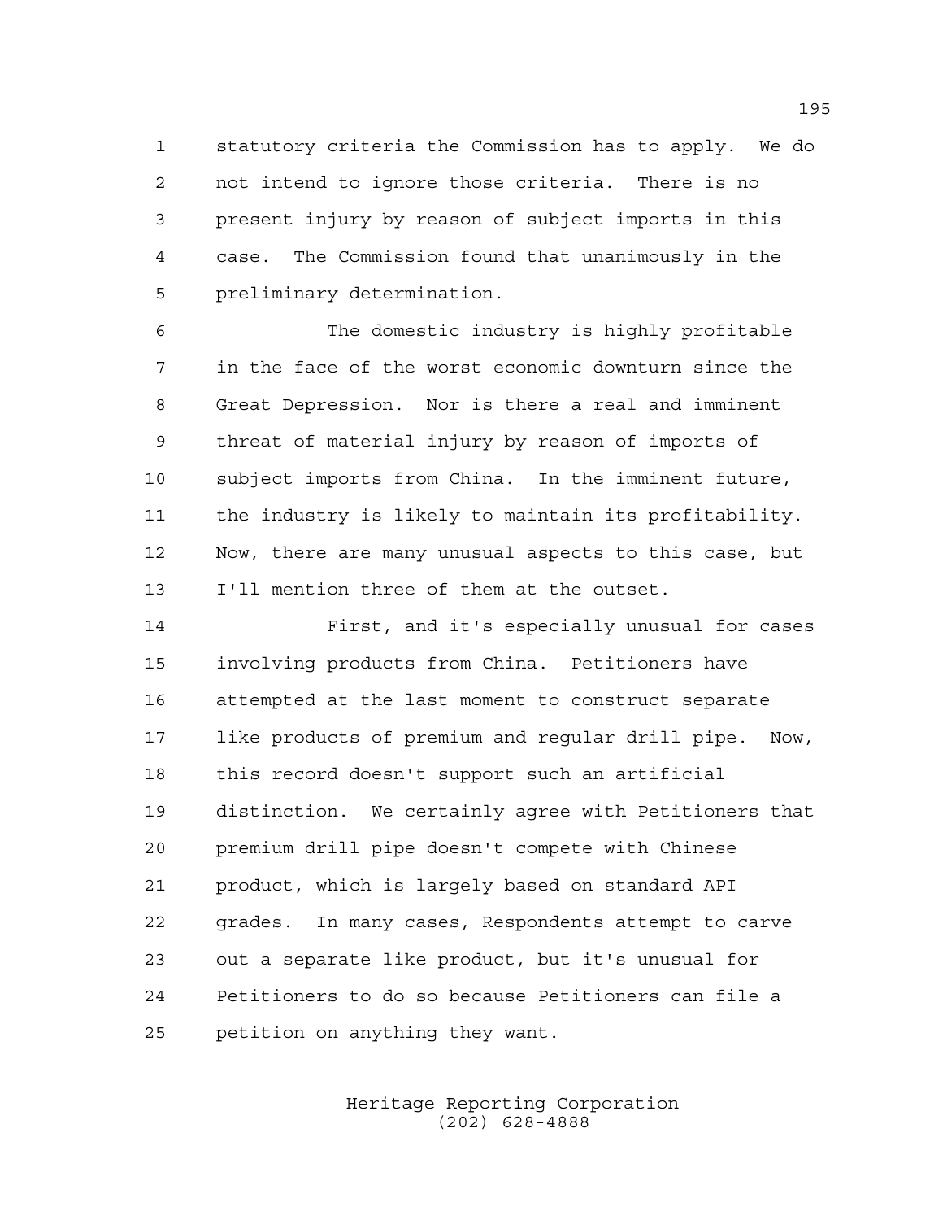statutory criteria the Commission has to apply. We do not intend to ignore those criteria. There is no present injury by reason of subject imports in this case. The Commission found that unanimously in the preliminary determination.

The domestic industry is highly profitable in the face of the worst economic downturn since the Great Depression. Nor is there a real and imminent threat of material injury by reason of imports of subject imports from China. In the imminent future, the industry is likely to maintain its profitability. Now, there are many unusual aspects to this case, but I'll mention three of them at the outset.

First, and it's especially unusual for cases involving products from China. Petitioners have attempted at the last moment to construct separate like products of premium and regular drill pipe. Now, this record doesn't support such an artificial distinction. We certainly agree with Petitioners that premium drill pipe doesn't compete with Chinese product, which is largely based on standard API grades. In many cases, Respondents attempt to carve out a separate like product, but it's unusual for Petitioners to do so because Petitioners can file a petition on anything they want.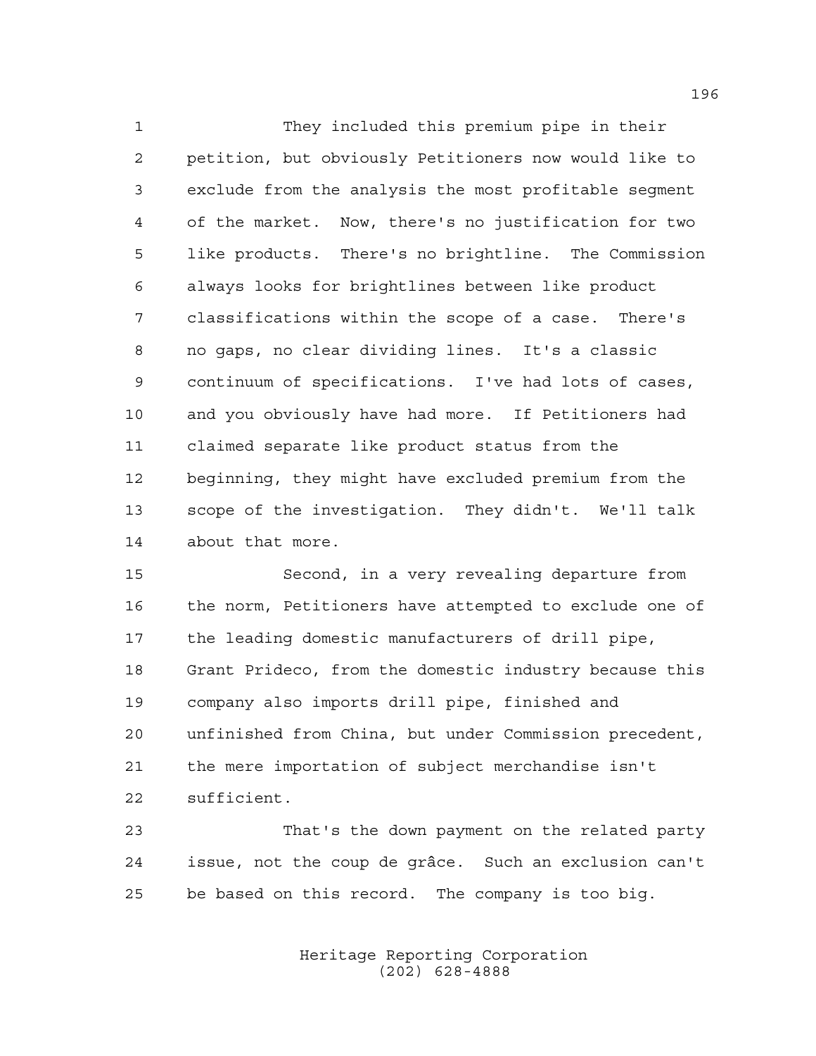They included this premium pipe in their petition, but obviously Petitioners now would like to exclude from the analysis the most profitable segment of the market. Now, there's no justification for two like products. There's no brightline. The Commission always looks for brightlines between like product classifications within the scope of a case. There's no gaps, no clear dividing lines. It's a classic continuum of specifications. I've had lots of cases, and you obviously have had more. If Petitioners had claimed separate like product status from the beginning, they might have excluded premium from the scope of the investigation. They didn't. We'll talk about that more.

Second, in a very revealing departure from the norm, Petitioners have attempted to exclude one of the leading domestic manufacturers of drill pipe, Grant Prideco, from the domestic industry because this company also imports drill pipe, finished and unfinished from China, but under Commission precedent, the mere importation of subject merchandise isn't sufficient.

That's the down payment on the related party issue, not the coup de grâce. Such an exclusion can't be based on this record. The company is too big.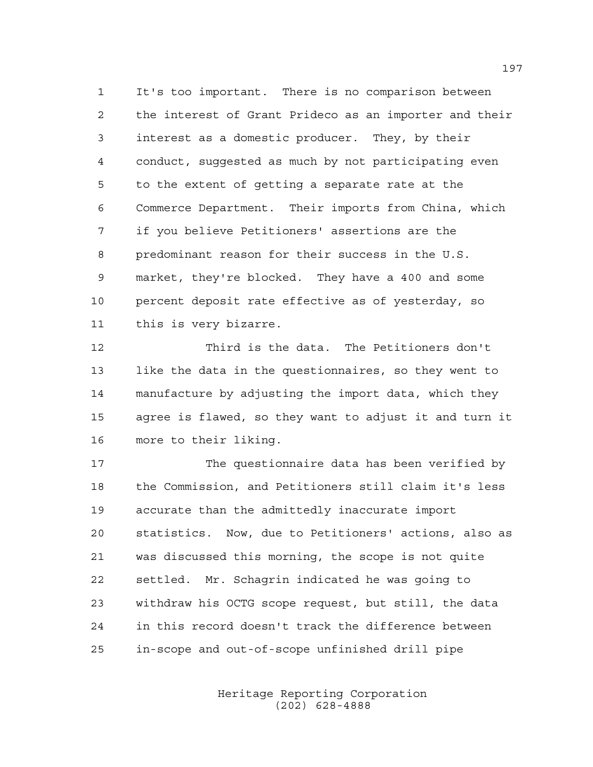It's too important. There is no comparison between the interest of Grant Prideco as an importer and their interest as a domestic producer. They, by their conduct, suggested as much by not participating even to the extent of getting a separate rate at the Commerce Department. Their imports from China, which if you believe Petitioners' assertions are the predominant reason for their success in the U.S. market, they're blocked. They have a 400 and some percent deposit rate effective as of yesterday, so this is very bizarre.

Third is the data. The Petitioners don't like the data in the questionnaires, so they went to manufacture by adjusting the import data, which they agree is flawed, so they want to adjust it and turn it more to their liking.

The questionnaire data has been verified by the Commission, and Petitioners still claim it's less accurate than the admittedly inaccurate import statistics. Now, due to Petitioners' actions, also as was discussed this morning, the scope is not quite settled. Mr. Schagrin indicated he was going to withdraw his OCTG scope request, but still, the data in this record doesn't track the difference between in-scope and out-of-scope unfinished drill pipe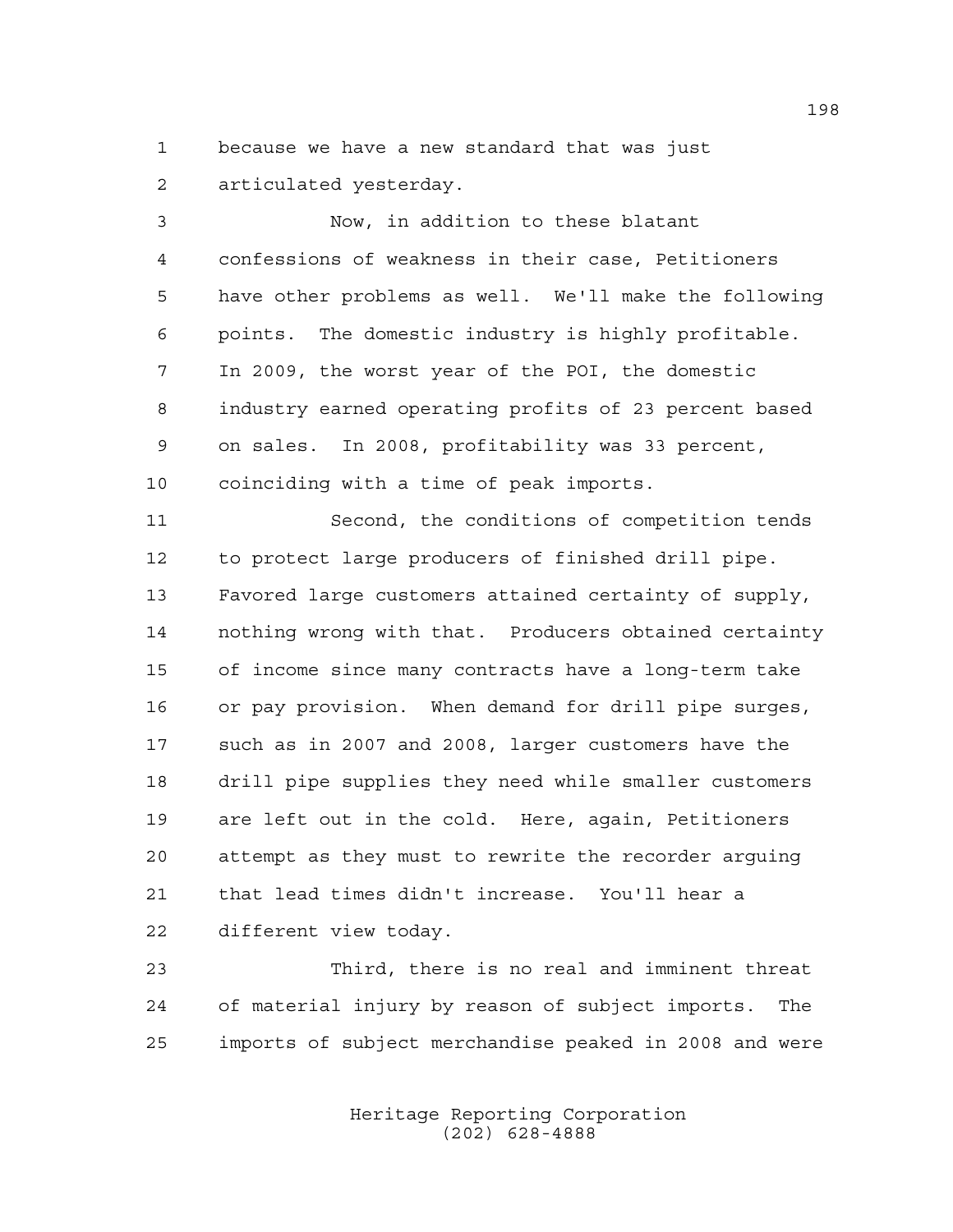because we have a new standard that was just articulated yesterday.

Now, in addition to these blatant confessions of weakness in their case, Petitioners have other problems as well. We'll make the following points. The domestic industry is highly profitable. In 2009, the worst year of the POI, the domestic industry earned operating profits of 23 percent based on sales. In 2008, profitability was 33 percent, coinciding with a time of peak imports.

Second, the conditions of competition tends to protect large producers of finished drill pipe. Favored large customers attained certainty of supply, nothing wrong with that. Producers obtained certainty of income since many contracts have a long-term take or pay provision. When demand for drill pipe surges, such as in 2007 and 2008, larger customers have the drill pipe supplies they need while smaller customers are left out in the cold. Here, again, Petitioners attempt as they must to rewrite the recorder arguing that lead times didn't increase. You'll hear a different view today.

Third, there is no real and imminent threat of material injury by reason of subject imports. The imports of subject merchandise peaked in 2008 and were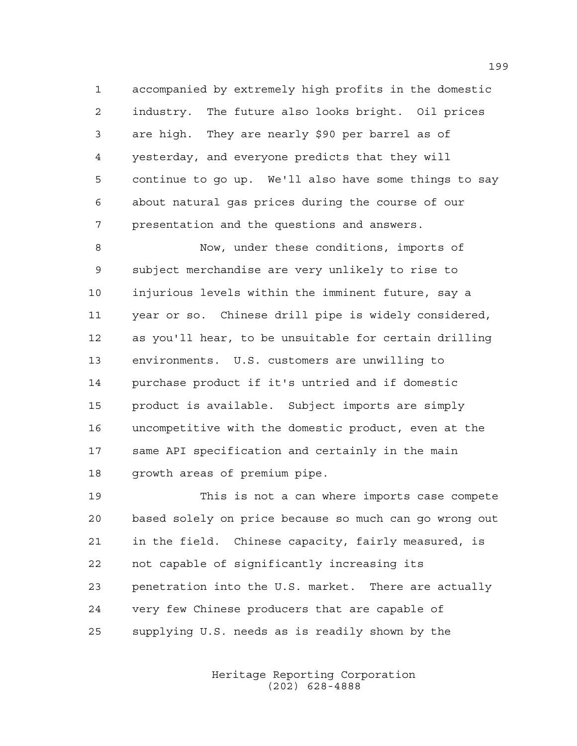accompanied by extremely high profits in the domestic industry. The future also looks bright. Oil prices are high. They are nearly $90 per barrel as of yesterday, and everyone predicts that they will continue to go up. We'll also have some things to say about natural gas prices during the course of our presentation and the questions and answers.

Now, under these conditions, imports of subject merchandise are very unlikely to rise to injurious levels within the imminent future, say a year or so. Chinese drill pipe is widely considered, as you'll hear, to be unsuitable for certain drilling environments. U.S. customers are unwilling to purchase product if it's untried and if domestic product is available. Subject imports are simply uncompetitive with the domestic product, even at the same API specification and certainly in the main growth areas of premium pipe.

This is not a can where imports case compete based solely on price because so much can go wrong out in the field. Chinese capacity, fairly measured, is not capable of significantly increasing its penetration into the U.S. market. There are actually very few Chinese producers that are capable of supplying U.S. needs as is readily shown by the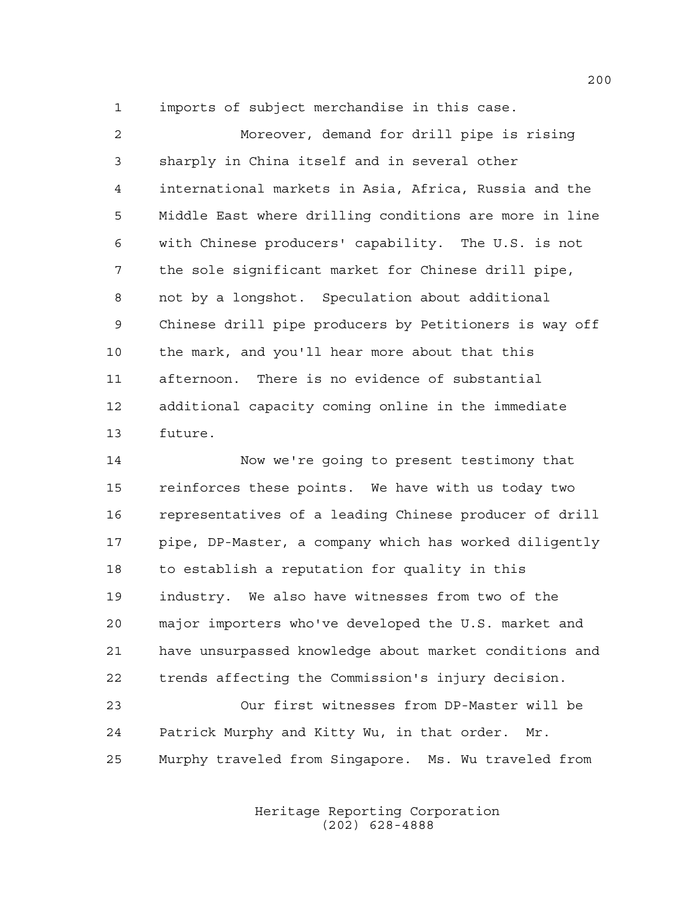imports of subject merchandise in this case.

Moreover, demand for drill pipe is rising sharply in China itself and in several other international markets in Asia, Africa, Russia and the Middle East where drilling conditions are more in line with Chinese producers' capability. The U.S. is not the sole significant market for Chinese drill pipe, not by a longshot. Speculation about additional Chinese drill pipe producers by Petitioners is way off the mark, and you'll hear more about that this afternoon. There is no evidence of substantial additional capacity coming online in the immediate future.

Now we're going to present testimony that reinforces these points. We have with us today two representatives of a leading Chinese producer of drill pipe, DP-Master, a company which has worked diligently to establish a reputation for quality in this industry. We also have witnesses from two of the major importers who've developed the U.S. market and have unsurpassed knowledge about market conditions and trends affecting the Commission's injury decision.

Our first witnesses from DP-Master will be Patrick Murphy and Kitty Wu, in that order. Mr. Murphy traveled from Singapore. Ms. Wu traveled from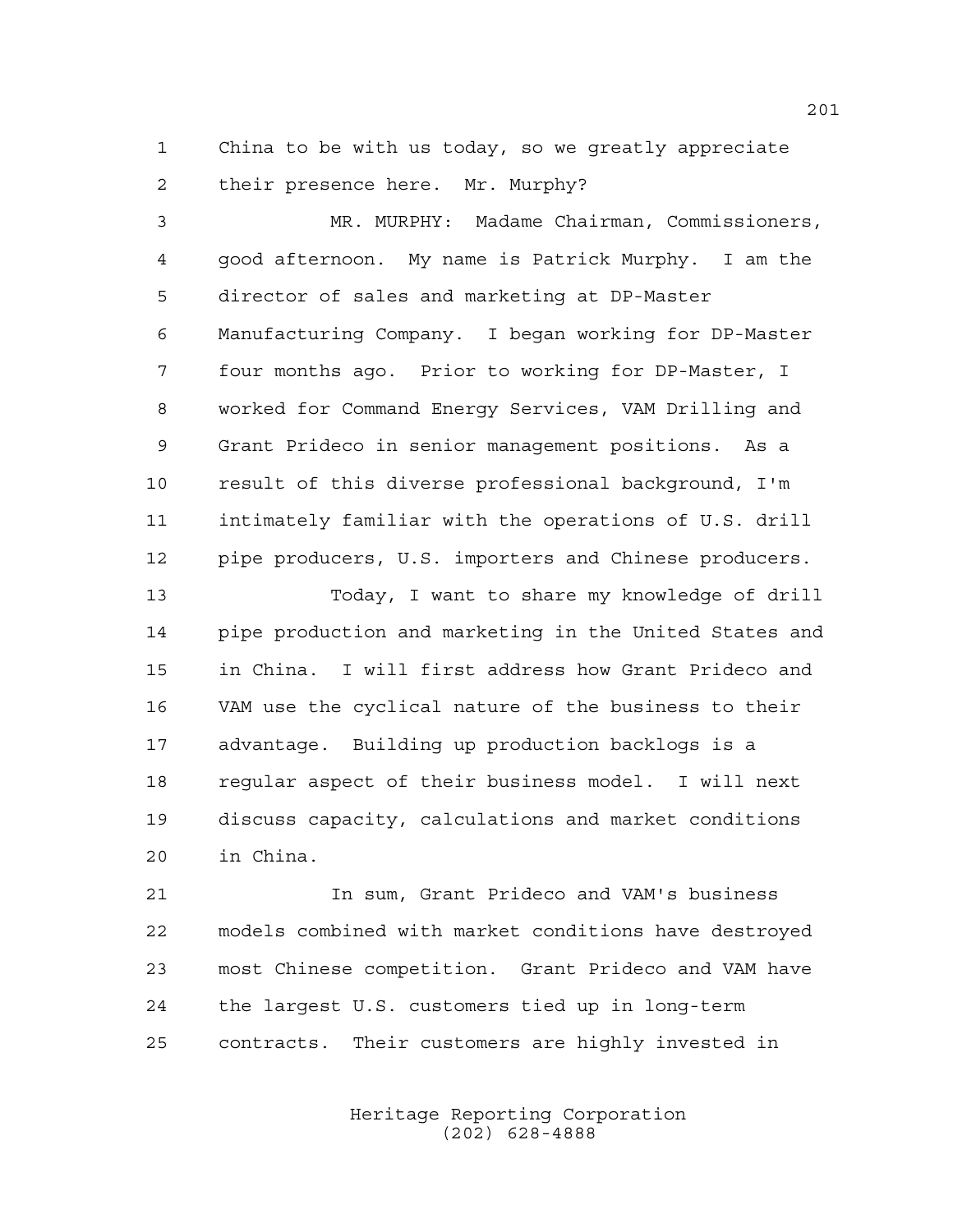China to be with us today, so we greatly appreciate their presence here. Mr. Murphy?

MR. MURPHY: Madame Chairman, Commissioners, good afternoon. My name is Patrick Murphy. I am the director of sales and marketing at DP-Master Manufacturing Company. I began working for DP-Master four months ago. Prior to working for DP-Master, I worked for Command Energy Services, VAM Drilling and Grant Prideco in senior management positions. As a result of this diverse professional background, I'm intimately familiar with the operations of U.S. drill pipe producers, U.S. importers and Chinese producers.

Today, I want to share my knowledge of drill pipe production and marketing in the United States and in China. I will first address how Grant Prideco and VAM use the cyclical nature of the business to their advantage. Building up production backlogs is a regular aspect of their business model. I will next discuss capacity, calculations and market conditions in China.

In sum, Grant Prideco and VAM's business models combined with market conditions have destroyed most Chinese competition. Grant Prideco and VAM have the largest U.S. customers tied up in long-term contracts. Their customers are highly invested in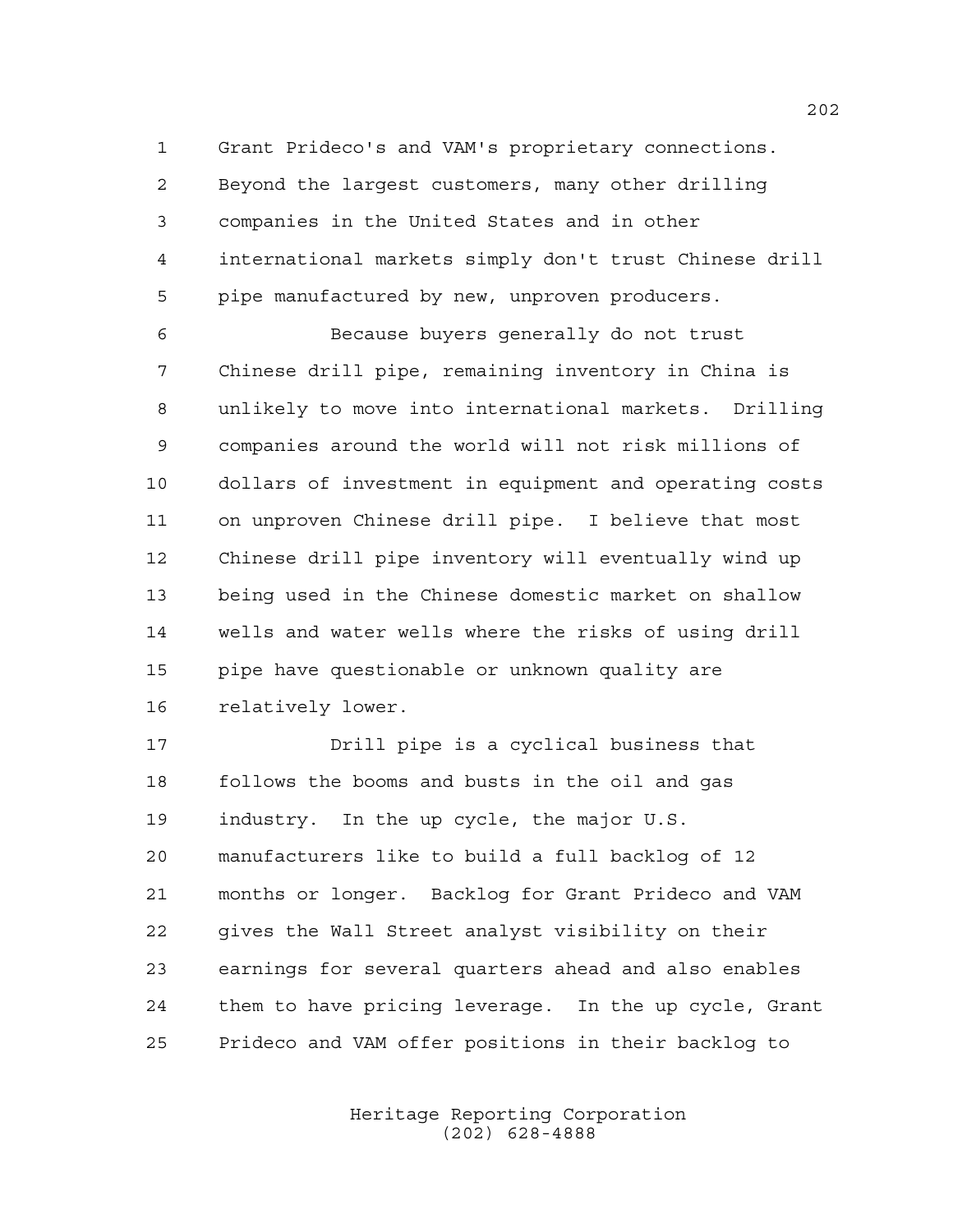Grant Prideco's and VAM's proprietary connections. Beyond the largest customers, many other drilling companies in the United States and in other international markets simply don't trust Chinese drill pipe manufactured by new, unproven producers.

Because buyers generally do not trust Chinese drill pipe, remaining inventory in China is unlikely to move into international markets. Drilling companies around the world will not risk millions of dollars of investment in equipment and operating costs on unproven Chinese drill pipe. I believe that most Chinese drill pipe inventory will eventually wind up being used in the Chinese domestic market on shallow wells and water wells where the risks of using drill pipe have questionable or unknown quality are relatively lower.

Drill pipe is a cyclical business that follows the booms and busts in the oil and gas industry. In the up cycle, the major U.S. manufacturers like to build a full backlog of 12 months or longer. Backlog for Grant Prideco and VAM gives the Wall Street analyst visibility on their earnings for several quarters ahead and also enables them to have pricing leverage. In the up cycle, Grant Prideco and VAM offer positions in their backlog to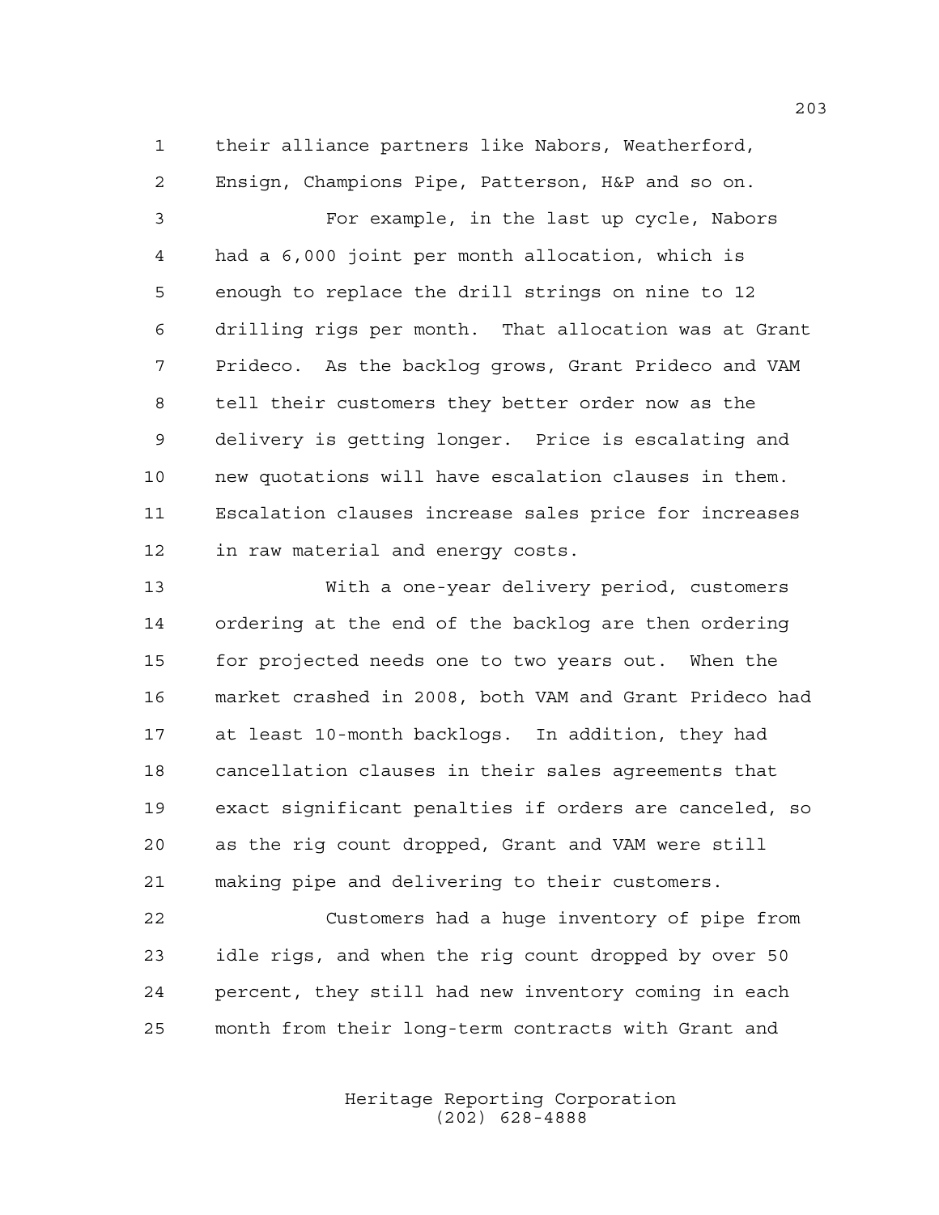their alliance partners like Nabors, Weatherford, Ensign, Champions Pipe, Patterson, H&P and so on.

For example, in the last up cycle, Nabors had a 6,000 joint per month allocation, which is enough to replace the drill strings on nine to 12 drilling rigs per month. That allocation was at Grant Prideco. As the backlog grows, Grant Prideco and VAM tell their customers they better order now as the delivery is getting longer. Price is escalating and new quotations will have escalation clauses in them. Escalation clauses increase sales price for increases in raw material and energy costs.

With a one-year delivery period, customers ordering at the end of the backlog are then ordering for projected needs one to two years out. When the market crashed in 2008, both VAM and Grant Prideco had at least 10-month backlogs. In addition, they had cancellation clauses in their sales agreements that exact significant penalties if orders are canceled, so as the rig count dropped, Grant and VAM were still making pipe and delivering to their customers.

Customers had a huge inventory of pipe from idle rigs, and when the rig count dropped by over 50 percent, they still had new inventory coming in each month from their long-term contracts with Grant and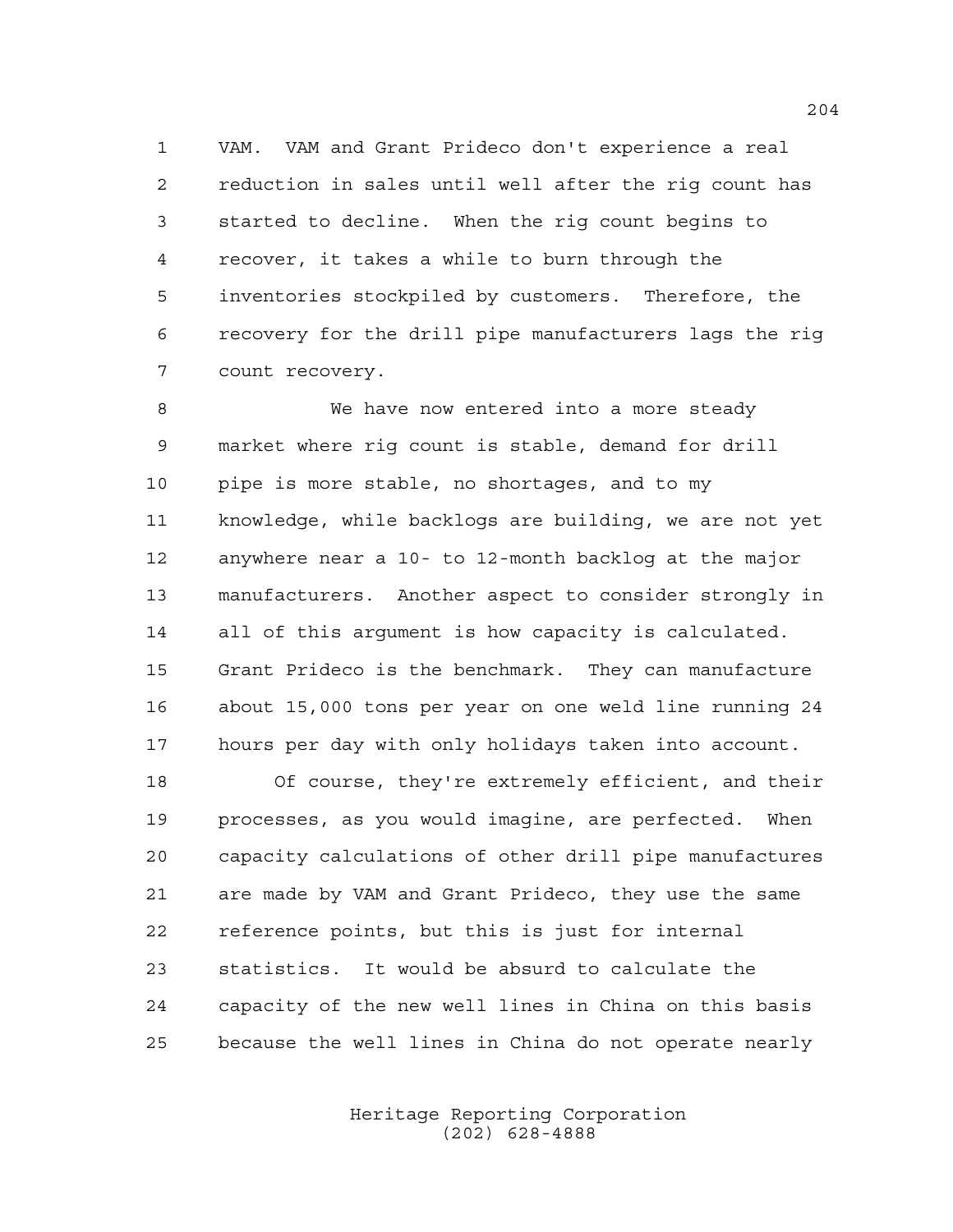VAM. VAM and Grant Prideco don't experience a real reduction in sales until well after the rig count has started to decline. When the rig count begins to recover, it takes a while to burn through the inventories stockpiled by customers. Therefore, the recovery for the drill pipe manufacturers lags the rig count recovery.

We have now entered into a more steady market where rig count is stable, demand for drill pipe is more stable, no shortages, and to my knowledge, while backlogs are building, we are not yet anywhere near a 10- to 12-month backlog at the major manufacturers. Another aspect to consider strongly in all of this argument is how capacity is calculated. Grant Prideco is the benchmark. They can manufacture about 15,000 tons per year on one weld line running 24 hours per day with only holidays taken into account.

Of course, they're extremely efficient, and their processes, as you would imagine, are perfected. When capacity calculations of other drill pipe manufactures are made by VAM and Grant Prideco, they use the same reference points, but this is just for internal statistics. It would be absurd to calculate the capacity of the new well lines in China on this basis because the well lines in China do not operate nearly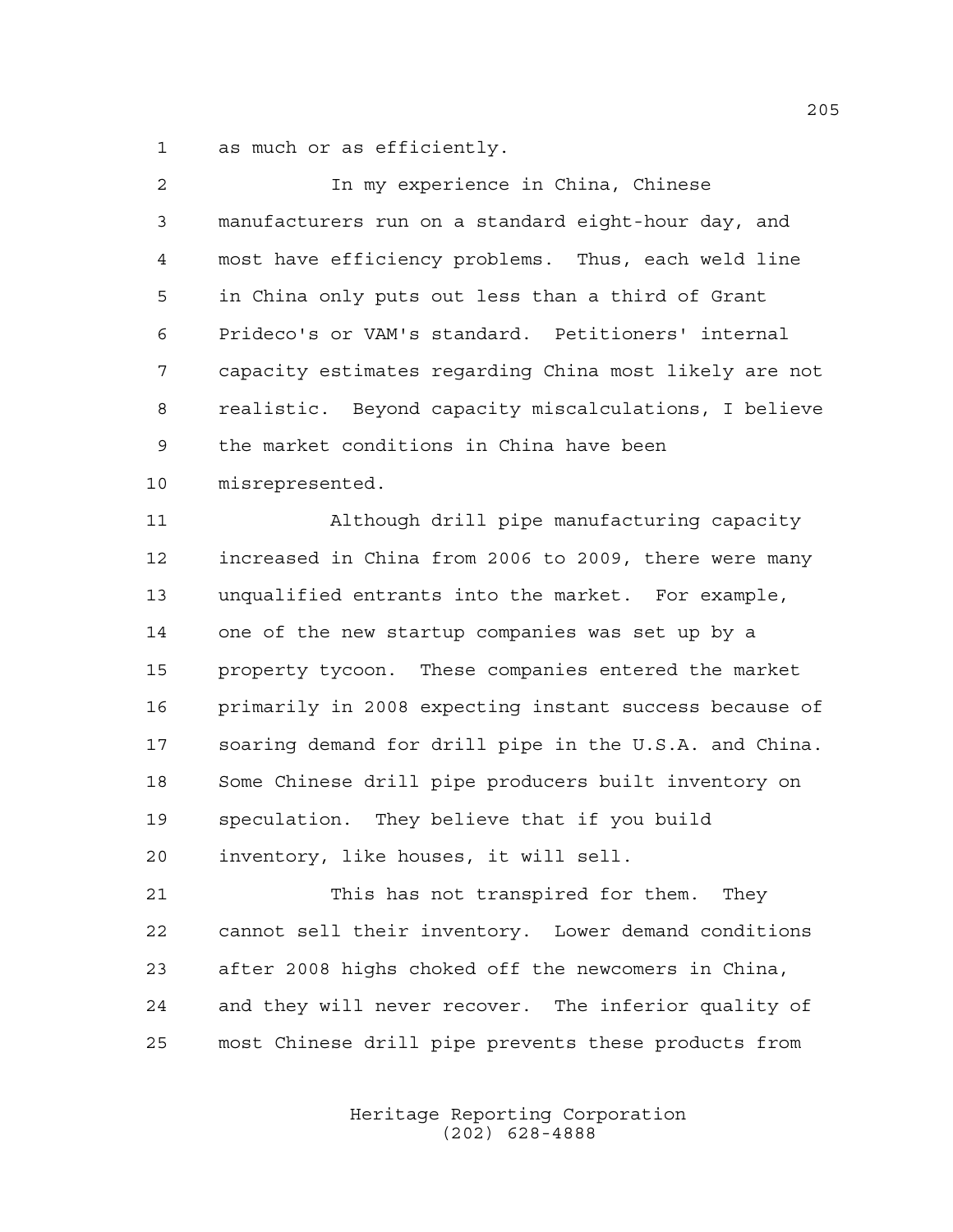as much or as efficiently.

In my experience in China, Chinese manufacturers run on a standard eight-hour day, and most have efficiency problems. Thus, each weld line in China only puts out less than a third of Grant Prideco's or VAM's standard. Petitioners' internal capacity estimates regarding China most likely are not realistic. Beyond capacity miscalculations, I believe the market conditions in China have been misrepresented.

Although drill pipe manufacturing capacity increased in China from 2006 to 2009, there were many unqualified entrants into the market. For example, one of the new startup companies was set up by a property tycoon. These companies entered the market primarily in 2008 expecting instant success because of soaring demand for drill pipe in the U.S.A. and China. Some Chinese drill pipe producers built inventory on speculation. They believe that if you build inventory, like houses, it will sell.

This has not transpired for them. They cannot sell their inventory. Lower demand conditions after 2008 highs choked off the newcomers in China, and they will never recover. The inferior quality of most Chinese drill pipe prevents these products from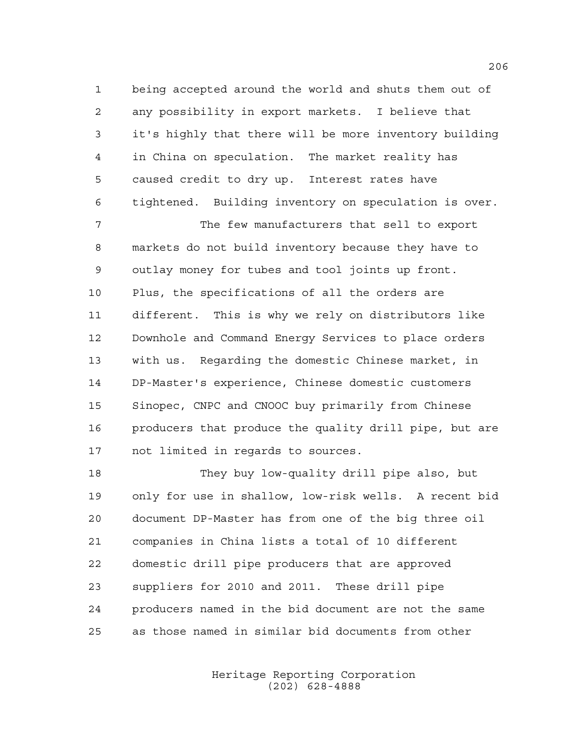being accepted around the world and shuts them out of any possibility in export markets. I believe that it's highly that there will be more inventory building in China on speculation. The market reality has caused credit to dry up. Interest rates have tightened. Building inventory on speculation is over.

The few manufacturers that sell to export markets do not build inventory because they have to outlay money for tubes and tool joints up front. Plus, the specifications of all the orders are different. This is why we rely on distributors like Downhole and Command Energy Services to place orders with us. Regarding the domestic Chinese market, in DP-Master's experience, Chinese domestic customers Sinopec, CNPC and CNOOC buy primarily from Chinese producers that produce the quality drill pipe, but are not limited in regards to sources.

They buy low-quality drill pipe also, but only for use in shallow, low-risk wells. A recent bid document DP-Master has from one of the big three oil companies in China lists a total of 10 different domestic drill pipe producers that are approved suppliers for 2010 and 2011. These drill pipe producers named in the bid document are not the same as those named in similar bid documents from other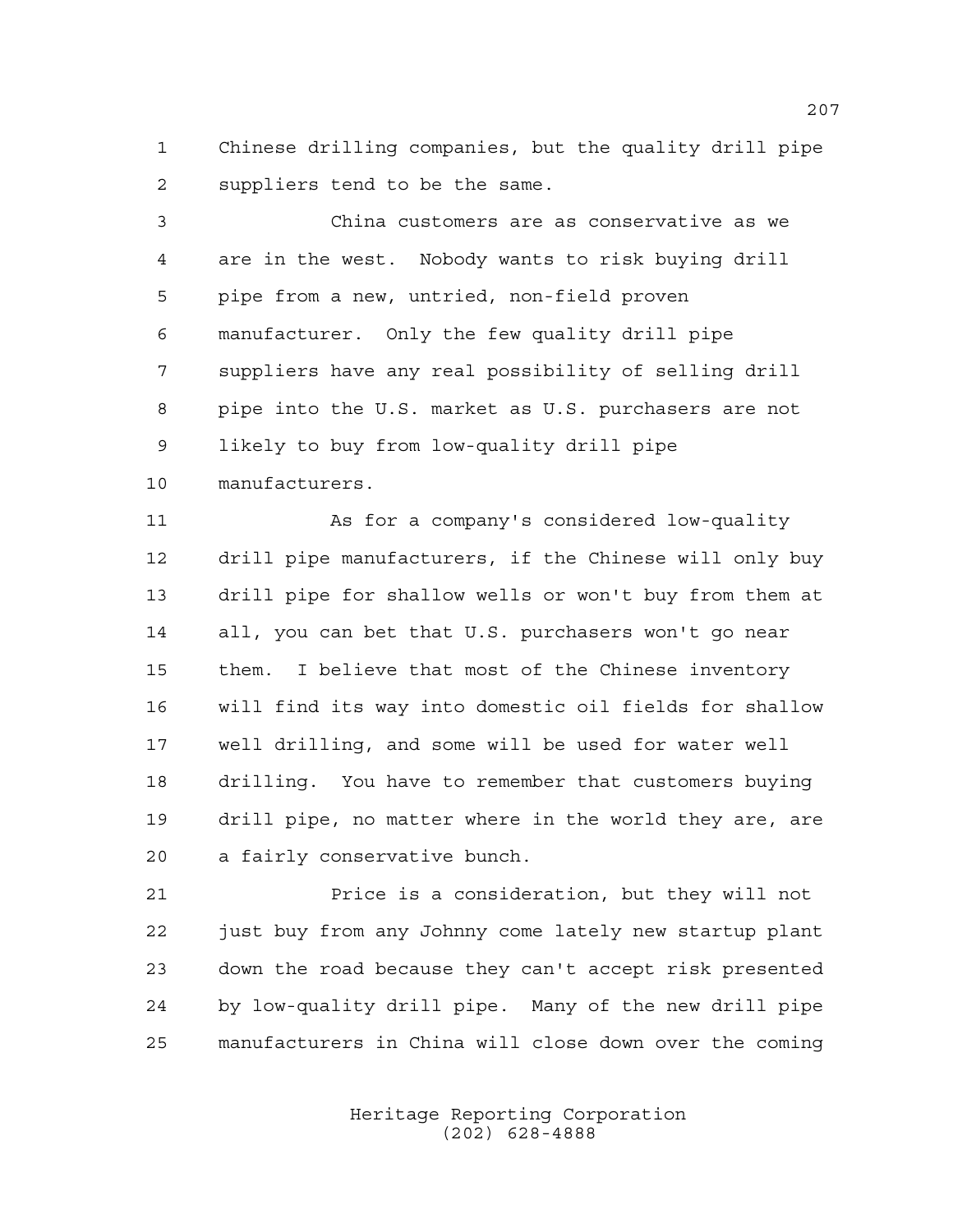Chinese drilling companies, but the quality drill pipe suppliers tend to be the same.

China customers are as conservative as we are in the west. Nobody wants to risk buying drill pipe from a new, untried, non-field proven manufacturer. Only the few quality drill pipe suppliers have any real possibility of selling drill pipe into the U.S. market as U.S. purchasers are not likely to buy from low-quality drill pipe manufacturers.

As for a company's considered low-quality drill pipe manufacturers, if the Chinese will only buy drill pipe for shallow wells or won't buy from them at all, you can bet that U.S. purchasers won't go near them. I believe that most of the Chinese inventory will find its way into domestic oil fields for shallow well drilling, and some will be used for water well drilling. You have to remember that customers buying drill pipe, no matter where in the world they are, are a fairly conservative bunch.

Price is a consideration, but they will not just buy from any Johnny come lately new startup plant down the road because they can't accept risk presented by low-quality drill pipe. Many of the new drill pipe manufacturers in China will close down over the coming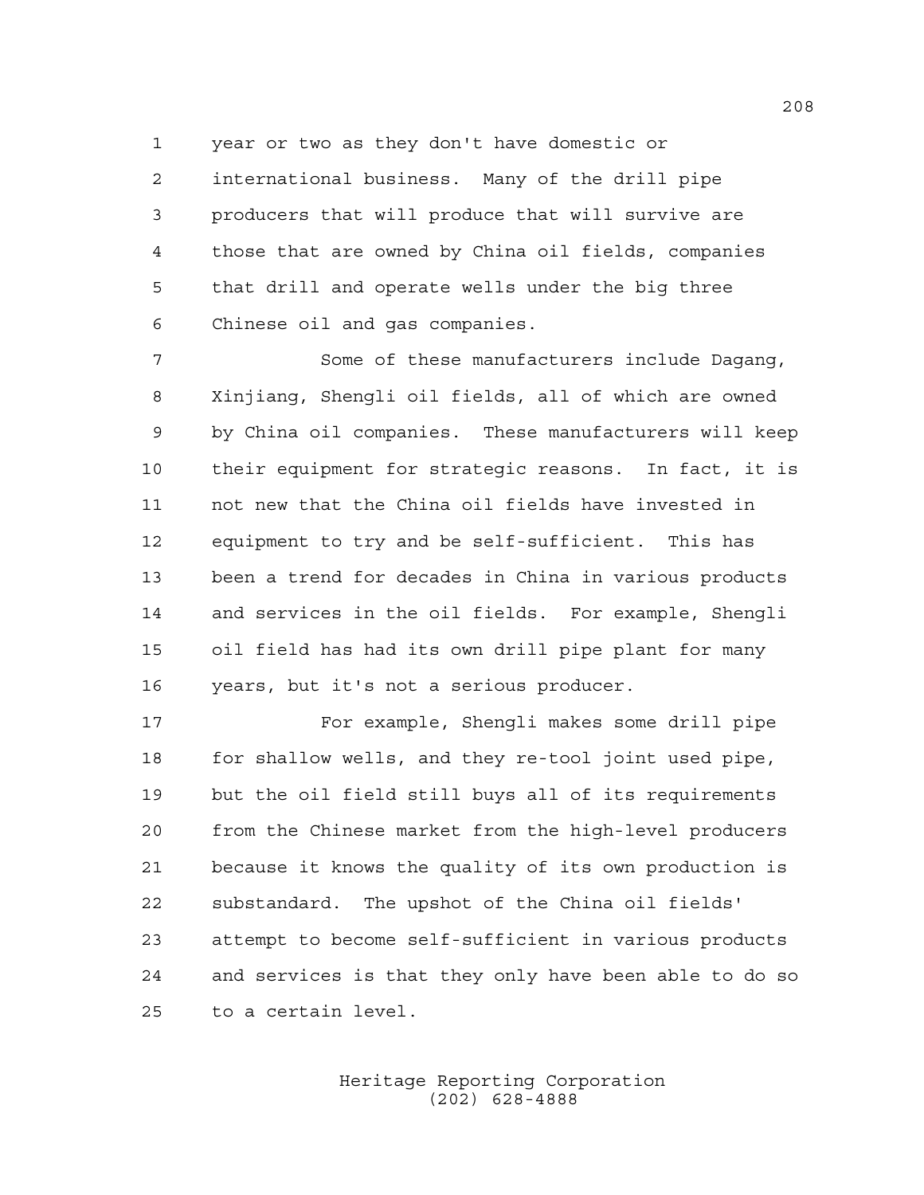year or two as they don't have domestic or international business. Many of the drill pipe producers that will produce that will survive are those that are owned by China oil fields, companies that drill and operate wells under the big three Chinese oil and gas companies.

Some of these manufacturers include Dagang, Xinjiang, Shengli oil fields, all of which are owned by China oil companies. These manufacturers will keep their equipment for strategic reasons. In fact, it is not new that the China oil fields have invested in equipment to try and be self-sufficient. This has been a trend for decades in China in various products and services in the oil fields. For example, Shengli oil field has had its own drill pipe plant for many years, but it's not a serious producer.

For example, Shengli makes some drill pipe for shallow wells, and they re-tool joint used pipe, but the oil field still buys all of its requirements from the Chinese market from the high-level producers because it knows the quality of its own production is substandard. The upshot of the China oil fields' attempt to become self-sufficient in various products and services is that they only have been able to do so to a certain level.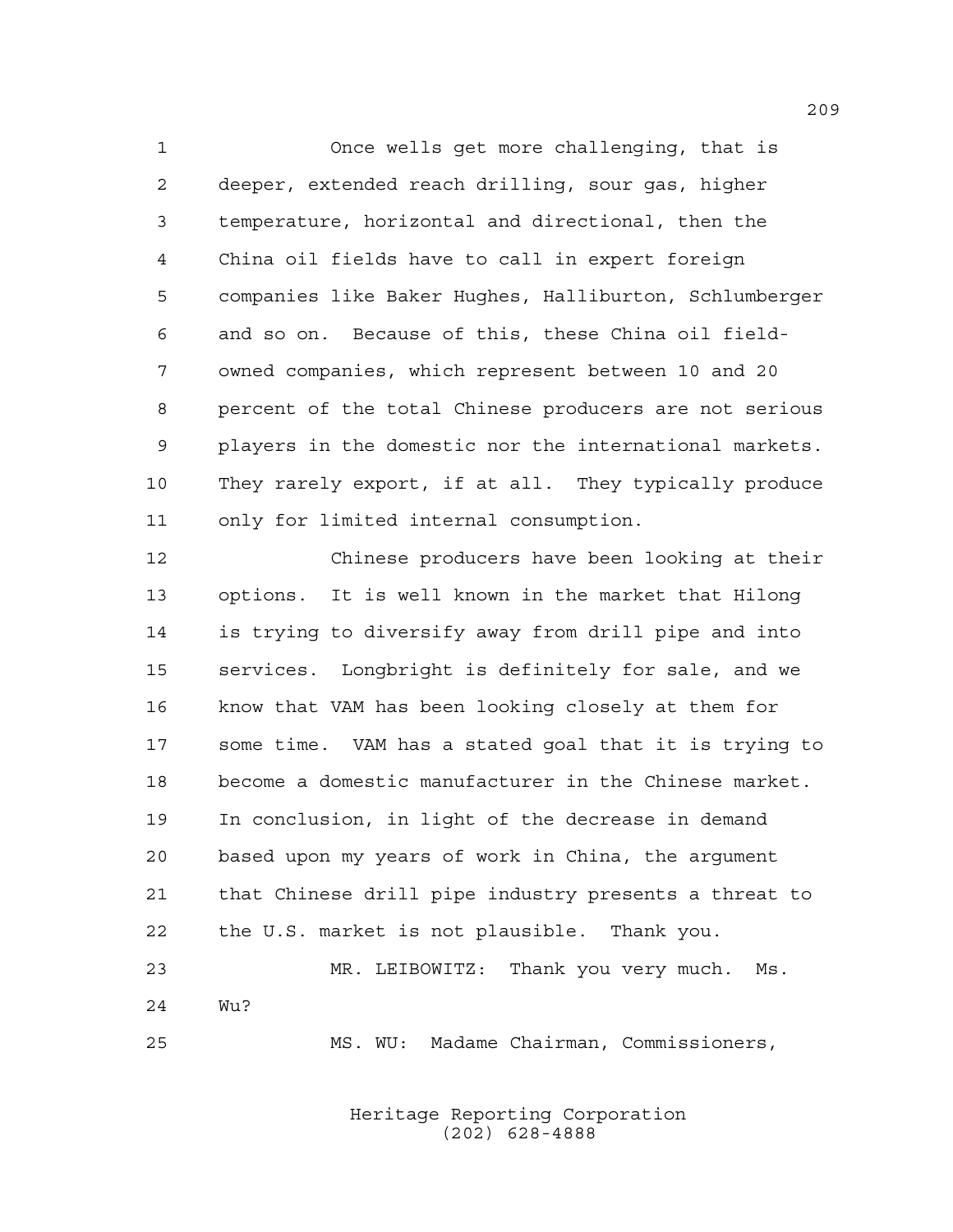Once wells get more challenging, that is deeper, extended reach drilling, sour gas, higher temperature, horizontal and directional, then the China oil fields have to call in expert foreign companies like Baker Hughes, Halliburton, Schlumberger and so on. Because of this, these China oil field-owned companies, which represent between 10 and 20 percent of the total Chinese producers are not serious players in the domestic nor the international markets. They rarely export, if at all. They typically produce only for limited internal consumption.

Chinese producers have been looking at their options. It is well known in the market that Hilong is trying to diversify away from drill pipe and into services. Longbright is definitely for sale, and we know that VAM has been looking closely at them for some time. VAM has a stated goal that it is trying to become a domestic manufacturer in the Chinese market. In conclusion, in light of the decrease in demand based upon my years of work in China, the argument that Chinese drill pipe industry presents a threat to the U.S. market is not plausible. Thank you.

MR. LEIBOWITZ: Thank you very much. Ms. Wu?

MS. WU: Madame Chairman, Commissioners,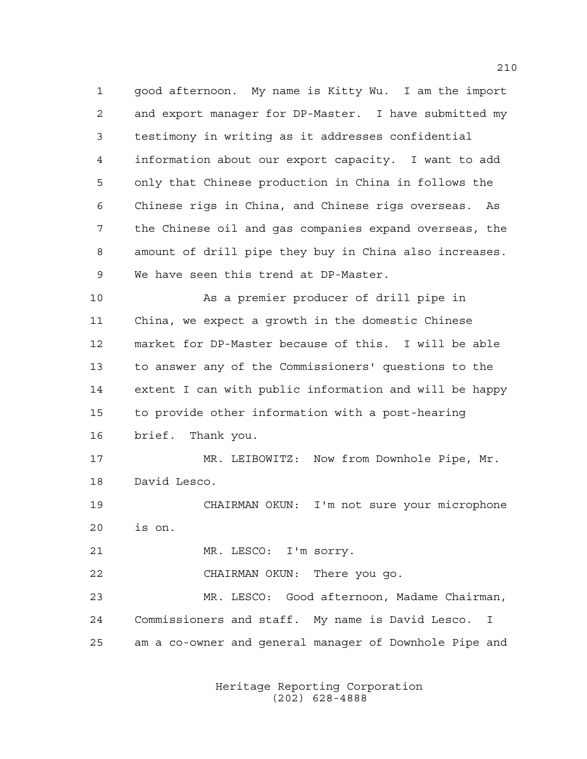good afternoon. My name is Kitty Wu. I am the import and export manager for DP-Master. I have submitted my testimony in writing as it addresses confidential information about our export capacity. I want to add only that Chinese production in China in follows the Chinese rigs in China, and Chinese rigs overseas. As the Chinese oil and gas companies expand overseas, the amount of drill pipe they buy in China also increases. We have seen this trend at DP-Master.

As a premier producer of drill pipe in China, we expect a growth in the domestic Chinese market for DP-Master because of this. I will be able to answer any of the Commissioners' questions to the extent I can with public information and will be happy to provide other information with a post-hearing brief. Thank you.

MR. LEIBOWITZ: Now from Downhole Pipe, Mr. David Lesco.

CHAIRMAN OKUN: I'm not sure your microphone is on.

MR. LESCO: I'm sorry.

CHAIRMAN OKUN: There you go.

MR. LESCO: Good afternoon, Madame Chairman, Commissioners and staff. My name is David Lesco. I am a co-owner and general manager of Downhole Pipe and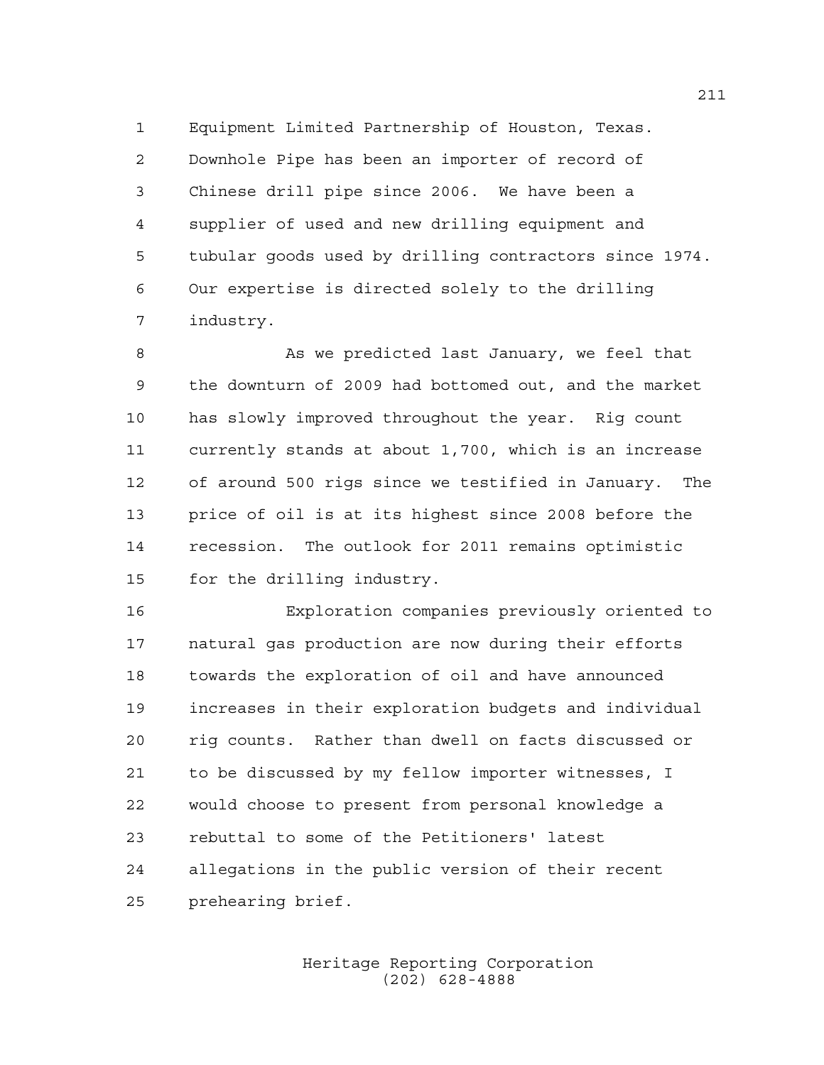Equipment Limited Partnership of Houston, Texas. Downhole Pipe has been an importer of record of Chinese drill pipe since 2006. We have been a supplier of used and new drilling equipment and tubular goods used by drilling contractors since 1974. Our expertise is directed solely to the drilling industry.

As we predicted last January, we feel that the downturn of 2009 had bottomed out, and the market has slowly improved throughout the year. Rig count currently stands at about 1,700, which is an increase of around 500 rigs since we testified in January. The price of oil is at its highest since 2008 before the recession. The outlook for 2011 remains optimistic for the drilling industry.

Exploration companies previously oriented to natural gas production are now during their efforts towards the exploration of oil and have announced increases in their exploration budgets and individual rig counts. Rather than dwell on facts discussed or to be discussed by my fellow importer witnesses, I would choose to present from personal knowledge a rebuttal to some of the Petitioners' latest allegations in the public version of their recent prehearing brief.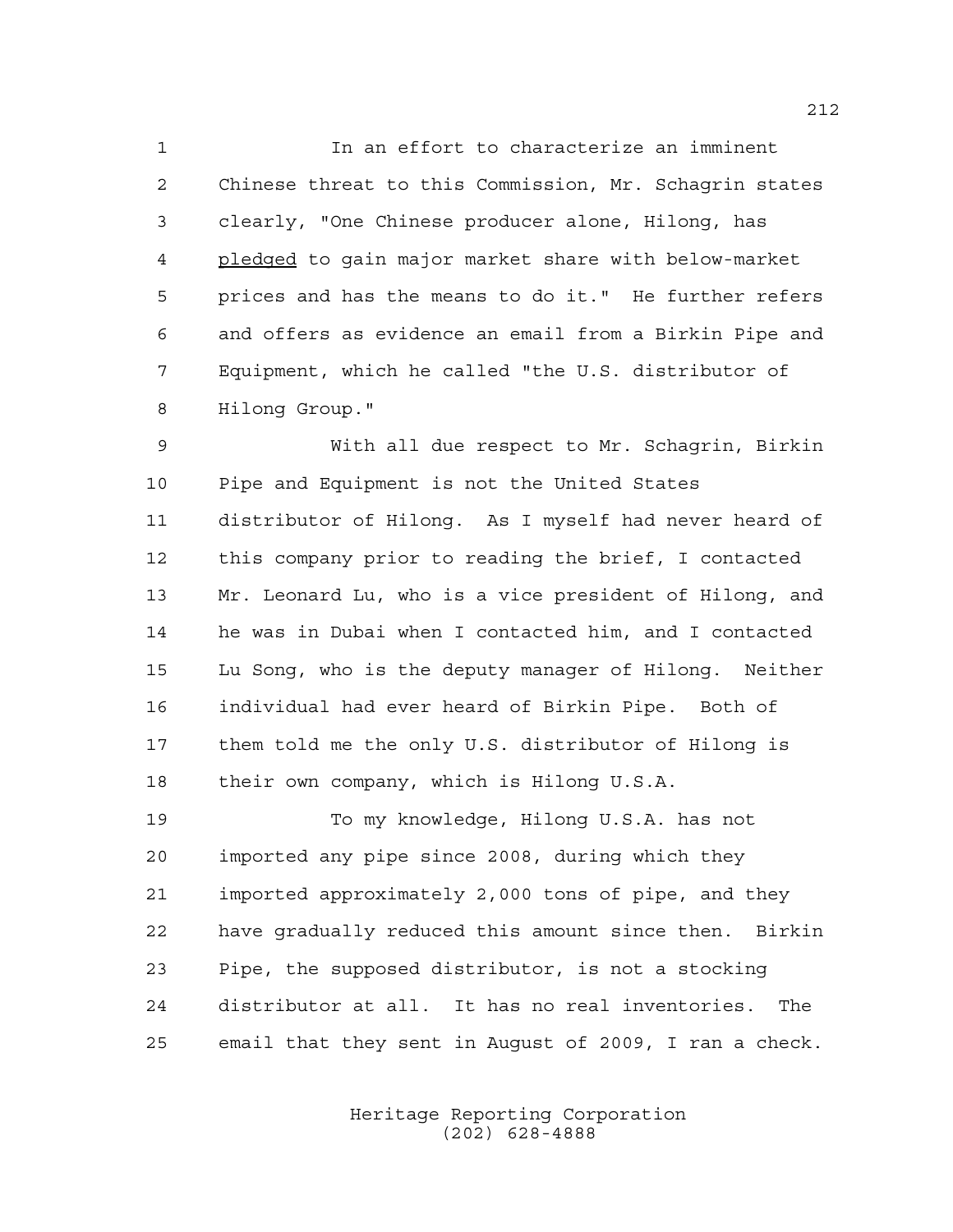In an effort to characterize an imminent Chinese threat to this Commission, Mr. Schagrin states clearly, "One Chinese producer alone, Hilong, has pledged to gain major market share with below-market prices and has the means to do it." He further refers and offers as evidence an email from a Birkin Pipe and Equipment, which he called "the U.S. distributor of Hilong Group."

With all due respect to Mr. Schagrin, Birkin Pipe and Equipment is not the United States distributor of Hilong. As I myself had never heard of this company prior to reading the brief, I contacted Mr. Leonard Lu, who is a vice president of Hilong, and he was in Dubai when I contacted him, and I contacted Lu Song, who is the deputy manager of Hilong. Neither individual had ever heard of Birkin Pipe. Both of them told me the only U.S. distributor of Hilong is their own company, which is Hilong U.S.A.

To my knowledge, Hilong U.S.A. has not imported any pipe since 2008, during which they imported approximately 2,000 tons of pipe, and they have gradually reduced this amount since then. Birkin Pipe, the supposed distributor, is not a stocking distributor at all. It has no real inventories. The email that they sent in August of 2009, I ran a check.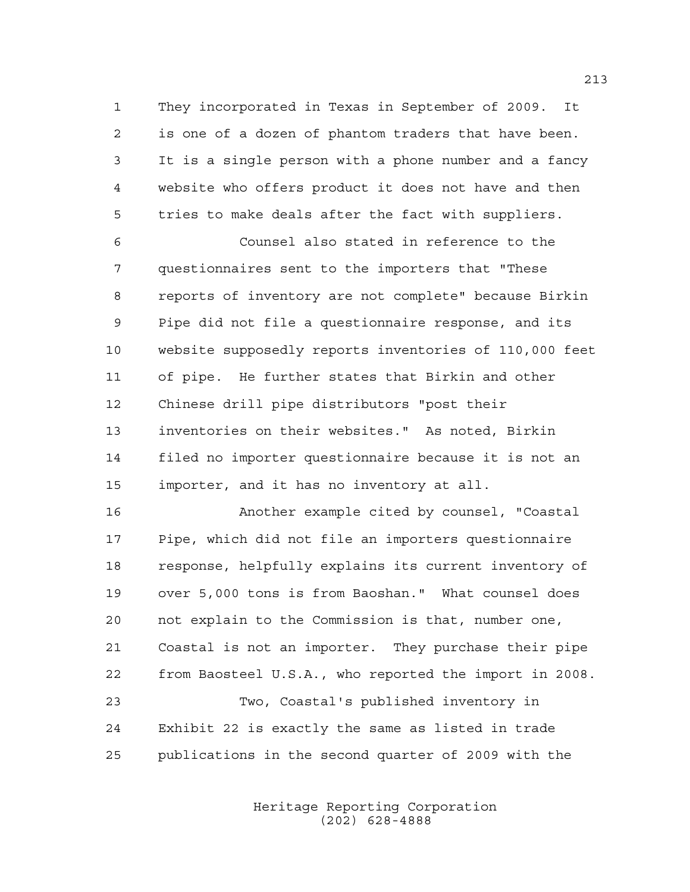They incorporated in Texas in September of 2009. It is one of a dozen of phantom traders that have been. It is a single person with a phone number and a fancy website who offers product it does not have and then tries to make deals after the fact with suppliers.

Counsel also stated in reference to the questionnaires sent to the importers that "These reports of inventory are not complete" because Birkin Pipe did not file a questionnaire response, and its website supposedly reports inventories of 110,000 feet of pipe. He further states that Birkin and other Chinese drill pipe distributors "post their inventories on their websites." As noted, Birkin filed no importer questionnaire because it is not an importer, and it has no inventory at all.

Another example cited by counsel, "Coastal Pipe, which did not file an importers questionnaire response, helpfully explains its current inventory of over 5,000 tons is from Baoshan." What counsel does not explain to the Commission is that, number one, Coastal is not an importer. They purchase their pipe from Baosteel U.S.A., who reported the import in 2008.

Two, Coastal's published inventory in Exhibit 22 is exactly the same as listed in trade publications in the second quarter of 2009 with the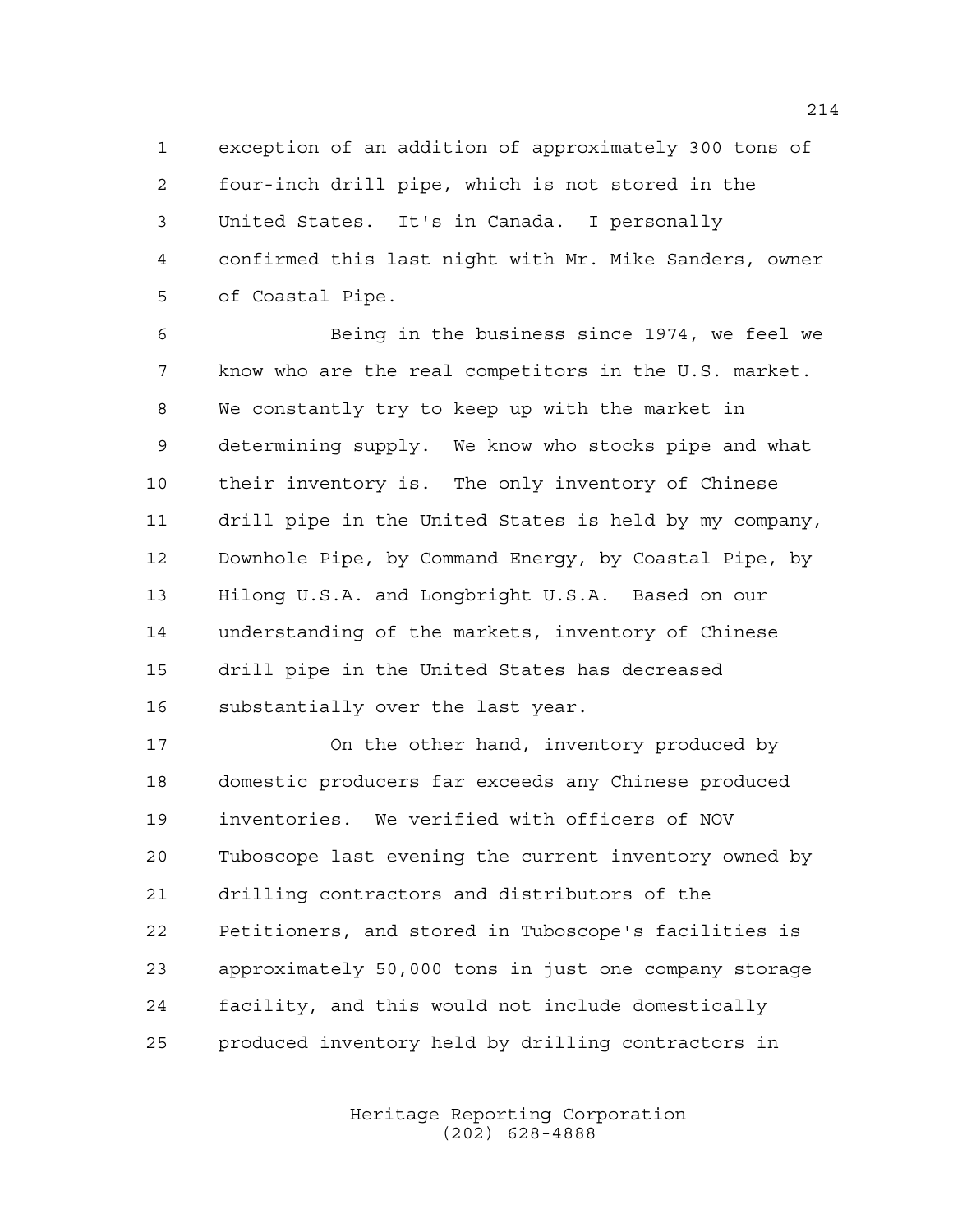exception of an addition of approximately 300 tons of four-inch drill pipe, which is not stored in the United States. It's in Canada. I personally confirmed this last night with Mr. Mike Sanders, owner of Coastal Pipe.

Being in the business since 1974, we feel we know who are the real competitors in the U.S. market. We constantly try to keep up with the market in determining supply. We know who stocks pipe and what their inventory is. The only inventory of Chinese drill pipe in the United States is held by my company, Downhole Pipe, by Command Energy, by Coastal Pipe, by Hilong U.S.A. and Longbright U.S.A. Based on our understanding of the markets, inventory of Chinese drill pipe in the United States has decreased substantially over the last year.

On the other hand, inventory produced by domestic producers far exceeds any Chinese produced inventories. We verified with officers of NOV Tuboscope last evening the current inventory owned by drilling contractors and distributors of the Petitioners, and stored in Tuboscope's facilities is approximately 50,000 tons in just one company storage facility, and this would not include domestically produced inventory held by drilling contractors in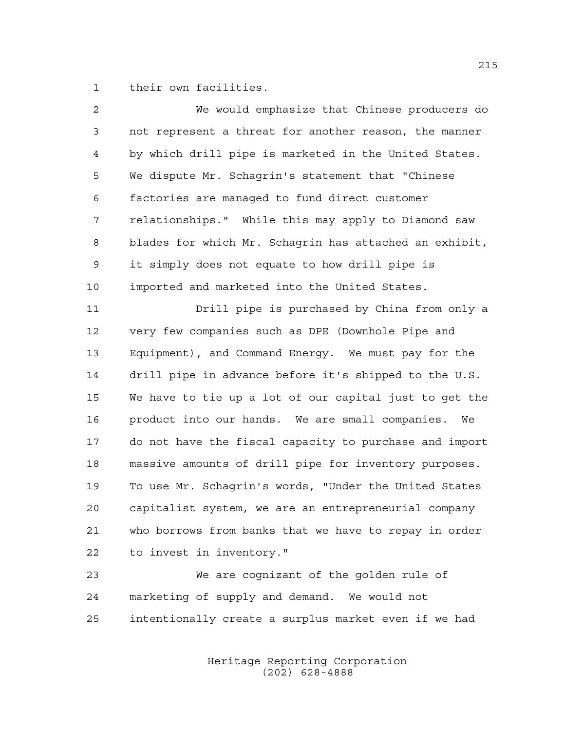their own facilities.

We would emphasize that Chinese producers do not represent a threat for another reason, the manner by which drill pipe is marketed in the United States. We dispute Mr. Schagrin's statement that "Chinese factories are managed to fund direct customer relationships." While this may apply to Diamond saw blades for which Mr. Schagrin has attached an exhibit, it simply does not equate to how drill pipe is imported and marketed into the United States.

Drill pipe is purchased by China from only a very few companies such as DPE (Downhole Pipe and Equipment), and Command Energy. We must pay for the drill pipe in advance before it's shipped to the U.S. We have to tie up a lot of our capital just to get the product into our hands. We are small companies. We do not have the fiscal capacity to purchase and import massive amounts of drill pipe for inventory purposes. To use Mr. Schagrin's words, "Under the United States capitalist system, we are an entrepreneurial company who borrows from banks that we have to repay in order to invest in inventory."

We are cognizant of the golden rule of marketing of supply and demand. We would not intentionally create a surplus market even if we had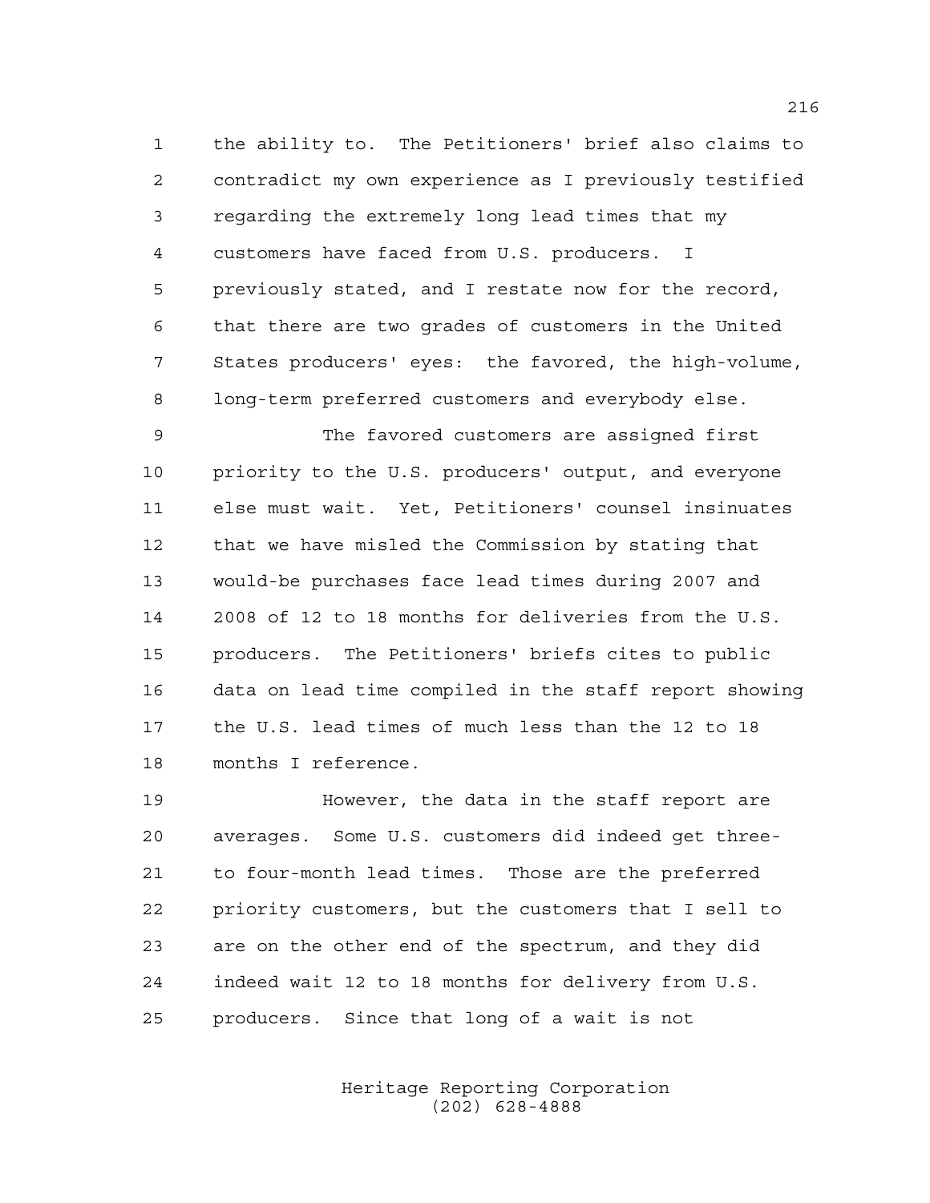the ability to. The Petitioners' brief also claims to contradict my own experience as I previously testified regarding the extremely long lead times that my customers have faced from U.S. producers. I previously stated, and I restate now for the record, that there are two grades of customers in the United States producers' eyes: the favored, the high-volume, long-term preferred customers and everybody else.

The favored customers are assigned first priority to the U.S. producers' output, and everyone else must wait. Yet, Petitioners' counsel insinuates that we have misled the Commission by stating that would-be purchases face lead times during 2007 and 2008 of 12 to 18 months for deliveries from the U.S. producers. The Petitioners' briefs cites to public data on lead time compiled in the staff report showing the U.S. lead times of much less than the 12 to 18 months I reference.

However, the data in the staff report are averages. Some U.S. customers did indeed get three- to four-month lead times. Those are the preferred priority customers, but the customers that I sell to are on the other end of the spectrum, and they did indeed wait 12 to 18 months for delivery from U.S. producers. Since that long of a wait is not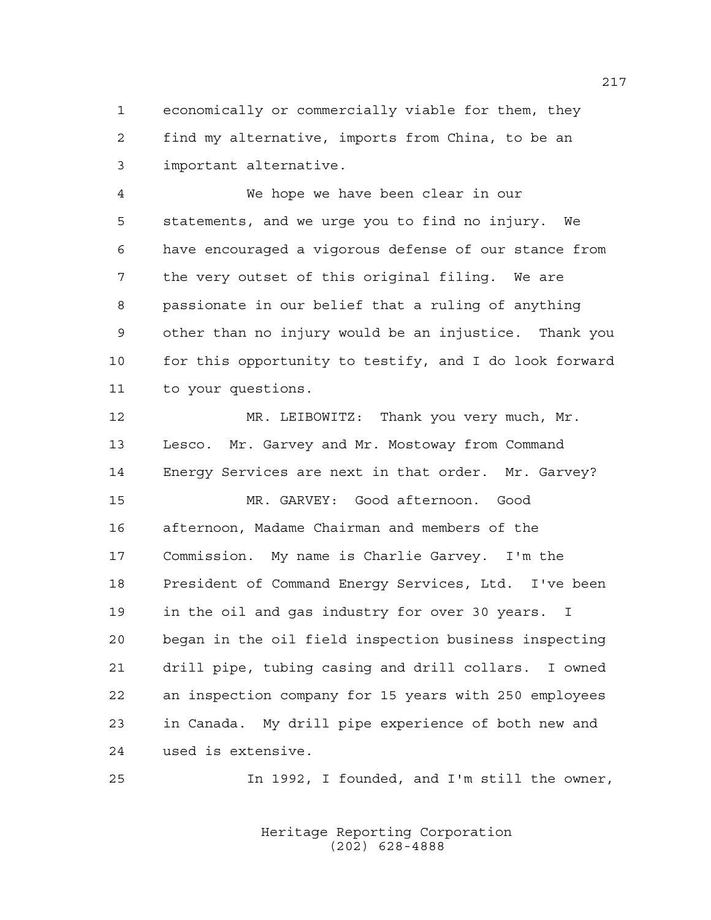economically or commercially viable for them, they find my alternative, imports from China, to be an important alternative.

We hope we have been clear in our statements, and we urge you to find no injury. We have encouraged a vigorous defense of our stance from the very outset of this original filing. We are passionate in our belief that a ruling of anything other than no injury would be an injustice. Thank you for this opportunity to testify, and I do look forward to your questions.

MR. LEIBOWITZ: Thank you very much, Mr. Lesco. Mr. Garvey and Mr. Mostoway from Command Energy Services are next in that order. Mr. Garvey?

MR. GARVEY: Good afternoon. Good afternoon, Madame Chairman and members of the Commission. My name is Charlie Garvey. I'm the President of Command Energy Services, Ltd. I've been in the oil and gas industry for over 30 years. I began in the oil field inspection business inspecting drill pipe, tubing casing and drill collars. I owned an inspection company for 15 years with 250 employees in Canada. My drill pipe experience of both new and used is extensive.

In 1992, I founded, and I'm still the owner,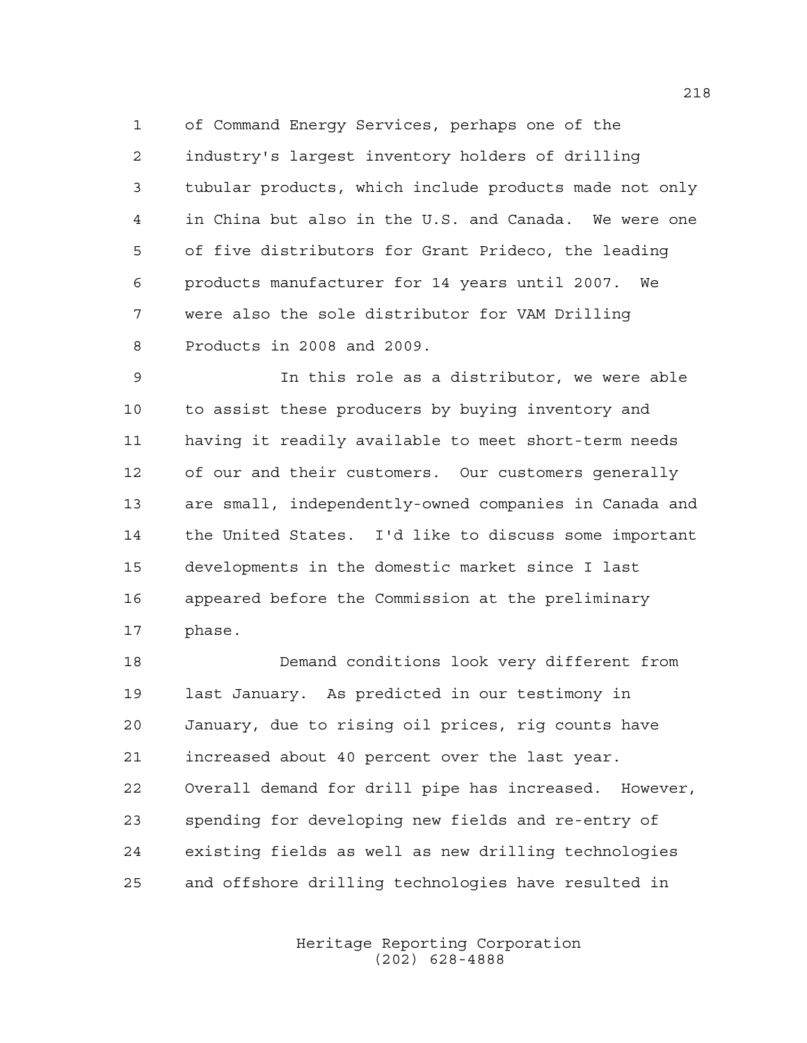of Command Energy Services, perhaps one of the industry's largest inventory holders of drilling tubular products, which include products made not only in China but also in the U.S. and Canada. We were one of five distributors for Grant Prideco, the leading products manufacturer for 14 years until 2007. We were also the sole distributor for VAM Drilling Products in 2008 and 2009.

In this role as a distributor, we were able to assist these producers by buying inventory and having it readily available to meet short-term needs of our and their customers. Our customers generally are small, independently-owned companies in Canada and the United States. I'd like to discuss some important developments in the domestic market since I last appeared before the Commission at the preliminary phase.

Demand conditions look very different from last January. As predicted in our testimony in January, due to rising oil prices, rig counts have increased about 40 percent over the last year. Overall demand for drill pipe has increased. However, spending for developing new fields and re-entry of existing fields as well as new drilling technologies and offshore drilling technologies have resulted in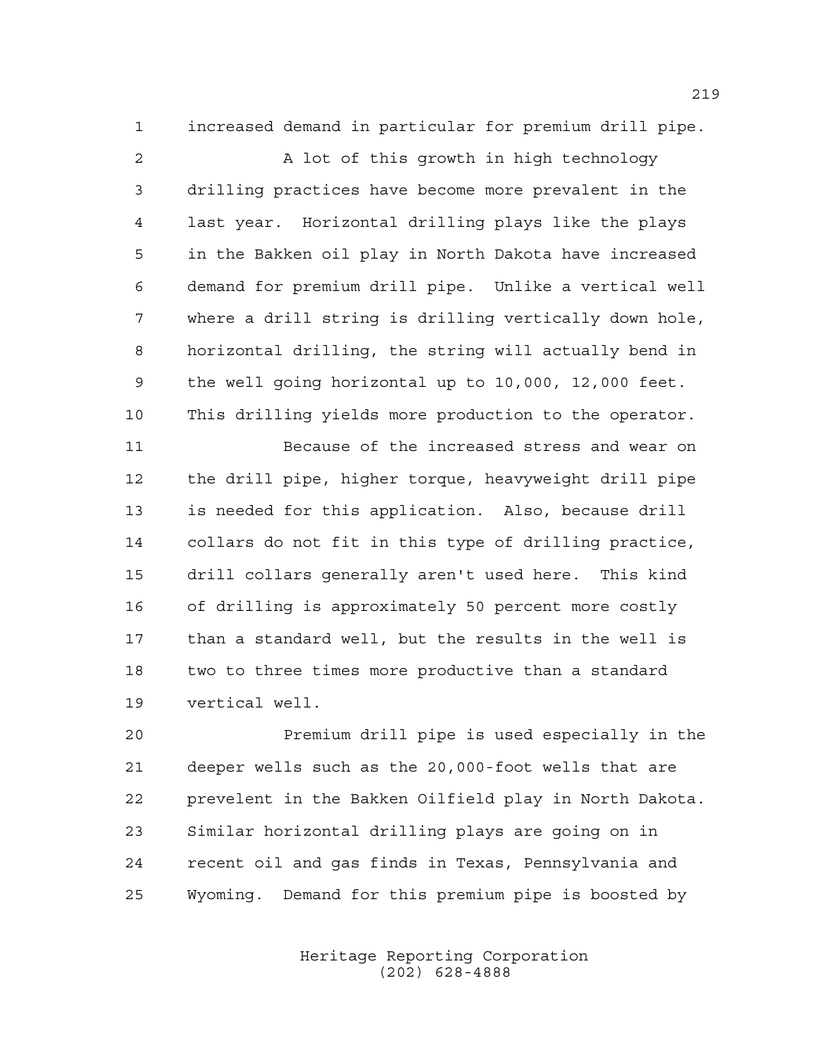increased demand in particular for premium drill pipe.

A lot of this growth in high technology drilling practices have become more prevalent in the last year. Horizontal drilling plays like the plays in the Bakken oil play in North Dakota have increased demand for premium drill pipe. Unlike a vertical well where a drill string is drilling vertically down hole, horizontal drilling, the string will actually bend in the well going horizontal up to 10,000, 12,000 feet. This drilling yields more production to the operator.

Because of the increased stress and wear on the drill pipe, higher torque, heavyweight drill pipe is needed for this application. Also, because drill collars do not fit in this type of drilling practice, drill collars generally aren't used here. This kind of drilling is approximately 50 percent more costly than a standard well, but the results in the well is two to three times more productive than a standard vertical well.

Premium drill pipe is used especially in the deeper wells such as the 20,000-foot wells that are prevelent in the Bakken Oilfield play in North Dakota. Similar horizontal drilling plays are going on in recent oil and gas finds in Texas, Pennsylvania and Wyoming. Demand for this premium pipe is boosted by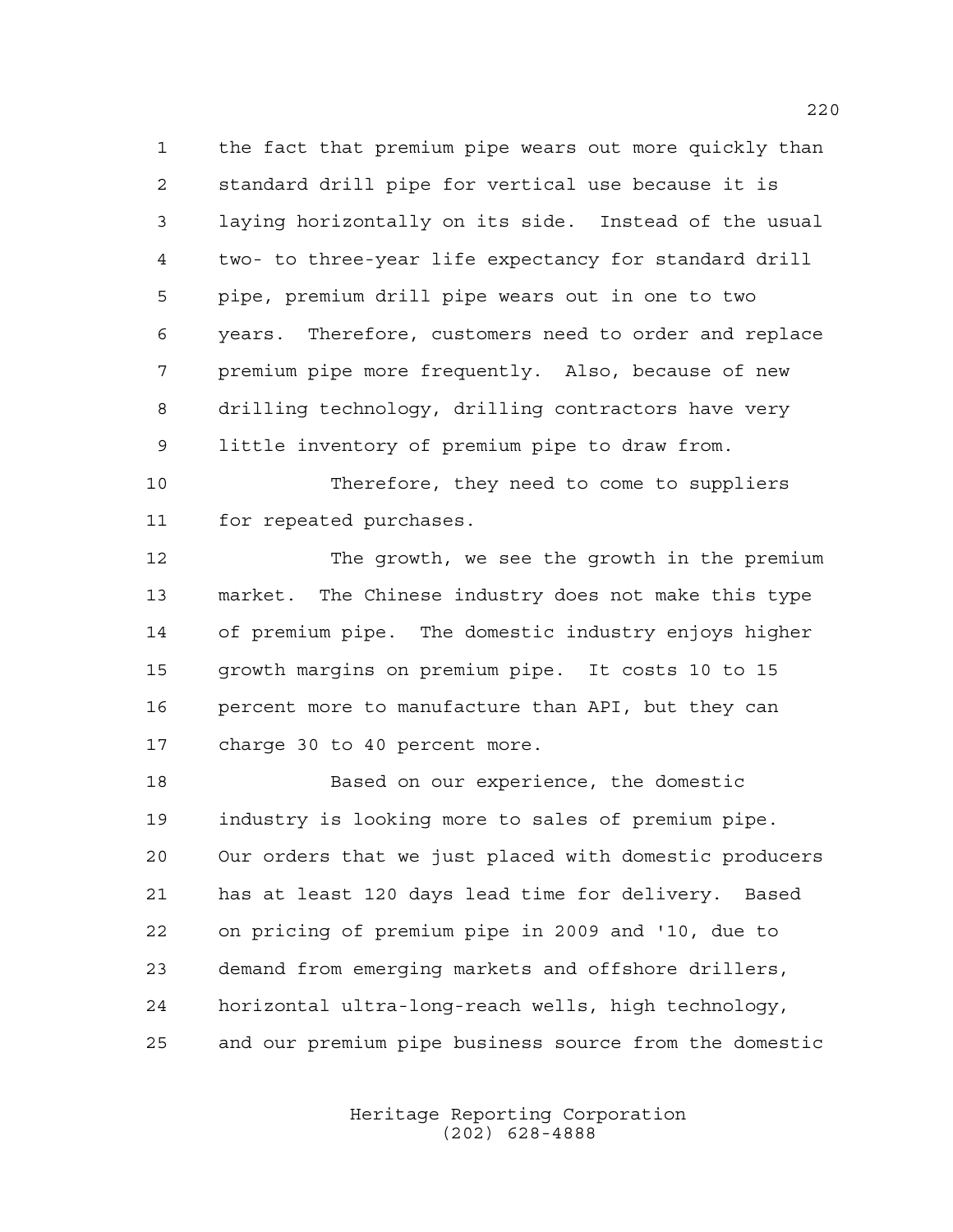the fact that premium pipe wears out more quickly than standard drill pipe for vertical use because it is laying horizontally on its side. Instead of the usual two- to three-year life expectancy for standard drill pipe, premium drill pipe wears out in one to two years. Therefore, customers need to order and replace premium pipe more frequently. Also, because of new drilling technology, drilling contractors have very little inventory of premium pipe to draw from.

Therefore, they need to come to suppliers for repeated purchases.

The growth, we see the growth in the premium market. The Chinese industry does not make this type of premium pipe. The domestic industry enjoys higher growth margins on premium pipe. It costs 10 to 15 percent more to manufacture than API, but they can charge 30 to 40 percent more.

Based on our experience, the domestic industry is looking more to sales of premium pipe. Our orders that we just placed with domestic producers has at least 120 days lead time for delivery. Based on pricing of premium pipe in 2009 and '10, due to demand from emerging markets and offshore drillers, horizontal ultra-long-reach wells, high technology, and our premium pipe business source from the domestic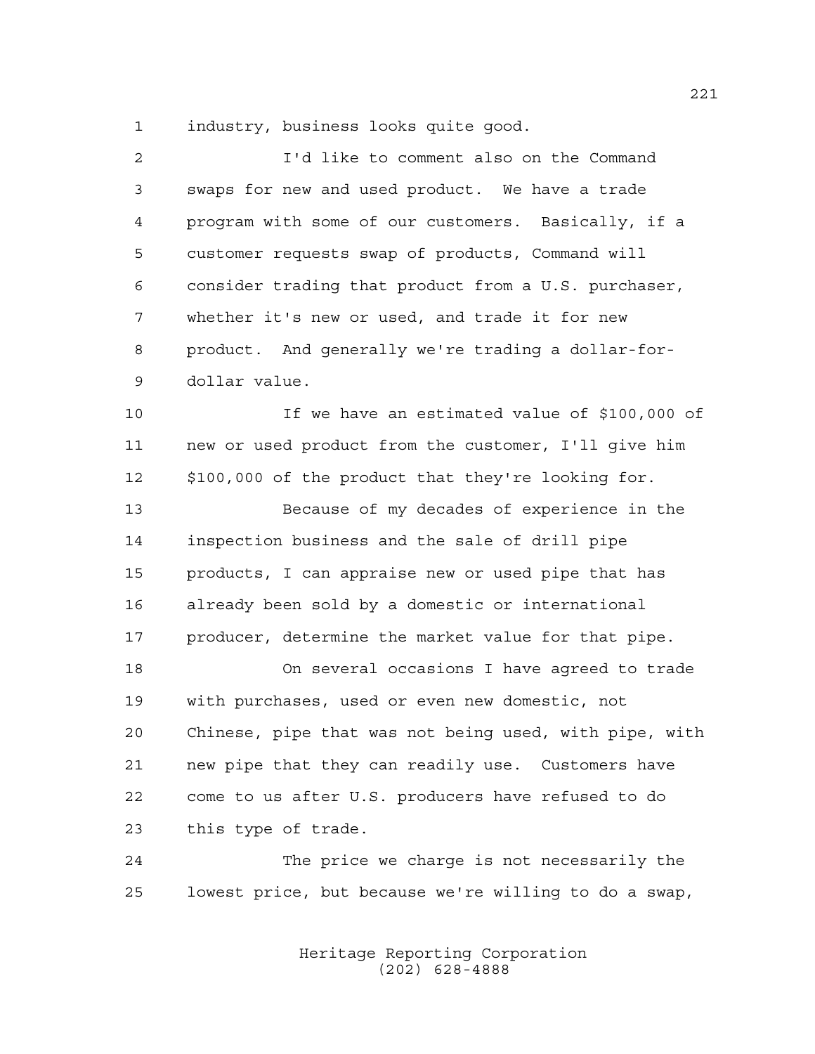industry, business looks quite good.

I'd like to comment also on the Command swaps for new and used product. We have a trade program with some of our customers. Basically, if a customer requests swap of products, Command will consider trading that product from a U.S. purchaser, whether it's new or used, and trade it for new product. And generally we're trading a dollar-for-dollar value.

If we have an estimated value of $100,000 of new or used product from the customer, I'll give him $100,000 of the product that they're looking for.

Because of my decades of experience in the inspection business and the sale of drill pipe products, I can appraise new or used pipe that has already been sold by a domestic or international producer, determine the market value for that pipe.

On several occasions I have agreed to trade with purchases, used or even new domestic, not Chinese, pipe that was not being used, with pipe, with new pipe that they can readily use. Customers have come to us after U.S. producers have refused to do this type of trade.

The price we charge is not necessarily the lowest price, but because we're willing to do a swap,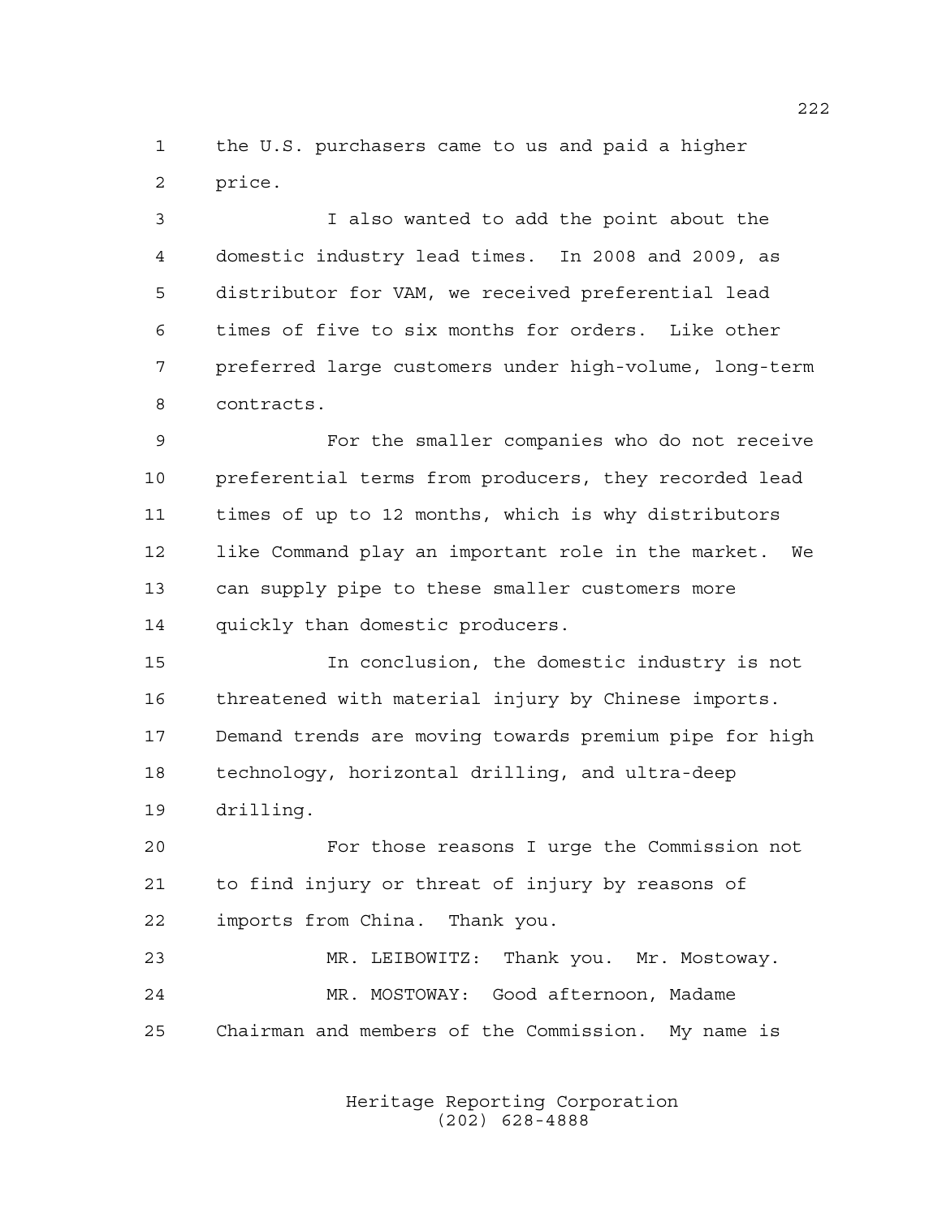the U.S. purchasers came to us and paid a higher price.

I also wanted to add the point about the domestic industry lead times. In 2008 and 2009, as distributor for VAM, we received preferential lead times of five to six months for orders. Like other preferred large customers under high-volume, long-term contracts.

For the smaller companies who do not receive preferential terms from producers, they recorded lead times of up to 12 months, which is why distributors like Command play an important role in the market. We can supply pipe to these smaller customers more quickly than domestic producers.

In conclusion, the domestic industry is not threatened with material injury by Chinese imports. Demand trends are moving towards premium pipe for high technology, horizontal drilling, and ultra-deep drilling.

For those reasons I urge the Commission not to find injury or threat of injury by reasons of imports from China. Thank you.

MR. LEIBOWITZ: Thank you. Mr. Mostoway.

MR. MOSTOWAY: Good afternoon, Madame Chairman and members of the Commission. My name is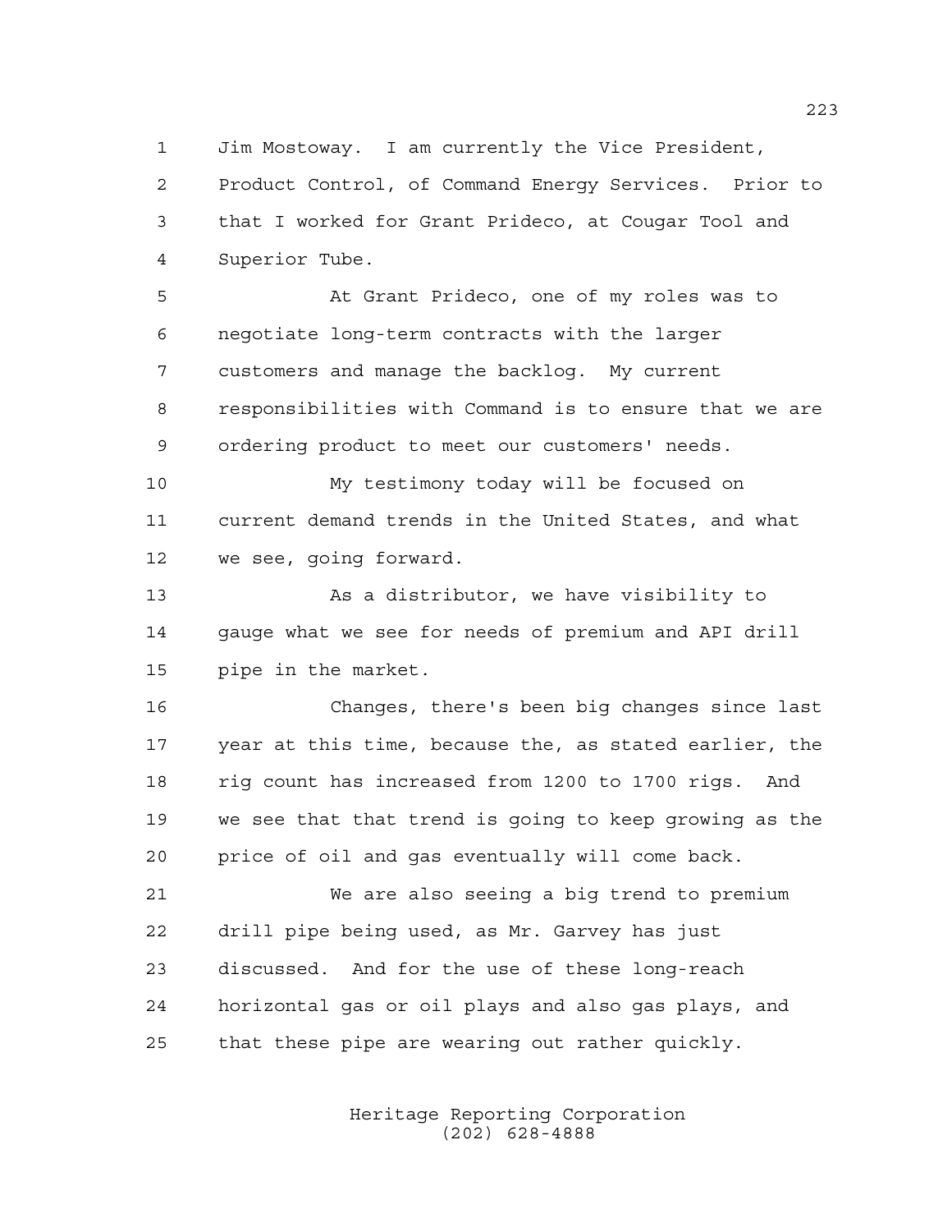1 Jim Mostoway. I am currently the Vice President,
2 Product Control, of Command Energy Services. Prior to
3 that I worked for Grant Prideco, at Cougar Tool and
4 Superior Tube.

5 At Grant Prideco, one of my roles was to
6 negotiate long-term contracts with the larger
7 customers and manage the backlog. My current
8 responsibilities with Command is to ensure that we are
9 ordering product to meet our customers' needs.

10 My testimony today will be focused on
11 current demand trends in the United States, and what
12 we see, going forward.

13 As a distributor, we have visibility to
14 gauge what we see for needs of premium and API drill
15 pipe in the market.

16 Changes, there's been big changes since last
17 year at this time, because the, as stated earlier, the
18 rig count has increased from 1200 to 1700 rigs. And
19 we see that that trend is going to keep growing as the
20 price of oil and gas eventually will come back.

21 We are also seeing a big trend to premium
22 drill pipe being used, as Mr. Garvey has just
23 discussed. And for the use of these long-reach
24 horizontal gas or oil plays and also gas plays, and
25 that these pipe are wearing out rather quickly.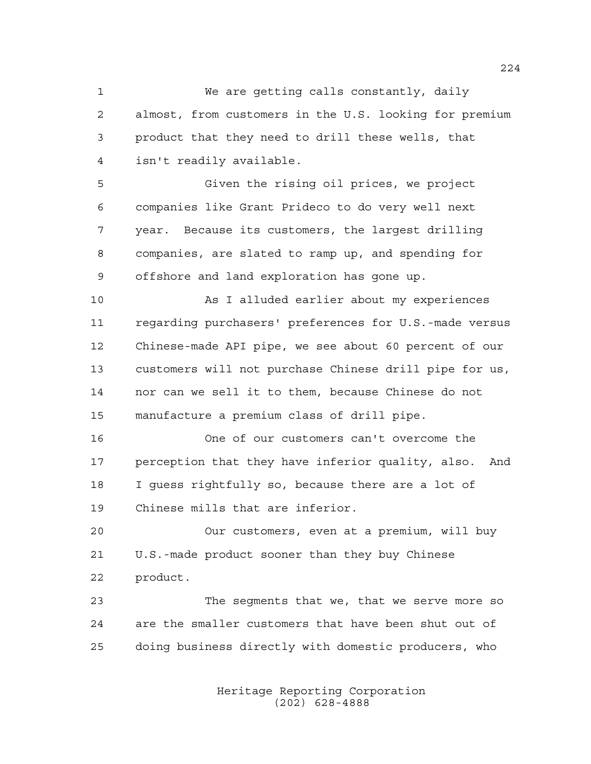We are getting calls constantly, daily almost, from customers in the U.S. looking for premium product that they need to drill these wells, that isn't readily available.

Given the rising oil prices, we project companies like Grant Prideco to do very well next year. Because its customers, the largest drilling companies, are slated to ramp up, and spending for offshore and land exploration has gone up.

As I alluded earlier about my experiences regarding purchasers' preferences for U.S.-made versus Chinese-made API pipe, we see about 60 percent of our customers will not purchase Chinese drill pipe for us, nor can we sell it to them, because Chinese do not manufacture a premium class of drill pipe.

One of our customers can't overcome the perception that they have inferior quality, also. And I guess rightfully so, because there are a lot of Chinese mills that are inferior.

Our customers, even at a premium, will buy U.S.-made product sooner than they buy Chinese product.

The segments that we, that we serve more so are the smaller customers that have been shut out of doing business directly with domestic producers, who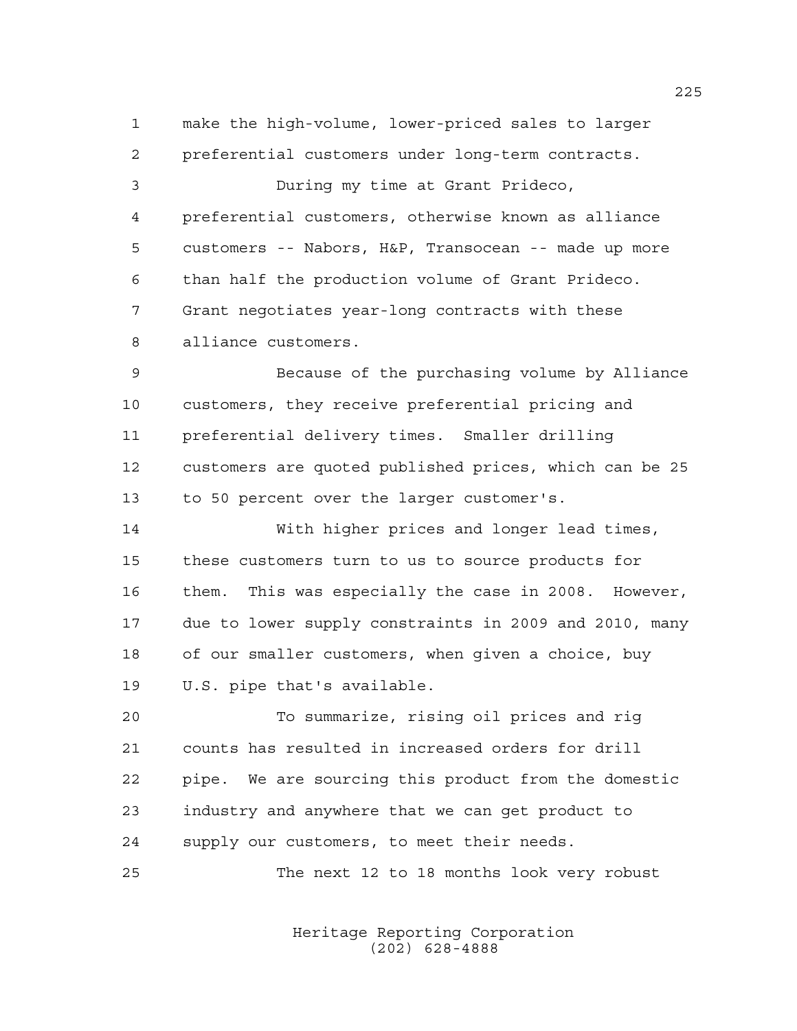make the high-volume, lower-priced sales to larger preferential customers under long-term contracts.

During my time at Grant Prideco, preferential customers, otherwise known as alliance customers -- Nabors, H&P, Transocean -- made up more than half the production volume of Grant Prideco. Grant negotiates year-long contracts with these alliance customers.

Because of the purchasing volume by Alliance customers, they receive preferential pricing and preferential delivery times. Smaller drilling customers are quoted published prices, which can be 25 to 50 percent over the larger customer's.

With higher prices and longer lead times, these customers turn to us to source products for them. This was especially the case in 2008. However, due to lower supply constraints in 2009 and 2010, many of our smaller customers, when given a choice, buy U.S. pipe that's available.

To summarize, rising oil prices and rig counts has resulted in increased orders for drill pipe. We are sourcing this product from the domestic industry and anywhere that we can get product to supply our customers, to meet their needs.

The next 12 to 18 months look very robust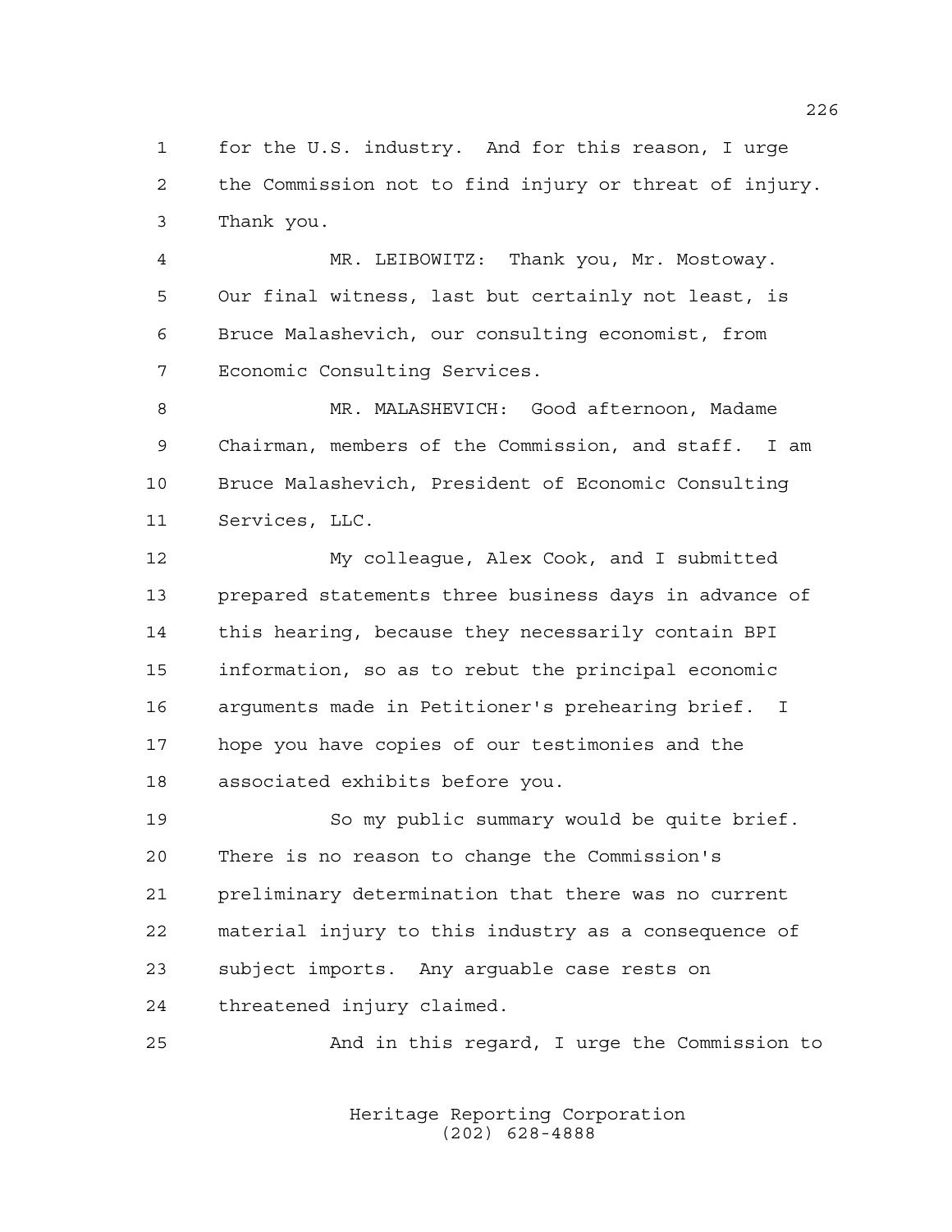for the U.S. industry. And for this reason, I urge the Commission not to find injury or threat of injury. Thank you.

MR. LEIBOWITZ: Thank you, Mr. Mostoway. Our final witness, last but certainly not least, is Bruce Malashevich, our consulting economist, from Economic Consulting Services.

MR. MALASHEVICH: Good afternoon, Madame Chairman, members of the Commission, and staff. I am Bruce Malashevich, President of Economic Consulting Services, LLC.

My colleague, Alex Cook, and I submitted prepared statements three business days in advance of this hearing, because they necessarily contain BPI information, so as to rebut the principal economic arguments made in Petitioner's prehearing brief. I hope you have copies of our testimonies and the associated exhibits before you.

So my public summary would be quite brief. There is no reason to change the Commission's preliminary determination that there was no current material injury to this industry as a consequence of subject imports. Any arguable case rests on threatened injury claimed.

And in this regard, I urge the Commission to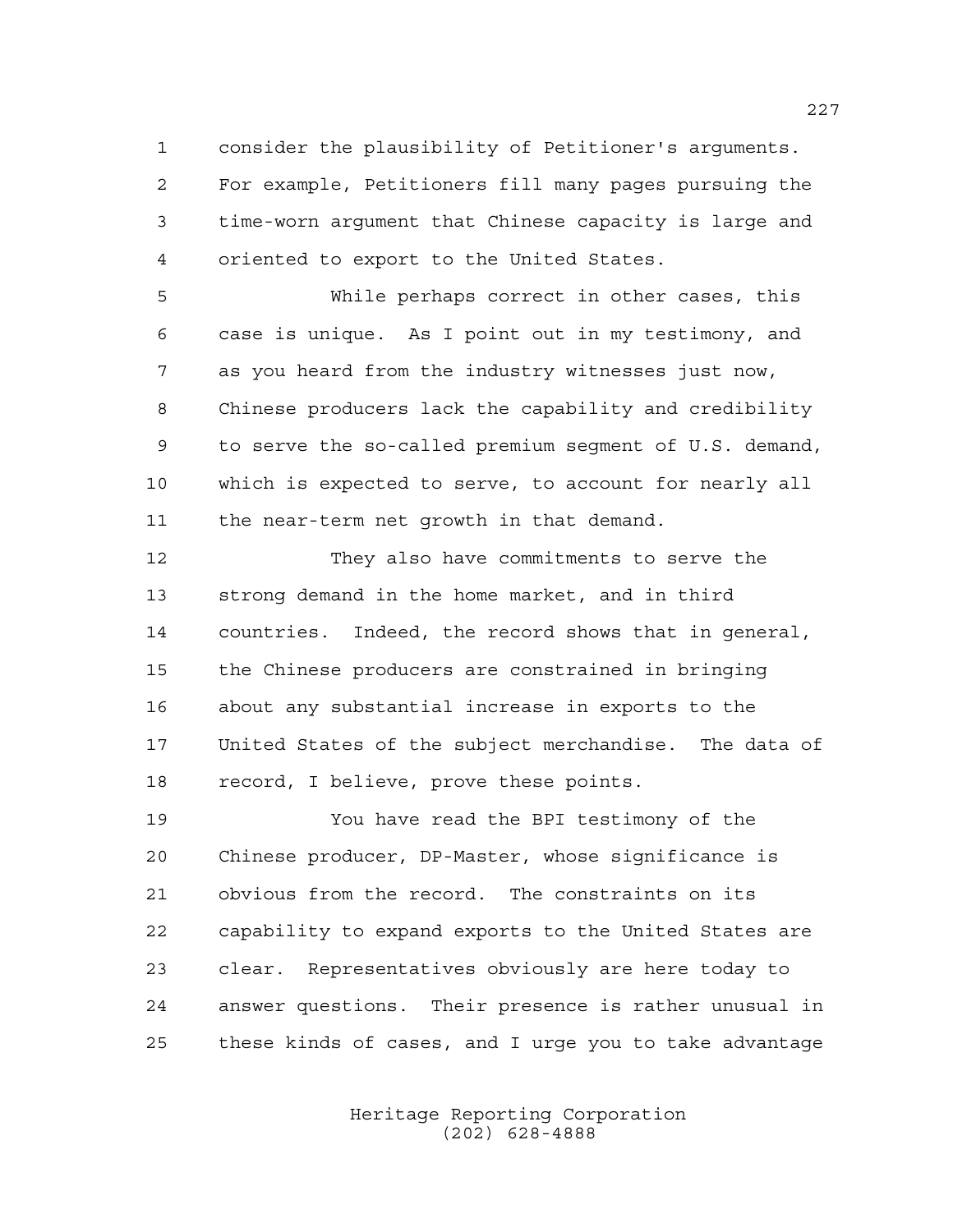consider the plausibility of Petitioner's arguments. For example, Petitioners fill many pages pursuing the time-worn argument that Chinese capacity is large and oriented to export to the United States.

While perhaps correct in other cases, this case is unique. As I point out in my testimony, and as you heard from the industry witnesses just now, Chinese producers lack the capability and credibility to serve the so-called premium segment of U.S. demand, which is expected to serve, to account for nearly all the near-term net growth in that demand.

They also have commitments to serve the strong demand in the home market, and in third countries. Indeed, the record shows that in general, the Chinese producers are constrained in bringing about any substantial increase in exports to the United States of the subject merchandise. The data of record, I believe, prove these points.

You have read the BPI testimony of the Chinese producer, DP-Master, whose significance is obvious from the record. The constraints on its capability to expand exports to the United States are clear. Representatives obviously are here today to answer questions. Their presence is rather unusual in these kinds of cases, and I urge you to take advantage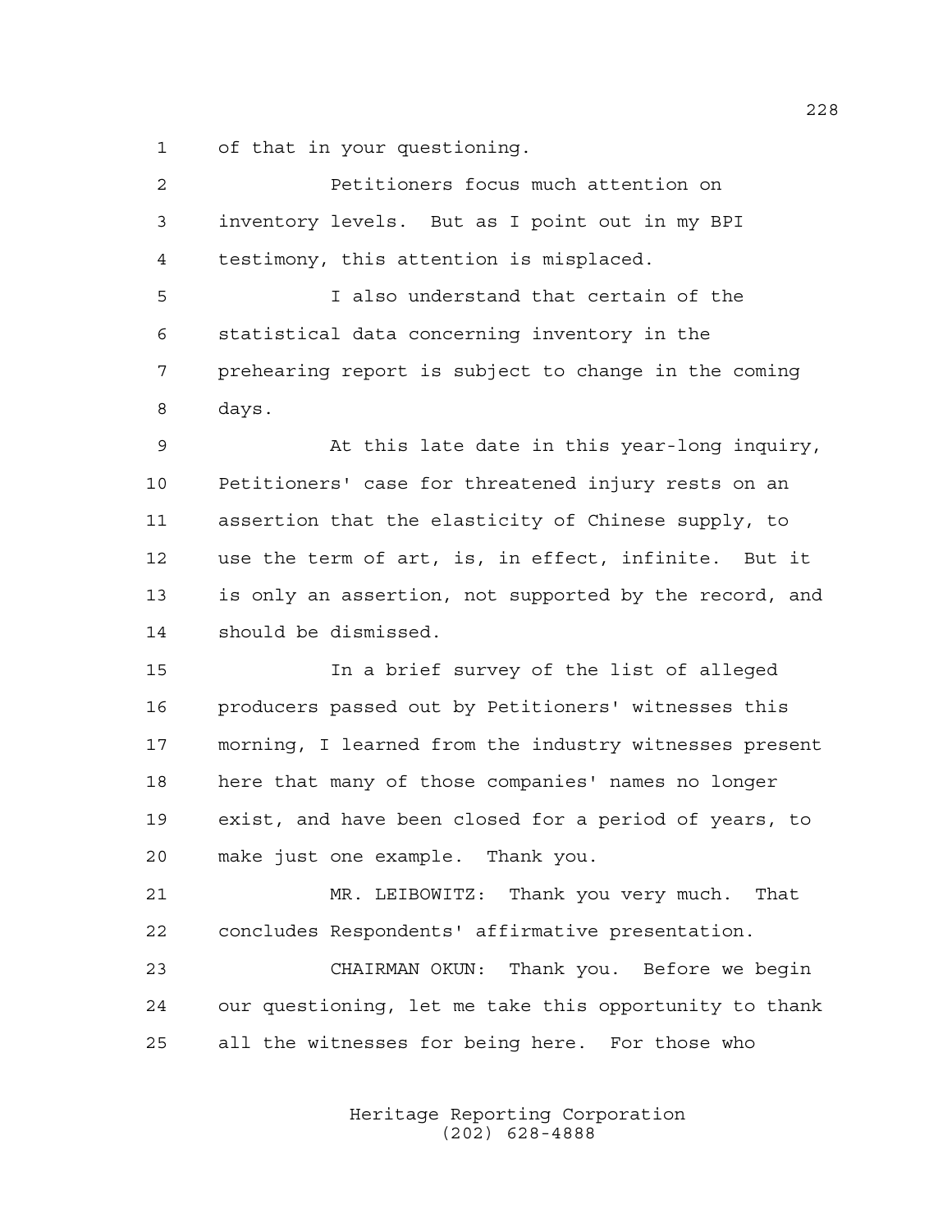of that in your questioning.

Petitioners focus much attention on inventory levels. But as I point out in my BPI testimony, this attention is misplaced.

I also understand that certain of the statistical data concerning inventory in the prehearing report is subject to change in the coming days.

At this late date in this year-long inquiry, Petitioners' case for threatened injury rests on an assertion that the elasticity of Chinese supply, to use the term of art, is, in effect, infinite. But it is only an assertion, not supported by the record, and should be dismissed.

In a brief survey of the list of alleged producers passed out by Petitioners' witnesses this morning, I learned from the industry witnesses present here that many of those companies' names no longer exist, and have been closed for a period of years, to make just one example. Thank you.

MR. LEIBOWITZ: Thank you very much. That concludes Respondents' affirmative presentation.

CHAIRMAN OKUN: Thank you. Before we begin our questioning, let me take this opportunity to thank all the witnesses for being here. For those who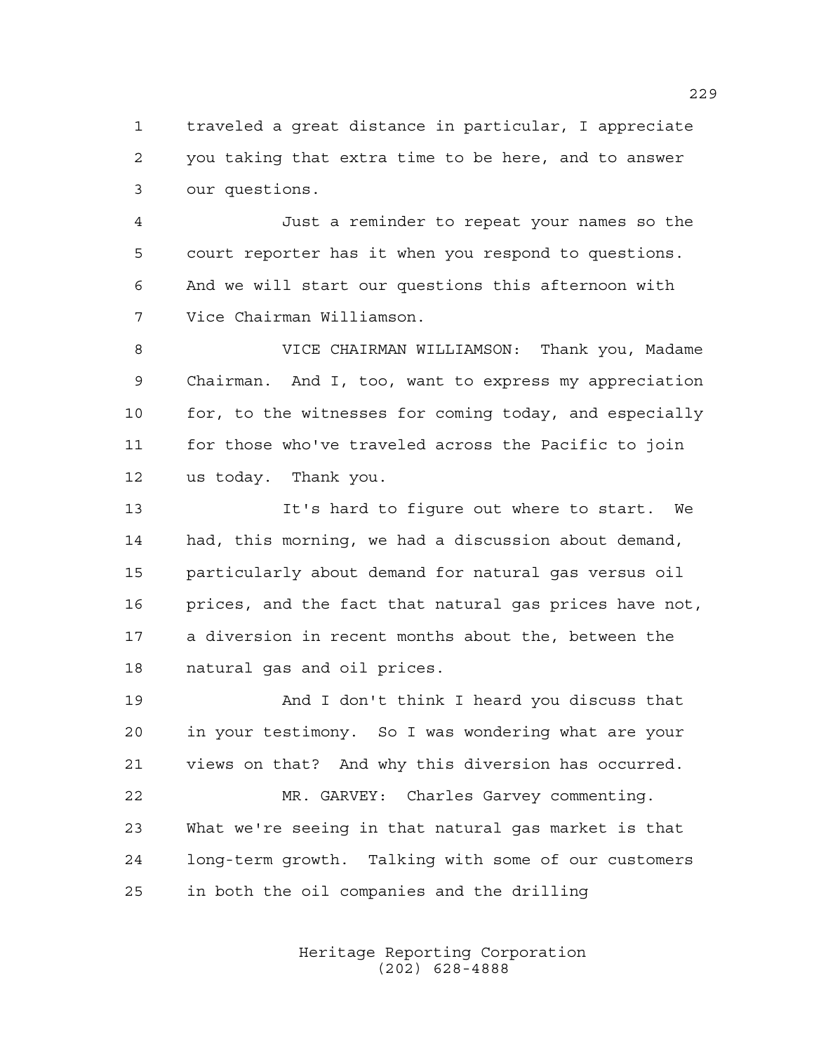traveled a great distance in particular, I appreciate you taking that extra time to be here, and to answer our questions.

Just a reminder to repeat your names so the court reporter has it when you respond to questions. And we will start our questions this afternoon with Vice Chairman Williamson.

VICE CHAIRMAN WILLIAMSON: Thank you, Madame Chairman. And I, too, want to express my appreciation for, to the witnesses for coming today, and especially for those who've traveled across the Pacific to join us today. Thank you.

It's hard to figure out where to start. We had, this morning, we had a discussion about demand, particularly about demand for natural gas versus oil prices, and the fact that natural gas prices have not, a diversion in recent months about the, between the natural gas and oil prices.

And I don't think I heard you discuss that in your testimony. So I was wondering what are your views on that? And why this diversion has occurred.

MR. GARVEY: Charles Garvey commenting. What we're seeing in that natural gas market is that long-term growth. Talking with some of our customers in both the oil companies and the drilling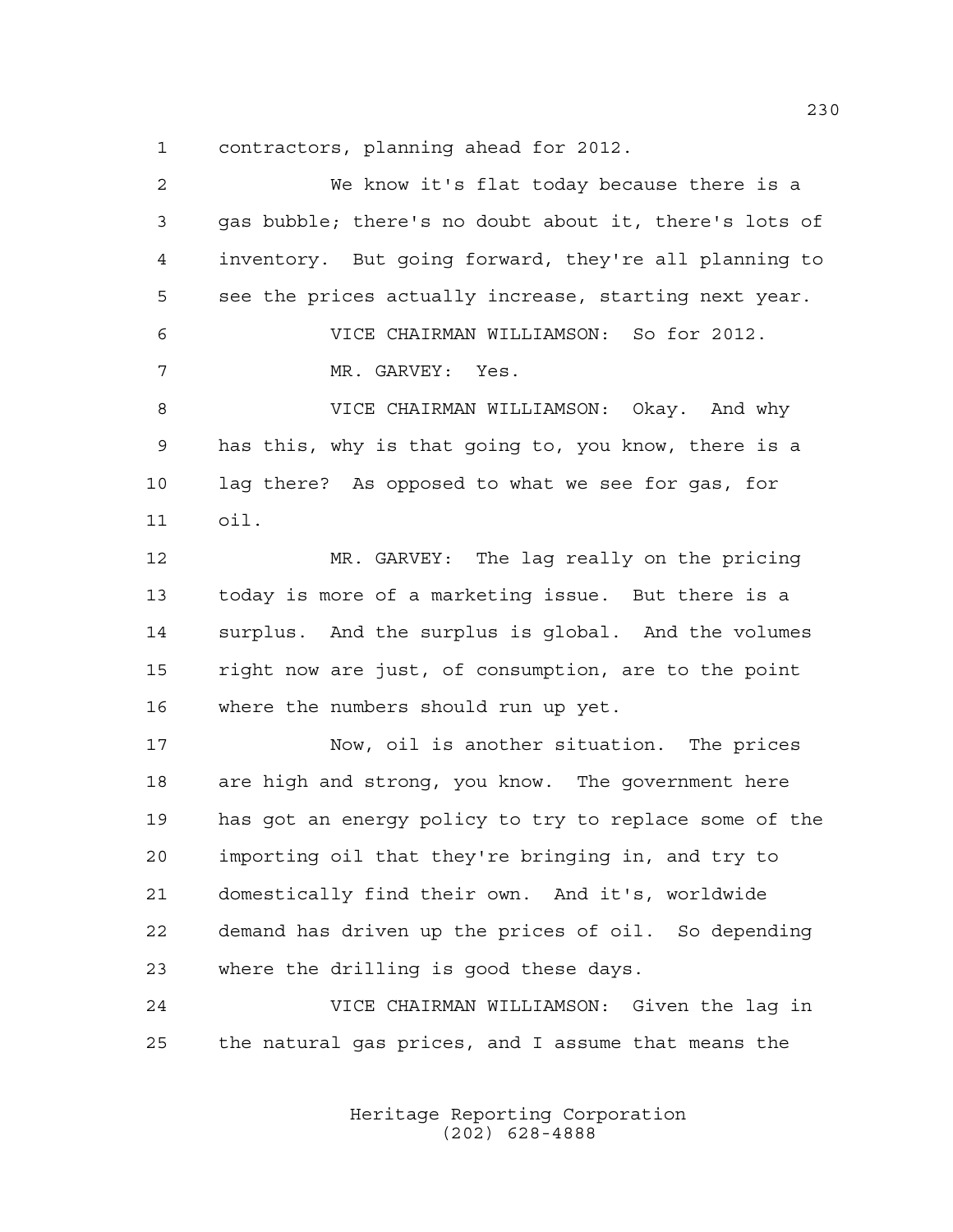contractors, planning ahead for 2012.

We know it's flat today because there is a gas bubble; there's no doubt about it, there's lots of inventory. But going forward, they're all planning to see the prices actually increase, starting next year.

VICE CHAIRMAN WILLIAMSON: So for 2012.

MR. GARVEY: Yes.

VICE CHAIRMAN WILLIAMSON: Okay. And why has this, why is that going to, you know, there is a lag there? As opposed to what we see for gas, for oil.

MR. GARVEY: The lag really on the pricing today is more of a marketing issue. But there is a surplus. And the surplus is global. And the volumes right now are just, of consumption, are to the point where the numbers should run up yet.

Now, oil is another situation. The prices are high and strong, you know. The government here has got an energy policy to try to replace some of the importing oil that they're bringing in, and try to domestically find their own. And it's, worldwide demand has driven up the prices of oil. So depending where the drilling is good these days.

VICE CHAIRMAN WILLIAMSON: Given the lag in the natural gas prices, and I assume that means the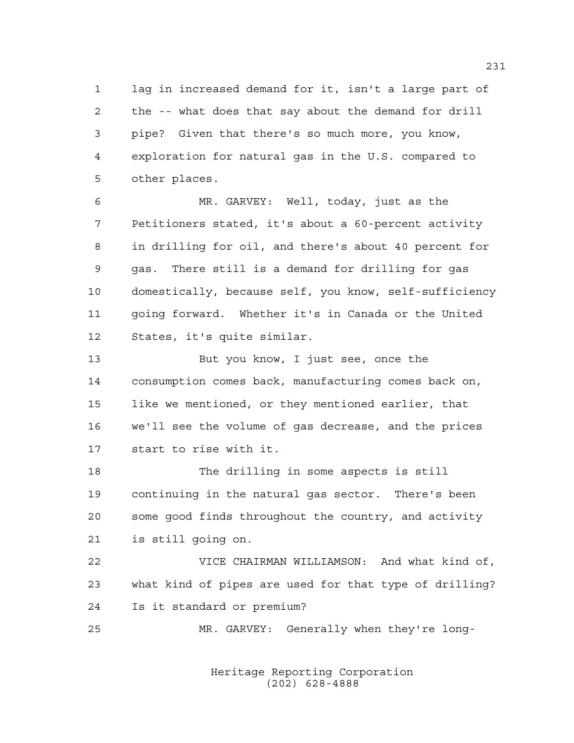lag in increased demand for it, isn't a large part of the -- what does that say about the demand for drill pipe? Given that there's so much more, you know, exploration for natural gas in the U.S. compared to other places.

MR. GARVEY: Well, today, just as the Petitioners stated, it's about a 60-percent activity in drilling for oil, and there's about 40 percent for gas. There still is a demand for drilling for gas domestically, because self, you know, self-sufficiency going forward. Whether it's in Canada or the United States, it's quite similar.

But you know, I just see, once the consumption comes back, manufacturing comes back on, like we mentioned, or they mentioned earlier, that we'll see the volume of gas decrease, and the prices start to rise with it.

The drilling in some aspects is still continuing in the natural gas sector. There's been some good finds throughout the country, and activity is still going on.

VICE CHAIRMAN WILLIAMSON: And what kind of, what kind of pipes are used for that type of drilling? Is it standard or premium?

MR. GARVEY: Generally when they're long-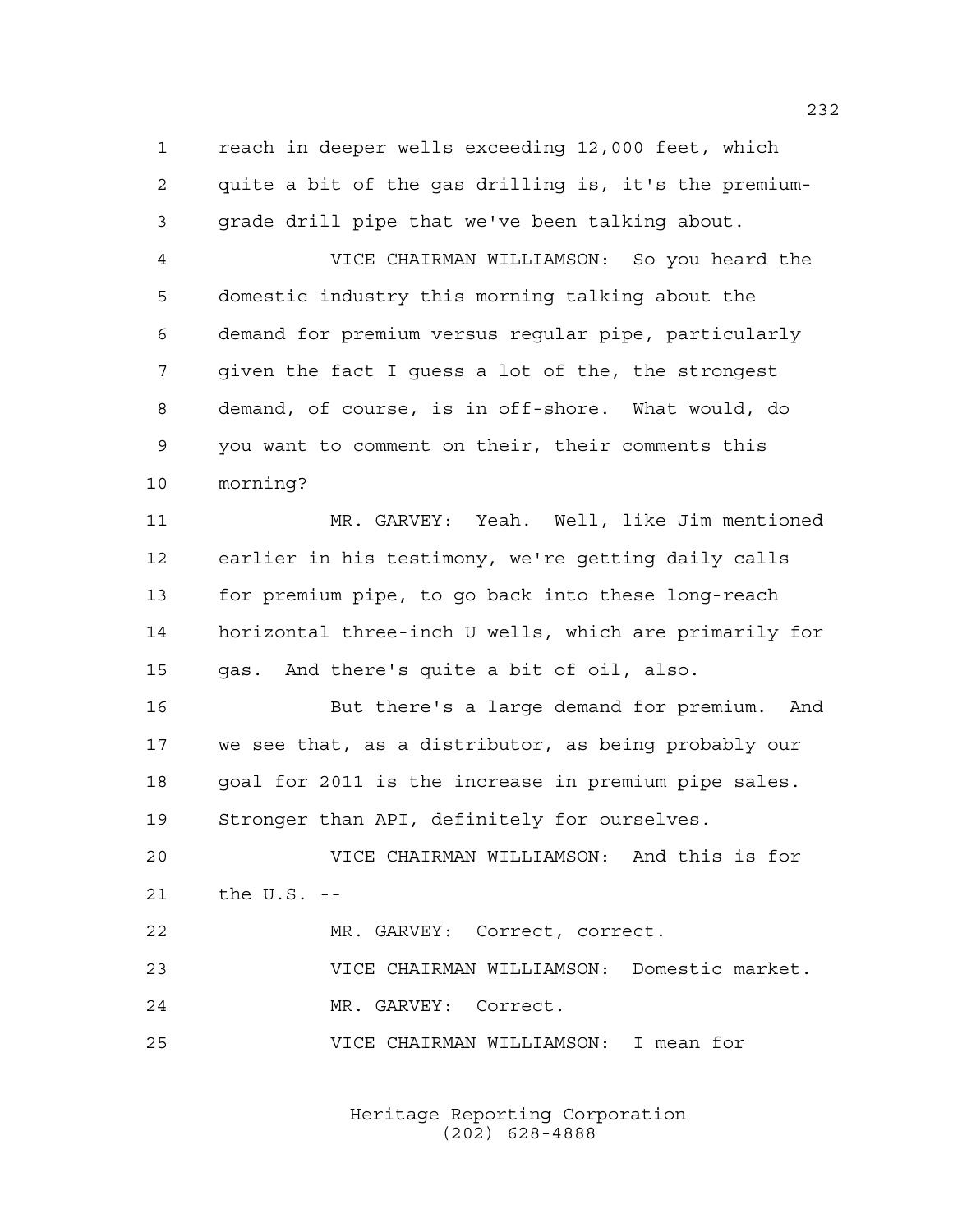reach in deeper wells exceeding 12,000 feet, which quite a bit of the gas drilling is, it's the premium-grade drill pipe that we've been talking about.

VICE CHAIRMAN WILLIAMSON: So you heard the domestic industry this morning talking about the demand for premium versus regular pipe, particularly given the fact I guess a lot of the, the strongest demand, of course, is in off-shore. What would, do you want to comment on their, their comments this morning?

MR. GARVEY: Yeah. Well, like Jim mentioned earlier in his testimony, we're getting daily calls for premium pipe, to go back into these long-reach horizontal three-inch U wells, which are primarily for gas. And there's quite a bit of oil, also.

But there's a large demand for premium. And we see that, as a distributor, as being probably our goal for 2011 is the increase in premium pipe sales. Stronger than API, definitely for ourselves.

VICE CHAIRMAN WILLIAMSON: And this is for the U.S. --

MR. GARVEY: Correct, correct.

VICE CHAIRMAN WILLIAMSON: Domestic market.

MR. GARVEY: Correct.

VICE CHAIRMAN WILLIAMSON: I mean for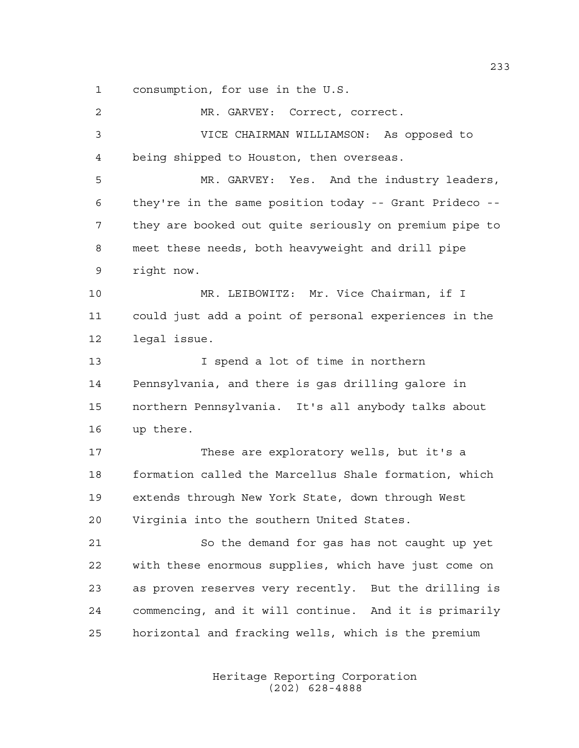consumption, for use in the U.S.

MR. GARVEY: Correct, correct.

VICE CHAIRMAN WILLIAMSON: As opposed to being shipped to Houston, then overseas.

MR. GARVEY: Yes. And the industry leaders, they're in the same position today -- Grant Prideco -- they are booked out quite seriously on premium pipe to meet these needs, both heavyweight and drill pipe right now.

MR. LEIBOWITZ: Mr. Vice Chairman, if I could just add a point of personal experiences in the legal issue.

I spend a lot of time in northern Pennsylvania, and there is gas drilling galore in northern Pennsylvania. It's all anybody talks about up there.

These are exploratory wells, but it's a formation called the Marcellus Shale formation, which extends through New York State, down through West Virginia into the southern United States.

So the demand for gas has not caught up yet with these enormous supplies, which have just come on as proven reserves very recently. But the drilling is commencing, and it will continue. And it is primarily horizontal and fracking wells, which is the premium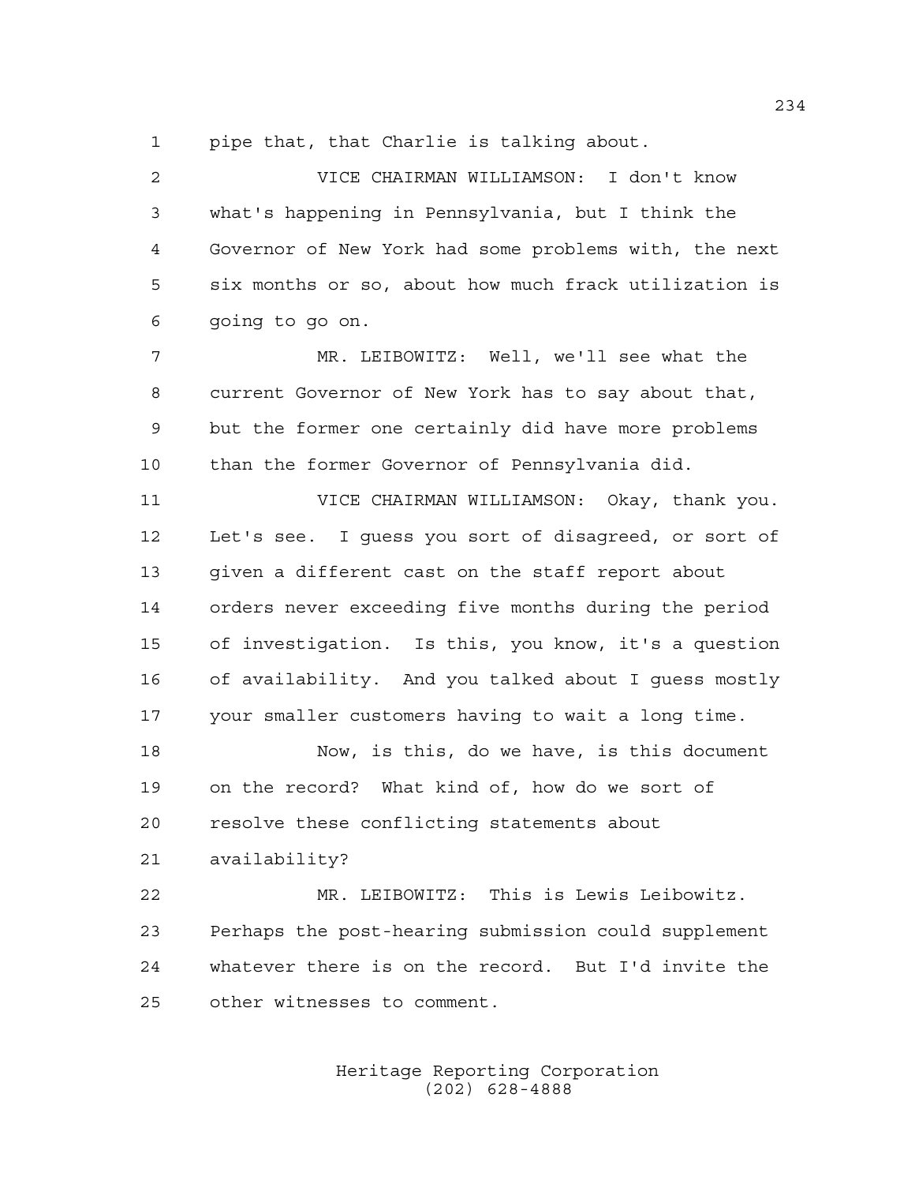pipe that, that Charlie is talking about.

VICE CHAIRMAN WILLIAMSON: I don't know what's happening in Pennsylvania, but I think the Governor of New York had some problems with, the next six months or so, about how much frack utilization is going to go on.

MR. LEIBOWITZ: Well, we'll see what the current Governor of New York has to say about that, but the former one certainly did have more problems than the former Governor of Pennsylvania did.

VICE CHAIRMAN WILLIAMSON: Okay, thank you. Let's see. I guess you sort of disagreed, or sort of given a different cast on the staff report about orders never exceeding five months during the period of investigation. Is this, you know, it's a question of availability. And you talked about I guess mostly your smaller customers having to wait a long time.

Now, is this, do we have, is this document on the record? What kind of, how do we sort of resolve these conflicting statements about availability?

MR. LEIBOWITZ: This is Lewis Leibowitz. Perhaps the post-hearing submission could supplement whatever there is on the record. But I'd invite the other witnesses to comment.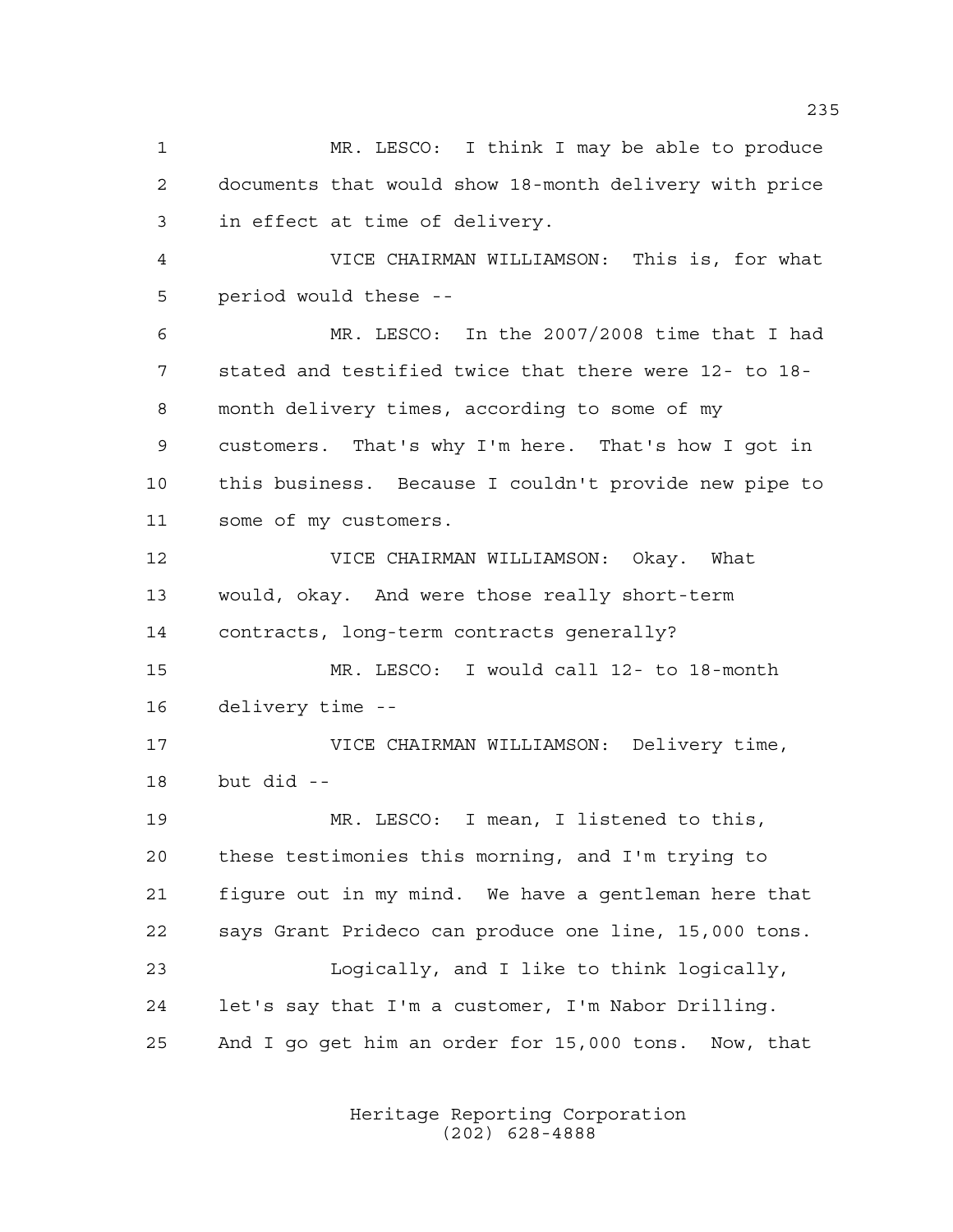MR. LESCO: I think I may be able to produce documents that would show 18-month delivery with price in effect at time of delivery.

VICE CHAIRMAN WILLIAMSON: This is, for what period would these --

MR. LESCO: In the 2007/2008 time that I had stated and testified twice that there were 12- to 18-month delivery times, according to some of my customers. That's why I'm here. That's how I got in this business. Because I couldn't provide new pipe to some of my customers.

VICE CHAIRMAN WILLIAMSON: Okay. What would, okay. And were those really short-term contracts, long-term contracts generally?

MR. LESCO: I would call 12- to 18-month delivery time --

VICE CHAIRMAN WILLIAMSON: Delivery time, but did --

MR. LESCO: I mean, I listened to this, these testimonies this morning, and I'm trying to figure out in my mind. We have a gentleman here that says Grant Prideco can produce one line, 15,000 tons.

Logically, and I like to think logically, let's say that I'm a customer, I'm Nabor Drilling. And I go get him an order for 15,000 tons. Now, that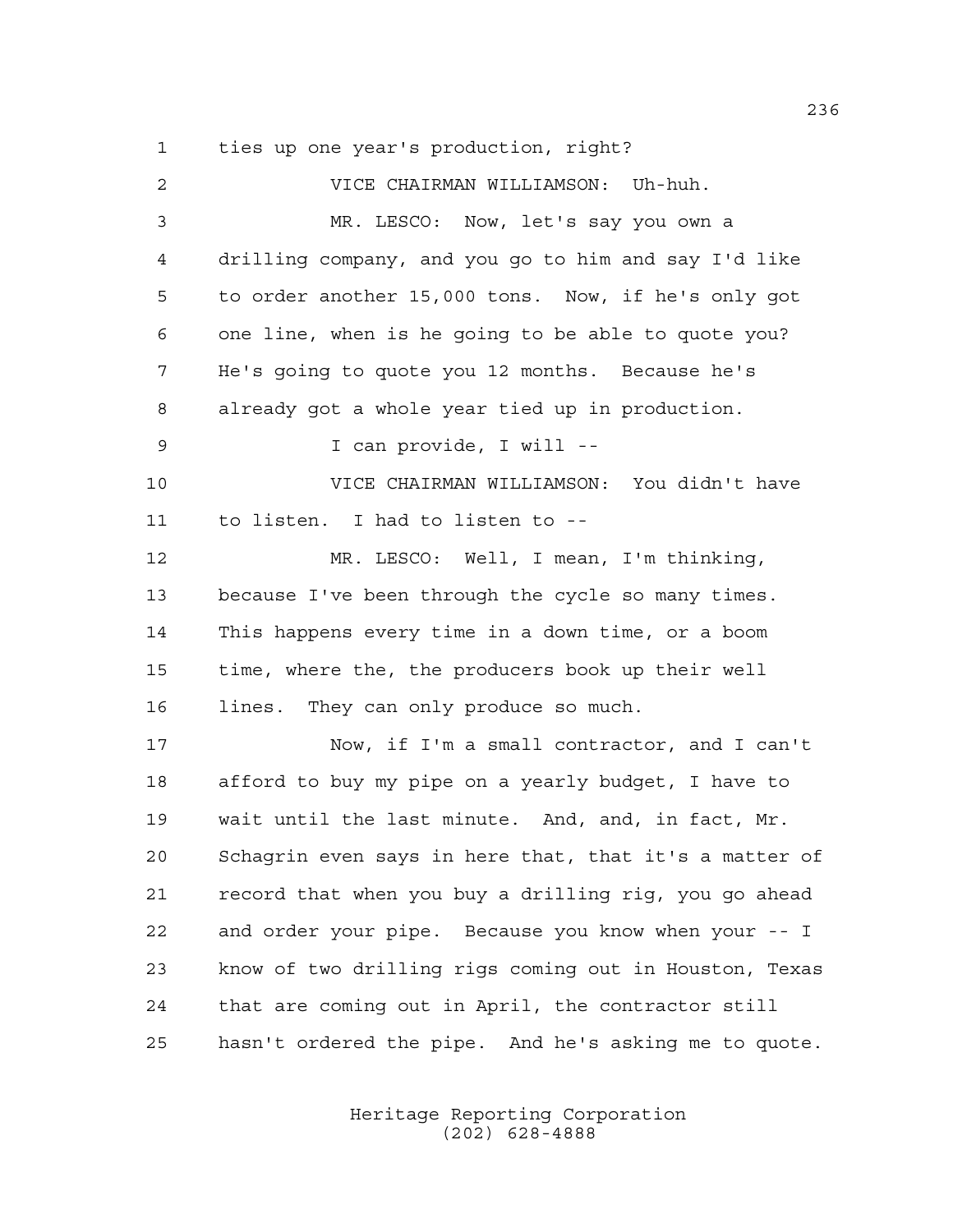ties up one year's production, right?

VICE CHAIRMAN WILLIAMSON: Uh-huh.

MR. LESCO: Now, let's say you own a drilling company, and you go to him and say I'd like to order another 15,000 tons. Now, if he's only got one line, when is he going to be able to quote you? He's going to quote you 12 months. Because he's already got a whole year tied up in production.

I can provide, I will --

VICE CHAIRMAN WILLIAMSON: You didn't have to listen. I had to listen to --

MR. LESCO: Well, I mean, I'm thinking, because I've been through the cycle so many times. This happens every time in a down time, or a boom time, where the, the producers book up their well lines. They can only produce so much.

Now, if I'm a small contractor, and I can't afford to buy my pipe on a yearly budget, I have to wait until the last minute. And, and, in fact, Mr. Schagrin even says in here that, that it's a matter of record that when you buy a drilling rig, you go ahead and order your pipe. Because you know when your -- I know of two drilling rigs coming out in Houston, Texas that are coming out in April, the contractor still hasn't ordered the pipe. And he's asking me to quote.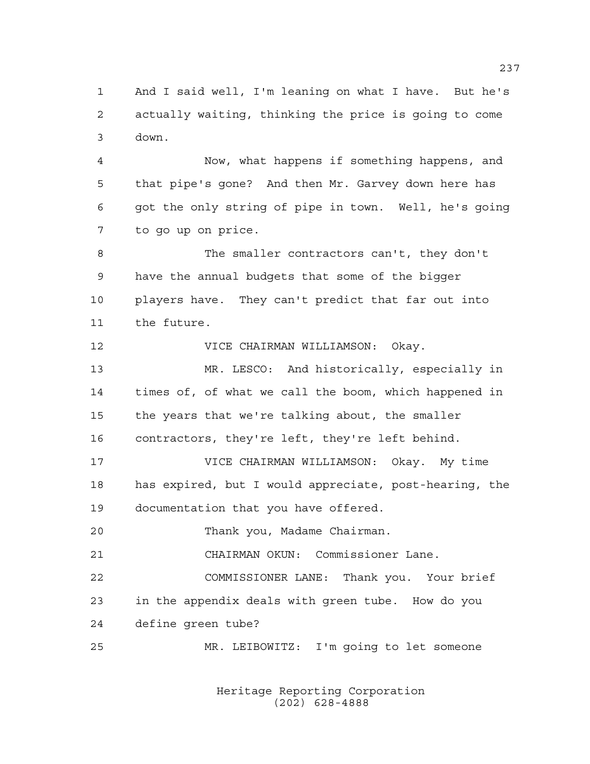And I said well, I'm leaning on what I have. But he's actually waiting, thinking the price is going to come down.

Now, what happens if something happens, and that pipe's gone? And then Mr. Garvey down here has got the only string of pipe in town. Well, he's going to go up on price.

The smaller contractors can't, they don't have the annual budgets that some of the bigger players have. They can't predict that far out into the future.

VICE CHAIRMAN WILLIAMSON: Okay.

MR. LESCO: And historically, especially in times of, of what we call the boom, which happened in the years that we're talking about, the smaller contractors, they're left, they're left behind.

VICE CHAIRMAN WILLIAMSON: Okay. My time has expired, but I would appreciate, post-hearing, the documentation that you have offered.

Thank you, Madame Chairman.

CHAIRMAN OKUN: Commissioner Lane.

COMMISSIONER LANE: Thank you. Your brief in the appendix deals with green tube. How do you define green tube?

MR. LEIBOWITZ: I'm going to let someone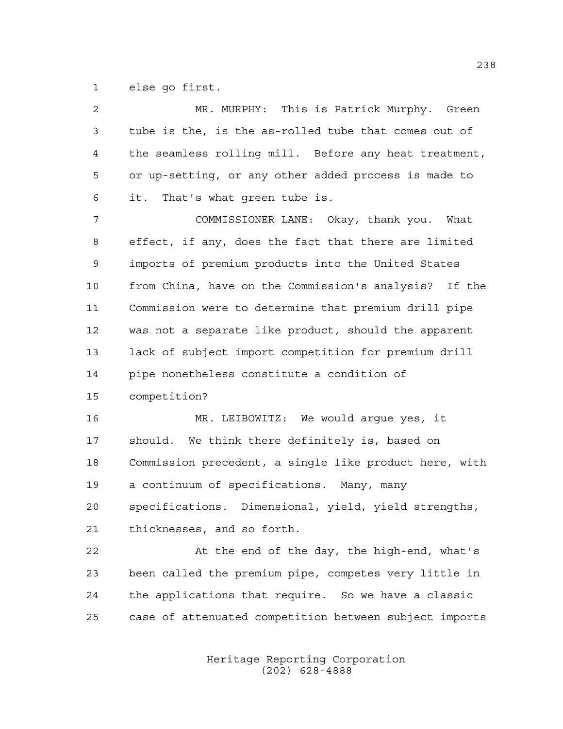else go first.

MR. MURPHY: This is Patrick Murphy. Green tube is the, is the as-rolled tube that comes out of the seamless rolling mill. Before any heat treatment, or up-setting, or any other added process is made to it. That's what green tube is.

COMMISSIONER LANE: Okay, thank you. What effect, if any, does the fact that there are limited imports of premium products into the United States from China, have on the Commission's analysis? If the Commission were to determine that premium drill pipe was not a separate like product, should the apparent lack of subject import competition for premium drill pipe nonetheless constitute a condition of competition?

MR. LEIBOWITZ: We would argue yes, it should. We think there definitely is, based on Commission precedent, a single like product here, with a continuum of specifications. Many, many specifications. Dimensional, yield, yield strengths, thicknesses, and so forth.

At the end of the day, the high-end, what's been called the premium pipe, competes very little in the applications that require. So we have a classic case of attenuated competition between subject imports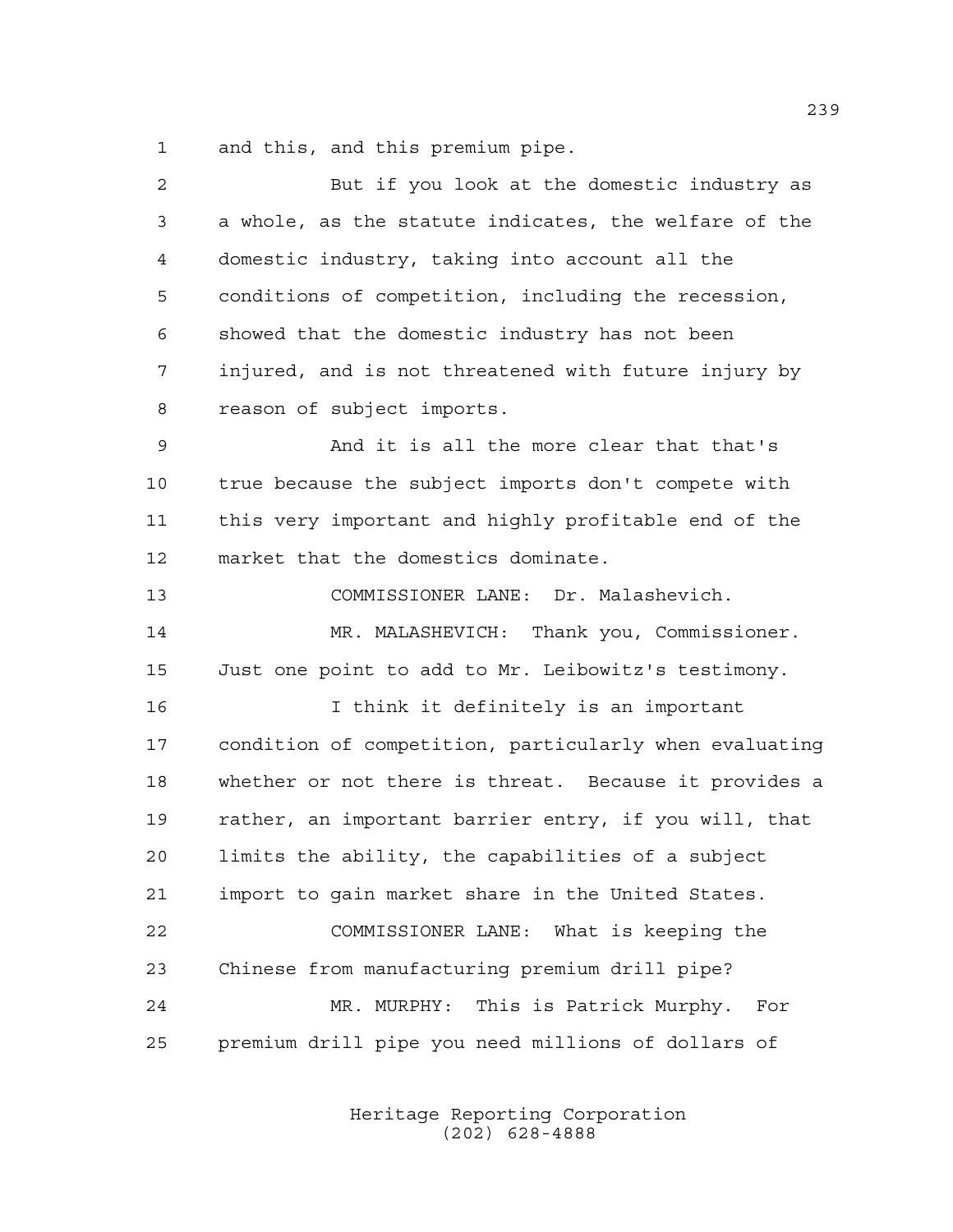and this, and this premium pipe.

But if you look at the domestic industry as a whole, as the statute indicates, the welfare of the domestic industry, taking into account all the conditions of competition, including the recession, showed that the domestic industry has not been injured, and is not threatened with future injury by reason of subject imports.

And it is all the more clear that that's true because the subject imports don't compete with this very important and highly profitable end of the market that the domestics dominate.

COMMISSIONER LANE: Dr. Malashevich.

MR. MALASHEVICH: Thank you, Commissioner. Just one point to add to Mr. Leibowitz's testimony.

I think it definitely is an important condition of competition, particularly when evaluating whether or not there is threat. Because it provides a rather, an important barrier entry, if you will, that limits the ability, the capabilities of a subject import to gain market share in the United States.

COMMISSIONER LANE: What is keeping the Chinese from manufacturing premium drill pipe?

MR. MURPHY: This is Patrick Murphy. For premium drill pipe you need millions of dollars of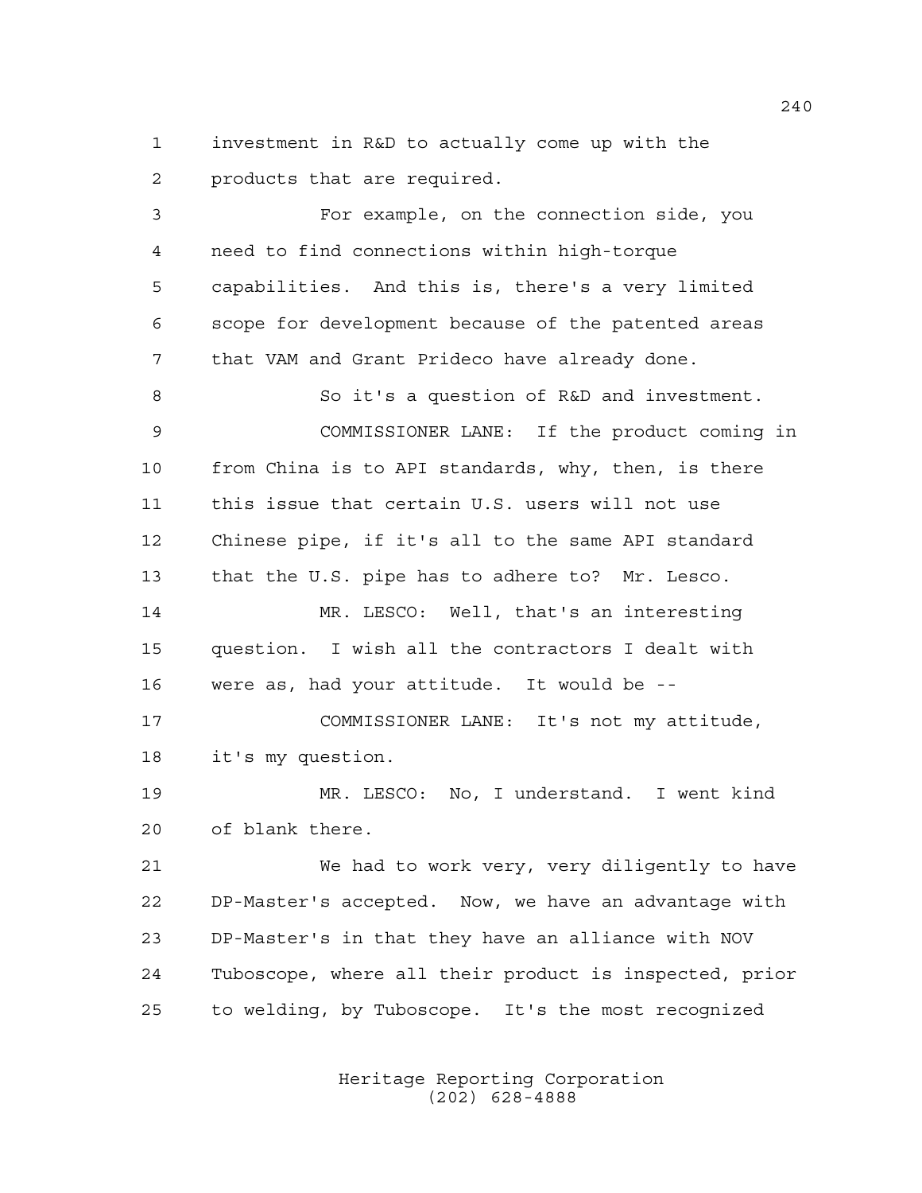investment in R&D to actually come up with the products that are required.

For example, on the connection side, you need to find connections within high-torque capabilities. And this is, there's a very limited scope for development because of the patented areas that VAM and Grant Prideco have already done.

So it's a question of R&D and investment.

COMMISSIONER LANE: If the product coming in from China is to API standards, why, then, is there this issue that certain U.S. users will not use Chinese pipe, if it's all to the same API standard that the U.S. pipe has to adhere to? Mr. Lesco.

MR. LESCO: Well, that's an interesting question. I wish all the contractors I dealt with were as, had your attitude. It would be --

COMMISSIONER LANE: It's not my attitude, it's my question.

MR. LESCO: No, I understand. I went kind of blank there.

We had to work very, very diligently to have DP-Master's accepted. Now, we have an advantage with DP-Master's in that they have an alliance with NOV Tuboscope, where all their product is inspected, prior to welding, by Tuboscope. It's the most recognized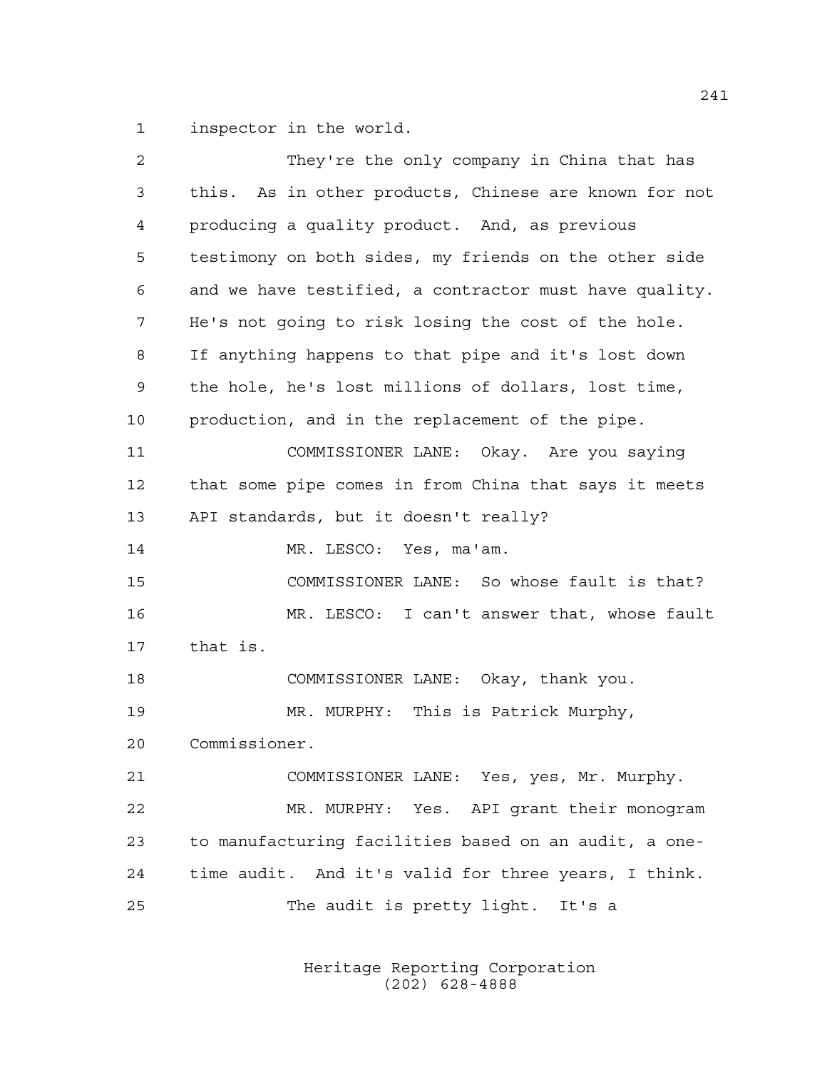inspector in the world.

They're the only company in China that has this. As in other products, Chinese are known for not producing a quality product. And, as previous testimony on both sides, my friends on the other side and we have testified, a contractor must have quality. He's not going to risk losing the cost of the hole. If anything happens to that pipe and it's lost down the hole, he's lost millions of dollars, lost time, production, and in the replacement of the pipe.

COMMISSIONER LANE: Okay. Are you saying that some pipe comes in from China that says it meets API standards, but it doesn't really?

MR. LESCO: Yes, ma'am.

COMMISSIONER LANE: So whose fault is that?

MR. LESCO: I can't answer that, whose fault that is.

COMMISSIONER LANE: Okay, thank you.

MR. MURPHY: This is Patrick Murphy, Commissioner.

COMMISSIONER LANE: Yes, yes, Mr. Murphy.

MR. MURPHY: Yes. API grant their monogram to manufacturing facilities based on an audit, a one-time audit. And it's valid for three years, I think.

The audit is pretty light. It's a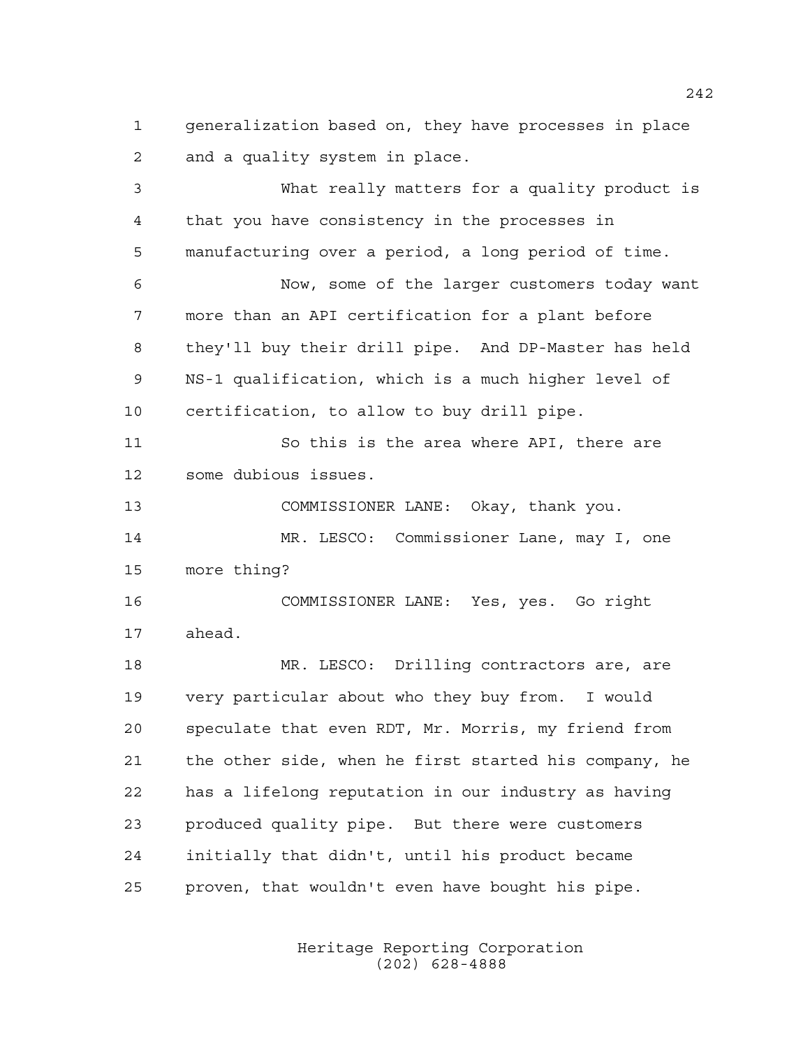generalization based on, they have processes in place and a quality system in place.

What really matters for a quality product is that you have consistency in the processes in manufacturing over a period, a long period of time.

Now, some of the larger customers today want more than an API certification for a plant before they'll buy their drill pipe. And DP-Master has held NS-1 qualification, which is a much higher level of certification, to allow to buy drill pipe.

So this is the area where API, there are some dubious issues.

COMMISSIONER LANE: Okay, thank you.

MR. LESCO: Commissioner Lane, may I, one more thing?

COMMISSIONER LANE: Yes, yes. Go right ahead.

MR. LESCO: Drilling contractors are, are very particular about who they buy from. I would speculate that even RDT, Mr. Morris, my friend from the other side, when he first started his company, he has a lifelong reputation in our industry as having produced quality pipe. But there were customers initially that didn't, until his product became proven, that wouldn't even have bought his pipe.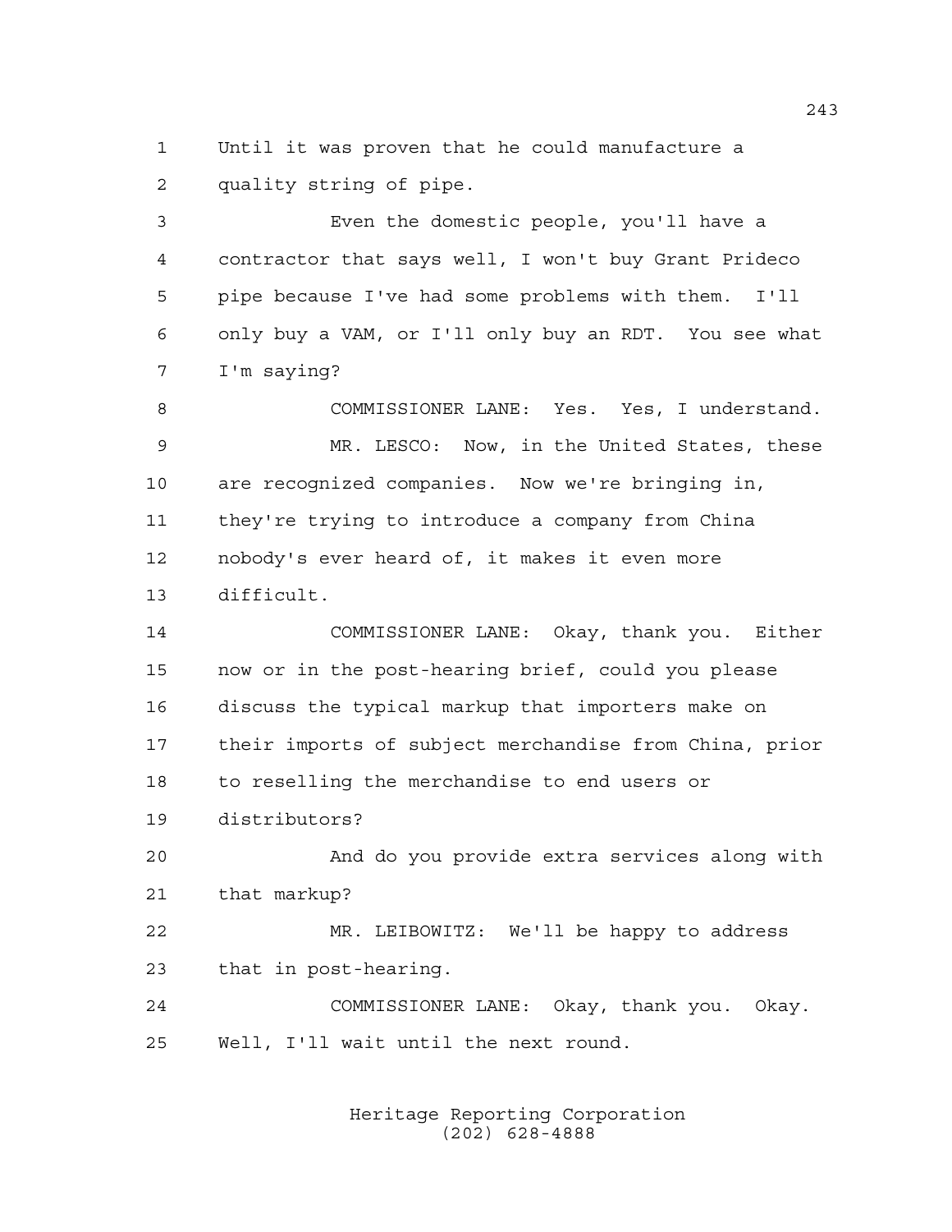Until it was proven that he could manufacture a quality string of pipe.

Even the domestic people, you'll have a contractor that says well, I won't buy Grant Prideco pipe because I've had some problems with them. I'll only buy a VAM, or I'll only buy an RDT. You see what I'm saying?

COMMISSIONER LANE: Yes. Yes, I understand.

MR. LESCO: Now, in the United States, these are recognized companies. Now we're bringing in, they're trying to introduce a company from China nobody's ever heard of, it makes it even more difficult.

COMMISSIONER LANE: Okay, thank you. Either now or in the post-hearing brief, could you please discuss the typical markup that importers make on their imports of subject merchandise from China, prior to reselling the merchandise to end users or distributors?

And do you provide extra services along with that markup?

MR. LEIBOWITZ: We'll be happy to address that in post-hearing.

COMMISSIONER LANE: Okay, thank you. Okay. Well, I'll wait until the next round.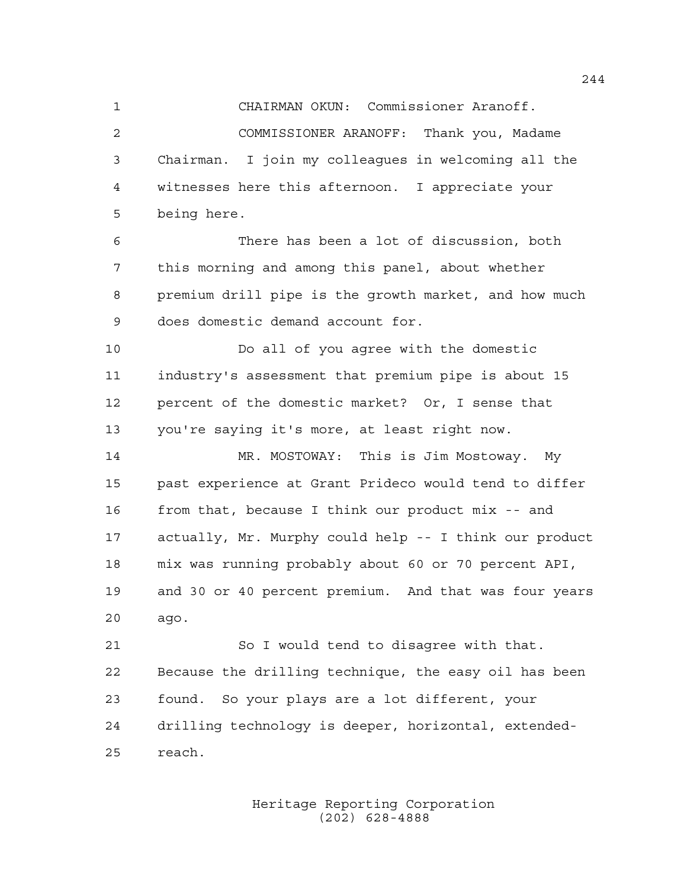CHAIRMAN OKUN: Commissioner Aranoff.

COMMISSIONER ARANOFF: Thank you, Madame Chairman. I join my colleagues in welcoming all the witnesses here this afternoon. I appreciate your being here.

There has been a lot of discussion, both this morning and among this panel, about whether premium drill pipe is the growth market, and how much does domestic demand account for.

Do all of you agree with the domestic industry's assessment that premium pipe is about 15 percent of the domestic market? Or, I sense that you're saying it's more, at least right now.

MR. MOSTOWAY: This is Jim Mostoway. My past experience at Grant Prideco would tend to differ from that, because I think our product mix -- and actually, Mr. Murphy could help -- I think our product mix was running probably about 60 or 70 percent API, and 30 or 40 percent premium. And that was four years ago.

So I would tend to disagree with that. Because the drilling technique, the easy oil has been found. So your plays are a lot different, your drilling technology is deeper, horizontal, extended-reach.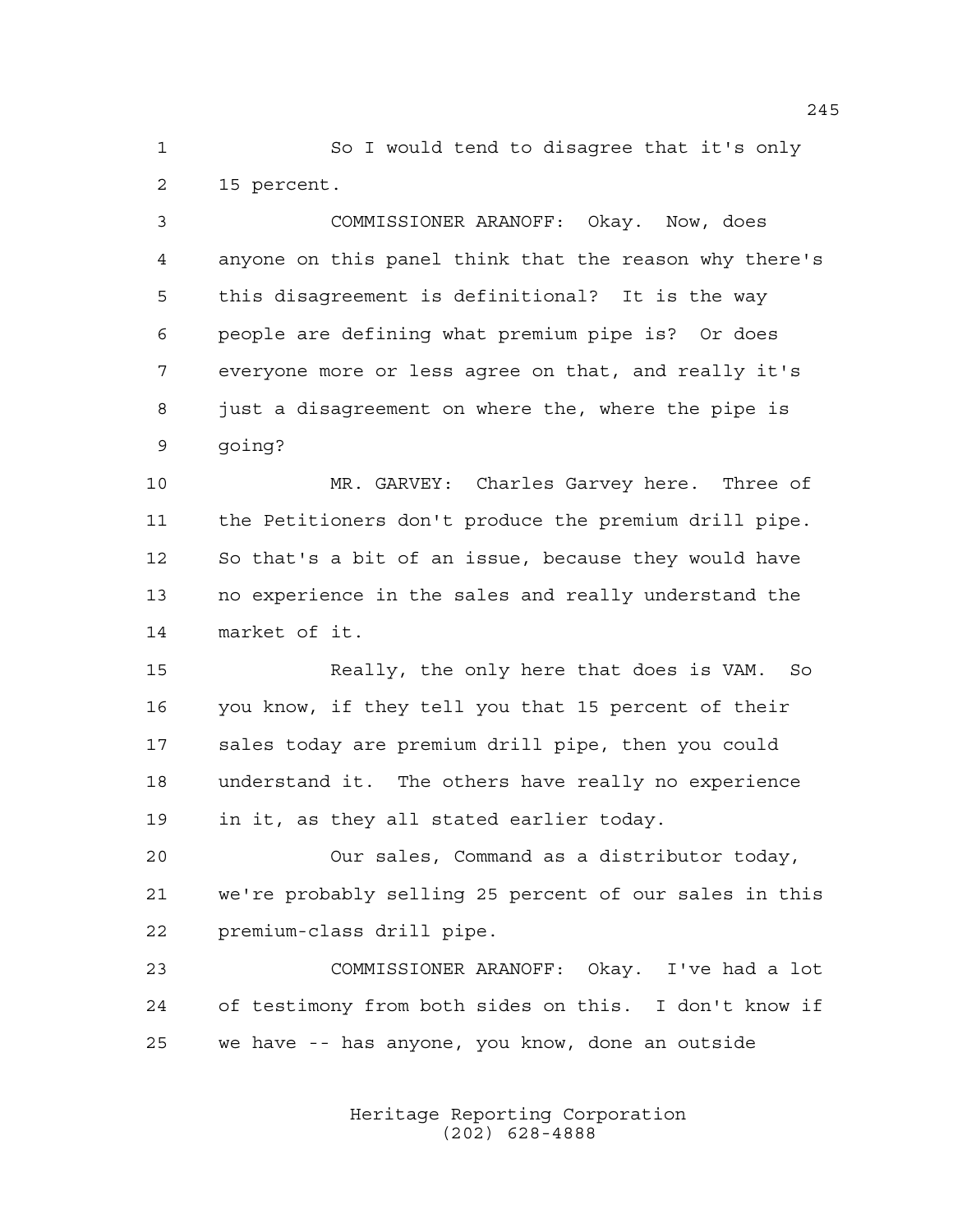So I would tend to disagree that it's only 15 percent.

COMMISSIONER ARANOFF: Okay. Now, does anyone on this panel think that the reason why there's this disagreement is definitional? It is the way people are defining what premium pipe is? Or does everyone more or less agree on that, and really it's just a disagreement on where the, where the pipe is going?

MR. GARVEY: Charles Garvey here. Three of the Petitioners don't produce the premium drill pipe. So that's a bit of an issue, because they would have no experience in the sales and really understand the market of it.

Really, the only here that does is VAM. So you know, if they tell you that 15 percent of their sales today are premium drill pipe, then you could understand it. The others have really no experience in it, as they all stated earlier today.

Our sales, Command as a distributor today, we're probably selling 25 percent of our sales in this premium-class drill pipe.

COMMISSIONER ARANOFF: Okay. I've had a lot of testimony from both sides on this. I don't know if we have -- has anyone, you know, done an outside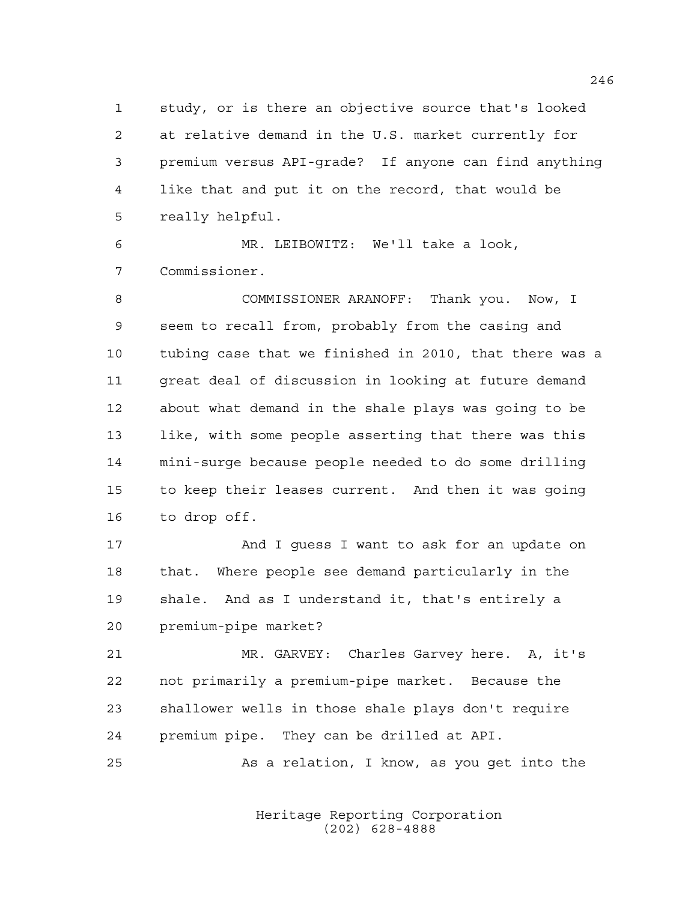study, or is there an objective source that's looked at relative demand in the U.S. market currently for premium versus API-grade? If anyone can find anything like that and put it on the record, that would be really helpful.

MR. LEIBOWITZ: We'll take a look, Commissioner.

COMMISSIONER ARANOFF: Thank you. Now, I seem to recall from, probably from the casing and tubing case that we finished in 2010, that there was a great deal of discussion in looking at future demand about what demand in the shale plays was going to be like, with some people asserting that there was this mini-surge because people needed to do some drilling to keep their leases current. And then it was going to drop off.

And I guess I want to ask for an update on that. Where people see demand particularly in the shale. And as I understand it, that's entirely a premium-pipe market?

MR. GARVEY: Charles Garvey here. A, it's not primarily a premium-pipe market. Because the shallower wells in those shale plays don't require premium pipe. They can be drilled at API.

As a relation, I know, as you get into the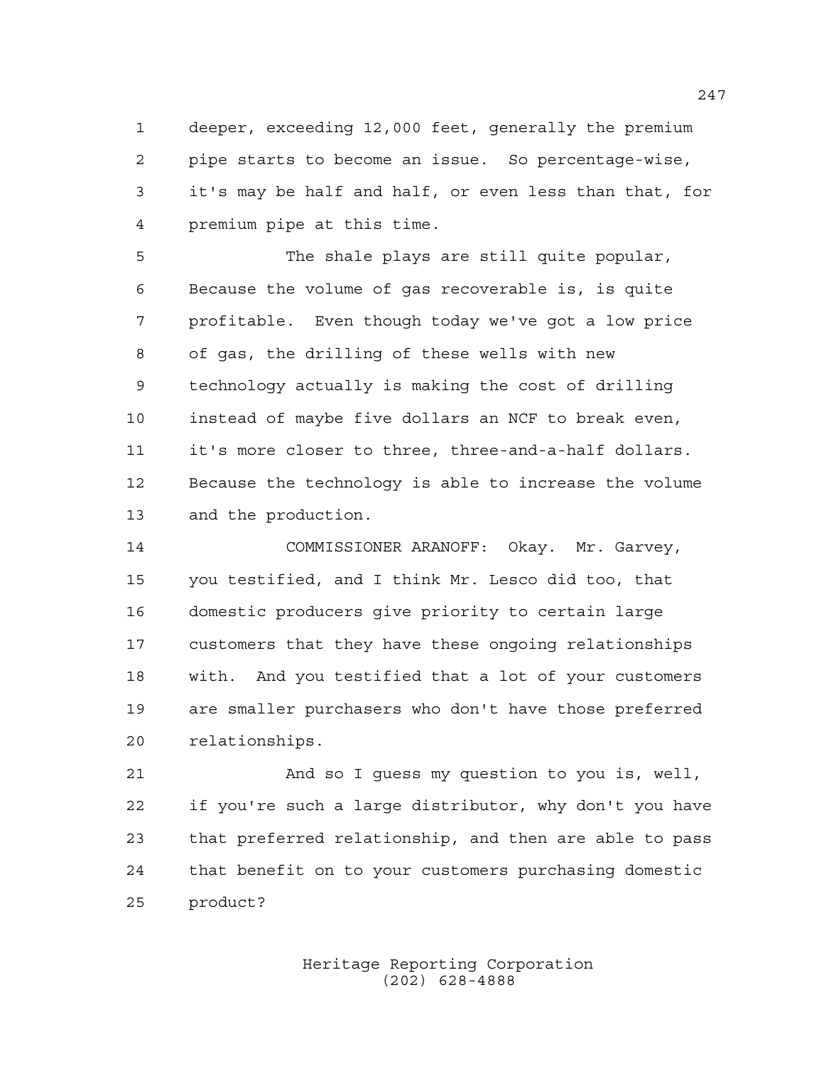deeper, exceeding 12,000 feet, generally the premium pipe starts to become an issue. So percentage-wise, it's may be half and half, or even less than that, for premium pipe at this time.

The shale plays are still quite popular, Because the volume of gas recoverable is, is quite profitable. Even though today we've got a low price of gas, the drilling of these wells with new technology actually is making the cost of drilling instead of maybe five dollars an NCF to break even, it's more closer to three, three-and-a-half dollars. Because the technology is able to increase the volume and the production.

COMMISSIONER ARANOFF: Okay. Mr. Garvey, you testified, and I think Mr. Lesco did too, that domestic producers give priority to certain large customers that they have these ongoing relationships with. And you testified that a lot of your customers are smaller purchasers who don't have those preferred relationships.

And so I guess my question to you is, well, if you're such a large distributor, why don't you have that preferred relationship, and then are able to pass that benefit on to your customers purchasing domestic product?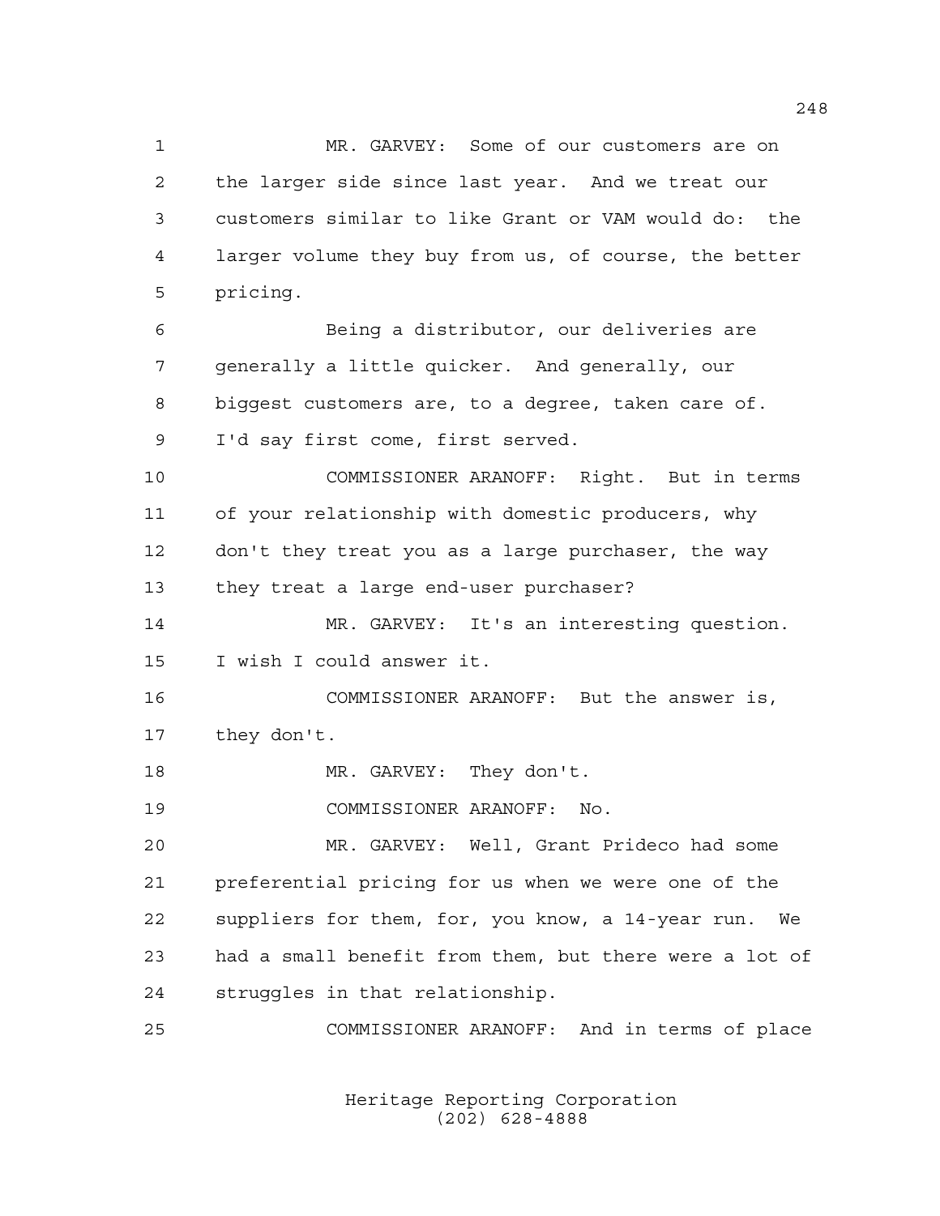MR. GARVEY: Some of our customers are on the larger side since last year. And we treat our customers similar to like Grant or VAM would do: the larger volume they buy from us, of course, the better pricing.

Being a distributor, our deliveries are generally a little quicker. And generally, our biggest customers are, to a degree, taken care of. I'd say first come, first served.

COMMISSIONER ARANOFF: Right. But in terms of your relationship with domestic producers, why don't they treat you as a large purchaser, the way they treat a large end-user purchaser?

MR. GARVEY: It's an interesting question. I wish I could answer it.

COMMISSIONER ARANOFF: But the answer is, they don't.

MR. GARVEY: They don't.

COMMISSIONER ARANOFF: No.

MR. GARVEY: Well, Grant Prideco had some preferential pricing for us when we were one of the suppliers for them, for, you know, a 14-year run. We had a small benefit from them, but there were a lot of struggles in that relationship.

COMMISSIONER ARANOFF: And in terms of place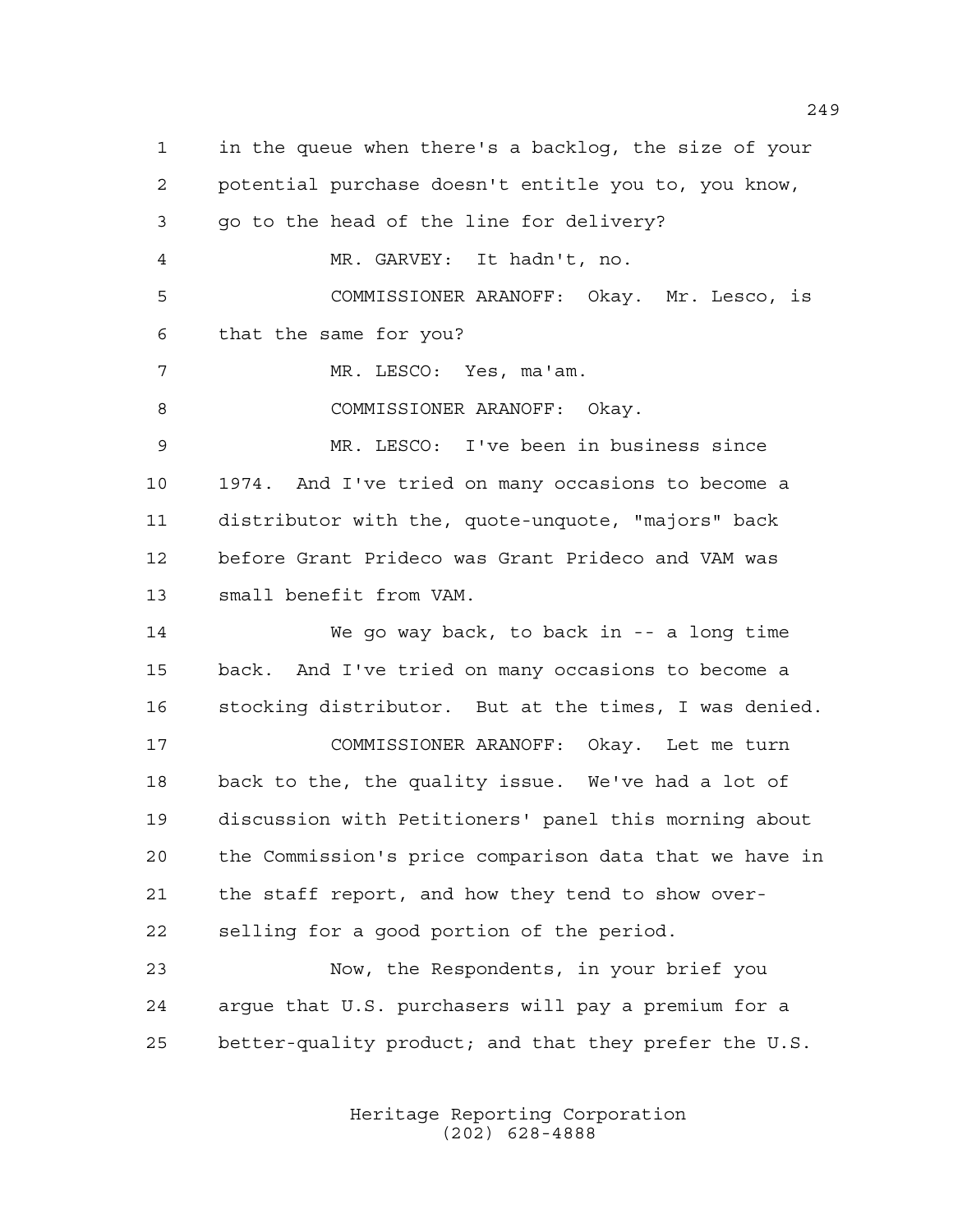in the queue when there's a backlog, the size of your potential purchase doesn't entitle you to, you know, go to the head of the line for delivery?

MR. GARVEY: It hadn't, no.

COMMISSIONER ARANOFF: Okay. Mr. Lesco, is that the same for you?

MR. LESCO: Yes, ma'am.

COMMISSIONER ARANOFF: Okay.

MR. LESCO: I've been in business since 1974. And I've tried on many occasions to become a distributor with the, quote-unquote, "majors" back before Grant Prideco was Grant Prideco and VAM was small benefit from VAM.

We go way back, to back in -- a long time back. And I've tried on many occasions to become a stocking distributor. But at the times, I was denied.

COMMISSIONER ARANOFF: Okay. Let me turn back to the, the quality issue. We've had a lot of discussion with Petitioners' panel this morning about the Commission's price comparison data that we have in the staff report, and how they tend to show over-selling for a good portion of the period.

Now, the Respondents, in your brief you argue that U.S. purchasers will pay a premium for a better-quality product; and that they prefer the U.S.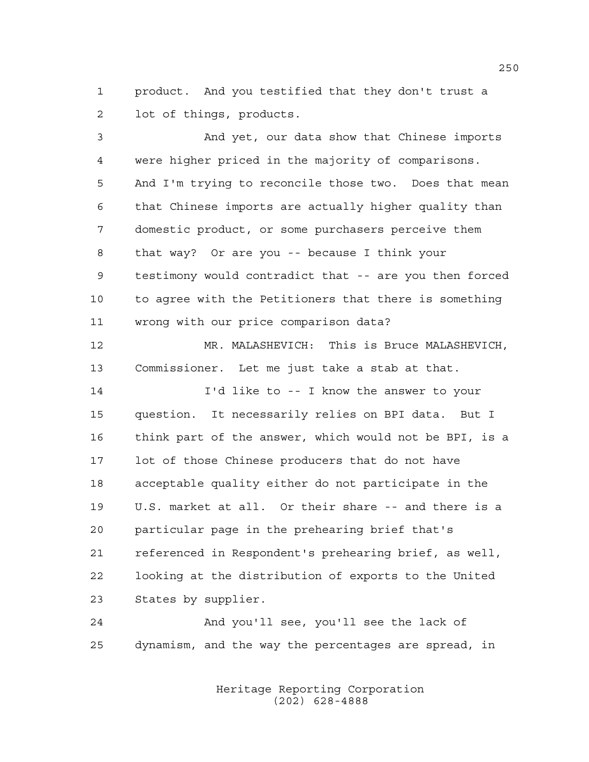product. And you testified that they don't trust a lot of things, products.

And yet, our data show that Chinese imports were higher priced in the majority of comparisons. And I'm trying to reconcile those two. Does that mean that Chinese imports are actually higher quality than domestic product, or some purchasers perceive them that way? Or are you -- because I think your testimony would contradict that -- are you then forced to agree with the Petitioners that there is something wrong with our price comparison data?

MR. MALASHEVICH: This is Bruce MALASHEVICH, Commissioner. Let me just take a stab at that.

I'd like to -- I know the answer to your question. It necessarily relies on BPI data. But I think part of the answer, which would not be BPI, is a lot of those Chinese producers that do not have acceptable quality either do not participate in the U.S. market at all. Or their share -- and there is a particular page in the prehearing brief that's referenced in Respondent's prehearing brief, as well, looking at the distribution of exports to the United States by supplier.

And you'll see, you'll see the lack of dynamism, and the way the percentages are spread, in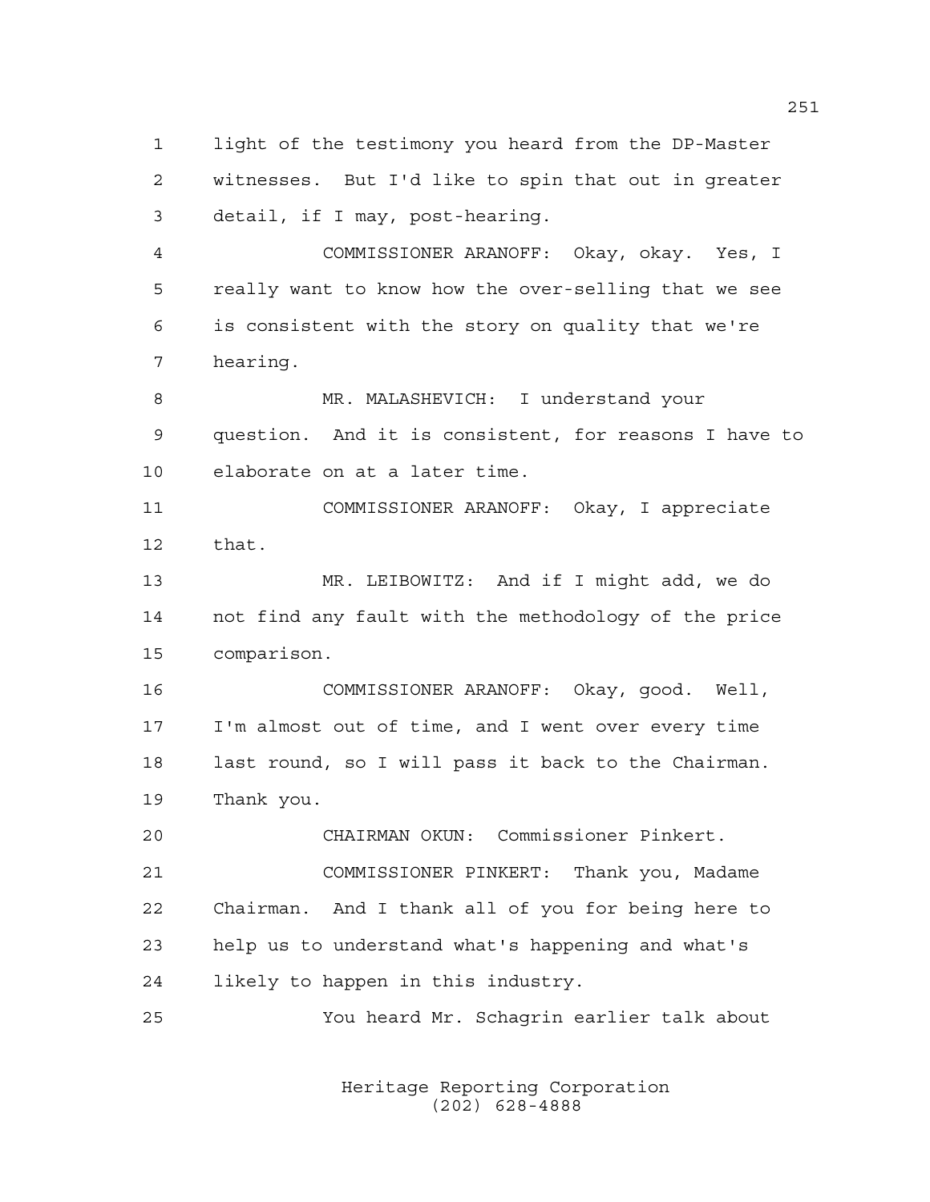light of the testimony you heard from the DP-Master witnesses. But I'd like to spin that out in greater detail, if I may, post-hearing.

COMMISSIONER ARANOFF: Okay, okay. Yes, I really want to know how the over-selling that we see is consistent with the story on quality that we're hearing.

MR. MALASHEVICH: I understand your question. And it is consistent, for reasons I have to elaborate on at a later time.

COMMISSIONER ARANOFF: Okay, I appreciate that.

MR. LEIBOWITZ: And if I might add, we do not find any fault with the methodology of the price comparison.

COMMISSIONER ARANOFF: Okay, good. Well, I'm almost out of time, and I went over every time last round, so I will pass it back to the Chairman. Thank you.

CHAIRMAN OKUN: Commissioner Pinkert.

COMMISSIONER PINKERT: Thank you, Madame Chairman. And I thank all of you for being here to help us to understand what's happening and what's likely to happen in this industry.

You heard Mr. Schagrin earlier talk about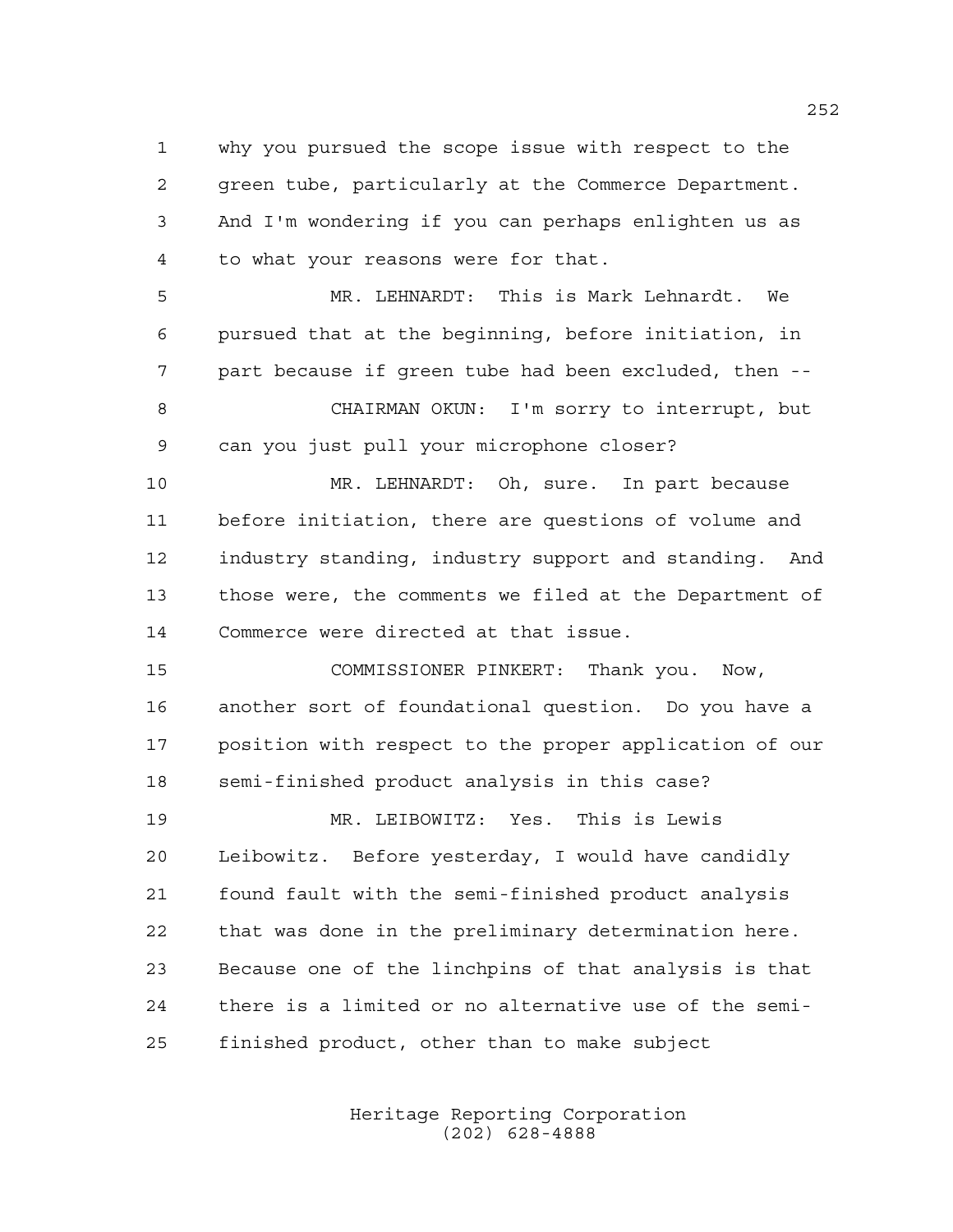why you pursued the scope issue with respect to the green tube, particularly at the Commerce Department. And I'm wondering if you can perhaps enlighten us as to what your reasons were for that.

MR. LEHNARDT: This is Mark Lehnardt. We pursued that at the beginning, before initiation, in part because if green tube had been excluded, then --

CHAIRMAN OKUN: I'm sorry to interrupt, but can you just pull your microphone closer?

MR. LEHNARDT: Oh, sure. In part because before initiation, there are questions of volume and industry standing, industry support and standing. And those were, the comments we filed at the Department of Commerce were directed at that issue.

COMMISSIONER PINKERT: Thank you. Now, another sort of foundational question. Do you have a position with respect to the proper application of our semi-finished product analysis in this case?

MR. LEIBOWITZ: Yes. This is Lewis Leibowitz. Before yesterday, I would have candidly found fault with the semi-finished product analysis that was done in the preliminary determination here. Because one of the linchpins of that analysis is that there is a limited or no alternative use of the semi-finished product, other than to make subject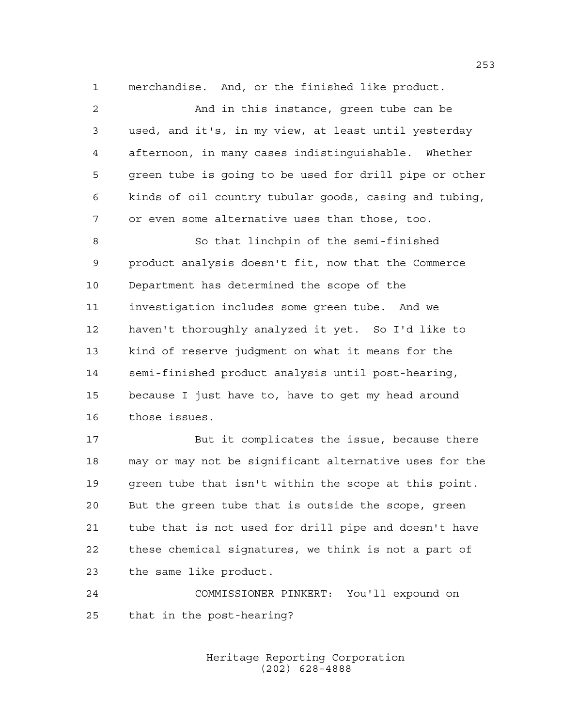merchandise. And, or the finished like product.

And in this instance, green tube can be used, and it's, in my view, at least until yesterday afternoon, in many cases indistinguishable. Whether green tube is going to be used for drill pipe or other kinds of oil country tubular goods, casing and tubing, or even some alternative uses than those, too.

So that linchpin of the semi-finished product analysis doesn't fit, now that the Commerce Department has determined the scope of the investigation includes some green tube. And we haven't thoroughly analyzed it yet. So I'd like to kind of reserve judgment on what it means for the semi-finished product analysis until post-hearing, because I just have to, have to get my head around those issues.

But it complicates the issue, because there may or may not be significant alternative uses for the green tube that isn't within the scope at this point. But the green tube that is outside the scope, green tube that is not used for drill pipe and doesn't have these chemical signatures, we think is not a part of the same like product.

COMMISSIONER PINKERT: You'll expound on that in the post-hearing?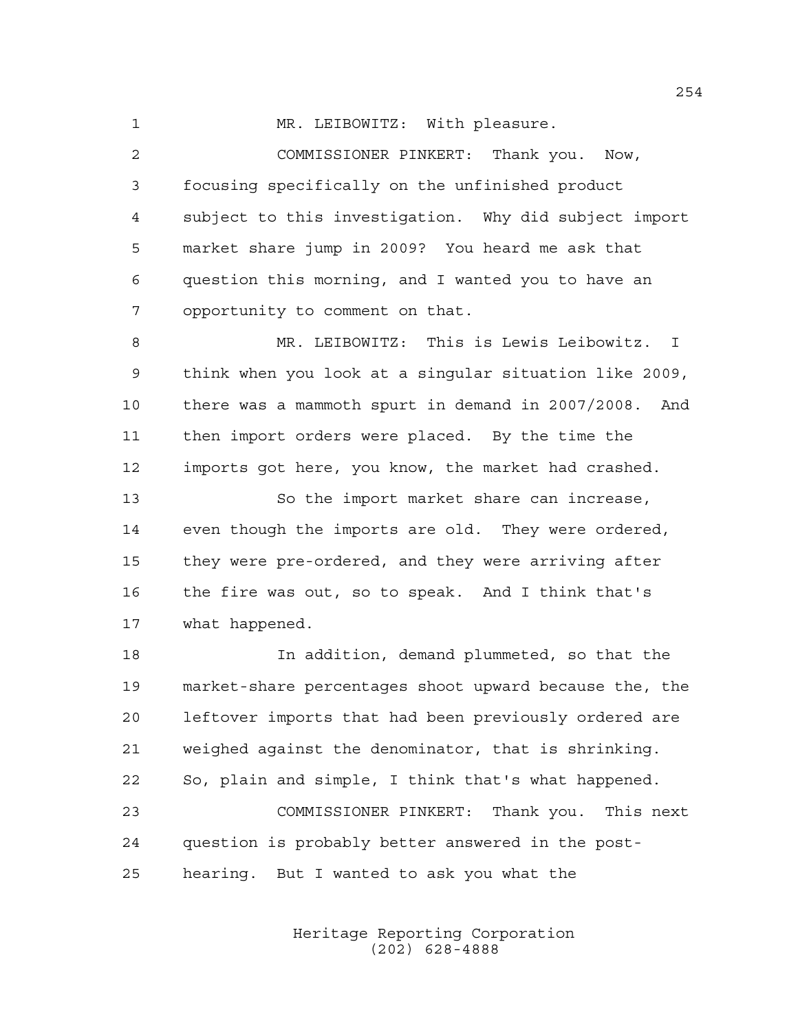MR. LEIBOWITZ: With pleasure.

COMMISSIONER PINKERT: Thank you. Now, focusing specifically on the unfinished product subject to this investigation. Why did subject import market share jump in 2009? You heard me ask that question this morning, and I wanted you to have an opportunity to comment on that.

MR. LEIBOWITZ: This is Lewis Leibowitz. I think when you look at a singular situation like 2009, there was a mammoth spurt in demand in 2007/2008. And then import orders were placed. By the time the imports got here, you know, the market had crashed.

So the import market share can increase, even though the imports are old. They were ordered, they were pre-ordered, and they were arriving after the fire was out, so to speak. And I think that's what happened.

In addition, demand plummeted, so that the market-share percentages shoot upward because the, the leftover imports that had been previously ordered are weighed against the denominator, that is shrinking. So, plain and simple, I think that's what happened.

COMMISSIONER PINKERT: Thank you. This next question is probably better answered in the post-hearing. But I wanted to ask you what the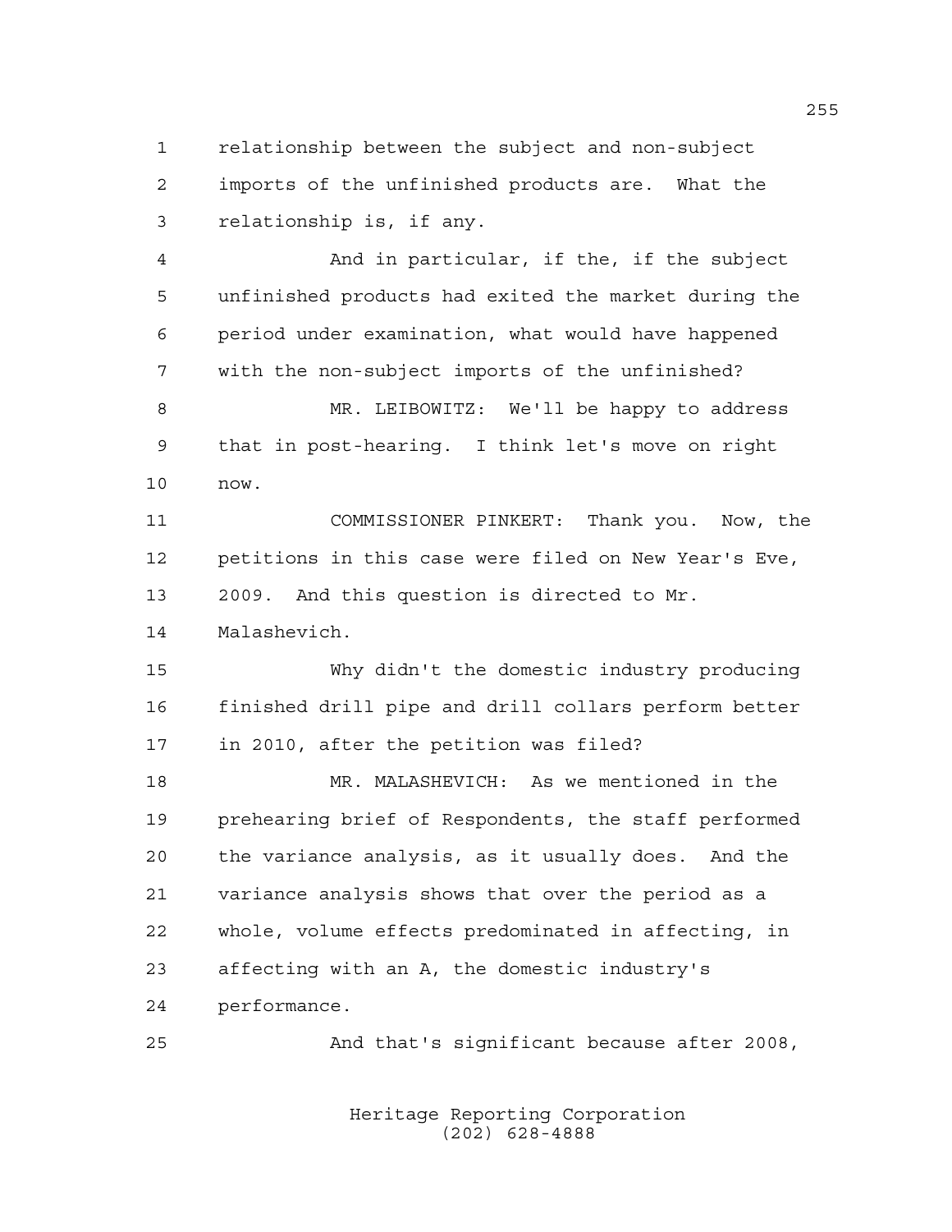1 relationship between the subject and non-subject
2 imports of the unfinished products are. What the
3 relationship is, if any.

4 And in particular, if the, if the subject
5 unfinished products had exited the market during the
6 period under examination, what would have happened
7 with the non-subject imports of the unfinished?

8 MR. LEIBOWITZ: We'll be happy to address
9 that in post-hearing. I think let's move on right
10 now.

11 COMMISSIONER PINKERT: Thank you. Now, the
12 petitions in this case were filed on New Year's Eve,
13 2009. And this question is directed to Mr.
14 Malashevich.

15 Why didn't the domestic industry producing
16 finished drill pipe and drill collars perform better
17 in 2010, after the petition was filed?

18 MR. MALASHEVICH: As we mentioned in the
19 prehearing brief of Respondents, the staff performed
20 the variance analysis, as it usually does. And the
21 variance analysis shows that over the period as a
22 whole, volume effects predominated in affecting, in
23 affecting with an A, the domestic industry's
24 performance.

25 And that's significant because after 2008,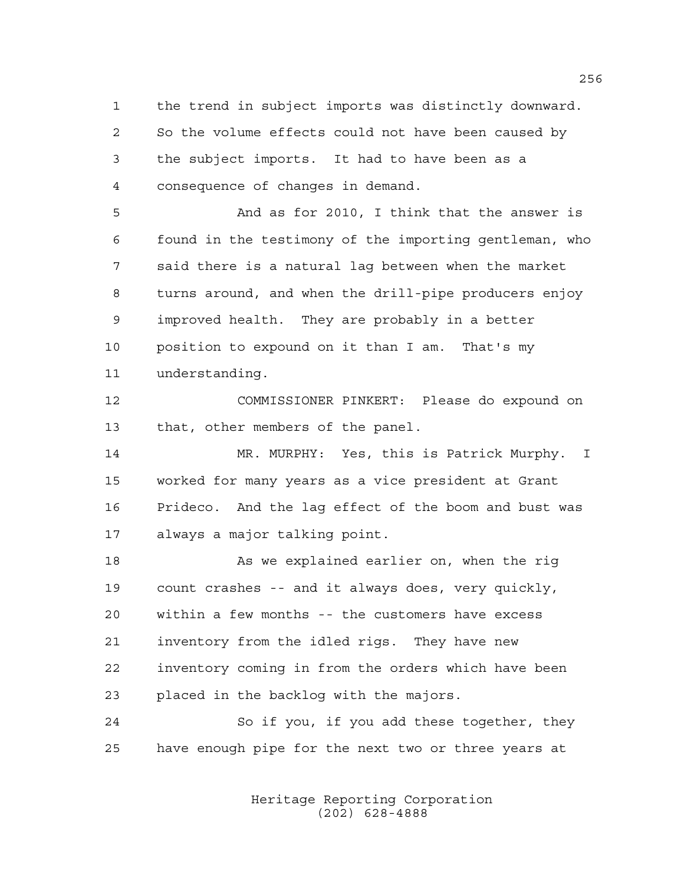the trend in subject imports was distinctly downward. So the volume effects could not have been caused by the subject imports. It had to have been as a consequence of changes in demand.

And as for 2010, I think that the answer is found in the testimony of the importing gentleman, who said there is a natural lag between when the market turns around, and when the drill-pipe producers enjoy improved health. They are probably in a better position to expound on it than I am. That's my understanding.

COMMISSIONER PINKERT: Please do expound on that, other members of the panel.

MR. MURPHY: Yes, this is Patrick Murphy. I worked for many years as a vice president at Grant Prideco. And the lag effect of the boom and bust was always a major talking point.

As we explained earlier on, when the rig count crashes -- and it always does, very quickly, within a few months -- the customers have excess inventory from the idled rigs. They have new inventory coming in from the orders which have been placed in the backlog with the majors.

So if you, if you add these together, they have enough pipe for the next two or three years at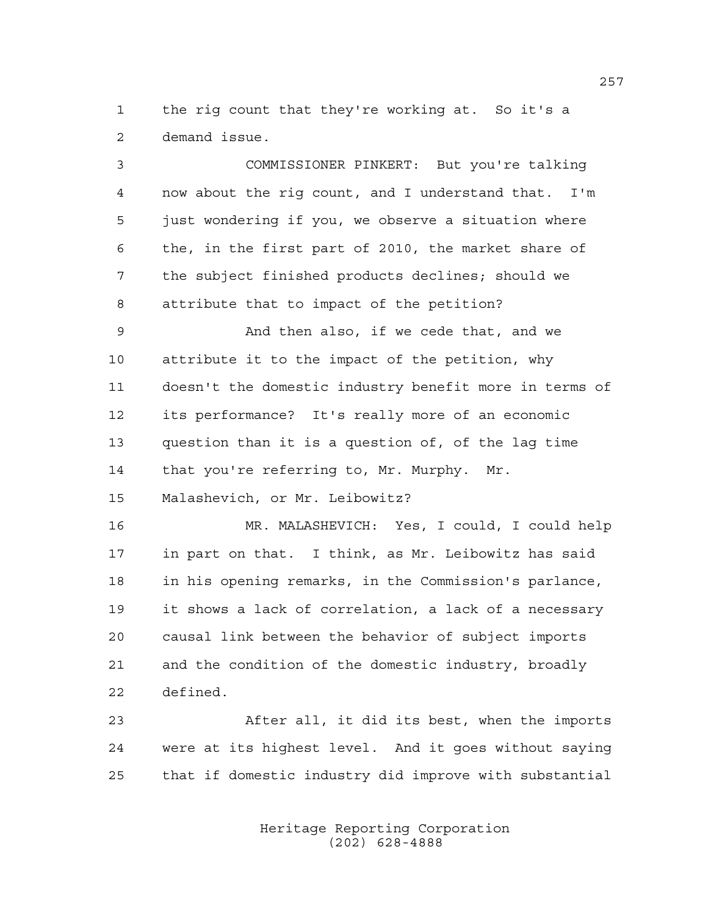the rig count that they're working at. So it's a demand issue.

COMMISSIONER PINKERT: But you're talking now about the rig count, and I understand that. I'm just wondering if you, we observe a situation where the, in the first part of 2010, the market share of the subject finished products declines; should we attribute that to impact of the petition?

And then also, if we cede that, and we attribute it to the impact of the petition, why doesn't the domestic industry benefit more in terms of its performance? It's really more of an economic question than it is a question of, of the lag time that you're referring to, Mr. Murphy. Mr. Malashevich, or Mr. Leibowitz?

MR. MALASHEVICH: Yes, I could, I could help in part on that. I think, as Mr. Leibowitz has said in his opening remarks, in the Commission's parlance, it shows a lack of correlation, a lack of a necessary causal link between the behavior of subject imports and the condition of the domestic industry, broadly defined.

After all, it did its best, when the imports were at its highest level. And it goes without saying that if domestic industry did improve with substantial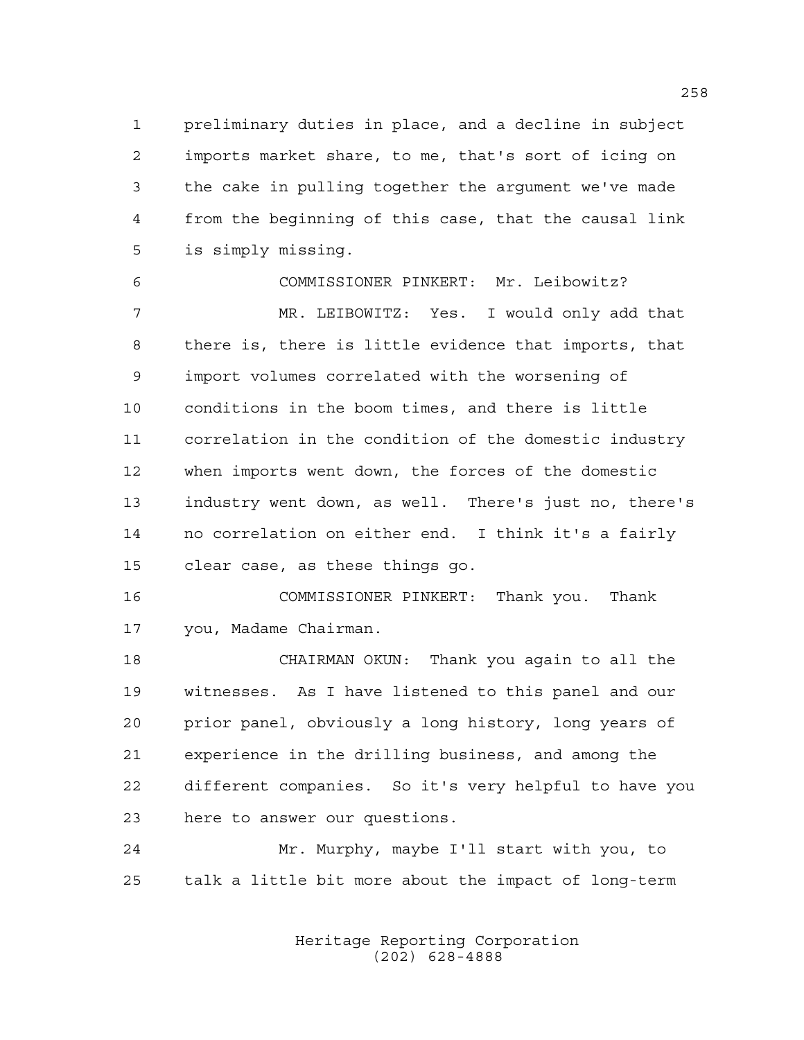preliminary duties in place, and a decline in subject imports market share, to me, that's sort of icing on the cake in pulling together the argument we've made from the beginning of this case, that the causal link is simply missing.

COMMISSIONER PINKERT: Mr. Leibowitz?

MR. LEIBOWITZ: Yes. I would only add that there is, there is little evidence that imports, that import volumes correlated with the worsening of conditions in the boom times, and there is little correlation in the condition of the domestic industry when imports went down, the forces of the domestic industry went down, as well. There's just no, there's no correlation on either end. I think it's a fairly clear case, as these things go.

COMMISSIONER PINKERT: Thank you. Thank you, Madame Chairman.

CHAIRMAN OKUN: Thank you again to all the witnesses. As I have listened to this panel and our prior panel, obviously a long history, long years of experience in the drilling business, and among the different companies. So it's very helpful to have you here to answer our questions.

Mr. Murphy, maybe I'll start with you, to talk a little bit more about the impact of long-term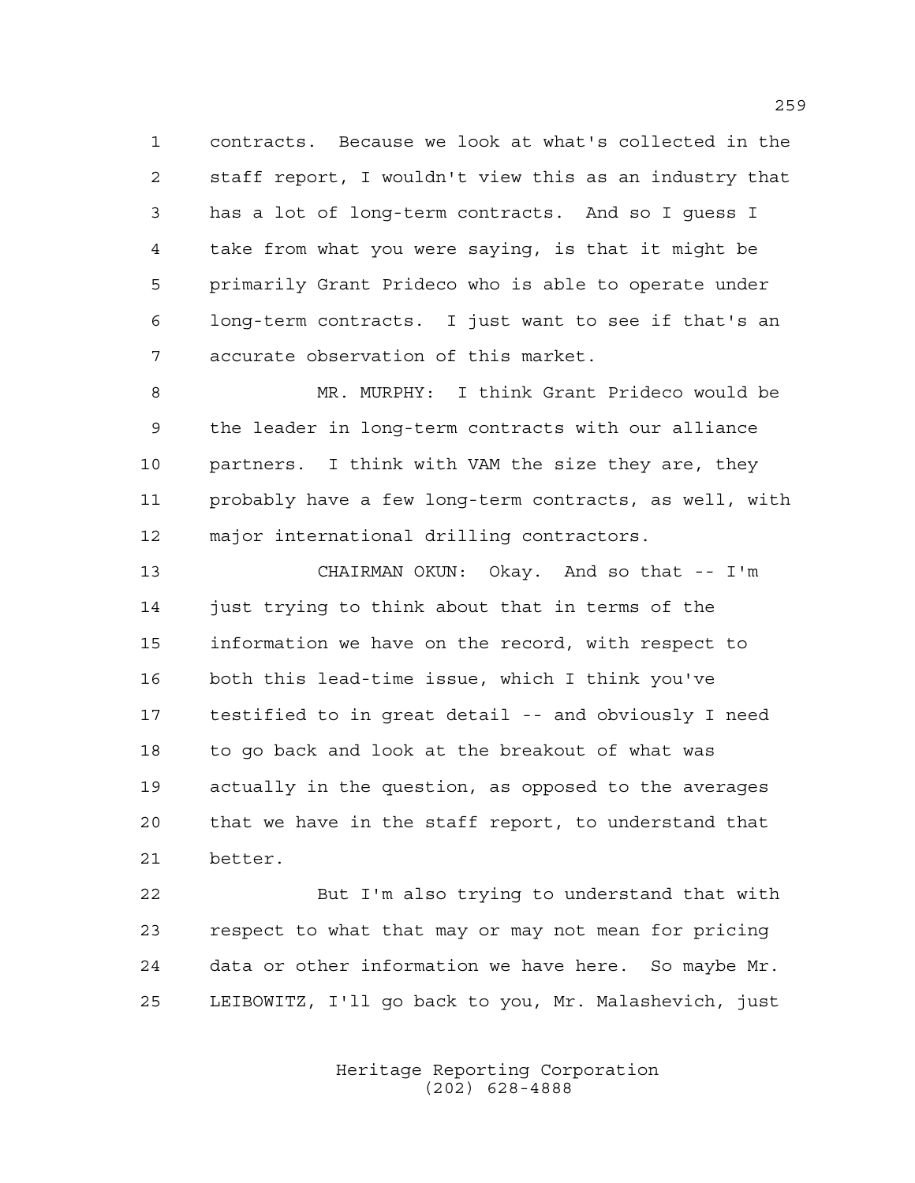contracts. Because we look at what's collected in the staff report, I wouldn't view this as an industry that has a lot of long-term contracts. And so I guess I take from what you were saying, is that it might be primarily Grant Prideco who is able to operate under long-term contracts. I just want to see if that's an accurate observation of this market.

MR. MURPHY: I think Grant Prideco would be the leader in long-term contracts with our alliance partners. I think with VAM the size they are, they probably have a few long-term contracts, as well, with major international drilling contractors.

CHAIRMAN OKUN: Okay. And so that -- I'm just trying to think about that in terms of the information we have on the record, with respect to both this lead-time issue, which I think you've testified to in great detail -- and obviously I need to go back and look at the breakout of what was actually in the question, as opposed to the averages that we have in the staff report, to understand that better.

But I'm also trying to understand that with respect to what that may or may not mean for pricing data or other information we have here. So maybe Mr. LEIBOWITZ, I'll go back to you, Mr. Malashevich, just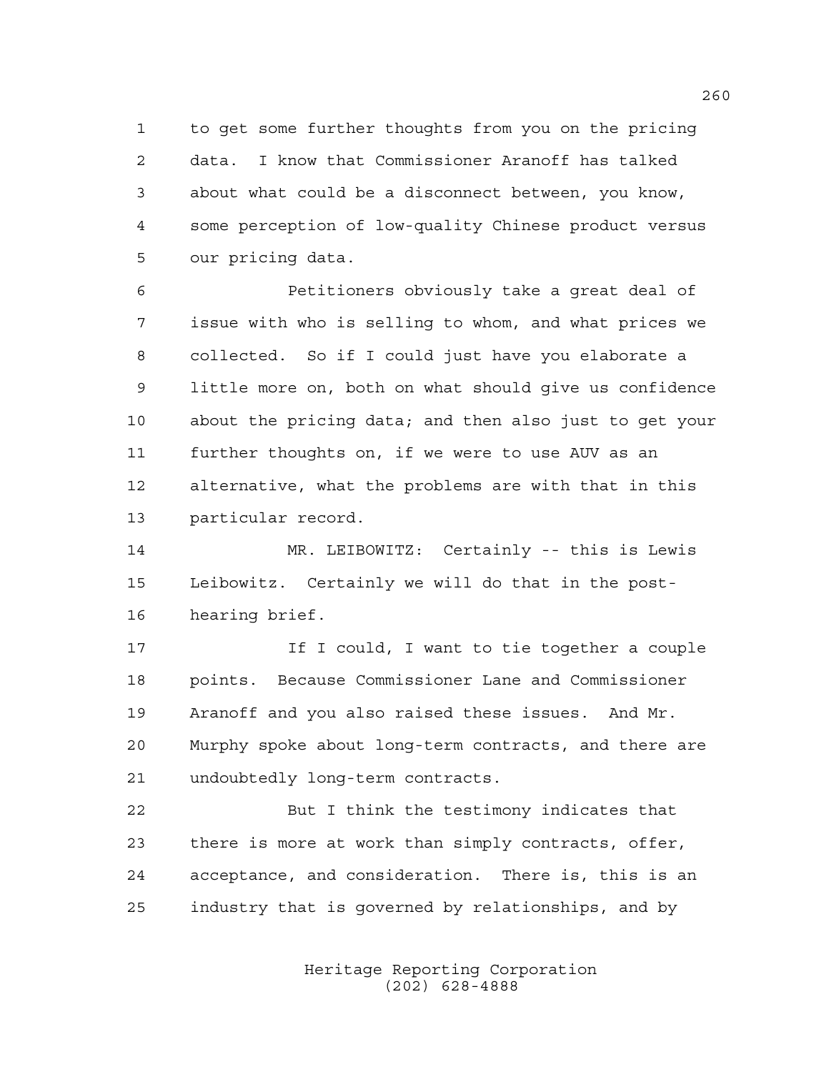to get some further thoughts from you on the pricing data. I know that Commissioner Aranoff has talked about what could be a disconnect between, you know, some perception of low-quality Chinese product versus our pricing data.

Petitioners obviously take a great deal of issue with who is selling to whom, and what prices we collected. So if I could just have you elaborate a little more on, both on what should give us confidence about the pricing data; and then also just to get your further thoughts on, if we were to use AUV as an alternative, what the problems are with that in this particular record.

MR. LEIBOWITZ: Certainly -- this is Lewis Leibowitz. Certainly we will do that in the post-hearing brief.

If I could, I want to tie together a couple points. Because Commissioner Lane and Commissioner Aranoff and you also raised these issues. And Mr. Murphy spoke about long-term contracts, and there are undoubtedly long-term contracts.

But I think the testimony indicates that there is more at work than simply contracts, offer, acceptance, and consideration. There is, this is an industry that is governed by relationships, and by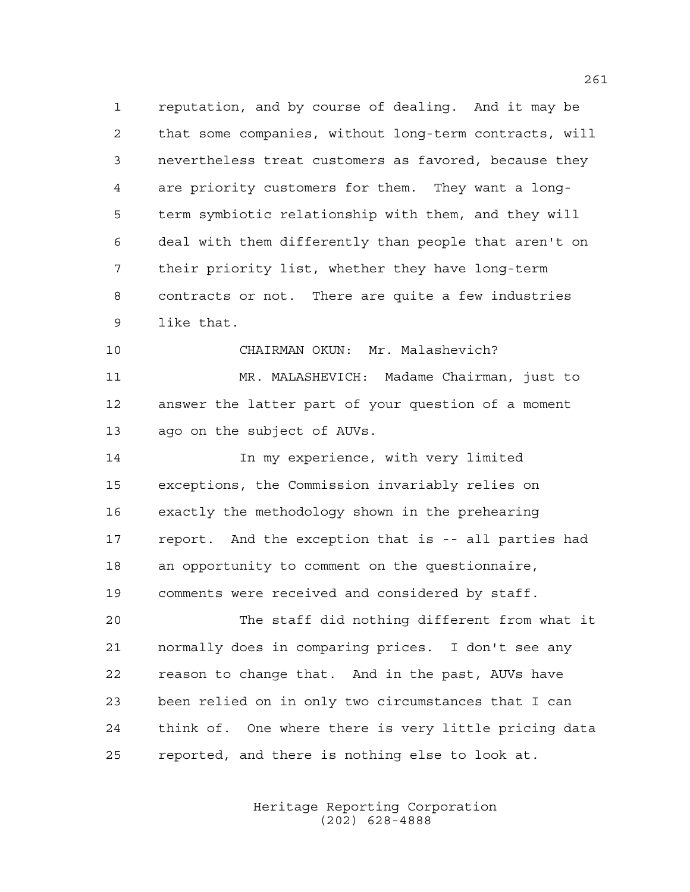reputation, and by course of dealing. And it may be that some companies, without long-term contracts, will nevertheless treat customers as favored, because they are priority customers for them. They want a long-term symbiotic relationship with them, and they will deal with them differently than people that aren't on their priority list, whether they have long-term contracts or not. There are quite a few industries like that.

CHAIRMAN OKUN: Mr. Malashevich?

MR. MALASHEVICH: Madame Chairman, just to answer the latter part of your question of a moment ago on the subject of AUVs.

In my experience, with very limited exceptions, the Commission invariably relies on exactly the methodology shown in the prehearing report. And the exception that is -- all parties had an opportunity to comment on the questionnaire, comments were received and considered by staff.

The staff did nothing different from what it normally does in comparing prices. I don't see any reason to change that. And in the past, AUVs have been relied on in only two circumstances that I can think of. One where there is very little pricing data reported, and there is nothing else to look at.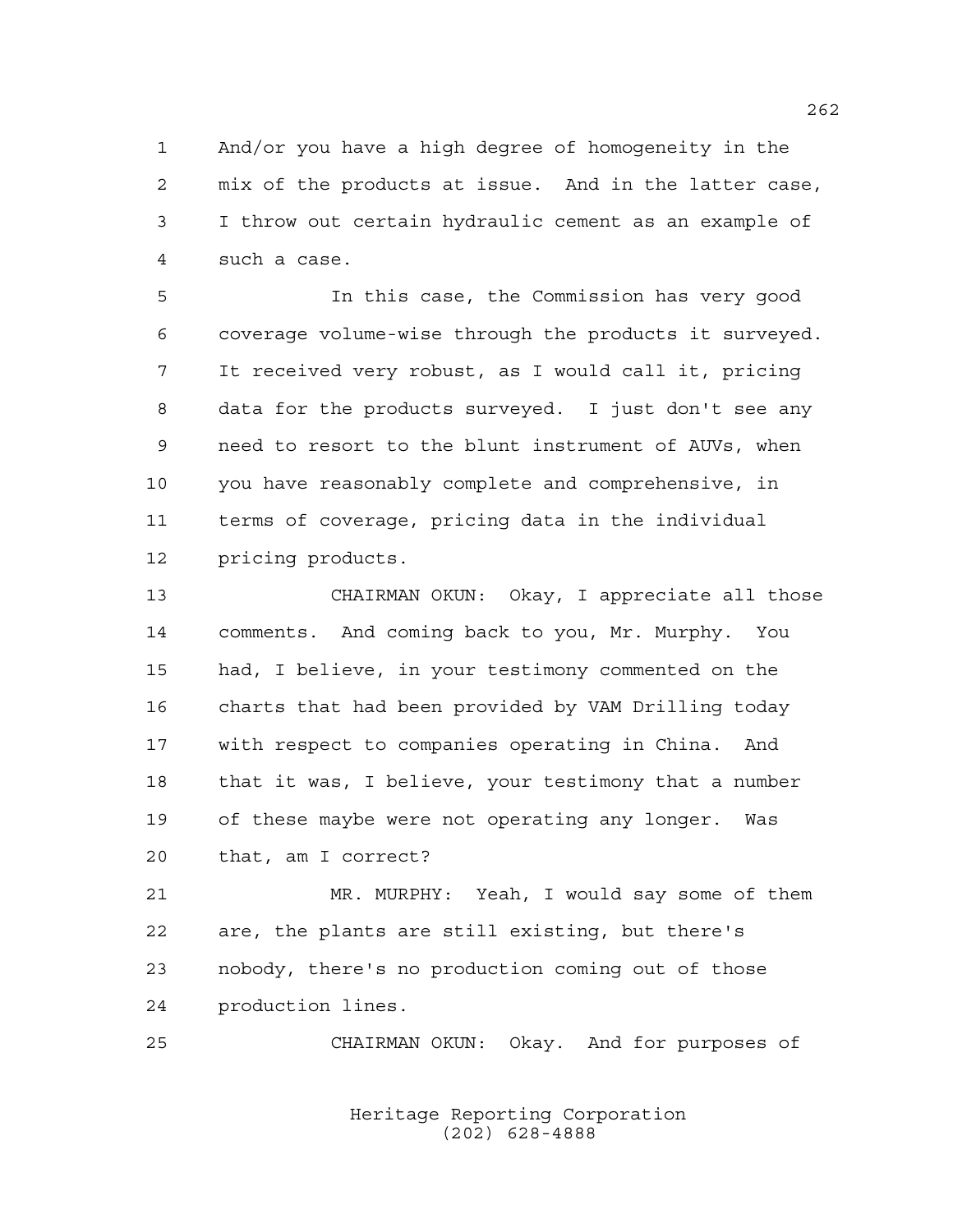And/or you have a high degree of homogeneity in the mix of the products at issue. And in the latter case, I throw out certain hydraulic cement as an example of such a case.

In this case, the Commission has very good coverage volume-wise through the products it surveyed. It received very robust, as I would call it, pricing data for the products surveyed. I just don't see any need to resort to the blunt instrument of AUVs, when you have reasonably complete and comprehensive, in terms of coverage, pricing data in the individual pricing products.

CHAIRMAN OKUN: Okay, I appreciate all those comments. And coming back to you, Mr. Murphy. You had, I believe, in your testimony commented on the charts that had been provided by VAM Drilling today with respect to companies operating in China. And that it was, I believe, your testimony that a number of these maybe were not operating any longer. Was that, am I correct?

MR. MURPHY: Yeah, I would say some of them are, the plants are still existing, but there's nobody, there's no production coming out of those production lines.

CHAIRMAN OKUN: Okay. And for purposes of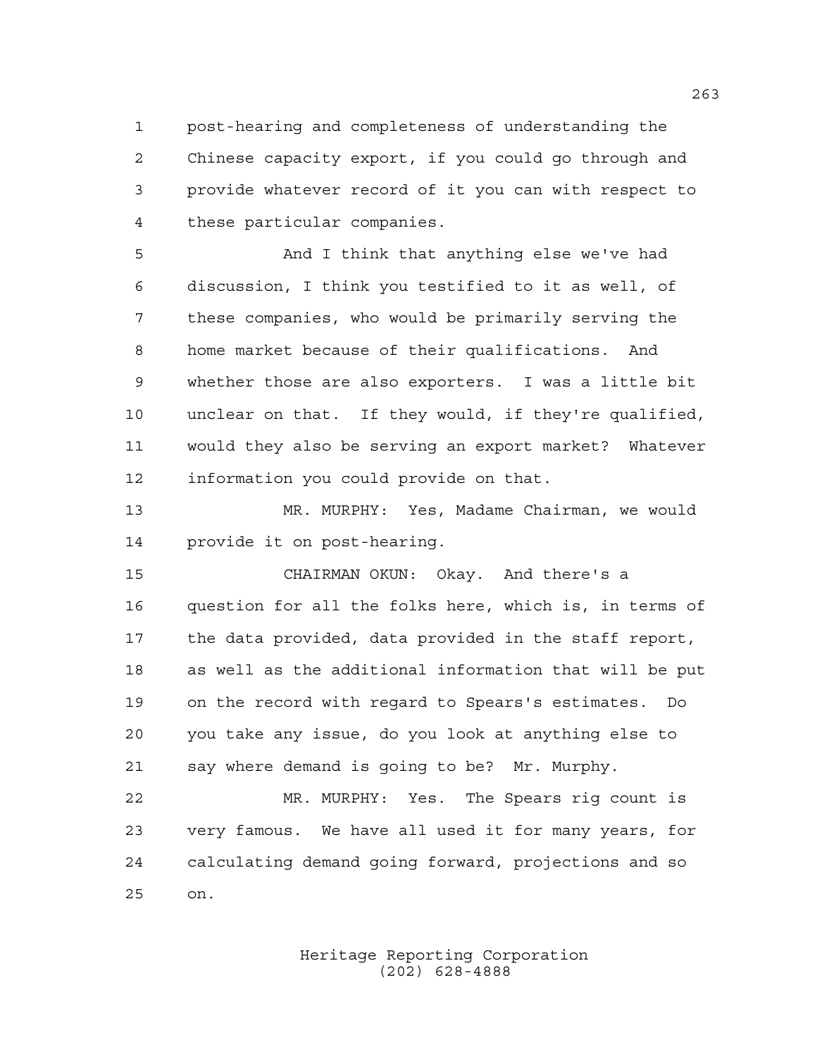post-hearing and completeness of understanding the Chinese capacity export, if you could go through and provide whatever record of it you can with respect to these particular companies.

And I think that anything else we've had discussion, I think you testified to it as well, of these companies, who would be primarily serving the home market because of their qualifications. And whether those are also exporters. I was a little bit unclear on that. If they would, if they're qualified, would they also be serving an export market? Whatever information you could provide on that.

MR. MURPHY: Yes, Madame Chairman, we would provide it on post-hearing.

CHAIRMAN OKUN: Okay. And there's a question for all the folks here, which is, in terms of the data provided, data provided in the staff report, as well as the additional information that will be put on the record with regard to Spears's estimates. Do you take any issue, do you look at anything else to say where demand is going to be? Mr. Murphy.

MR. MURPHY: Yes. The Spears rig count is very famous. We have all used it for many years, for calculating demand going forward, projections and so on.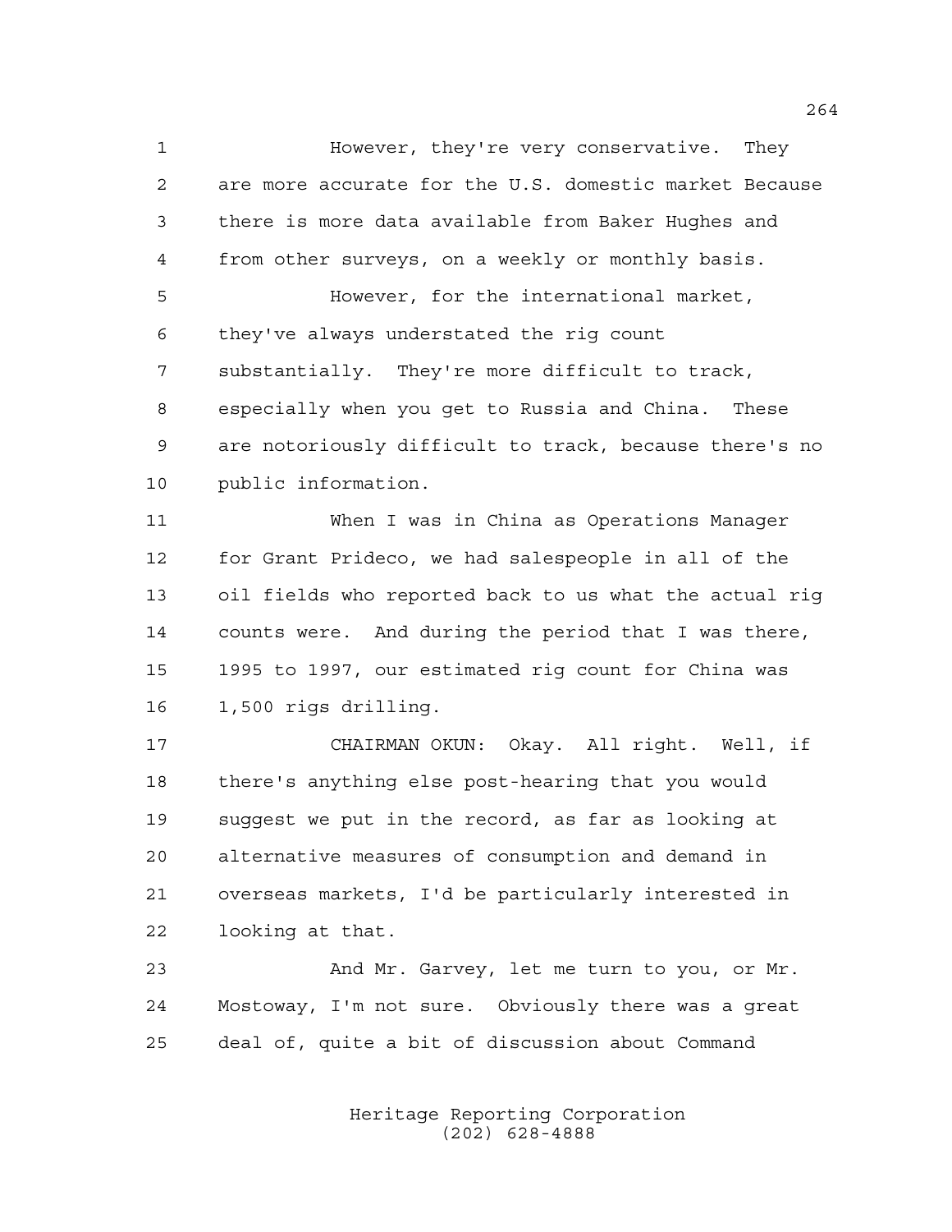However, they're very conservative. They are more accurate for the U.S. domestic market Because there is more data available from Baker Hughes and from other surveys, on a weekly or monthly basis.

However, for the international market, they've always understated the rig count substantially. They're more difficult to track, especially when you get to Russia and China. These are notoriously difficult to track, because there's no public information.

When I was in China as Operations Manager for Grant Prideco, we had salespeople in all of the oil fields who reported back to us what the actual rig counts were. And during the period that I was there, 1995 to 1997, our estimated rig count for China was 1,500 rigs drilling.

CHAIRMAN OKUN: Okay. All right. Well, if there's anything else post-hearing that you would suggest we put in the record, as far as looking at alternative measures of consumption and demand in overseas markets, I'd be particularly interested in looking at that.

And Mr. Garvey, let me turn to you, or Mr. Mostoway, I'm not sure. Obviously there was a great deal of, quite a bit of discussion about Command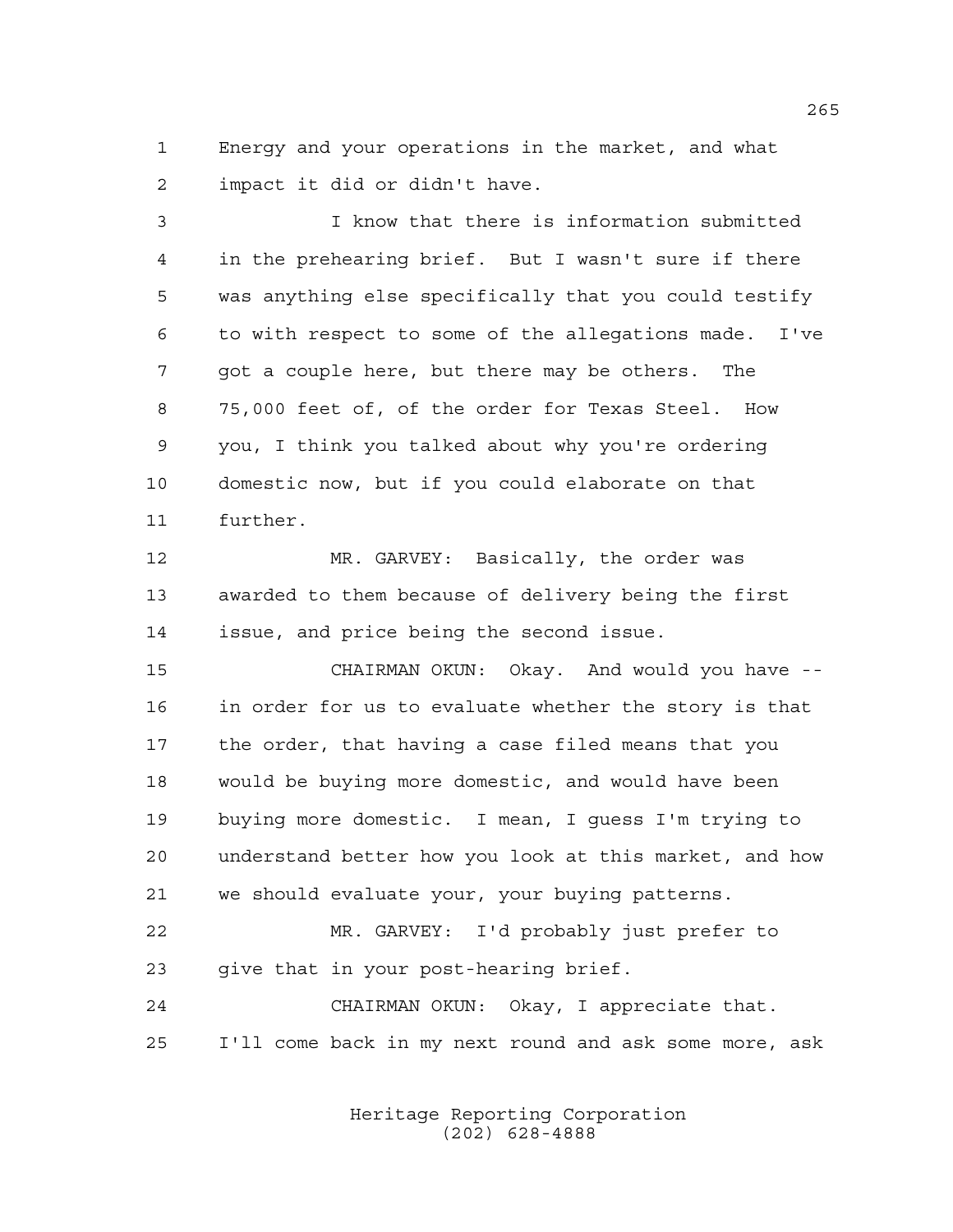Energy and your operations in the market, and what impact it did or didn't have.

I know that there is information submitted in the prehearing brief. But I wasn't sure if there was anything else specifically that you could testify to with respect to some of the allegations made. I've got a couple here, but there may be others. The 75,000 feet of, of the order for Texas Steel. How you, I think you talked about why you're ordering domestic now, but if you could elaborate on that further.

MR. GARVEY: Basically, the order was awarded to them because of delivery being the first issue, and price being the second issue.

CHAIRMAN OKUN: Okay. And would you have -- in order for us to evaluate whether the story is that the order, that having a case filed means that you would be buying more domestic, and would have been buying more domestic. I mean, I guess I'm trying to understand better how you look at this market, and how we should evaluate your, your buying patterns.

MR. GARVEY: I'd probably just prefer to give that in your post-hearing brief.

CHAIRMAN OKUN: Okay, I appreciate that. I'll come back in my next round and ask some more, ask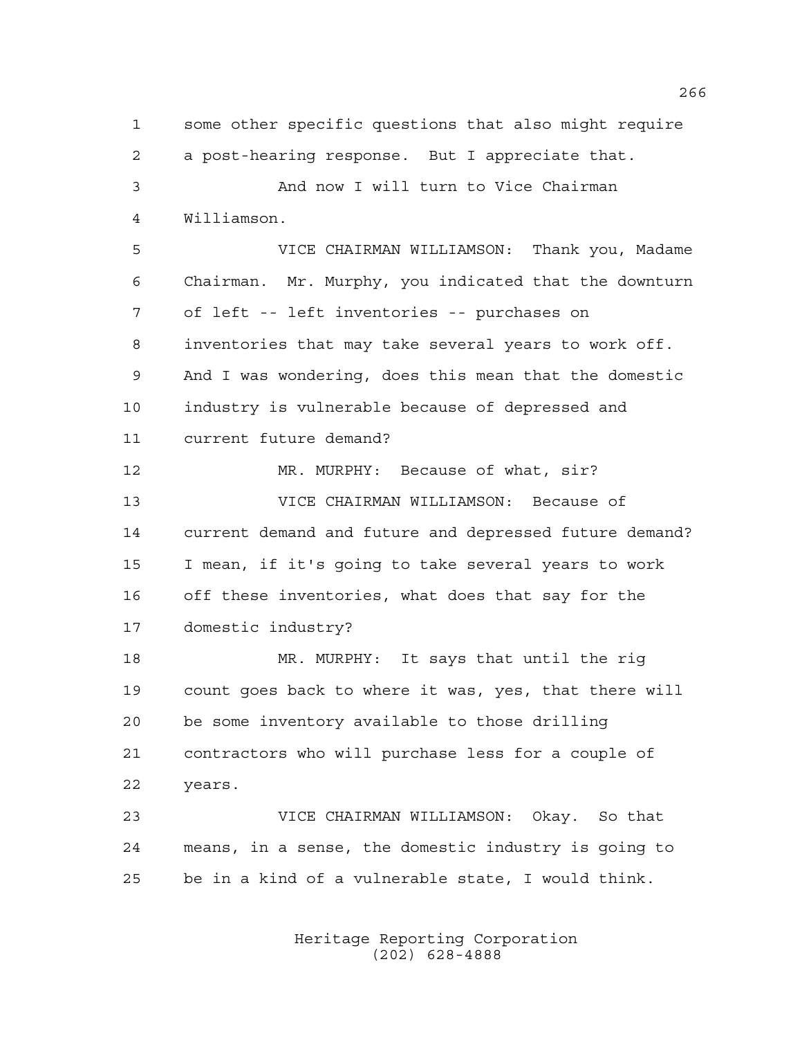some other specific questions that also might require a post-hearing response. But I appreciate that.

And now I will turn to Vice Chairman Williamson.

VICE CHAIRMAN WILLIAMSON: Thank you, Madame Chairman. Mr. Murphy, you indicated that the downturn of left -- left inventories -- purchases on inventories that may take several years to work off. And I was wondering, does this mean that the domestic industry is vulnerable because of depressed and current future demand?

MR. MURPHY: Because of what, sir?

VICE CHAIRMAN WILLIAMSON: Because of current demand and future and depressed future demand? I mean, if it's going to take several years to work off these inventories, what does that say for the domestic industry?

MR. MURPHY: It says that until the rig count goes back to where it was, yes, that there will be some inventory available to those drilling contractors who will purchase less for a couple of years.

VICE CHAIRMAN WILLIAMSON: Okay. So that means, in a sense, the domestic industry is going to be in a kind of a vulnerable state, I would think.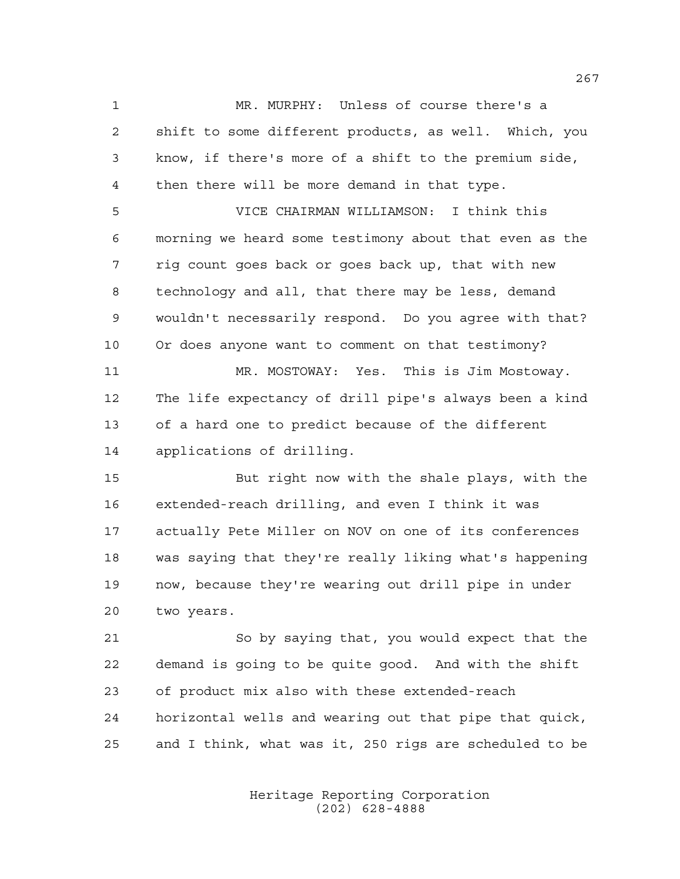MR. MURPHY: Unless of course there's a shift to some different products, as well. Which, you know, if there's more of a shift to the premium side, then there will be more demand in that type.

VICE CHAIRMAN WILLIAMSON: I think this morning we heard some testimony about that even as the rig count goes back or goes back up, that with new technology and all, that there may be less, demand wouldn't necessarily respond. Do you agree with that? Or does anyone want to comment on that testimony?

MR. MOSTOWAY: Yes. This is Jim Mostoway. The life expectancy of drill pipe's always been a kind of a hard one to predict because of the different applications of drilling.

But right now with the shale plays, with the extended-reach drilling, and even I think it was actually Pete Miller on NOV on one of its conferences was saying that they're really liking what's happening now, because they're wearing out drill pipe in under two years.

So by saying that, you would expect that the demand is going to be quite good. And with the shift of product mix also with these extended-reach horizontal wells and wearing out that pipe that quick, and I think, what was it, 250 rigs are scheduled to be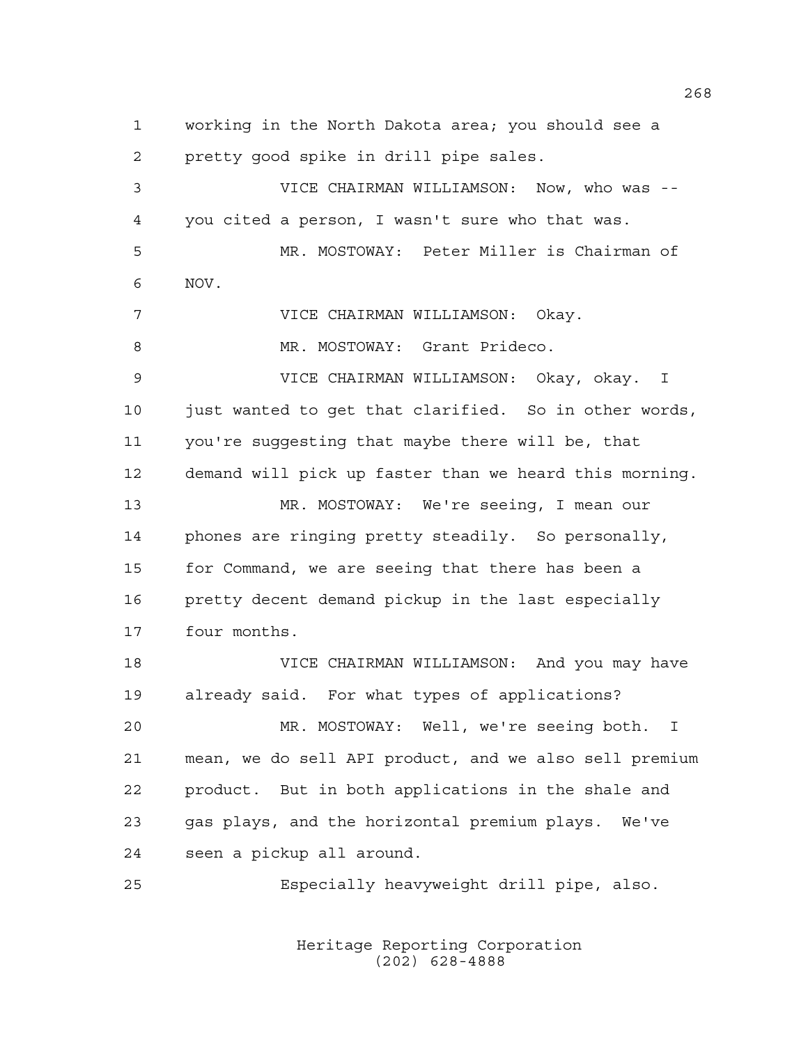working in the North Dakota area; you should see a pretty good spike in drill pipe sales.

VICE CHAIRMAN WILLIAMSON: Now, who was -- you cited a person, I wasn't sure who that was.

MR. MOSTOWAY: Peter Miller is Chairman of NOV.

VICE CHAIRMAN WILLIAMSON: Okay.

MR. MOSTOWAY: Grant Prideco.

VICE CHAIRMAN WILLIAMSON: Okay, okay. I just wanted to get that clarified. So in other words, you're suggesting that maybe there will be, that demand will pick up faster than we heard this morning.

MR. MOSTOWAY: We're seeing, I mean our phones are ringing pretty steadily. So personally, for Command, we are seeing that there has been a pretty decent demand pickup in the last especially four months.

VICE CHAIRMAN WILLIAMSON: And you may have already said. For what types of applications?

MR. MOSTOWAY: Well, we're seeing both. I mean, we do sell API product, and we also sell premium product. But in both applications in the shale and gas plays, and the horizontal premium plays. We've seen a pickup all around.

Especially heavyweight drill pipe, also.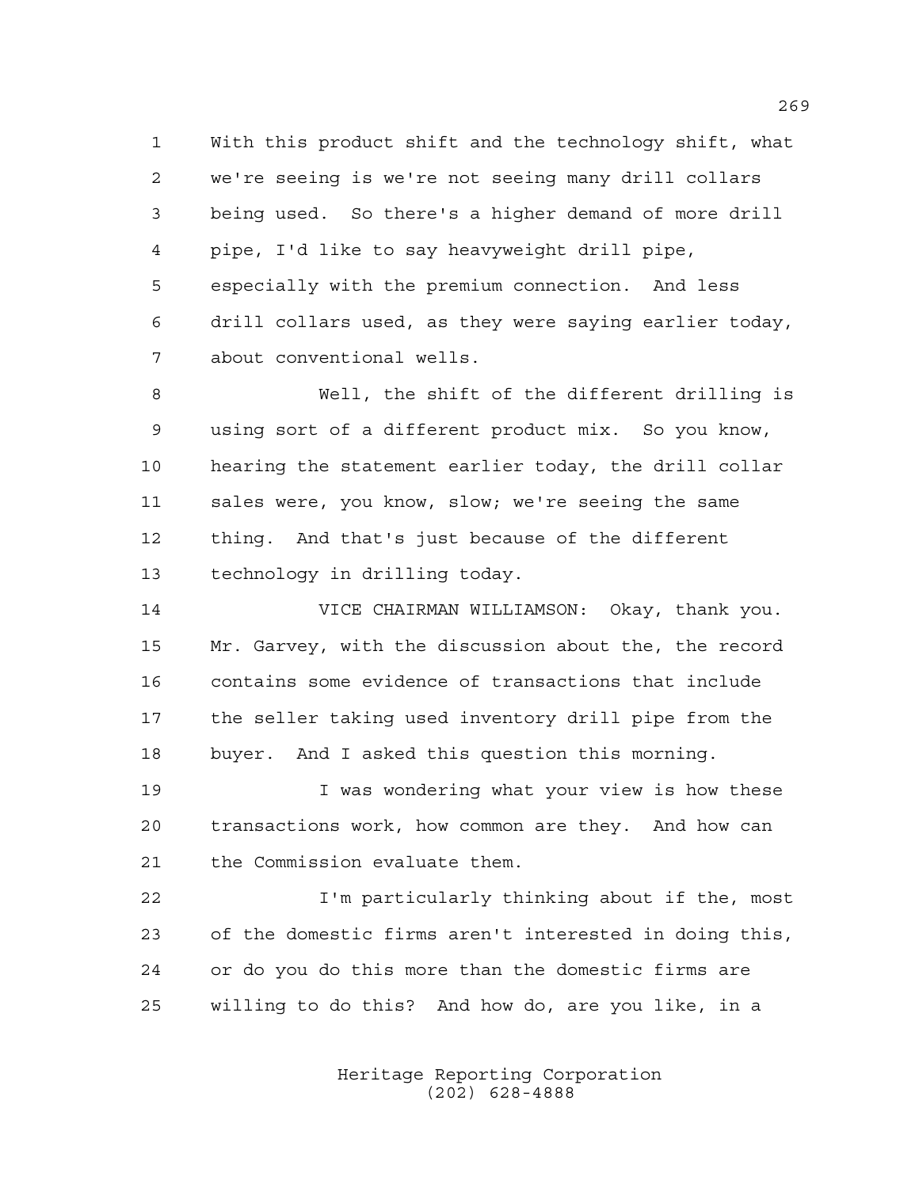With this product shift and the technology shift, what we're seeing is we're not seeing many drill collars being used. So there's a higher demand of more drill pipe, I'd like to say heavyweight drill pipe, especially with the premium connection. And less drill collars used, as they were saying earlier today, about conventional wells.

Well, the shift of the different drilling is using sort of a different product mix. So you know, hearing the statement earlier today, the drill collar sales were, you know, slow; we're seeing the same thing. And that's just because of the different technology in drilling today.

VICE CHAIRMAN WILLIAMSON: Okay, thank you. Mr. Garvey, with the discussion about the, the record contains some evidence of transactions that include the seller taking used inventory drill pipe from the buyer. And I asked this question this morning.

I was wondering what your view is how these transactions work, how common are they. And how can the Commission evaluate them.

I'm particularly thinking about if the, most of the domestic firms aren't interested in doing this, or do you do this more than the domestic firms are willing to do this? And how do, are you like, in a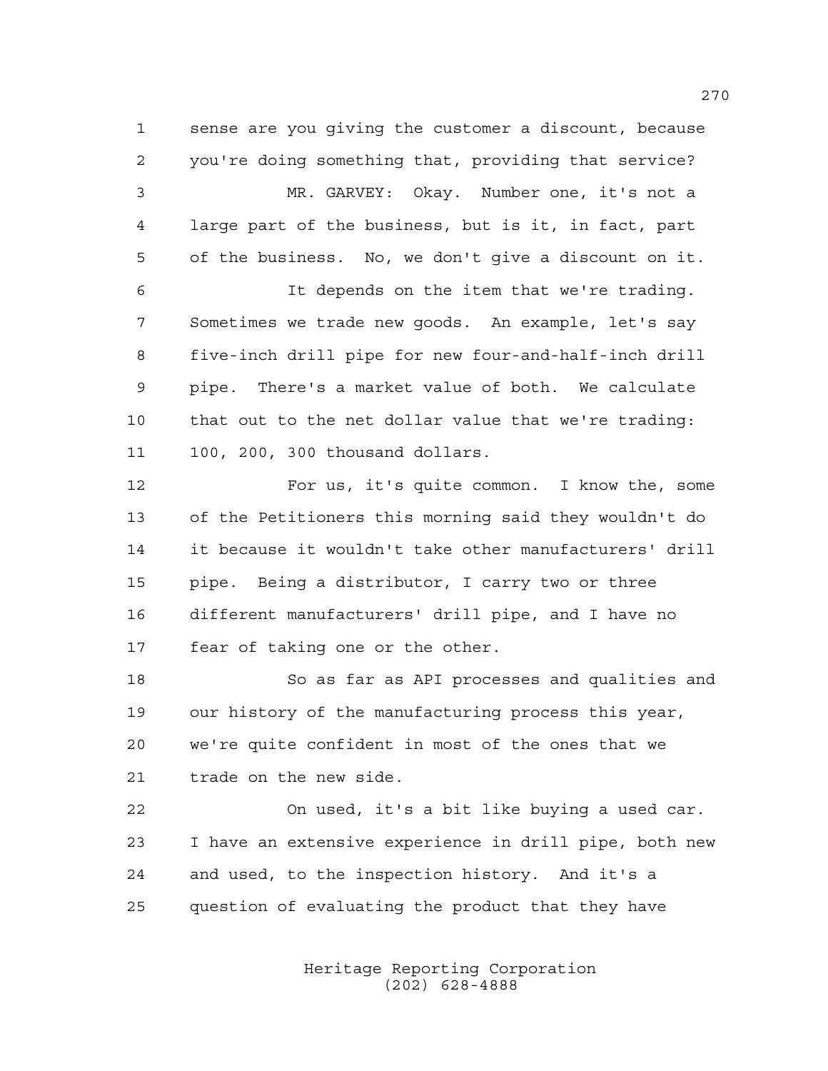sense are you giving the customer a discount, because you're doing something that, providing that service?

MR. GARVEY: Okay. Number one, it's not a large part of the business, but is it, in fact, part of the business. No, we don't give a discount on it.

It depends on the item that we're trading. Sometimes we trade new goods. An example, let's say five-inch drill pipe for new four-and-half-inch drill pipe. There's a market value of both. We calculate that out to the net dollar value that we're trading: 100, 200, 300 thousand dollars.

For us, it's quite common. I know the, some of the Petitioners this morning said they wouldn't do it because it wouldn't take other manufacturers' drill pipe. Being a distributor, I carry two or three different manufacturers' drill pipe, and I have no fear of taking one or the other.

So as far as API processes and qualities and our history of the manufacturing process this year, we're quite confident in most of the ones that we trade on the new side.

On used, it's a bit like buying a used car. I have an extensive experience in drill pipe, both new and used, to the inspection history. And it's a question of evaluating the product that they have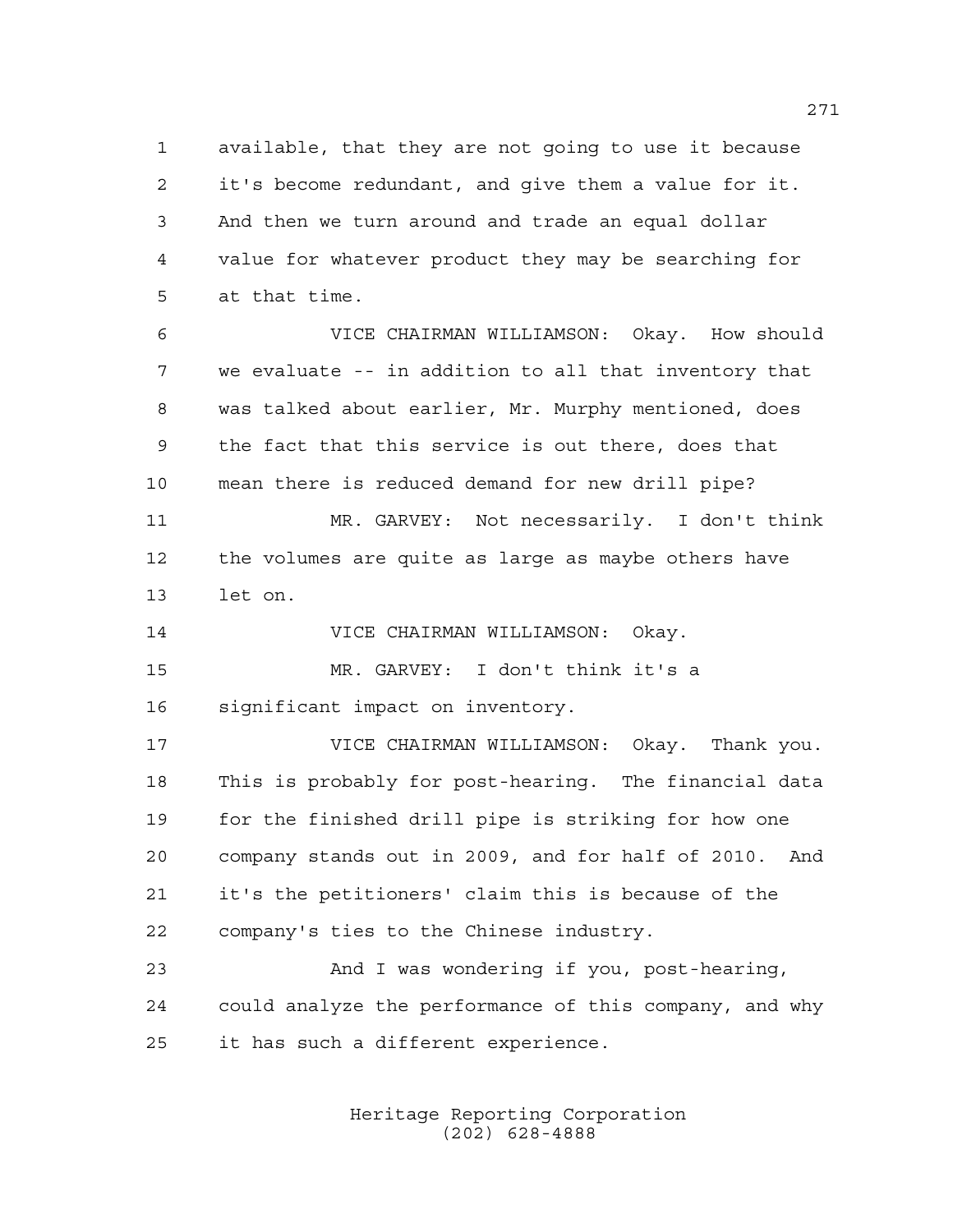available, that they are not going to use it because it's become redundant, and give them a value for it. And then we turn around and trade an equal dollar value for whatever product they may be searching for at that time.

VICE CHAIRMAN WILLIAMSON: Okay. How should we evaluate -- in addition to all that inventory that was talked about earlier, Mr. Murphy mentioned, does the fact that this service is out there, does that mean there is reduced demand for new drill pipe?

MR. GARVEY: Not necessarily. I don't think the volumes are quite as large as maybe others have let on.

VICE CHAIRMAN WILLIAMSON: Okay.

MR. GARVEY: I don't think it's a significant impact on inventory.

VICE CHAIRMAN WILLIAMSON: Okay. Thank you. This is probably for post-hearing. The financial data for the finished drill pipe is striking for how one company stands out in 2009, and for half of 2010. And it's the petitioners' claim this is because of the company's ties to the Chinese industry.

And I was wondering if you, post-hearing, could analyze the performance of this company, and why it has such a different experience.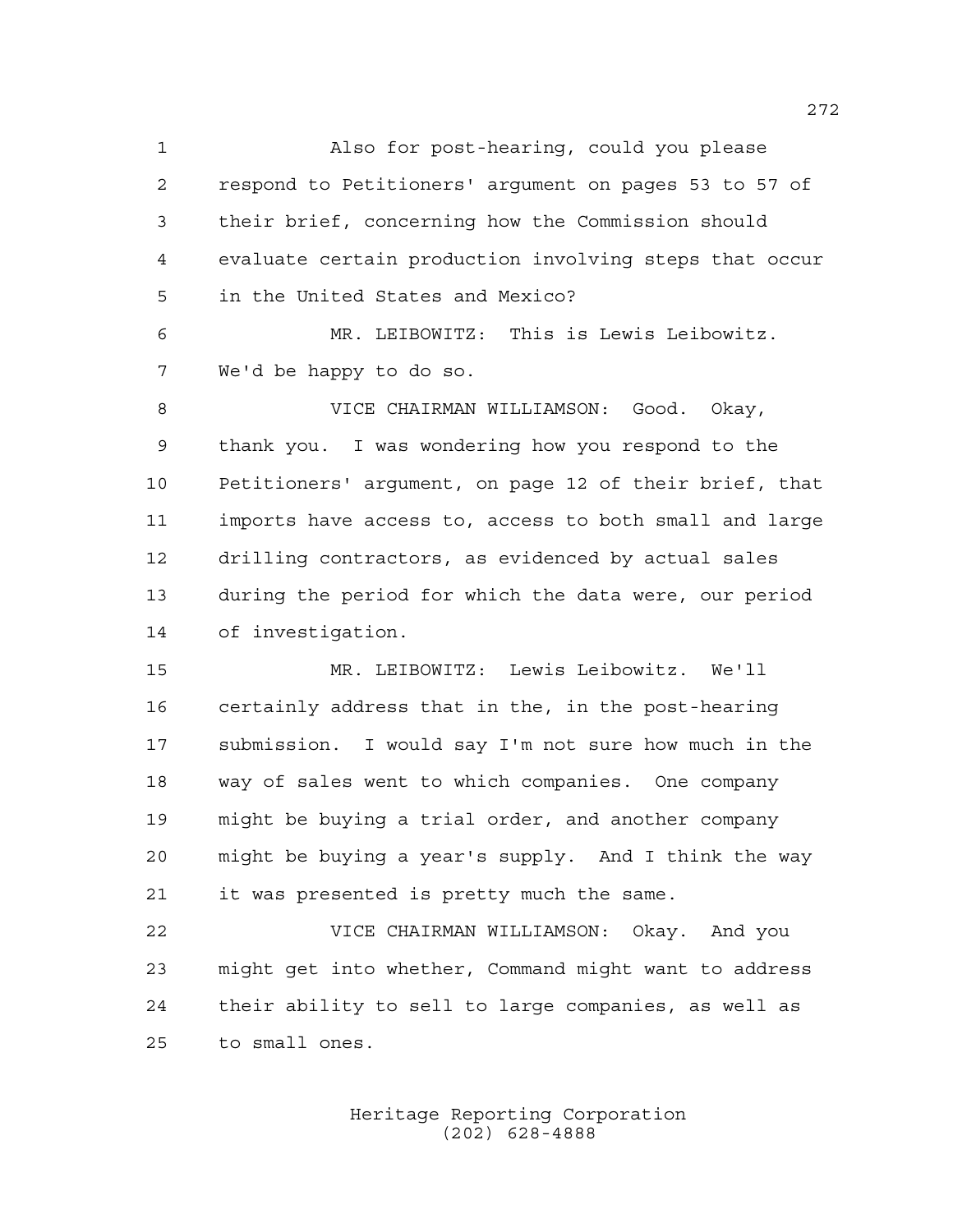Also for post-hearing, could you please respond to Petitioners' argument on pages 53 to 57 of their brief, concerning how the Commission should evaluate certain production involving steps that occur in the United States and Mexico?

MR. LEIBOWITZ: This is Lewis Leibowitz. We'd be happy to do so.

VICE CHAIRMAN WILLIAMSON: Good. Okay, thank you. I was wondering how you respond to the Petitioners' argument, on page 12 of their brief, that imports have access to, access to both small and large drilling contractors, as evidenced by actual sales during the period for which the data were, our period of investigation.

MR. LEIBOWITZ: Lewis Leibowitz. We'll certainly address that in the, in the post-hearing submission. I would say I'm not sure how much in the way of sales went to which companies. One company might be buying a trial order, and another company might be buying a year's supply. And I think the way it was presented is pretty much the same.

VICE CHAIRMAN WILLIAMSON: Okay. And you might get into whether, Command might want to address their ability to sell to large companies, as well as to small ones.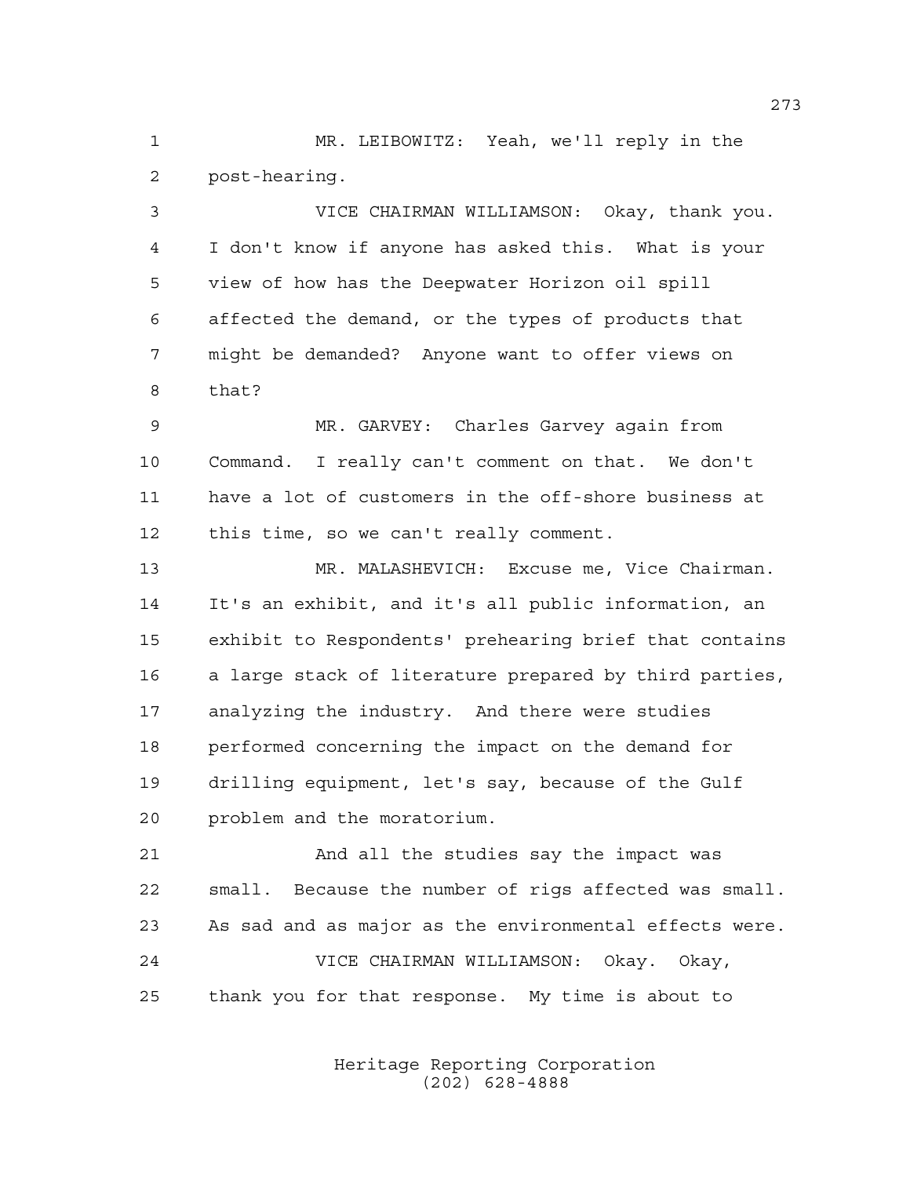MR. LEIBOWITZ: Yeah, we'll reply in the post-hearing.

VICE CHAIRMAN WILLIAMSON: Okay, thank you. I don't know if anyone has asked this. What is your view of how has the Deepwater Horizon oil spill affected the demand, or the types of products that might be demanded? Anyone want to offer views on that?

MR. GARVEY: Charles Garvey again from Command. I really can't comment on that. We don't have a lot of customers in the off-shore business at this time, so we can't really comment.

MR. MALASHEVICH: Excuse me, Vice Chairman. It's an exhibit, and it's all public information, an exhibit to Respondents' prehearing brief that contains a large stack of literature prepared by third parties, analyzing the industry. And there were studies performed concerning the impact on the demand for drilling equipment, let's say, because of the Gulf problem and the moratorium.

And all the studies say the impact was small. Because the number of rigs affected was small. As sad and as major as the environmental effects were.

VICE CHAIRMAN WILLIAMSON: Okay. Okay, thank you for that response. My time is about to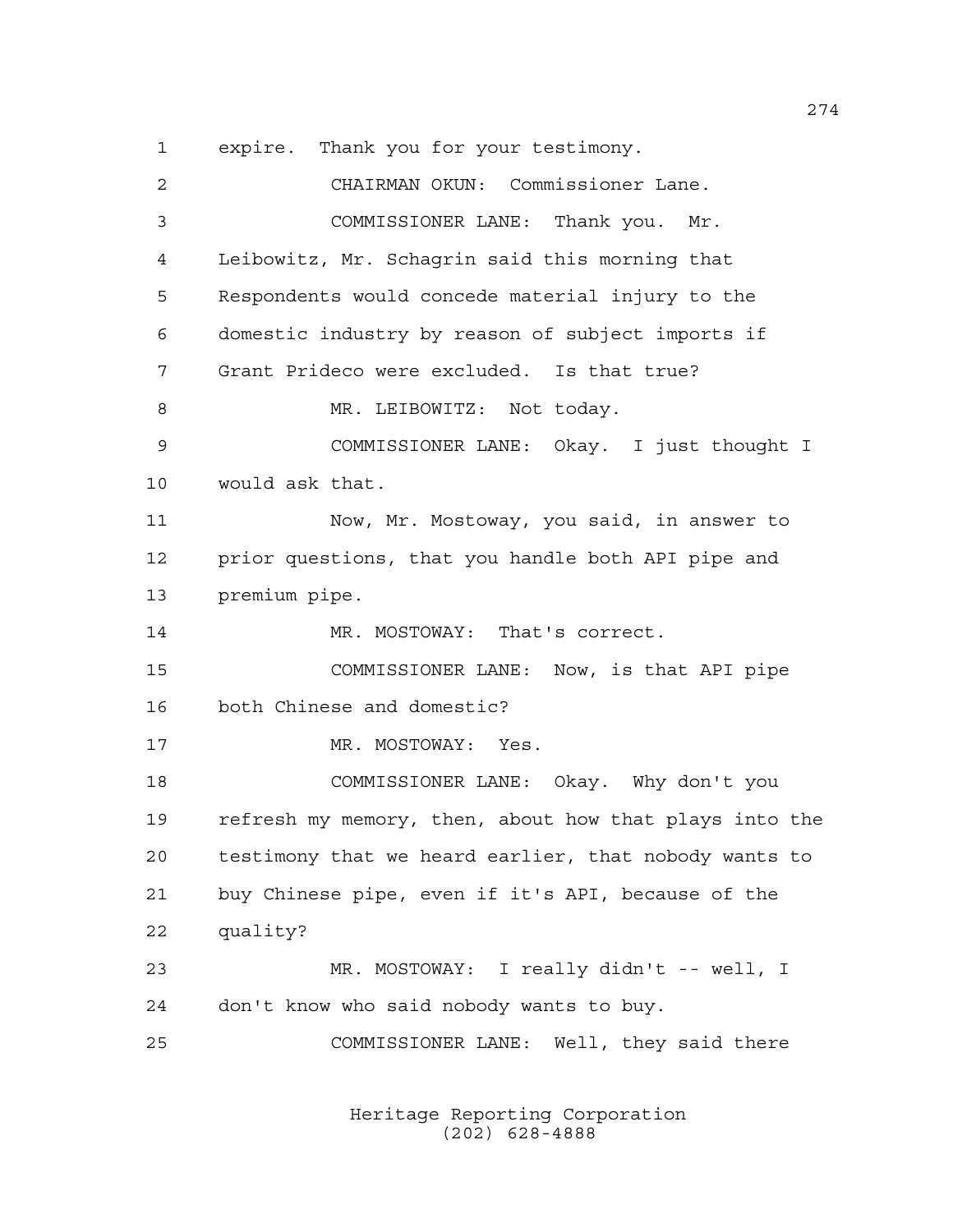1 expire. Thank you for your testimony.

2 CHAIRMAN OKUN: Commissioner Lane.

3 COMMISSIONER LANE: Thank you. Mr.

4 Leibowitz, Mr. Schagrin said this morning that

5 Respondents would concede material injury to the

6 domestic industry by reason of subject imports if

7 Grant Prideco were excluded. Is that true?

8 MR. LEIBOWITZ: Not today.

9 COMMISSIONER LANE: Okay. I just thought I

10 would ask that.

11 Now, Mr. Mostoway, you said, in answer to

12 prior questions, that you handle both API pipe and

13 premium pipe.

14 MR. MOSTOWAY: That's correct.

15 COMMISSIONER LANE: Now, is that API pipe

16 both Chinese and domestic?

17 MR. MOSTOWAY: Yes.

18 COMMISSIONER LANE: Okay. Why don't you

19 refresh my memory, then, about how that plays into the

20 testimony that we heard earlier, that nobody wants to

21 buy Chinese pipe, even if it's API, because of the

22 quality?

23 MR. MOSTOWAY: I really didn't -- well, I

24 don't know who said nobody wants to buy.

25 COMMISSIONER LANE: Well, they said there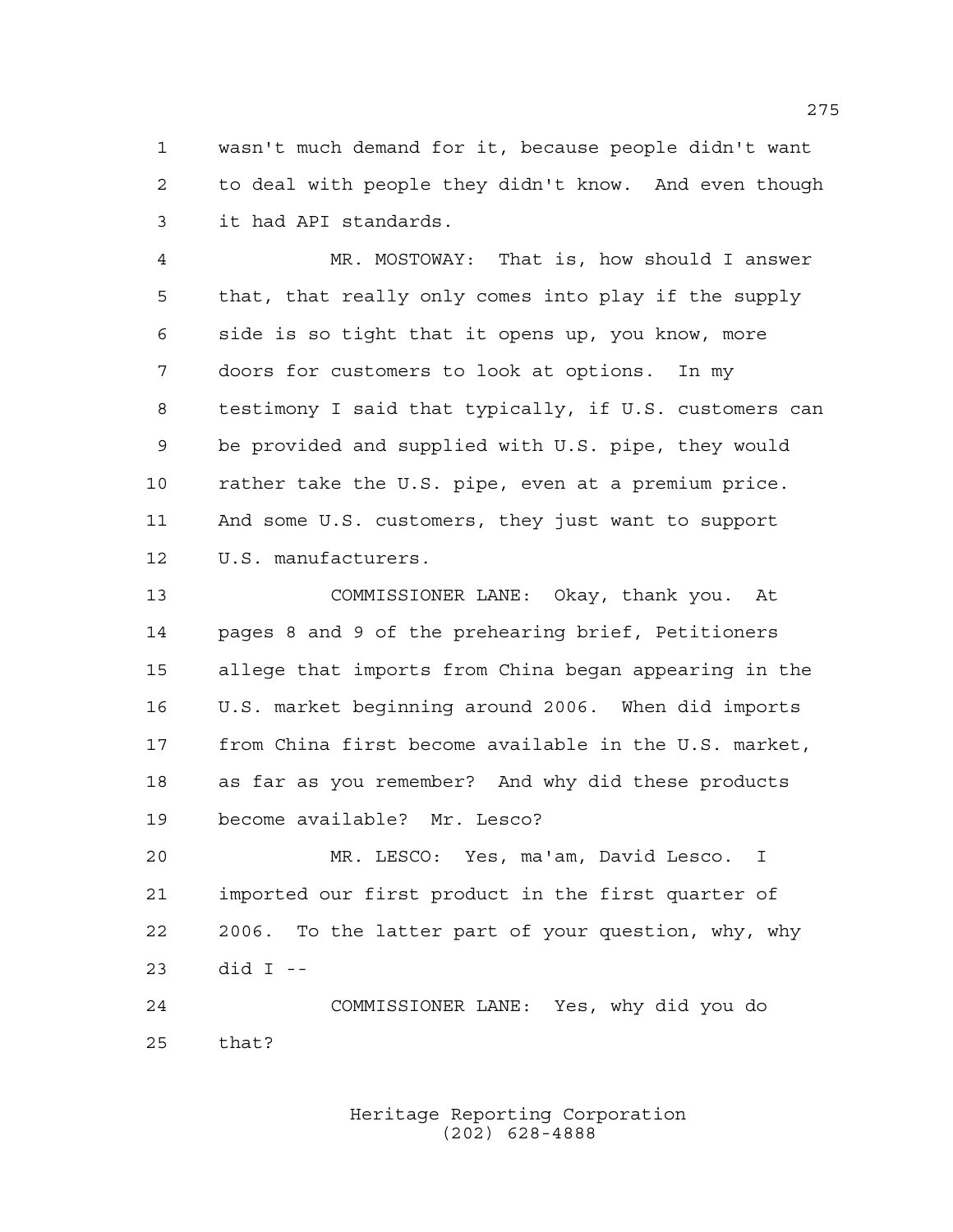wasn't much demand for it, because people didn't want to deal with people they didn't know. And even though it had API standards.

MR. MOSTOWAY: That is, how should I answer that, that really only comes into play if the supply side is so tight that it opens up, you know, more doors for customers to look at options. In my testimony I said that typically, if U.S. customers can be provided and supplied with U.S. pipe, they would rather take the U.S. pipe, even at a premium price. And some U.S. customers, they just want to support U.S. manufacturers.

COMMISSIONER LANE: Okay, thank you. At pages 8 and 9 of the prehearing brief, Petitioners allege that imports from China began appearing in the U.S. market beginning around 2006. When did imports from China first become available in the U.S. market, as far as you remember? And why did these products become available? Mr. Lesco?

MR. LESCO: Yes, ma'am, David Lesco. I imported our first product in the first quarter of 2006. To the latter part of your question, why, why did I --

COMMISSIONER LANE: Yes, why did you do that?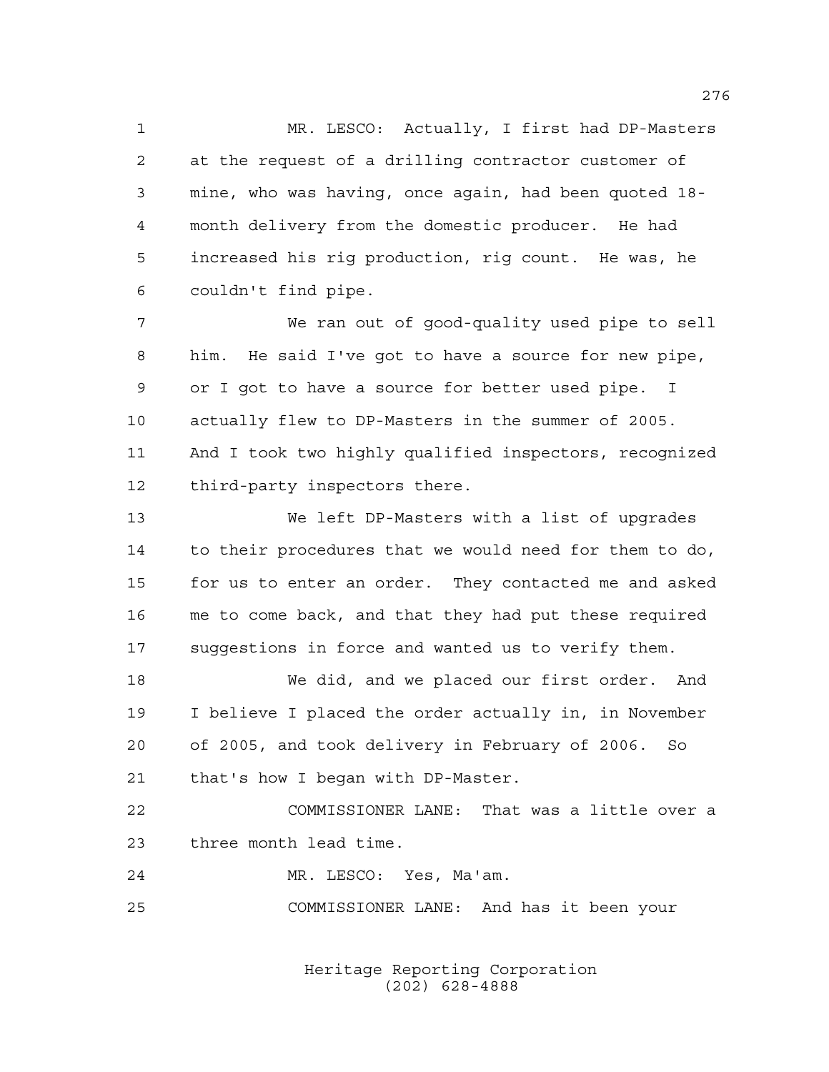MR. LESCO: Actually, I first had DP-Masters at the request of a drilling contractor customer of mine, who was having, once again, had been quoted 18-month delivery from the domestic producer. He had increased his rig production, rig count. He was, he couldn't find pipe.

We ran out of good-quality used pipe to sell him. He said I've got to have a source for new pipe, or I got to have a source for better used pipe. I actually flew to DP-Masters in the summer of 2005. And I took two highly qualified inspectors, recognized third-party inspectors there.

We left DP-Masters with a list of upgrades to their procedures that we would need for them to do, for us to enter an order. They contacted me and asked me to come back, and that they had put these required suggestions in force and wanted us to verify them.

We did, and we placed our first order. And I believe I placed the order actually in, in November of 2005, and took delivery in February of 2006. So that's how I began with DP-Master.

COMMISSIONER LANE: That was a little over a three month lead time.

MR. LESCO: Yes, Ma'am.

COMMISSIONER LANE: And has it been your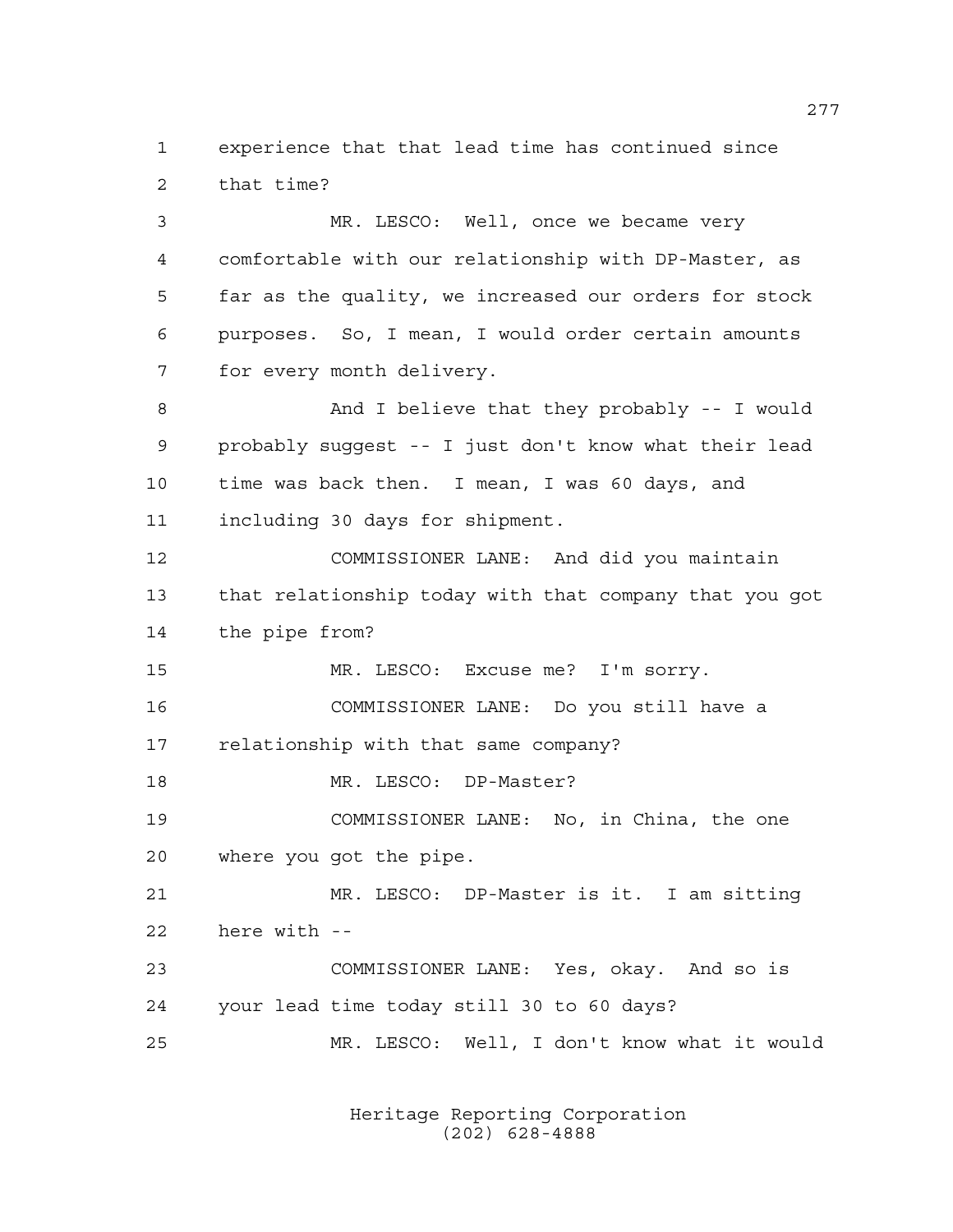1 experience that that lead time has continued since
2 that time?

3 MR. LESCO: Well, once we became very
4 comfortable with our relationship with DP-Master, as
5 far as the quality, we increased our orders for stock
6 purposes. So, I mean, I would order certain amounts
7 for every month delivery.

8 And I believe that they probably -- I would
9 probably suggest -- I just don't know what their lead
10 time was back then. I mean, I was 60 days, and
11 including 30 days for shipment.

12 COMMISSIONER LANE: And did you maintain
13 that relationship today with that company that you got
14 the pipe from?

15 MR. LESCO: Excuse me? I'm sorry.

16 COMMISSIONER LANE: Do you still have a
17 relationship with that same company?

18 MR. LESCO: DP-Master?

19 COMMISSIONER LANE: No, in China, the one
20 where you got the pipe.

21 MR. LESCO: DP-Master is it. I am sitting
22 here with --

23 COMMISSIONER LANE: Yes, okay. And so is
24 your lead time today still 30 to 60 days?

25 MR. LESCO: Well, I don't know what it would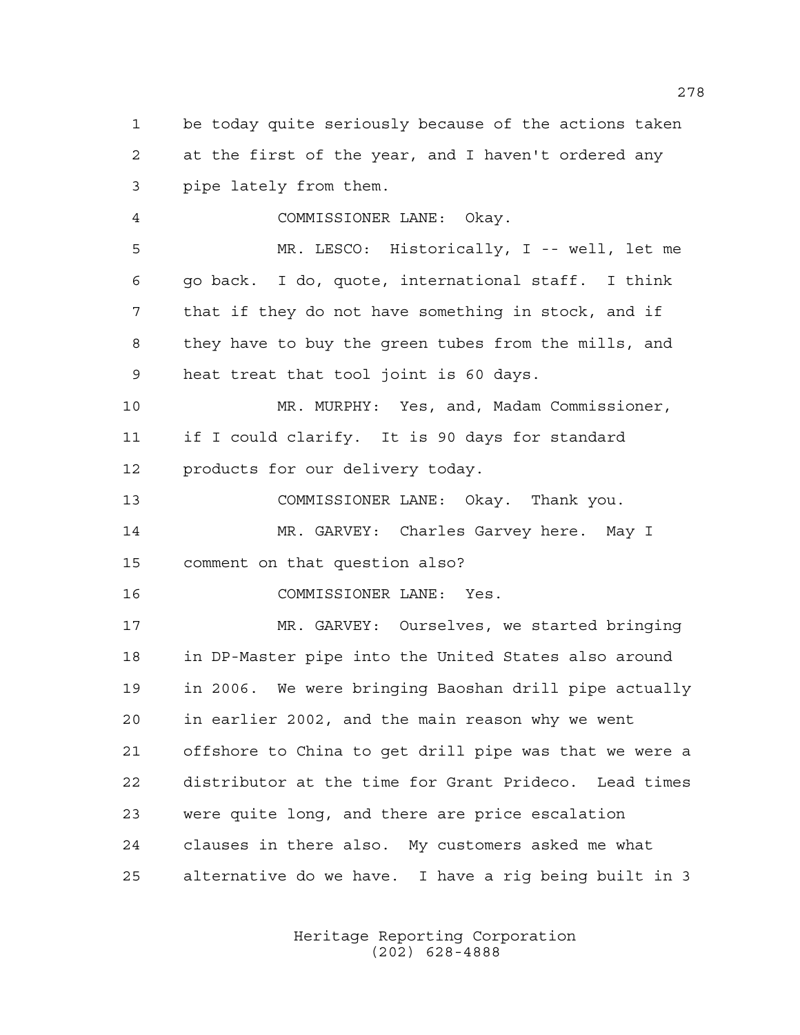be today quite seriously because of the actions taken at the first of the year, and I haven't ordered any pipe lately from them.

COMMISSIONER LANE: Okay.

MR. LESCO: Historically, I -- well, let me go back. I do, quote, international staff. I think that if they do not have something in stock, and if they have to buy the green tubes from the mills, and heat treat that tool joint is 60 days.

MR. MURPHY: Yes, and, Madam Commissioner, if I could clarify. It is 90 days for standard products for our delivery today.

COMMISSIONER LANE: Okay. Thank you.

MR. GARVEY: Charles Garvey here. May I comment on that question also?

COMMISSIONER LANE: Yes.

MR. GARVEY: Ourselves, we started bringing in DP-Master pipe into the United States also around in 2006. We were bringing Baoshan drill pipe actually in earlier 2002, and the main reason why we went offshore to China to get drill pipe was that we were a distributor at the time for Grant Prideco. Lead times were quite long, and there are price escalation clauses in there also. My customers asked me what alternative do we have. I have a rig being built in 3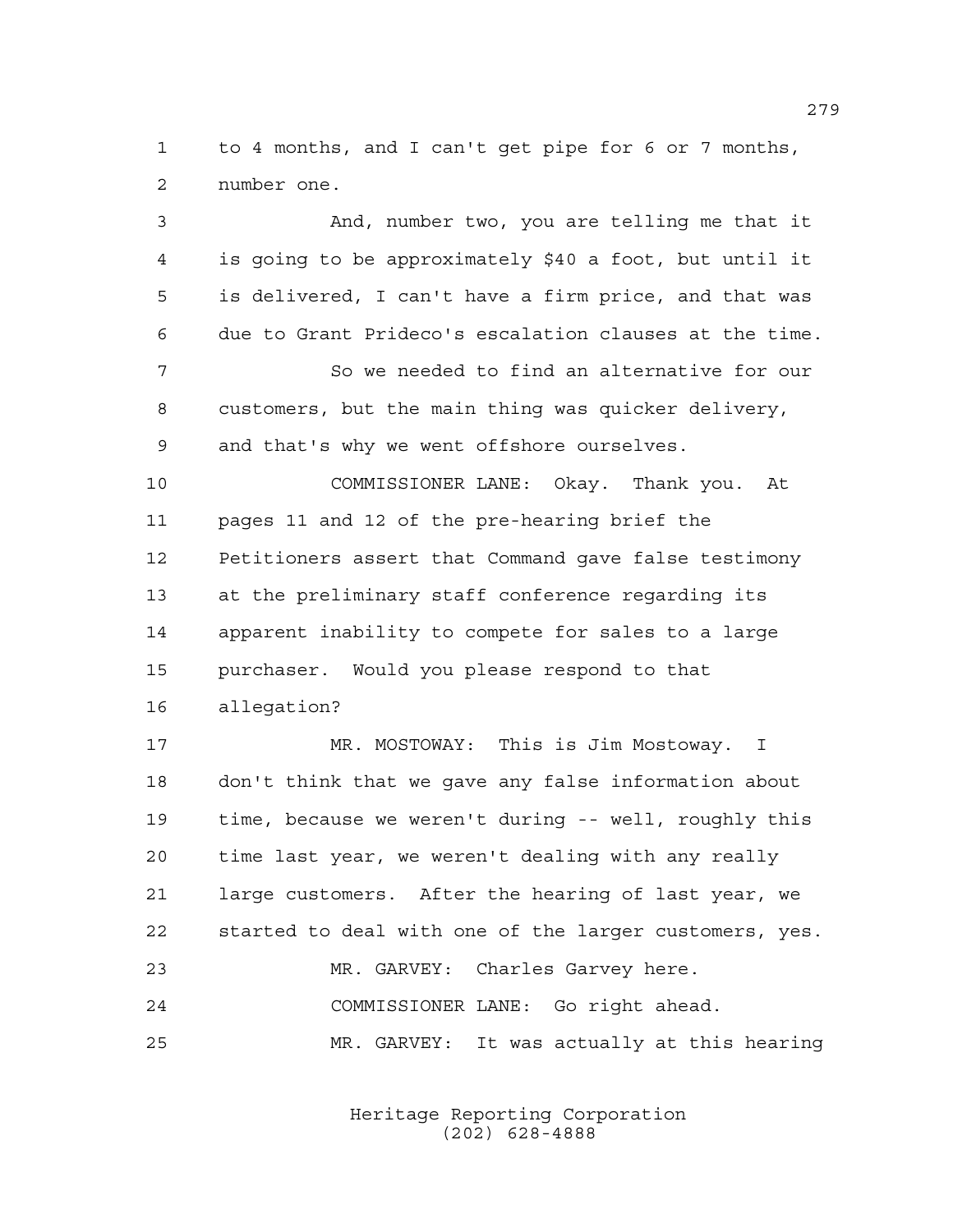to 4 months, and I can't get pipe for 6 or 7 months, number one.

And, number two, you are telling me that it is going to be approximately $40 a foot, but until it is delivered, I can't have a firm price, and that was due to Grant Prideco's escalation clauses at the time.

So we needed to find an alternative for our customers, but the main thing was quicker delivery, and that's why we went offshore ourselves.

COMMISSIONER LANE: Okay. Thank you. At pages 11 and 12 of the pre-hearing brief the Petitioners assert that Command gave false testimony at the preliminary staff conference regarding its apparent inability to compete for sales to a large purchaser. Would you please respond to that allegation?

MR. MOSTOWAY: This is Jim Mostoway. I don't think that we gave any false information about time, because we weren't during -- well, roughly this time last year, we weren't dealing with any really large customers. After the hearing of last year, we started to deal with one of the larger customers, yes.

MR. GARVEY: Charles Garvey here.

COMMISSIONER LANE: Go right ahead.

MR. GARVEY: It was actually at this hearing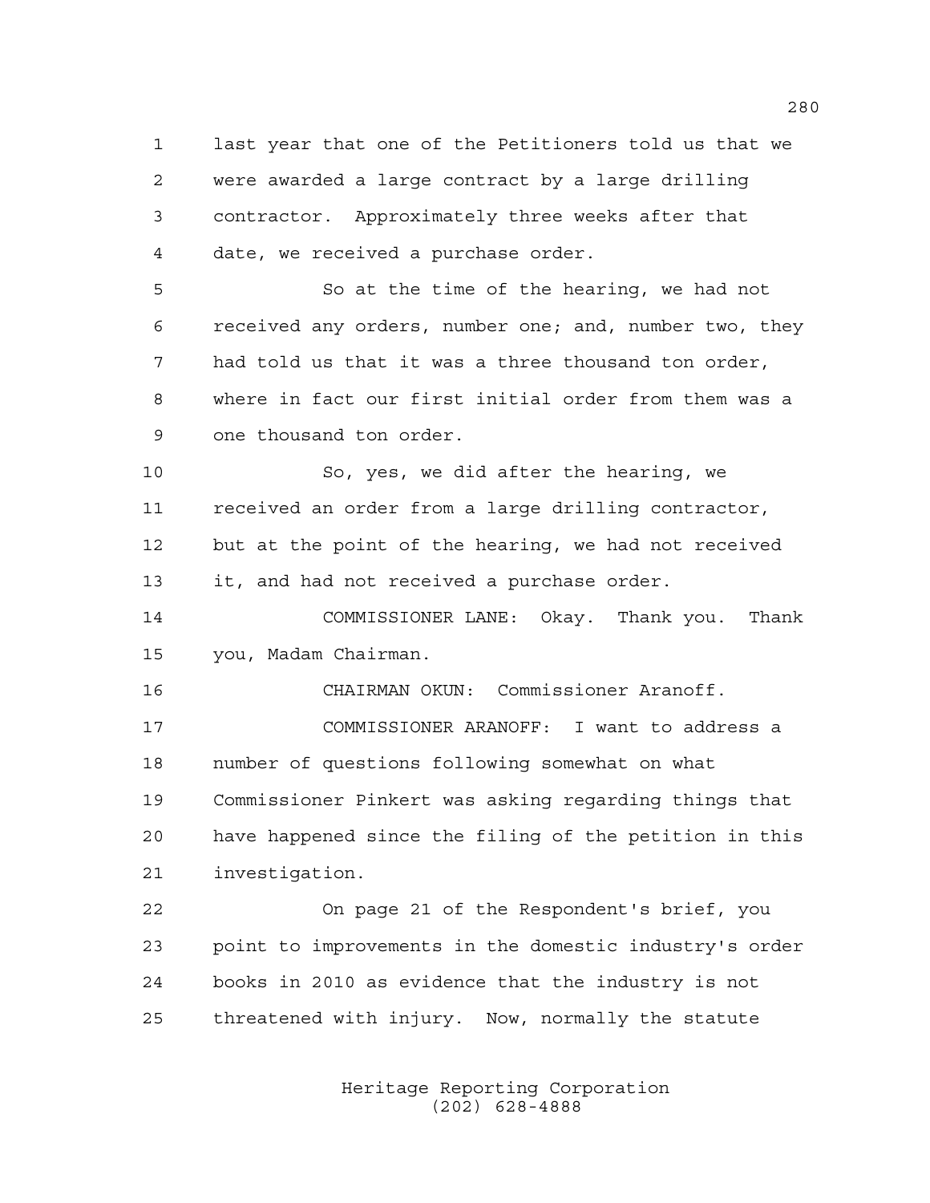last year that one of the Petitioners told us that we were awarded a large contract by a large drilling contractor. Approximately three weeks after that date, we received a purchase order.

So at the time of the hearing, we had not received any orders, number one; and, number two, they had told us that it was a three thousand ton order, where in fact our first initial order from them was a one thousand ton order.

So, yes, we did after the hearing, we received an order from a large drilling contractor, but at the point of the hearing, we had not received it, and had not received a purchase order.

COMMISSIONER LANE: Okay. Thank you. Thank you, Madam Chairman.

CHAIRMAN OKUN: Commissioner Aranoff.

COMMISSIONER ARANOFF: I want to address a number of questions following somewhat on what Commissioner Pinkert was asking regarding things that have happened since the filing of the petition in this investigation.

On page 21 of the Respondent's brief, you point to improvements in the domestic industry's order books in 2010 as evidence that the industry is not threatened with injury. Now, normally the statute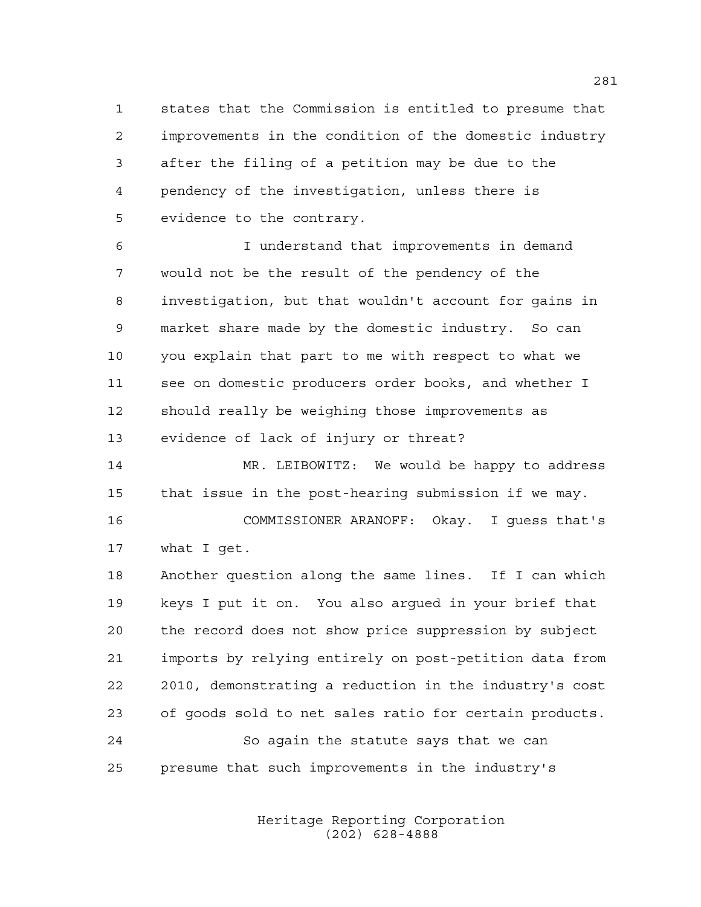states that the Commission is entitled to presume that improvements in the condition of the domestic industry after the filing of a petition may be due to the pendency of the investigation, unless there is evidence to the contrary.

I understand that improvements in demand would not be the result of the pendency of the investigation, but that wouldn't account for gains in market share made by the domestic industry. So can you explain that part to me with respect to what we see on domestic producers order books, and whether I should really be weighing those improvements as evidence of lack of injury or threat?

MR. LEIBOWITZ: We would be happy to address that issue in the post-hearing submission if we may.

COMMISSIONER ARANOFF: Okay. I guess that's what I get.

Another question along the same lines. If I can which keys I put it on. You also argued in your brief that the record does not show price suppression by subject imports by relying entirely on post-petition data from 2010, demonstrating a reduction in the industry's cost of goods sold to net sales ratio for certain products.

So again the statute says that we can presume that such improvements in the industry's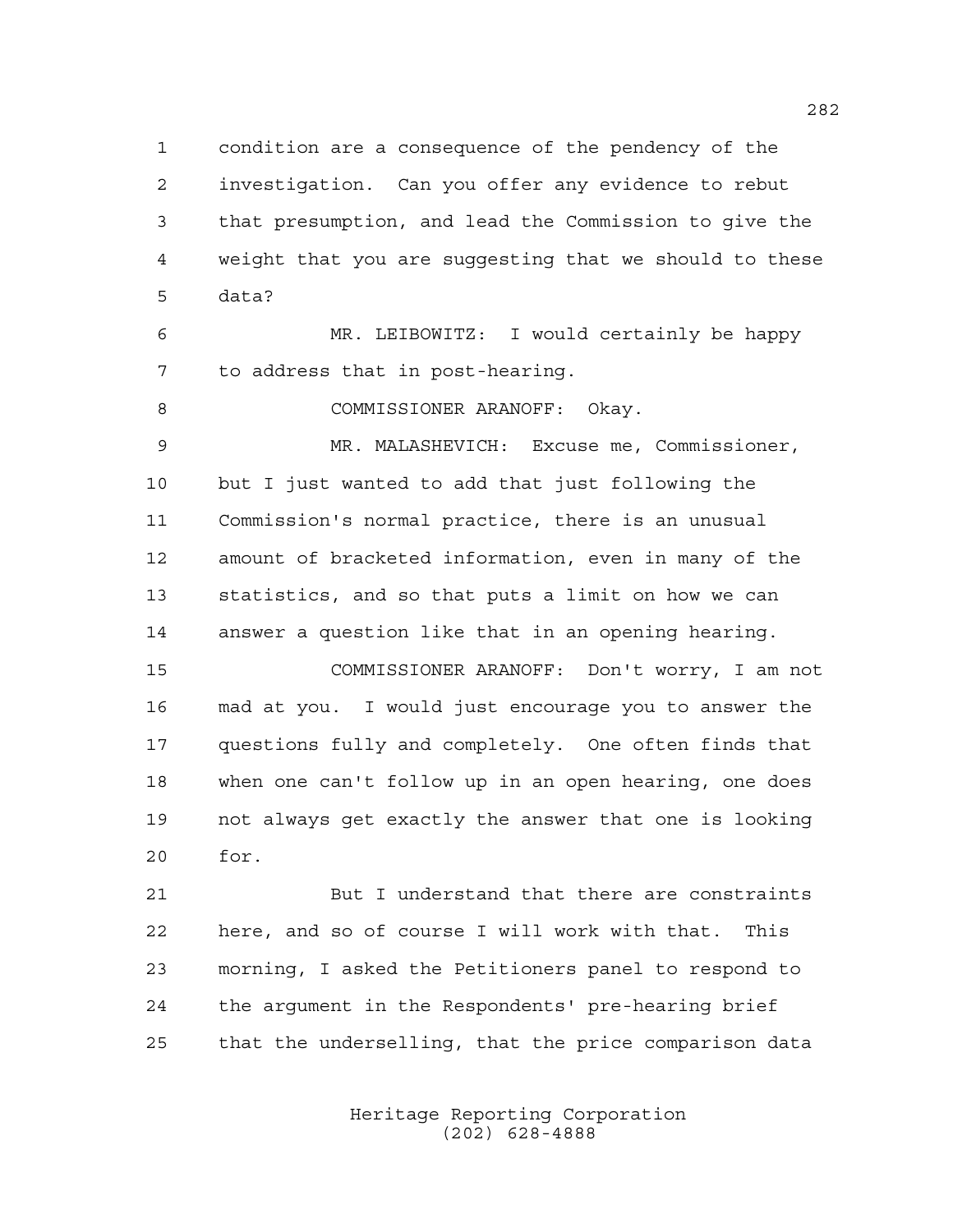condition are a consequence of the pendency of the investigation. Can you offer any evidence to rebut that presumption, and lead the Commission to give the weight that you are suggesting that we should to these data?

MR. LEIBOWITZ: I would certainly be happy to address that in post-hearing.

COMMISSIONER ARANOFF: Okay.

MR. MALASHEVICH: Excuse me, Commissioner, but I just wanted to add that just following the Commission's normal practice, there is an unusual amount of bracketed information, even in many of the statistics, and so that puts a limit on how we can answer a question like that in an opening hearing.

COMMISSIONER ARANOFF: Don't worry, I am not mad at you. I would just encourage you to answer the questions fully and completely. One often finds that when one can't follow up in an open hearing, one does not always get exactly the answer that one is looking for.

But I understand that there are constraints here, and so of course I will work with that. This morning, I asked the Petitioners panel to respond to the argument in the Respondents' pre-hearing brief that the underselling, that the price comparison data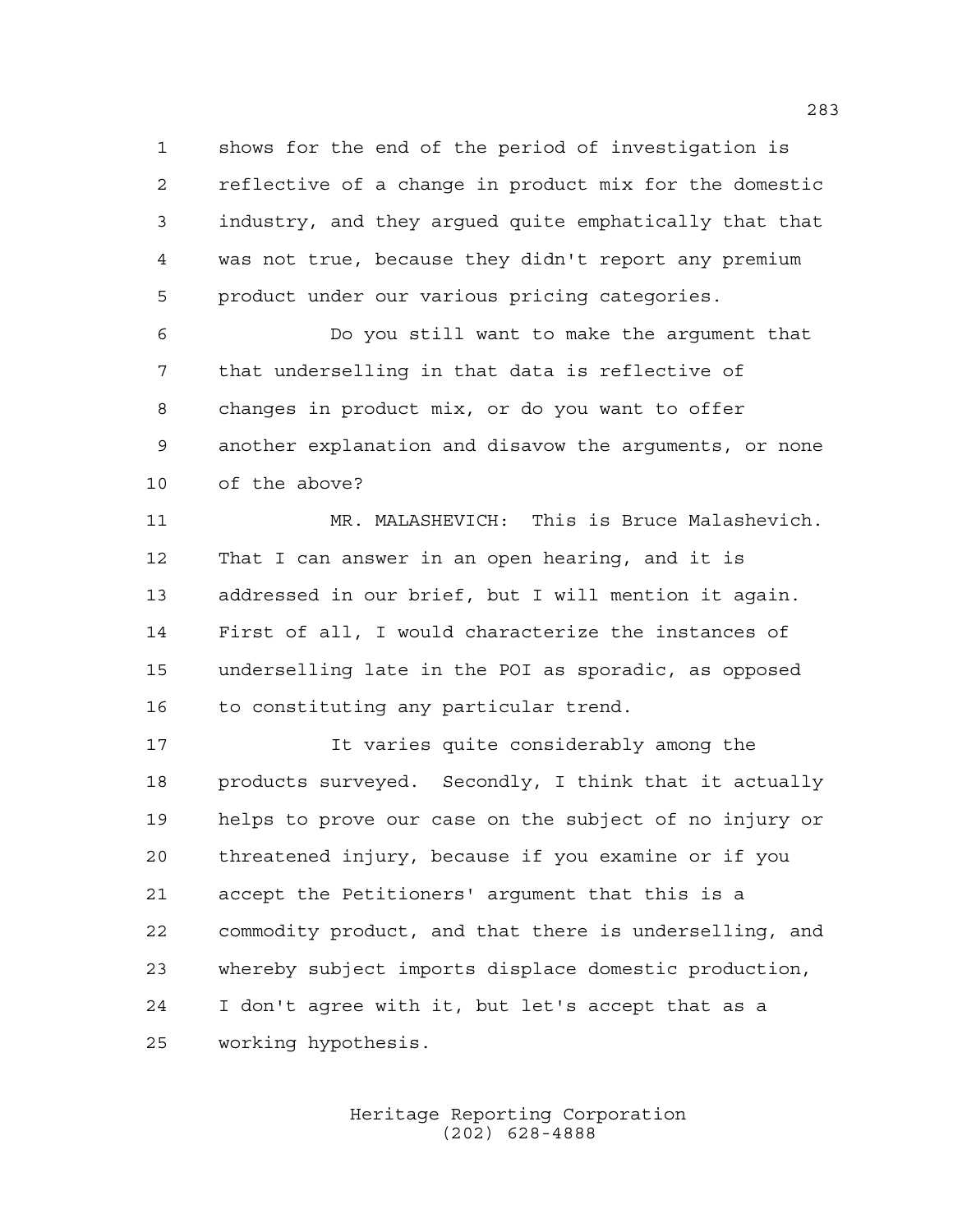shows for the end of the period of investigation is reflective of a change in product mix for the domestic industry, and they argued quite emphatically that that was not true, because they didn't report any premium product under our various pricing categories.

Do you still want to make the argument that that underselling in that data is reflective of changes in product mix, or do you want to offer another explanation and disavow the arguments, or none of the above?

MR. MALASHEVICH: This is Bruce Malashevich. That I can answer in an open hearing, and it is addressed in our brief, but I will mention it again. First of all, I would characterize the instances of underselling late in the POI as sporadic, as opposed to constituting any particular trend.

It varies quite considerably among the products surveyed. Secondly, I think that it actually helps to prove our case on the subject of no injury or threatened injury, because if you examine or if you accept the Petitioners' argument that this is a commodity product, and that there is underselling, and whereby subject imports displace domestic production, I don't agree with it, but let's accept that as a working hypothesis.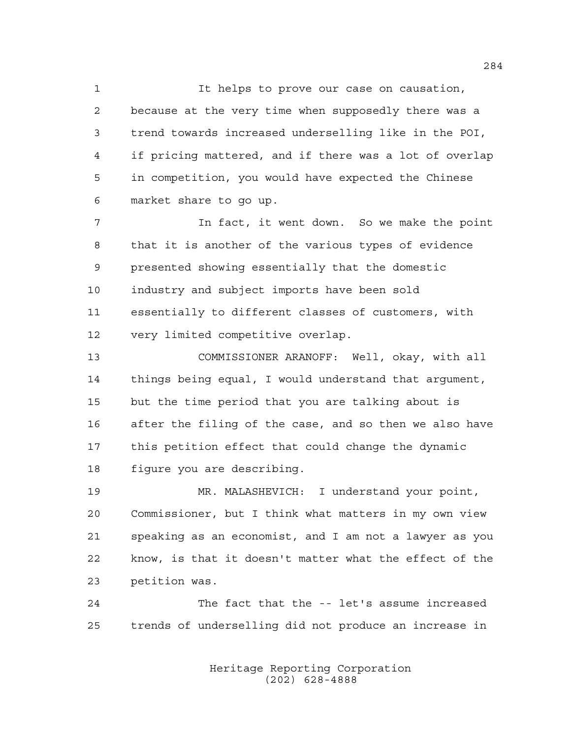It helps to prove our case on causation, because at the very time when supposedly there was a trend towards increased underselling like in the POI, if pricing mattered, and if there was a lot of overlap in competition, you would have expected the Chinese market share to go up.

In fact, it went down. So we make the point that it is another of the various types of evidence presented showing essentially that the domestic industry and subject imports have been sold essentially to different classes of customers, with very limited competitive overlap.

COMMISSIONER ARANOFF: Well, okay, with all things being equal, I would understand that argument, but the time period that you are talking about is after the filing of the case, and so then we also have this petition effect that could change the dynamic figure you are describing.

MR. MALASHEVICH: I understand your point, Commissioner, but I think what matters in my own view speaking as an economist, and I am not a lawyer as you know, is that it doesn't matter what the effect of the petition was.

The fact that the -- let's assume increased trends of underselling did not produce an increase in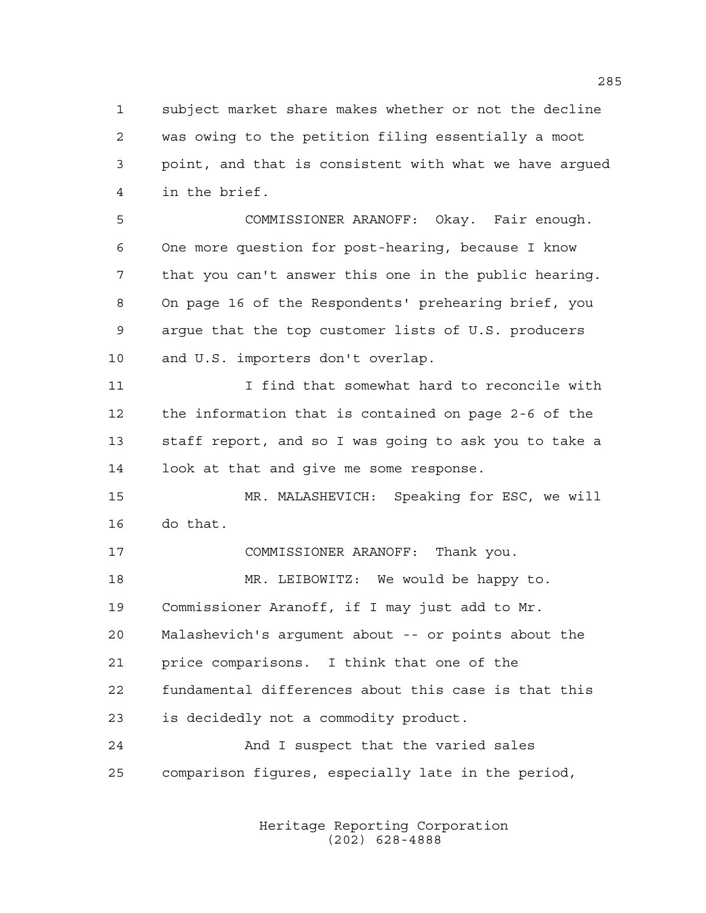subject market share makes whether or not the decline was owing to the petition filing essentially a moot point, and that is consistent with what we have argued in the brief.

COMMISSIONER ARANOFF: Okay. Fair enough. One more question for post-hearing, because I know that you can't answer this one in the public hearing. On page 16 of the Respondents' prehearing brief, you argue that the top customer lists of U.S. producers and U.S. importers don't overlap.

I find that somewhat hard to reconcile with the information that is contained on page 2-6 of the staff report, and so I was going to ask you to take a look at that and give me some response.

MR. MALASHEVICH: Speaking for ESC, we will do that.

COMMISSIONER ARANOFF: Thank you.

MR. LEIBOWITZ: We would be happy to. Commissioner Aranoff, if I may just add to Mr. Malashevich's argument about -- or points about the price comparisons. I think that one of the fundamental differences about this case is that this is decidedly not a commodity product.

And I suspect that the varied sales comparison figures, especially late in the period,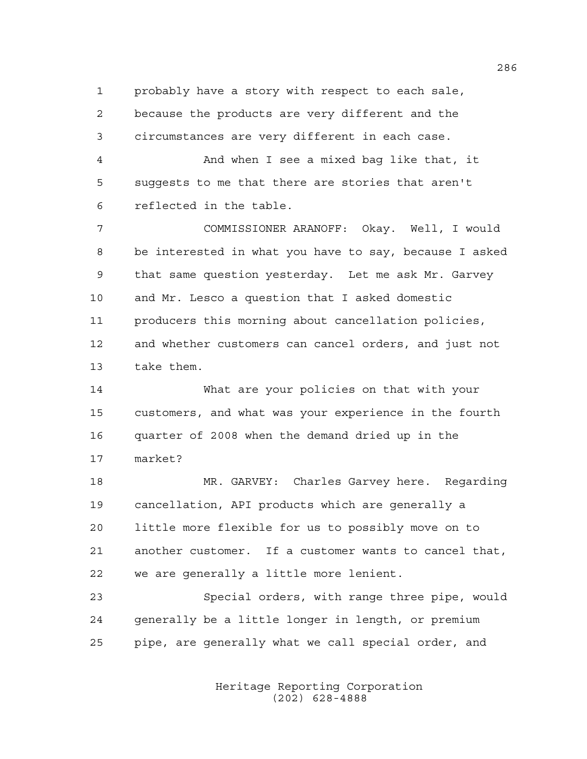probably have a story with respect to each sale, because the products are very different and the circumstances are very different in each case.

And when I see a mixed bag like that, it suggests to me that there are stories that aren't reflected in the table.

COMMISSIONER ARANOFF: Okay. Well, I would be interested in what you have to say, because I asked that same question yesterday. Let me ask Mr. Garvey and Mr. Lesco a question that I asked domestic producers this morning about cancellation policies, and whether customers can cancel orders, and just not take them.

What are your policies on that with your customers, and what was your experience in the fourth quarter of 2008 when the demand dried up in the market?

MR. GARVEY: Charles Garvey here. Regarding cancellation, API products which are generally a little more flexible for us to possibly move on to another customer. If a customer wants to cancel that, we are generally a little more lenient.

Special orders, with range three pipe, would generally be a little longer in length, or premium pipe, are generally what we call special order, and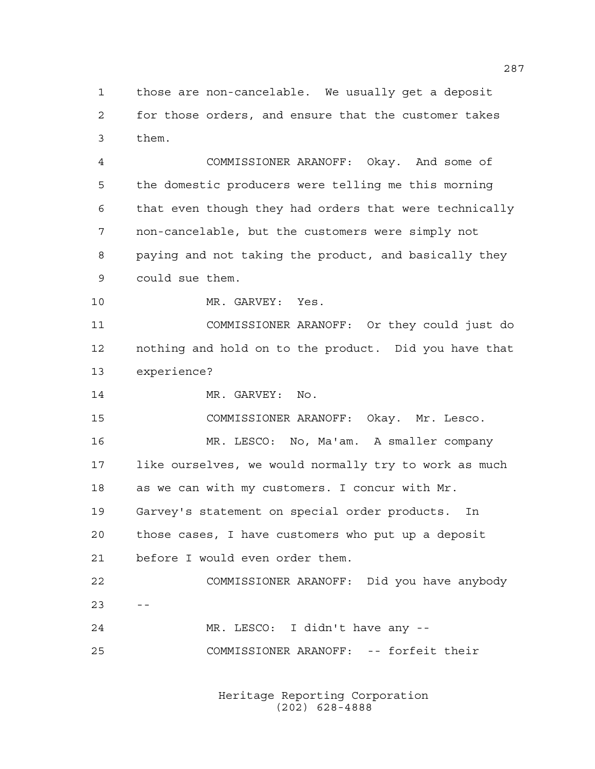1 those are non-cancelable. We usually get a deposit
2 for those orders, and ensure that the customer takes
3 them.

4 COMMISSIONER ARANOFF: Okay. And some of
5 the domestic producers were telling me this morning
6 that even though they had orders that were technically
7 non-cancelable, but the customers were simply not
8 paying and not taking the product, and basically they
9 could sue them.

10 MR. GARVEY: Yes.

11 COMMISSIONER ARANOFF: Or they could just do
12 nothing and hold on to the product. Did you have that
13 experience?

14 MR. GARVEY: No.

15 COMMISSIONER ARANOFF: Okay. Mr. Lesco.

16 MR. LESCO: No, Ma'am. A smaller company
17 like ourselves, we would normally try to work as much
18 as we can with my customers. I concur with Mr.
19 Garvey's statement on special order products. In
20 those cases, I have customers who put up a deposit
21 before I would even order them.

22 COMMISSIONER ARANOFF: Did you have anybody
23 --

24 MR. LESCO: I didn't have any --

25 COMMISSIONER ARANOFF: -- forfeit their

Heritage Reporting Corporation
(202) 628-4888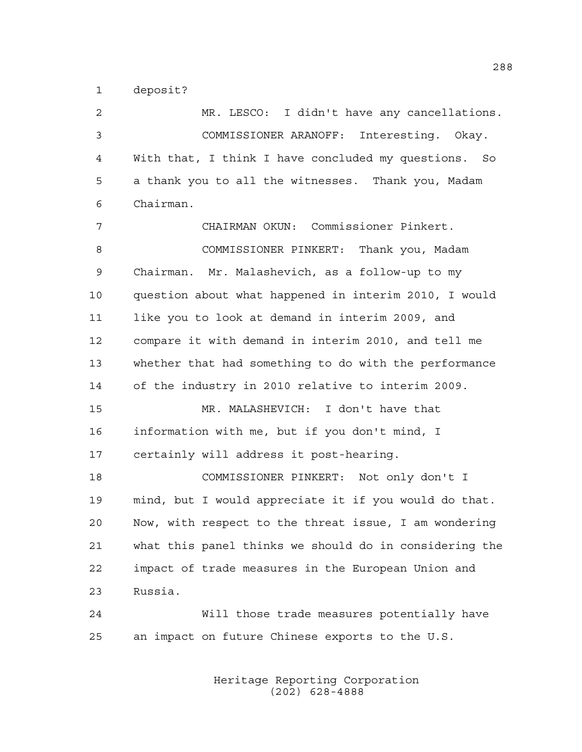deposit?

MR. LESCO: I didn't have any cancellations.

COMMISSIONER ARANOFF: Interesting. Okay. With that, I think I have concluded my questions. So a thank you to all the witnesses. Thank you, Madam Chairman.

CHAIRMAN OKUN: Commissioner Pinkert.

COMMISSIONER PINKERT: Thank you, Madam Chairman. Mr. Malashevich, as a follow-up to my question about what happened in interim 2010, I would like you to look at demand in interim 2009, and compare it with demand in interim 2010, and tell me whether that had something to do with the performance of the industry in 2010 relative to interim 2009.

MR. MALASHEVICH: I don't have that information with me, but if you don't mind, I certainly will address it post-hearing.

COMMISSIONER PINKERT: Not only don't I mind, but I would appreciate it if you would do that. Now, with respect to the threat issue, I am wondering what this panel thinks we should do in considering the impact of trade measures in the European Union and Russia.

Will those trade measures potentially have an impact on future Chinese exports to the U.S.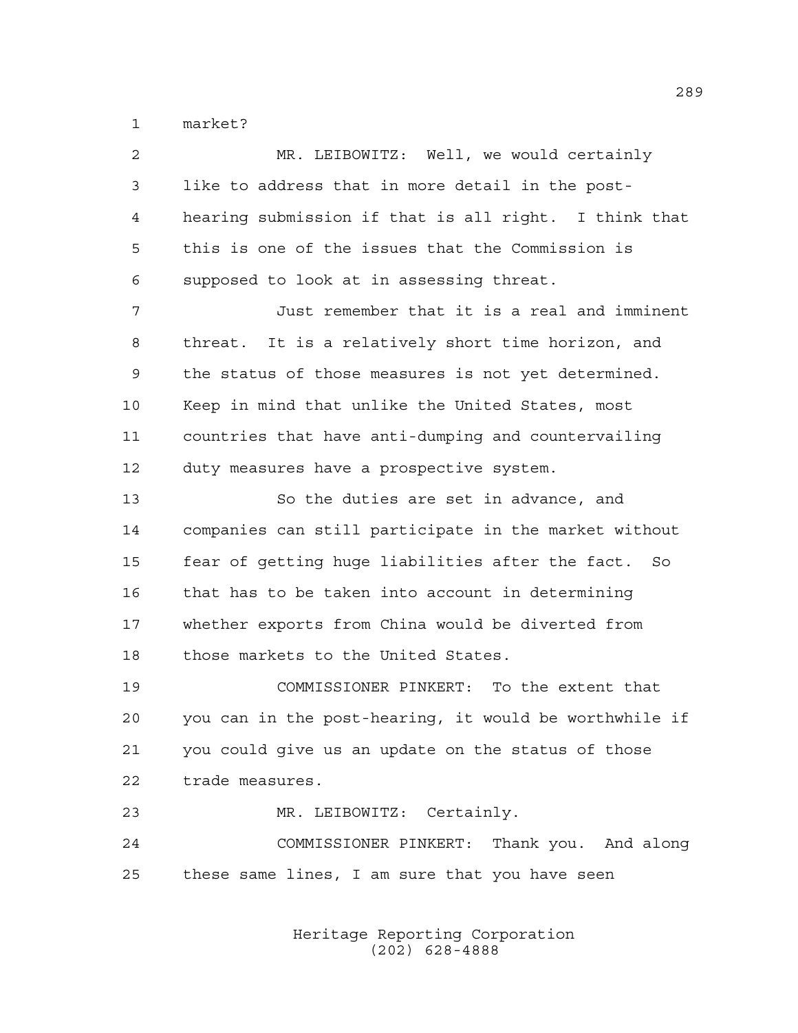market?

MR. LEIBOWITZ: Well, we would certainly like to address that in more detail in the post-hearing submission if that is all right. I think that this is one of the issues that the Commission is supposed to look at in assessing threat.

Just remember that it is a real and imminent threat. It is a relatively short time horizon, and the status of those measures is not yet determined. Keep in mind that unlike the United States, most countries that have anti-dumping and countervailing duty measures have a prospective system.

So the duties are set in advance, and companies can still participate in the market without fear of getting huge liabilities after the fact. So that has to be taken into account in determining whether exports from China would be diverted from those markets to the United States.

COMMISSIONER PINKERT: To the extent that you can in the post-hearing, it would be worthwhile if you could give us an update on the status of those trade measures.

MR. LEIBOWITZ: Certainly.

COMMISSIONER PINKERT: Thank you. And along these same lines, I am sure that you have seen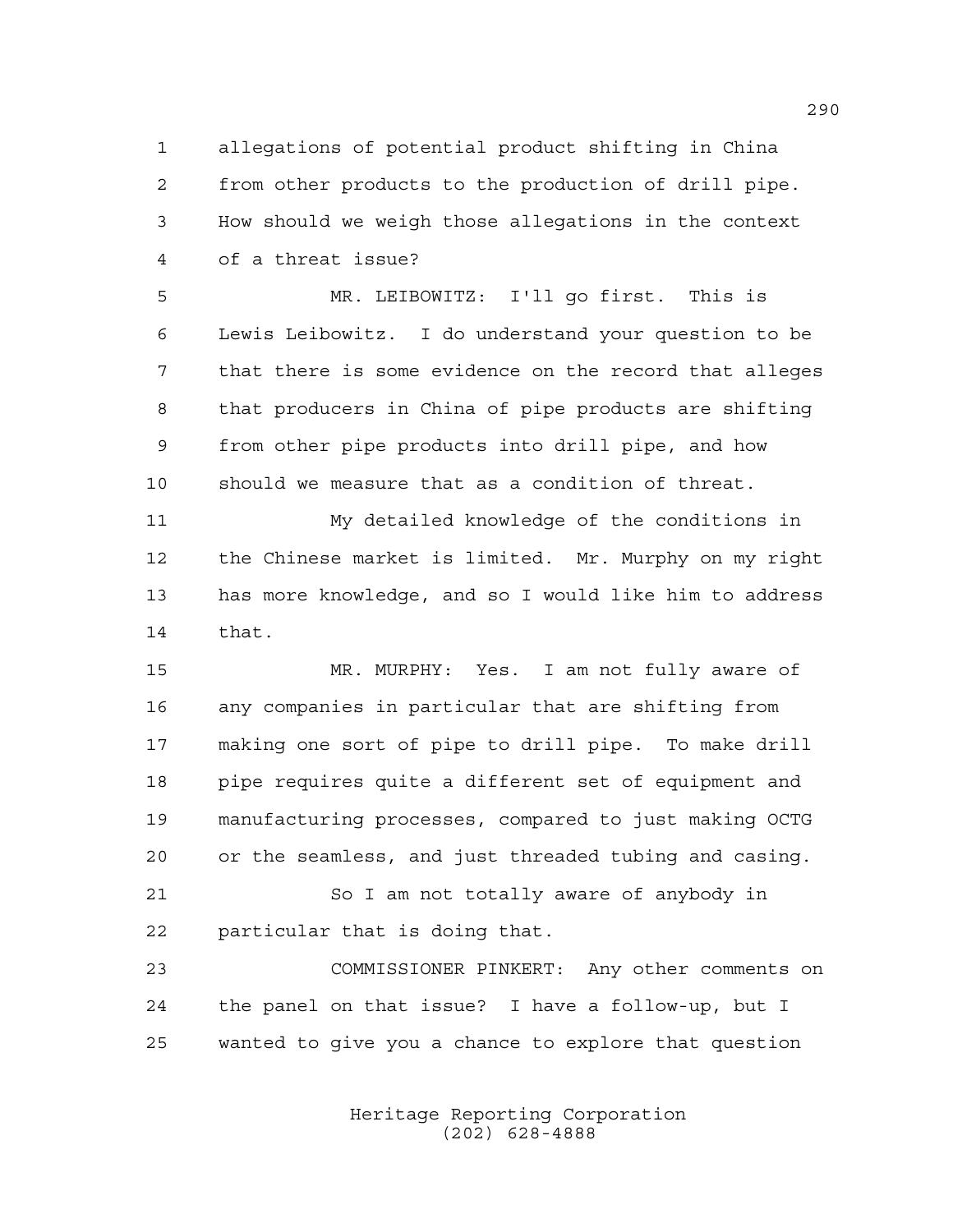allegations of potential product shifting in China from other products to the production of drill pipe. How should we weigh those allegations in the context of a threat issue?

MR. LEIBOWITZ: I'll go first. This is Lewis Leibowitz. I do understand your question to be that there is some evidence on the record that alleges that producers in China of pipe products are shifting from other pipe products into drill pipe, and how should we measure that as a condition of threat.

My detailed knowledge of the conditions in the Chinese market is limited. Mr. Murphy on my right has more knowledge, and so I would like him to address that.

MR. MURPHY: Yes. I am not fully aware of any companies in particular that are shifting from making one sort of pipe to drill pipe. To make drill pipe requires quite a different set of equipment and manufacturing processes, compared to just making OCTG or the seamless, and just threaded tubing and casing.

So I am not totally aware of anybody in particular that is doing that.

COMMISSIONER PINKERT: Any other comments on the panel on that issue? I have a follow-up, but I wanted to give you a chance to explore that question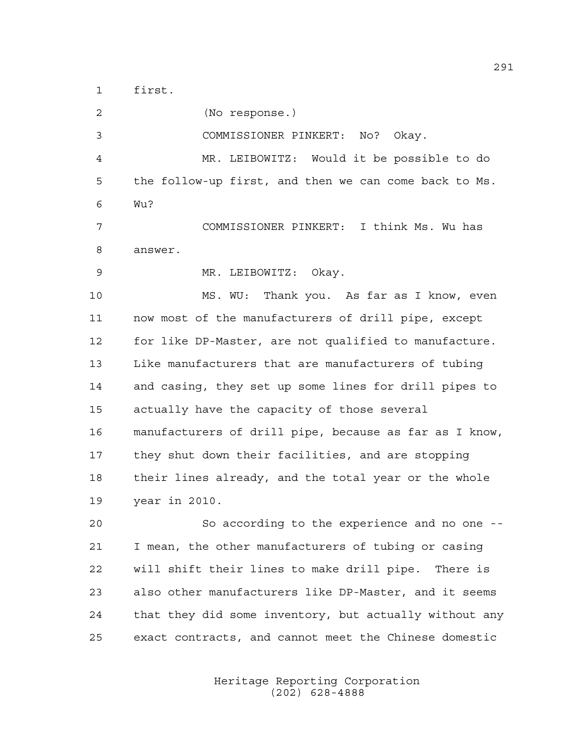first.

(No response.)

COMMISSIONER PINKERT: No? Okay.

MR. LEIBOWITZ: Would it be possible to do the follow-up first, and then we can come back to Ms. Wu?

COMMISSIONER PINKERT: I think Ms. Wu has answer.

MR. LEIBOWITZ: Okay.

MS. WU: Thank you. As far as I know, even now most of the manufacturers of drill pipe, except for like DP-Master, are not qualified to manufacture. Like manufacturers that are manufacturers of tubing and casing, they set up some lines for drill pipes to actually have the capacity of those several manufacturers of drill pipe, because as far as I know, they shut down their facilities, and are stopping their lines already, and the total year or the whole year in 2010.

So according to the experience and no one -- I mean, the other manufacturers of tubing or casing will shift their lines to make drill pipe. There is also other manufacturers like DP-Master, and it seems that they did some inventory, but actually without any exact contracts, and cannot meet the Chinese domestic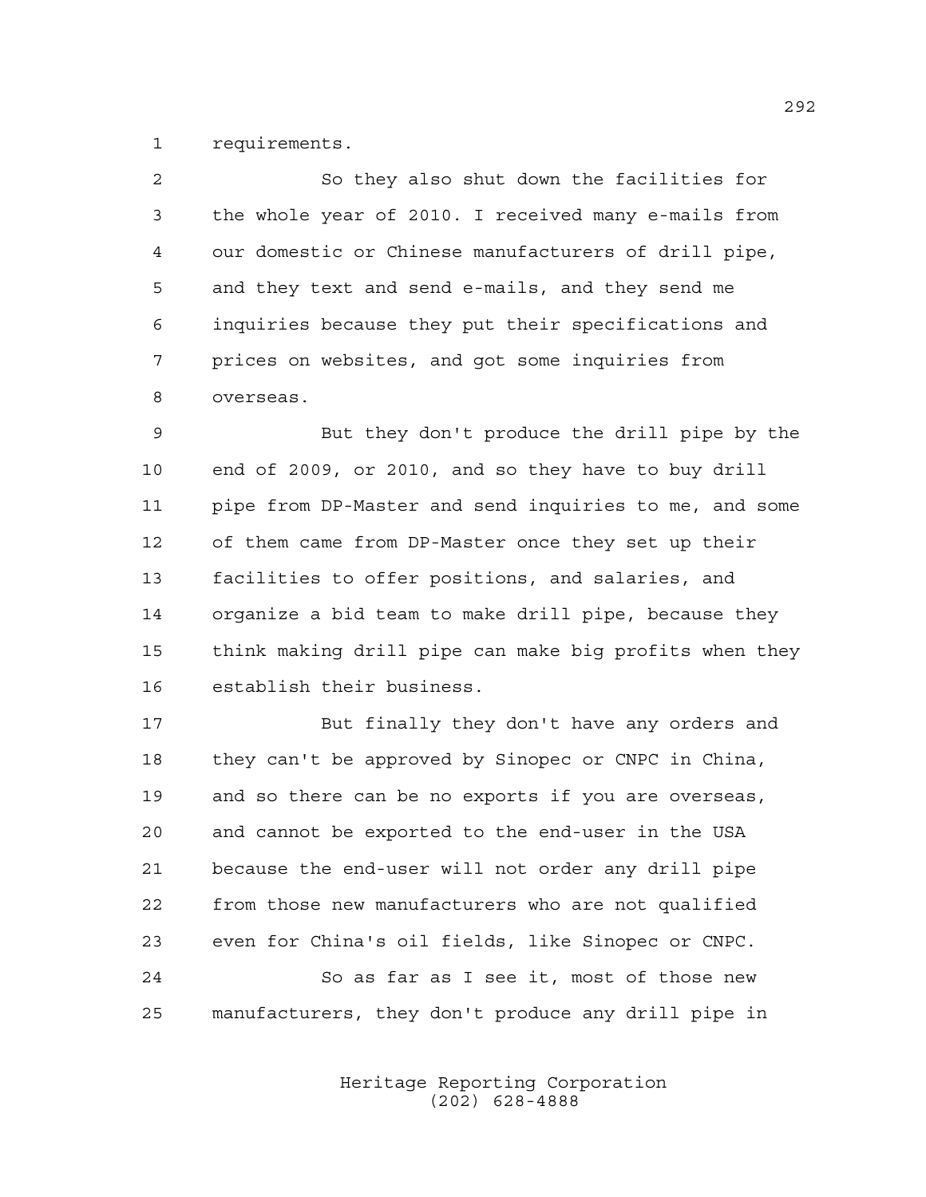requirements.

So they also shut down the facilities for the whole year of 2010. I received many e-mails from our domestic or Chinese manufacturers of drill pipe, and they text and send e-mails, and they send me inquiries because they put their specifications and prices on websites, and got some inquiries from overseas.

But they don't produce the drill pipe by the end of 2009, or 2010, and so they have to buy drill pipe from DP-Master and send inquiries to me, and some of them came from DP-Master once they set up their facilities to offer positions, and salaries, and organize a bid team to make drill pipe, because they think making drill pipe can make big profits when they establish their business.

But finally they don't have any orders and they can't be approved by Sinopec or CNPC in China, and so there can be no exports if you are overseas, and cannot be exported to the end-user in the USA because the end-user will not order any drill pipe from those new manufacturers who are not qualified even for China's oil fields, like Sinopec or CNPC.

So as far as I see it, most of those new manufacturers, they don't produce any drill pipe in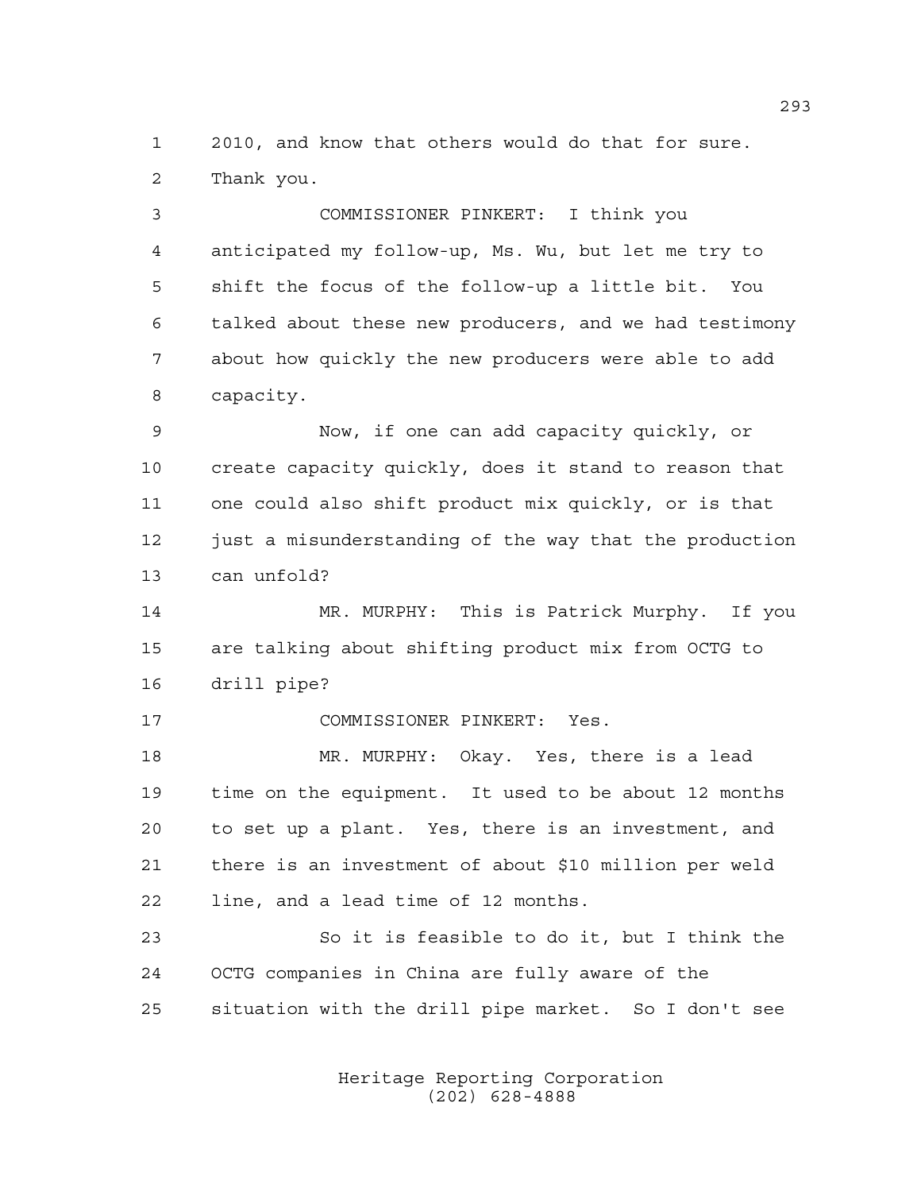2010, and know that others would do that for sure. Thank you.

COMMISSIONER PINKERT: I think you anticipated my follow-up, Ms. Wu, but let me try to shift the focus of the follow-up a little bit. You talked about these new producers, and we had testimony about how quickly the new producers were able to add capacity.

Now, if one can add capacity quickly, or create capacity quickly, does it stand to reason that one could also shift product mix quickly, or is that just a misunderstanding of the way that the production can unfold?

MR. MURPHY: This is Patrick Murphy. If you are talking about shifting product mix from OCTG to drill pipe?

COMMISSIONER PINKERT: Yes.

MR. MURPHY: Okay. Yes, there is a lead time on the equipment. It used to be about 12 months to set up a plant. Yes, there is an investment, and there is an investment of about $10 million per weld line, and a lead time of 12 months.

So it is feasible to do it, but I think the OCTG companies in China are fully aware of the situation with the drill pipe market. So I don't see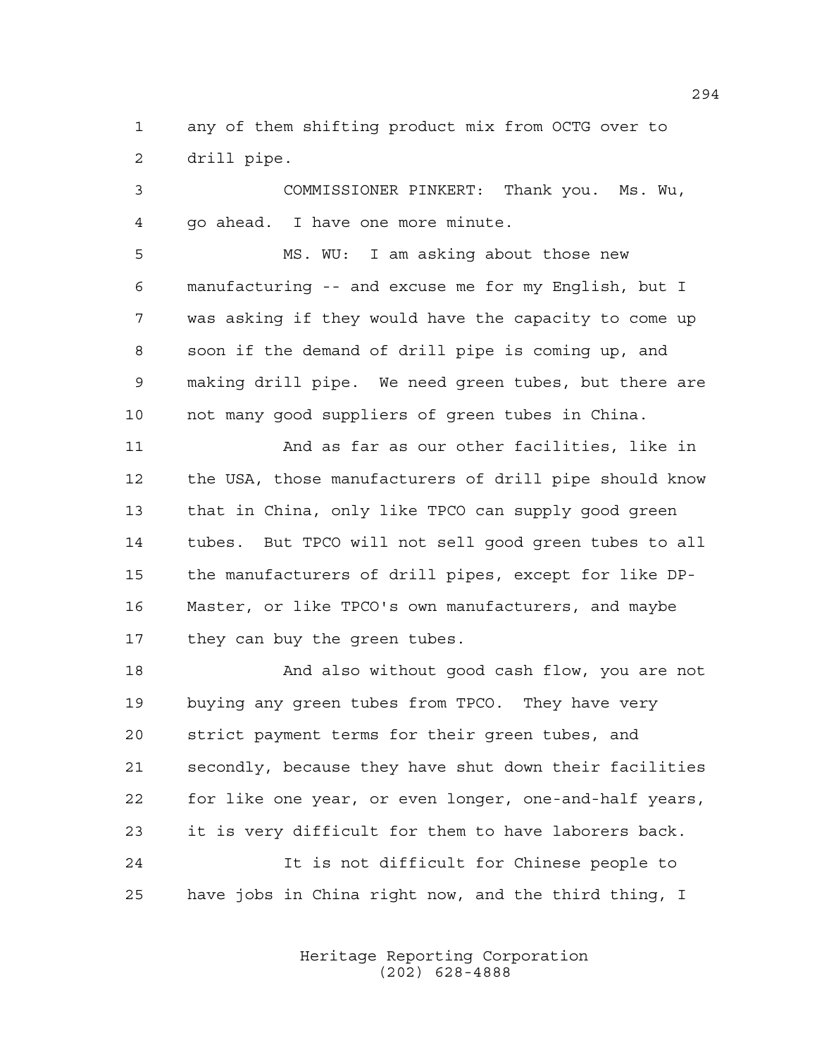any of them shifting product mix from OCTG over to drill pipe.

COMMISSIONER PINKERT: Thank you. Ms. Wu, go ahead. I have one more minute.

MS. WU: I am asking about those new manufacturing -- and excuse me for my English, but I was asking if they would have the capacity to come up soon if the demand of drill pipe is coming up, and making drill pipe. We need green tubes, but there are not many good suppliers of green tubes in China.

And as far as our other facilities, like in the USA, those manufacturers of drill pipe should know that in China, only like TPCO can supply good green tubes. But TPCO will not sell good green tubes to all the manufacturers of drill pipes, except for like DP-Master, or like TPCO's own manufacturers, and maybe they can buy the green tubes.

And also without good cash flow, you are not buying any green tubes from TPCO. They have very strict payment terms for their green tubes, and secondly, because they have shut down their facilities for like one year, or even longer, one-and-half years, it is very difficult for them to have laborers back.

It is not difficult for Chinese people to have jobs in China right now, and the third thing, I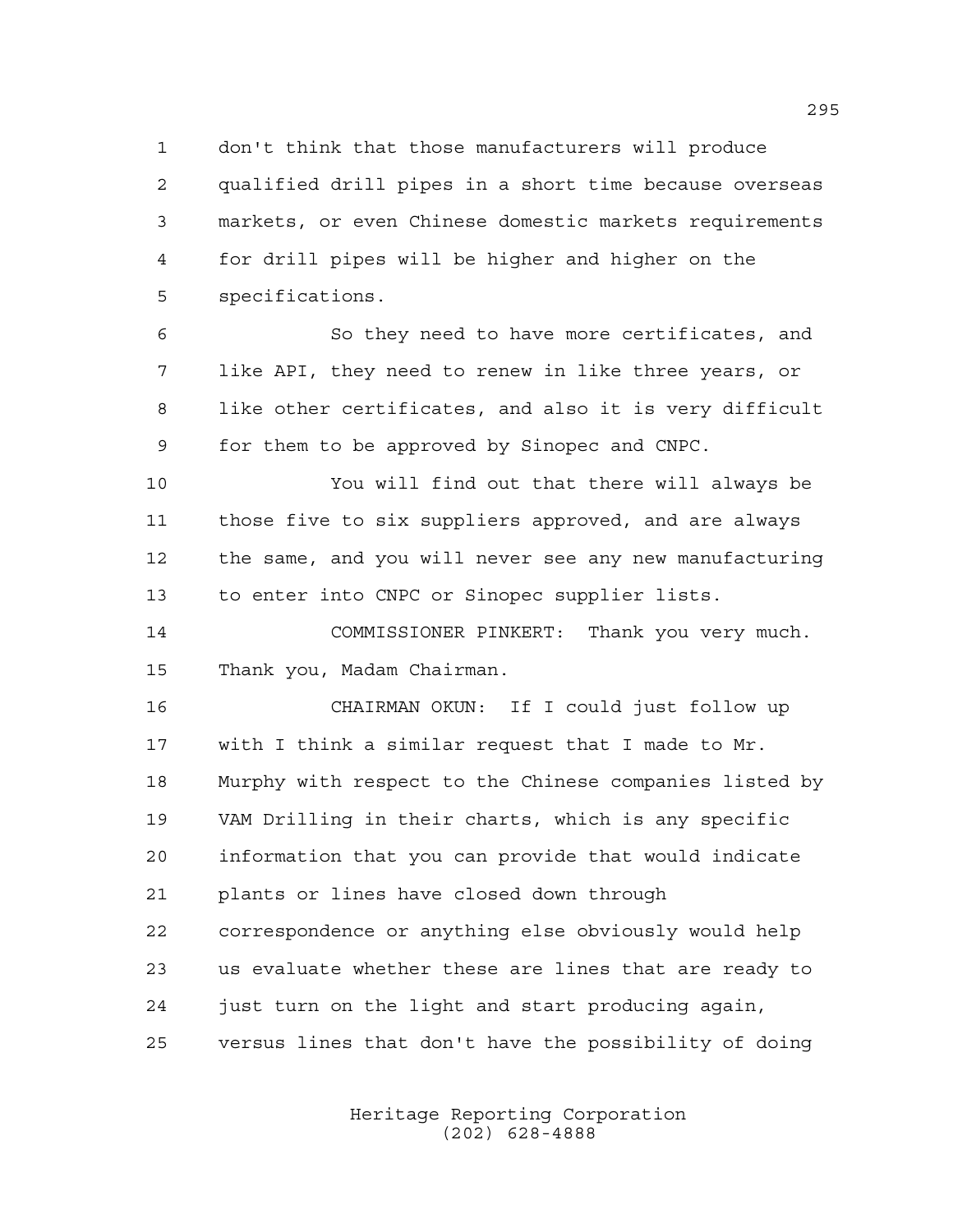1 don't think that those manufacturers will produce
2 qualified drill pipes in a short time because overseas
3 markets, or even Chinese domestic markets requirements
4 for drill pipes will be higher and higher on the
5 specifications.

6 So they need to have more certificates, and
7 like API, they need to renew in like three years, or
8 like other certificates, and also it is very difficult
9 for them to be approved by Sinopec and CNPC.

10 You will find out that there will always be
11 those five to six suppliers approved, and are always
12 the same, and you will never see any new manufacturing
13 to enter into CNPC or Sinopec supplier lists.

14 COMMISSIONER PINKERT: Thank you very much.
15 Thank you, Madam Chairman.

16 CHAIRMAN OKUN: If I could just follow up
17 with I think a similar request that I made to Mr.
18 Murphy with respect to the Chinese companies listed by
19 VAM Drilling in their charts, which is any specific
20 information that you can provide that would indicate
21 plants or lines have closed down through
22 correspondence or anything else obviously would help
23 us evaluate whether these are lines that are ready to
24 just turn on the light and start producing again,
25 versus lines that don't have the possibility of doing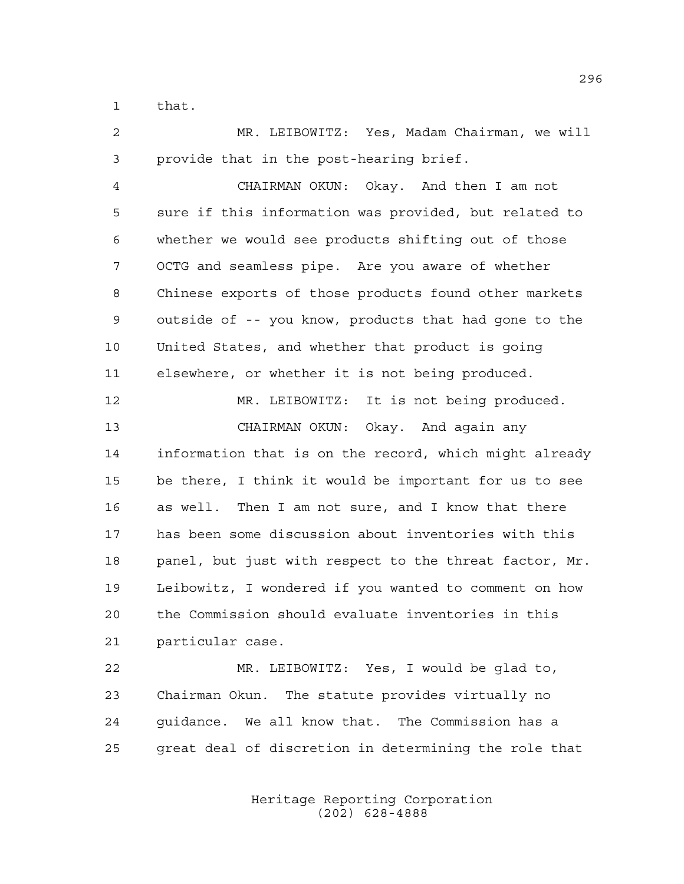that.

MR. LEIBOWITZ: Yes, Madam Chairman, we will provide that in the post-hearing brief.

CHAIRMAN OKUN: Okay. And then I am not sure if this information was provided, but related to whether we would see products shifting out of those OCTG and seamless pipe. Are you aware of whether Chinese exports of those products found other markets outside of -- you know, products that had gone to the United States, and whether that product is going elsewhere, or whether it is not being produced.

MR. LEIBOWITZ: It is not being produced.

CHAIRMAN OKUN: Okay. And again any information that is on the record, which might already be there, I think it would be important for us to see as well. Then I am not sure, and I know that there has been some discussion about inventories with this panel, but just with respect to the threat factor, Mr. Leibowitz, I wondered if you wanted to comment on how the Commission should evaluate inventories in this particular case.

MR. LEIBOWITZ: Yes, I would be glad to, Chairman Okun. The statute provides virtually no guidance. We all know that. The Commission has a great deal of discretion in determining the role that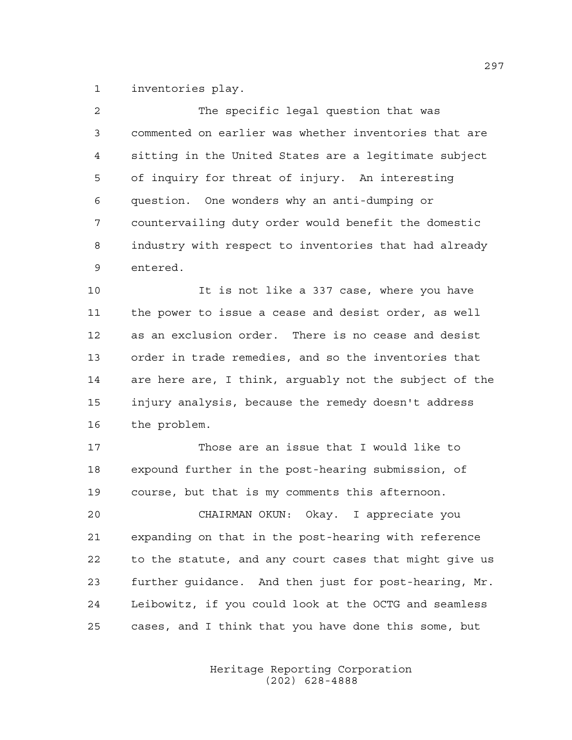inventories play.

The specific legal question that was commented on earlier was whether inventories that are sitting in the United States are a legitimate subject of inquiry for threat of injury. An interesting question. One wonders why an anti-dumping or countervailing duty order would benefit the domestic industry with respect to inventories that had already entered.

It is not like a 337 case, where you have the power to issue a cease and desist order, as well as an exclusion order. There is no cease and desist order in trade remedies, and so the inventories that are here are, I think, arguably not the subject of the injury analysis, because the remedy doesn't address the problem.

Those are an issue that I would like to expound further in the post-hearing submission, of course, but that is my comments this afternoon.

CHAIRMAN OKUN: Okay. I appreciate you expanding on that in the post-hearing with reference to the statute, and any court cases that might give us further guidance. And then just for post-hearing, Mr. Leibowitz, if you could look at the OCTG and seamless cases, and I think that you have done this some, but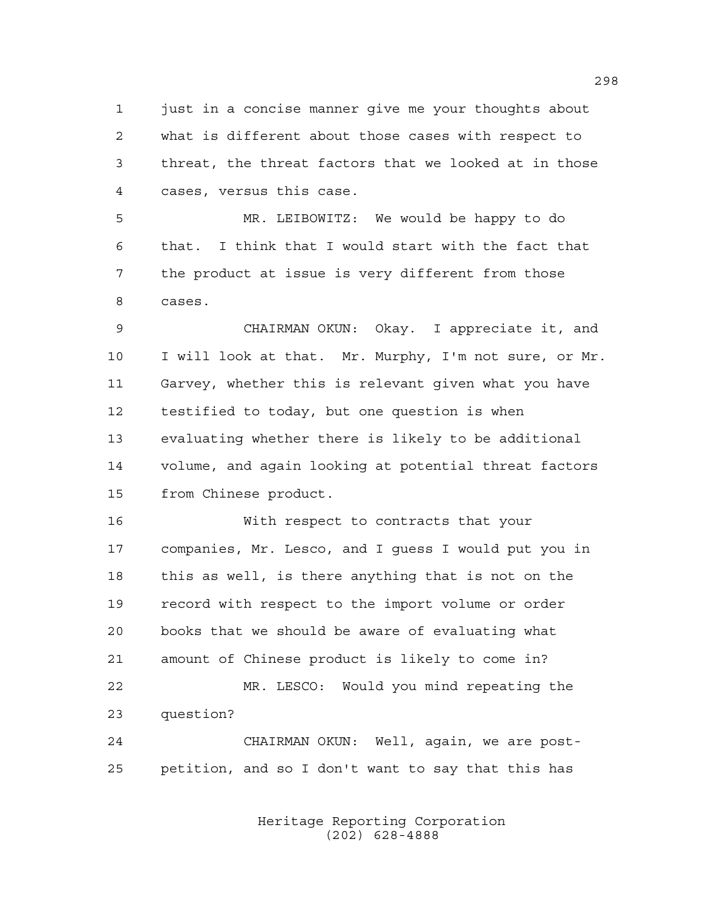1 just in a concise manner give me your thoughts about
2 what is different about those cases with respect to
3 threat, the threat factors that we looked at in those
4 cases, versus this case.

5 MR. LEIBOWITZ: We would be happy to do
6 that. I think that I would start with the fact that
7 the product at issue is very different from those
8 cases.

9 CHAIRMAN OKUN: Okay. I appreciate it, and
10 I will look at that. Mr. Murphy, I'm not sure, or Mr.
11 Garvey, whether this is relevant given what you have
12 testified to today, but one question is when
13 evaluating whether there is likely to be additional
14 volume, and again looking at potential threat factors
15 from Chinese product.

16 With respect to contracts that your
17 companies, Mr. Lesco, and I guess I would put you in
18 this as well, is there anything that is not on the
19 record with respect to the import volume or order
20 books that we should be aware of evaluating what
21 amount of Chinese product is likely to come in?

22 MR. LESCO: Would you mind repeating the
23 question?

24 CHAIRMAN OKUN: Well, again, we are post-
25 petition, and so I don't want to say that this has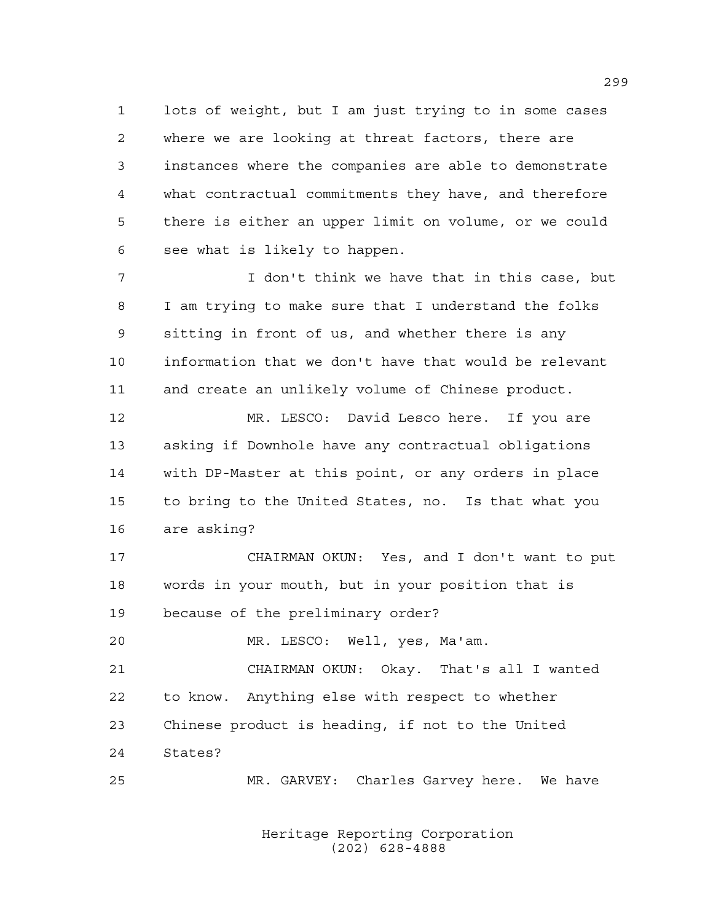lots of weight, but I am just trying to in some cases where we are looking at threat factors, there are instances where the companies are able to demonstrate what contractual commitments they have, and therefore there is either an upper limit on volume, or we could see what is likely to happen.

I don't think we have that in this case, but I am trying to make sure that I understand the folks sitting in front of us, and whether there is any information that we don't have that would be relevant and create an unlikely volume of Chinese product.

MR. LESCO: David Lesco here. If you are asking if Downhole have any contractual obligations with DP-Master at this point, or any orders in place to bring to the United States, no. Is that what you are asking?

CHAIRMAN OKUN: Yes, and I don't want to put words in your mouth, but in your position that is because of the preliminary order?

MR. LESCO: Well, yes, Ma'am.

CHAIRMAN OKUN: Okay. That's all I wanted to know. Anything else with respect to whether Chinese product is heading, if not to the United States?

MR. GARVEY: Charles Garvey here. We have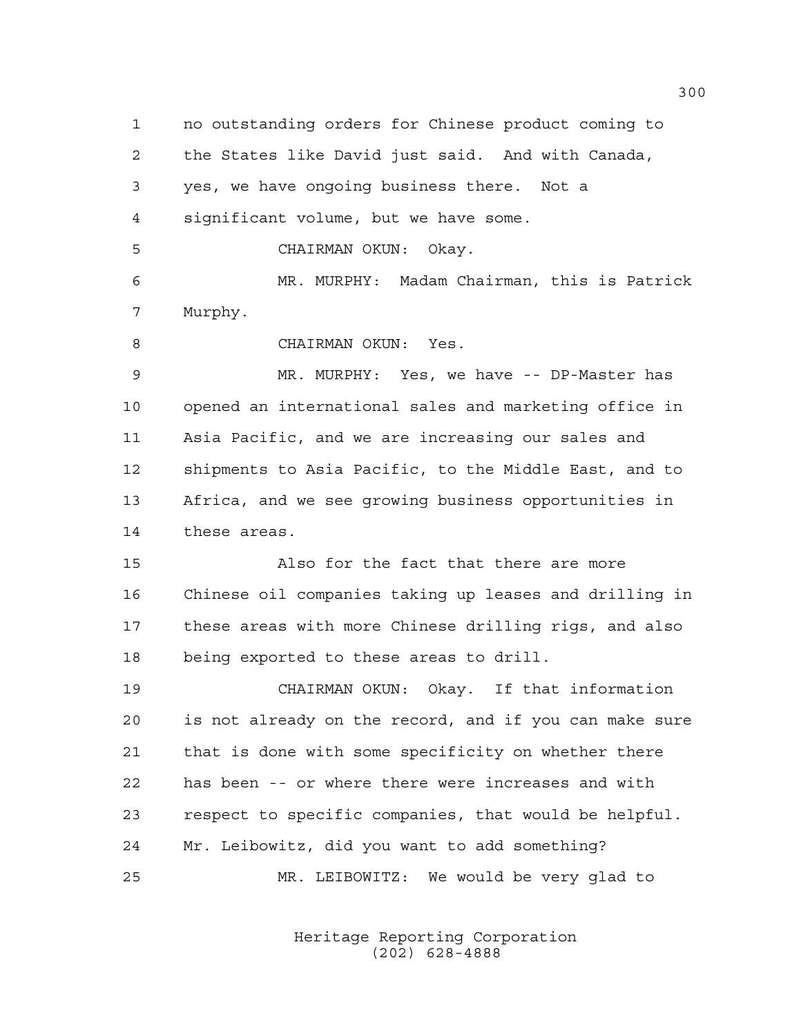no outstanding orders for Chinese product coming to the States like David just said. And with Canada, yes, we have ongoing business there. Not a significant volume, but we have some.

CHAIRMAN OKUN: Okay.

MR. MURPHY: Madam Chairman, this is Patrick Murphy.

CHAIRMAN OKUN: Yes.

MR. MURPHY: Yes, we have -- DP-Master has opened an international sales and marketing office in Asia Pacific, and we are increasing our sales and shipments to Asia Pacific, to the Middle East, and to Africa, and we see growing business opportunities in these areas.

Also for the fact that there are more Chinese oil companies taking up leases and drilling in these areas with more Chinese drilling rigs, and also being exported to these areas to drill.

CHAIRMAN OKUN: Okay. If that information is not already on the record, and if you can make sure that is done with some specificity on whether there has been -- or where there were increases and with respect to specific companies, that would be helpful. Mr. Leibowitz, did you want to add something?

MR. LEIBOWITZ: We would be very glad to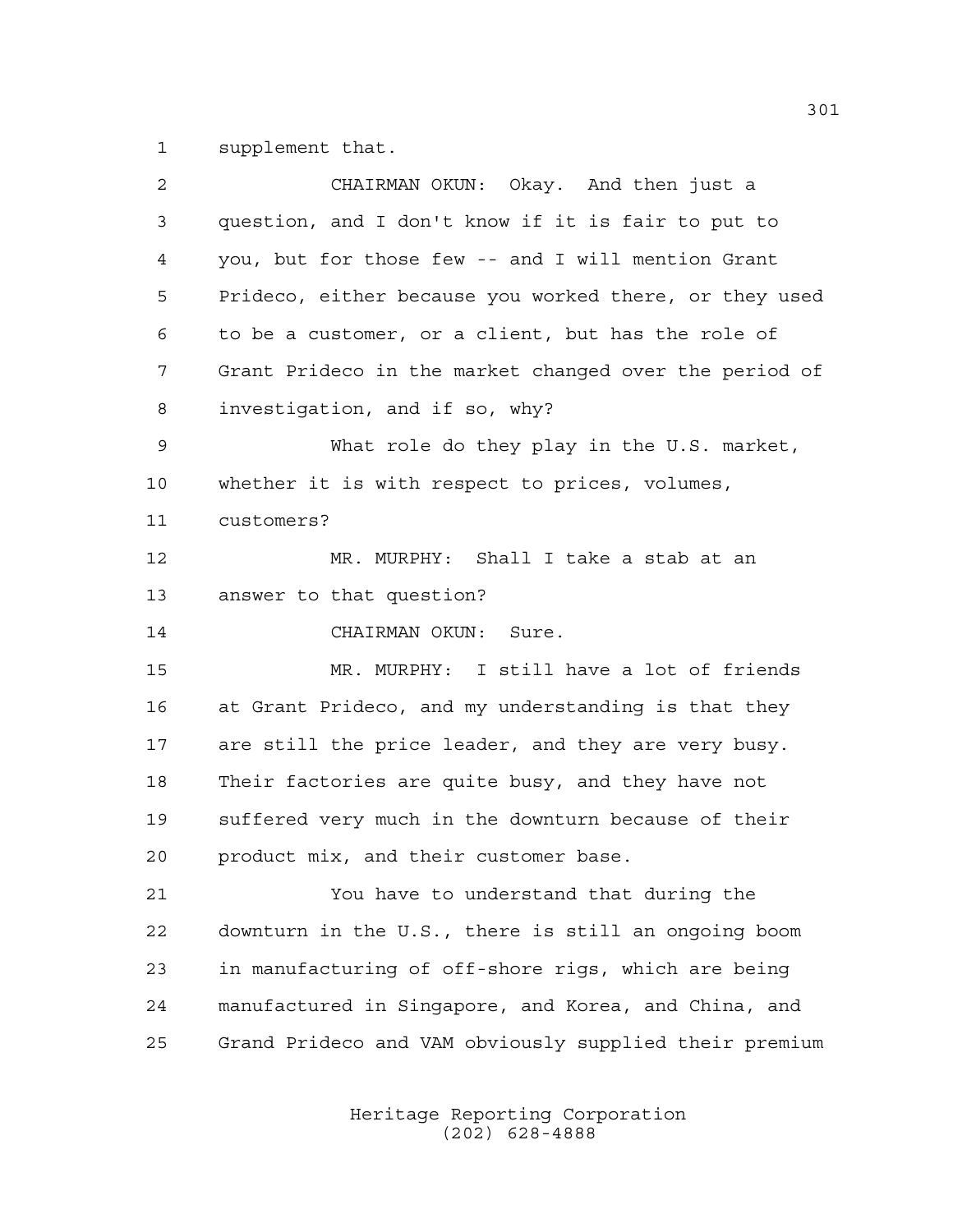supplement that.

CHAIRMAN OKUN: Okay. And then just a question, and I don't know if it is fair to put to you, but for those few -- and I will mention Grant Prideco, either because you worked there, or they used to be a customer, or a client, but has the role of Grant Prideco in the market changed over the period of investigation, and if so, why?

What role do they play in the U.S. market, whether it is with respect to prices, volumes, customers?

MR. MURPHY: Shall I take a stab at an answer to that question?

CHAIRMAN OKUN: Sure.

MR. MURPHY: I still have a lot of friends at Grant Prideco, and my understanding is that they are still the price leader, and they are very busy. Their factories are quite busy, and they have not suffered very much in the downturn because of their product mix, and their customer base.

You have to understand that during the downturn in the U.S., there is still an ongoing boom in manufacturing of off-shore rigs, which are being manufactured in Singapore, and Korea, and China, and Grand Prideco and VAM obviously supplied their premium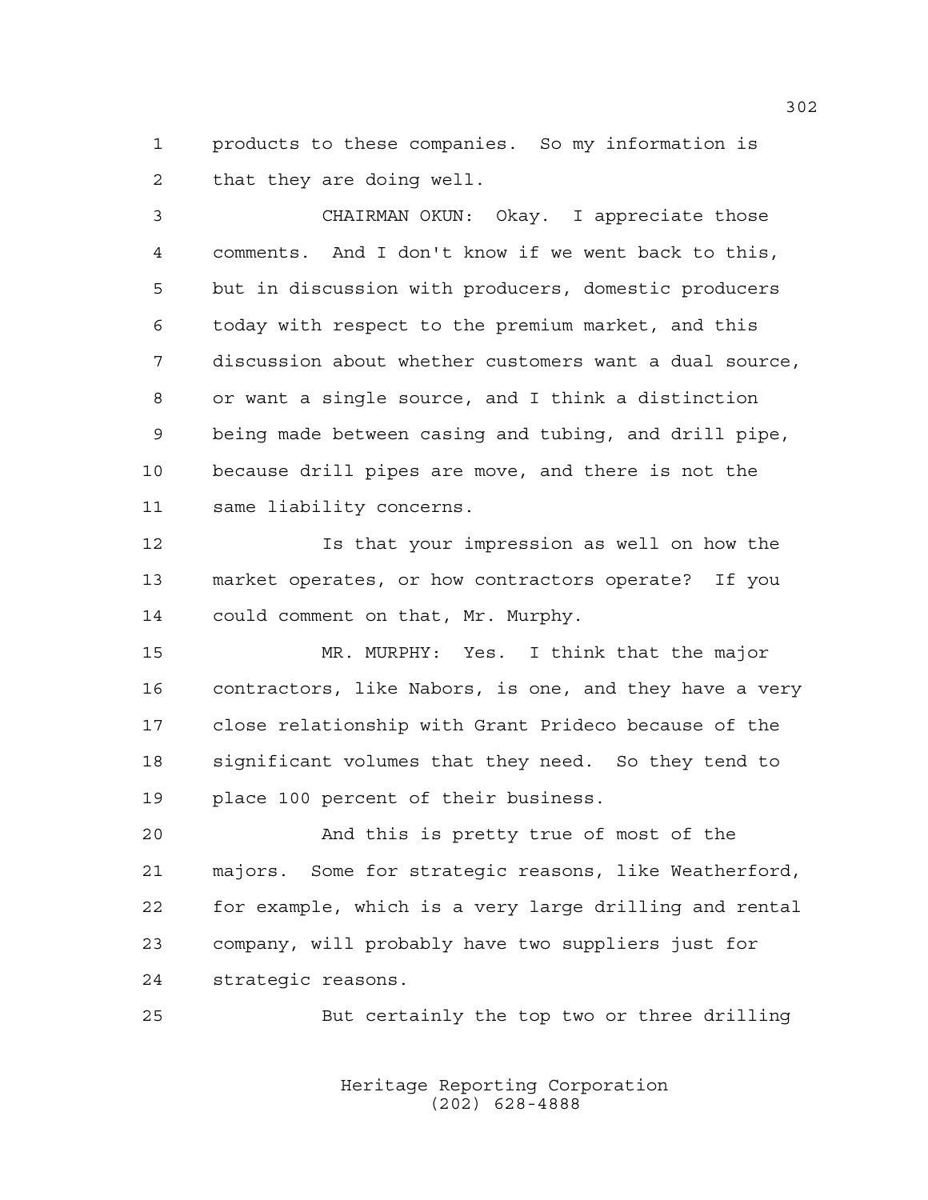products to these companies. So my information is that they are doing well.

CHAIRMAN OKUN: Okay. I appreciate those comments. And I don't know if we went back to this, but in discussion with producers, domestic producers today with respect to the premium market, and this discussion about whether customers want a dual source, or want a single source, and I think a distinction being made between casing and tubing, and drill pipe, because drill pipes are move, and there is not the same liability concerns.

Is that your impression as well on how the market operates, or how contractors operate? If you could comment on that, Mr. Murphy.

MR. MURPHY: Yes. I think that the major contractors, like Nabors, is one, and they have a very close relationship with Grant Prideco because of the significant volumes that they need. So they tend to place 100 percent of their business.

And this is pretty true of most of the majors. Some for strategic reasons, like Weatherford, for example, which is a very large drilling and rental company, will probably have two suppliers just for strategic reasons.

But certainly the top two or three drilling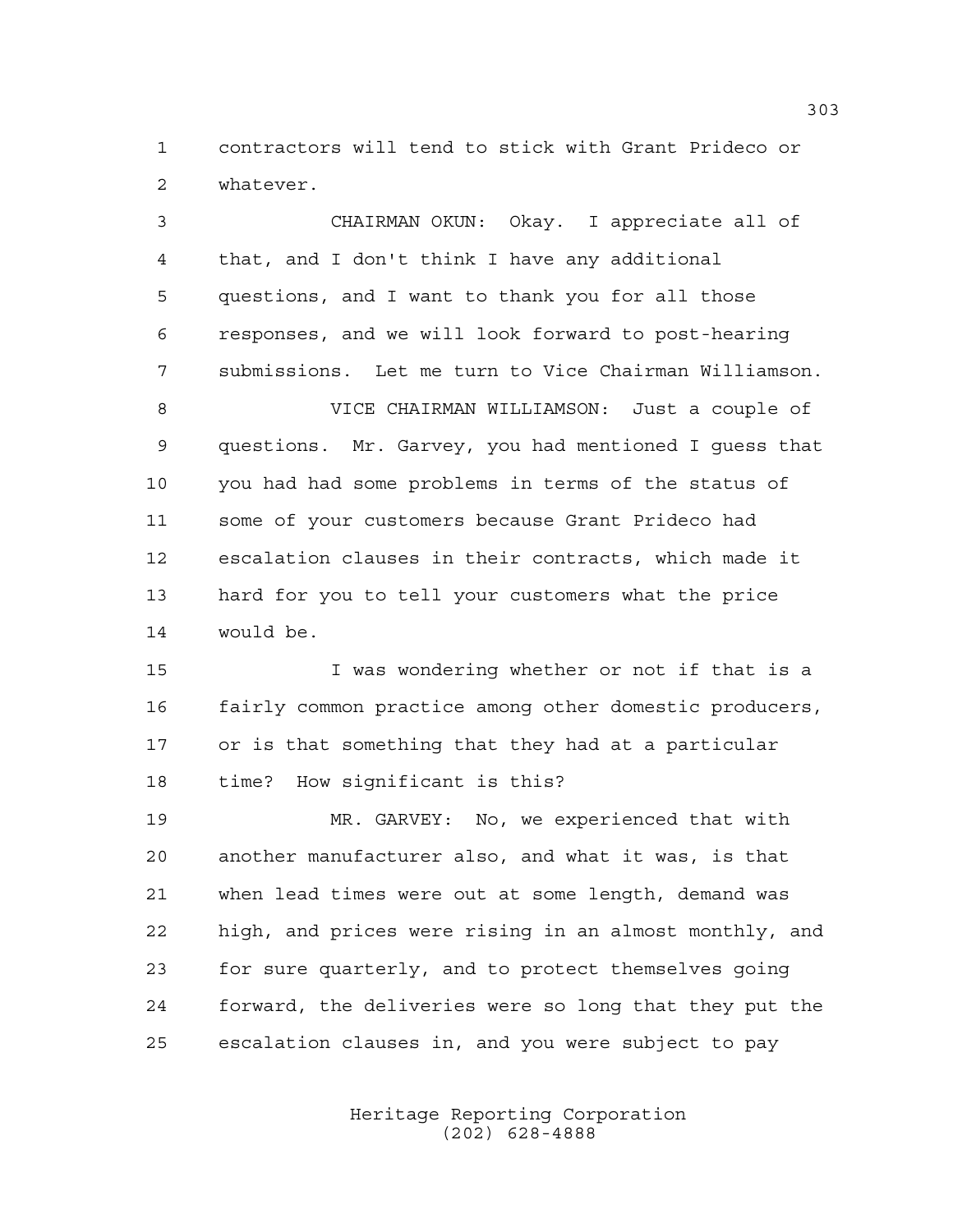contractors will tend to stick with Grant Prideco or whatever.

CHAIRMAN OKUN: Okay. I appreciate all of that, and I don't think I have any additional questions, and I want to thank you for all those responses, and we will look forward to post-hearing submissions. Let me turn to Vice Chairman Williamson.

VICE CHAIRMAN WILLIAMSON: Just a couple of questions. Mr. Garvey, you had mentioned I guess that you had had some problems in terms of the status of some of your customers because Grant Prideco had escalation clauses in their contracts, which made it hard for you to tell your customers what the price would be.

I was wondering whether or not if that is a fairly common practice among other domestic producers, or is that something that they had at a particular time? How significant is this?

MR. GARVEY: No, we experienced that with another manufacturer also, and what it was, is that when lead times were out at some length, demand was high, and prices were rising in an almost monthly, and for sure quarterly, and to protect themselves going forward, the deliveries were so long that they put the escalation clauses in, and you were subject to pay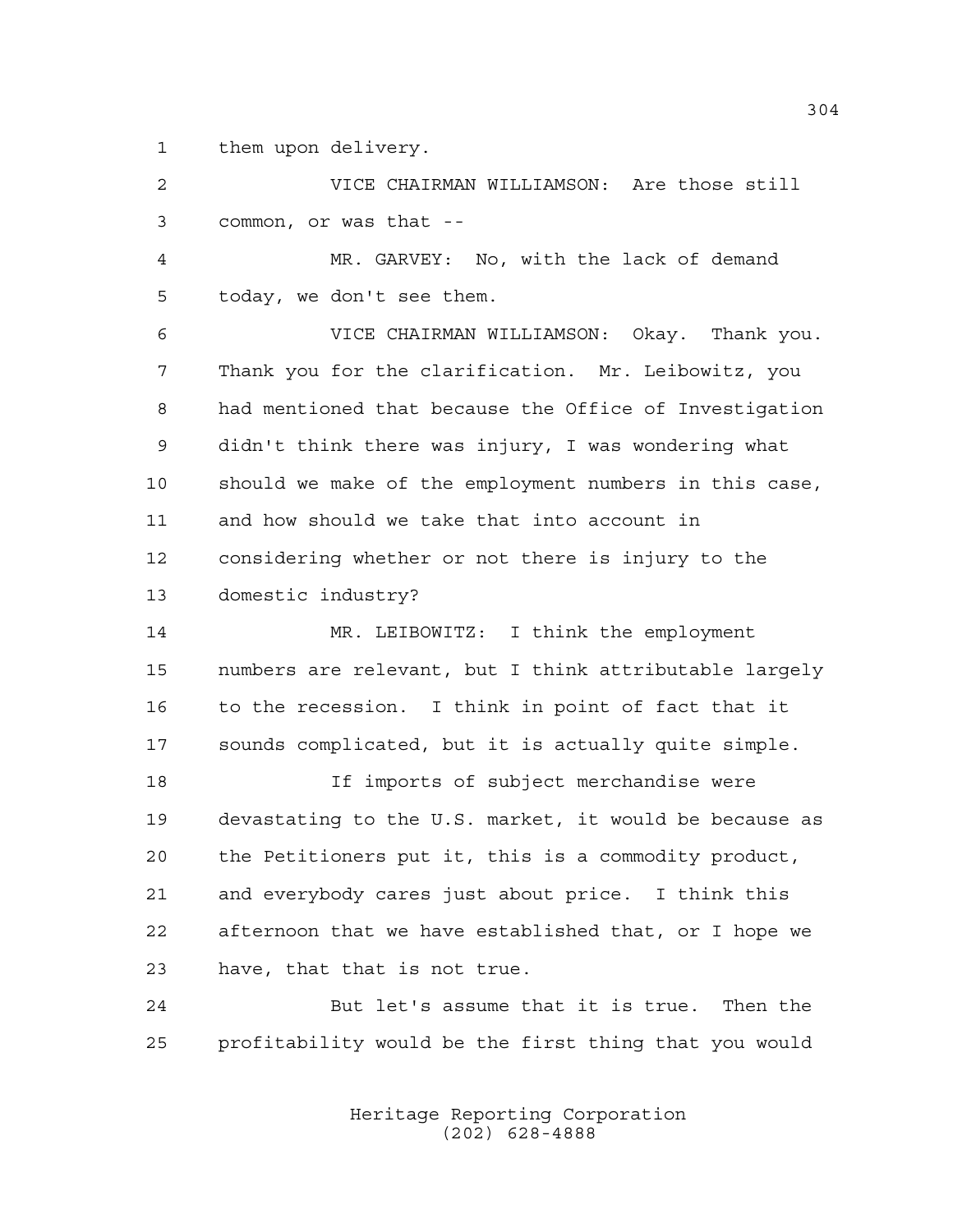them upon delivery.

VICE CHAIRMAN WILLIAMSON: Are those still common, or was that --

MR. GARVEY: No, with the lack of demand today, we don't see them.

VICE CHAIRMAN WILLIAMSON: Okay. Thank you. Thank you for the clarification. Mr. Leibowitz, you had mentioned that because the Office of Investigation didn't think there was injury, I was wondering what should we make of the employment numbers in this case, and how should we take that into account in considering whether or not there is injury to the domestic industry?

MR. LEIBOWITZ: I think the employment numbers are relevant, but I think attributable largely to the recession. I think in point of fact that it sounds complicated, but it is actually quite simple.

If imports of subject merchandise were devastating to the U.S. market, it would be because as the Petitioners put it, this is a commodity product, and everybody cares just about price. I think this afternoon that we have established that, or I hope we have, that that is not true.

But let's assume that it is true. Then the profitability would be the first thing that you would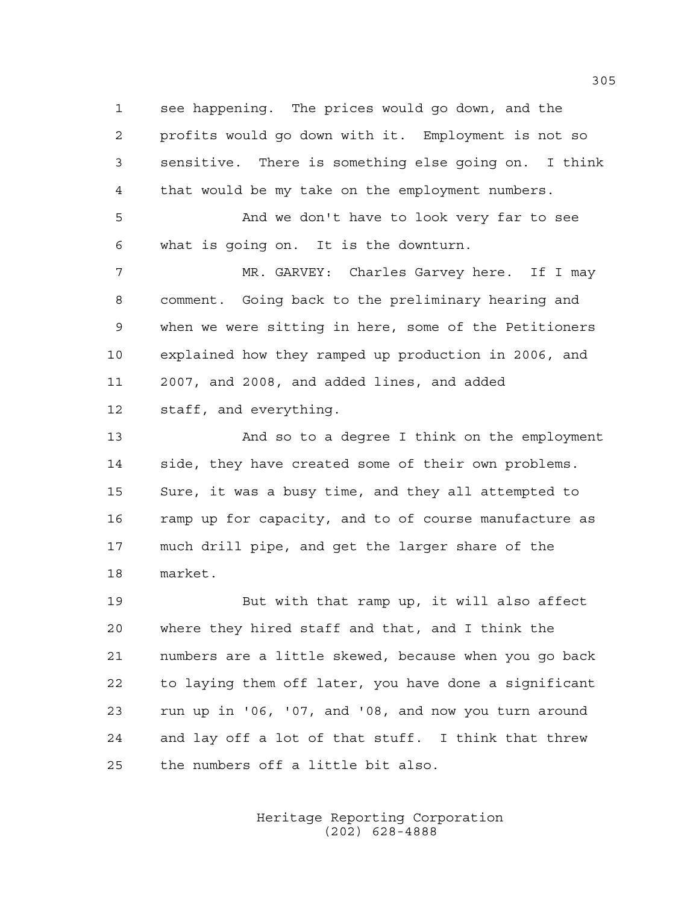see happening. The prices would go down, and the profits would go down with it. Employment is not so sensitive. There is something else going on. I think that would be my take on the employment numbers.

And we don't have to look very far to see what is going on. It is the downturn.

MR. GARVEY: Charles Garvey here. If I may comment. Going back to the preliminary hearing and when we were sitting in here, some of the Petitioners explained how they ramped up production in 2006, and 2007, and 2008, and added lines, and added staff, and everything.

And so to a degree I think on the employment side, they have created some of their own problems. Sure, it was a busy time, and they all attempted to ramp up for capacity, and to of course manufacture as much drill pipe, and get the larger share of the market.

But with that ramp up, it will also affect where they hired staff and that, and I think the numbers are a little skewed, because when you go back to laying them off later, you have done a significant run up in '06, '07, and '08, and now you turn around and lay off a lot of that stuff. I think that threw the numbers off a little bit also.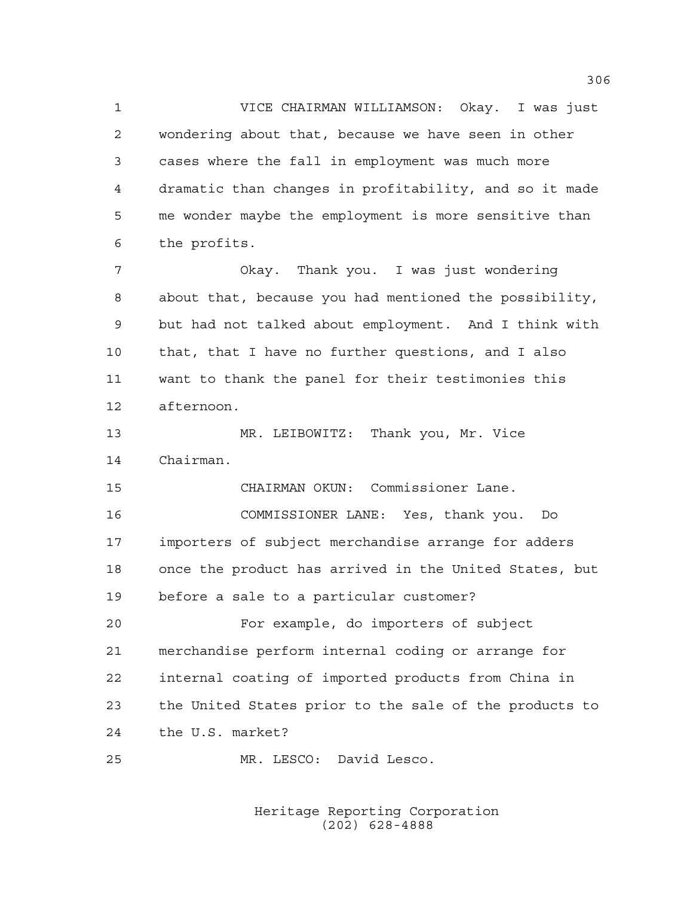VICE CHAIRMAN WILLIAMSON: Okay. I was just wondering about that, because we have seen in other cases where the fall in employment was much more dramatic than changes in profitability, and so it made me wonder maybe the employment is more sensitive than the profits.

Okay. Thank you. I was just wondering about that, because you had mentioned the possibility, but had not talked about employment. And I think with that, that I have no further questions, and I also want to thank the panel for their testimonies this afternoon.

MR. LEIBOWITZ: Thank you, Mr. Vice Chairman.

CHAIRMAN OKUN: Commissioner Lane.

COMMISSIONER LANE: Yes, thank you. Do importers of subject merchandise arrange for adders once the product has arrived in the United States, but before a sale to a particular customer?

For example, do importers of subject merchandise perform internal coding or arrange for internal coating of imported products from China in the United States prior to the sale of the products to the U.S. market?

MR. LESCO: David Lesco.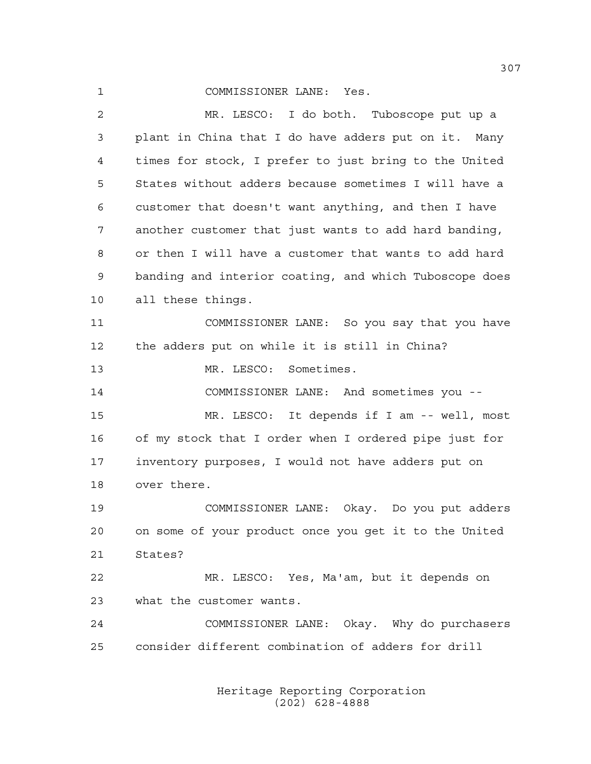COMMISSIONER LANE: Yes.

MR. LESCO: I do both. Tuboscope put up a plant in China that I do have adders put on it. Many times for stock, I prefer to just bring to the United States without adders because sometimes I will have a customer that doesn't want anything, and then I have another customer that just wants to add hard banding, or then I will have a customer that wants to add hard banding and interior coating, and which Tuboscope does all these things.

COMMISSIONER LANE: So you say that you have the adders put on while it is still in China?

MR. LESCO: Sometimes.

COMMISSIONER LANE: And sometimes you --

MR. LESCO: It depends if I am -- well, most of my stock that I order when I ordered pipe just for inventory purposes, I would not have adders put on over there.

COMMISSIONER LANE: Okay. Do you put adders on some of your product once you get it to the United States?

MR. LESCO: Yes, Ma'am, but it depends on what the customer wants.

COMMISSIONER LANE: Okay. Why do purchasers consider different combination of adders for drill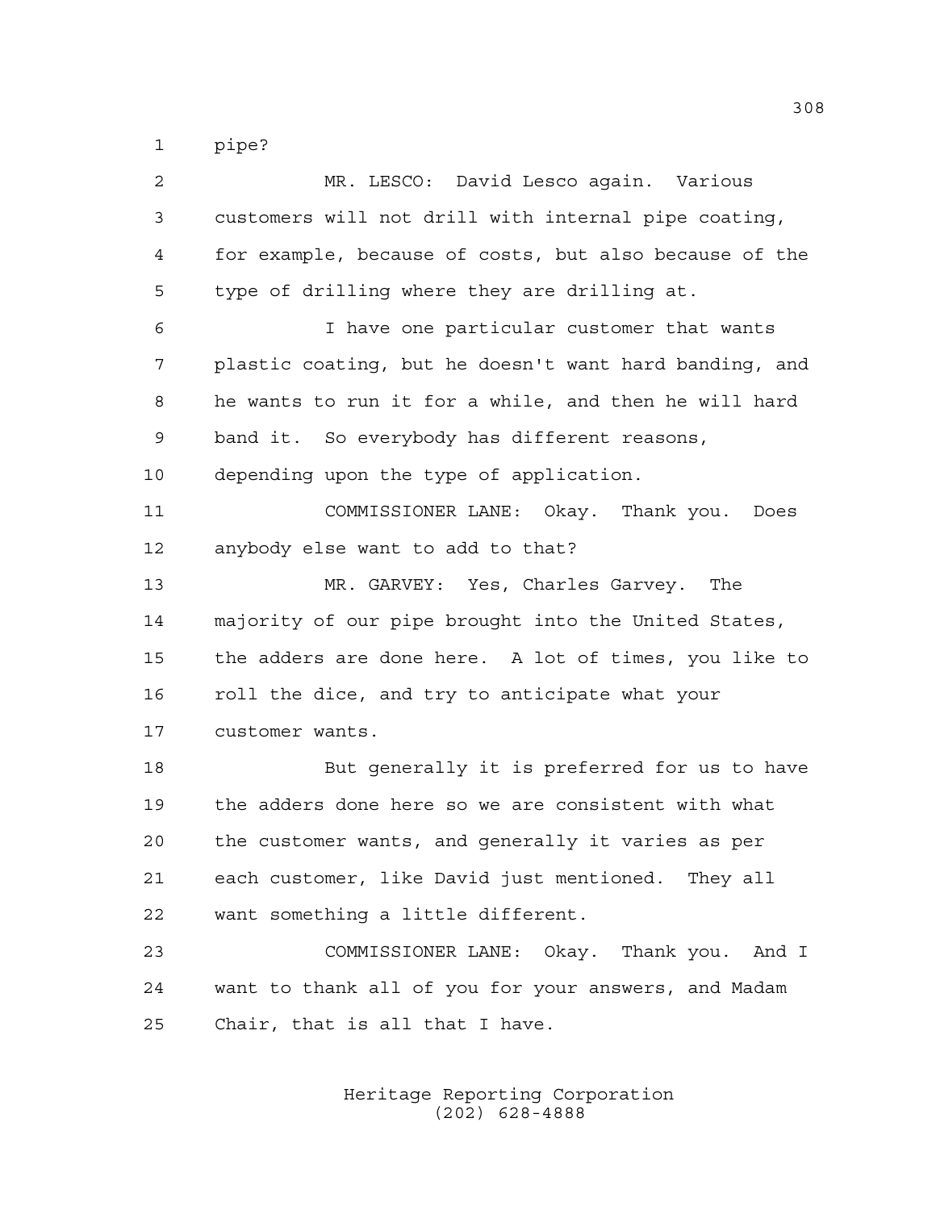pipe?

MR. LESCO: David Lesco again. Various customers will not drill with internal pipe coating, for example, because of costs, but also because of the type of drilling where they are drilling at.

I have one particular customer that wants plastic coating, but he doesn't want hard banding, and he wants to run it for a while, and then he will hard band it. So everybody has different reasons, depending upon the type of application.

COMMISSIONER LANE: Okay. Thank you. Does anybody else want to add to that?

MR. GARVEY: Yes, Charles Garvey. The majority of our pipe brought into the United States, the adders are done here. A lot of times, you like to roll the dice, and try to anticipate what your customer wants.

But generally it is preferred for us to have the adders done here so we are consistent with what the customer wants, and generally it varies as per each customer, like David just mentioned. They all want something a little different.

COMMISSIONER LANE: Okay. Thank you. And I want to thank all of you for your answers, and Madam Chair, that is all that I have.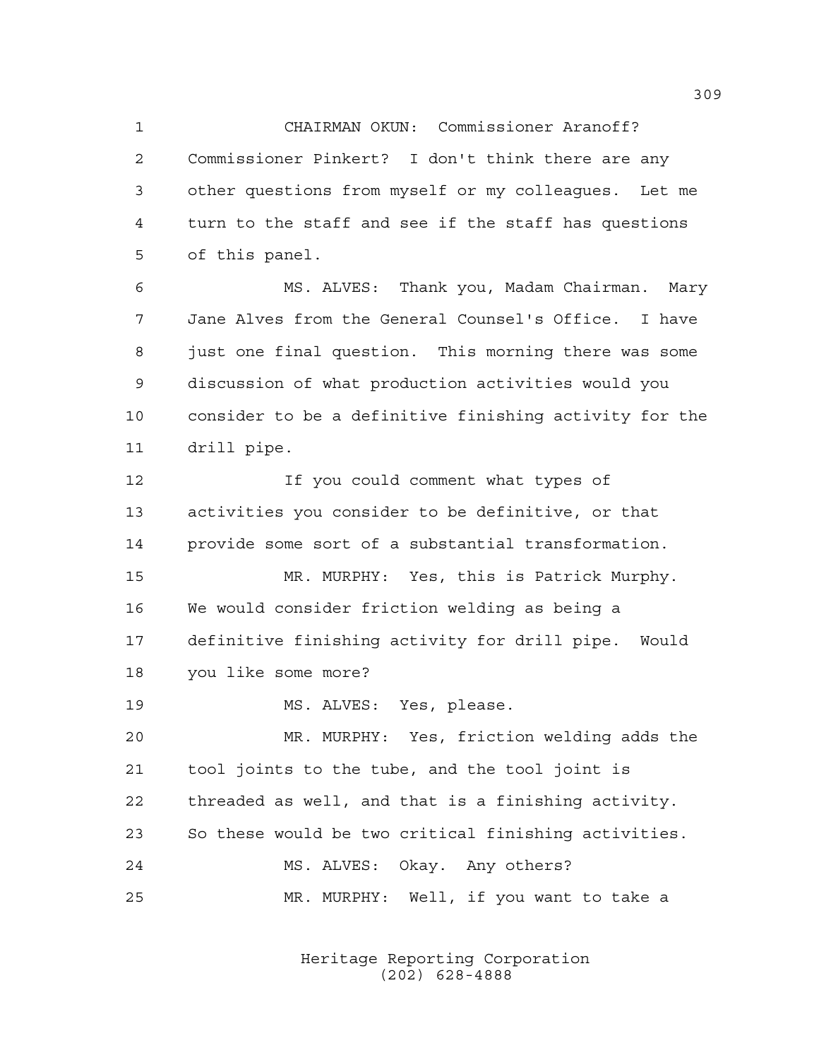CHAIRMAN OKUN: Commissioner Aranoff? Commissioner Pinkert? I don't think there are any other questions from myself or my colleagues. Let me turn to the staff and see if the staff has questions of this panel.

MS. ALVES: Thank you, Madam Chairman. Mary Jane Alves from the General Counsel's Office. I have just one final question. This morning there was some discussion of what production activities would you consider to be a definitive finishing activity for the drill pipe.

If you could comment what types of activities you consider to be definitive, or that provide some sort of a substantial transformation.

MR. MURPHY: Yes, this is Patrick Murphy. We would consider friction welding as being a definitive finishing activity for drill pipe. Would you like some more?

MS. ALVES: Yes, please.

MR. MURPHY: Yes, friction welding adds the tool joints to the tube, and the tool joint is threaded as well, and that is a finishing activity. So these would be two critical finishing activities.

MS. ALVES: Okay. Any others?

MR. MURPHY: Well, if you want to take a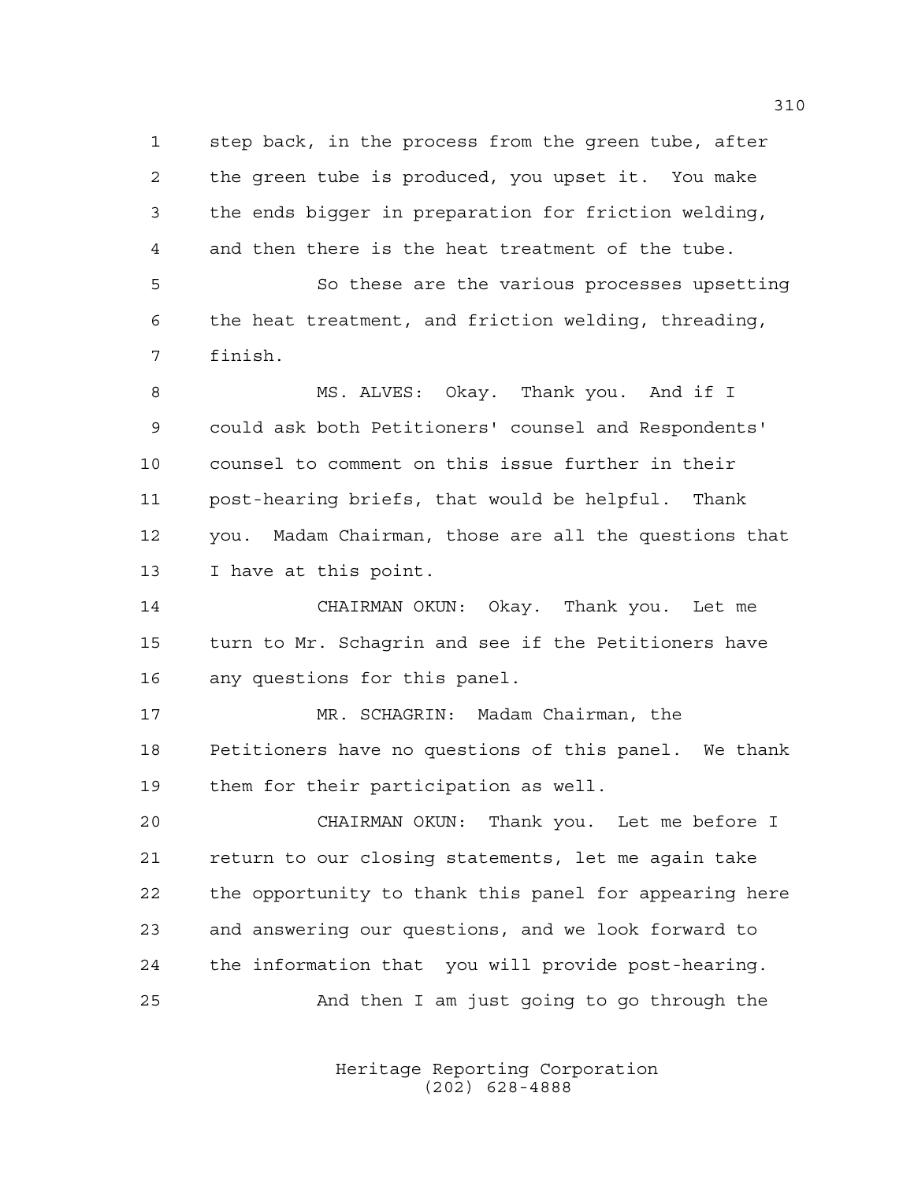step back, in the process from the green tube, after the green tube is produced, you upset it. You make the ends bigger in preparation for friction welding, and then there is the heat treatment of the tube.

So these are the various processes upsetting the heat treatment, and friction welding, threading, finish.

MS. ALVES: Okay. Thank you. And if I could ask both Petitioners' counsel and Respondents' counsel to comment on this issue further in their post-hearing briefs, that would be helpful. Thank you. Madam Chairman, those are all the questions that I have at this point.

CHAIRMAN OKUN: Okay. Thank you. Let me turn to Mr. Schagrin and see if the Petitioners have any questions for this panel.

MR. SCHAGRIN: Madam Chairman, the Petitioners have no questions of this panel. We thank them for their participation as well.

CHAIRMAN OKUN: Thank you. Let me before I return to our closing statements, let me again take the opportunity to thank this panel for appearing here and answering our questions, and we look forward to the information that you will provide post-hearing.

And then I am just going to go through the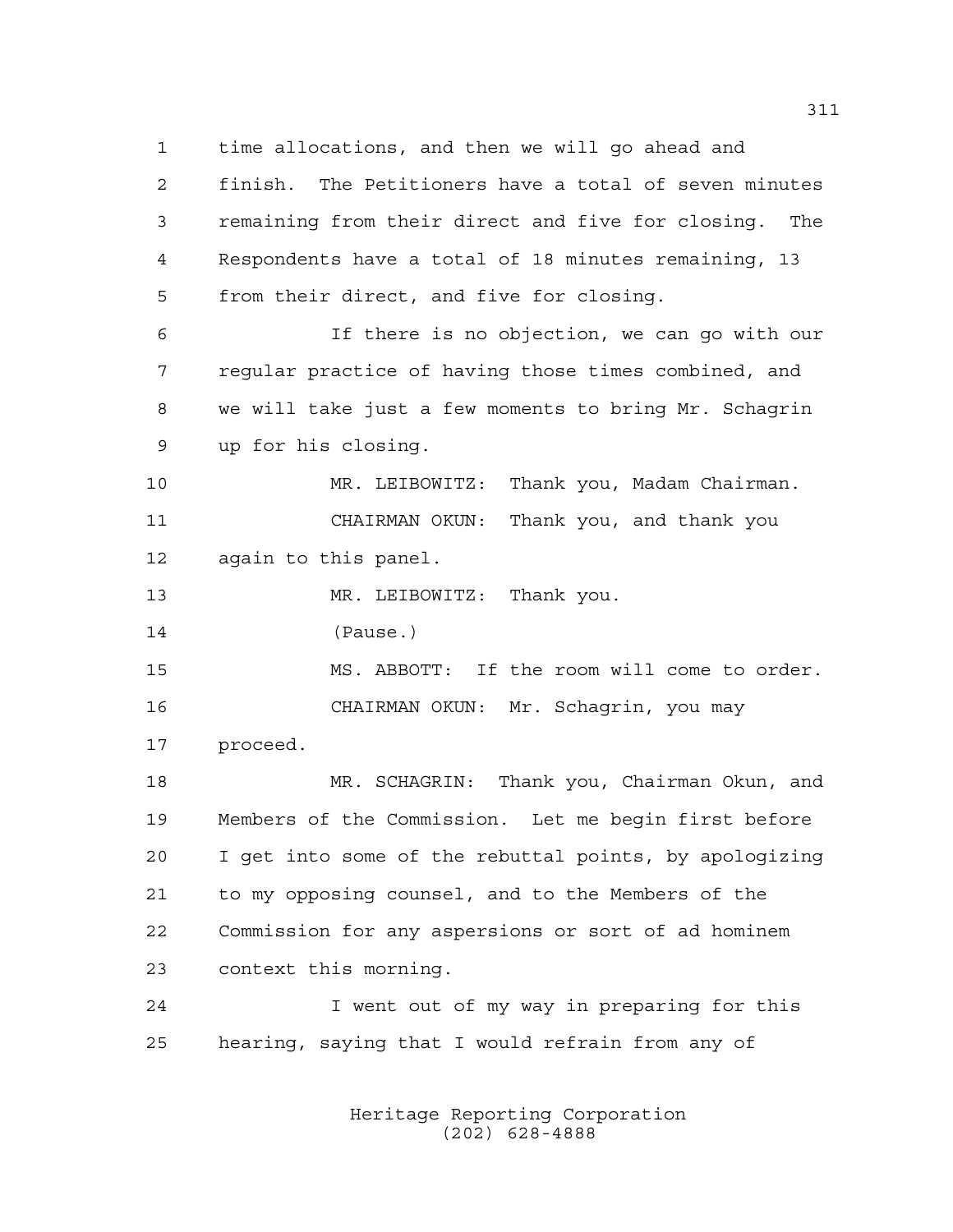1 time allocations, and then we will go ahead and
2 finish. The Petitioners have a total of seven minutes
3 remaining from their direct and five for closing. The
4 Respondents have a total of 18 minutes remaining, 13
5 from their direct, and five for closing.

6 If there is no objection, we can go with our
7 regular practice of having those times combined, and
8 we will take just a few moments to bring Mr. Schagrin
9 up for his closing.

10 MR. LEIBOWITZ: Thank you, Madam Chairman.

11 CHAIRMAN OKUN: Thank you, and thank you
12 again to this panel.

13 MR. LEIBOWITZ: Thank you.

14 (Pause.)

15 MS. ABBOTT: If the room will come to order.

16 CHAIRMAN OKUN: Mr. Schagrin, you may
17 proceed.

18 MR. SCHAGRIN: Thank you, Chairman Okun, and
19 Members of the Commission. Let me begin first before
20 I get into some of the rebuttal points, by apologizing
21 to my opposing counsel, and to the Members of the
22 Commission for any aspersions or sort of ad hominem
23 context this morning.

24 I went out of my way in preparing for this
25 hearing, saying that I would refrain from any of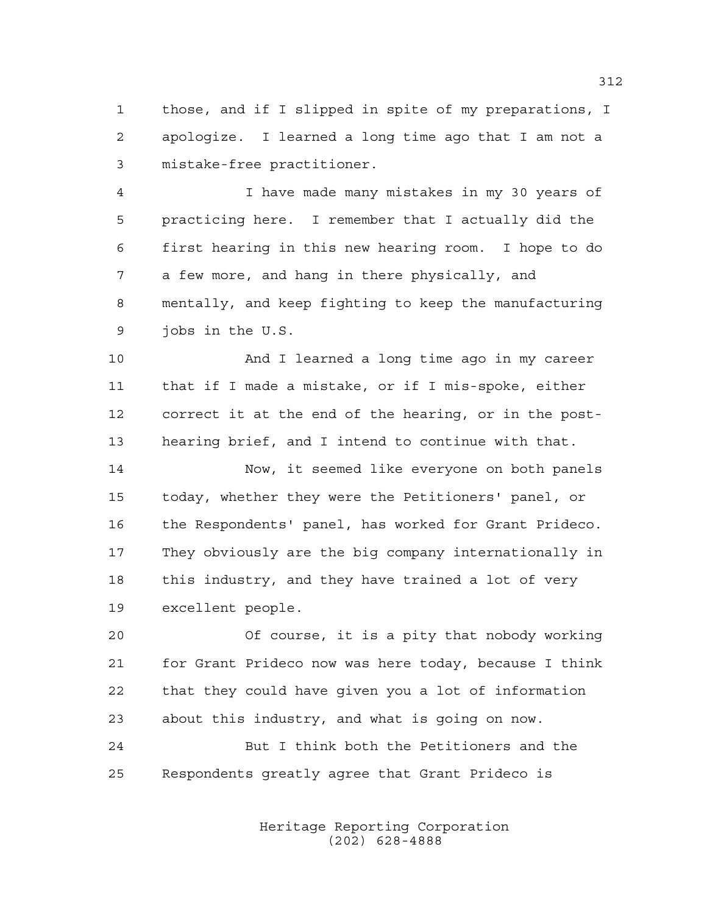those, and if I slipped in spite of my preparations, I apologize. I learned a long time ago that I am not a mistake-free practitioner.

I have made many mistakes in my 30 years of practicing here. I remember that I actually did the first hearing in this new hearing room. I hope to do a few more, and hang in there physically, and mentally, and keep fighting to keep the manufacturing jobs in the U.S.

And I learned a long time ago in my career that if I made a mistake, or if I mis-spoke, either correct it at the end of the hearing, or in the post-hearing brief, and I intend to continue with that.

Now, it seemed like everyone on both panels today, whether they were the Petitioners' panel, or the Respondents' panel, has worked for Grant Prideco. They obviously are the big company internationally in this industry, and they have trained a lot of very excellent people.

Of course, it is a pity that nobody working for Grant Prideco now was here today, because I think that they could have given you a lot of information about this industry, and what is going on now.

But I think both the Petitioners and the Respondents greatly agree that Grant Prideco is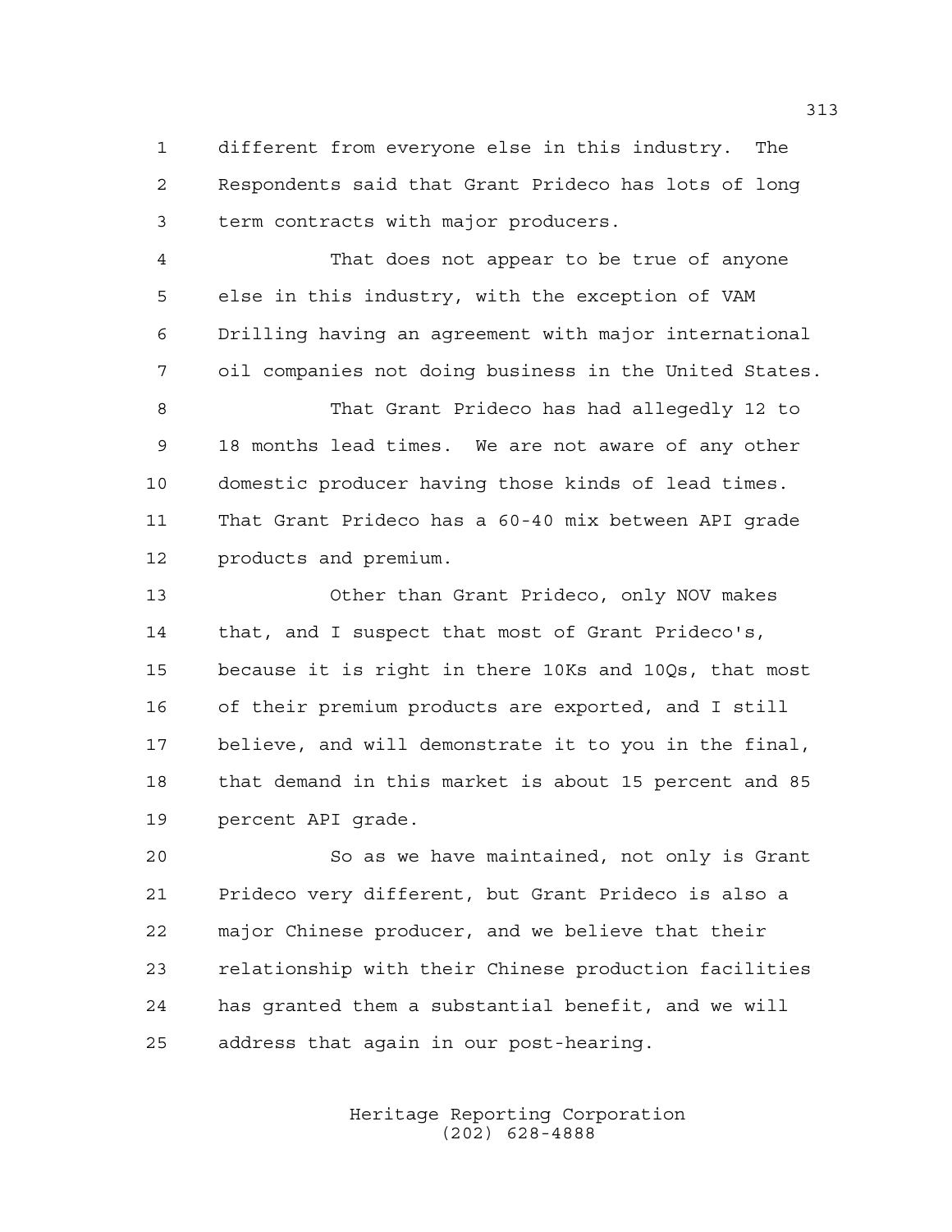different from everyone else in this industry. The Respondents said that Grant Prideco has lots of long term contracts with major producers.

That does not appear to be true of anyone else in this industry, with the exception of VAM Drilling having an agreement with major international oil companies not doing business in the United States.

That Grant Prideco has had allegedly 12 to 18 months lead times. We are not aware of any other domestic producer having those kinds of lead times. That Grant Prideco has a 60-40 mix between API grade products and premium.

Other than Grant Prideco, only NOV makes that, and I suspect that most of Grant Prideco's, because it is right in there 10Ks and 10Qs, that most of their premium products are exported, and I still believe, and will demonstrate it to you in the final, that demand in this market is about 15 percent and 85 percent API grade.

So as we have maintained, not only is Grant Prideco very different, but Grant Prideco is also a major Chinese producer, and we believe that their relationship with their Chinese production facilities has granted them a substantial benefit, and we will address that again in our post-hearing.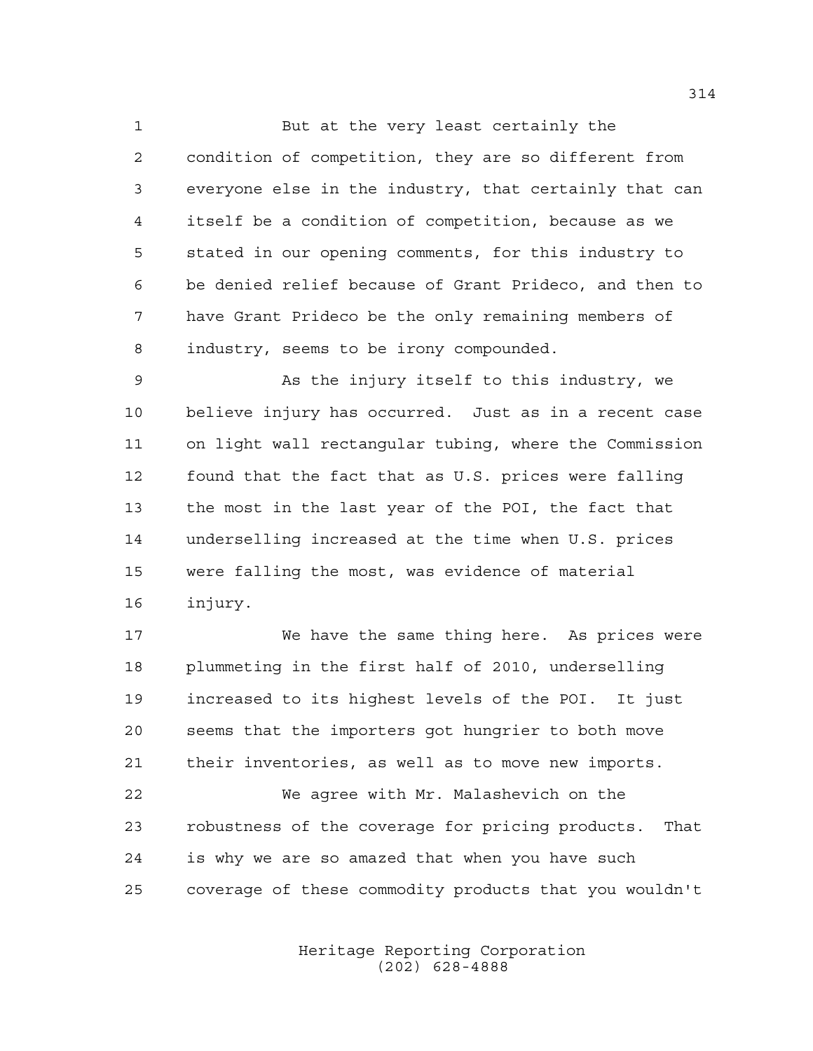But at the very least certainly the condition of competition, they are so different from everyone else in the industry, that certainly that can itself be a condition of competition, because as we stated in our opening comments, for this industry to be denied relief because of Grant Prideco, and then to have Grant Prideco be the only remaining members of industry, seems to be irony compounded.

As the injury itself to this industry, we believe injury has occurred. Just as in a recent case on light wall rectangular tubing, where the Commission found that the fact that as U.S. prices were falling the most in the last year of the POI, the fact that underselling increased at the time when U.S. prices were falling the most, was evidence of material injury.

We have the same thing here. As prices were plummeting in the first half of 2010, underselling increased to its highest levels of the POI. It just seems that the importers got hungrier to both move their inventories, as well as to move new imports.

We agree with Mr. Malashevich on the robustness of the coverage for pricing products. That is why we are so amazed that when you have such coverage of these commodity products that you wouldn't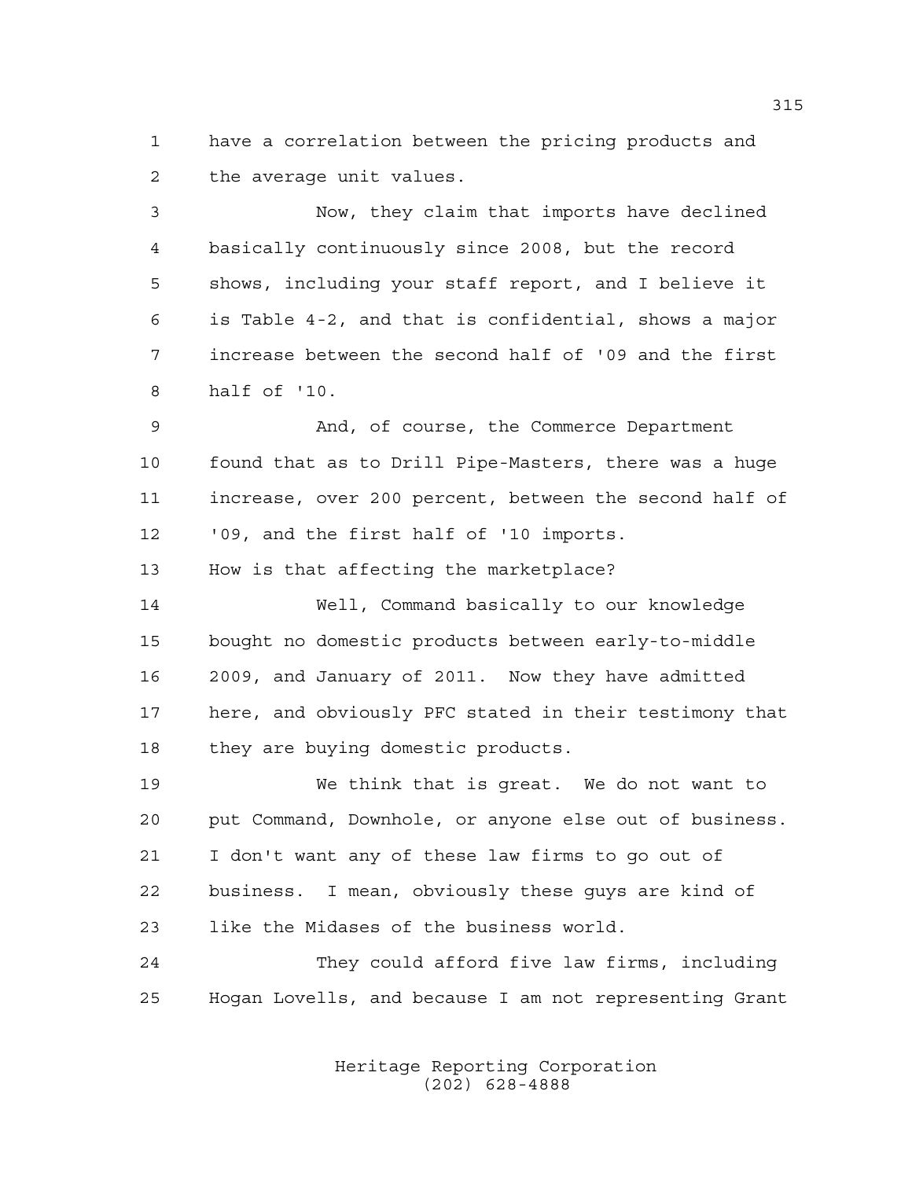have a correlation between the pricing products and the average unit values.

Now, they claim that imports have declined basically continuously since 2008, but the record shows, including your staff report, and I believe it is Table 4-2, and that is confidential, shows a major increase between the second half of '09 and the first half of '10.

And, of course, the Commerce Department found that as to Drill Pipe-Masters, there was a huge increase, over 200 percent, between the second half of '09, and the first half of '10 imports.

How is that affecting the marketplace?

Well, Command basically to our knowledge bought no domestic products between early-to-middle 2009, and January of 2011. Now they have admitted here, and obviously PFC stated in their testimony that they are buying domestic products.

We think that is great. We do not want to put Command, Downhole, or anyone else out of business. I don't want any of these law firms to go out of business. I mean, obviously these guys are kind of like the Midases of the business world.

They could afford five law firms, including Hogan Lovells, and because I am not representing Grant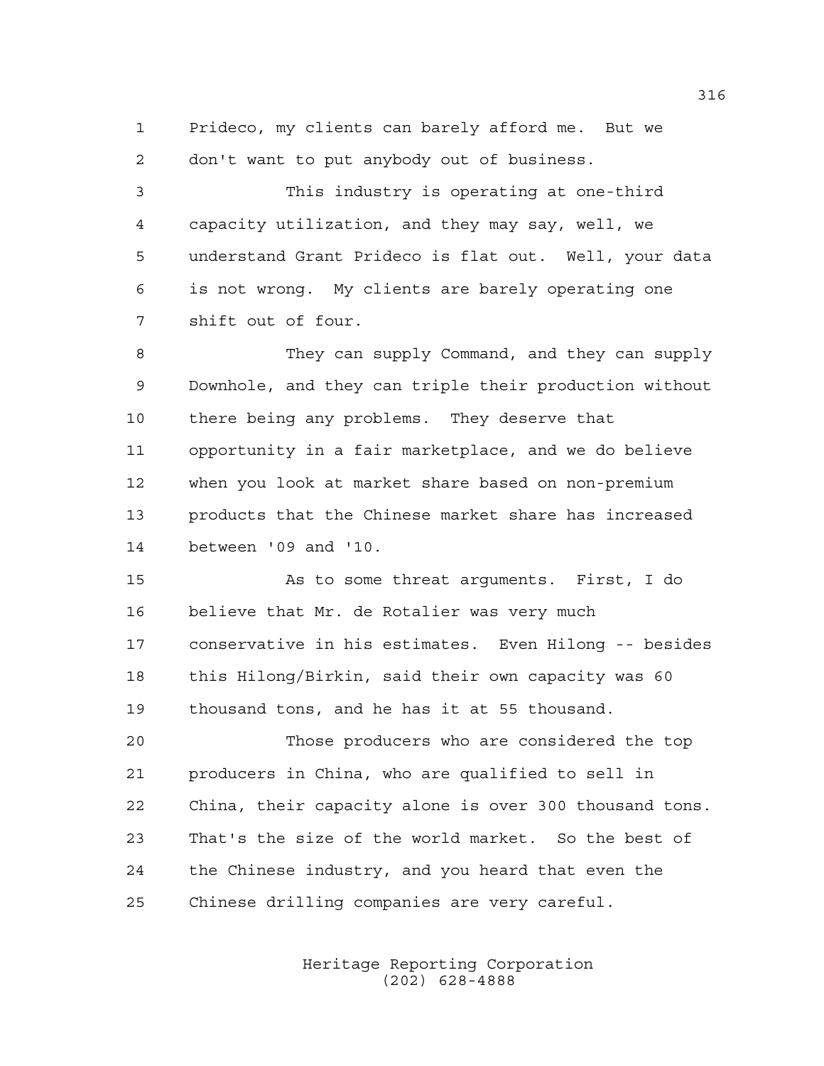Prideco, my clients can barely afford me. But we don't want to put anybody out of business.

This industry is operating at one-third capacity utilization, and they may say, well, we understand Grant Prideco is flat out. Well, your data is not wrong. My clients are barely operating one shift out of four.

They can supply Command, and they can supply Downhole, and they can triple their production without there being any problems. They deserve that opportunity in a fair marketplace, and we do believe when you look at market share based on non-premium products that the Chinese market share has increased between '09 and '10.

As to some threat arguments. First, I do believe that Mr. de Rotalier was very much conservative in his estimates. Even Hilong -- besides this Hilong/Birkin, said their own capacity was 60 thousand tons, and he has it at 55 thousand.

Those producers who are considered the top producers in China, who are qualified to sell in China, their capacity alone is over 300 thousand tons. That's the size of the world market. So the best of the Chinese industry, and you heard that even the Chinese drilling companies are very careful.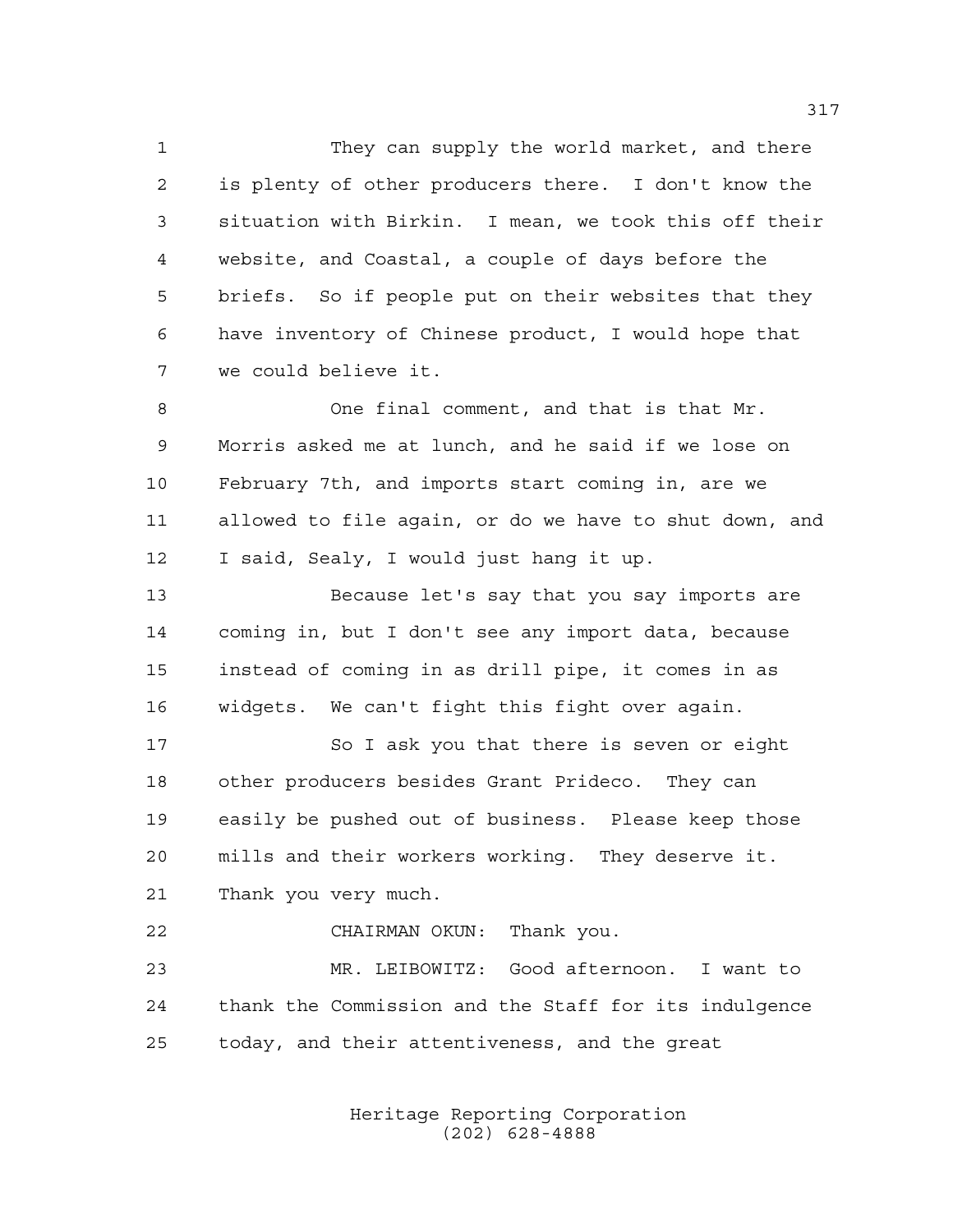They can supply the world market, and there is plenty of other producers there. I don't know the situation with Birkin. I mean, we took this off their website, and Coastal, a couple of days before the briefs. So if people put on their websites that they have inventory of Chinese product, I would hope that we could believe it.

One final comment, and that is that Mr. Morris asked me at lunch, and he said if we lose on February 7th, and imports start coming in, are we allowed to file again, or do we have to shut down, and I said, Sealy, I would just hang it up.

Because let's say that you say imports are coming in, but I don't see any import data, because instead of coming in as drill pipe, it comes in as widgets. We can't fight this fight over again.

So I ask you that there is seven or eight other producers besides Grant Prideco. They can easily be pushed out of business. Please keep those mills and their workers working. They deserve it. Thank you very much.

CHAIRMAN OKUN: Thank you.

MR. LEIBOWITZ: Good afternoon. I want to thank the Commission and the Staff for its indulgence today, and their attentiveness, and the great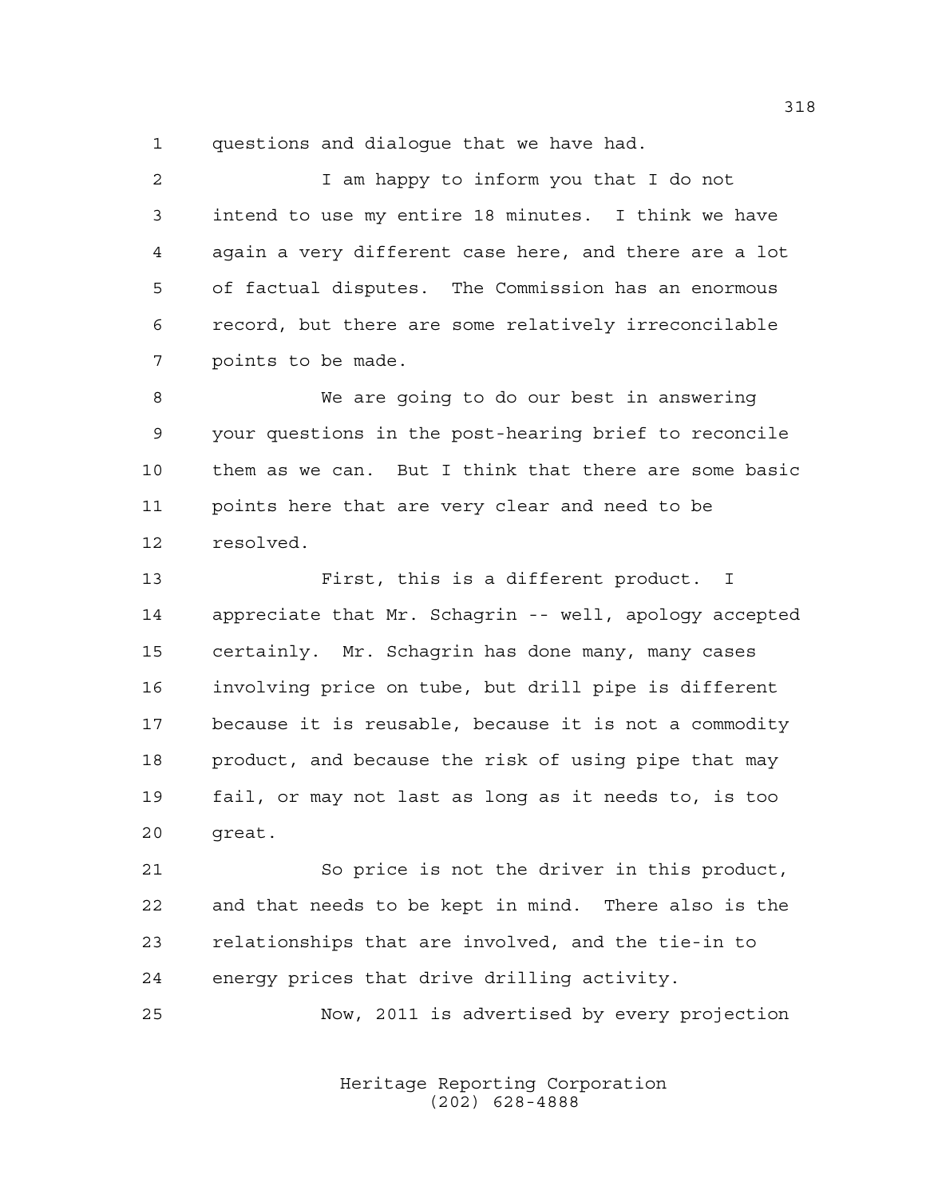questions and dialogue that we have had.

I am happy to inform you that I do not intend to use my entire 18 minutes. I think we have again a very different case here, and there are a lot of factual disputes. The Commission has an enormous record, but there are some relatively irreconcilable points to be made.

We are going to do our best in answering your questions in the post-hearing brief to reconcile them as we can. But I think that there are some basic points here that are very clear and need to be resolved.

First, this is a different product. I appreciate that Mr. Schagrin -- well, apology accepted certainly. Mr. Schagrin has done many, many cases involving price on tube, but drill pipe is different because it is reusable, because it is not a commodity product, and because the risk of using pipe that may fail, or may not last as long as it needs to, is too great.

So price is not the driver in this product, and that needs to be kept in mind. There also is the relationships that are involved, and the tie-in to energy prices that drive drilling activity.

Now, 2011 is advertised by every projection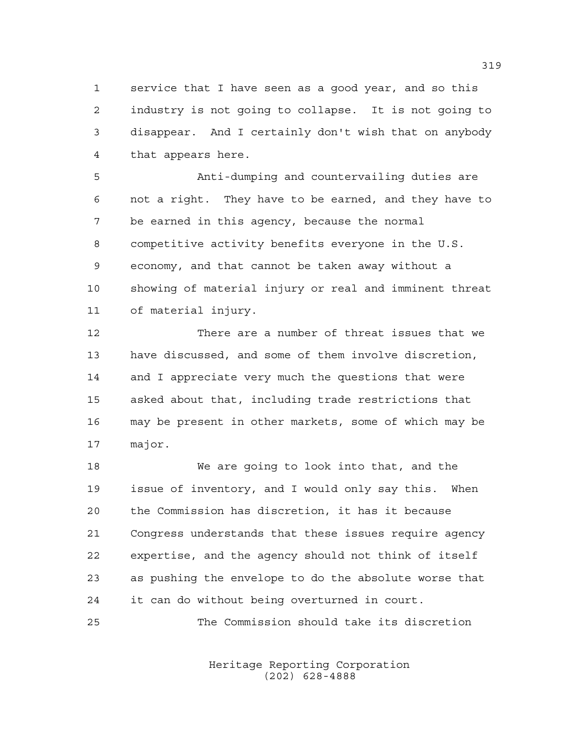service that I have seen as a good year, and so this industry is not going to collapse. It is not going to disappear. And I certainly don't wish that on anybody that appears here.

Anti-dumping and countervailing duties are not a right. They have to be earned, and they have to be earned in this agency, because the normal competitive activity benefits everyone in the U.S. economy, and that cannot be taken away without a showing of material injury or real and imminent threat of material injury.

There are a number of threat issues that we have discussed, and some of them involve discretion, and I appreciate very much the questions that were asked about that, including trade restrictions that may be present in other markets, some of which may be major.

We are going to look into that, and the issue of inventory, and I would only say this. When the Commission has discretion, it has it because Congress understands that these issues require agency expertise, and the agency should not think of itself as pushing the envelope to do the absolute worse that it can do without being overturned in court.

The Commission should take its discretion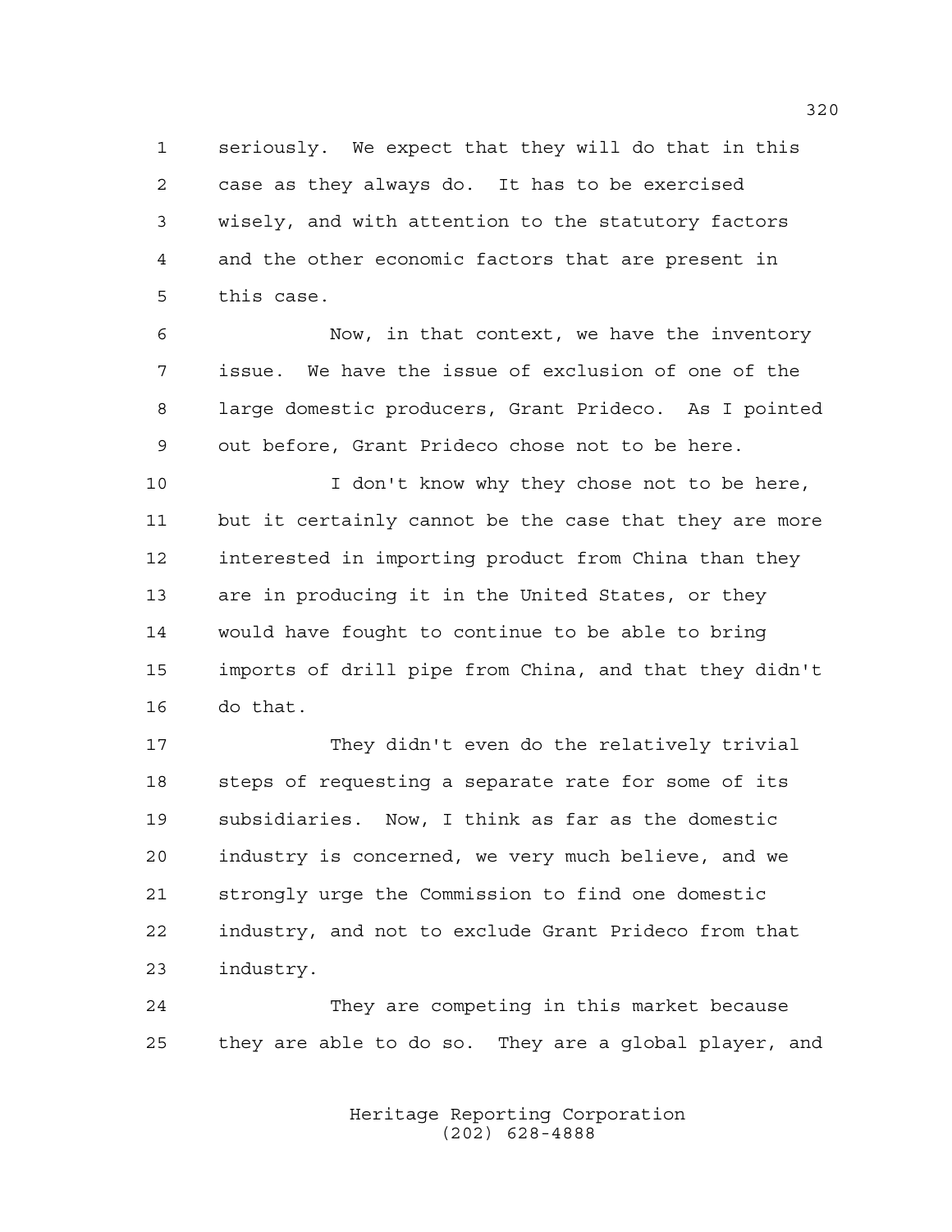seriously. We expect that they will do that in this case as they always do. It has to be exercised wisely, and with attention to the statutory factors and the other economic factors that are present in this case.

Now, in that context, we have the inventory issue. We have the issue of exclusion of one of the large domestic producers, Grant Prideco. As I pointed out before, Grant Prideco chose not to be here.

I don't know why they chose not to be here, but it certainly cannot be the case that they are more interested in importing product from China than they are in producing it in the United States, or they would have fought to continue to be able to bring imports of drill pipe from China, and that they didn't do that.

They didn't even do the relatively trivial steps of requesting a separate rate for some of its subsidiaries. Now, I think as far as the domestic industry is concerned, we very much believe, and we strongly urge the Commission to find one domestic industry, and not to exclude Grant Prideco from that industry.

They are competing in this market because they are able to do so. They are a global player, and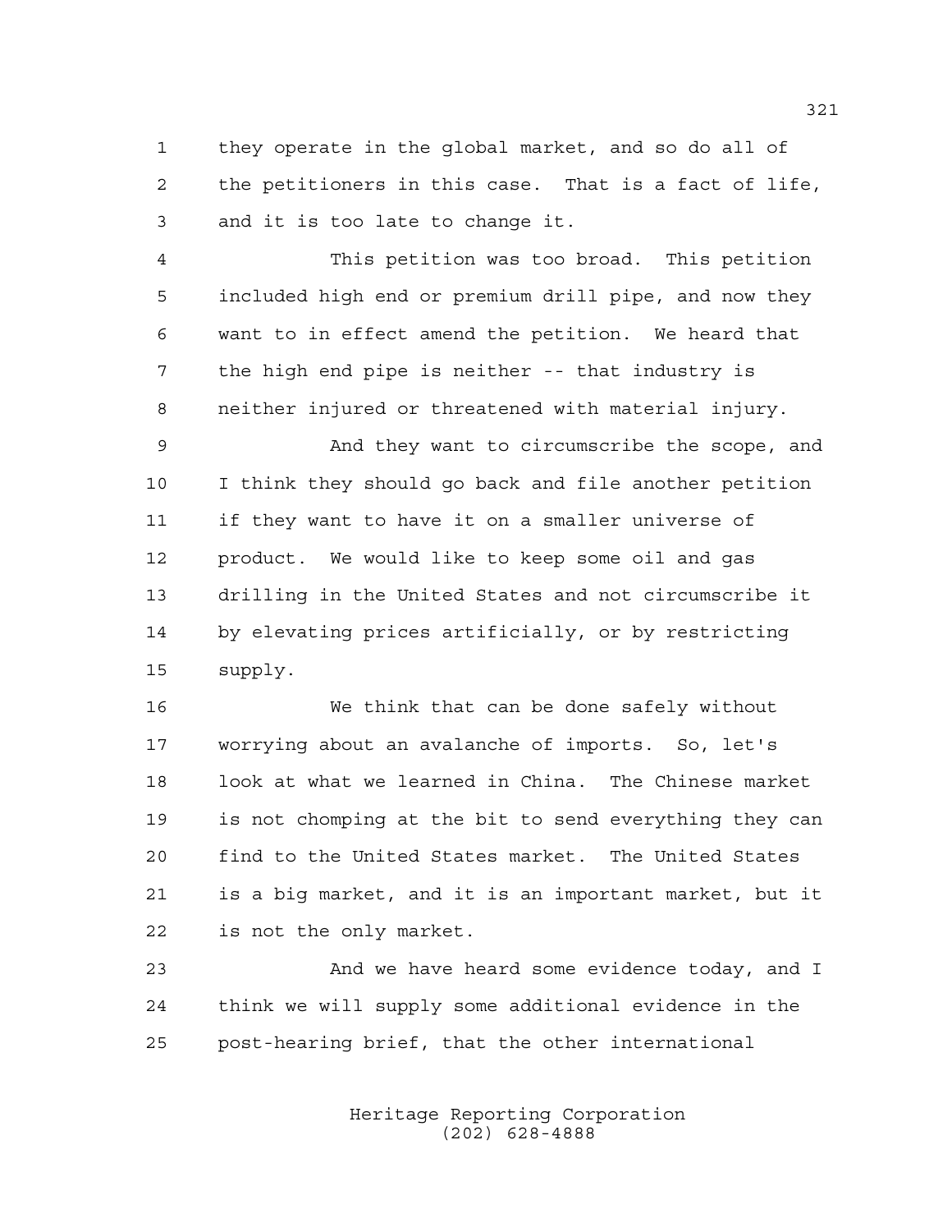they operate in the global market, and so do all of the petitioners in this case. That is a fact of life, and it is too late to change it.

This petition was too broad. This petition included high end or premium drill pipe, and now they want to in effect amend the petition. We heard that the high end pipe is neither -- that industry is neither injured or threatened with material injury.

And they want to circumscribe the scope, and I think they should go back and file another petition if they want to have it on a smaller universe of product. We would like to keep some oil and gas drilling in the United States and not circumscribe it by elevating prices artificially, or by restricting supply.

We think that can be done safely without worrying about an avalanche of imports. So, let's look at what we learned in China. The Chinese market is not chomping at the bit to send everything they can find to the United States market. The United States is a big market, and it is an important market, but it is not the only market.

And we have heard some evidence today, and I think we will supply some additional evidence in the post-hearing brief, that the other international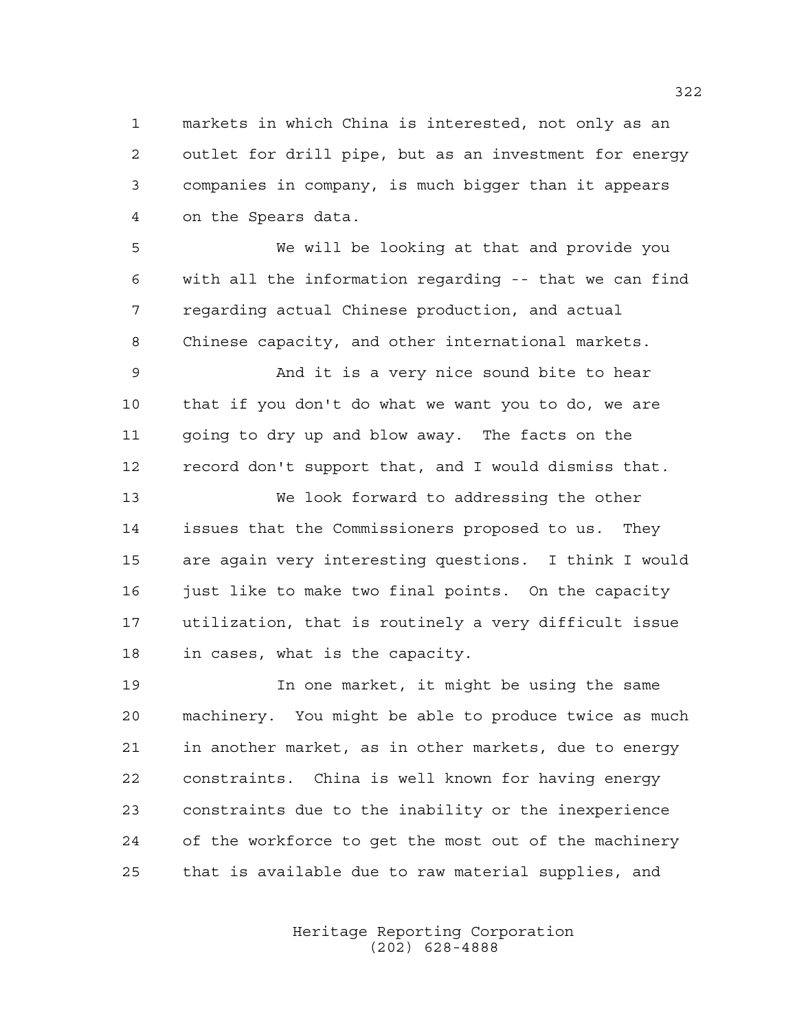markets in which China is interested, not only as an outlet for drill pipe, but as an investment for energy companies in company, is much bigger than it appears on the Spears data.

We will be looking at that and provide you with all the information regarding -- that we can find regarding actual Chinese production, and actual Chinese capacity, and other international markets.

And it is a very nice sound bite to hear that if you don't do what we want you to do, we are going to dry up and blow away. The facts on the record don't support that, and I would dismiss that.

We look forward to addressing the other issues that the Commissioners proposed to us. They are again very interesting questions. I think I would just like to make two final points. On the capacity utilization, that is routinely a very difficult issue in cases, what is the capacity.

In one market, it might be using the same machinery. You might be able to produce twice as much in another market, as in other markets, due to energy constraints. China is well known for having energy constraints due to the inability or the inexperience of the workforce to get the most out of the machinery that is available due to raw material supplies, and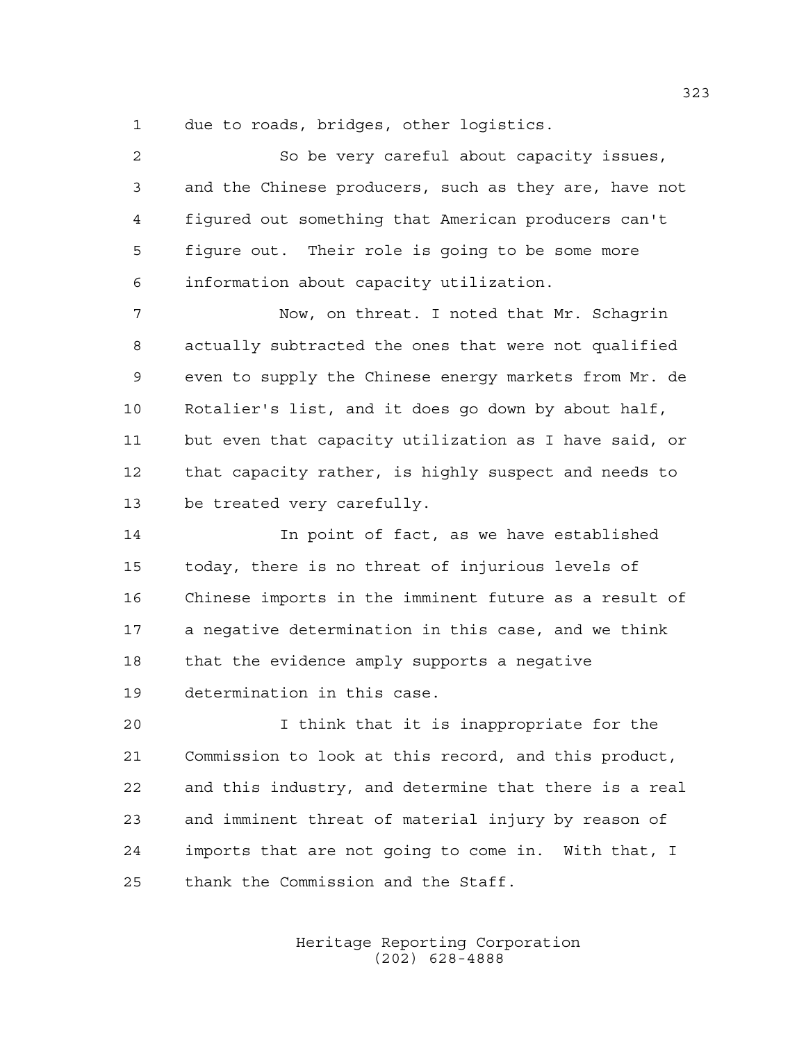due to roads, bridges, other logistics.

So be very careful about capacity issues, and the Chinese producers, such as they are, have not figured out something that American producers can't figure out. Their role is going to be some more information about capacity utilization.

Now, on threat. I noted that Mr. Schagrin actually subtracted the ones that were not qualified even to supply the Chinese energy markets from Mr. de Rotalier's list, and it does go down by about half, but even that capacity utilization as I have said, or that capacity rather, is highly suspect and needs to be treated very carefully.

In point of fact, as we have established today, there is no threat of injurious levels of Chinese imports in the imminent future as a result of a negative determination in this case, and we think that the evidence amply supports a negative determination in this case.

I think that it is inappropriate for the Commission to look at this record, and this product, and this industry, and determine that there is a real and imminent threat of material injury by reason of imports that are not going to come in. With that, I thank the Commission and the Staff.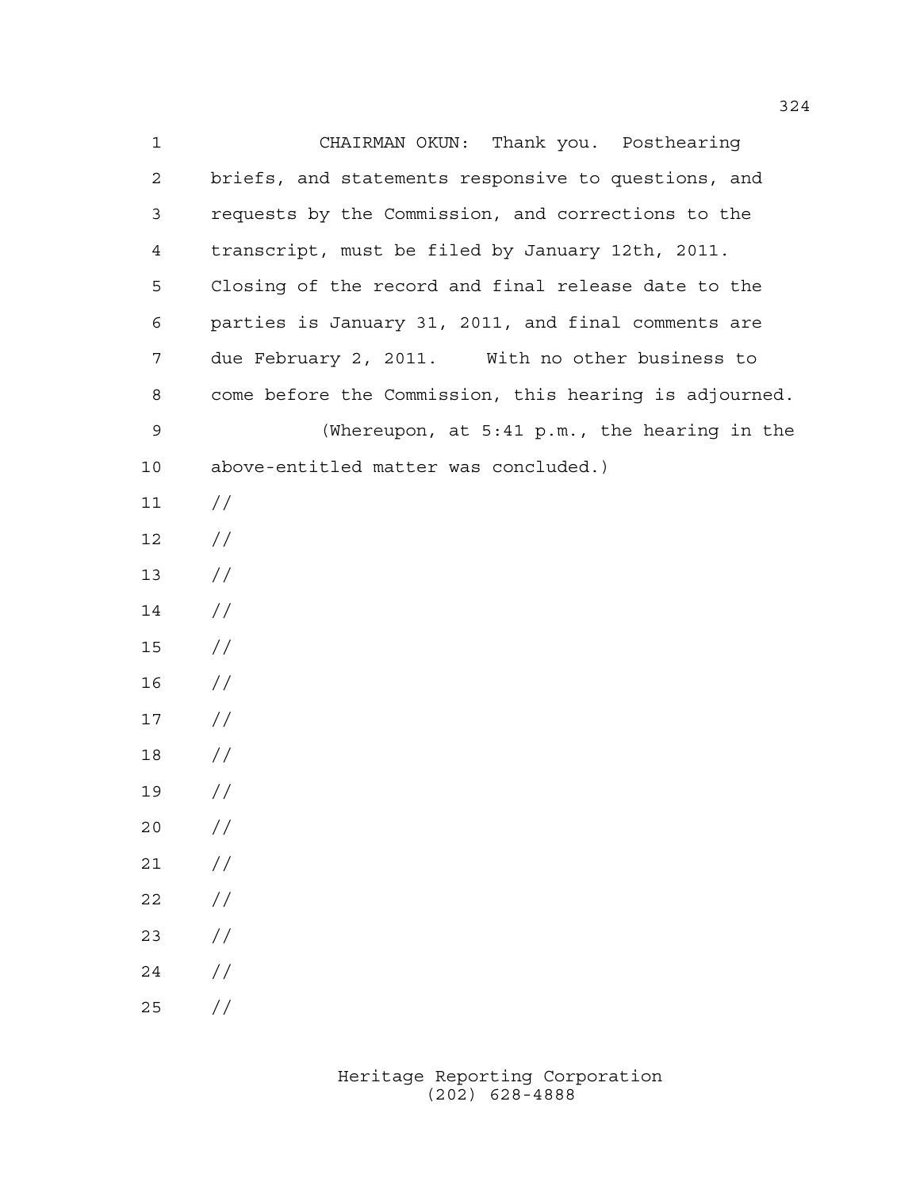CHAIRMAN OKUN: Thank you. Posthearing briefs, and statements responsive to questions, and requests by the Commission, and corrections to the transcript, must be filed by January 12th, 2011. Closing of the record and final release date to the parties is January 31, 2011, and final comments are due February 2, 2011. With no other business to come before the Commission, this hearing is adjourned.

(Whereupon, at 5:41 p.m., the hearing in the above-entitled matter was concluded.)

//

//

//

//

//

//

//

//

//

//

//

//

//

//

//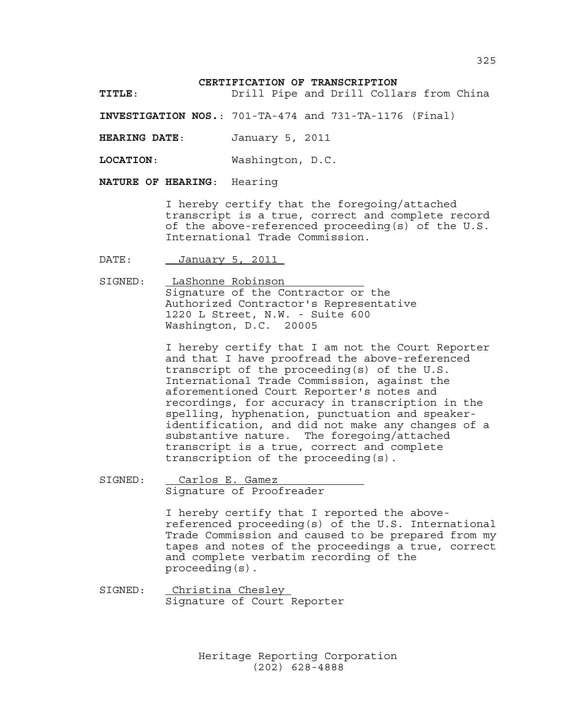# CERTIFICATION OF TRANSCRIPTION

**TITLE**: Drill Pipe and Drill Collars from China

**INVESTIGATION NOS.**: 701-TA-474 and 731-TA-1176 (Final)

**HEARING DATE**: January 5, 2011

**LOCATION**: Washington, D.C.

**NATURE OF HEARING**: Hearing

I hereby certify that the foregoing/attached transcript is a true, correct and complete record of the above-referenced proceeding(s) of the U.S. International Trade Commission.

DATE: January 5, 2011

SIGNED: LaShonne Robinson
Signature of the Contractor or the Authorized Contractor's Representative
1220 L Street, N.W. - Suite 600
Washington, D.C. 20005

I hereby certify that I am not the Court Reporter and that I have proofread the above-referenced transcript of the proceeding(s) of the U.S. International Trade Commission, against the aforementioned Court Reporter's notes and recordings, for accuracy in transcription in the spelling, hyphenation, punctuation and speaker-identification, and did not make any changes of a substantive nature. The foregoing/attached transcript is a true, correct and complete transcription of the proceeding(s).

SIGNED: Carlos E. Gamez
Signature of Proofreader

I hereby certify that I reported the above-referenced proceeding(s) of the U.S. International Trade Commission and caused to be prepared from my tapes and notes of the proceedings a true, correct and complete verbatim recording of the proceeding(s).

SIGNED: Christina Chesley
Signature of Court Reporter